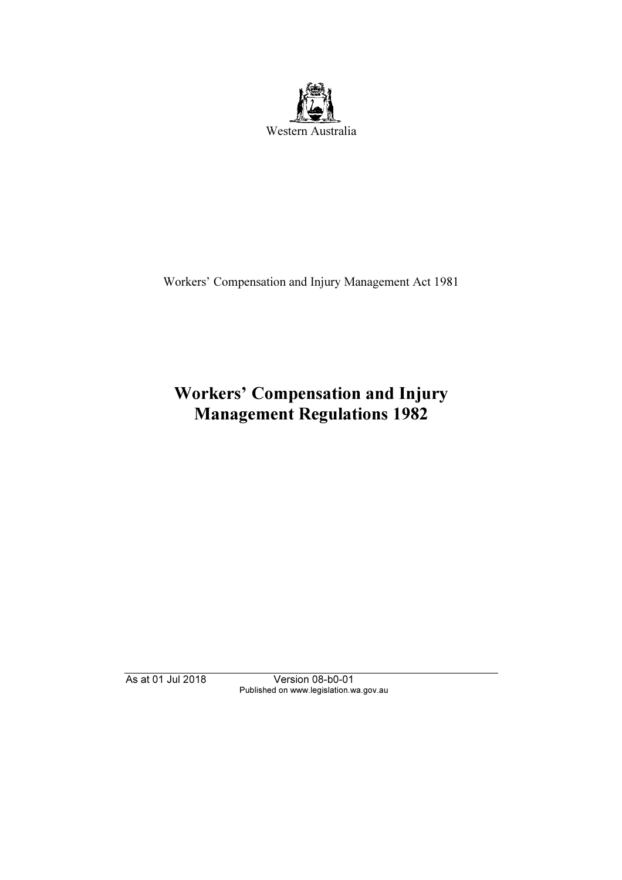Western Australia

Workers' Compensation and Injury Management Act 1981

# Workers' Compensation and Injury Management Regulations 1982

As at 01 Jul 2018 Version 08-b0-01
Published on www.legislation.wa.gov.au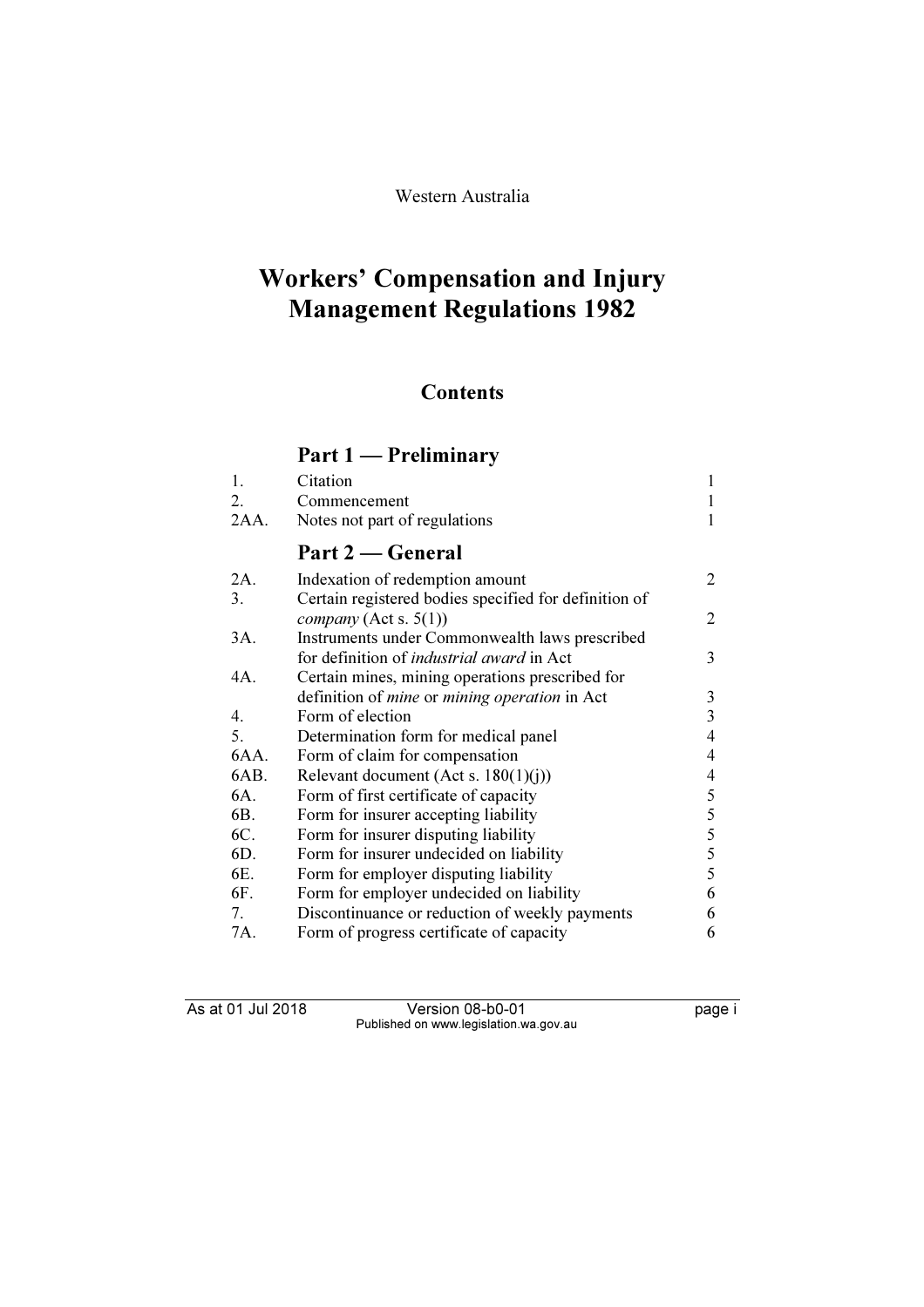Western Australia

# Workers' Compensation and Injury Management Regulations 1982

## Contents

### Part 1 — Preliminary

| | | |
|---|---|---|
| 1. | Citation | 1 |
| 2. | Commencement | 1 |
| 2AA. | Notes not part of regulations | 1 |

### Part 2 — General

| | | |
|---|---|---|
| 2A. | Indexation of redemption amount | 2 |
| 3. | Certain registered bodies specified for definition of *company* (Act s. 5(1)) | 2 |
| 3A. | Instruments under Commonwealth laws prescribed for definition of *industrial award* in Act | 3 |
| 4A. | Certain mines, mining operations prescribed for definition of *mine* or *mining operation* in Act | 3 |
| 4. | Form of election | 3 |
| 5. | Determination form for medical panel | 4 |
| 6AA. | Form of claim for compensation | 4 |
| 6AB. | Relevant document (Act s. 180(1)(j)) | 4 |
| 6A. | Form of first certificate of capacity | 5 |
| 6B. | Form for insurer accepting liability | 5 |
| 6C. | Form for insurer disputing liability | 5 |
| 6D. | Form for insurer undecided on liability | 5 |
| 6E. | Form for employer disputing liability | 5 |
| 6F. | Form for employer undecided on liability | 6 |
| 7. | Discontinuance or reduction of weekly payments | 6 |
| 7A. | Form of progress certificate of capacity | 6 |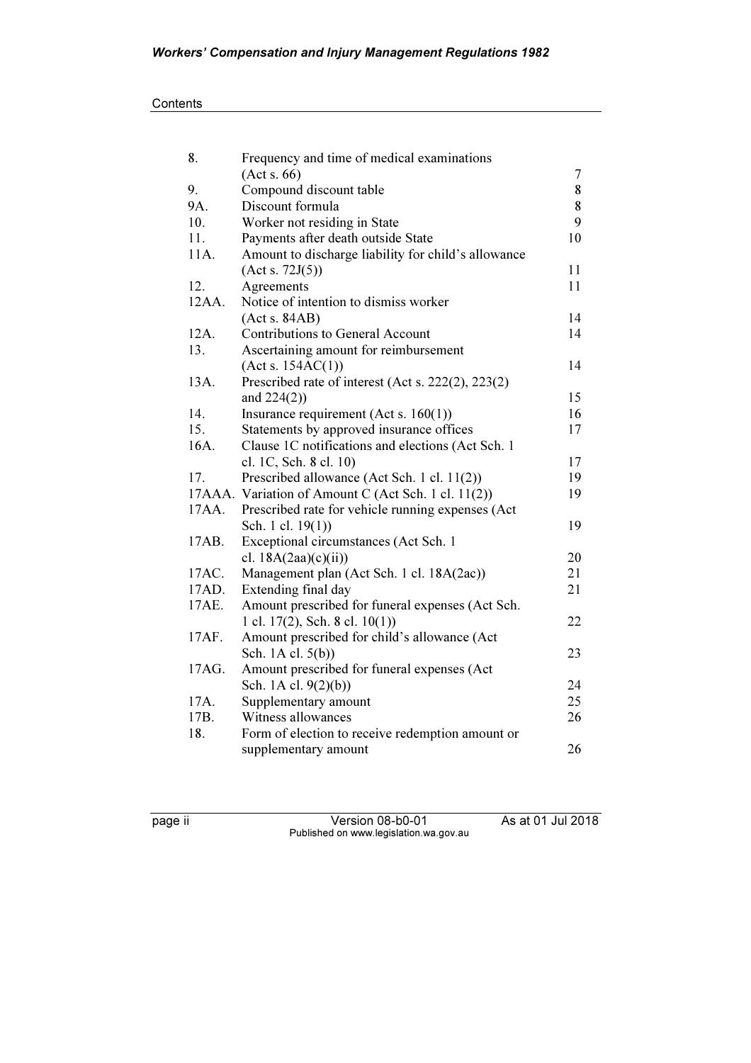Contents

| | | |
|---|---|---|
| 8. | Frequency and time of medical examinations (Act s. 66) | 7 |
| 9. | Compound discount table | 8 |
| 9A. | Discount formula | 8 |
| 10. | Worker not residing in State | 9 |
| 11. | Payments after death outside State | 10 |
| 11A. | Amount to discharge liability for child's allowance (Act s. 72J(5)) | 11 |
| 12. | Agreements | 11 |
| 12AA. | Notice of intention to dismiss worker (Act s. 84AB) | 14 |
| 12A. | Contributions to General Account | 14 |
| 13. | Ascertaining amount for reimbursement (Act s. 154AC(1)) | 14 |
| 13A. | Prescribed rate of interest (Act s. 222(2), 223(2) and 224(2)) | 15 |
| 14. | Insurance requirement (Act s. 160(1)) | 16 |
| 15. | Statements by approved insurance offices | 17 |
| 16A. | Clause 1C notifications and elections (Act Sch. 1 cl. 1C, Sch. 8 cl. 10) | 17 |
| 17. | Prescribed allowance (Act Sch. 1 cl. 11(2)) | 19 |
| 17AAA. | Variation of Amount C (Act Sch. 1 cl. 11(2)) | 19 |
| 17AA. | Prescribed rate for vehicle running expenses (Act Sch. 1 cl. 19(1)) | 19 |
| 17AB. | Exceptional circumstances (Act Sch. 1 cl. 18A(2aa)(c)(ii)) | 20 |
| 17AC. | Management plan (Act Sch. 1 cl. 18A(2ac)) | 21 |
| 17AD. | Extending final day | 21 |
| 17AE. | Amount prescribed for funeral expenses (Act Sch. 1 cl. 17(2), Sch. 8 cl. 10(1)) | 22 |
| 17AF. | Amount prescribed for child's allowance (Act Sch. 1A cl. 5(b)) | 23 |
| 17AG. | Amount prescribed for funeral expenses (Act Sch. 1A cl. 9(2)(b)) | 24 |
| 17A. | Supplementary amount | 25 |
| 17B. | Witness allowances | 26 |
| 18. | Form of election to receive redemption amount or supplementary amount | 26 |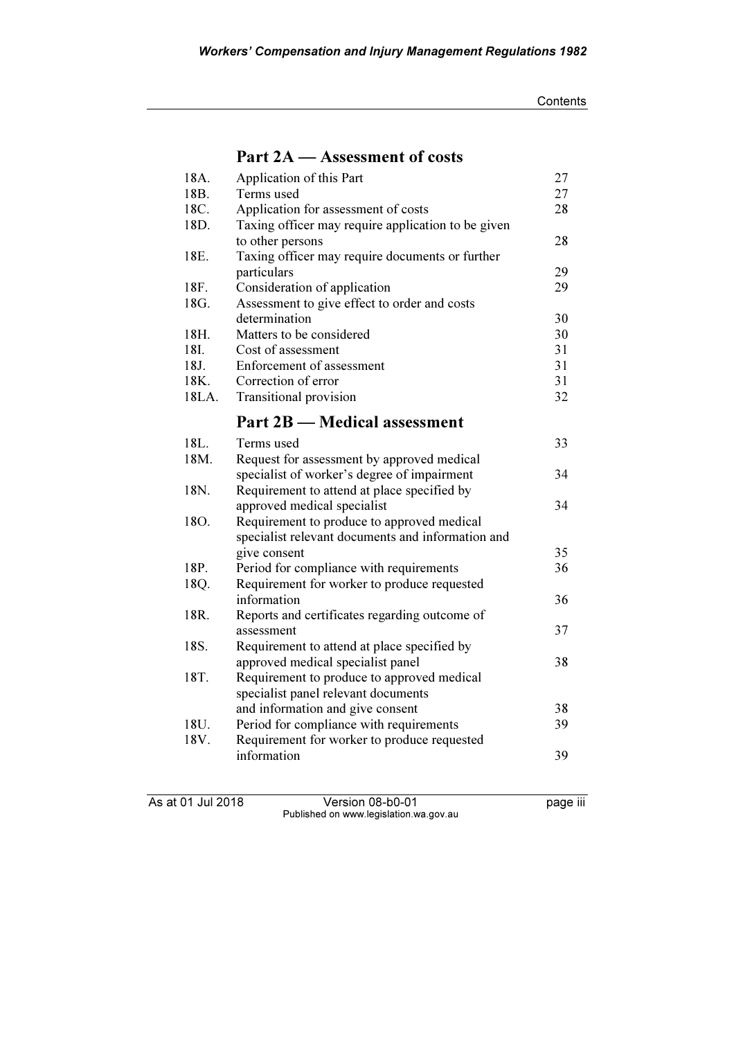## Part 2A — Assessment of costs

| | | |
|---|---|---|
| 18A. | Application of this Part | 27 |
| 18B. | Terms used | 27 |
| 18C. | Application for assessment of costs | 28 |
| 18D. | Taxing officer may require application to be given to other persons | 28 |
| 18E. | Taxing officer may require documents or further particulars | 29 |
| 18F. | Consideration of application | 29 |
| 18G. | Assessment to give effect to order and costs determination | 30 |
| 18H. | Matters to be considered | 30 |
| 18I. | Cost of assessment | 31 |
| 18J. | Enforcement of assessment | 31 |
| 18K. | Correction of error | 31 |
| 18LA. | Transitional provision | 32 |

## Part 2B — Medical assessment

| | | |
|---|---|---|
| 18L. | Terms used | 33 |
| 18M. | Request for assessment by approved medical specialist of worker's degree of impairment | 34 |
| 18N. | Requirement to attend at place specified by approved medical specialist | 34 |
| 18O. | Requirement to produce to approved medical specialist relevant documents and information and give consent | 35 |
| 18P. | Period for compliance with requirements | 36 |
| 18Q. | Requirement for worker to produce requested information | 36 |
| 18R. | Reports and certificates regarding outcome of assessment | 37 |
| 18S. | Requirement to attend at place specified by approved medical specialist panel | 38 |
| 18T. | Requirement to produce to approved medical specialist panel relevant documents and information and give consent | 38 |
| 18U. | Period for compliance with requirements | 39 |
| 18V. | Requirement for worker to produce requested information | 39 |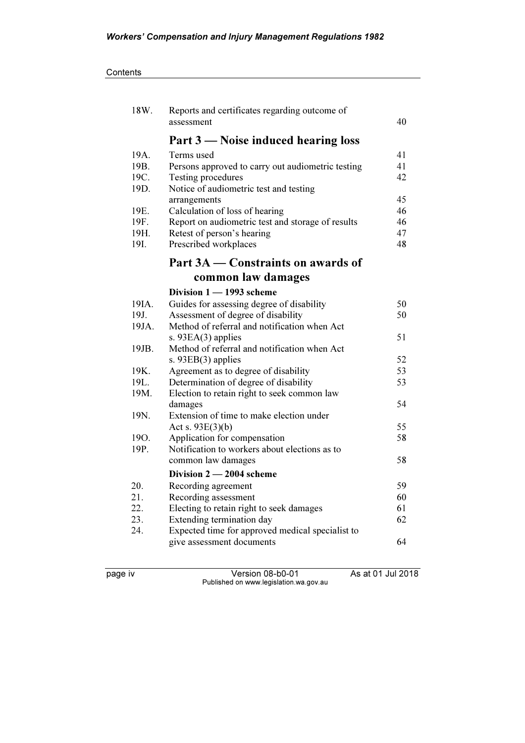| | | |
|---|---|---|
| 18W. | Reports and certificates regarding outcome of assessment | 40 |

## Part 3 — Noise induced hearing loss

| | | |
|---|---|---|
| 19A. | Terms used | 41 |
| 19B. | Persons approved to carry out audiometric testing | 41 |
| 19C. | Testing procedures | 42 |
| 19D. | Notice of audiometric test and testing arrangements | 45 |
| 19E. | Calculation of loss of hearing | 46 |
| 19F. | Report on audiometric test and storage of results | 46 |
| 19H. | Retest of person's hearing | 47 |
| 19I. | Prescribed workplaces | 48 |

## Part 3A — Constraints on awards of common law damages

### Division 1 — 1993 scheme

| | | |
|---|---|---|
| 19IA. | Guides for assessing degree of disability | 50 |
| 19J. | Assessment of degree of disability | 50 |
| 19JA. | Method of referral and notification when Act s. 93EA(3) applies | 51 |
| 19JB. | Method of referral and notification when Act s. 93EB(3) applies | 52 |
| 19K. | Agreement as to degree of disability | 53 |
| 19L. | Determination of degree of disability | 53 |
| 19M. | Election to retain right to seek common law damages | 54 |
| 19N. | Extension of time to make election under Act s. 93E(3)(b) | 55 |
| 19O. | Application for compensation | 58 |
| 19P. | Notification to workers about elections as to common law damages | 58 |

### Division 2 — 2004 scheme

| | | |
|---|---|---|
| 20. | Recording agreement | 59 |
| 21. | Recording assessment | 60 |
| 22. | Electing to retain right to seek damages | 61 |
| 23. | Extending termination day | 62 |
| 24. | Expected time for approved medical specialist to give assessment documents | 64 |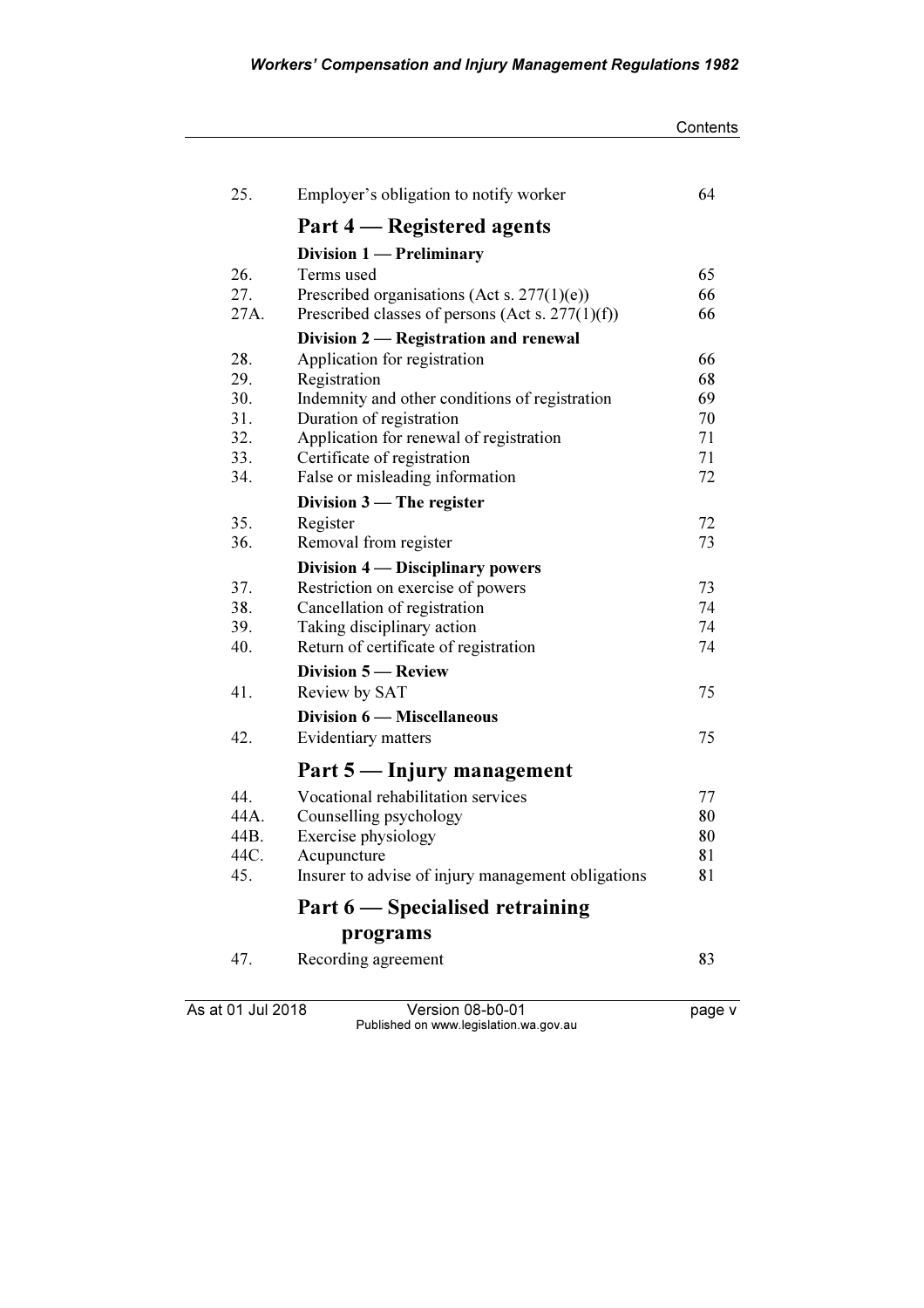| | | |
|---|---|---|
| 25. | Employer's obligation to notify worker | 64 |
| | **Part 4 — Registered agents** | |
| | **Division 1 — Preliminary** | |
| 26. | Terms used | 65 |
| 27. | Prescribed organisations (Act s. 277(1)(e)) | 66 |
| 27A. | Prescribed classes of persons (Act s. 277(1)(f)) | 66 |
| | **Division 2 — Registration and renewal** | |
| 28. | Application for registration | 66 |
| 29. | Registration | 68 |
| 30. | Indemnity and other conditions of registration | 69 |
| 31. | Duration of registration | 70 |
| 32. | Application for renewal of registration | 71 |
| 33. | Certificate of registration | 71 |
| 34. | False or misleading information | 72 |
| | **Division 3 — The register** | |
| 35. | Register | 72 |
| 36. | Removal from register | 73 |
| | **Division 4 — Disciplinary powers** | |
| 37. | Restriction on exercise of powers | 73 |
| 38. | Cancellation of registration | 74 |
| 39. | Taking disciplinary action | 74 |
| 40. | Return of certificate of registration | 74 |
| | **Division 5 — Review** | |
| 41. | Review by SAT | 75 |
| | **Division 6 — Miscellaneous** | |
| 42. | Evidentiary matters | 75 |
| | **Part 5 — Injury management** | |
| 44. | Vocational rehabilitation services | 77 |
| 44A. | Counselling psychology | 80 |
| 44B. | Exercise physiology | 80 |
| 44C. | Acupuncture | 81 |
| 45. | Insurer to advise of injury management obligations | 81 |
| | **Part 6 — Specialised retraining programs** | |
| 47. | Recording agreement | 83 |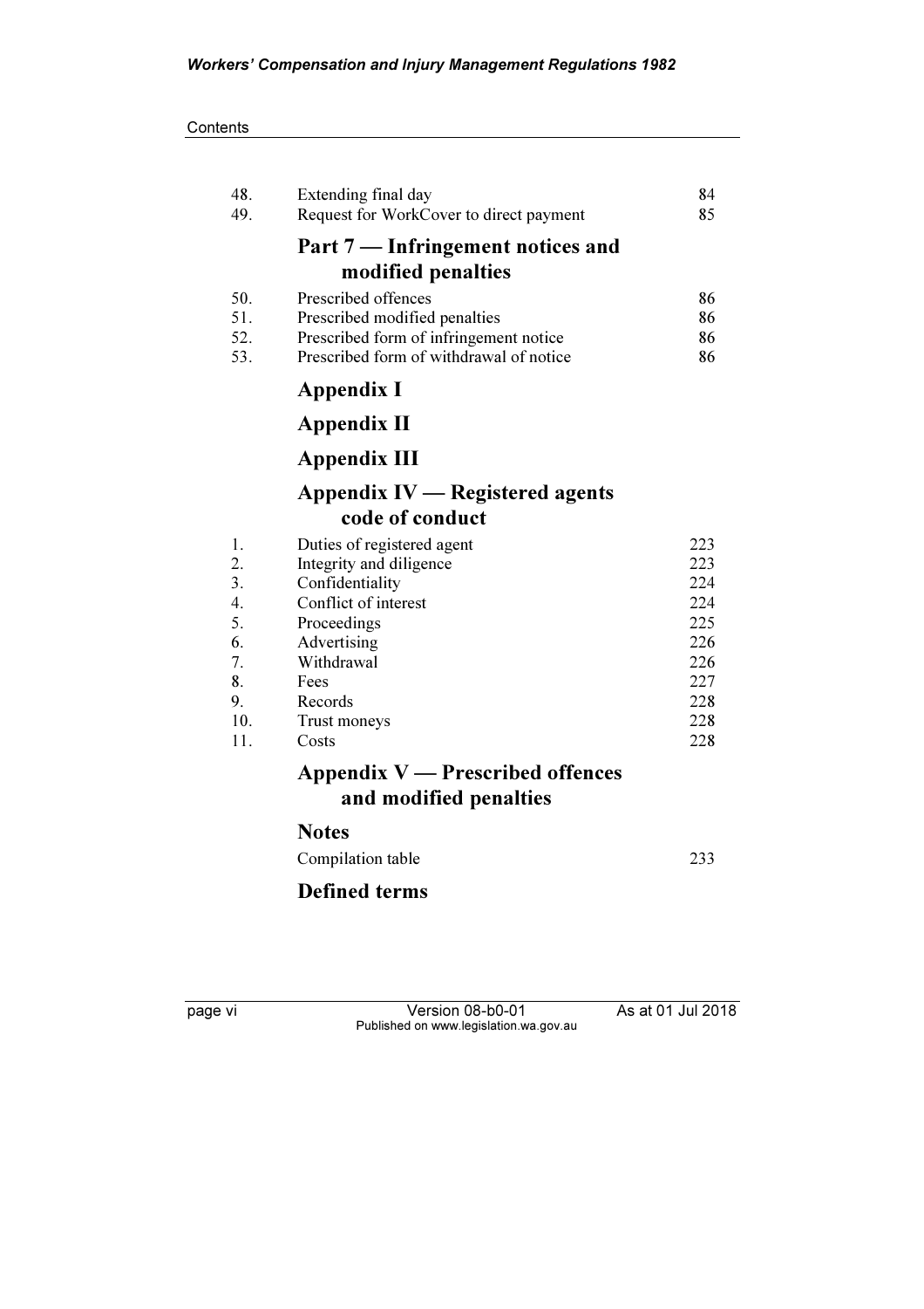| | | |
|---|---|---|
| 48. | Extending final day | 84 |
| 49. | Request for WorkCover to direct payment | 85 |

## Part 7 — Infringement notices and modified penalties

| | | |
|---|---|---|
| 50. | Prescribed offences | 86 |
| 51. | Prescribed modified penalties | 86 |
| 52. | Prescribed form of infringement notice | 86 |
| 53. | Prescribed form of withdrawal of notice | 86 |

## Appendix I

## Appendix II

## Appendix III

## Appendix IV — Registered agents code of conduct

| | | |
|---|---|---|
| 1. | Duties of registered agent | 223 |
| 2. | Integrity and diligence | 223 |
| 3. | Confidentiality | 224 |
| 4. | Conflict of interest | 224 |
| 5. | Proceedings | 225 |
| 6. | Advertising | 226 |
| 7. | Withdrawal | 226 |
| 8. | Fees | 227 |
| 9. | Records | 228 |
| 10. | Trust moneys | 228 |
| 11. | Costs | 228 |

## Appendix V — Prescribed offences and modified penalties

## Notes

Compilation table 233

## Defined terms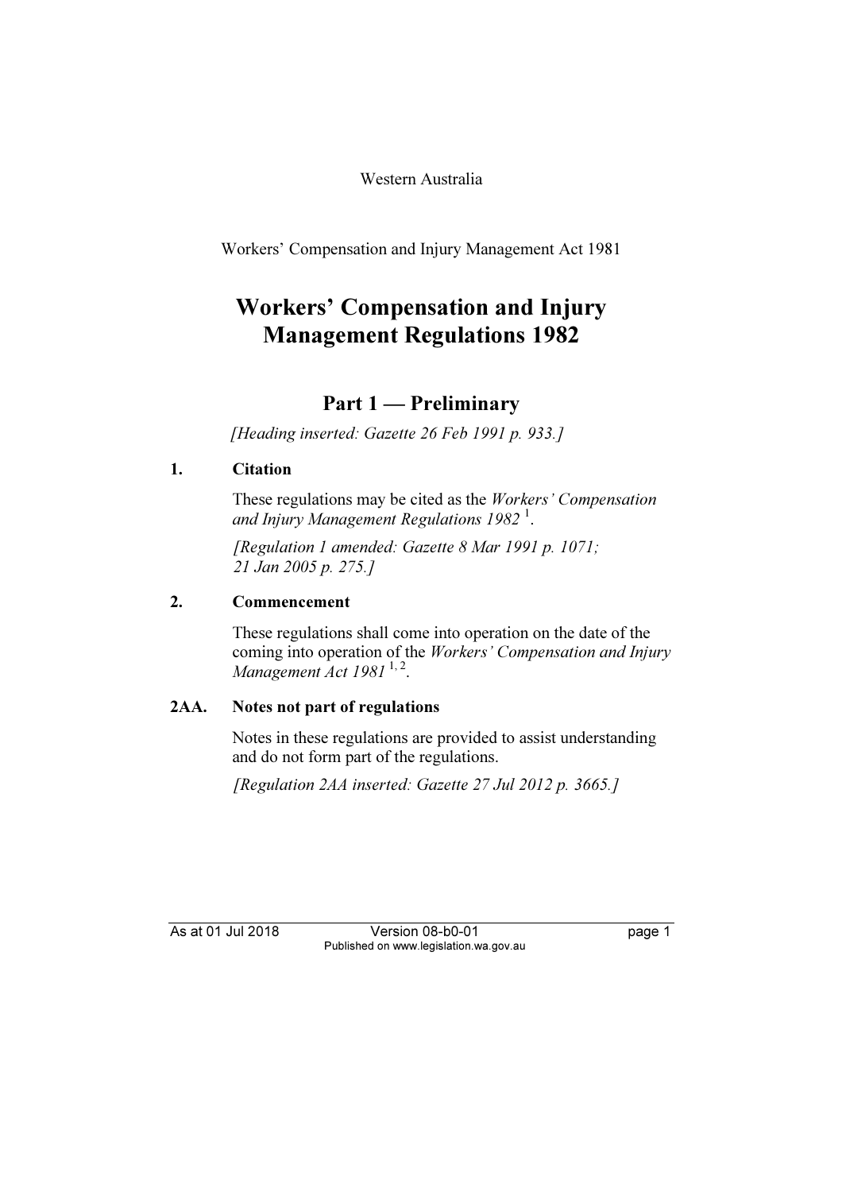Western Australia

Workers' Compensation and Injury Management Act 1981

# Workers' Compensation and Injury Management Regulations 1982

## Part 1 — Preliminary

*[Heading inserted: Gazette 26 Feb 1991 p. 933.]*

### 1. Citation

These regulations may be cited as the *Workers' Compensation and Injury Management Regulations 1982* [1].

*[Regulation 1 amended: Gazette 8 Mar 1991 p. 1071; 21 Jan 2005 p. 275.]*

### 2. Commencement

These regulations shall come into operation on the date of the coming into operation of the *Workers' Compensation and Injury Management Act 1981* [1, 2].

### 2AA. Notes not part of regulations

Notes in these regulations are provided to assist understanding and do not form part of the regulations.

*[Regulation 2AA inserted: Gazette 27 Jul 2012 p. 3665.]*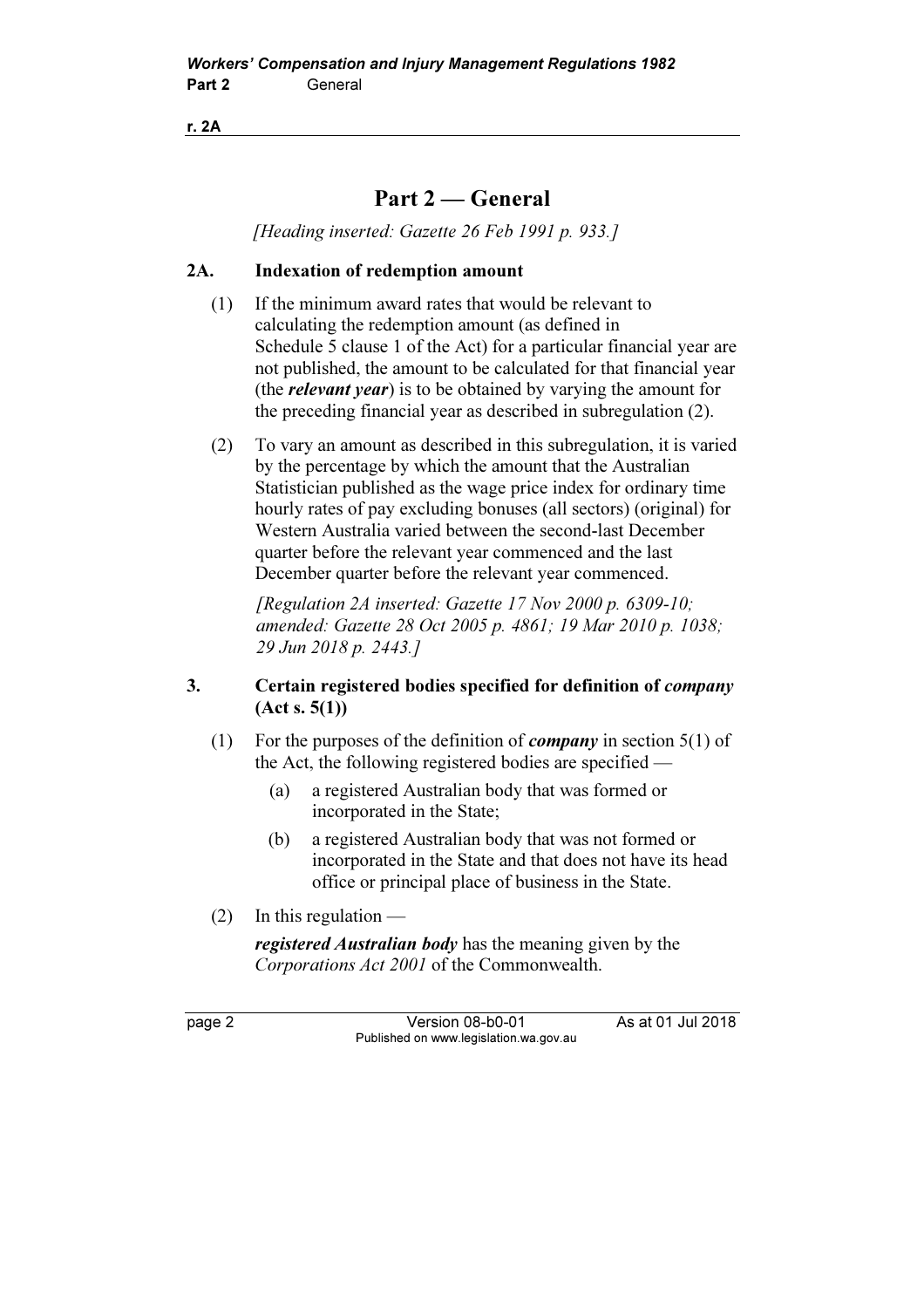# Part 2 — General

*[Heading inserted: Gazette 26 Feb 1991 p. 933.]*

## 2A. Indexation of redemption amount

(1) If the minimum award rates that would be relevant to calculating the redemption amount (as defined in Schedule 5 clause 1 of the Act) for a particular financial year are not published, the amount to be calculated for that financial year (the ***relevant year***) is to be obtained by varying the amount for the preceding financial year as described in subregulation (2).

(2) To vary an amount as described in this subregulation, it is varied by the percentage by which the amount that the Australian Statistician published as the wage price index for ordinary time hourly rates of pay excluding bonuses (all sectors) (original) for Western Australia varied between the second-last December quarter before the relevant year commenced and the last December quarter before the relevant year commenced.

*[Regulation 2A inserted: Gazette 17 Nov 2000 p. 6309-10; amended: Gazette 28 Oct 2005 p. 4861; 19 Mar 2010 p. 1038; 29 Jun 2018 p. 2443.]*

## 3. Certain registered bodies specified for definition of *company* (Act s. 5(1))

(1) For the purposes of the definition of ***company*** in section 5(1) of the Act, the following registered bodies are specified —

(a) a registered Australian body that was formed or incorporated in the State;

(b) a registered Australian body that was not formed or incorporated in the State and that does not have its head office or principal place of business in the State.

(2) In this regulation —

***registered Australian body*** has the meaning given by the *Corporations Act 2001* of the Commonwealth.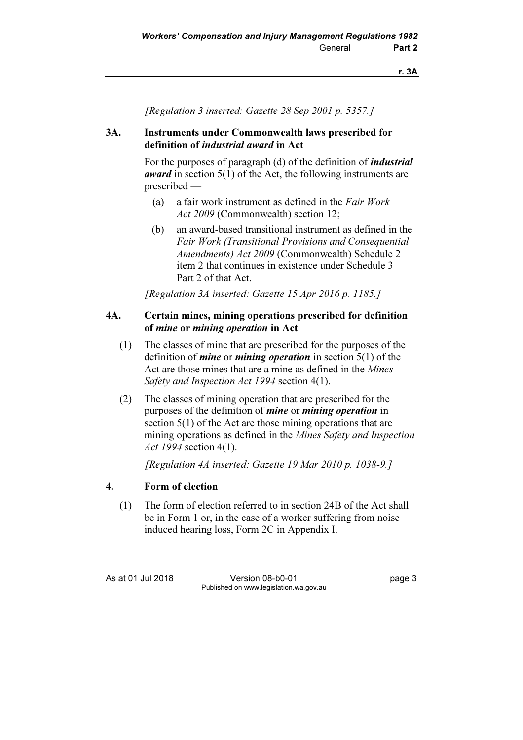*[Regulation 3 inserted: Gazette 28 Sep 2001 p. 5357.]*

## 3A. Instruments under Commonwealth laws prescribed for definition of *industrial award* in Act

For the purposes of paragraph (d) of the definition of ***industrial award*** in section 5(1) of the Act, the following instruments are prescribed —

(a) a fair work instrument as defined in the *Fair Work Act 2009* (Commonwealth) section 12;

(b) an award-based transitional instrument as defined in the *Fair Work (Transitional Provisions and Consequential Amendments) Act 2009* (Commonwealth) Schedule 2 item 2 that continues in existence under Schedule 3 Part 2 of that Act.

*[Regulation 3A inserted: Gazette 15 Apr 2016 p. 1185.]*

## 4A. Certain mines, mining operations prescribed for definition of *mine* or *mining operation* in Act

(1) The classes of mine that are prescribed for the purposes of the definition of ***mine*** or ***mining operation*** in section 5(1) of the Act are those mines that are a mine as defined in the *Mines Safety and Inspection Act 1994* section 4(1).

(2) The classes of mining operation that are prescribed for the purposes of the definition of ***mine*** or ***mining operation*** in section 5(1) of the Act are those mining operations that are mining operations as defined in the *Mines Safety and Inspection Act 1994* section 4(1).

*[Regulation 4A inserted: Gazette 19 Mar 2010 p. 1038-9.]*

## 4. Form of election

(1) The form of election referred to in section 24B of the Act shall be in Form 1 or, in the case of a worker suffering from noise induced hearing loss, Form 2C in Appendix I.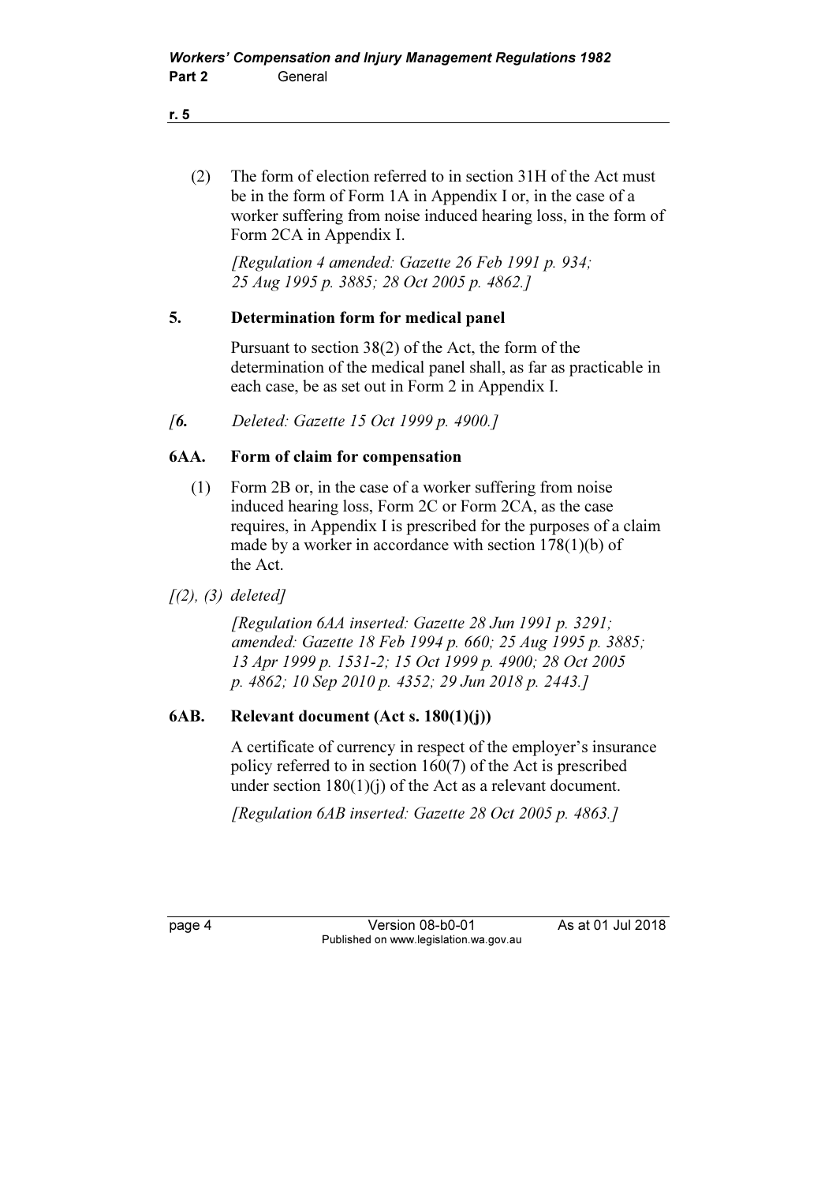(2) The form of election referred to in section 31H of the Act must be in the form of Form 1A in Appendix I or, in the case of a worker suffering from noise induced hearing loss, in the form of Form 2CA in Appendix I.

*[Regulation 4 amended: Gazette 26 Feb 1991 p. 934; 25 Aug 1995 p. 3885; 28 Oct 2005 p. 4862.]*

### 5. Determination form for medical panel

Pursuant to section 38(2) of the Act, the form of the determination of the medical panel shall, as far as practicable in each case, be as set out in Form 2 in Appendix I.

*[6. Deleted: Gazette 15 Oct 1999 p. 4900.]*

### 6AA. Form of claim for compensation

(1) Form 2B or, in the case of a worker suffering from noise induced hearing loss, Form 2C or Form 2CA, as the case requires, in Appendix I is prescribed for the purposes of a claim made by a worker in accordance with section 178(1)(b) of the Act.

*[(2), (3) deleted]*

*[Regulation 6AA inserted: Gazette 28 Jun 1991 p. 3291; amended: Gazette 18 Feb 1994 p. 660; 25 Aug 1995 p. 3885; 13 Apr 1999 p. 1531-2; 15 Oct 1999 p. 4900; 28 Oct 2005 p. 4862; 10 Sep 2010 p. 4352; 29 Jun 2018 p. 2443.]*

### 6AB. Relevant document (Act s. 180(1)(j))

A certificate of currency in respect of the employer's insurance policy referred to in section 160(7) of the Act is prescribed under section 180(1)(j) of the Act as a relevant document.

*[Regulation 6AB inserted: Gazette 28 Oct 2005 p. 4863.]*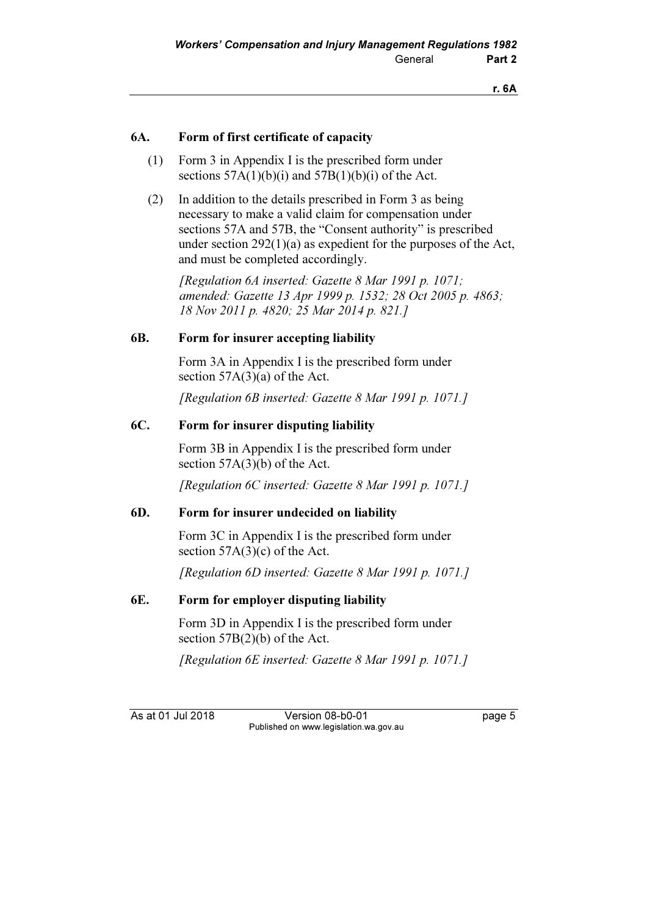### 6A. Form of first certificate of capacity

(1) Form 3 in Appendix I is the prescribed form under sections 57A(1)(b)(i) and 57B(1)(b)(i) of the Act.

(2) In addition to the details prescribed in Form 3 as being necessary to make a valid claim for compensation under sections 57A and 57B, the "Consent authority" is prescribed under section 292(1)(a) as expedient for the purposes of the Act, and must be completed accordingly.

*[Regulation 6A inserted: Gazette 8 Mar 1991 p. 1071; amended: Gazette 13 Apr 1999 p. 1532; 28 Oct 2005 p. 4863; 18 Nov 2011 p. 4820; 25 Mar 2014 p. 821.]*

### 6B. Form for insurer accepting liability

Form 3A in Appendix I is the prescribed form under section 57A(3)(a) of the Act.

*[Regulation 6B inserted: Gazette 8 Mar 1991 p. 1071.]*

### 6C. Form for insurer disputing liability

Form 3B in Appendix I is the prescribed form under section 57A(3)(b) of the Act.

*[Regulation 6C inserted: Gazette 8 Mar 1991 p. 1071.]*

### 6D. Form for insurer undecided on liability

Form 3C in Appendix I is the prescribed form under section 57A(3)(c) of the Act.

*[Regulation 6D inserted: Gazette 8 Mar 1991 p. 1071.]*

### 6E. Form for employer disputing liability

Form 3D in Appendix I is the prescribed form under section 57B(2)(b) of the Act.

*[Regulation 6E inserted: Gazette 8 Mar 1991 p. 1071.]*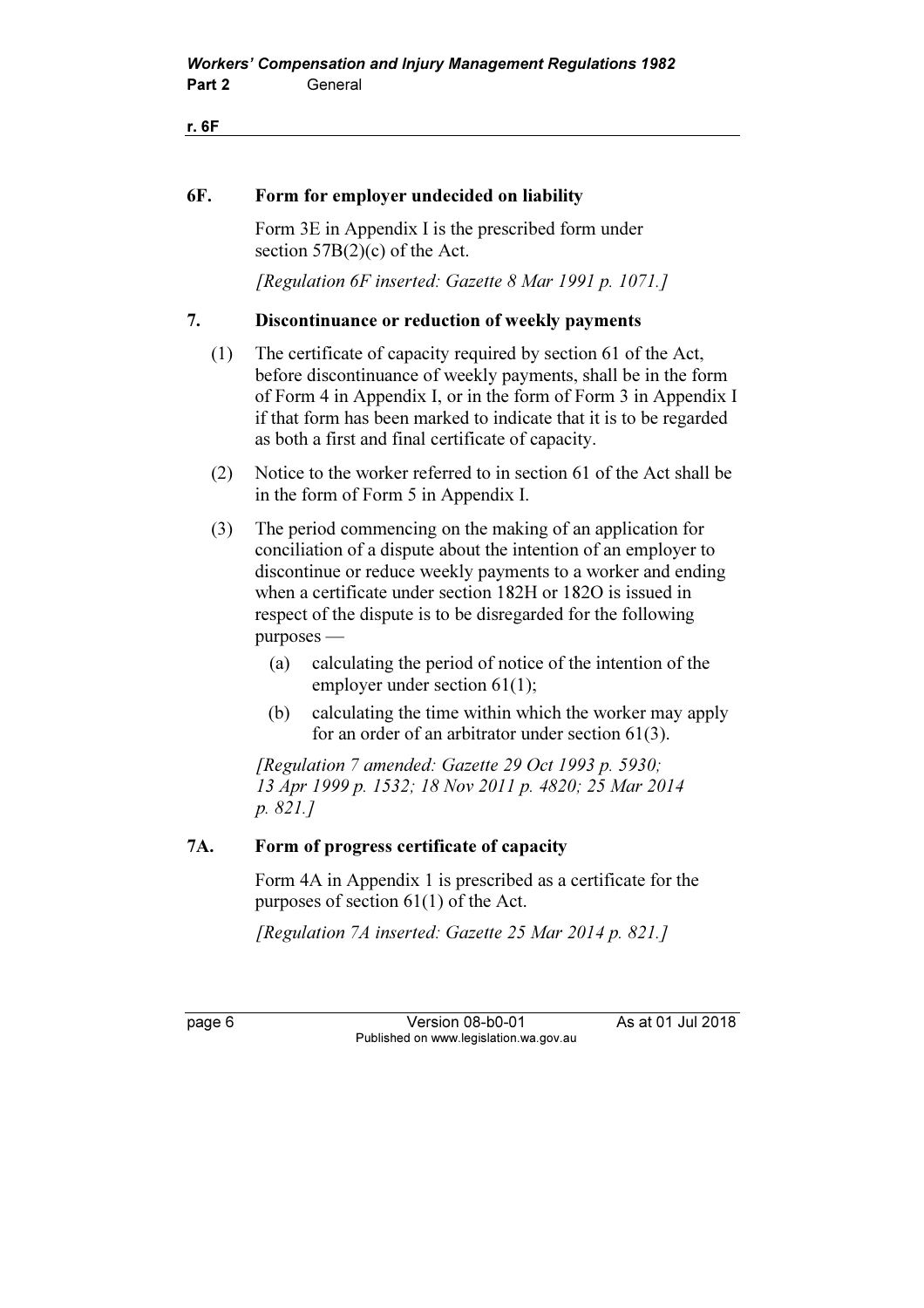### 6F. Form for employer undecided on liability

Form 3E in Appendix I is the prescribed form under section 57B(2)(c) of the Act.

*[Regulation 6F inserted: Gazette 8 Mar 1991 p. 1071.]*

### 7. Discontinuance or reduction of weekly payments

(1) The certificate of capacity required by section 61 of the Act, before discontinuance of weekly payments, shall be in the form of Form 4 in Appendix I, or in the form of Form 3 in Appendix I if that form has been marked to indicate that it is to be regarded as both a first and final certificate of capacity.

(2) Notice to the worker referred to in section 61 of the Act shall be in the form of Form 5 in Appendix I.

(3) The period commencing on the making of an application for conciliation of a dispute about the intention of an employer to discontinue or reduce weekly payments to a worker and ending when a certificate under section 182H or 182O is issued in respect of the dispute is to be disregarded for the following purposes —

(a) calculating the period of notice of the intention of the employer under section 61(1);

(b) calculating the time within which the worker may apply for an order of an arbitrator under section 61(3).

*[Regulation 7 amended: Gazette 29 Oct 1993 p. 5930; 13 Apr 1999 p. 1532; 18 Nov 2011 p. 4820; 25 Mar 2014 p. 821.]*

### 7A. Form of progress certificate of capacity

Form 4A in Appendix 1 is prescribed as a certificate for the purposes of section 61(1) of the Act.

*[Regulation 7A inserted: Gazette 25 Mar 2014 p. 821.]*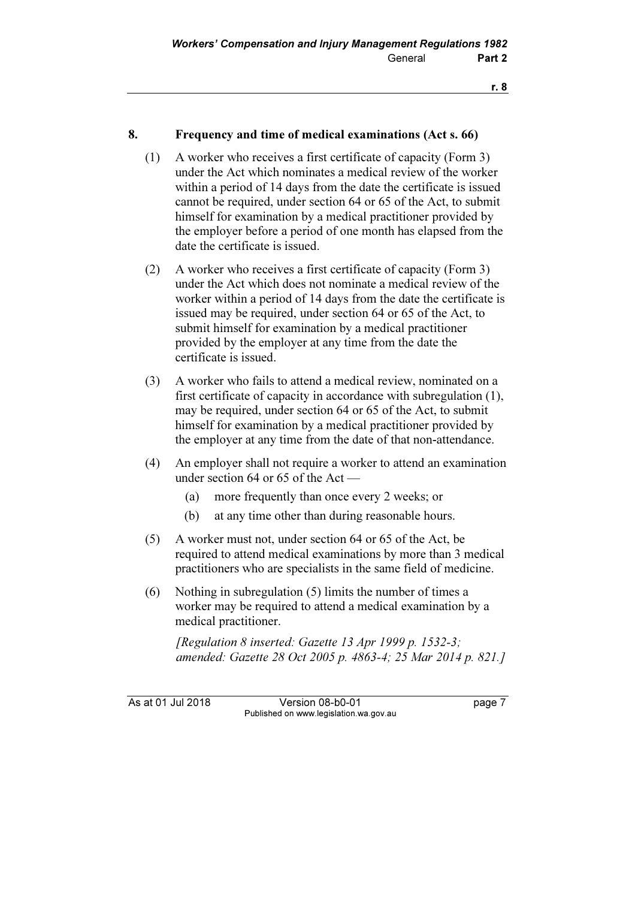## 8. Frequency and time of medical examinations (Act s. 66)

(1) A worker who receives a first certificate of capacity (Form 3) under the Act which nominates a medical review of the worker within a period of 14 days from the date the certificate is issued cannot be required, under section 64 or 65 of the Act, to submit himself for examination by a medical practitioner provided by the employer before a period of one month has elapsed from the date the certificate is issued.

(2) A worker who receives a first certificate of capacity (Form 3) under the Act which does not nominate a medical review of the worker within a period of 14 days from the date the certificate is issued may be required, under section 64 or 65 of the Act, to submit himself for examination by a medical practitioner provided by the employer at any time from the date the certificate is issued.

(3) A worker who fails to attend a medical review, nominated on a first certificate of capacity in accordance with subregulation (1), may be required, under section 64 or 65 of the Act, to submit himself for examination by a medical practitioner provided by the employer at any time from the date of that non-attendance.

(4) An employer shall not require a worker to attend an examination under section 64 or 65 of the Act —

- (a) more frequently than once every 2 weeks; or
- (b) at any time other than during reasonable hours.

(5) A worker must not, under section 64 or 65 of the Act, be required to attend medical examinations by more than 3 medical practitioners who are specialists in the same field of medicine.

(6) Nothing in subregulation (5) limits the number of times a worker may be required to attend a medical examination by a medical practitioner.

*[Regulation 8 inserted: Gazette 13 Apr 1999 p. 1532-3; amended: Gazette 28 Oct 2005 p. 4863-4; 25 Mar 2014 p. 821.]*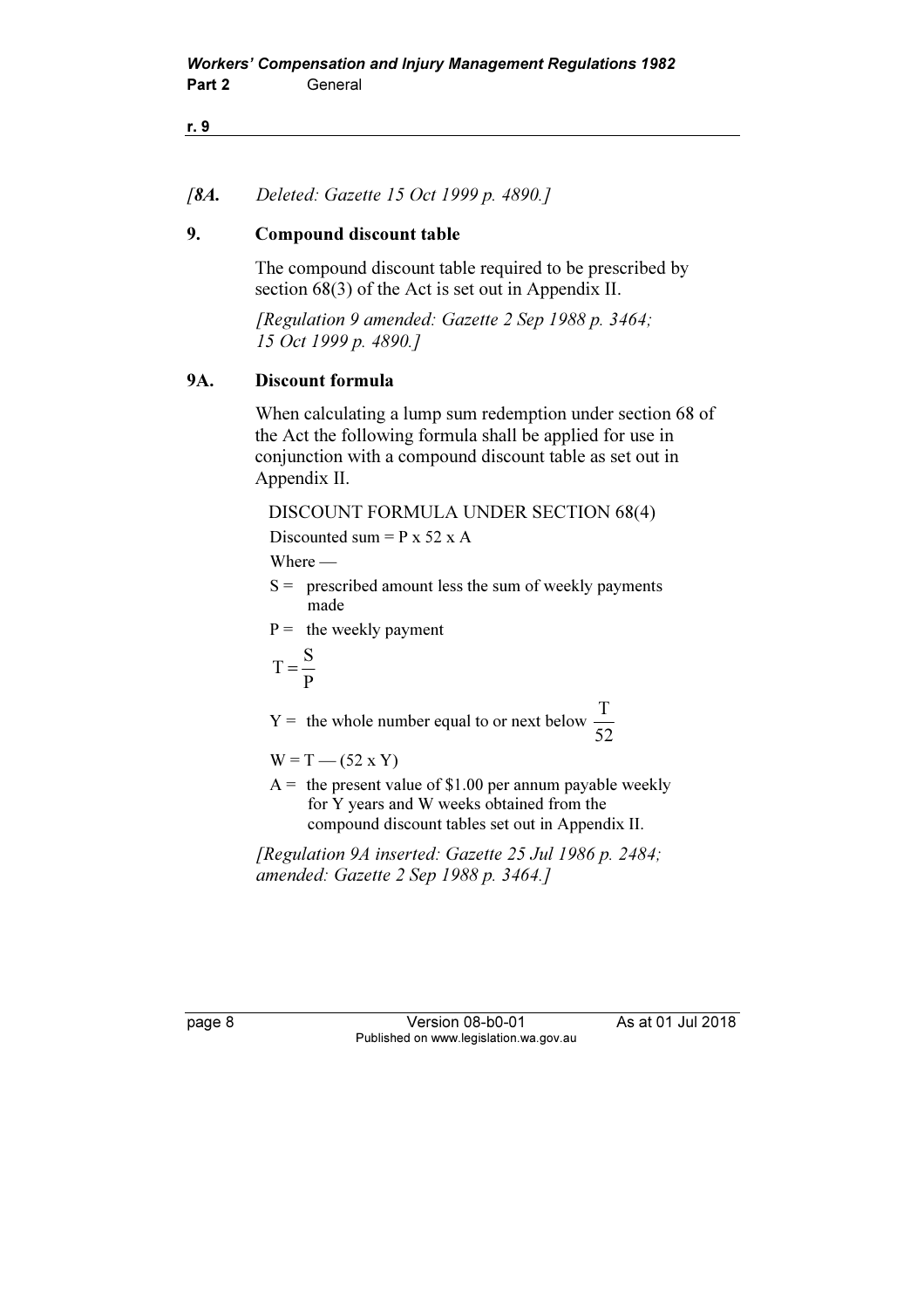*[8A. Deleted: Gazette 15 Oct 1999 p. 4890.]*

### 9. Compound discount table

The compound discount table required to be prescribed by section 68(3) of the Act is set out in Appendix II.

*[Regulation 9 amended: Gazette 2 Sep 1988 p. 3464; 15 Oct 1999 p. 4890.]*

### 9A. Discount formula

When calculating a lump sum redemption under section 68 of the Act the following formula shall be applied for use in conjunction with a compound discount table as set out in Appendix II.

DISCOUNT FORMULA UNDER SECTION 68(4)

Discounted sum = P x 52 x A

Where —

S = prescribed amount less the sum of weekly payments made

P = the weekly payment

$$T = \frac{S}{P}$$

Y = the whole number equal to or next below $\frac{T}{52}$

W = T — (52 x Y)

A = the present value of $1.00 per annum payable weekly for Y years and W weeks obtained from the compound discount tables set out in Appendix II.

*[Regulation 9A inserted: Gazette 25 Jul 1986 p. 2484; amended: Gazette 2 Sep 1988 p. 3464.]*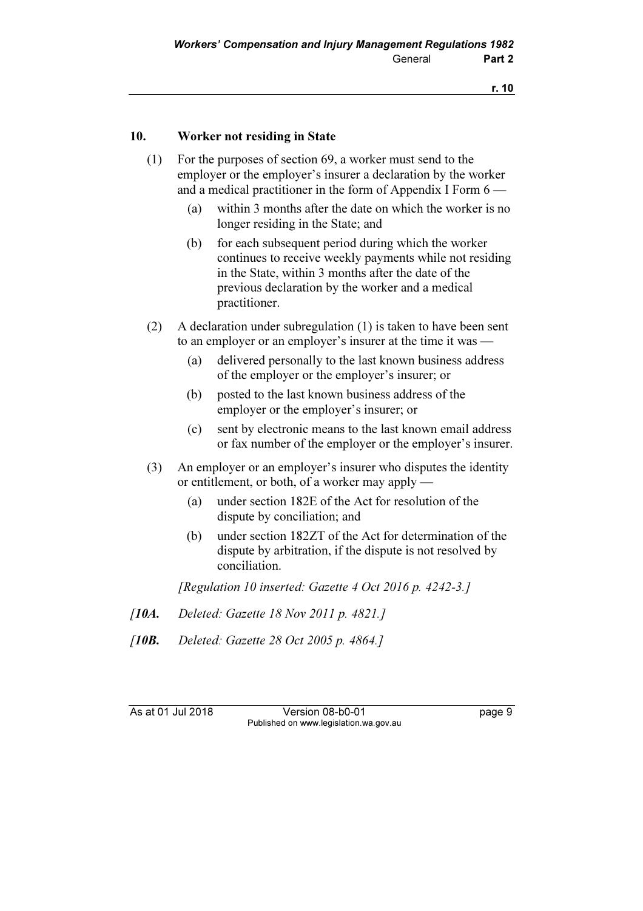## 10. Worker not residing in State

(1) For the purposes of section 69, a worker must send to the employer or the employer's insurer a declaration by the worker and a medical practitioner in the form of Appendix I Form 6 —

(a) within 3 months after the date on which the worker is no longer residing in the State; and

(b) for each subsequent period during which the worker continues to receive weekly payments while not residing in the State, within 3 months after the date of the previous declaration by the worker and a medical practitioner.

(2) A declaration under subregulation (1) is taken to have been sent to an employer or an employer's insurer at the time it was —

(a) delivered personally to the last known business address of the employer or the employer's insurer; or

(b) posted to the last known business address of the employer or the employer's insurer; or

(c) sent by electronic means to the last known email address or fax number of the employer or the employer's insurer.

(3) An employer or an employer's insurer who disputes the identity or entitlement, or both, of a worker may apply —

(a) under section 182E of the Act for resolution of the dispute by conciliation; and

(b) under section 182ZT of the Act for determination of the dispute by arbitration, if the dispute is not resolved by conciliation.

*[Regulation 10 inserted: Gazette 4 Oct 2016 p. 4242-3.]*

*[**10A.** Deleted: Gazette 18 Nov 2011 p. 4821.]*

*[**10B.** Deleted: Gazette 28 Oct 2005 p. 4864.]*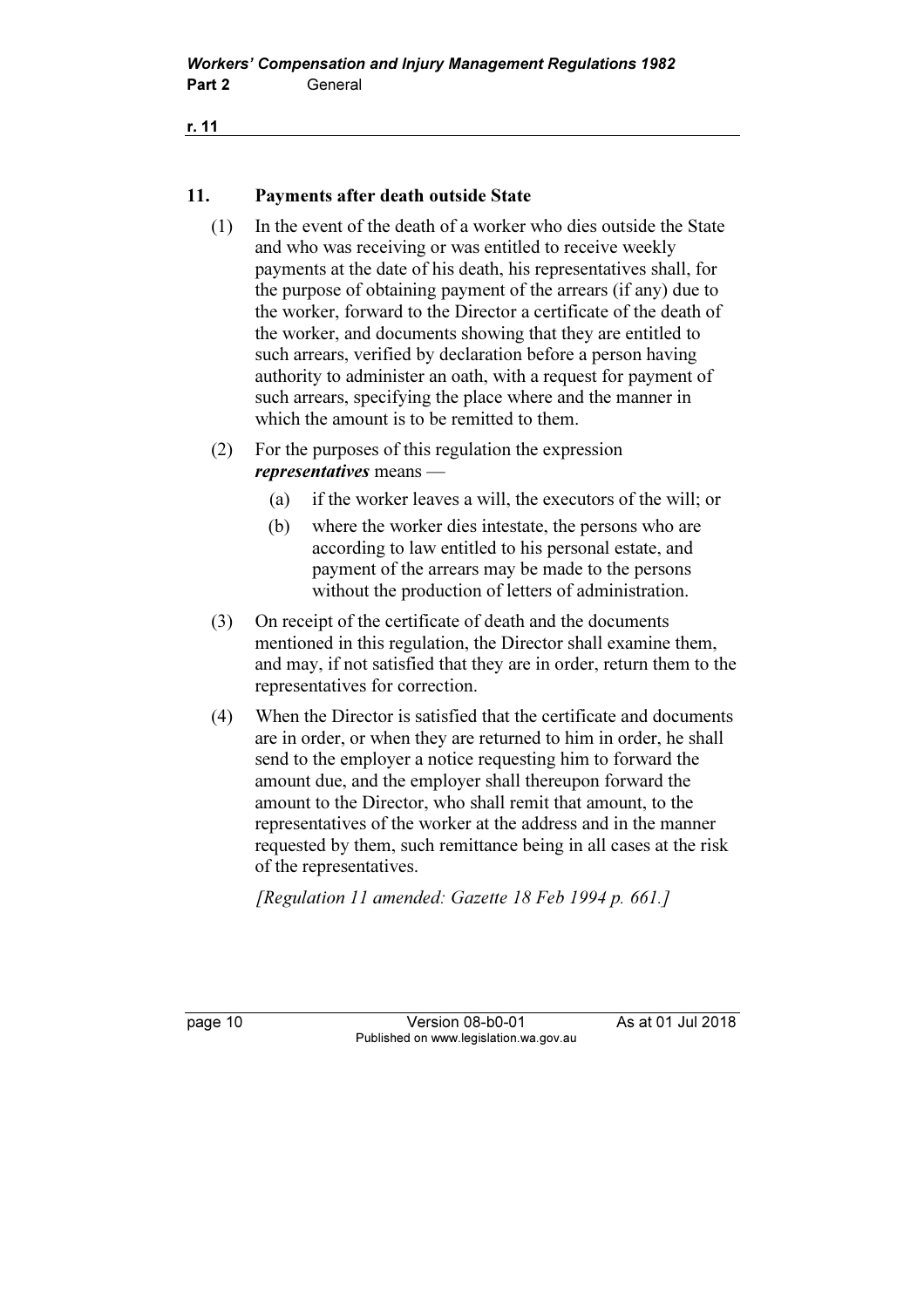## 11. Payments after death outside State

(1) In the event of the death of a worker who dies outside the State and who was receiving or was entitled to receive weekly payments at the date of his death, his representatives shall, for the purpose of obtaining payment of the arrears (if any) due to the worker, forward to the Director a certificate of the death of the worker, and documents showing that they are entitled to such arrears, verified by declaration before a person having authority to administer an oath, with a request for payment of such arrears, specifying the place where and the manner in which the amount is to be remitted to them.

(2) For the purposes of this regulation the expression ***representatives*** means —

- (a) if the worker leaves a will, the executors of the will; or
- (b) where the worker dies intestate, the persons who are according to law entitled to his personal estate, and payment of the arrears may be made to the persons without the production of letters of administration.

(3) On receipt of the certificate of death and the documents mentioned in this regulation, the Director shall examine them, and may, if not satisfied that they are in order, return them to the representatives for correction.

(4) When the Director is satisfied that the certificate and documents are in order, or when they are returned to him in order, he shall send to the employer a notice requesting him to forward the amount due, and the employer shall thereupon forward the amount to the Director, who shall remit that amount, to the representatives of the worker at the address and in the manner requested by them, such remittance being in all cases at the risk of the representatives.

*[Regulation 11 amended: Gazette 18 Feb 1994 p. 661.]*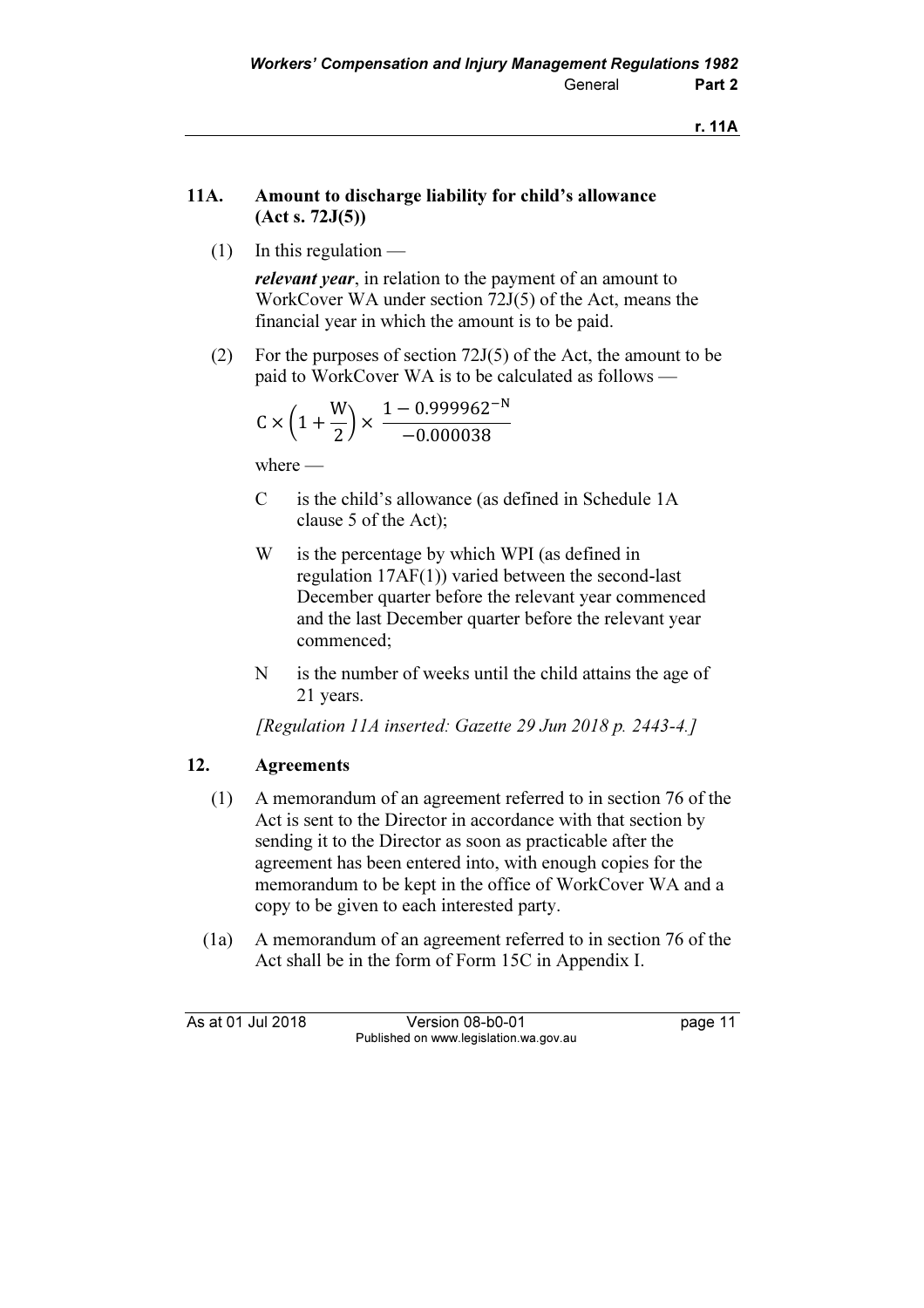## 11A. Amount to discharge liability for child's allowance (Act s. 72J(5))

(1) In this regulation —

***relevant year***, in relation to the payment of an amount to WorkCover WA under section 72J(5) of the Act, means the financial year in which the amount is to be paid.

(2) For the purposes of section 72J(5) of the Act, the amount to be paid to WorkCover WA is to be calculated as follows —

$$C \times \left(1 + \frac{W}{2}\right) \times \frac{1 - 0.999962^{-N}}{-0.000038}$$

where —

C is the child's allowance (as defined in Schedule 1A clause 5 of the Act);

W is the percentage by which WPI (as defined in regulation 17AF(1)) varied between the second-last December quarter before the relevant year commenced and the last December quarter before the relevant year commenced;

N is the number of weeks until the child attains the age of 21 years.

*[Regulation 11A inserted: Gazette 29 Jun 2018 p. 2443-4.]*

## 12. Agreements

(1) A memorandum of an agreement referred to in section 76 of the Act is sent to the Director in accordance with that section by sending it to the Director as soon as practicable after the agreement has been entered into, with enough copies for the memorandum to be kept in the office of WorkCover WA and a copy to be given to each interested party.

(1a) A memorandum of an agreement referred to in section 76 of the Act shall be in the form of Form 15C in Appendix I.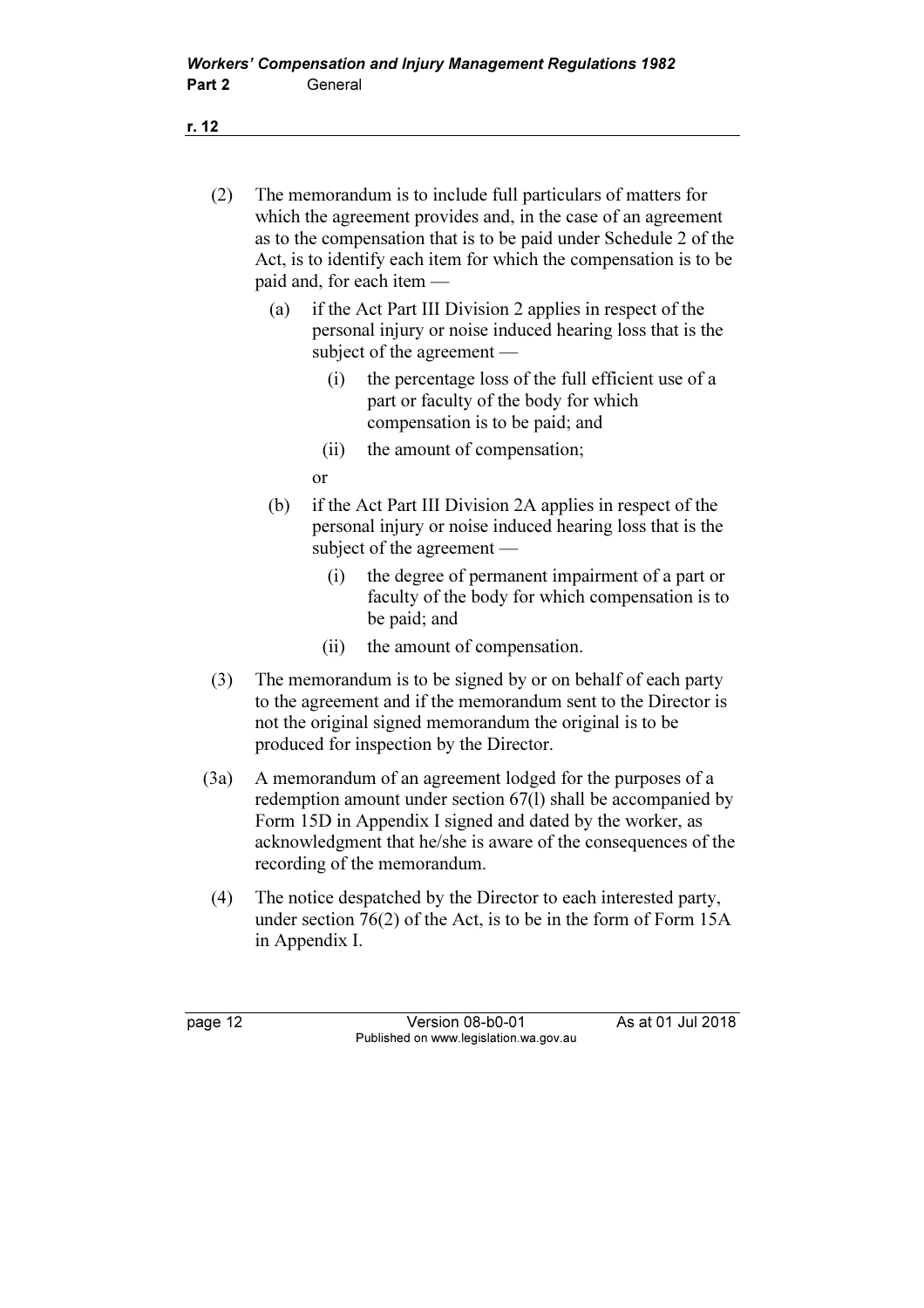(2) The memorandum is to include full particulars of matters for which the agreement provides and, in the case of an agreement as to the compensation that is to be paid under Schedule 2 of the Act, is to identify each item for which the compensation is to be paid and, for each item —

   (a) if the Act Part III Division 2 applies in respect of the personal injury or noise induced hearing loss that is the subject of the agreement —

      (i) the percentage loss of the full efficient use of a part or faculty of the body for which compensation is to be paid; and

      (ii) the amount of compensation;

   or

   (b) if the Act Part III Division 2A applies in respect of the personal injury or noise induced hearing loss that is the subject of the agreement —

      (i) the degree of permanent impairment of a part or faculty of the body for which compensation is to be paid; and

      (ii) the amount of compensation.

(3) The memorandum is to be signed by or on behalf of each party to the agreement and if the memorandum sent to the Director is not the original signed memorandum the original is to be produced for inspection by the Director.

(3a) A memorandum of an agreement lodged for the purposes of a redemption amount under section 67(l) shall be accompanied by Form 15D in Appendix I signed and dated by the worker, as acknowledgment that he/she is aware of the consequences of the recording of the memorandum.

(4) The notice despatched by the Director to each interested party, under section 76(2) of the Act, is to be in the form of Form 15A in Appendix I.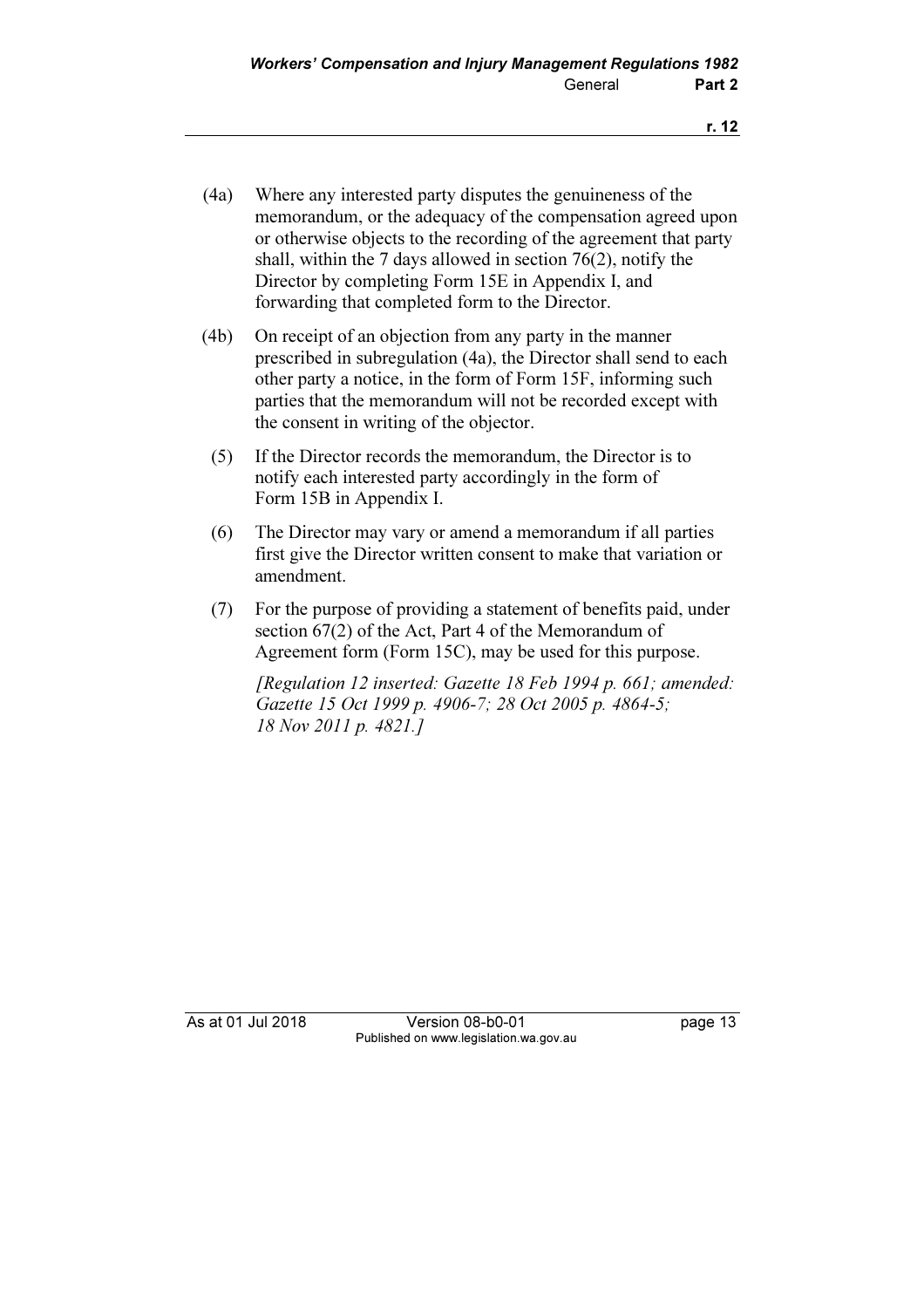(4a) Where any interested party disputes the genuineness of the memorandum, or the adequacy of the compensation agreed upon or otherwise objects to the recording of the agreement that party shall, within the 7 days allowed in section 76(2), notify the Director by completing Form 15E in Appendix I, and forwarding that completed form to the Director.

(4b) On receipt of an objection from any party in the manner prescribed in subregulation (4a), the Director shall send to each other party a notice, in the form of Form 15F, informing such parties that the memorandum will not be recorded except with the consent in writing of the objector.

(5) If the Director records the memorandum, the Director is to notify each interested party accordingly in the form of Form 15B in Appendix I.

(6) The Director may vary or amend a memorandum if all parties first give the Director written consent to make that variation or amendment.

(7) For the purpose of providing a statement of benefits paid, under section 67(2) of the Act, Part 4 of the Memorandum of Agreement form (Form 15C), may be used for this purpose.

*[Regulation 12 inserted: Gazette 18 Feb 1994 p. 661; amended: Gazette 15 Oct 1999 p. 4906-7; 28 Oct 2005 p. 4864-5; 18 Nov 2011 p. 4821.]*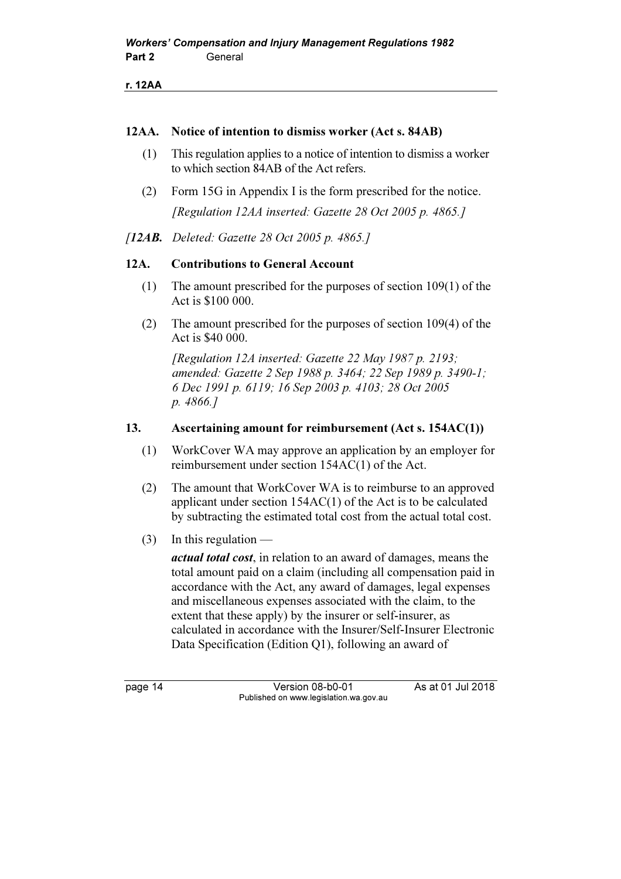### 12AA. Notice of intention to dismiss worker (Act s. 84AB)

(1) This regulation applies to a notice of intention to dismiss a worker to which section 84AB of the Act refers.

(2) Form 15G in Appendix I is the form prescribed for the notice.

*[Regulation 12AA inserted: Gazette 28 Oct 2005 p. 4865.]*

*[**12AB.** Deleted: Gazette 28 Oct 2005 p. 4865.]*

### 12A. Contributions to General Account

(1) The amount prescribed for the purposes of section 109(1) of the Act is $100 000.

(2) The amount prescribed for the purposes of section 109(4) of the Act is $40 000.

*[Regulation 12A inserted: Gazette 22 May 1987 p. 2193; amended: Gazette 2 Sep 1988 p. 3464; 22 Sep 1989 p. 3490-1; 6 Dec 1991 p. 6119; 16 Sep 2003 p. 4103; 28 Oct 2005 p. 4866.]*

### 13. Ascertaining amount for reimbursement (Act s. 154AC(1))

(1) WorkCover WA may approve an application by an employer for reimbursement under section 154AC(1) of the Act.

(2) The amount that WorkCover WA is to reimburse to an approved applicant under section 154AC(1) of the Act is to be calculated by subtracting the estimated total cost from the actual total cost.

(3) In this regulation —

***actual total cost***, in relation to an award of damages, means the total amount paid on a claim (including all compensation paid in accordance with the Act, any award of damages, legal expenses and miscellaneous expenses associated with the claim, to the extent that these apply) by the insurer or self-insurer, as calculated in accordance with the Insurer/Self-Insurer Electronic Data Specification (Edition Q1), following an award of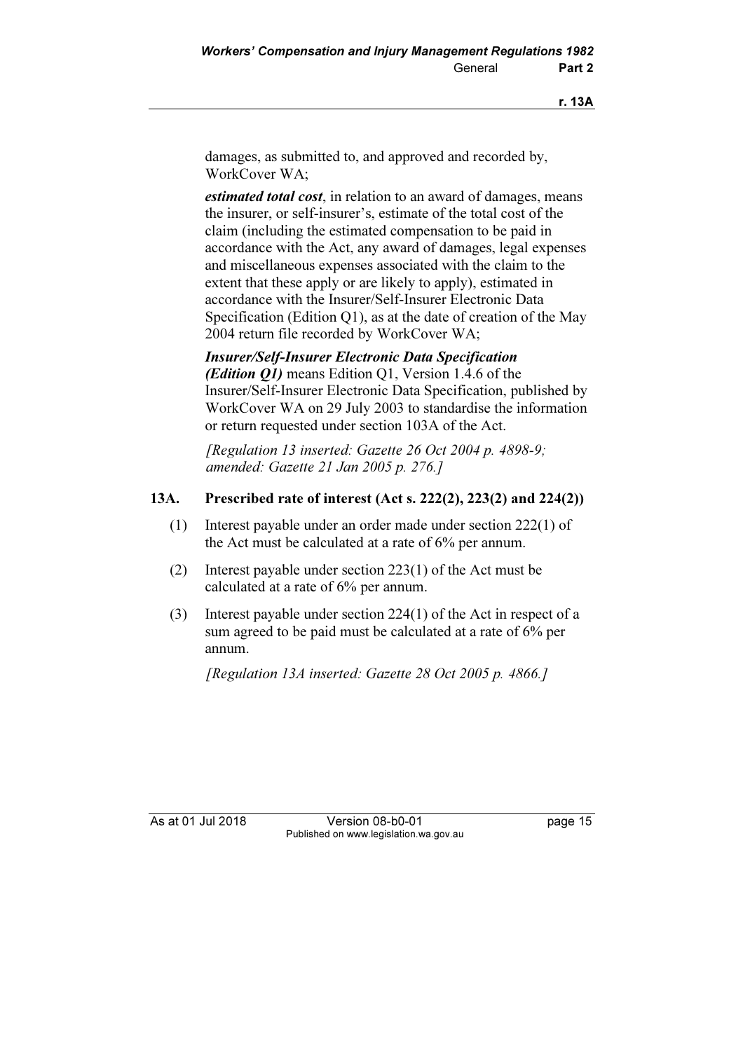damages, as submitted to, and approved and recorded by, WorkCover WA;

***estimated total cost***, in relation to an award of damages, means the insurer, or self-insurer's, estimate of the total cost of the claim (including the estimated compensation to be paid in accordance with the Act, any award of damages, legal expenses and miscellaneous expenses associated with the claim to the extent that these apply or are likely to apply), estimated in accordance with the Insurer/Self-Insurer Electronic Data Specification (Edition Q1), as at the date of creation of the May 2004 return file recorded by WorkCover WA;

***Insurer/Self-Insurer Electronic Data Specification (Edition Q1)*** means Edition Q1, Version 1.4.6 of the Insurer/Self-Insurer Electronic Data Specification, published by WorkCover WA on 29 July 2003 to standardise the information or return requested under section 103A of the Act.

*[Regulation 13 inserted: Gazette 26 Oct 2004 p. 4898-9; amended: Gazette 21 Jan 2005 p. 276.]*

### 13A. Prescribed rate of interest (Act s. 222(2), 223(2) and 224(2))

(1) Interest payable under an order made under section 222(1) of the Act must be calculated at a rate of 6% per annum.

(2) Interest payable under section 223(1) of the Act must be calculated at a rate of 6% per annum.

(3) Interest payable under section 224(1) of the Act in respect of a sum agreed to be paid must be calculated at a rate of 6% per annum.

*[Regulation 13A inserted: Gazette 28 Oct 2005 p. 4866.]*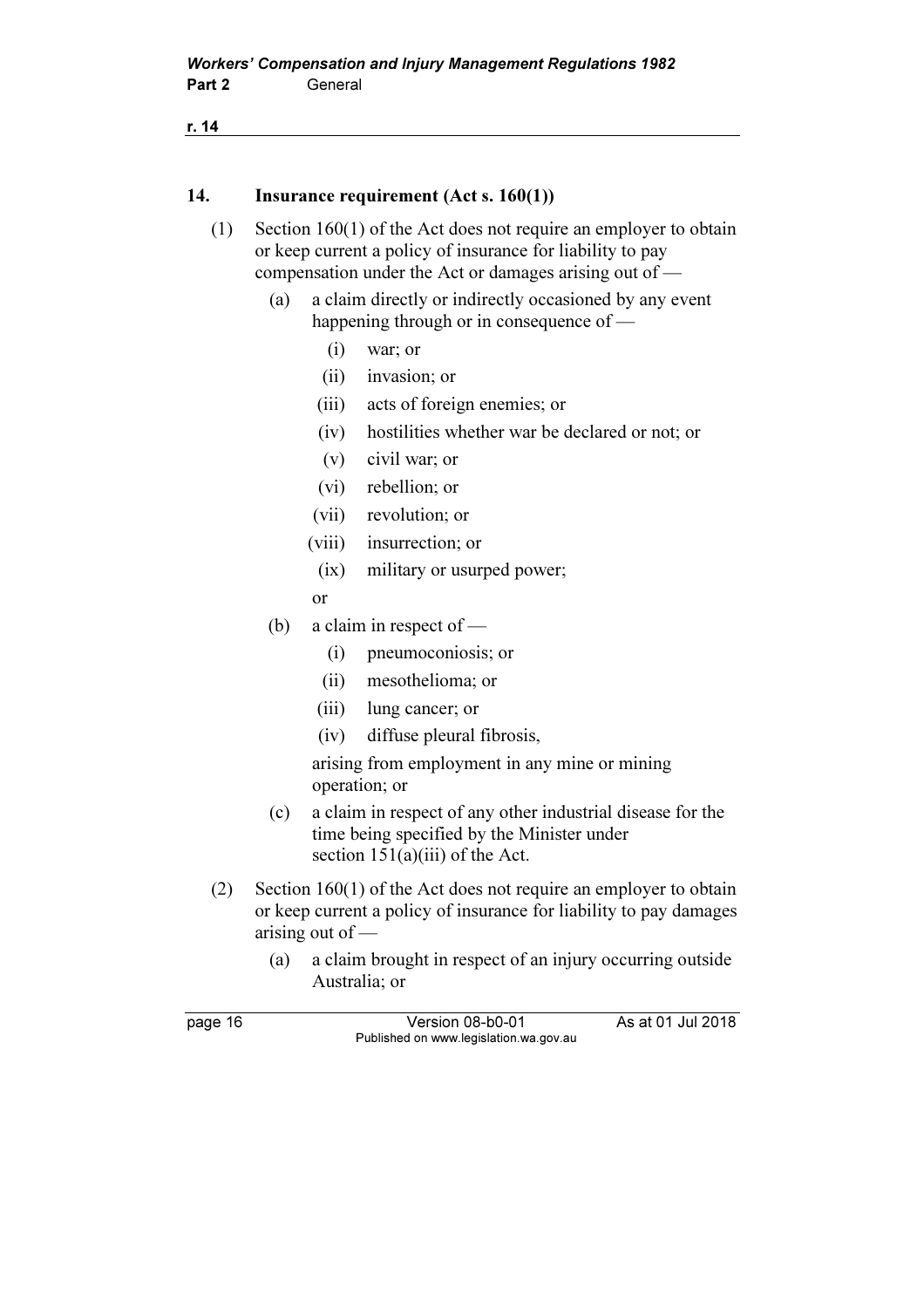## 14. Insurance requirement (Act s. 160(1))

(1) Section 160(1) of the Act does not require an employer to obtain or keep current a policy of insurance for liability to pay compensation under the Act or damages arising out of —

(a) a claim directly or indirectly occasioned by any event happening through or in consequence of —

(i) war; or

(ii) invasion; or

(iii) acts of foreign enemies; or

(iv) hostilities whether war be declared or not; or

(v) civil war; or

(vi) rebellion; or

(vii) revolution; or

(viii) insurrection; or

(ix) military or usurped power;

or

(b) a claim in respect of —

(i) pneumoconiosis; or

(ii) mesothelioma; or

(iii) lung cancer; or

(iv) diffuse pleural fibrosis,

arising from employment in any mine or mining operation; or

(c) a claim in respect of any other industrial disease for the time being specified by the Minister under section 151(a)(iii) of the Act.

(2) Section 160(1) of the Act does not require an employer to obtain or keep current a policy of insurance for liability to pay damages arising out of —

(a) a claim brought in respect of an injury occurring outside Australia; or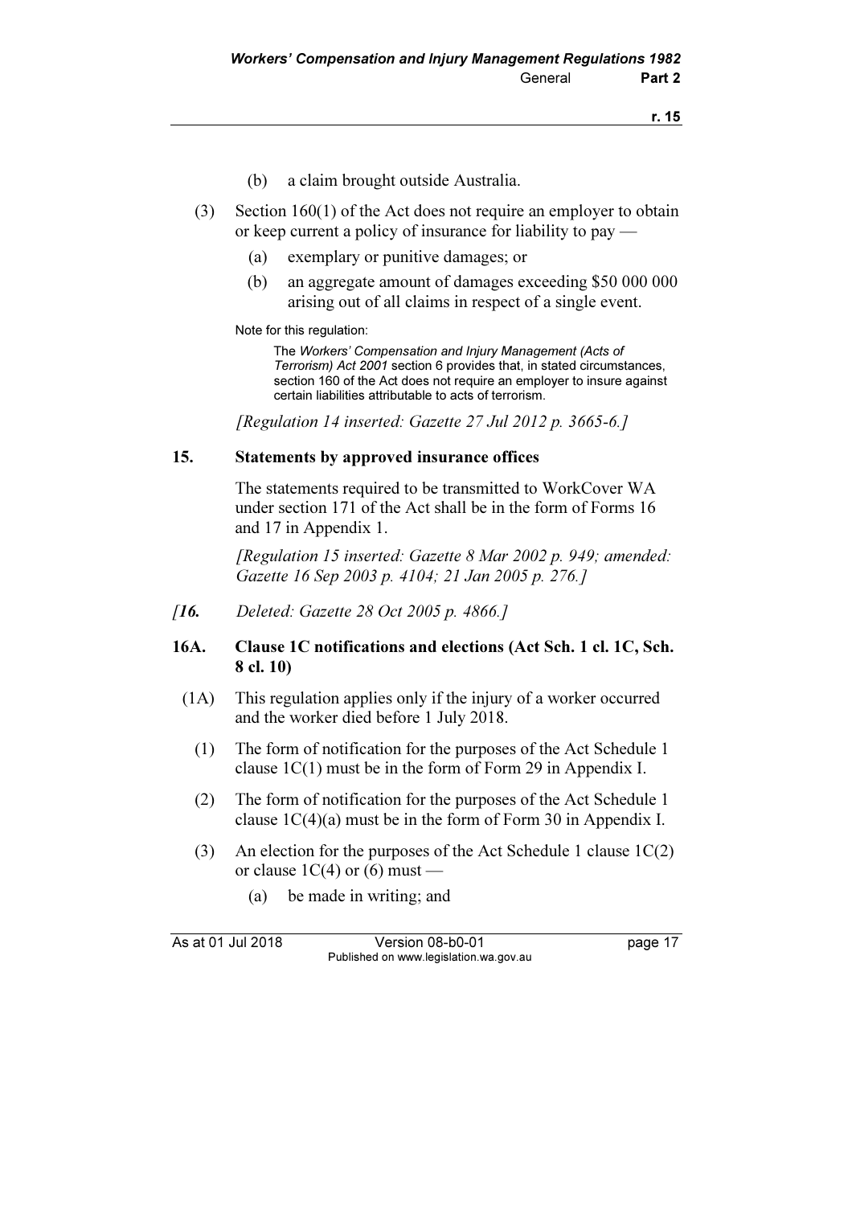(b) a claim brought outside Australia.

(3) Section 160(1) of the Act does not require an employer to obtain or keep current a policy of insurance for liability to pay —

(a) exemplary or punitive damages; or

(b) an aggregate amount of damages exceeding $50 000 000 arising out of all claims in respect of a single event.

Note for this regulation:

The *Workers' Compensation and Injury Management (Acts of Terrorism) Act 2001* section 6 provides that, in stated circumstances, section 160 of the Act does not require an employer to insure against certain liabilities attributable to acts of terrorism.

*[Regulation 14 inserted: Gazette 27 Jul 2012 p. 3665-6.]*

**15. Statements by approved insurance offices**

The statements required to be transmitted to WorkCover WA under section 171 of the Act shall be in the form of Forms 16 and 17 in Appendix 1.

*[Regulation 15 inserted: Gazette 8 Mar 2002 p. 949; amended: Gazette 16 Sep 2003 p. 4104; 21 Jan 2005 p. 276.]*

*[**16.** Deleted: Gazette 28 Oct 2005 p. 4866.]*

**16A. Clause 1C notifications and elections (Act Sch. 1 cl. 1C, Sch. 8 cl. 10)**

(1A) This regulation applies only if the injury of a worker occurred and the worker died before 1 July 2018.

(1) The form of notification for the purposes of the Act Schedule 1 clause 1C(1) must be in the form of Form 29 in Appendix I.

(2) The form of notification for the purposes of the Act Schedule 1 clause 1C(4)(a) must be in the form of Form 30 in Appendix I.

(3) An election for the purposes of the Act Schedule 1 clause 1C(2) or clause 1C(4) or (6) must —

(a) be made in writing; and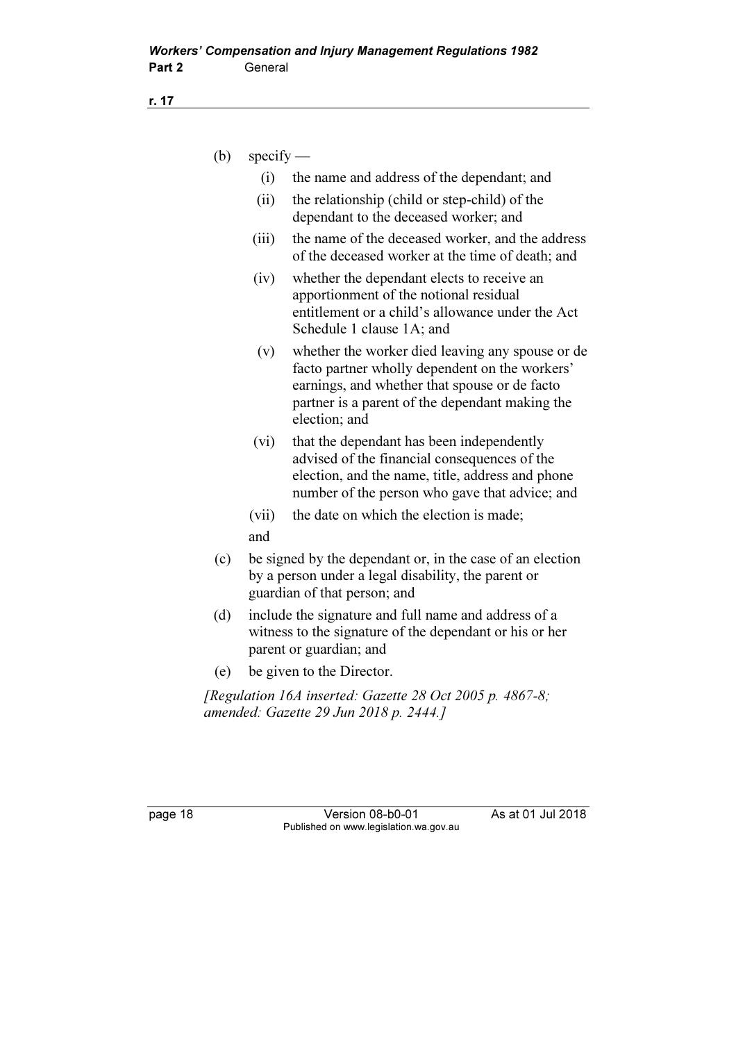(b) specify —

  (i) the name and address of the dependant; and

  (ii) the relationship (child or step-child) of the dependant to the deceased worker; and

  (iii) the name of the deceased worker, and the address of the deceased worker at the time of death; and

  (iv) whether the dependant elects to receive an apportionment of the notional residual entitlement or a child's allowance under the Act Schedule 1 clause 1A; and

  (v) whether the worker died leaving any spouse or de facto partner wholly dependent on the workers' earnings, and whether that spouse or de facto partner is a parent of the dependant making the election; and

  (vi) that the dependant has been independently advised of the financial consequences of the election, and the name, title, address and phone number of the person who gave that advice; and

  (vii) the date on which the election is made;

  and

(c) be signed by the dependant or, in the case of an election by a person under a legal disability, the parent or guardian of that person; and

(d) include the signature and full name and address of a witness to the signature of the dependant or his or her parent or guardian; and

(e) be given to the Director.

*[Regulation 16A inserted: Gazette 28 Oct 2005 p. 4867-8; amended: Gazette 29 Jun 2018 p. 2444.]*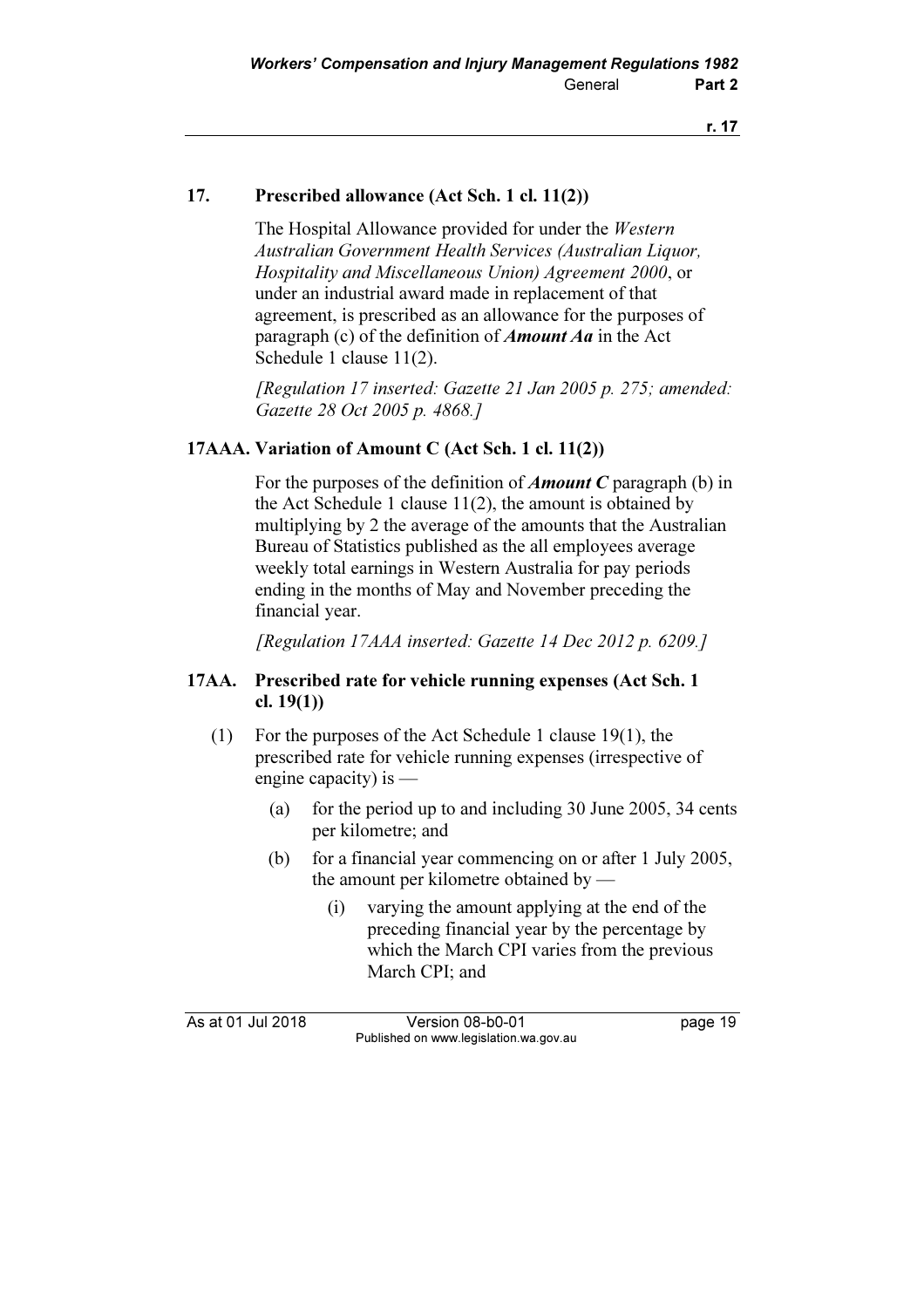## 17. Prescribed allowance (Act Sch. 1 cl. 11(2))

The Hospital Allowance provided for under the *Western Australian Government Health Services (Australian Liquor, Hospitality and Miscellaneous Union) Agreement 2000*, or under an industrial award made in replacement of that agreement, is prescribed as an allowance for the purposes of paragraph (c) of the definition of ***Amount Aa*** in the Act Schedule 1 clause 11(2).

*[Regulation 17 inserted: Gazette 21 Jan 2005 p. 275; amended: Gazette 28 Oct 2005 p. 4868.]*

## 17AAA. Variation of Amount C (Act Sch. 1 cl. 11(2))

For the purposes of the definition of ***Amount C*** paragraph (b) in the Act Schedule 1 clause 11(2), the amount is obtained by multiplying by 2 the average of the amounts that the Australian Bureau of Statistics published as the all employees average weekly total earnings in Western Australia for pay periods ending in the months of May and November preceding the financial year.

*[Regulation 17AAA inserted: Gazette 14 Dec 2012 p. 6209.]*

## 17AA. Prescribed rate for vehicle running expenses (Act Sch. 1 cl. 19(1))

(1) For the purposes of the Act Schedule 1 clause 19(1), the prescribed rate for vehicle running expenses (irrespective of engine capacity) is —

(a) for the period up to and including 30 June 2005, 34 cents per kilometre; and

(b) for a financial year commencing on or after 1 July 2005, the amount per kilometre obtained by —

(i) varying the amount applying at the end of the preceding financial year by the percentage by which the March CPI varies from the previous March CPI; and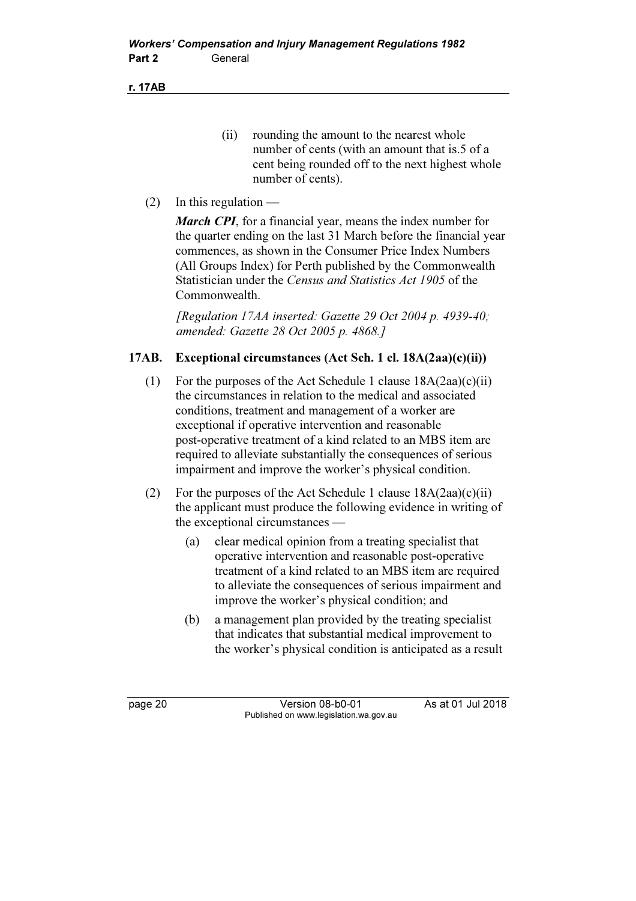(ii) rounding the amount to the nearest whole number of cents (with an amount that is.5 of a cent being rounded off to the next highest whole number of cents).

(2) In this regulation —

***March CPI***, for a financial year, means the index number for the quarter ending on the last 31 March before the financial year commences, as shown in the Consumer Price Index Numbers (All Groups Index) for Perth published by the Commonwealth Statistician under the *Census and Statistics Act 1905* of the Commonwealth.

*[Regulation 17AA inserted: Gazette 29 Oct 2004 p. 4939-40; amended: Gazette 28 Oct 2005 p. 4868.]*

### 17AB. Exceptional circumstances (Act Sch. 1 cl. 18A(2aa)(c)(ii))

(1) For the purposes of the Act Schedule 1 clause 18A(2aa)(c)(ii) the circumstances in relation to the medical and associated conditions, treatment and management of a worker are exceptional if operative intervention and reasonable post-operative treatment of a kind related to an MBS item are required to alleviate substantially the consequences of serious impairment and improve the worker's physical condition.

(2) For the purposes of the Act Schedule 1 clause 18A(2aa)(c)(ii) the applicant must produce the following evidence in writing of the exceptional circumstances —

(a) clear medical opinion from a treating specialist that operative intervention and reasonable post-operative treatment of a kind related to an MBS item are required to alleviate the consequences of serious impairment and improve the worker's physical condition; and

(b) a management plan provided by the treating specialist that indicates that substantial medical improvement to the worker's physical condition is anticipated as a result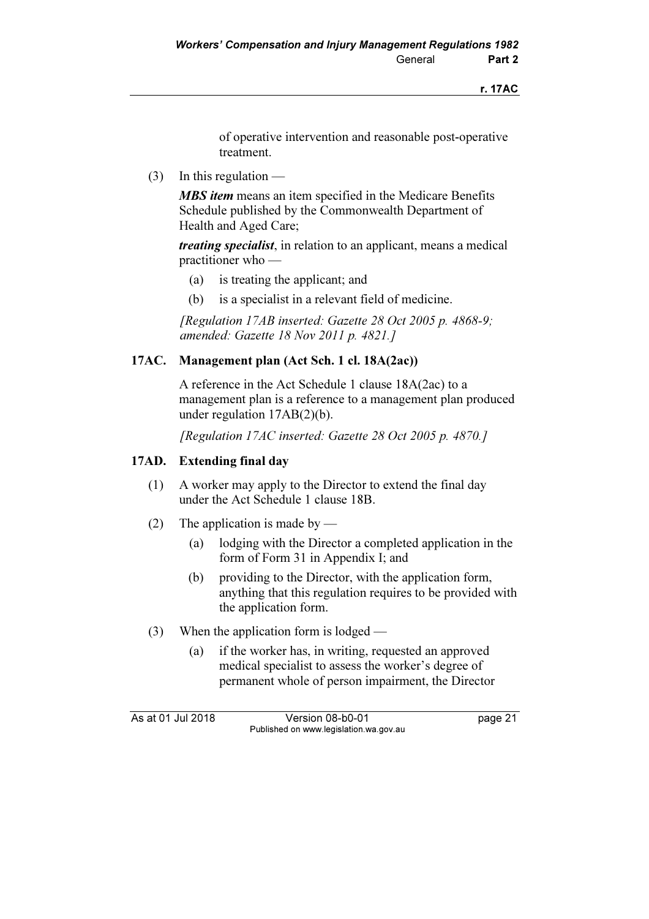of operative intervention and reasonable post-operative treatment.

(3) In this regulation —

***MBS item*** means an item specified in the Medicare Benefits Schedule published by the Commonwealth Department of Health and Aged Care;

***treating specialist***, in relation to an applicant, means a medical practitioner who —

(a) is treating the applicant; and

(b) is a specialist in a relevant field of medicine.

*[Regulation 17AB inserted: Gazette 28 Oct 2005 p. 4868-9; amended: Gazette 18 Nov 2011 p. 4821.]*

### 17AC. Management plan (Act Sch. 1 cl. 18A(2ac))

A reference in the Act Schedule 1 clause 18A(2ac) to a management plan is a reference to a management plan produced under regulation 17AB(2)(b).

*[Regulation 17AC inserted: Gazette 28 Oct 2005 p. 4870.]*

### 17AD. Extending final day

(1) A worker may apply to the Director to extend the final day under the Act Schedule 1 clause 18B.

(2) The application is made by —

(a) lodging with the Director a completed application in the form of Form 31 in Appendix I; and

(b) providing to the Director, with the application form, anything that this regulation requires to be provided with the application form.

(3) When the application form is lodged —

(a) if the worker has, in writing, requested an approved medical specialist to assess the worker's degree of permanent whole of person impairment, the Director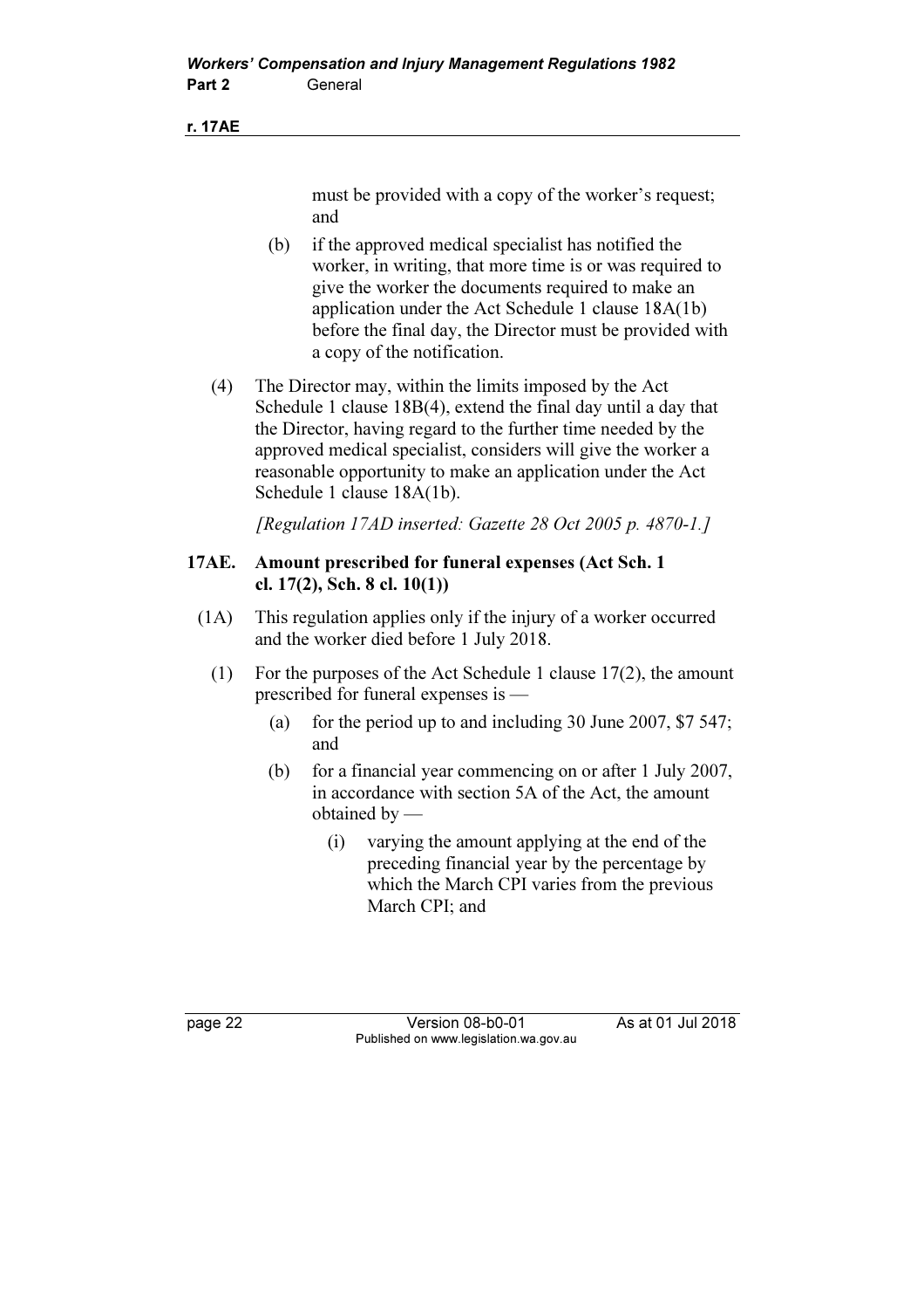must be provided with a copy of the worker's request; and

(b) if the approved medical specialist has notified the worker, in writing, that more time is or was required to give the worker the documents required to make an application under the Act Schedule 1 clause 18A(1b) before the final day, the Director must be provided with a copy of the notification.

(4) The Director may, within the limits imposed by the Act Schedule 1 clause 18B(4), extend the final day until a day that the Director, having regard to the further time needed by the approved medical specialist, considers will give the worker a reasonable opportunity to make an application under the Act Schedule 1 clause 18A(1b).

*[Regulation 17AD inserted: Gazette 28 Oct 2005 p. 4870-1.]*

### 17AE. Amount prescribed for funeral expenses (Act Sch. 1 cl. 17(2), Sch. 8 cl. 10(1))

(1A) This regulation applies only if the injury of a worker occurred and the worker died before 1 July 2018.

(1) For the purposes of the Act Schedule 1 clause 17(2), the amount prescribed for funeral expenses is —

(a) for the period up to and including 30 June 2007, $7 547; and

(b) for a financial year commencing on or after 1 July 2007, in accordance with section 5A of the Act, the amount obtained by —

(i) varying the amount applying at the end of the preceding financial year by the percentage by which the March CPI varies from the previous March CPI; and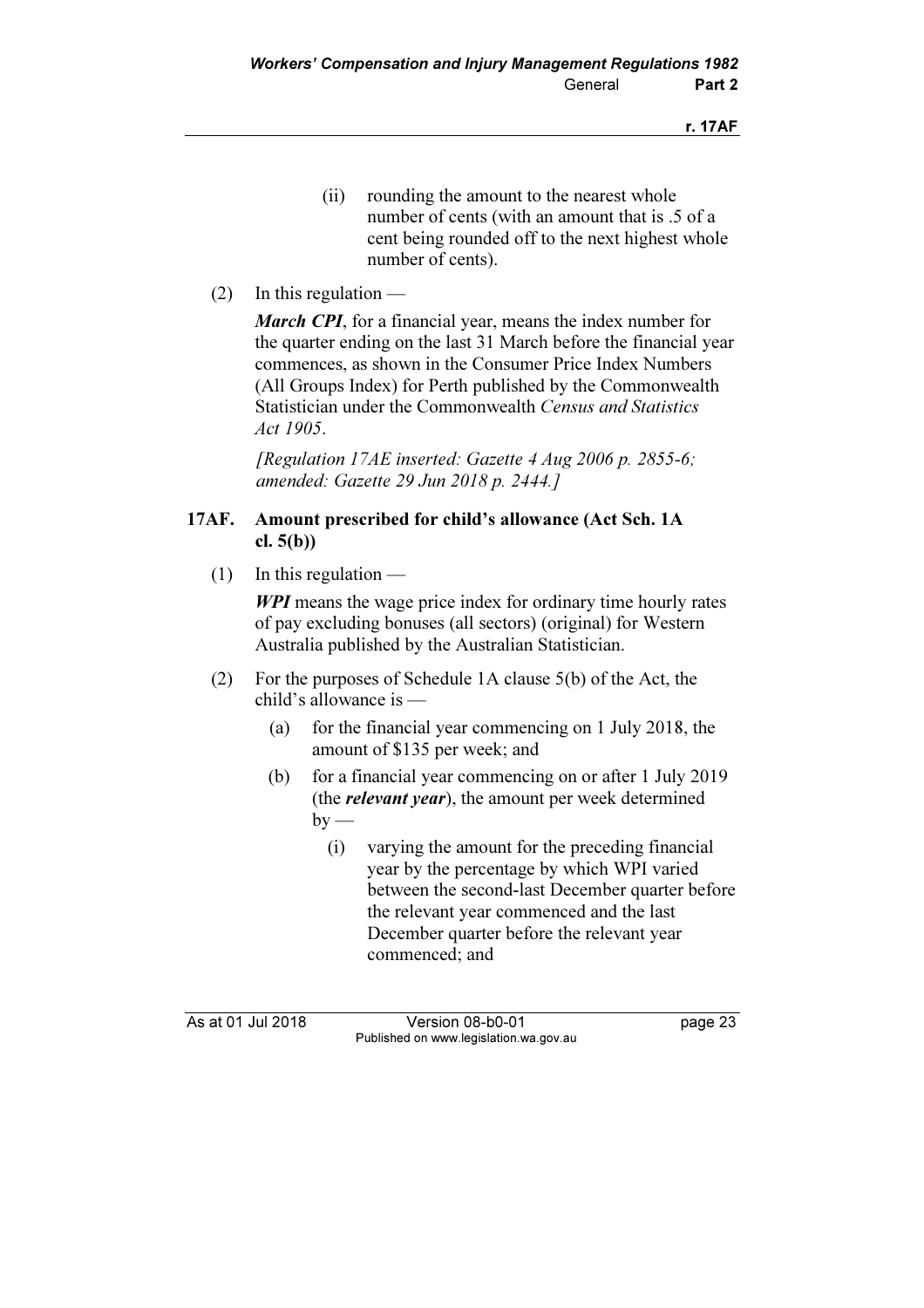(ii) rounding the amount to the nearest whole number of cents (with an amount that is .5 of a cent being rounded off to the next highest whole number of cents).

(2) In this regulation —

***March CPI***, for a financial year, means the index number for the quarter ending on the last 31 March before the financial year commences, as shown in the Consumer Price Index Numbers (All Groups Index) for Perth published by the Commonwealth Statistician under the Commonwealth *Census and Statistics Act 1905*.

*[Regulation 17AE inserted: Gazette 4 Aug 2006 p. 2855-6; amended: Gazette 29 Jun 2018 p. 2444.]*

### 17AF. Amount prescribed for child's allowance (Act Sch. 1A cl. 5(b))

(1) In this regulation —

***WPI*** means the wage price index for ordinary time hourly rates of pay excluding bonuses (all sectors) (original) for Western Australia published by the Australian Statistician.

(2) For the purposes of Schedule 1A clause 5(b) of the Act, the child's allowance is —

(a) for the financial year commencing on 1 July 2018, the amount of $135 per week; and

(b) for a financial year commencing on or after 1 July 2019 (the ***relevant year***), the amount per week determined by —

(i) varying the amount for the preceding financial year by the percentage by which WPI varied between the second-last December quarter before the relevant year commenced and the last December quarter before the relevant year commenced; and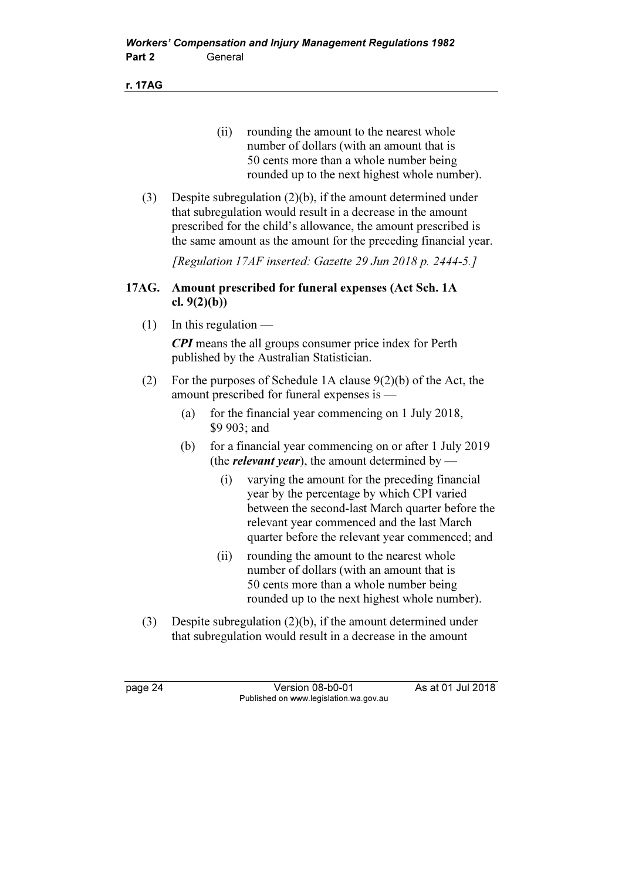(ii) rounding the amount to the nearest whole number of dollars (with an amount that is 50 cents more than a whole number being rounded up to the next highest whole number).

(3) Despite subregulation (2)(b), if the amount determined under that subregulation would result in a decrease in the amount prescribed for the child's allowance, the amount prescribed is the same amount as the amount for the preceding financial year.

*[Regulation 17AF inserted: Gazette 29 Jun 2018 p. 2444-5.]*

### 17AG. Amount prescribed for funeral expenses (Act Sch. 1A cl. 9(2)(b))

(1) In this regulation —

***CPI*** means the all groups consumer price index for Perth published by the Australian Statistician.

(2) For the purposes of Schedule 1A clause 9(2)(b) of the Act, the amount prescribed for funeral expenses is —

(a) for the financial year commencing on 1 July 2018, $9 903; and

(b) for a financial year commencing on or after 1 July 2019 (the ***relevant year***), the amount determined by —

(i) varying the amount for the preceding financial year by the percentage by which CPI varied between the second-last March quarter before the relevant year commenced and the last March quarter before the relevant year commenced; and

(ii) rounding the amount to the nearest whole number of dollars (with an amount that is 50 cents more than a whole number being rounded up to the next highest whole number).

(3) Despite subregulation (2)(b), if the amount determined under that subregulation would result in a decrease in the amount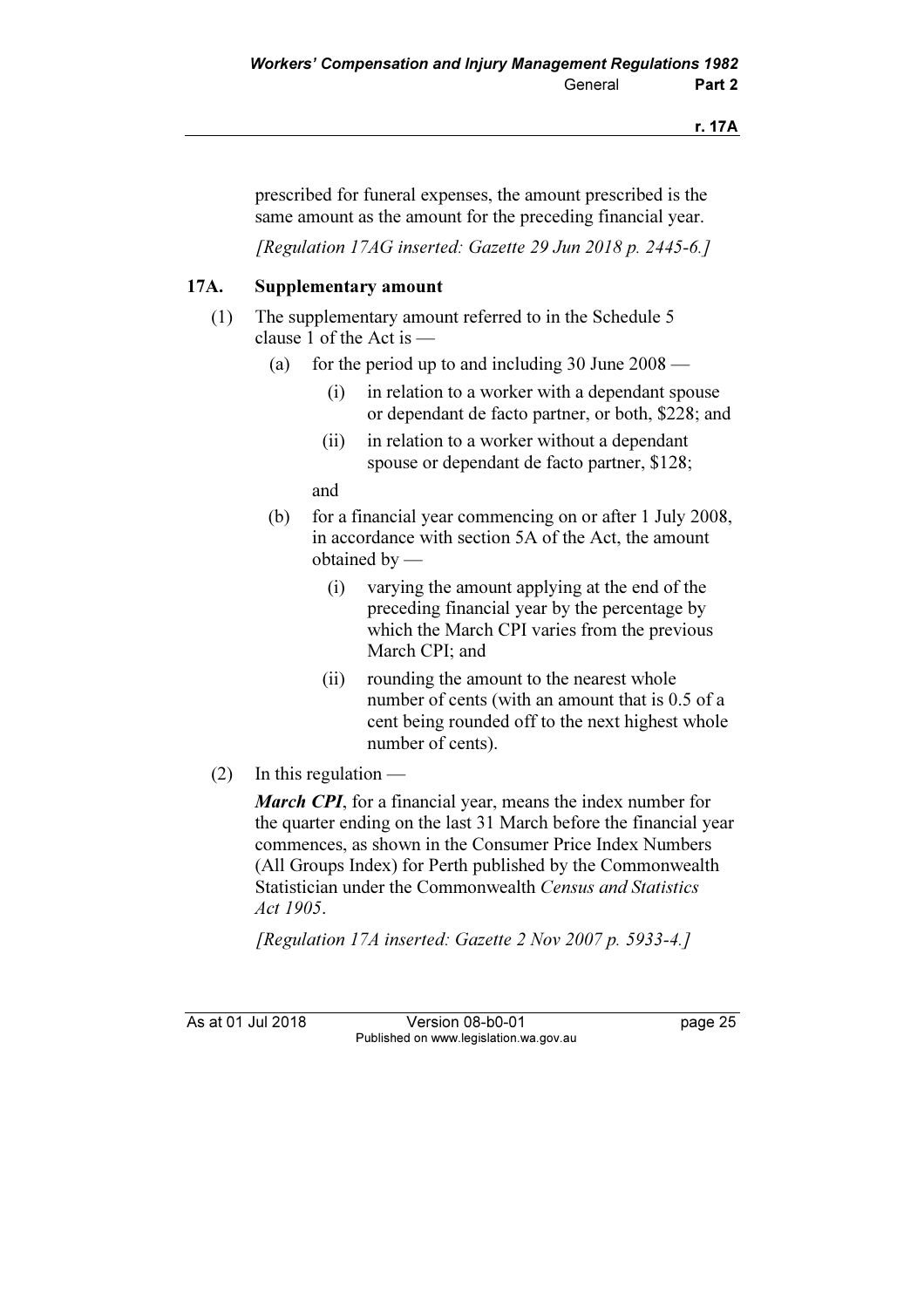prescribed for funeral expenses, the amount prescribed is the same amount as the amount for the preceding financial year.

*[Regulation 17AG inserted: Gazette 29 Jun 2018 p. 2445-6.]*

## 17A. Supplementary amount

(1) The supplementary amount referred to in the Schedule 5 clause 1 of the Act is —

  (a) for the period up to and including 30 June 2008 —

    (i) in relation to a worker with a dependant spouse or dependant de facto partner, or both, $228; and

    (ii) in relation to a worker without a dependant spouse or dependant de facto partner, $128;

  and

  (b) for a financial year commencing on or after 1 July 2008, in accordance with section 5A of the Act, the amount obtained by —

    (i) varying the amount applying at the end of the preceding financial year by the percentage by which the March CPI varies from the previous March CPI; and

    (ii) rounding the amount to the nearest whole number of cents (with an amount that is 0.5 of a cent being rounded off to the next highest whole number of cents).

(2) In this regulation —

***March CPI***, for a financial year, means the index number for the quarter ending on the last 31 March before the financial year commences, as shown in the Consumer Price Index Numbers (All Groups Index) for Perth published by the Commonwealth Statistician under the Commonwealth *Census and Statistics Act 1905*.

*[Regulation 17A inserted: Gazette 2 Nov 2007 p. 5933-4.]*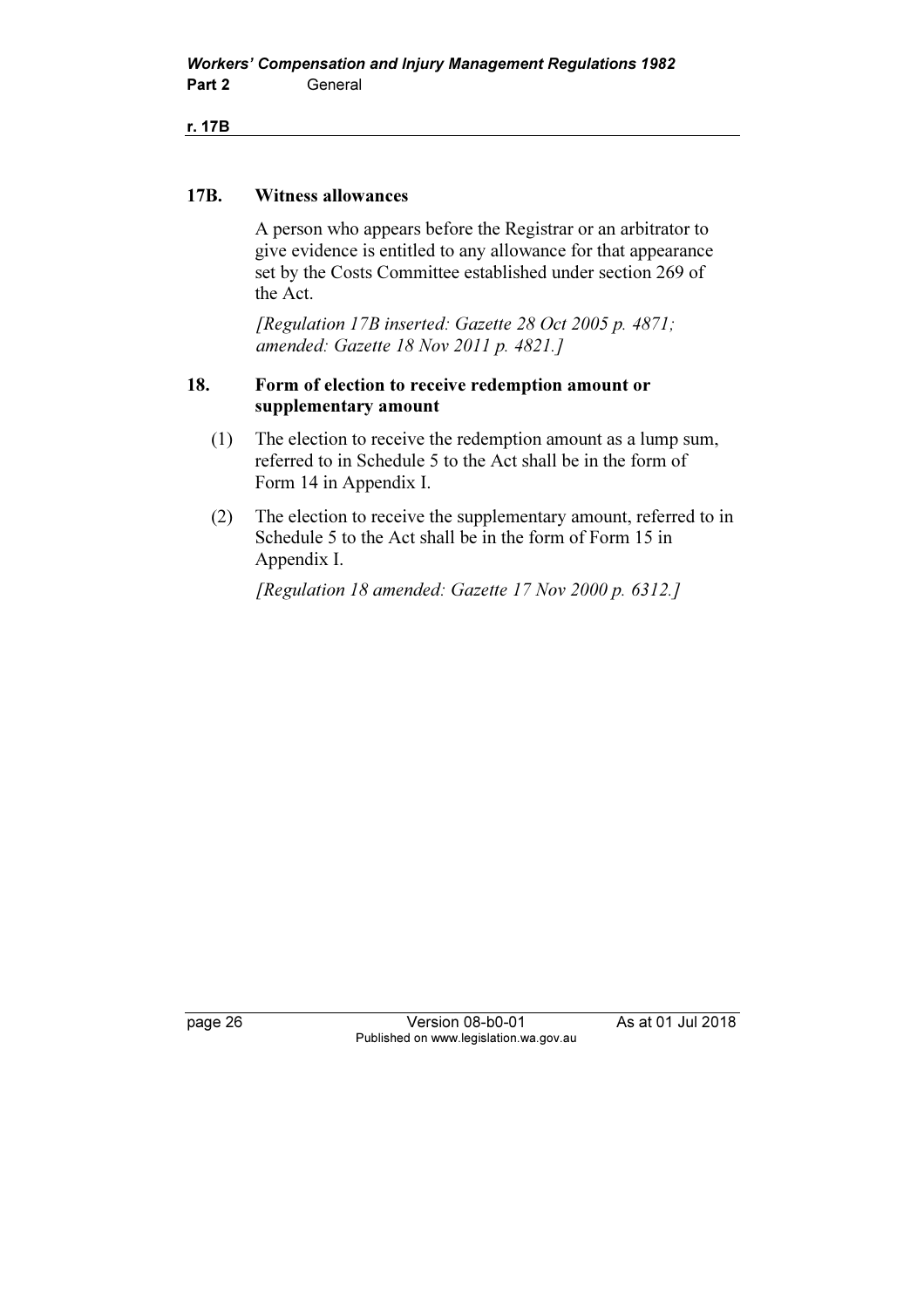### 17B. Witness allowances

A person who appears before the Registrar or an arbitrator to give evidence is entitled to any allowance for that appearance set by the Costs Committee established under section 269 of the Act.

*[Regulation 17B inserted: Gazette 28 Oct 2005 p. 4871; amended: Gazette 18 Nov 2011 p. 4821.]*

### 18. Form of election to receive redemption amount or supplementary amount

(1) The election to receive the redemption amount as a lump sum, referred to in Schedule 5 to the Act shall be in the form of Form 14 in Appendix I.

(2) The election to receive the supplementary amount, referred to in Schedule 5 to the Act shall be in the form of Form 15 in Appendix I.

*[Regulation 18 amended: Gazette 17 Nov 2000 p. 6312.]*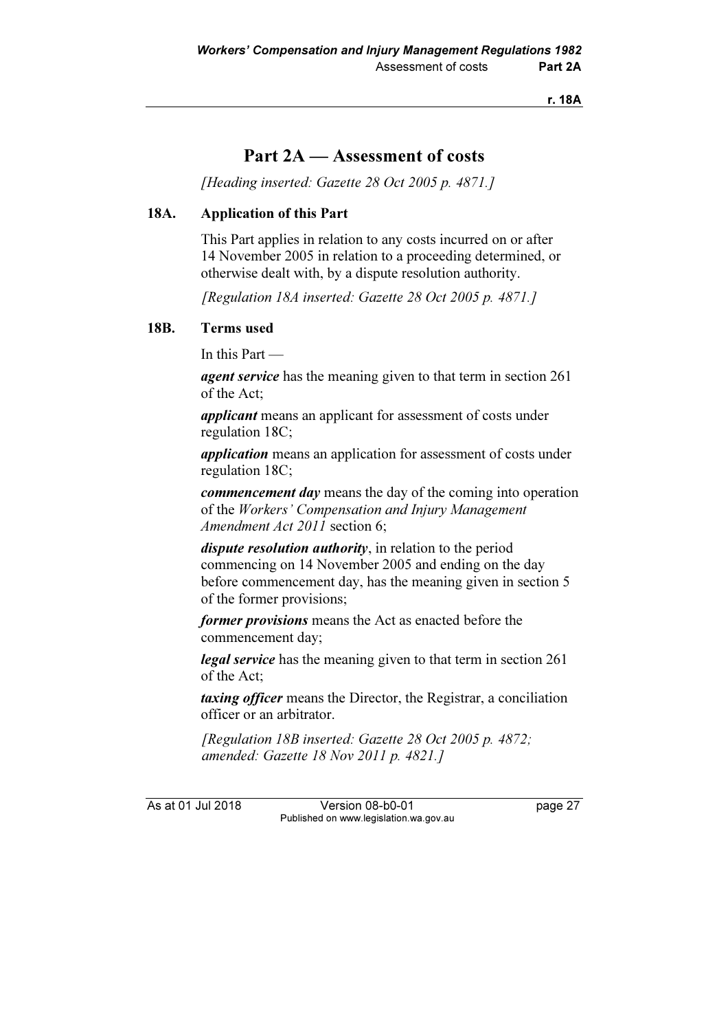# Part 2A — Assessment of costs

*[Heading inserted: Gazette 28 Oct 2005 p. 4871.]*

## 18A. Application of this Part

This Part applies in relation to any costs incurred on or after 14 November 2005 in relation to a proceeding determined, or otherwise dealt with, by a dispute resolution authority.

*[Regulation 18A inserted: Gazette 28 Oct 2005 p. 4871.]*

## 18B. Terms used

In this Part —

***agent service*** has the meaning given to that term in section 261 of the Act;

***applicant*** means an applicant for assessment of costs under regulation 18C;

***application*** means an application for assessment of costs under regulation 18C;

***commencement day*** means the day of the coming into operation of the *Workers' Compensation and Injury Management Amendment Act 2011* section 6;

***dispute resolution authority***, in relation to the period commencing on 14 November 2005 and ending on the day before commencement day, has the meaning given in section 5 of the former provisions;

***former provisions*** means the Act as enacted before the commencement day;

***legal service*** has the meaning given to that term in section 261 of the Act;

***taxing officer*** means the Director, the Registrar, a conciliation officer or an arbitrator.

*[Regulation 18B inserted: Gazette 28 Oct 2005 p. 4872; amended: Gazette 18 Nov 2011 p. 4821.]*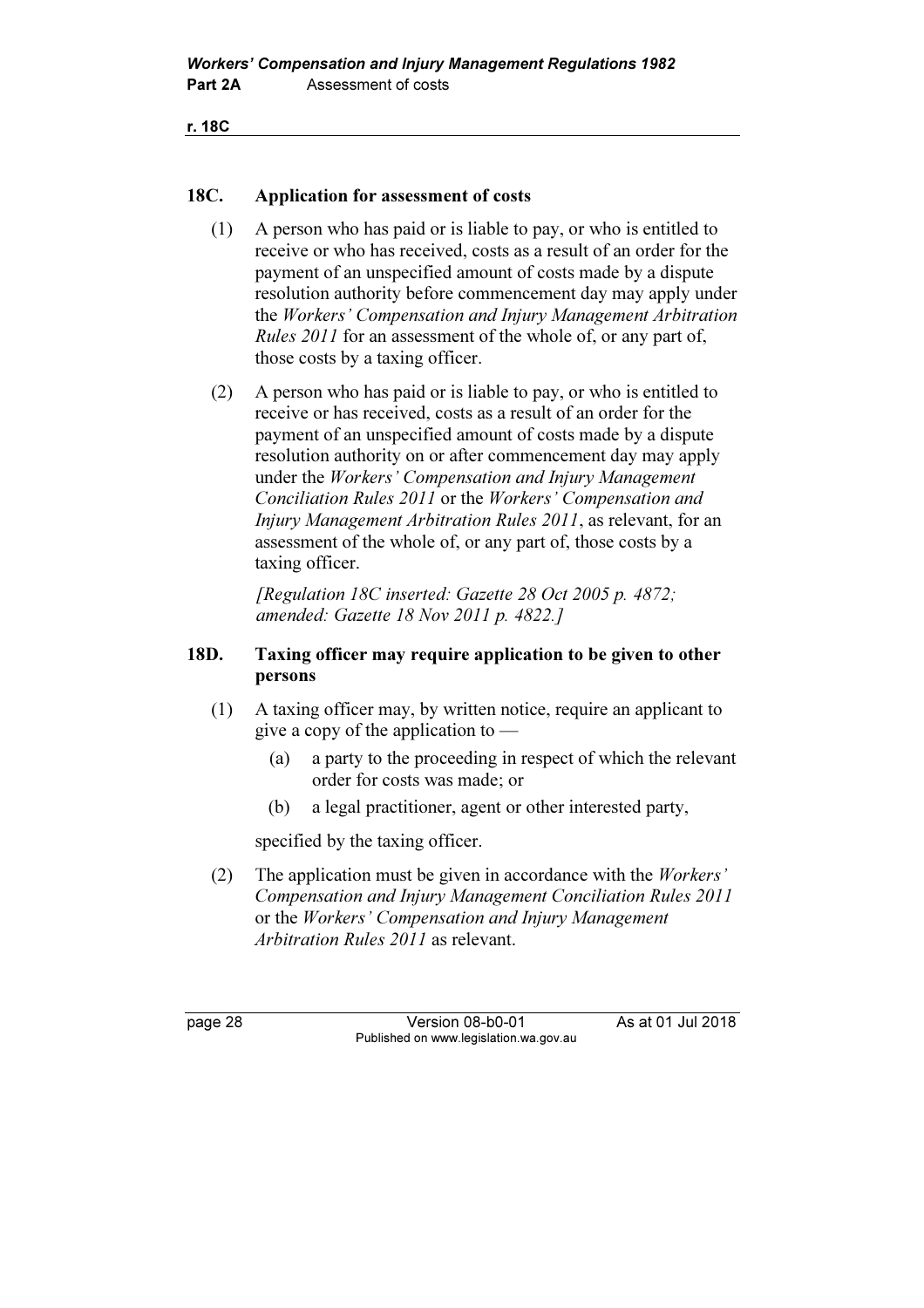## 18C. Application for assessment of costs

(1) A person who has paid or is liable to pay, or who is entitled to receive or who has received, costs as a result of an order for the payment of an unspecified amount of costs made by a dispute resolution authority before commencement day may apply under the *Workers' Compensation and Injury Management Arbitration Rules 2011* for an assessment of the whole of, or any part of, those costs by a taxing officer.

(2) A person who has paid or is liable to pay, or who is entitled to receive or has received, costs as a result of an order for the payment of an unspecified amount of costs made by a dispute resolution authority on or after commencement day may apply under the *Workers' Compensation and Injury Management Conciliation Rules 2011* or the *Workers' Compensation and Injury Management Arbitration Rules 2011*, as relevant, for an assessment of the whole of, or any part of, those costs by a taxing officer.

*[Regulation 18C inserted: Gazette 28 Oct 2005 p. 4872; amended: Gazette 18 Nov 2011 p. 4822.]*

## 18D. Taxing officer may require application to be given to other persons

(1) A taxing officer may, by written notice, require an applicant to give a copy of the application to —

(a) a party to the proceeding in respect of which the relevant order for costs was made; or

(b) a legal practitioner, agent or other interested party,

specified by the taxing officer.

(2) The application must be given in accordance with the *Workers' Compensation and Injury Management Conciliation Rules 2011* or the *Workers' Compensation and Injury Management Arbitration Rules 2011* as relevant.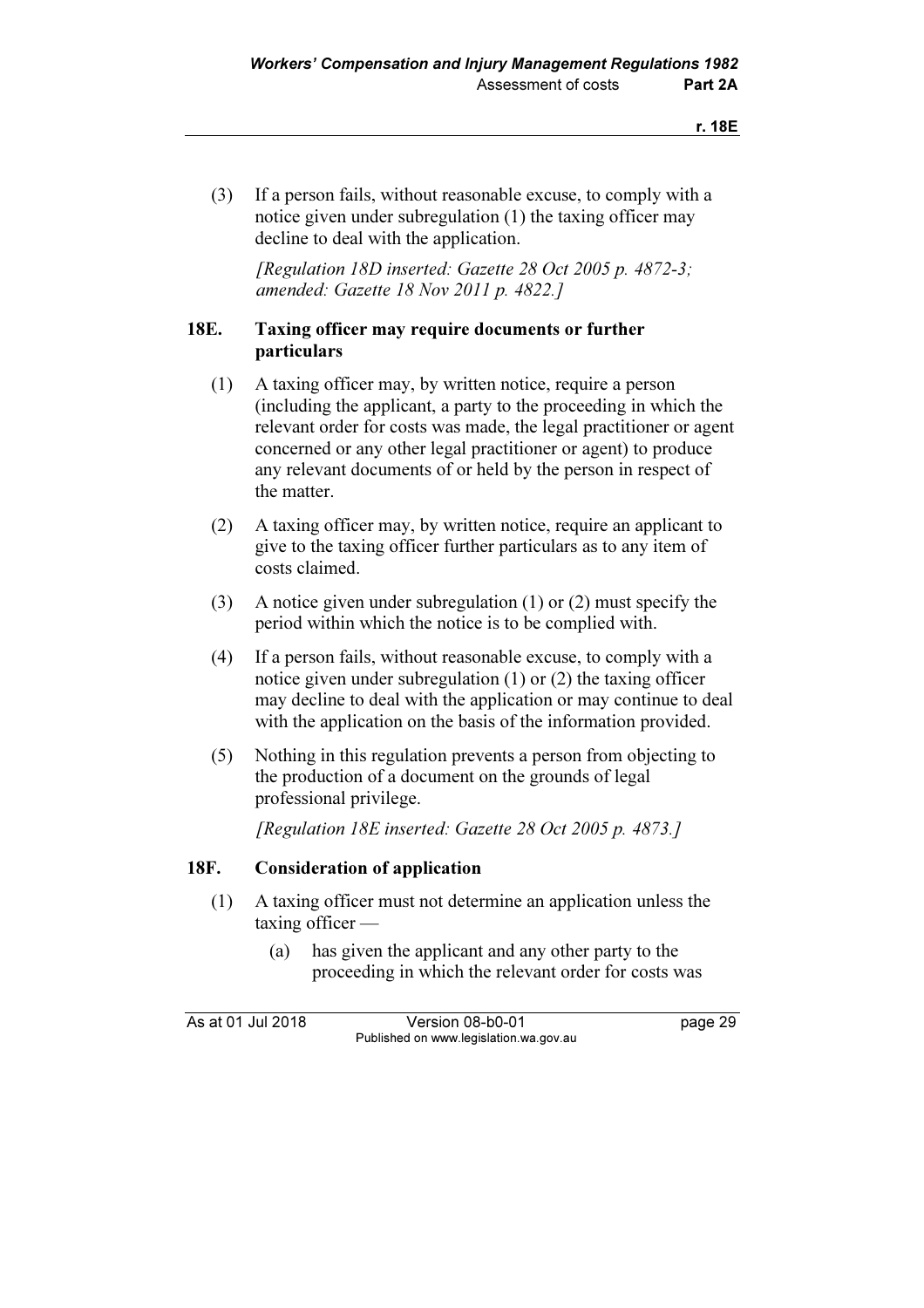(3) If a person fails, without reasonable excuse, to comply with a notice given under subregulation (1) the taxing officer may decline to deal with the application.

*[Regulation 18D inserted: Gazette 28 Oct 2005 p. 4872-3; amended: Gazette 18 Nov 2011 p. 4822.]*

### 18E. Taxing officer may require documents or further particulars

(1) A taxing officer may, by written notice, require a person (including the applicant, a party to the proceeding in which the relevant order for costs was made, the legal practitioner or agent concerned or any other legal practitioner or agent) to produce any relevant documents of or held by the person in respect of the matter.

(2) A taxing officer may, by written notice, require an applicant to give to the taxing officer further particulars as to any item of costs claimed.

(3) A notice given under subregulation (1) or (2) must specify the period within which the notice is to be complied with.

(4) If a person fails, without reasonable excuse, to comply with a notice given under subregulation (1) or (2) the taxing officer may decline to deal with the application or may continue to deal with the application on the basis of the information provided.

(5) Nothing in this regulation prevents a person from objecting to the production of a document on the grounds of legal professional privilege.

*[Regulation 18E inserted: Gazette 28 Oct 2005 p. 4873.]*

### 18F. Consideration of application

(1) A taxing officer must not determine an application unless the taxing officer —

(a) has given the applicant and any other party to the proceeding in which the relevant order for costs was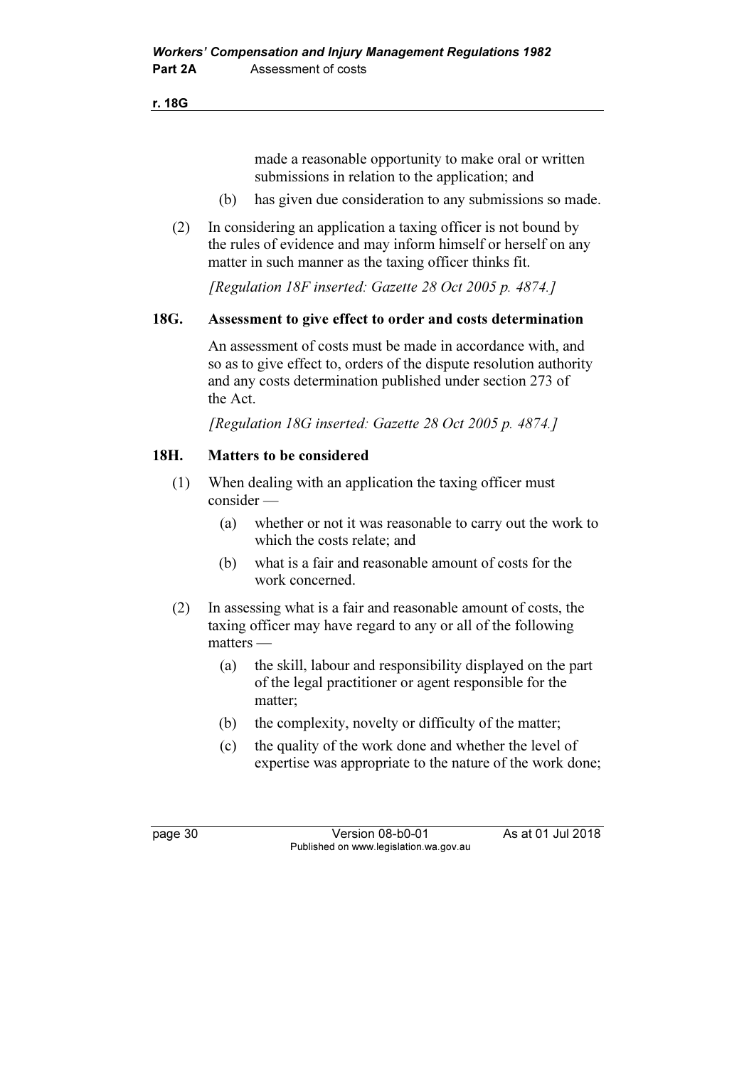made a reasonable opportunity to make oral or written submissions in relation to the application; and

(b) has given due consideration to any submissions so made.

(2) In considering an application a taxing officer is not bound by the rules of evidence and may inform himself or herself on any matter in such manner as the taxing officer thinks fit.

*[Regulation 18F inserted: Gazette 28 Oct 2005 p. 4874.]*

## 18G. Assessment to give effect to order and costs determination

An assessment of costs must be made in accordance with, and so as to give effect to, orders of the dispute resolution authority and any costs determination published under section 273 of the Act.

*[Regulation 18G inserted: Gazette 28 Oct 2005 p. 4874.]*

## 18H. Matters to be considered

(1) When dealing with an application the taxing officer must consider —

(a) whether or not it was reasonable to carry out the work to which the costs relate; and

(b) what is a fair and reasonable amount of costs for the work concerned.

(2) In assessing what is a fair and reasonable amount of costs, the taxing officer may have regard to any or all of the following matters —

(a) the skill, labour and responsibility displayed on the part of the legal practitioner or agent responsible for the matter;

(b) the complexity, novelty or difficulty of the matter;

(c) the quality of the work done and whether the level of expertise was appropriate to the nature of the work done;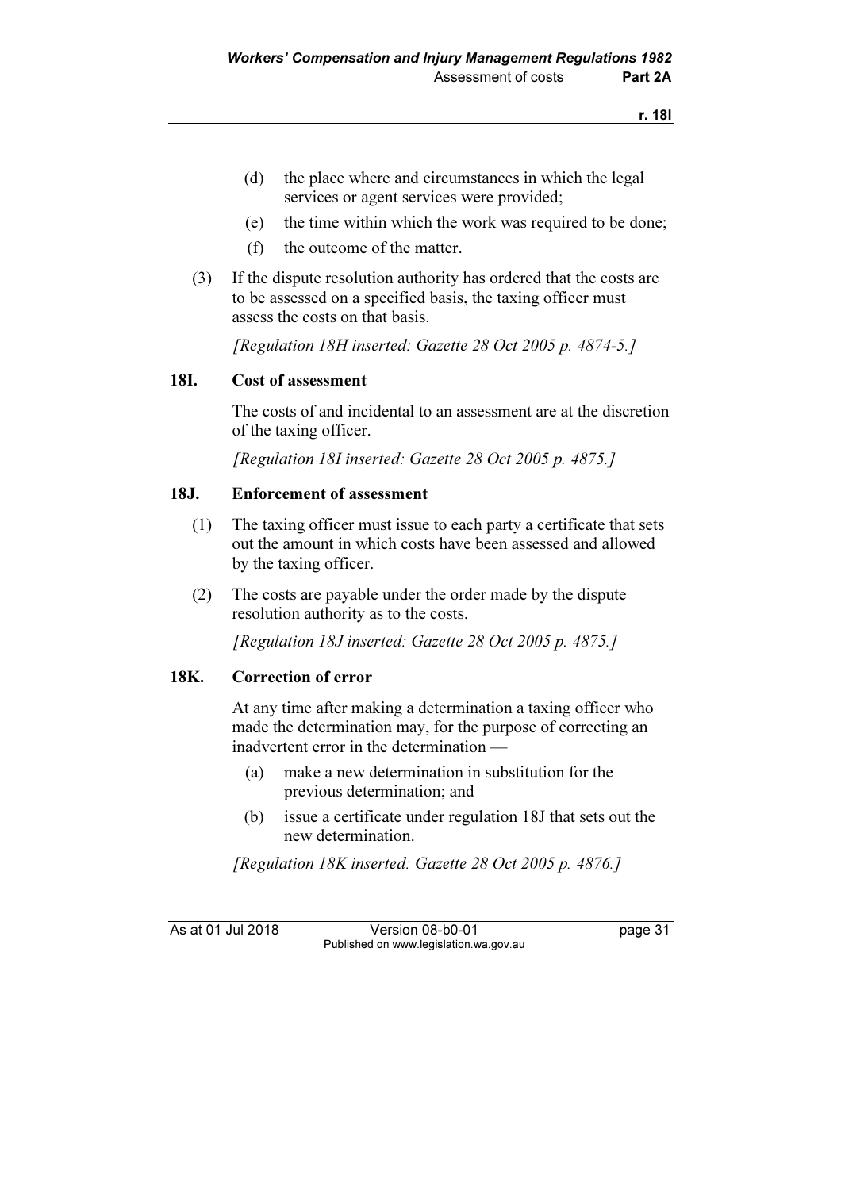(d) the place where and circumstances in which the legal services or agent services were provided;

(e) the time within which the work was required to be done;

(f) the outcome of the matter.

(3) If the dispute resolution authority has ordered that the costs are to be assessed on a specified basis, the taxing officer must assess the costs on that basis.

*[Regulation 18H inserted: Gazette 28 Oct 2005 p. 4874-5.]*

### 18I. Cost of assessment

The costs of and incidental to an assessment are at the discretion of the taxing officer.

*[Regulation 18I inserted: Gazette 28 Oct 2005 p. 4875.]*

### 18J. Enforcement of assessment

(1) The taxing officer must issue to each party a certificate that sets out the amount in which costs have been assessed and allowed by the taxing officer.

(2) The costs are payable under the order made by the dispute resolution authority as to the costs.

*[Regulation 18J inserted: Gazette 28 Oct 2005 p. 4875.]*

### 18K. Correction of error

At any time after making a determination a taxing officer who made the determination may, for the purpose of correcting an inadvertent error in the determination —

(a) make a new determination in substitution for the previous determination; and

(b) issue a certificate under regulation 18J that sets out the new determination.

*[Regulation 18K inserted: Gazette 28 Oct 2005 p. 4876.]*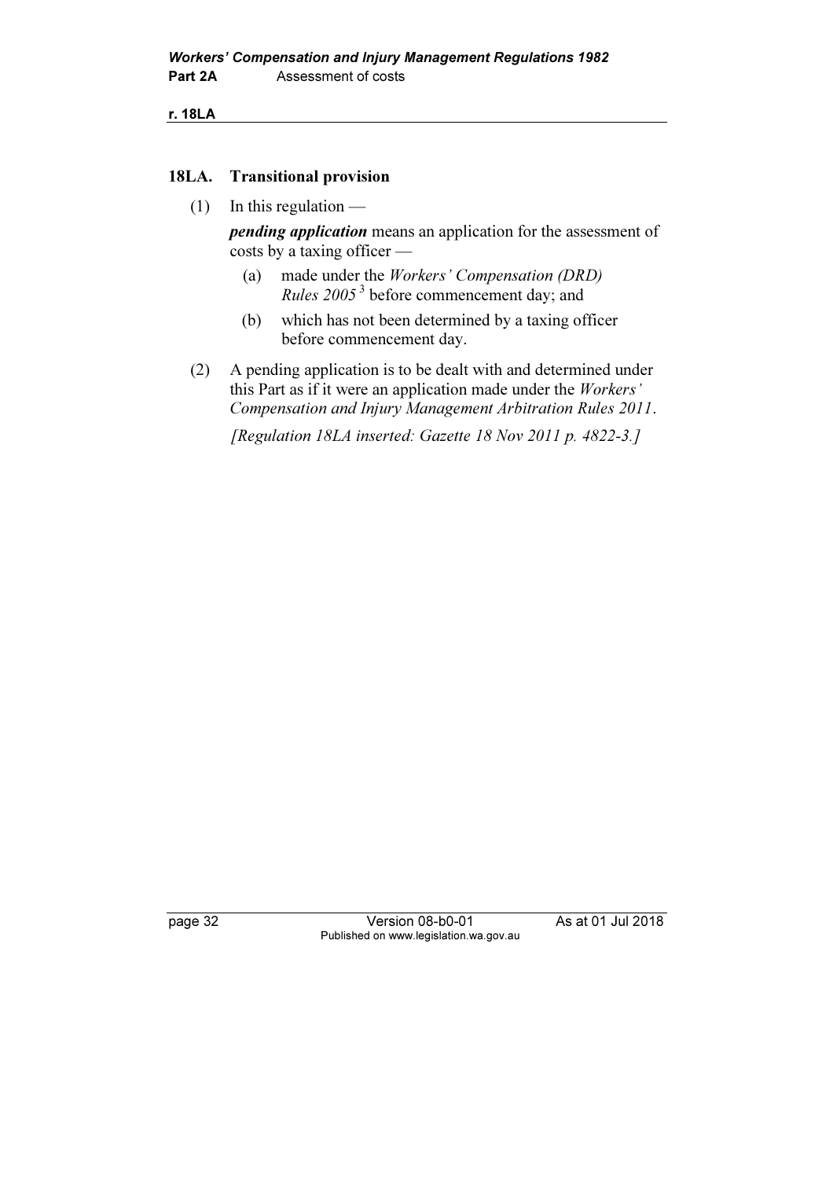## 18LA. Transitional provision

(1) In this regulation —

***pending application*** means an application for the assessment of costs by a taxing officer —

(a) made under the *Workers' Compensation (DRD) Rules 2005* [3] before commencement day; and

(b) which has not been determined by a taxing officer before commencement day.

(2) A pending application is to be dealt with and determined under this Part as if it were an application made under the *Workers' Compensation and Injury Management Arbitration Rules 2011*.

*[Regulation 18LA inserted: Gazette 18 Nov 2011 p. 4822-3.]*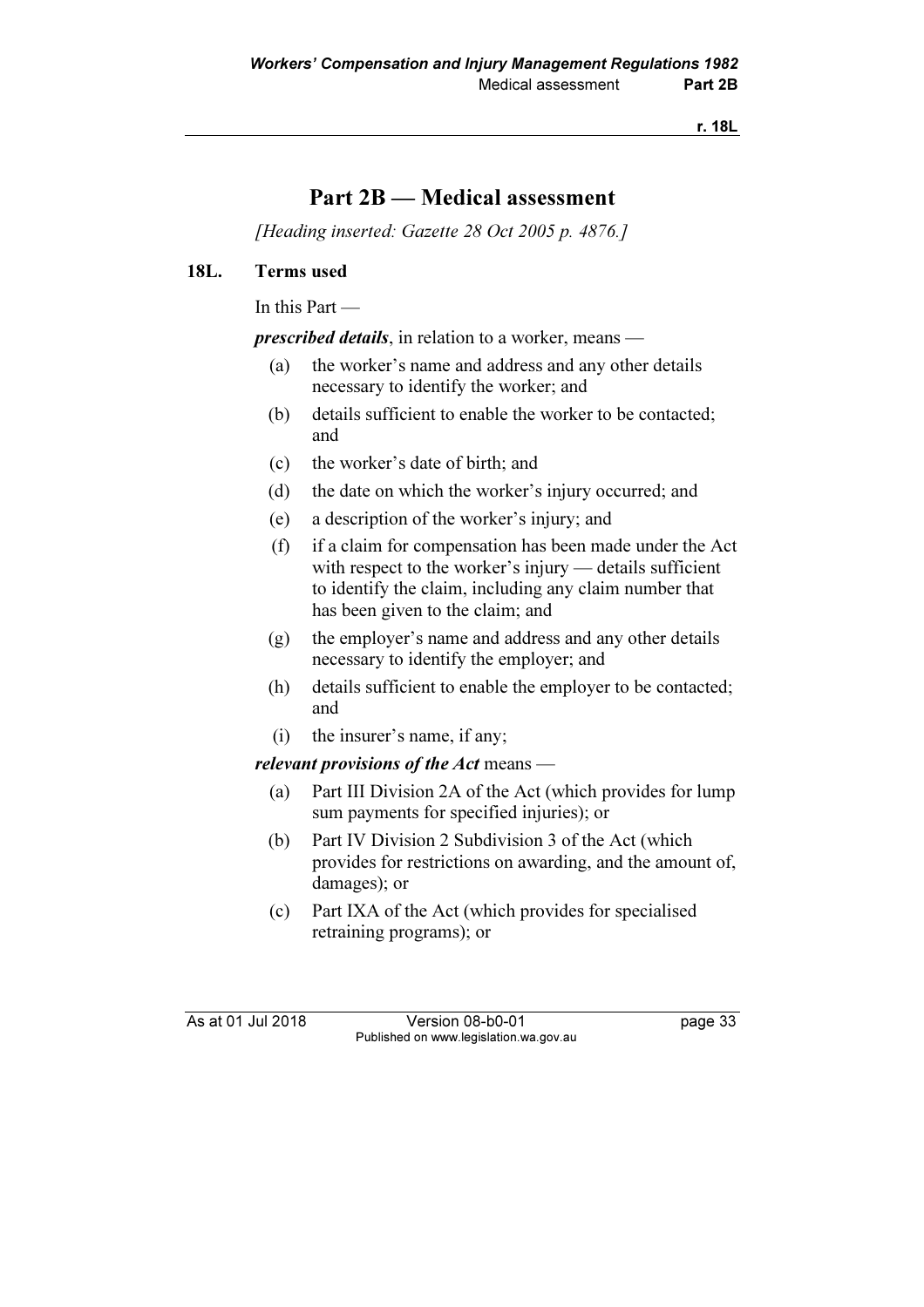# Part 2B — Medical assessment

*[Heading inserted: Gazette 28 Oct 2005 p. 4876.]*

## 18L. Terms used

In this Part —

***prescribed details***, in relation to a worker, means —

(a) the worker's name and address and any other details necessary to identify the worker; and

(b) details sufficient to enable the worker to be contacted; and

(c) the worker's date of birth; and

(d) the date on which the worker's injury occurred; and

(e) a description of the worker's injury; and

(f) if a claim for compensation has been made under the Act with respect to the worker's injury — details sufficient to identify the claim, including any claim number that has been given to the claim; and

(g) the employer's name and address and any other details necessary to identify the employer; and

(h) details sufficient to enable the employer to be contacted; and

(i) the insurer's name, if any;

***relevant provisions of the Act*** means —

(a) Part III Division 2A of the Act (which provides for lump sum payments for specified injuries); or

(b) Part IV Division 2 Subdivision 3 of the Act (which provides for restrictions on awarding, and the amount of, damages); or

(c) Part IXA of the Act (which provides for specialised retraining programs); or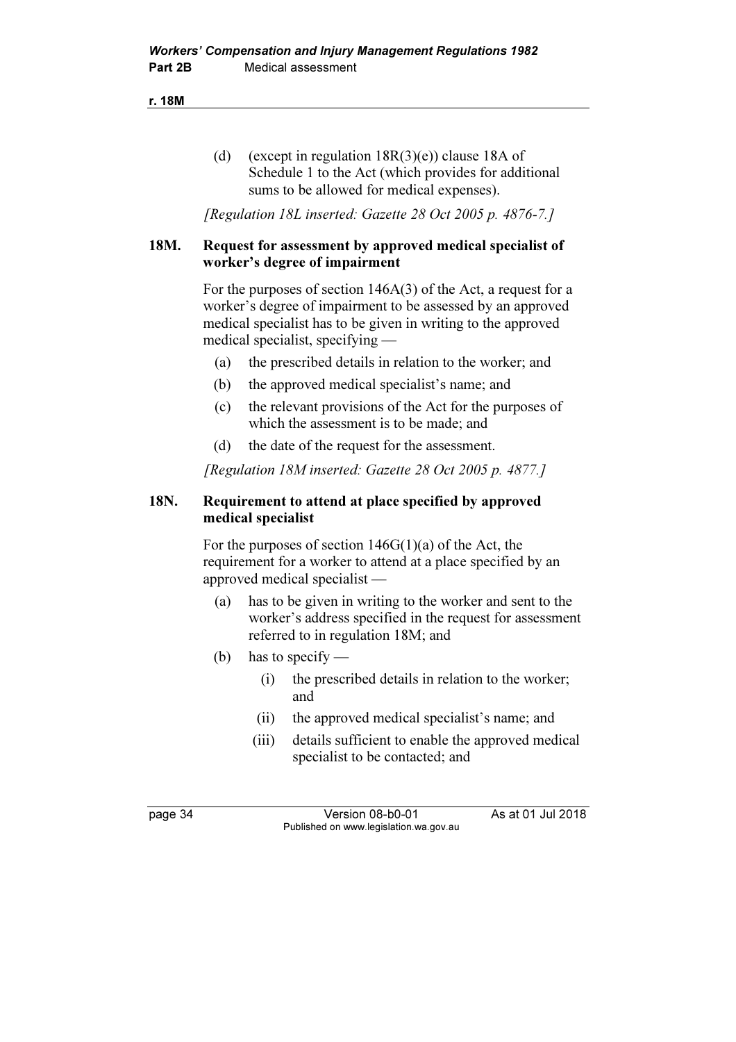(d) (except in regulation 18R(3)(e)) clause 18A of Schedule 1 to the Act (which provides for additional sums to be allowed for medical expenses).

*[Regulation 18L inserted: Gazette 28 Oct 2005 p. 4876-7.]*

## 18M. Request for assessment by approved medical specialist of worker's degree of impairment

For the purposes of section 146A(3) of the Act, a request for a worker's degree of impairment to be assessed by an approved medical specialist has to be given in writing to the approved medical specialist, specifying —

(a) the prescribed details in relation to the worker; and

(b) the approved medical specialist's name; and

(c) the relevant provisions of the Act for the purposes of which the assessment is to be made; and

(d) the date of the request for the assessment.

*[Regulation 18M inserted: Gazette 28 Oct 2005 p. 4877.]*

## 18N. Requirement to attend at place specified by approved medical specialist

For the purposes of section 146G(1)(a) of the Act, the requirement for a worker to attend at a place specified by an approved medical specialist —

(a) has to be given in writing to the worker and sent to the worker's address specified in the request for assessment referred to in regulation 18M; and

(b) has to specify —

(i) the prescribed details in relation to the worker; and

(ii) the approved medical specialist's name; and

(iii) details sufficient to enable the approved medical specialist to be contacted; and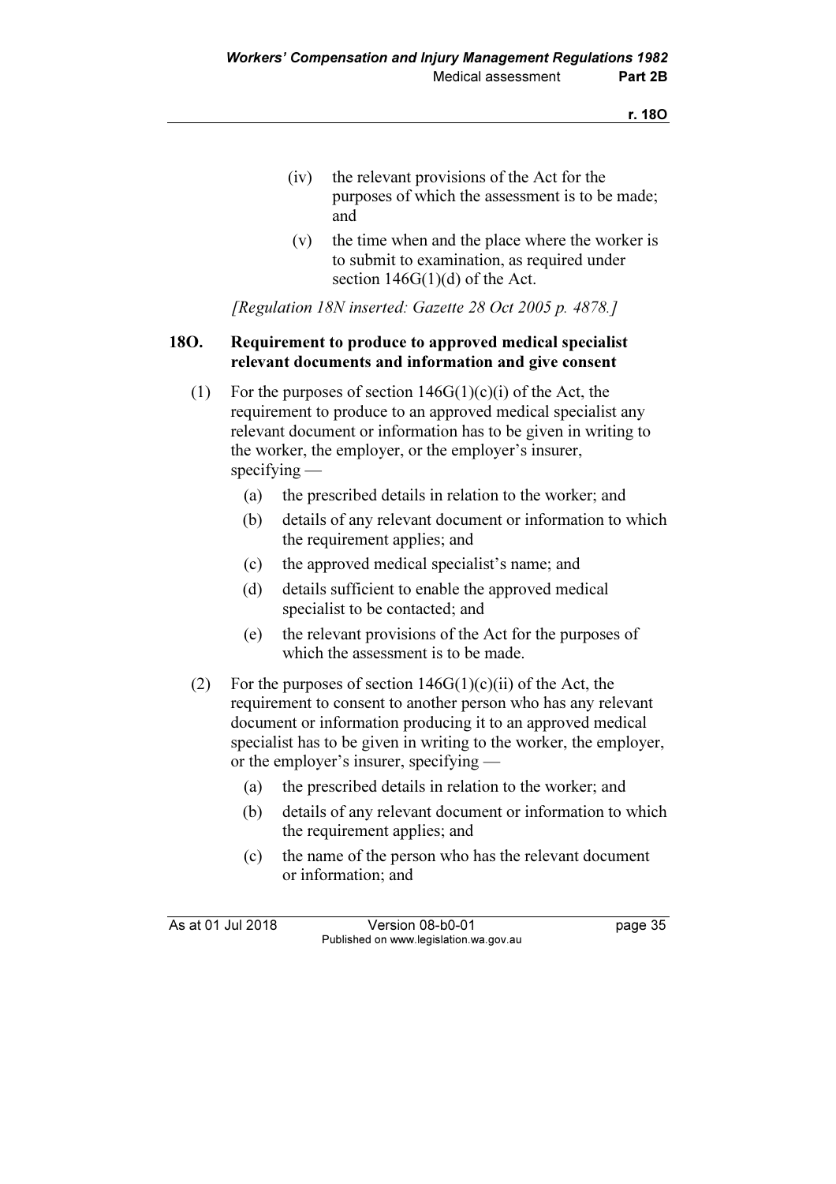(iv) the relevant provisions of the Act for the purposes of which the assessment is to be made; and

(v) the time when and the place where the worker is to submit to examination, as required under section 146G(1)(d) of the Act.

*[Regulation 18N inserted: Gazette 28 Oct 2005 p. 4878.]*

### 18O. Requirement to produce to approved medical specialist relevant documents and information and give consent

(1) For the purposes of section 146G(1)(c)(i) of the Act, the requirement to produce to an approved medical specialist any relevant document or information has to be given in writing to the worker, the employer, or the employer's insurer, specifying —

(a) the prescribed details in relation to the worker; and

(b) details of any relevant document or information to which the requirement applies; and

(c) the approved medical specialist's name; and

(d) details sufficient to enable the approved medical specialist to be contacted; and

(e) the relevant provisions of the Act for the purposes of which the assessment is to be made.

(2) For the purposes of section 146G(1)(c)(ii) of the Act, the requirement to consent to another person who has any relevant document or information producing it to an approved medical specialist has to be given in writing to the worker, the employer, or the employer's insurer, specifying —

(a) the prescribed details in relation to the worker; and

(b) details of any relevant document or information to which the requirement applies; and

(c) the name of the person who has the relevant document or information; and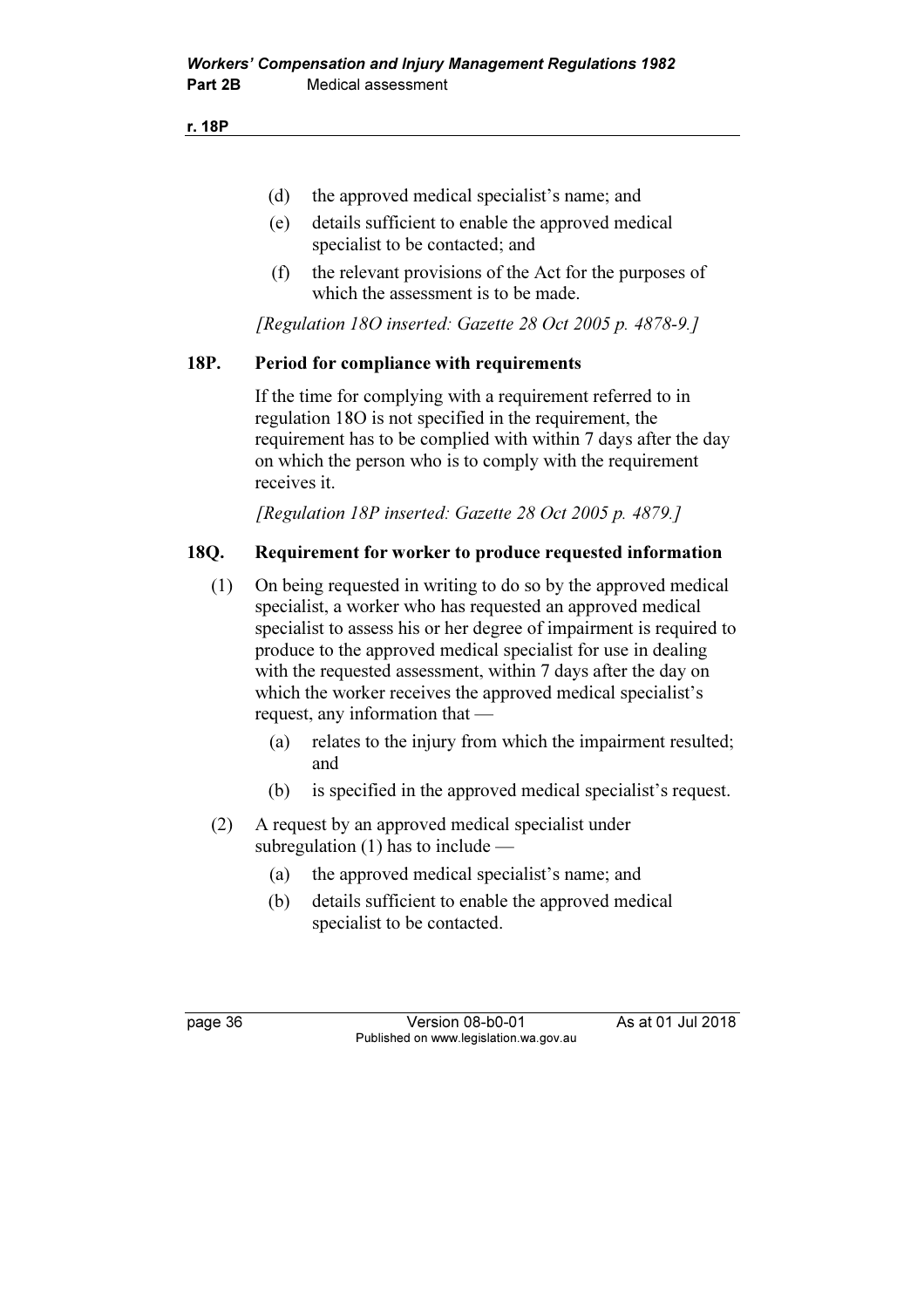(d) the approved medical specialist's name; and

(e) details sufficient to enable the approved medical specialist to be contacted; and

(f) the relevant provisions of the Act for the purposes of which the assessment is to be made.

*[Regulation 18O inserted: Gazette 28 Oct 2005 p. 4878-9.]*

## 18P. Period for compliance with requirements

If the time for complying with a requirement referred to in regulation 18O is not specified in the requirement, the requirement has to be complied with within 7 days after the day on which the person who is to comply with the requirement receives it.

*[Regulation 18P inserted: Gazette 28 Oct 2005 p. 4879.]*

## 18Q. Requirement for worker to produce requested information

(1) On being requested in writing to do so by the approved medical specialist, a worker who has requested an approved medical specialist to assess his or her degree of impairment is required to produce to the approved medical specialist for use in dealing with the requested assessment, within 7 days after the day on which the worker receives the approved medical specialist's request, any information that —

(a) relates to the injury from which the impairment resulted; and

(b) is specified in the approved medical specialist's request.

(2) A request by an approved medical specialist under subregulation (1) has to include —

(a) the approved medical specialist's name; and

(b) details sufficient to enable the approved medical specialist to be contacted.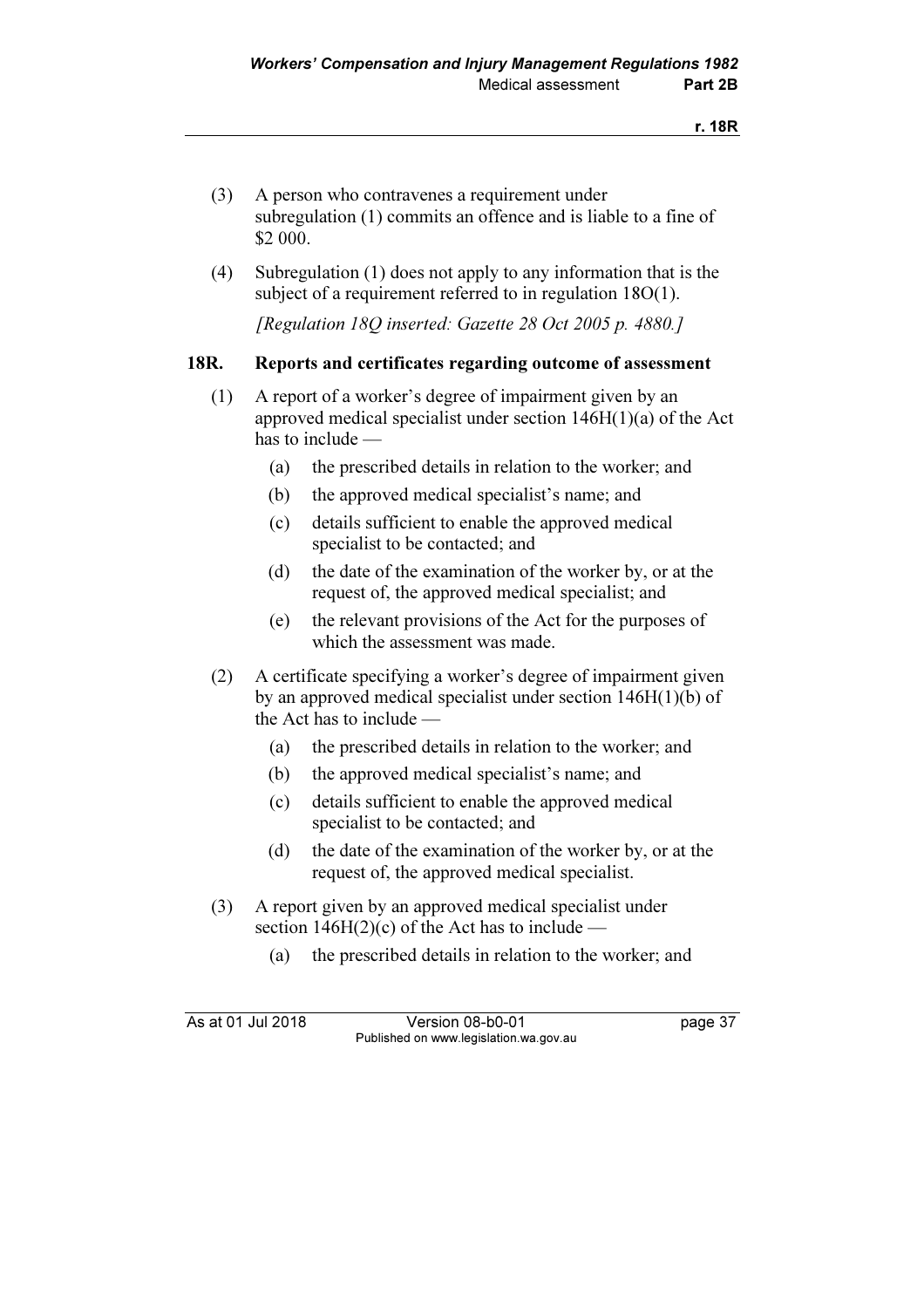(3) A person who contravenes a requirement under subregulation (1) commits an offence and is liable to a fine of $2 000.

(4) Subregulation (1) does not apply to any information that is the subject of a requirement referred to in regulation 18O(1).

*[Regulation 18Q inserted: Gazette 28 Oct 2005 p. 4880.]*

## 18R. Reports and certificates regarding outcome of assessment

(1) A report of a worker's degree of impairment given by an approved medical specialist under section 146H(1)(a) of the Act has to include —

- (a) the prescribed details in relation to the worker; and
- (b) the approved medical specialist's name; and
- (c) details sufficient to enable the approved medical specialist to be contacted; and
- (d) the date of the examination of the worker by, or at the request of, the approved medical specialist; and
- (e) the relevant provisions of the Act for the purposes of which the assessment was made.

(2) A certificate specifying a worker's degree of impairment given by an approved medical specialist under section 146H(1)(b) of the Act has to include —

- (a) the prescribed details in relation to the worker; and
- (b) the approved medical specialist's name; and
- (c) details sufficient to enable the approved medical specialist to be contacted; and
- (d) the date of the examination of the worker by, or at the request of, the approved medical specialist.

(3) A report given by an approved medical specialist under section 146H(2)(c) of the Act has to include —

- (a) the prescribed details in relation to the worker; and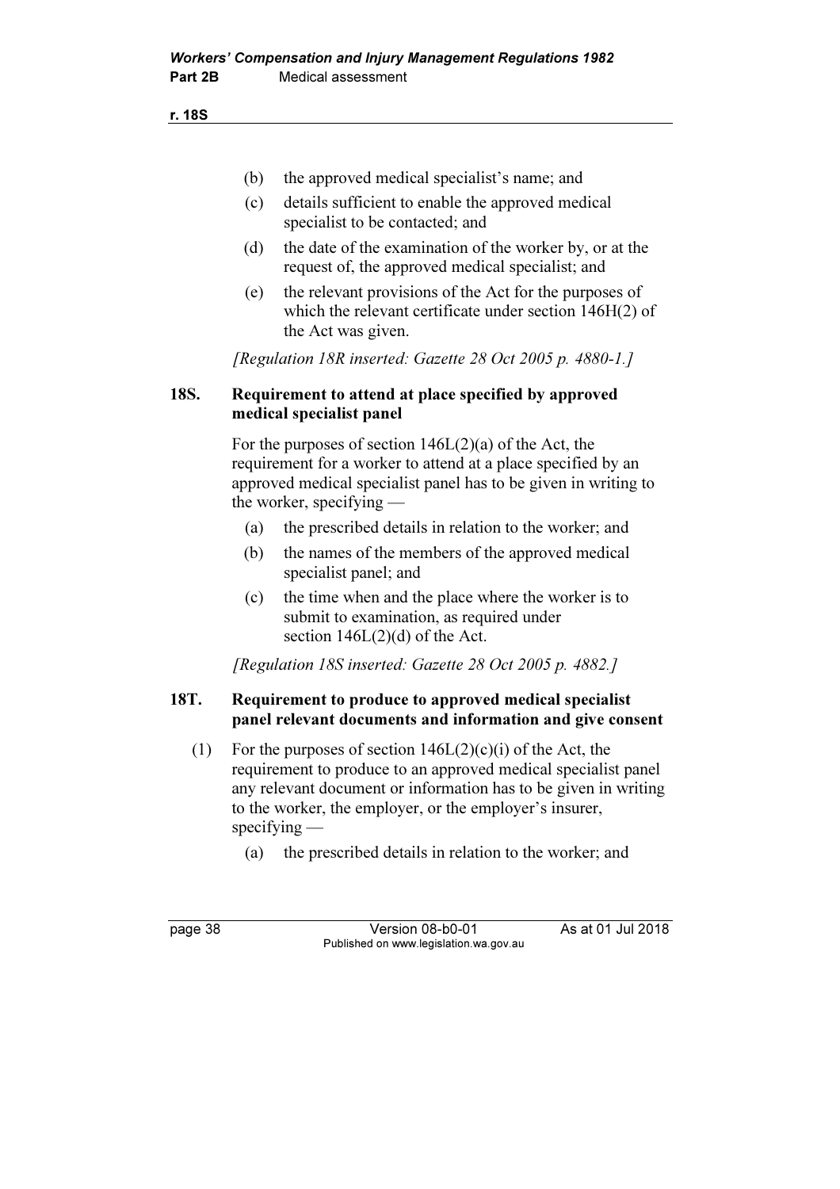(b) the approved medical specialist's name; and

(c) details sufficient to enable the approved medical specialist to be contacted; and

(d) the date of the examination of the worker by, or at the request of, the approved medical specialist; and

(e) the relevant provisions of the Act for the purposes of which the relevant certificate under section 146H(2) of the Act was given.

*[Regulation 18R inserted: Gazette 28 Oct 2005 p. 4880-1.]*

### 18S. Requirement to attend at place specified by approved medical specialist panel

For the purposes of section 146L(2)(a) of the Act, the requirement for a worker to attend at a place specified by an approved medical specialist panel has to be given in writing to the worker, specifying —

(a) the prescribed details in relation to the worker; and

(b) the names of the members of the approved medical specialist panel; and

(c) the time when and the place where the worker is to submit to examination, as required under section 146L(2)(d) of the Act.

*[Regulation 18S inserted: Gazette 28 Oct 2005 p. 4882.]*

### 18T. Requirement to produce to approved medical specialist panel relevant documents and information and give consent

(1) For the purposes of section 146L(2)(c)(i) of the Act, the requirement to produce to an approved medical specialist panel any relevant document or information has to be given in writing to the worker, the employer, or the employer's insurer, specifying —

(a) the prescribed details in relation to the worker; and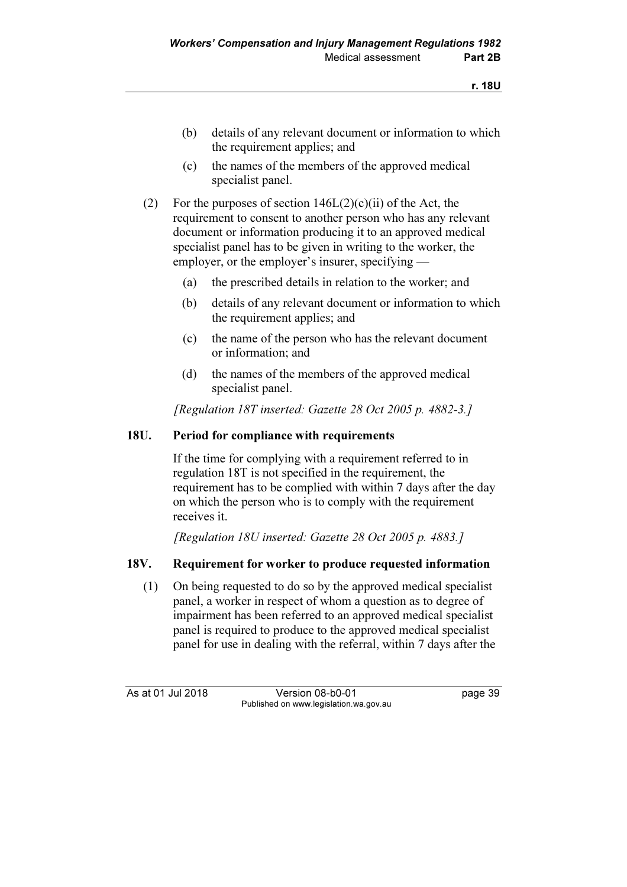(b) details of any relevant document or information to which the requirement applies; and

(c) the names of the members of the approved medical specialist panel.

(2) For the purposes of section 146L(2)(c)(ii) of the Act, the requirement to consent to another person who has any relevant document or information producing it to an approved medical specialist panel has to be given in writing to the worker, the employer, or the employer's insurer, specifying —

(a) the prescribed details in relation to the worker; and

(b) details of any relevant document or information to which the requirement applies; and

(c) the name of the person who has the relevant document or information; and

(d) the names of the members of the approved medical specialist panel.

*[Regulation 18T inserted: Gazette 28 Oct 2005 p. 4882-3.]*

### 18U. Period for compliance with requirements

If the time for complying with a requirement referred to in regulation 18T is not specified in the requirement, the requirement has to be complied with within 7 days after the day on which the person who is to comply with the requirement receives it.

*[Regulation 18U inserted: Gazette 28 Oct 2005 p. 4883.]*

### 18V. Requirement for worker to produce requested information

(1) On being requested to do so by the approved medical specialist panel, a worker in respect of whom a question as to degree of impairment has been referred to an approved medical specialist panel is required to produce to the approved medical specialist panel for use in dealing with the referral, within 7 days after the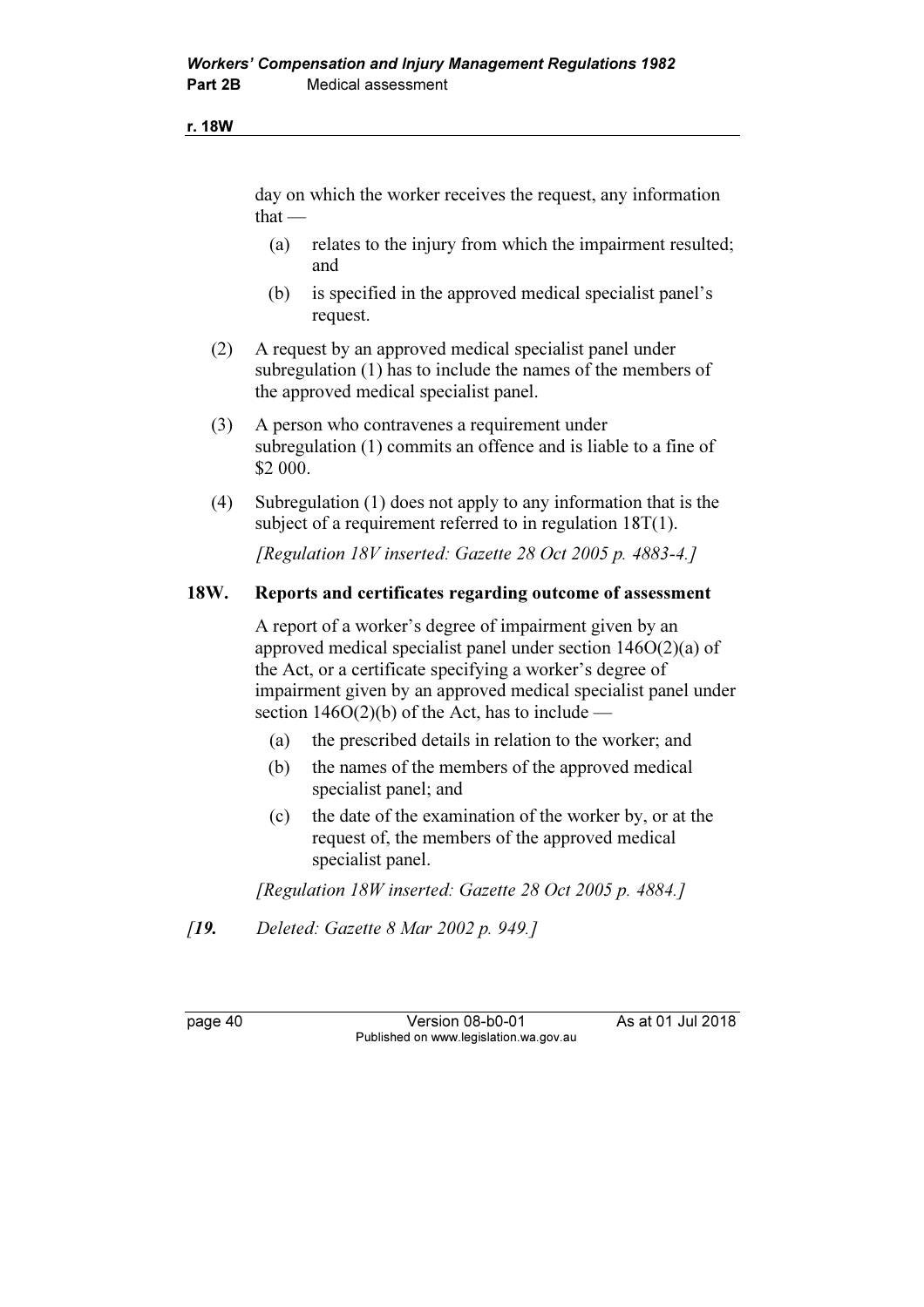day on which the worker receives the request, any information that —

(a) relates to the injury from which the impairment resulted; and

(b) is specified in the approved medical specialist panel's request.

(2) A request by an approved medical specialist panel under subregulation (1) has to include the names of the members of the approved medical specialist panel.

(3) A person who contravenes a requirement under subregulation (1) commits an offence and is liable to a fine of $2 000.

(4) Subregulation (1) does not apply to any information that is the subject of a requirement referred to in regulation 18T(1).

*[Regulation 18V inserted: Gazette 28 Oct 2005 p. 4883-4.]*

## 18W. Reports and certificates regarding outcome of assessment

A report of a worker's degree of impairment given by an approved medical specialist panel under section 146O(2)(a) of the Act, or a certificate specifying a worker's degree of impairment given by an approved medical specialist panel under section 146O(2)(b) of the Act, has to include —

(a) the prescribed details in relation to the worker; and

(b) the names of the members of the approved medical specialist panel; and

(c) the date of the examination of the worker by, or at the request of, the members of the approved medical specialist panel.

*[Regulation 18W inserted: Gazette 28 Oct 2005 p. 4884.]*

*[**19.** Deleted: Gazette 8 Mar 2002 p. 949.]*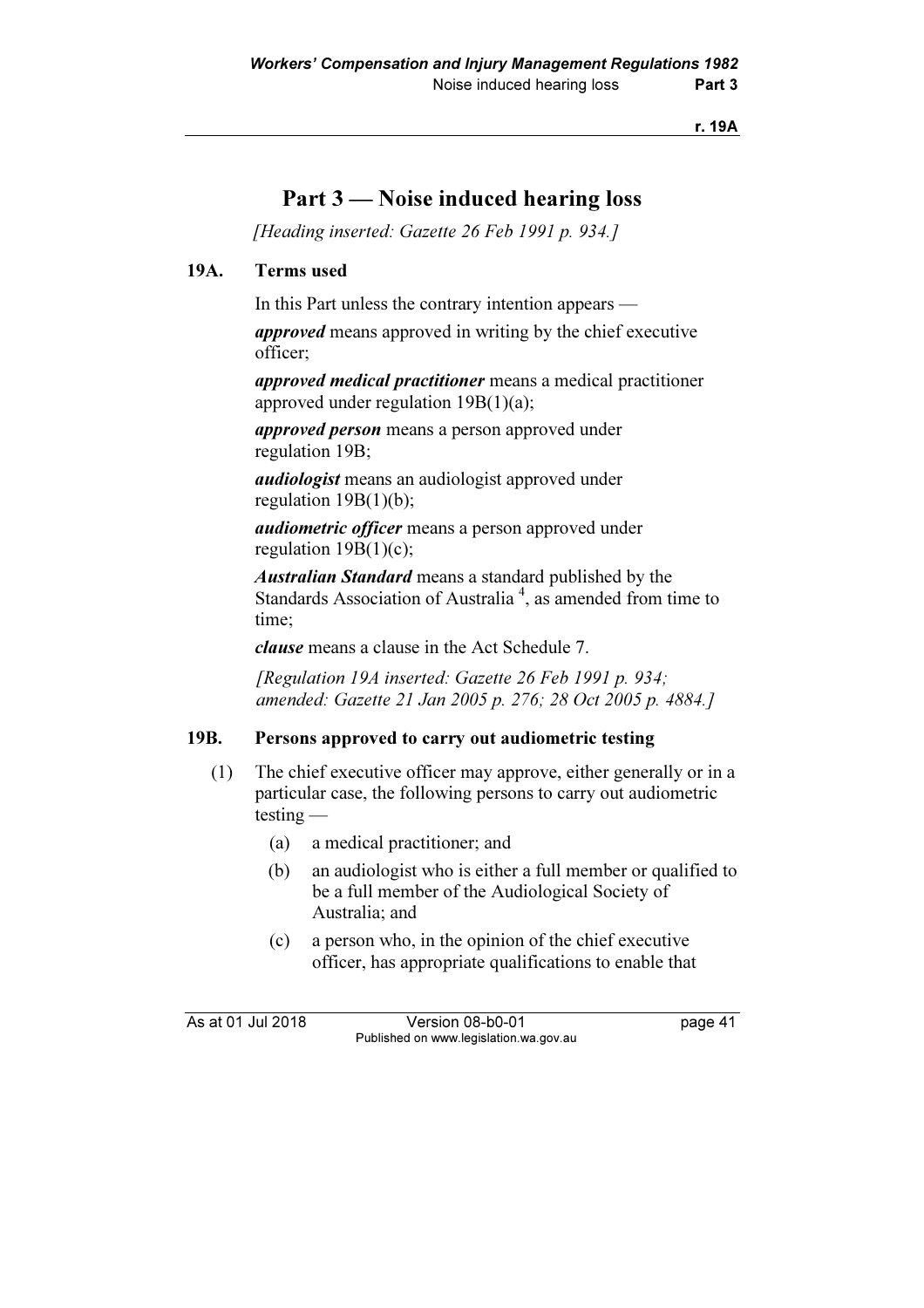# Part 3 — Noise induced hearing loss

*[Heading inserted: Gazette 26 Feb 1991 p. 934.]*

## 19A. Terms used

In this Part unless the contrary intention appears —

***approved*** means approved in writing by the chief executive officer;

***approved medical practitioner*** means a medical practitioner approved under regulation 19B(1)(a);

***approved person*** means a person approved under regulation 19B;

***audiologist*** means an audiologist approved under regulation 19B(1)(b);

***audiometric officer*** means a person approved under regulation 19B(1)(c);

***Australian Standard*** means a standard published by the Standards Association of Australia [4], as amended from time to time;

***clause*** means a clause in the Act Schedule 7.

*[Regulation 19A inserted: Gazette 26 Feb 1991 p. 934; amended: Gazette 21 Jan 2005 p. 276; 28 Oct 2005 p. 4884.]*

## 19B. Persons approved to carry out audiometric testing

(1) The chief executive officer may approve, either generally or in a particular case, the following persons to carry out audiometric testing —

(a) a medical practitioner; and

(b) an audiologist who is either a full member or qualified to be a full member of the Audiological Society of Australia; and

(c) a person who, in the opinion of the chief executive officer, has appropriate qualifications to enable that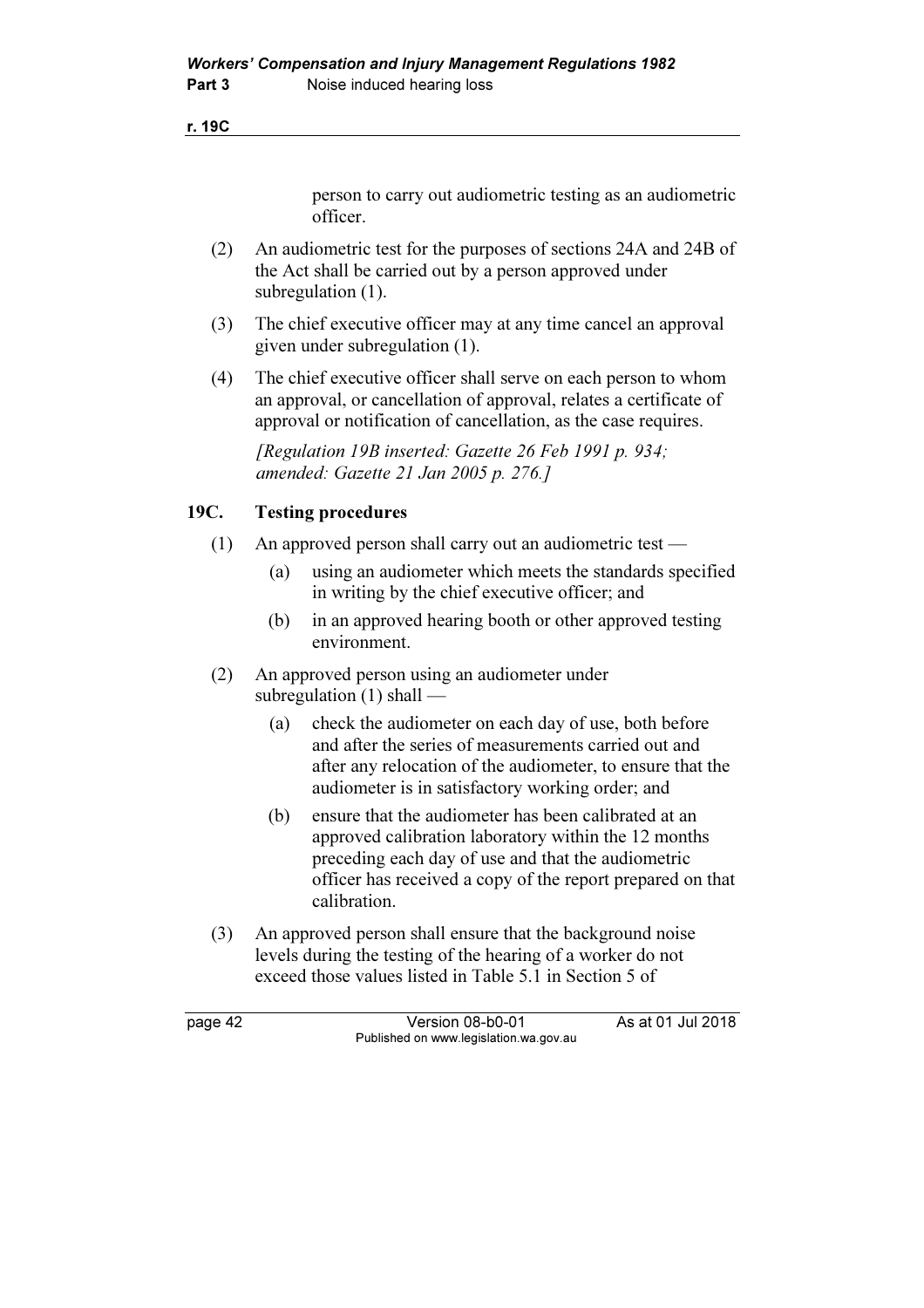person to carry out audiometric testing as an audiometric officer.

(2) An audiometric test for the purposes of sections 24A and 24B of the Act shall be carried out by a person approved under subregulation (1).

(3) The chief executive officer may at any time cancel an approval given under subregulation (1).

(4) The chief executive officer shall serve on each person to whom an approval, or cancellation of approval, relates a certificate of approval or notification of cancellation, as the case requires.

*[Regulation 19B inserted: Gazette 26 Feb 1991 p. 934; amended: Gazette 21 Jan 2005 p. 276.]*

## 19C. Testing procedures

(1) An approved person shall carry out an audiometric test —

- (a) using an audiometer which meets the standards specified in writing by the chief executive officer; and
- (b) in an approved hearing booth or other approved testing environment.

(2) An approved person using an audiometer under subregulation (1) shall —

- (a) check the audiometer on each day of use, both before and after the series of measurements carried out and after any relocation of the audiometer, to ensure that the audiometer is in satisfactory working order; and
- (b) ensure that the audiometer has been calibrated at an approved calibration laboratory within the 12 months preceding each day of use and that the audiometric officer has received a copy of the report prepared on that calibration.

(3) An approved person shall ensure that the background noise levels during the testing of the hearing of a worker do not exceed those values listed in Table 5.1 in Section 5 of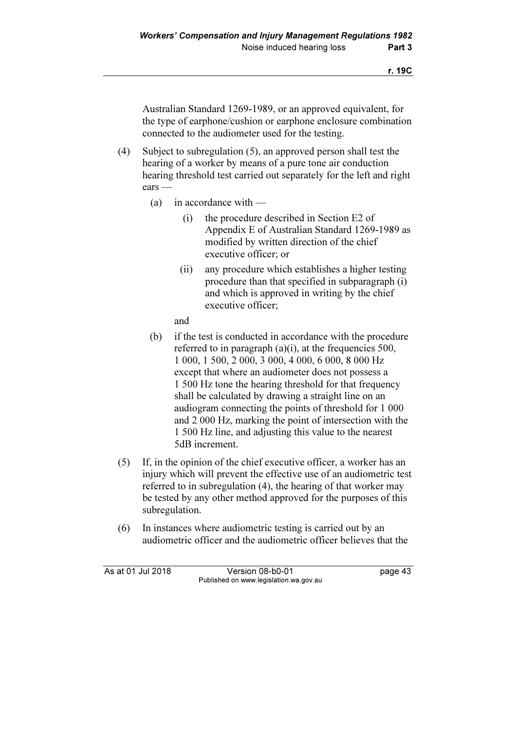Australian Standard 1269-1989, or an approved equivalent, for the type of earphone/cushion or earphone enclosure combination connected to the audiometer used for the testing.

(4) Subject to subregulation (5), an approved person shall test the hearing of a worker by means of a pure tone air conduction hearing threshold test carried out separately for the left and right ears —

(a) in accordance with —

(i) the procedure described in Section E2 of Appendix E of Australian Standard 1269-1989 as modified by written direction of the chief executive officer; or

(ii) any procedure which establishes a higher testing procedure than that specified in subparagraph (i) and which is approved in writing by the chief executive officer;

and

(b) if the test is conducted in accordance with the procedure referred to in paragraph (a)(i), at the frequencies 500, 1 000, 1 500, 2 000, 3 000, 4 000, 6 000, 8 000 Hz except that where an audiometer does not possess a 1 500 Hz tone the hearing threshold for that frequency shall be calculated by drawing a straight line on an audiogram connecting the points of threshold for 1 000 and 2 000 Hz, marking the point of intersection with the 1 500 Hz line, and adjusting this value to the nearest 5dB increment.

(5) If, in the opinion of the chief executive officer, a worker has an injury which will prevent the effective use of an audiometric test referred to in subregulation (4), the hearing of that worker may be tested by any other method approved for the purposes of this subregulation.

(6) In instances where audiometric testing is carried out by an audiometric officer and the audiometric officer believes that the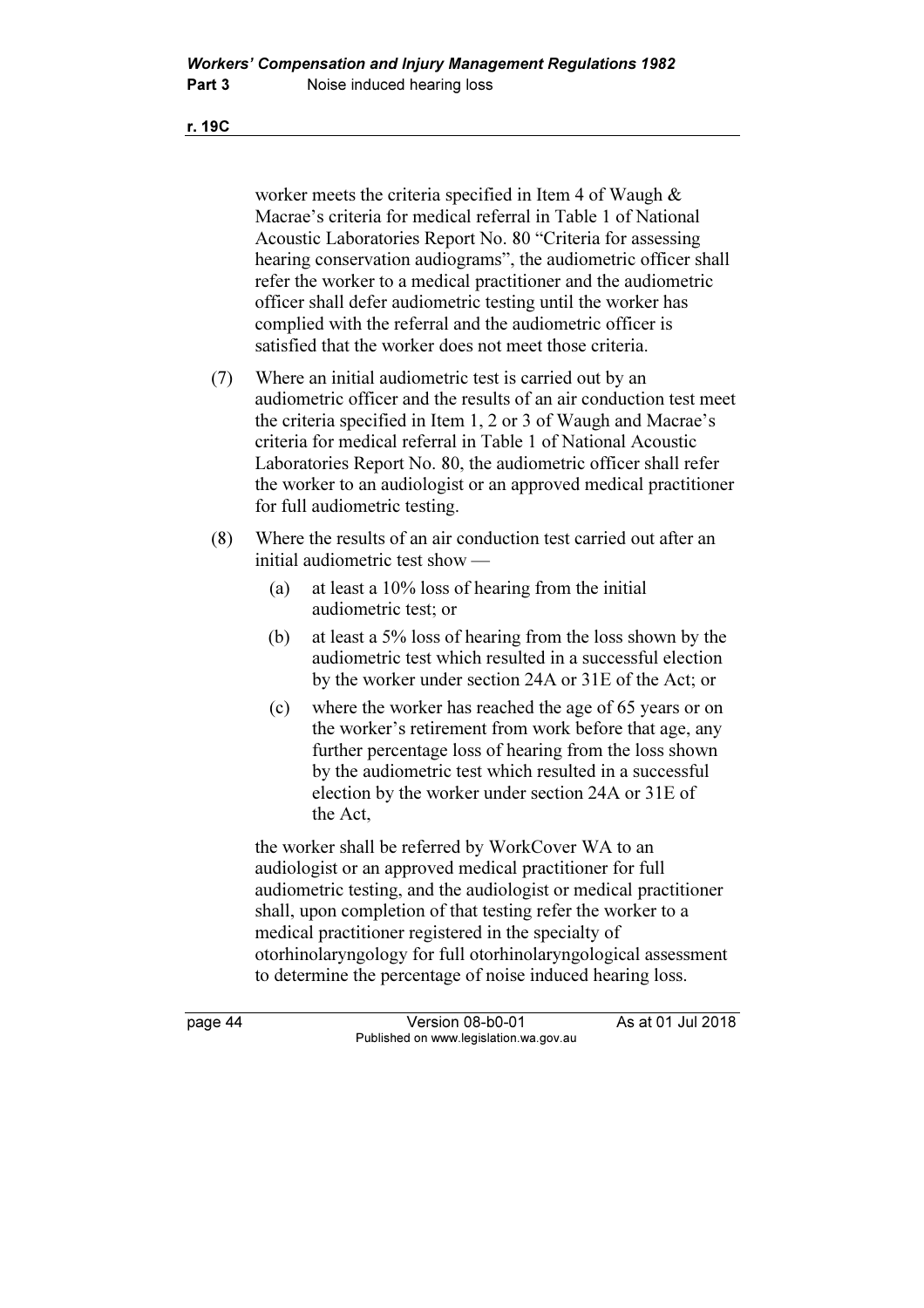worker meets the criteria specified in Item 4 of Waugh & Macrae's criteria for medical referral in Table 1 of National Acoustic Laboratories Report No. 80 "Criteria for assessing hearing conservation audiograms", the audiometric officer shall refer the worker to a medical practitioner and the audiometric officer shall defer audiometric testing until the worker has complied with the referral and the audiometric officer is satisfied that the worker does not meet those criteria.

(7) Where an initial audiometric test is carried out by an audiometric officer and the results of an air conduction test meet the criteria specified in Item 1, 2 or 3 of Waugh and Macrae's criteria for medical referral in Table 1 of National Acoustic Laboratories Report No. 80, the audiometric officer shall refer the worker to an audiologist or an approved medical practitioner for full audiometric testing.

(8) Where the results of an air conduction test carried out after an initial audiometric test show —

(a) at least a 10% loss of hearing from the initial audiometric test; or

(b) at least a 5% loss of hearing from the loss shown by the audiometric test which resulted in a successful election by the worker under section 24A or 31E of the Act; or

(c) where the worker has reached the age of 65 years or on the worker's retirement from work before that age, any further percentage loss of hearing from the loss shown by the audiometric test which resulted in a successful election by the worker under section 24A or 31E of the Act,

the worker shall be referred by WorkCover WA to an audiologist or an approved medical practitioner for full audiometric testing, and the audiologist or medical practitioner shall, upon completion of that testing refer the worker to a medical practitioner registered in the specialty of otorhinolaryngology for full otorhinolaryngological assessment to determine the percentage of noise induced hearing loss.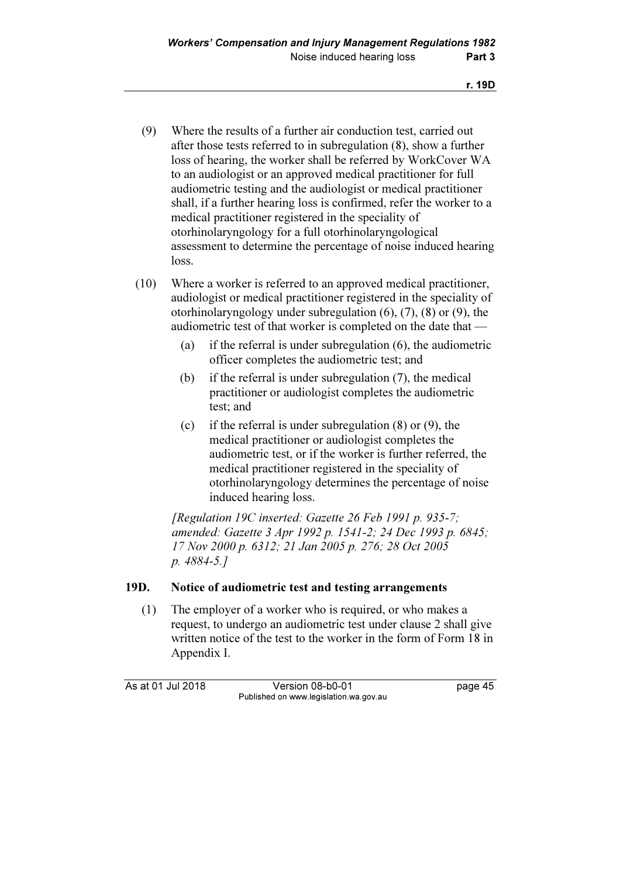(9) Where the results of a further air conduction test, carried out after those tests referred to in subregulation (8), show a further loss of hearing, the worker shall be referred by WorkCover WA to an audiologist or an approved medical practitioner for full audiometric testing and the audiologist or medical practitioner shall, if a further hearing loss is confirmed, refer the worker to a medical practitioner registered in the speciality of otorhinolaryngology for a full otorhinolaryngological assessment to determine the percentage of noise induced hearing loss.

(10) Where a worker is referred to an approved medical practitioner, audiologist or medical practitioner registered in the speciality of otorhinolaryngology under subregulation (6), (7), (8) or (9), the audiometric test of that worker is completed on the date that —

(a) if the referral is under subregulation (6), the audiometric officer completes the audiometric test; and

(b) if the referral is under subregulation (7), the medical practitioner or audiologist completes the audiometric test; and

(c) if the referral is under subregulation (8) or (9), the medical practitioner or audiologist completes the audiometric test, or if the worker is further referred, the medical practitioner registered in the speciality of otorhinolaryngology determines the percentage of noise induced hearing loss.

*[Regulation 19C inserted: Gazette 26 Feb 1991 p. 935-7; amended: Gazette 3 Apr 1992 p. 1541-2; 24 Dec 1993 p. 6845; 17 Nov 2000 p. 6312; 21 Jan 2005 p. 276; 28 Oct 2005 p. 4884-5.]*

## 19D. Notice of audiometric test and testing arrangements

(1) The employer of a worker who is required, or who makes a request, to undergo an audiometric test under clause 2 shall give written notice of the test to the worker in the form of Form 18 in Appendix I.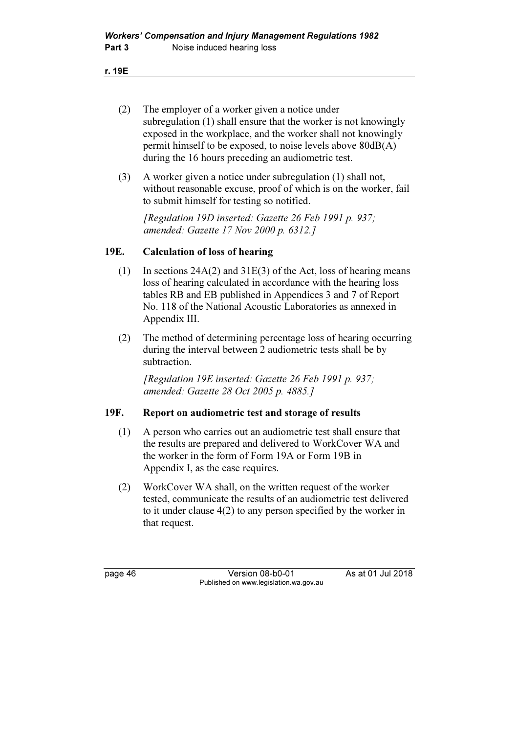(2) The employer of a worker given a notice under subregulation (1) shall ensure that the worker is not knowingly exposed in the workplace, and the worker shall not knowingly permit himself to be exposed, to noise levels above 80dB(A) during the 16 hours preceding an audiometric test.

(3) A worker given a notice under subregulation (1) shall not, without reasonable excuse, proof of which is on the worker, fail to submit himself for testing so notified.

*[Regulation 19D inserted: Gazette 26 Feb 1991 p. 937; amended: Gazette 17 Nov 2000 p. 6312.]*

## 19E. Calculation of loss of hearing

(1) In sections 24A(2) and 31E(3) of the Act, loss of hearing means loss of hearing calculated in accordance with the hearing loss tables RB and EB published in Appendices 3 and 7 of Report No. 118 of the National Acoustic Laboratories as annexed in Appendix III.

(2) The method of determining percentage loss of hearing occurring during the interval between 2 audiometric tests shall be by subtraction.

*[Regulation 19E inserted: Gazette 26 Feb 1991 p. 937; amended: Gazette 28 Oct 2005 p. 4885.]*

## 19F. Report on audiometric test and storage of results

(1) A person who carries out an audiometric test shall ensure that the results are prepared and delivered to WorkCover WA and the worker in the form of Form 19A or Form 19B in Appendix I, as the case requires.

(2) WorkCover WA shall, on the written request of the worker tested, communicate the results of an audiometric test delivered to it under clause 4(2) to any person specified by the worker in that request.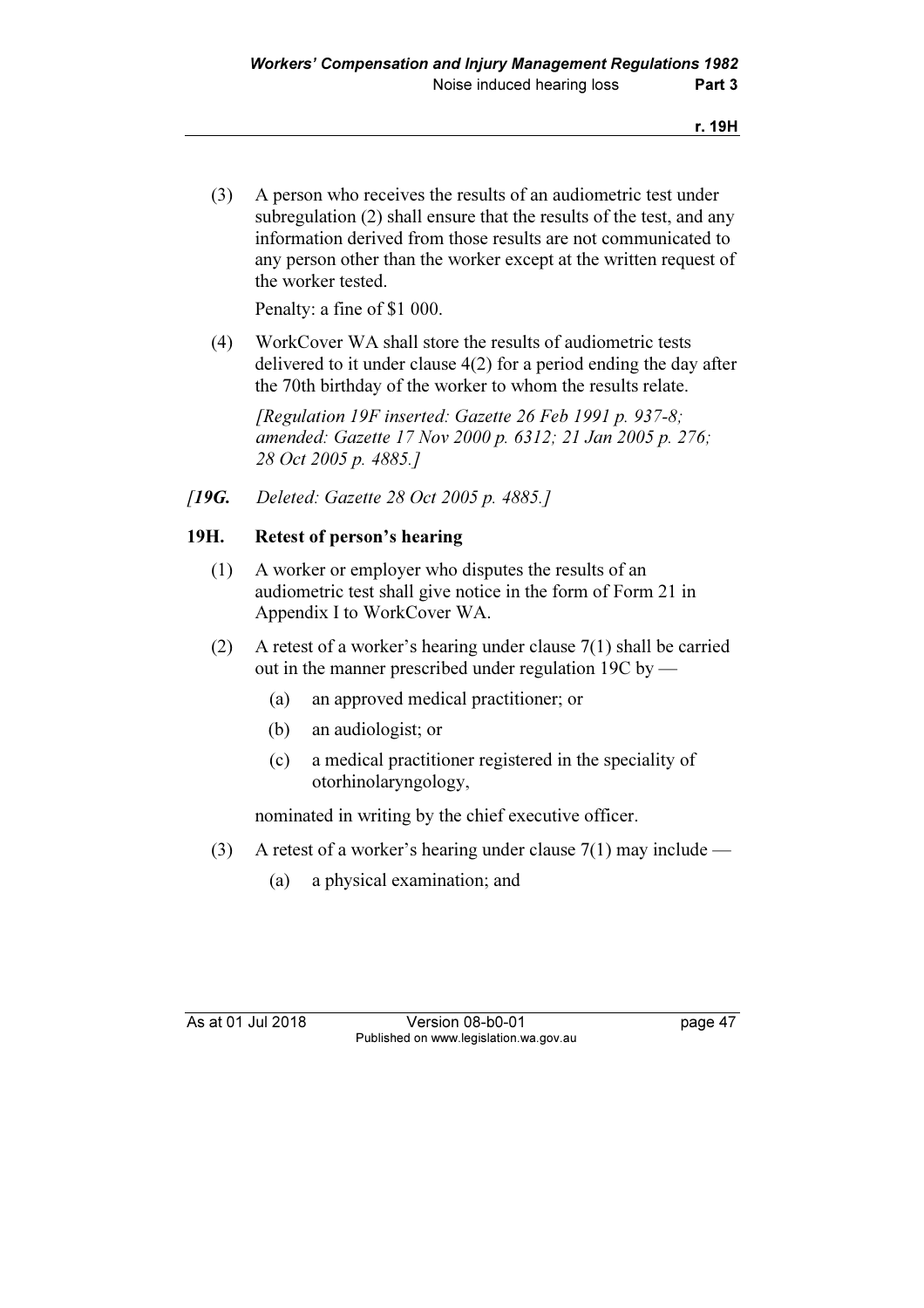(3) A person who receives the results of an audiometric test under subregulation (2) shall ensure that the results of the test, and any information derived from those results are not communicated to any person other than the worker except at the written request of the worker tested.

Penalty: a fine of $1 000.

(4) WorkCover WA shall store the results of audiometric tests delivered to it under clause 4(2) for a period ending the day after the 70th birthday of the worker to whom the results relate.

*[Regulation 19F inserted: Gazette 26 Feb 1991 p. 937-8; amended: Gazette 17 Nov 2000 p. 6312; 21 Jan 2005 p. 276; 28 Oct 2005 p. 4885.]*

*[**19G.** Deleted: Gazette 28 Oct 2005 p. 4885.]*

### 19H. Retest of person's hearing

(1) A worker or employer who disputes the results of an audiometric test shall give notice in the form of Form 21 in Appendix I to WorkCover WA.

(2) A retest of a worker's hearing under clause 7(1) shall be carried out in the manner prescribed under regulation 19C by —

(a) an approved medical practitioner; or

(b) an audiologist; or

(c) a medical practitioner registered in the speciality of otorhinolaryngology,

nominated in writing by the chief executive officer.

(3) A retest of a worker's hearing under clause 7(1) may include —

(a) a physical examination; and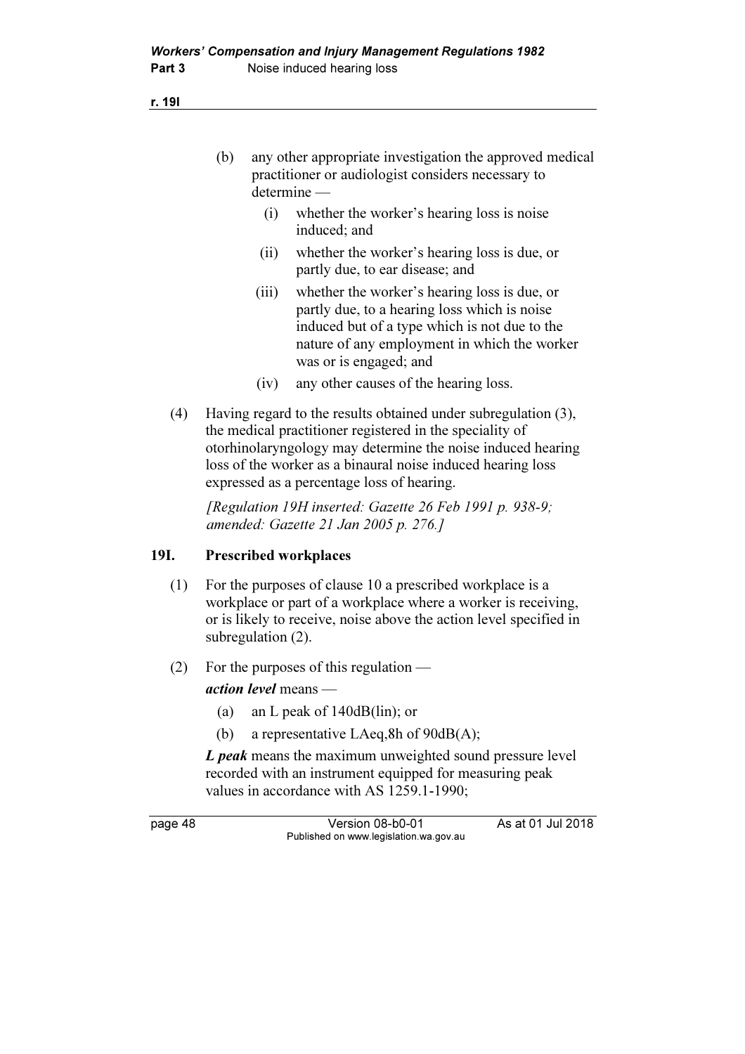(b) any other appropriate investigation the approved medical practitioner or audiologist considers necessary to determine —

   (i) whether the worker's hearing loss is noise induced; and

   (ii) whether the worker's hearing loss is due, or partly due, to ear disease; and

   (iii) whether the worker's hearing loss is due, or partly due, to a hearing loss which is noise induced but of a type which is not due to the nature of any employment in which the worker was or is engaged; and

   (iv) any other causes of the hearing loss.

(4) Having regard to the results obtained under subregulation (3), the medical practitioner registered in the speciality of otorhinolaryngology may determine the noise induced hearing loss of the worker as a binaural noise induced hearing loss expressed as a percentage loss of hearing.

*[Regulation 19H inserted: Gazette 26 Feb 1991 p. 938-9; amended: Gazette 21 Jan 2005 p. 276.]*

## 19I. Prescribed workplaces

(1) For the purposes of clause 10 a prescribed workplace is a workplace or part of a workplace where a worker is receiving, or is likely to receive, noise above the action level specified in subregulation (2).

(2) For the purposes of this regulation —

***action level*** means —

   (a) an L peak of 140dB(lin); or

   (b) a representative LAeq,8h of 90dB(A);

***L peak*** means the maximum unweighted sound pressure level recorded with an instrument equipped for measuring peak values in accordance with AS 1259.1-1990;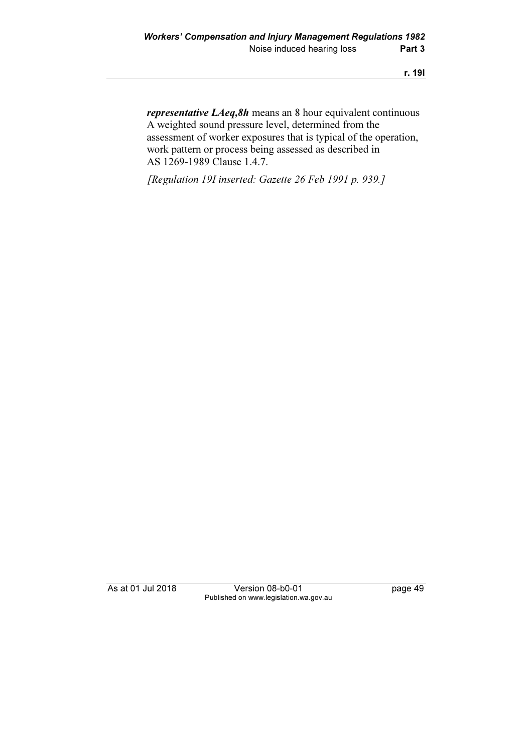***representative LAeq,8h*** means an 8 hour equivalent continuous A weighted sound pressure level, determined from the assessment of worker exposures that is typical of the operation, work pattern or process being assessed as described in AS 1269-1989 Clause 1.4.7.

*[Regulation 19I inserted: Gazette 26 Feb 1991 p. 939.]*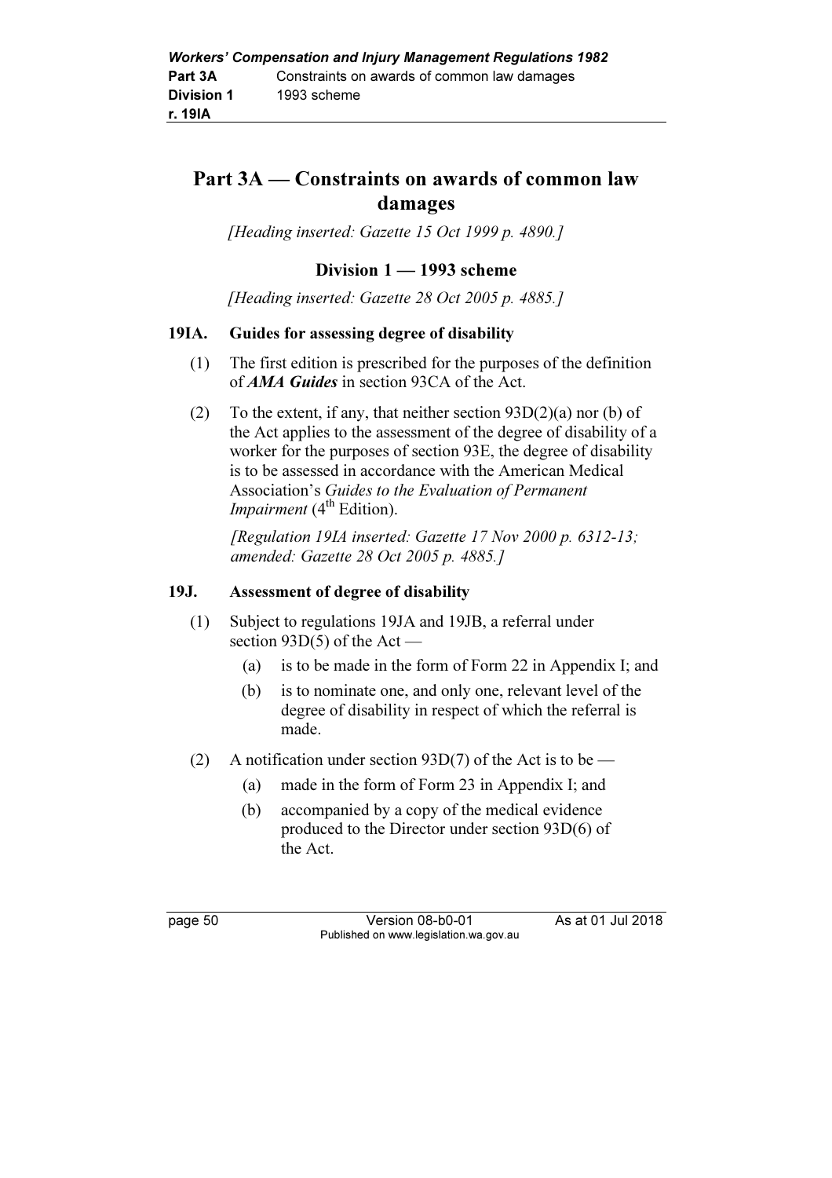# Part 3A — Constraints on awards of common law damages

*[Heading inserted: Gazette 15 Oct 1999 p. 4890.]*

## Division 1 — 1993 scheme

*[Heading inserted: Gazette 28 Oct 2005 p. 4885.]*

### 19IA. Guides for assessing degree of disability

(1) The first edition is prescribed for the purposes of the definition of ***AMA Guides*** in section 93CA of the Act.

(2) To the extent, if any, that neither section 93D(2)(a) nor (b) of the Act applies to the assessment of the degree of disability of a worker for the purposes of section 93E, the degree of disability is to be assessed in accordance with the American Medical Association's *Guides to the Evaluation of Permanent Impairment* (4th Edition).

*[Regulation 19IA inserted: Gazette 17 Nov 2000 p. 6312-13; amended: Gazette 28 Oct 2005 p. 4885.]*

### 19J. Assessment of degree of disability

(1) Subject to regulations 19JA and 19JB, a referral under section 93D(5) of the Act —

- (a) is to be made in the form of Form 22 in Appendix I; and
- (b) is to nominate one, and only one, relevant level of the degree of disability in respect of which the referral is made.

(2) A notification under section 93D(7) of the Act is to be —

- (a) made in the form of Form 23 in Appendix I; and
- (b) accompanied by a copy of the medical evidence produced to the Director under section 93D(6) of the Act.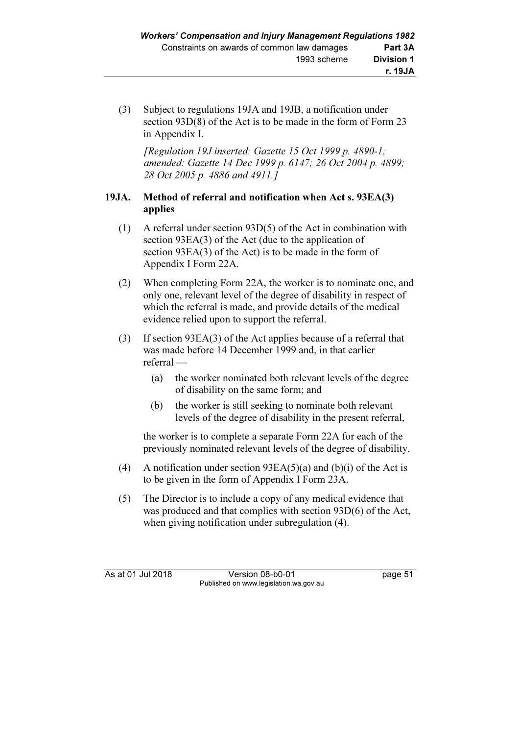(3) Subject to regulations 19JA and 19JB, a notification under section 93D(8) of the Act is to be made in the form of Form 23 in Appendix I.

*[Regulation 19J inserted: Gazette 15 Oct 1999 p. 4890-1; amended: Gazette 14 Dec 1999 p. 6147; 26 Oct 2004 p. 4899; 28 Oct 2005 p. 4886 and 4911.]*

### 19JA. Method of referral and notification when Act s. 93EA(3) applies

(1) A referral under section 93D(5) of the Act in combination with section 93EA(3) of the Act (due to the application of section 93EA(3) of the Act) is to be made in the form of Appendix I Form 22A.

(2) When completing Form 22A, the worker is to nominate one, and only one, relevant level of the degree of disability in respect of which the referral is made, and provide details of the medical evidence relied upon to support the referral.

(3) If section 93EA(3) of the Act applies because of a referral that was made before 14 December 1999 and, in that earlier referral —

- (a) the worker nominated both relevant levels of the degree of disability on the same form; and
- (b) the worker is still seeking to nominate both relevant levels of the degree of disability in the present referral,

the worker is to complete a separate Form 22A for each of the previously nominated relevant levels of the degree of disability.

(4) A notification under section 93EA(5)(a) and (b)(i) of the Act is to be given in the form of Appendix I Form 23A.

(5) The Director is to include a copy of any medical evidence that was produced and that complies with section 93D(6) of the Act, when giving notification under subregulation (4).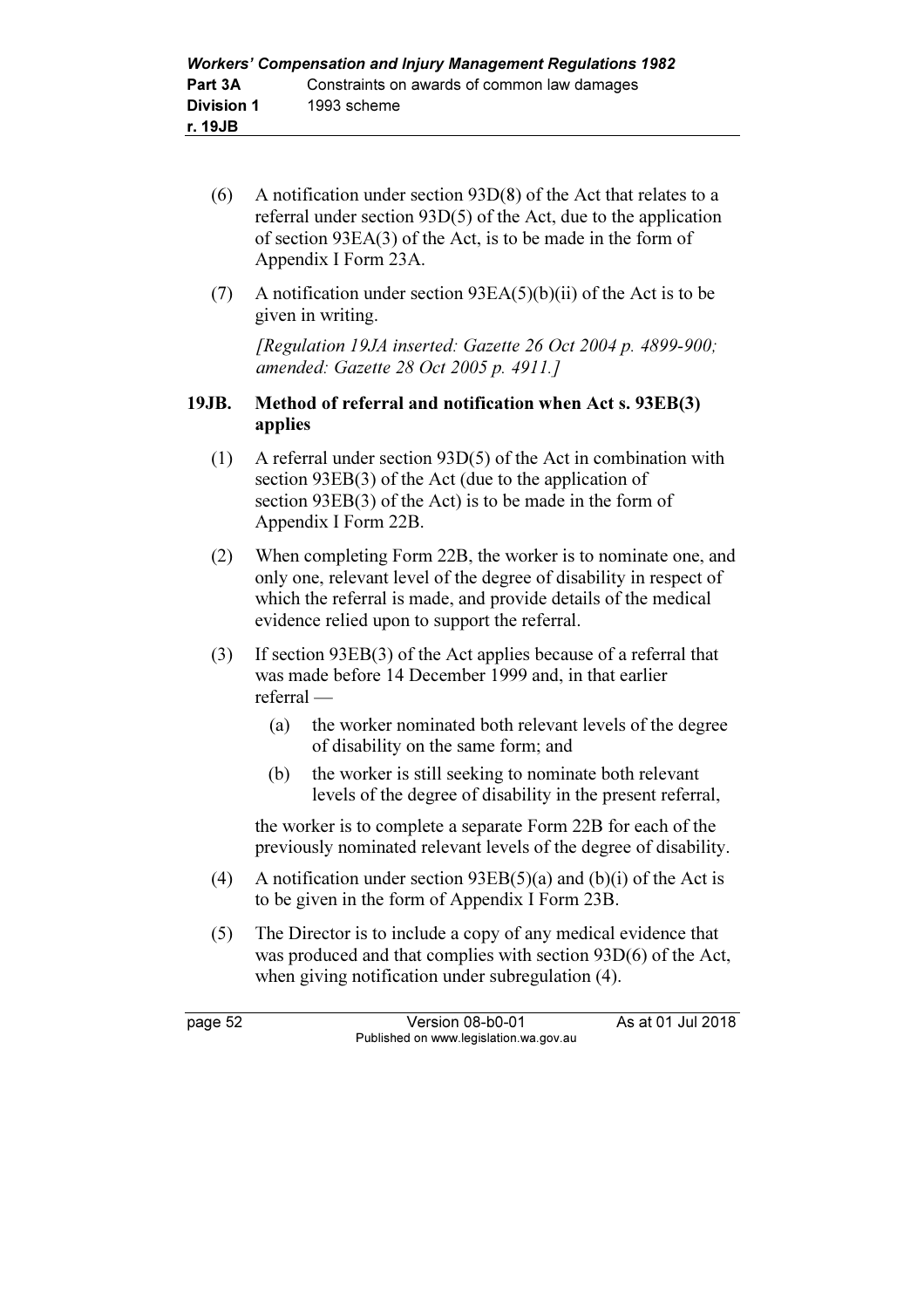(6) A notification under section 93D(8) of the Act that relates to a referral under section 93D(5) of the Act, due to the application of section 93EA(3) of the Act, is to be made in the form of Appendix I Form 23A.

(7) A notification under section 93EA(5)(b)(ii) of the Act is to be given in writing.

*[Regulation 19JA inserted: Gazette 26 Oct 2004 p. 4899-900; amended: Gazette 28 Oct 2005 p. 4911.]*

### 19JB. Method of referral and notification when Act s. 93EB(3) applies

(1) A referral under section 93D(5) of the Act in combination with section 93EB(3) of the Act (due to the application of section 93EB(3) of the Act) is to be made in the form of Appendix I Form 22B.

(2) When completing Form 22B, the worker is to nominate one, and only one, relevant level of the degree of disability in respect of which the referral is made, and provide details of the medical evidence relied upon to support the referral.

(3) If section 93EB(3) of the Act applies because of a referral that was made before 14 December 1999 and, in that earlier referral —

- (a) the worker nominated both relevant levels of the degree of disability on the same form; and
- (b) the worker is still seeking to nominate both relevant levels of the degree of disability in the present referral,

the worker is to complete a separate Form 22B for each of the previously nominated relevant levels of the degree of disability.

(4) A notification under section 93EB(5)(a) and (b)(i) of the Act is to be given in the form of Appendix I Form 23B.

(5) The Director is to include a copy of any medical evidence that was produced and that complies with section 93D(6) of the Act, when giving notification under subregulation (4).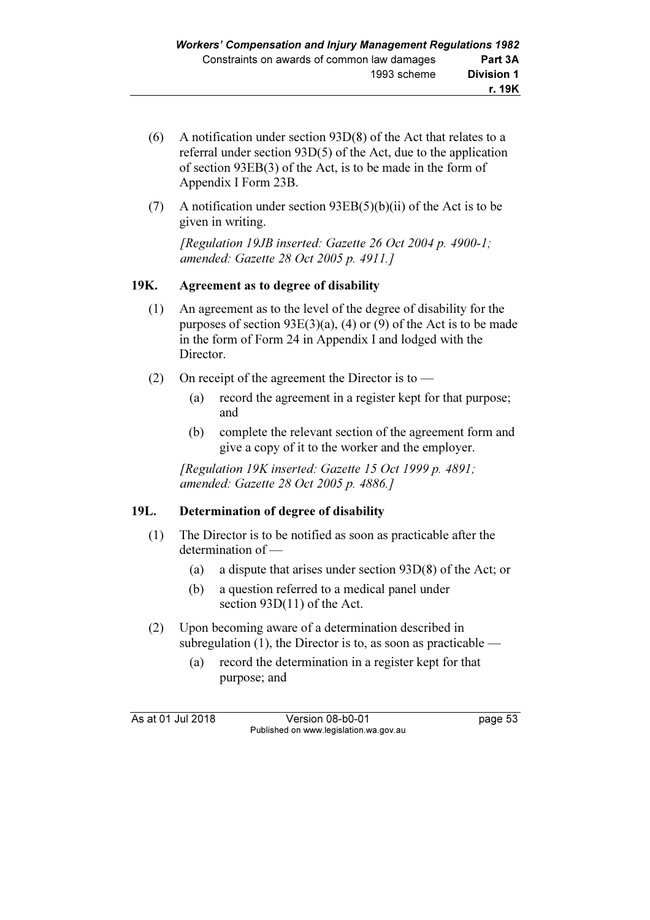(6) A notification under section 93D(8) of the Act that relates to a referral under section 93D(5) of the Act, due to the application of section 93EB(3) of the Act, is to be made in the form of Appendix I Form 23B.

(7) A notification under section 93EB(5)(b)(ii) of the Act is to be given in writing.

*[Regulation 19JB inserted: Gazette 26 Oct 2004 p. 4900-1; amended: Gazette 28 Oct 2005 p. 4911.]*

### 19K. Agreement as to degree of disability

(1) An agreement as to the level of the degree of disability for the purposes of section 93E(3)(a), (4) or (9) of the Act is to be made in the form of Form 24 in Appendix I and lodged with the Director.

(2) On receipt of the agreement the Director is to —

- (a) record the agreement in a register kept for that purpose; and
- (b) complete the relevant section of the agreement form and give a copy of it to the worker and the employer.

*[Regulation 19K inserted: Gazette 15 Oct 1999 p. 4891; amended: Gazette 28 Oct 2005 p. 4886.]*

### 19L. Determination of degree of disability

(1) The Director is to be notified as soon as practicable after the determination of —

- (a) a dispute that arises under section 93D(8) of the Act; or
- (b) a question referred to a medical panel under section 93D(11) of the Act.

(2) Upon becoming aware of a determination described in subregulation (1), the Director is to, as soon as practicable —

- (a) record the determination in a register kept for that purpose; and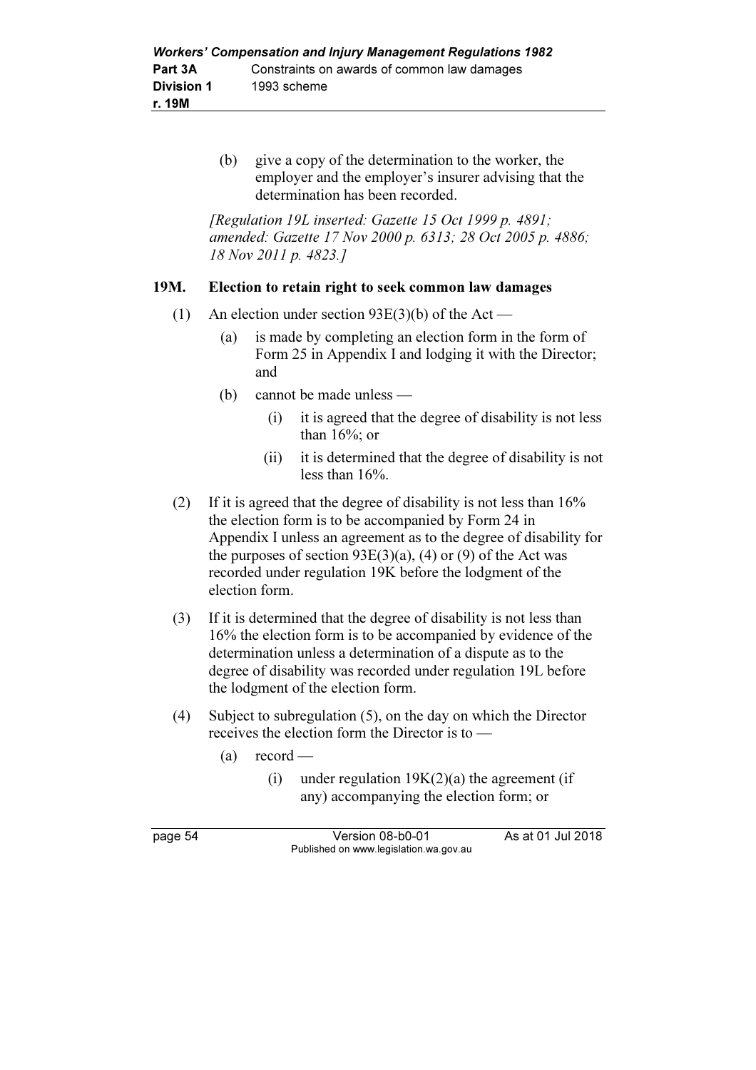(b) give a copy of the determination to the worker, the employer and the employer's insurer advising that the determination has been recorded.

*[Regulation 19L inserted: Gazette 15 Oct 1999 p. 4891; amended: Gazette 17 Nov 2000 p. 6313; 28 Oct 2005 p. 4886; 18 Nov 2011 p. 4823.]*

### 19M. Election to retain right to seek common law damages

(1) An election under section 93E(3)(b) of the Act —

  (a) is made by completing an election form in the form of Form 25 in Appendix I and lodging it with the Director; and

  (b) cannot be made unless —

    (i) it is agreed that the degree of disability is not less than 16%; or

    (ii) it is determined that the degree of disability is not less than 16%.

(2) If it is agreed that the degree of disability is not less than 16% the election form is to be accompanied by Form 24 in Appendix I unless an agreement as to the degree of disability for the purposes of section 93E(3)(a), (4) or (9) of the Act was recorded under regulation 19K before the lodgment of the election form.

(3) If it is determined that the degree of disability is not less than 16% the election form is to be accompanied by evidence of the determination unless a determination of a dispute as to the degree of disability was recorded under regulation 19L before the lodgment of the election form.

(4) Subject to subregulation (5), on the day on which the Director receives the election form the Director is to —

  (a) record —

    (i) under regulation 19K(2)(a) the agreement (if any) accompanying the election form; or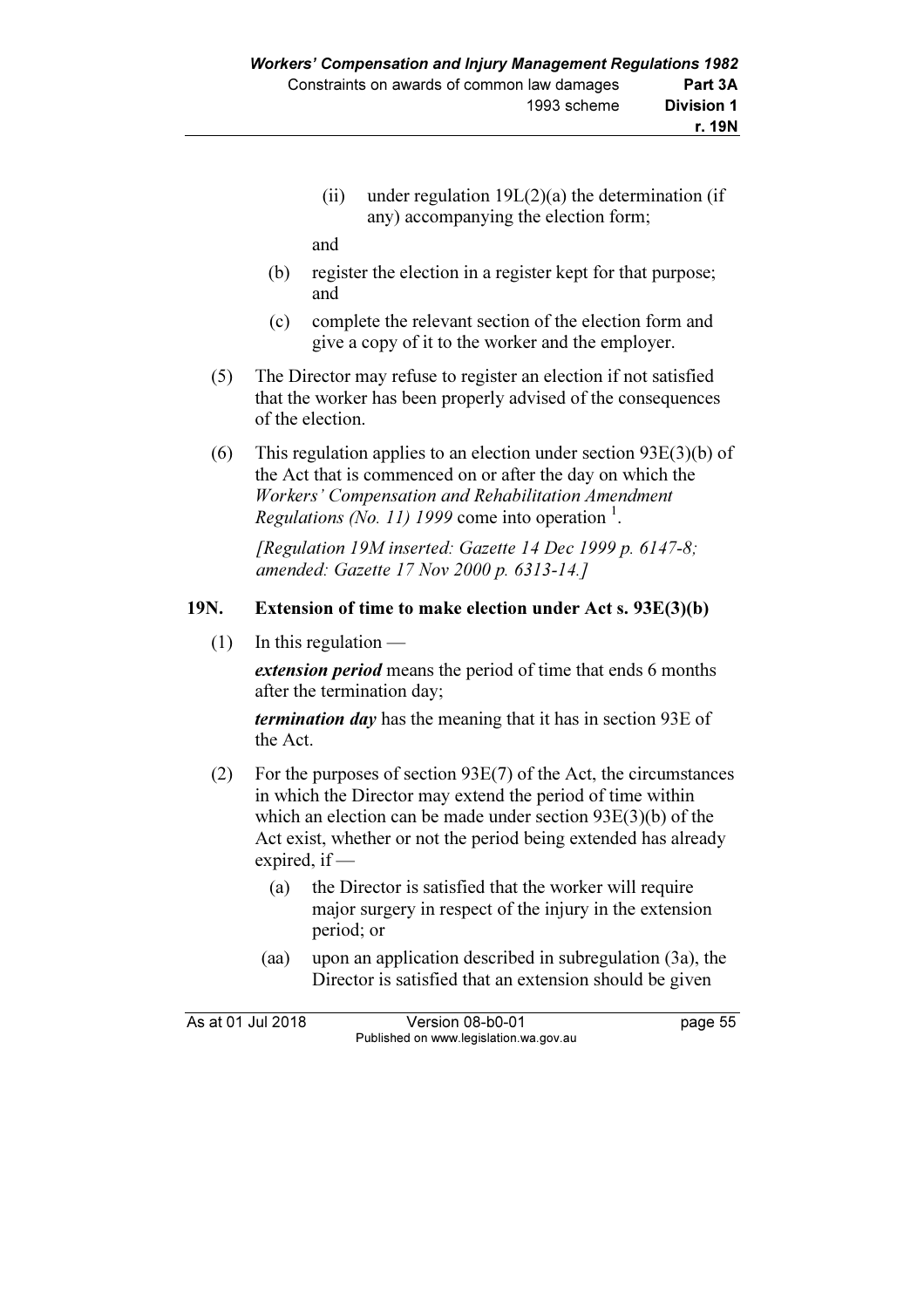(ii) under regulation 19L(2)(a) the determination (if any) accompanying the election form;

and

(b) register the election in a register kept for that purpose; and

(c) complete the relevant section of the election form and give a copy of it to the worker and the employer.

(5) The Director may refuse to register an election if not satisfied that the worker has been properly advised of the consequences of the election.

(6) This regulation applies to an election under section 93E(3)(b) of the Act that is commenced on or after the day on which the *Workers' Compensation and Rehabilitation Amendment Regulations (No. 11) 1999* come into operation [1].

*[Regulation 19M inserted: Gazette 14 Dec 1999 p. 6147-8; amended: Gazette 17 Nov 2000 p. 6313-14.]*

## 19N. Extension of time to make election under Act s. 93E(3)(b)

(1) In this regulation —

***extension period*** means the period of time that ends 6 months after the termination day;

***termination day*** has the meaning that it has in section 93E of the Act.

(2) For the purposes of section 93E(7) of the Act, the circumstances in which the Director may extend the period of time within which an election can be made under section 93E(3)(b) of the Act exist, whether or not the period being extended has already expired, if —

(a) the Director is satisfied that the worker will require major surgery in respect of the injury in the extension period; or

(aa) upon an application described in subregulation (3a), the Director is satisfied that an extension should be given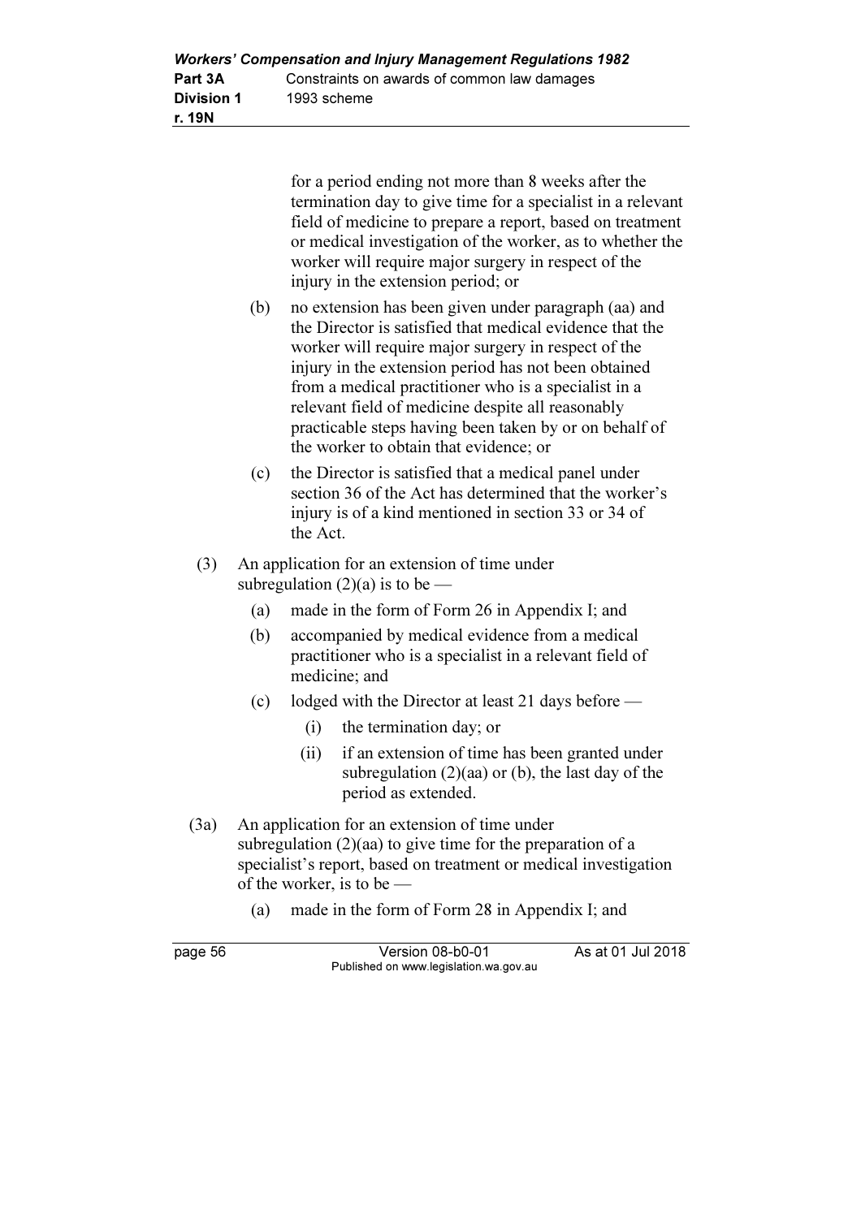for a period ending not more than 8 weeks after the termination day to give time for a specialist in a relevant field of medicine to prepare a report, based on treatment or medical investigation of the worker, as to whether the worker will require major surgery in respect of the injury in the extension period; or

(b) no extension has been given under paragraph (aa) and the Director is satisfied that medical evidence that the worker will require major surgery in respect of the injury in the extension period has not been obtained from a medical practitioner who is a specialist in a relevant field of medicine despite all reasonably practicable steps having been taken by or on behalf of the worker to obtain that evidence; or

(c) the Director is satisfied that a medical panel under section 36 of the Act has determined that the worker's injury is of a kind mentioned in section 33 or 34 of the Act.

(3) An application for an extension of time under subregulation (2)(a) is to be —

(a) made in the form of Form 26 in Appendix I; and

(b) accompanied by medical evidence from a medical practitioner who is a specialist in a relevant field of medicine; and

(c) lodged with the Director at least 21 days before —

(i) the termination day; or

(ii) if an extension of time has been granted under subregulation (2)(aa) or (b), the last day of the period as extended.

(3a) An application for an extension of time under subregulation (2)(aa) to give time for the preparation of a specialist's report, based on treatment or medical investigation of the worker, is to be —

(a) made in the form of Form 28 in Appendix I; and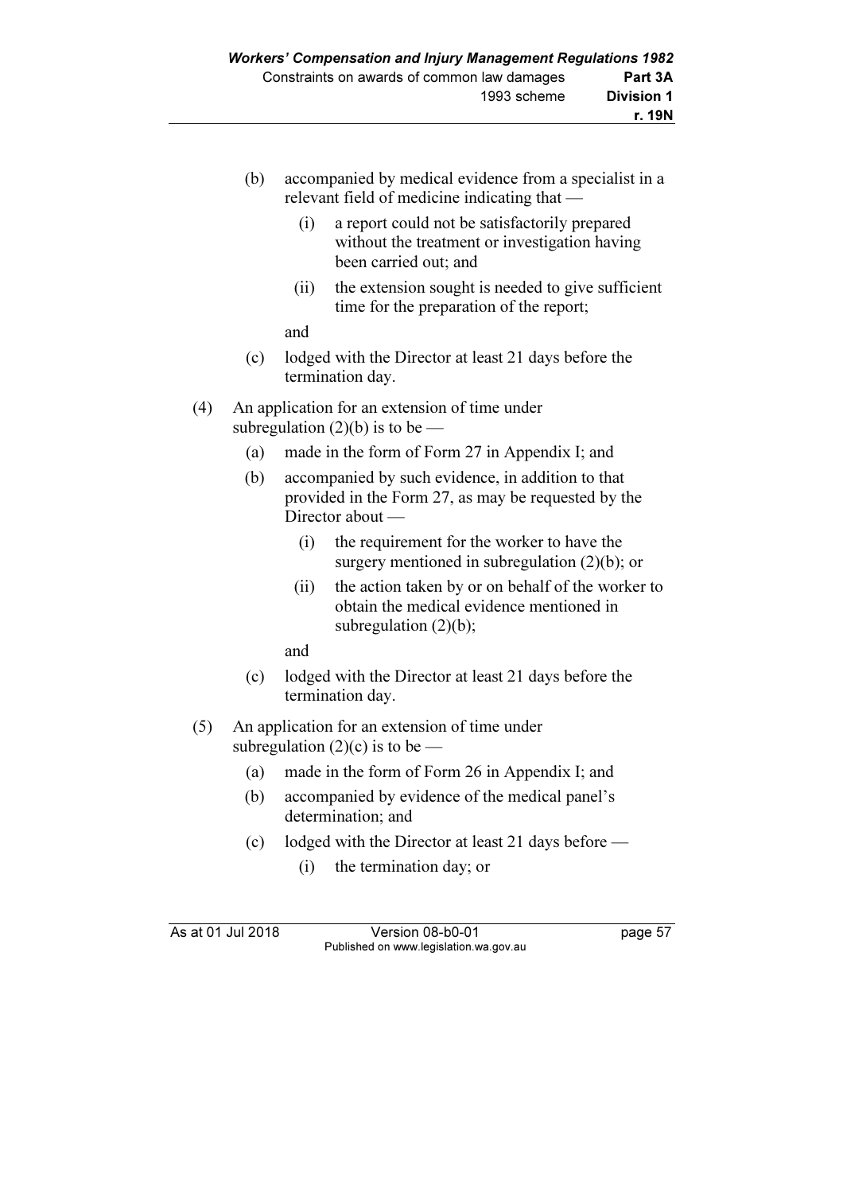(b) accompanied by medical evidence from a specialist in a relevant field of medicine indicating that —

  (i) a report could not be satisfactorily prepared without the treatment or investigation having been carried out; and

  (ii) the extension sought is needed to give sufficient time for the preparation of the report;

 and

(c) lodged with the Director at least 21 days before the termination day.

(4) An application for an extension of time under subregulation (2)(b) is to be —

 (a) made in the form of Form 27 in Appendix I; and

 (b) accompanied by such evidence, in addition to that provided in the Form 27, as may be requested by the Director about —

  (i) the requirement for the worker to have the surgery mentioned in subregulation (2)(b); or

  (ii) the action taken by or on behalf of the worker to obtain the medical evidence mentioned in subregulation (2)(b);

 and

 (c) lodged with the Director at least 21 days before the termination day.

(5) An application for an extension of time under subregulation (2)(c) is to be —

 (a) made in the form of Form 26 in Appendix I; and

 (b) accompanied by evidence of the medical panel's determination; and

 (c) lodged with the Director at least 21 days before —

  (i) the termination day; or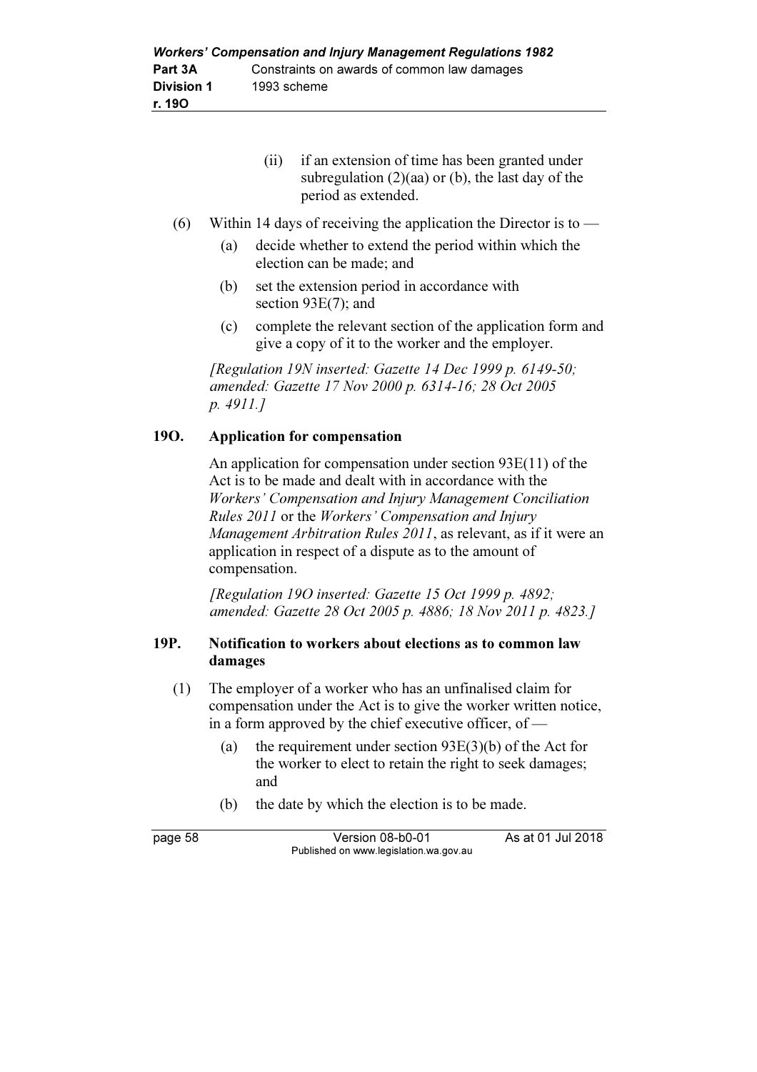(ii) if an extension of time has been granted under subregulation (2)(aa) or (b), the last day of the period as extended.

(6) Within 14 days of receiving the application the Director is to —

(a) decide whether to extend the period within which the election can be made; and

(b) set the extension period in accordance with section 93E(7); and

(c) complete the relevant section of the application form and give a copy of it to the worker and the employer.

*[Regulation 19N inserted: Gazette 14 Dec 1999 p. 6149-50; amended: Gazette 17 Nov 2000 p. 6314-16; 28 Oct 2005 p. 4911.]*

### 19O. Application for compensation

An application for compensation under section 93E(11) of the Act is to be made and dealt with in accordance with the *Workers' Compensation and Injury Management Conciliation Rules 2011* or the *Workers' Compensation and Injury Management Arbitration Rules 2011*, as relevant, as if it were an application in respect of a dispute as to the amount of compensation.

*[Regulation 19O inserted: Gazette 15 Oct 1999 p. 4892; amended: Gazette 28 Oct 2005 p. 4886; 18 Nov 2011 p. 4823.]*

### 19P. Notification to workers about elections as to common law damages

(1) The employer of a worker who has an unfinalised claim for compensation under the Act is to give the worker written notice, in a form approved by the chief executive officer, of —

(a) the requirement under section 93E(3)(b) of the Act for the worker to elect to retain the right to seek damages; and

(b) the date by which the election is to be made.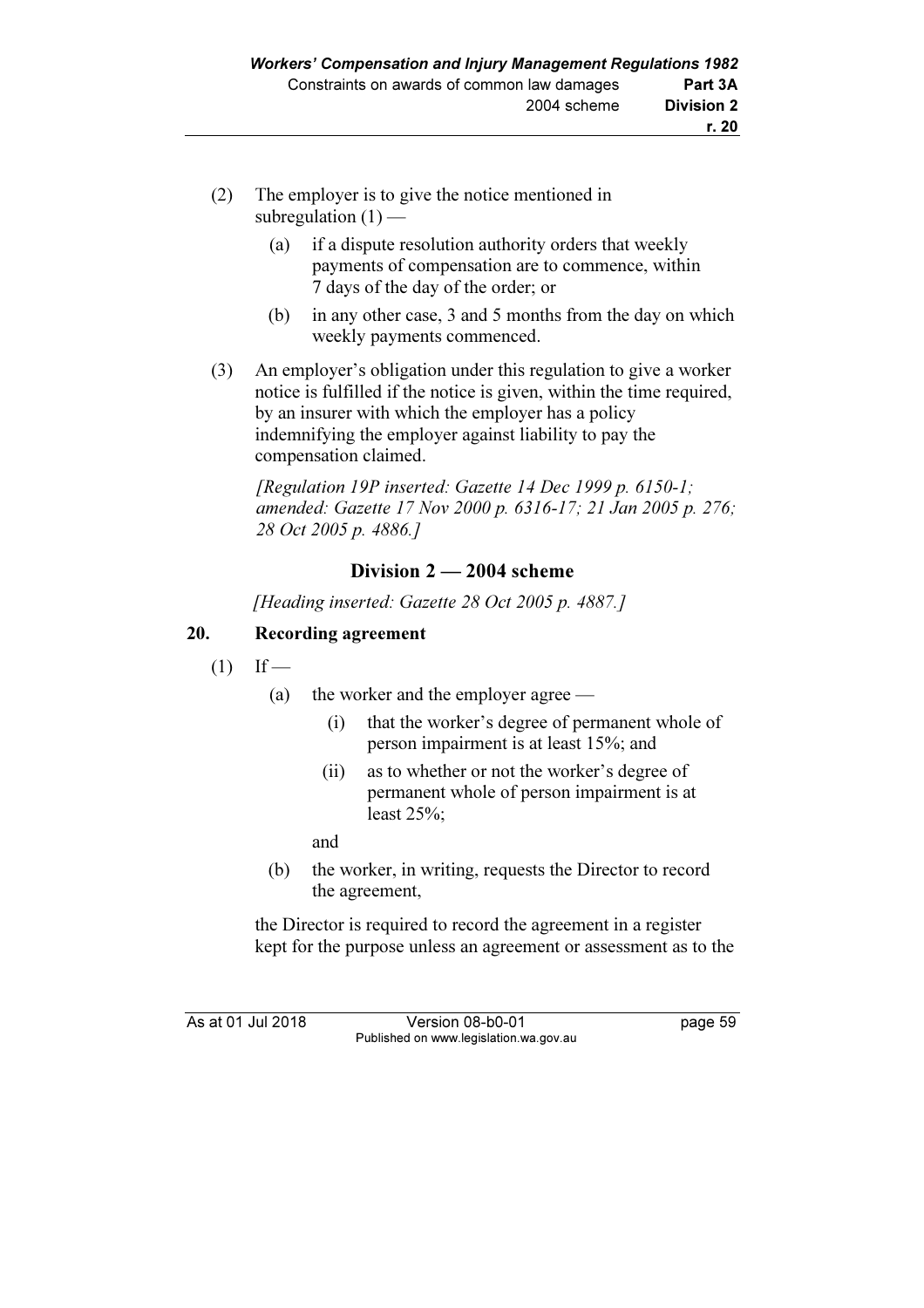(2) The employer is to give the notice mentioned in subregulation (1) —

  (a) if a dispute resolution authority orders that weekly payments of compensation are to commence, within 7 days of the day of the order; or

  (b) in any other case, 3 and 5 months from the day on which weekly payments commenced.

(3) An employer's obligation under this regulation to give a worker notice is fulfilled if the notice is given, within the time required, by an insurer with which the employer has a policy indemnifying the employer against liability to pay the compensation claimed.

*[Regulation 19P inserted: Gazette 14 Dec 1999 p. 6150-1; amended: Gazette 17 Nov 2000 p. 6316-17; 21 Jan 2005 p. 276; 28 Oct 2005 p. 4886.]*

## Division 2 — 2004 scheme

*[Heading inserted: Gazette 28 Oct 2005 p. 4887.]*

### 20. Recording agreement

(1) If —

  (a) the worker and the employer agree —

    (i) that the worker's degree of permanent whole of person impairment is at least 15%; and

    (ii) as to whether or not the worker's degree of permanent whole of person impairment is at least 25%;

  and

  (b) the worker, in writing, requests the Director to record the agreement,

the Director is required to record the agreement in a register kept for the purpose unless an agreement or assessment as to the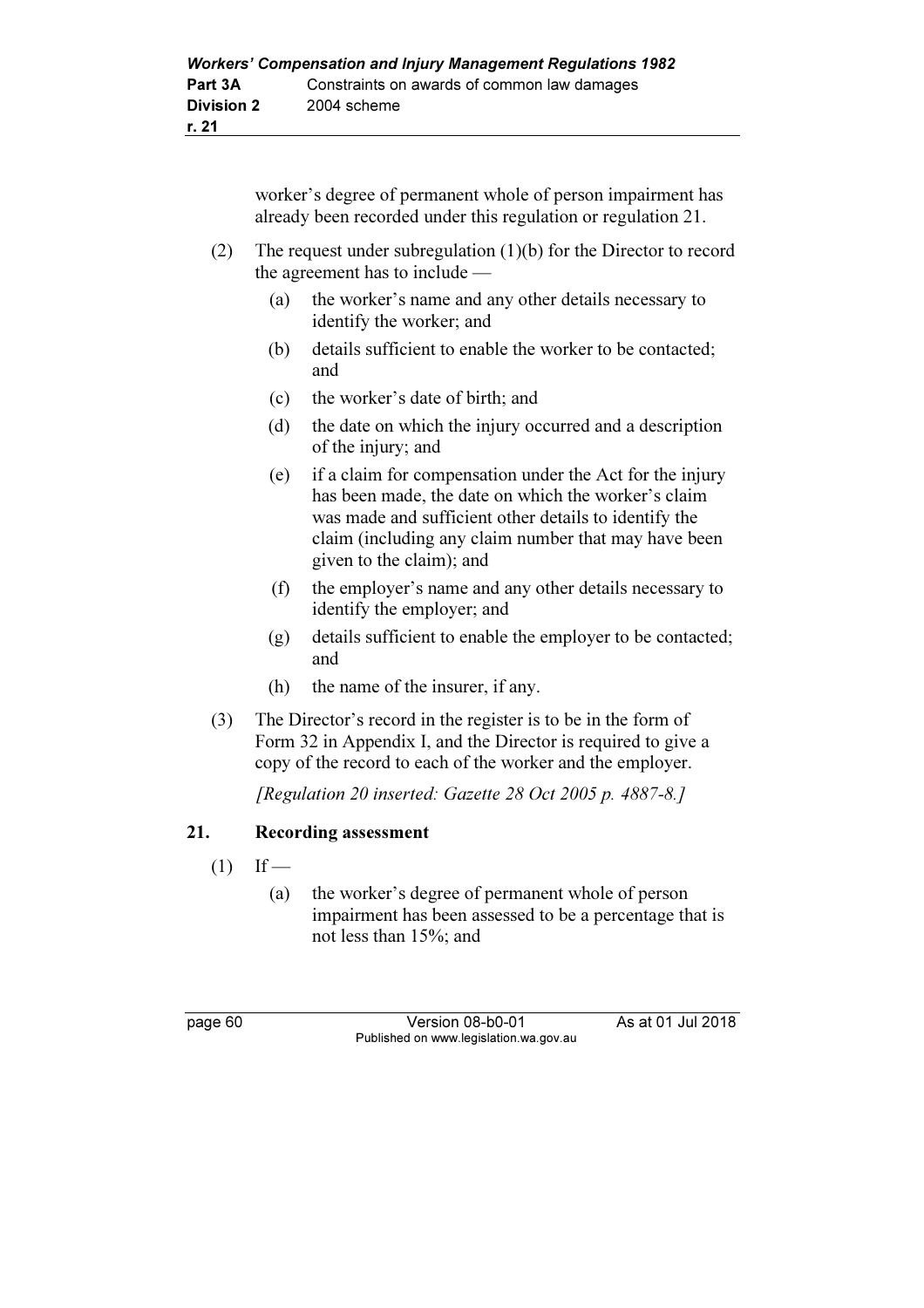worker's degree of permanent whole of person impairment has already been recorded under this regulation or regulation 21.

(2) The request under subregulation (1)(b) for the Director to record the agreement has to include —

(a) the worker's name and any other details necessary to identify the worker; and

(b) details sufficient to enable the worker to be contacted; and

(c) the worker's date of birth; and

(d) the date on which the injury occurred and a description of the injury; and

(e) if a claim for compensation under the Act for the injury has been made, the date on which the worker's claim was made and sufficient other details to identify the claim (including any claim number that may have been given to the claim); and

(f) the employer's name and any other details necessary to identify the employer; and

(g) details sufficient to enable the employer to be contacted; and

(h) the name of the insurer, if any.

(3) The Director's record in the register is to be in the form of Form 32 in Appendix I, and the Director is required to give a copy of the record to each of the worker and the employer.

*[Regulation 20 inserted: Gazette 28 Oct 2005 p. 4887-8.]*

## 21. Recording assessment

(1) If —

(a) the worker's degree of permanent whole of person impairment has been assessed to be a percentage that is not less than 15%; and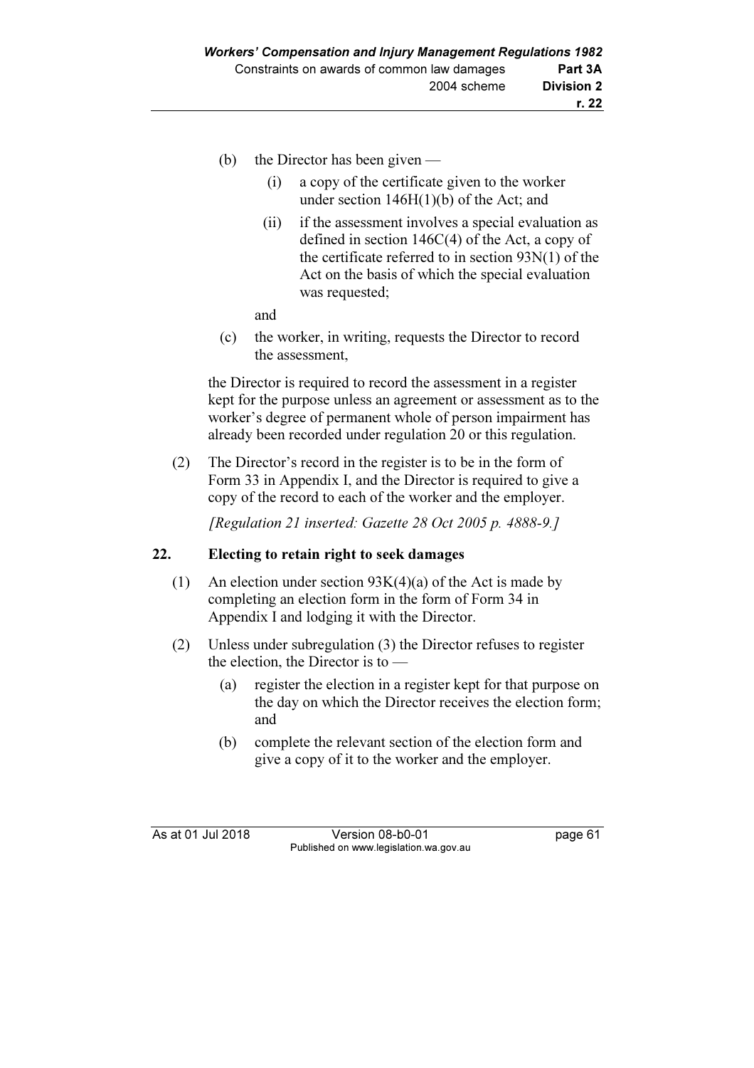(b) the Director has been given —

  (i) a copy of the certificate given to the worker under section 146H(1)(b) of the Act; and

  (ii) if the assessment involves a special evaluation as defined in section 146C(4) of the Act, a copy of the certificate referred to in section 93N(1) of the Act on the basis of which the special evaluation was requested;

  and

(c) the worker, in writing, requests the Director to record the assessment,

the Director is required to record the assessment in a register kept for the purpose unless an agreement or assessment as to the worker's degree of permanent whole of person impairment has already been recorded under regulation 20 or this regulation.

(2) The Director's record in the register is to be in the form of Form 33 in Appendix I, and the Director is required to give a copy of the record to each of the worker and the employer.

*[Regulation 21 inserted: Gazette 28 Oct 2005 p. 4888-9.]*

## 22. Electing to retain right to seek damages

(1) An election under section 93K(4)(a) of the Act is made by completing an election form in the form of Form 34 in Appendix I and lodging it with the Director.

(2) Unless under subregulation (3) the Director refuses to register the election, the Director is to —

  (a) register the election in a register kept for that purpose on the day on which the Director receives the election form; and

  (b) complete the relevant section of the election form and give a copy of it to the worker and the employer.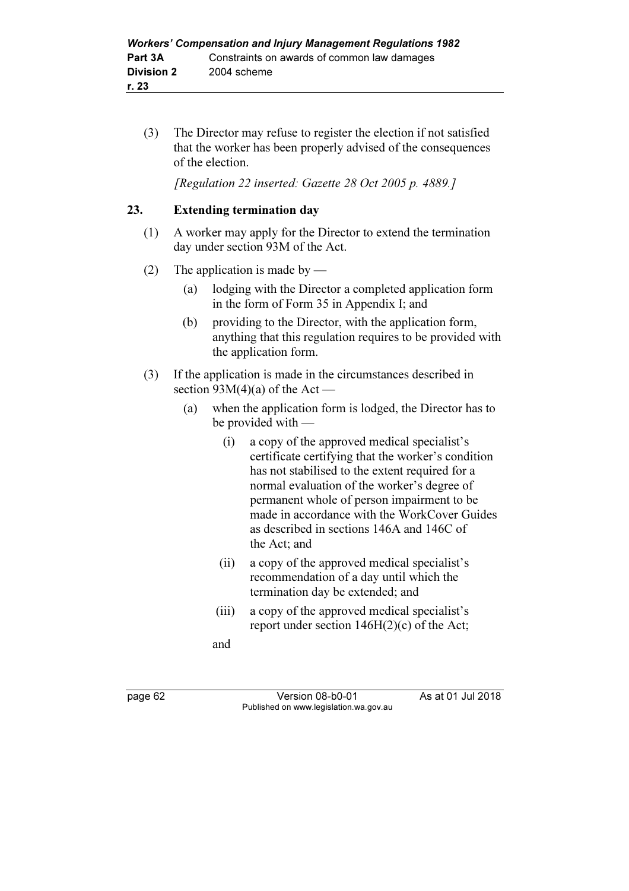(3) The Director may refuse to register the election if not satisfied that the worker has been properly advised of the consequences of the election.

*[Regulation 22 inserted: Gazette 28 Oct 2005 p. 4889.]*

## 23. Extending termination day

(1) A worker may apply for the Director to extend the termination day under section 93M of the Act.

(2) The application is made by —

(a) lodging with the Director a completed application form in the form of Form 35 in Appendix I; and

(b) providing to the Director, with the application form, anything that this regulation requires to be provided with the application form.

(3) If the application is made in the circumstances described in section 93M(4)(a) of the Act —

(a) when the application form is lodged, the Director has to be provided with —

(i) a copy of the approved medical specialist's certificate certifying that the worker's condition has not stabilised to the extent required for a normal evaluation of the worker's degree of permanent whole of person impairment to be made in accordance with the WorkCover Guides as described in sections 146A and 146C of the Act; and

(ii) a copy of the approved medical specialist's recommendation of a day until which the termination day be extended; and

(iii) a copy of the approved medical specialist's report under section 146H(2)(c) of the Act;

and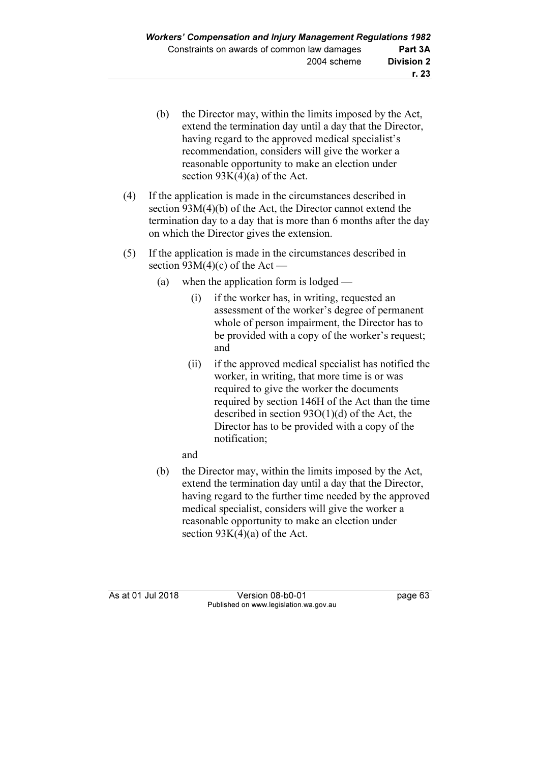(b) the Director may, within the limits imposed by the Act, extend the termination day until a day that the Director, having regard to the approved medical specialist's recommendation, considers will give the worker a reasonable opportunity to make an election under section 93K(4)(a) of the Act.

(4) If the application is made in the circumstances described in section 93M(4)(b) of the Act, the Director cannot extend the termination day to a day that is more than 6 months after the day on which the Director gives the extension.

(5) If the application is made in the circumstances described in section 93M(4)(c) of the Act —

   (a) when the application form is lodged —

      (i) if the worker has, in writing, requested an assessment of the worker's degree of permanent whole of person impairment, the Director has to be provided with a copy of the worker's request; and

      (ii) if the approved medical specialist has notified the worker, in writing, that more time is or was required to give the worker the documents required by section 146H of the Act than the time described in section 93O(1)(d) of the Act, the Director has to be provided with a copy of the notification;

   and

   (b) the Director may, within the limits imposed by the Act, extend the termination day until a day that the Director, having regard to the further time needed by the approved medical specialist, considers will give the worker a reasonable opportunity to make an election under section 93K(4)(a) of the Act.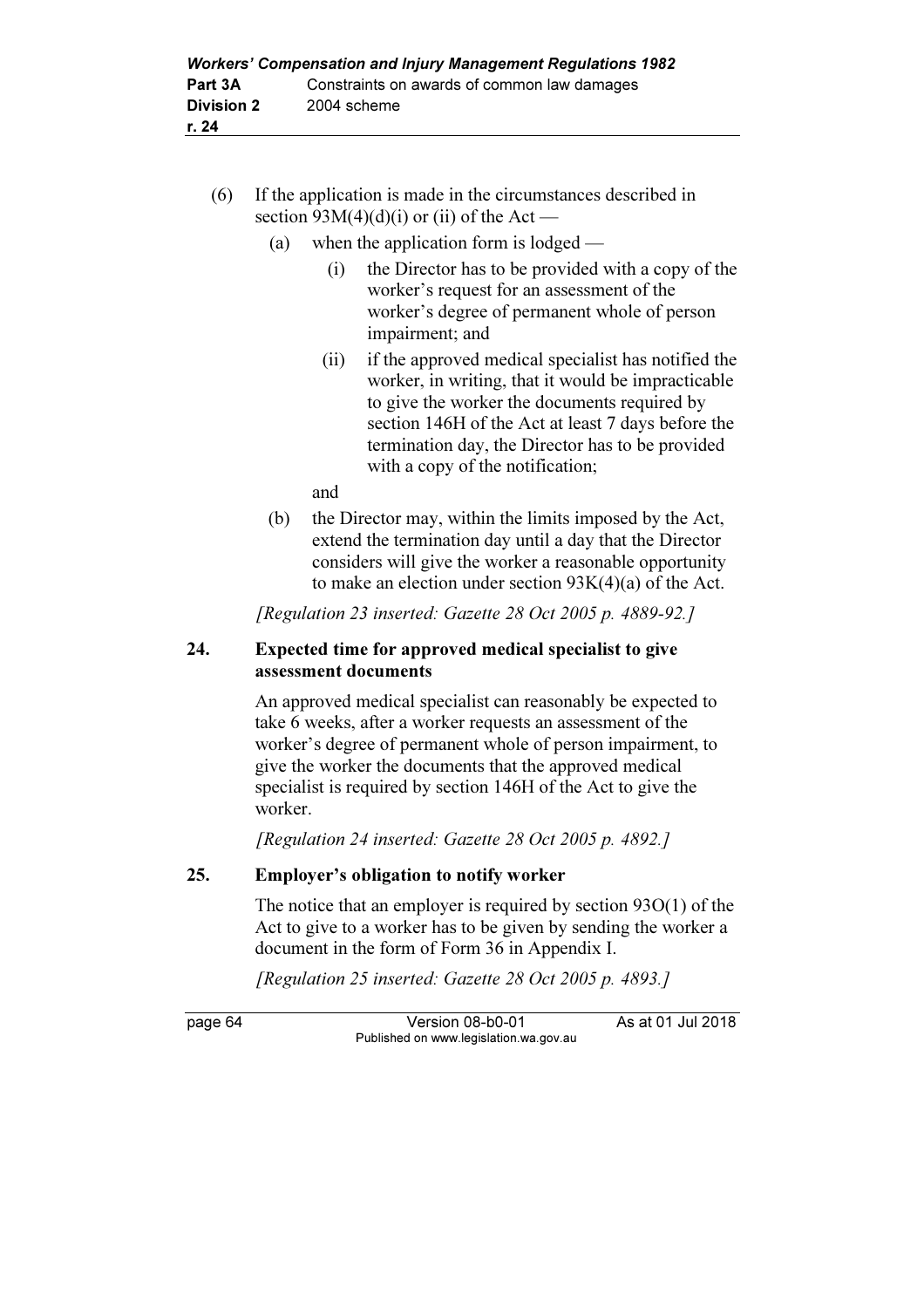(6) If the application is made in the circumstances described in section 93M(4)(d)(i) or (ii) of the Act —

  (a) when the application form is lodged —

    (i) the Director has to be provided with a copy of the worker's request for an assessment of the worker's degree of permanent whole of person impairment; and

    (ii) if the approved medical specialist has notified the worker, in writing, that it would be impracticable to give the worker the documents required by section 146H of the Act at least 7 days before the termination day, the Director has to be provided with a copy of the notification;

  and

  (b) the Director may, within the limits imposed by the Act, extend the termination day until a day that the Director considers will give the worker a reasonable opportunity to make an election under section 93K(4)(a) of the Act.

*[Regulation 23 inserted: Gazette 28 Oct 2005 p. 4889-92.]*

### 24. Expected time for approved medical specialist to give assessment documents

An approved medical specialist can reasonably be expected to take 6 weeks, after a worker requests an assessment of the worker's degree of permanent whole of person impairment, to give the worker the documents that the approved medical specialist is required by section 146H of the Act to give the worker.

*[Regulation 24 inserted: Gazette 28 Oct 2005 p. 4892.]*

### 25. Employer's obligation to notify worker

The notice that an employer is required by section 93O(1) of the Act to give to a worker has to be given by sending the worker a document in the form of Form 36 in Appendix I.

*[Regulation 25 inserted: Gazette 28 Oct 2005 p. 4893.]*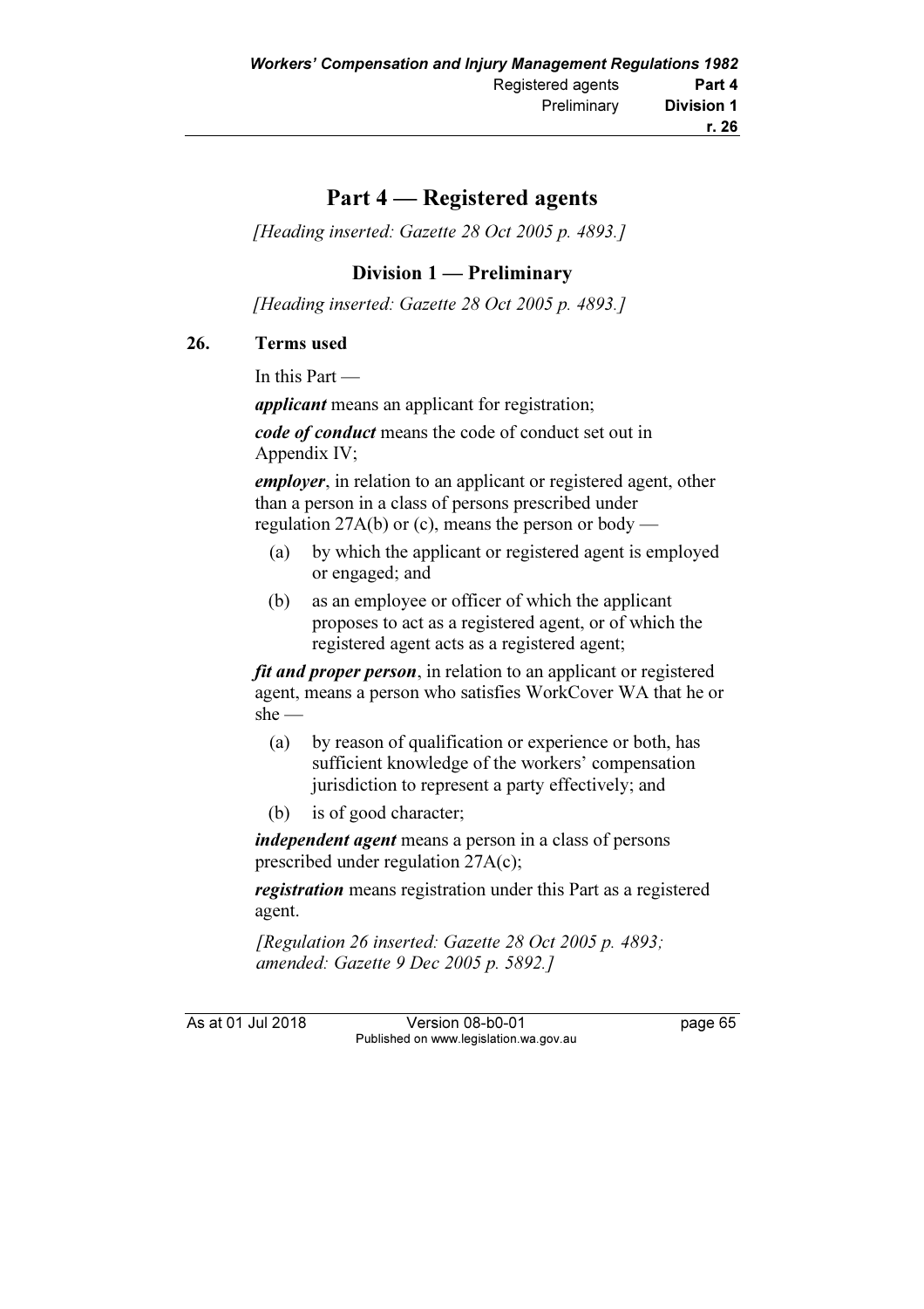# Part 4 — Registered agents

*[Heading inserted: Gazette 28 Oct 2005 p. 4893.]*

## Division 1 — Preliminary

*[Heading inserted: Gazette 28 Oct 2005 p. 4893.]*

### 26. Terms used

In this Part —

***applicant*** means an applicant for registration;

***code of conduct*** means the code of conduct set out in Appendix IV;

***employer***, in relation to an applicant or registered agent, other than a person in a class of persons prescribed under regulation 27A(b) or (c), means the person or body —

- (a) by which the applicant or registered agent is employed or engaged; and
- (b) as an employee or officer of which the applicant proposes to act as a registered agent, or of which the registered agent acts as a registered agent;

***fit and proper person***, in relation to an applicant or registered agent, means a person who satisfies WorkCover WA that he or she —

- (a) by reason of qualification or experience or both, has sufficient knowledge of the workers' compensation jurisdiction to represent a party effectively; and
- (b) is of good character;

***independent agent*** means a person in a class of persons prescribed under regulation 27A(c);

***registration*** means registration under this Part as a registered agent.

*[Regulation 26 inserted: Gazette 28 Oct 2005 p. 4893; amended: Gazette 9 Dec 2005 p. 5892.]*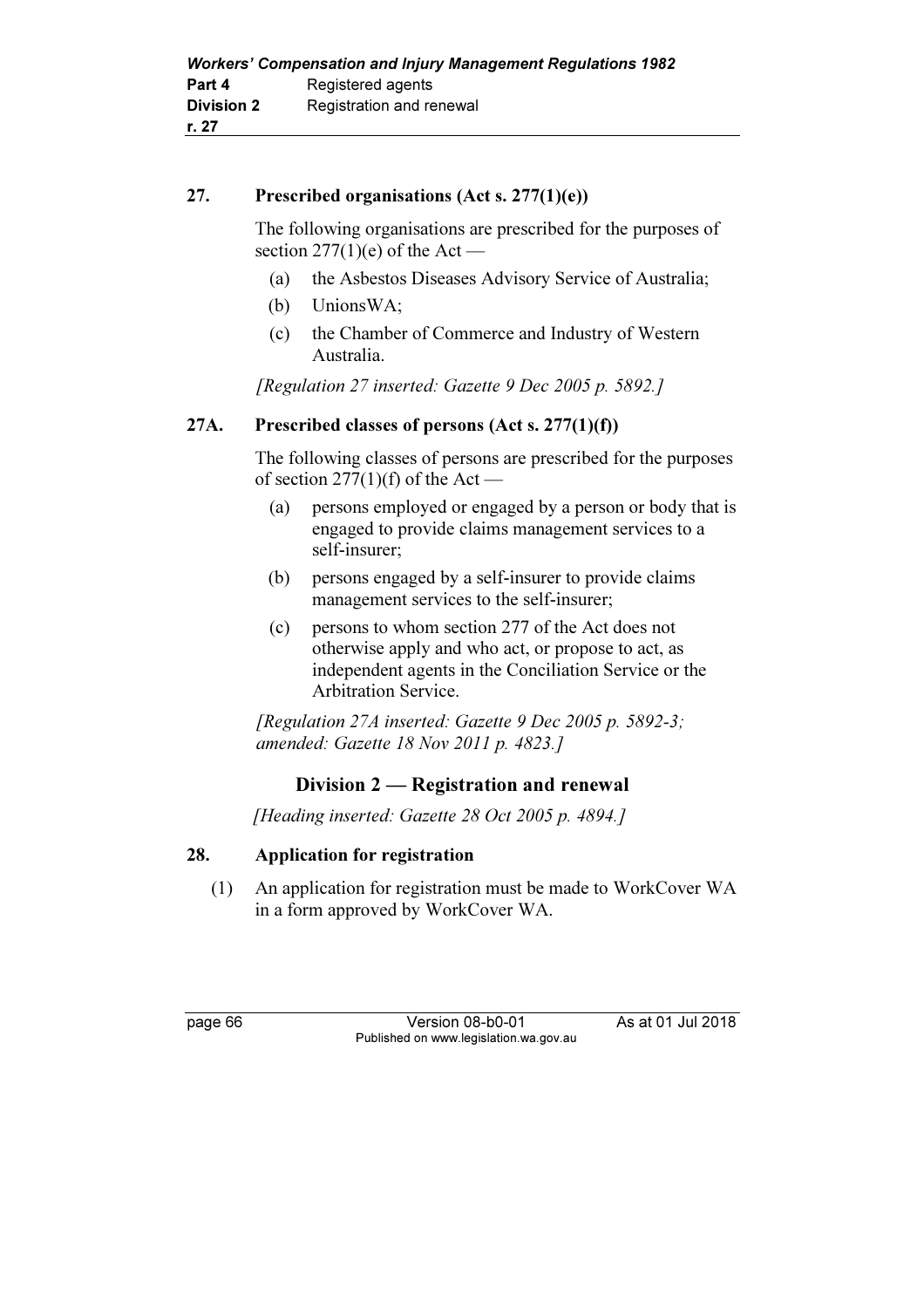## 27. Prescribed organisations (Act s. 277(1)(e))

The following organisations are prescribed for the purposes of section 277(1)(e) of the Act —

(a) the Asbestos Diseases Advisory Service of Australia;

(b) UnionsWA;

(c) the Chamber of Commerce and Industry of Western Australia.

*[Regulation 27 inserted: Gazette 9 Dec 2005 p. 5892.]*

## 27A. Prescribed classes of persons (Act s. 277(1)(f))

The following classes of persons are prescribed for the purposes of section 277(1)(f) of the Act —

(a) persons employed or engaged by a person or body that is engaged to provide claims management services to a self-insurer;

(b) persons engaged by a self-insurer to provide claims management services to the self-insurer;

(c) persons to whom section 277 of the Act does not otherwise apply and who act, or propose to act, as independent agents in the Conciliation Service or the Arbitration Service.

*[Regulation 27A inserted: Gazette 9 Dec 2005 p. 5892-3; amended: Gazette 18 Nov 2011 p. 4823.]*

# Division 2 — Registration and renewal

*[Heading inserted: Gazette 28 Oct 2005 p. 4894.]*

## 28. Application for registration

(1) An application for registration must be made to WorkCover WA in a form approved by WorkCover WA.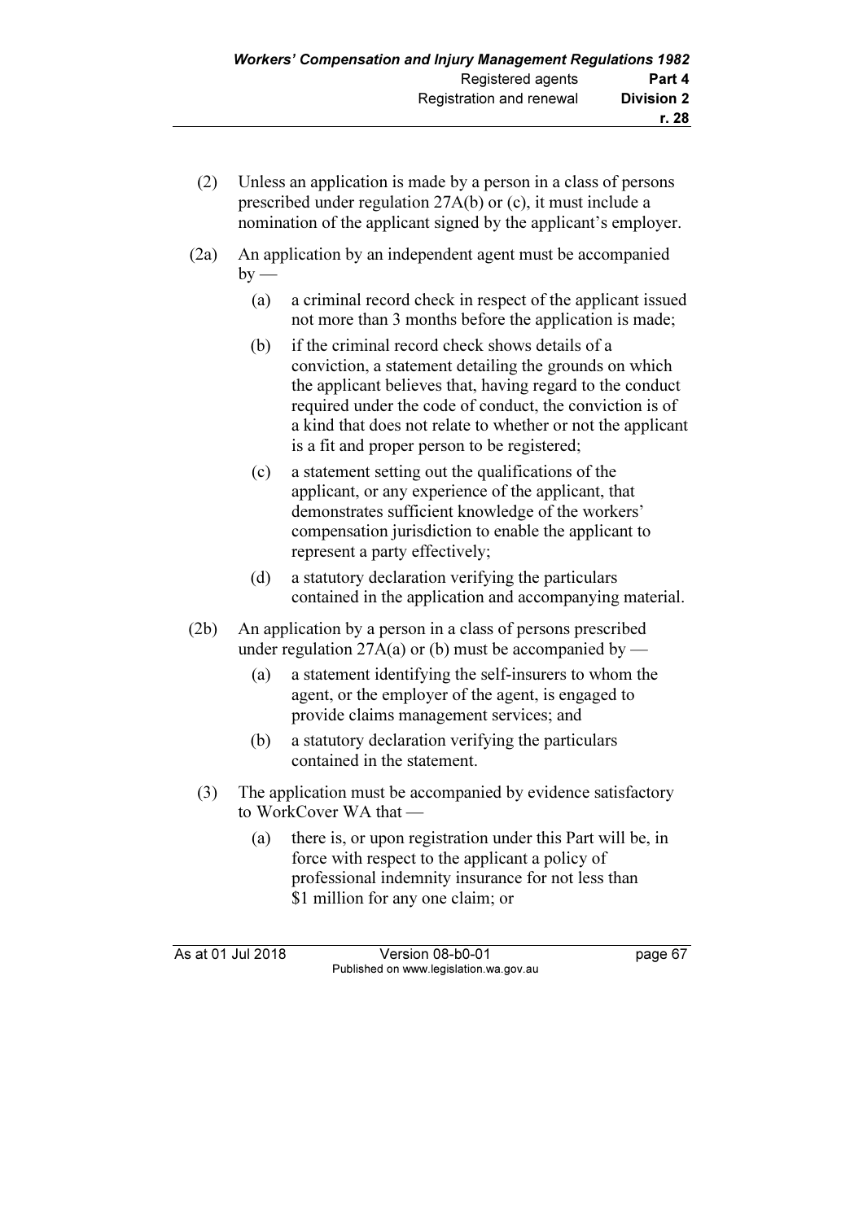(2) Unless an application is made by a person in a class of persons prescribed under regulation 27A(b) or (c), it must include a nomination of the applicant signed by the applicant's employer.

(2a) An application by an independent agent must be accompanied by —

- (a) a criminal record check in respect of the applicant issued not more than 3 months before the application is made;
- (b) if the criminal record check shows details of a conviction, a statement detailing the grounds on which the applicant believes that, having regard to the conduct required under the code of conduct, the conviction is of a kind that does not relate to whether or not the applicant is a fit and proper person to be registered;
- (c) a statement setting out the qualifications of the applicant, or any experience of the applicant, that demonstrates sufficient knowledge of the workers' compensation jurisdiction to enable the applicant to represent a party effectively;
- (d) a statutory declaration verifying the particulars contained in the application and accompanying material.

(2b) An application by a person in a class of persons prescribed under regulation 27A(a) or (b) must be accompanied by —

- (a) a statement identifying the self-insurers to whom the agent, or the employer of the agent, is engaged to provide claims management services; and
- (b) a statutory declaration verifying the particulars contained in the statement.

(3) The application must be accompanied by evidence satisfactory to WorkCover WA that —

- (a) there is, or upon registration under this Part will be, in force with respect to the applicant a policy of professional indemnity insurance for not less than $1 million for any one claim; or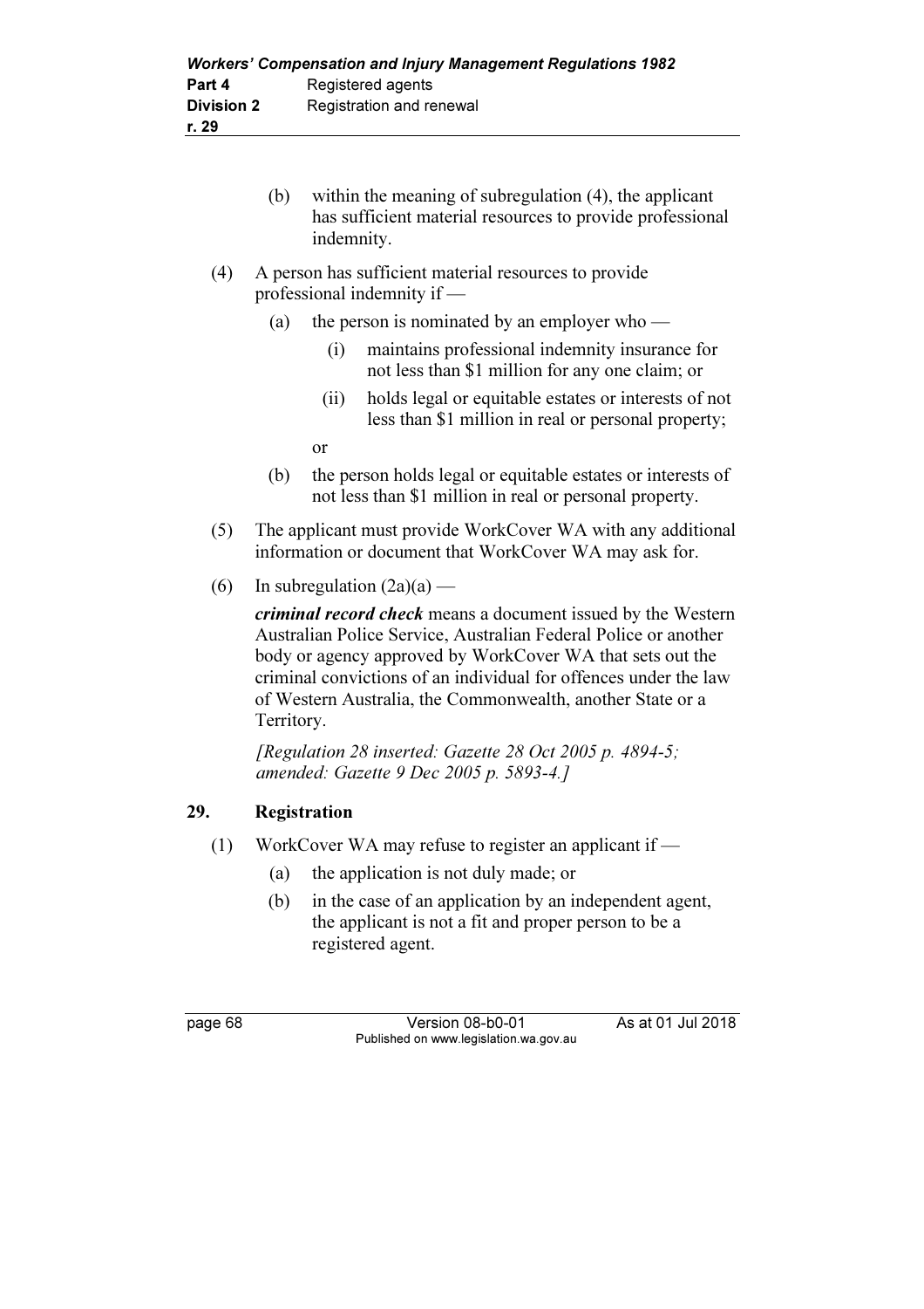(b) within the meaning of subregulation (4), the applicant has sufficient material resources to provide professional indemnity.

(4) A person has sufficient material resources to provide professional indemnity if —

(a) the person is nominated by an employer who —

(i) maintains professional indemnity insurance for not less than $1 million for any one claim; or

(ii) holds legal or equitable estates or interests of not less than $1 million in real or personal property;

or

(b) the person holds legal or equitable estates or interests of not less than $1 million in real or personal property.

(5) The applicant must provide WorkCover WA with any additional information or document that WorkCover WA may ask for.

(6) In subregulation (2a)(a) —

***criminal record check*** means a document issued by the Western Australian Police Service, Australian Federal Police or another body or agency approved by WorkCover WA that sets out the criminal convictions of an individual for offences under the law of Western Australia, the Commonwealth, another State or a Territory.

*[Regulation 28 inserted: Gazette 28 Oct 2005 p. 4894-5; amended: Gazette 9 Dec 2005 p. 5893-4.]*

## 29. Registration

(1) WorkCover WA may refuse to register an applicant if —

(a) the application is not duly made; or

(b) in the case of an application by an independent agent, the applicant is not a fit and proper person to be a registered agent.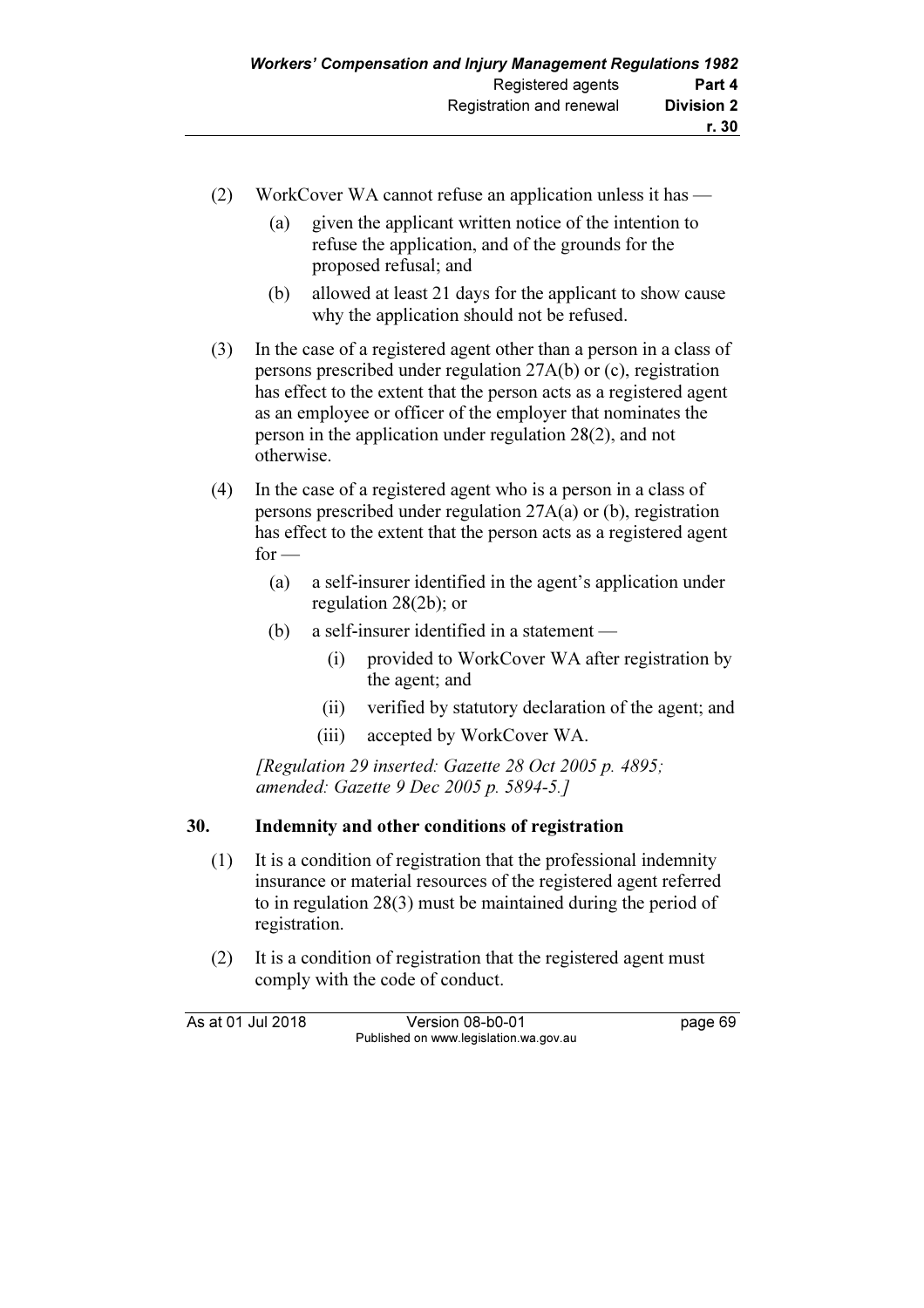(2) WorkCover WA cannot refuse an application unless it has —

   (a) given the applicant written notice of the intention to refuse the application, and of the grounds for the proposed refusal; and

   (b) allowed at least 21 days for the applicant to show cause why the application should not be refused.

(3) In the case of a registered agent other than a person in a class of persons prescribed under regulation 27A(b) or (c), registration has effect to the extent that the person acts as a registered agent as an employee or officer of the employer that nominates the person in the application under regulation 28(2), and not otherwise.

(4) In the case of a registered agent who is a person in a class of persons prescribed under regulation 27A(a) or (b), registration has effect to the extent that the person acts as a registered agent for —

   (a) a self-insurer identified in the agent's application under regulation 28(2b); or

   (b) a self-insurer identified in a statement —

      (i) provided to WorkCover WA after registration by the agent; and

      (ii) verified by statutory declaration of the agent; and

      (iii) accepted by WorkCover WA.

*[Regulation 29 inserted: Gazette 28 Oct 2005 p. 4895; amended: Gazette 9 Dec 2005 p. 5894-5.]*

## 30. Indemnity and other conditions of registration

(1) It is a condition of registration that the professional indemnity insurance or material resources of the registered agent referred to in regulation 28(3) must be maintained during the period of registration.

(2) It is a condition of registration that the registered agent must comply with the code of conduct.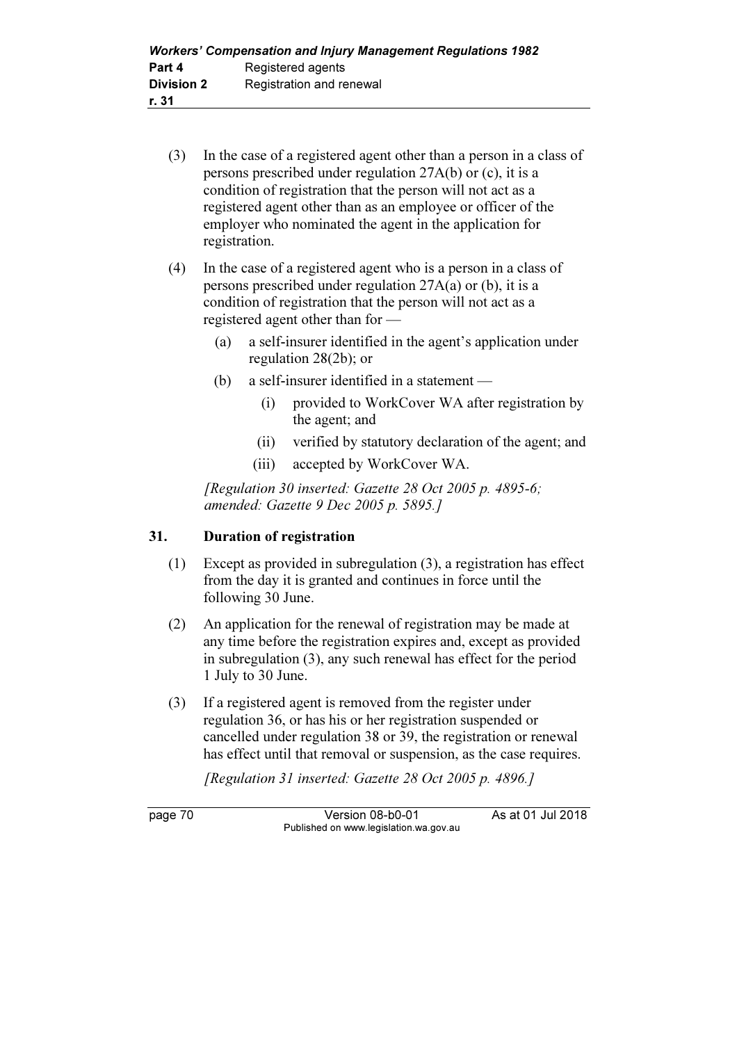(3) In the case of a registered agent other than a person in a class of persons prescribed under regulation 27A(b) or (c), it is a condition of registration that the person will not act as a registered agent other than as an employee or officer of the employer who nominated the agent in the application for registration.

(4) In the case of a registered agent who is a person in a class of persons prescribed under regulation 27A(a) or (b), it is a condition of registration that the person will not act as a registered agent other than for —

(a) a self-insurer identified in the agent's application under regulation 28(2b); or

(b) a self-insurer identified in a statement —

(i) provided to WorkCover WA after registration by the agent; and

(ii) verified by statutory declaration of the agent; and

(iii) accepted by WorkCover WA.

*[Regulation 30 inserted: Gazette 28 Oct 2005 p. 4895-6; amended: Gazette 9 Dec 2005 p. 5895.]*

## 31. Duration of registration

(1) Except as provided in subregulation (3), a registration has effect from the day it is granted and continues in force until the following 30 June.

(2) An application for the renewal of registration may be made at any time before the registration expires and, except as provided in subregulation (3), any such renewal has effect for the period 1 July to 30 June.

(3) If a registered agent is removed from the register under regulation 36, or has his or her registration suspended or cancelled under regulation 38 or 39, the registration or renewal has effect until that removal or suspension, as the case requires.

*[Regulation 31 inserted: Gazette 28 Oct 2005 p. 4896.]*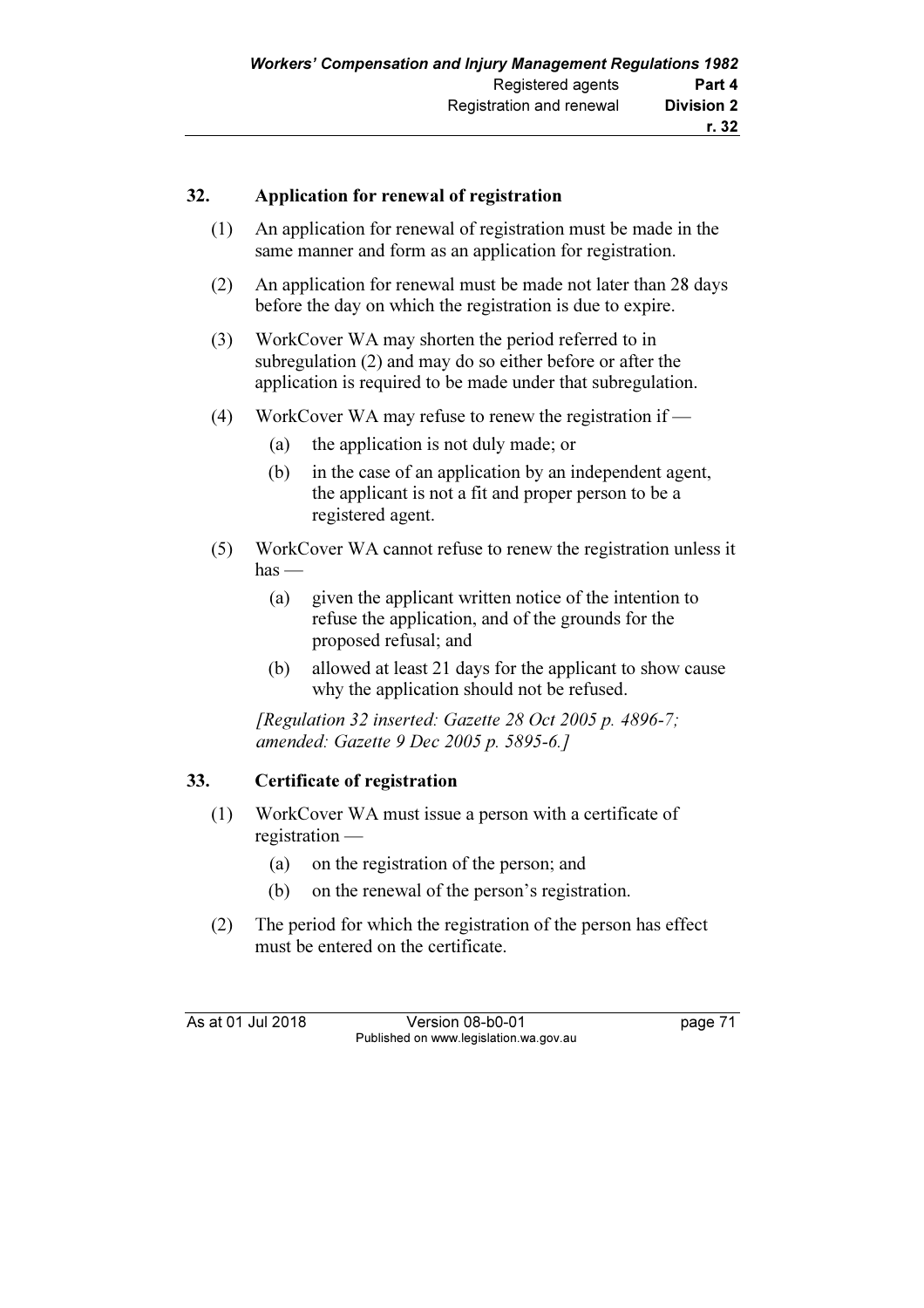## 32. Application for renewal of registration

(1) An application for renewal of registration must be made in the same manner and form as an application for registration.

(2) An application for renewal must be made not later than 28 days before the day on which the registration is due to expire.

(3) WorkCover WA may shorten the period referred to in subregulation (2) and may do so either before or after the application is required to be made under that subregulation.

(4) WorkCover WA may refuse to renew the registration if —

  (a) the application is not duly made; or

  (b) in the case of an application by an independent agent, the applicant is not a fit and proper person to be a registered agent.

(5) WorkCover WA cannot refuse to renew the registration unless it has —

  (a) given the applicant written notice of the intention to refuse the application, and of the grounds for the proposed refusal; and

  (b) allowed at least 21 days for the applicant to show cause why the application should not be refused.

*[Regulation 32 inserted: Gazette 28 Oct 2005 p. 4896-7; amended: Gazette 9 Dec 2005 p. 5895-6.]*

## 33. Certificate of registration

(1) WorkCover WA must issue a person with a certificate of registration —

  (a) on the registration of the person; and

  (b) on the renewal of the person's registration.

(2) The period for which the registration of the person has effect must be entered on the certificate.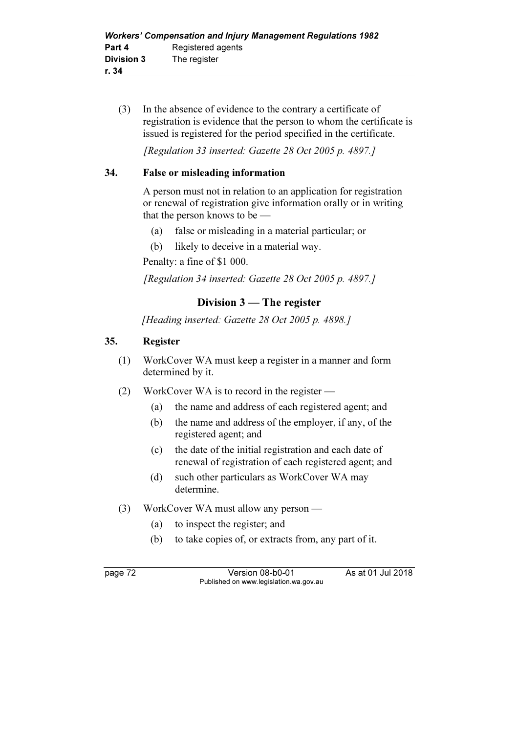(3) In the absence of evidence to the contrary a certificate of registration is evidence that the person to whom the certificate is issued is registered for the period specified in the certificate.

*[Regulation 33 inserted: Gazette 28 Oct 2005 p. 4897.]*

### 34. False or misleading information

A person must not in relation to an application for registration or renewal of registration give information orally or in writing that the person knows to be —

(a) false or misleading in a material particular; or

(b) likely to deceive in a material way.

Penalty: a fine of $1 000.

*[Regulation 34 inserted: Gazette 28 Oct 2005 p. 4897.]*

## Division 3 — The register

*[Heading inserted: Gazette 28 Oct 2005 p. 4898.]*

### 35. Register

(1) WorkCover WA must keep a register in a manner and form determined by it.

(2) WorkCover WA is to record in the register —

(a) the name and address of each registered agent; and

(b) the name and address of the employer, if any, of the registered agent; and

(c) the date of the initial registration and each date of renewal of registration of each registered agent; and

(d) such other particulars as WorkCover WA may determine.

(3) WorkCover WA must allow any person —

(a) to inspect the register; and

(b) to take copies of, or extracts from, any part of it.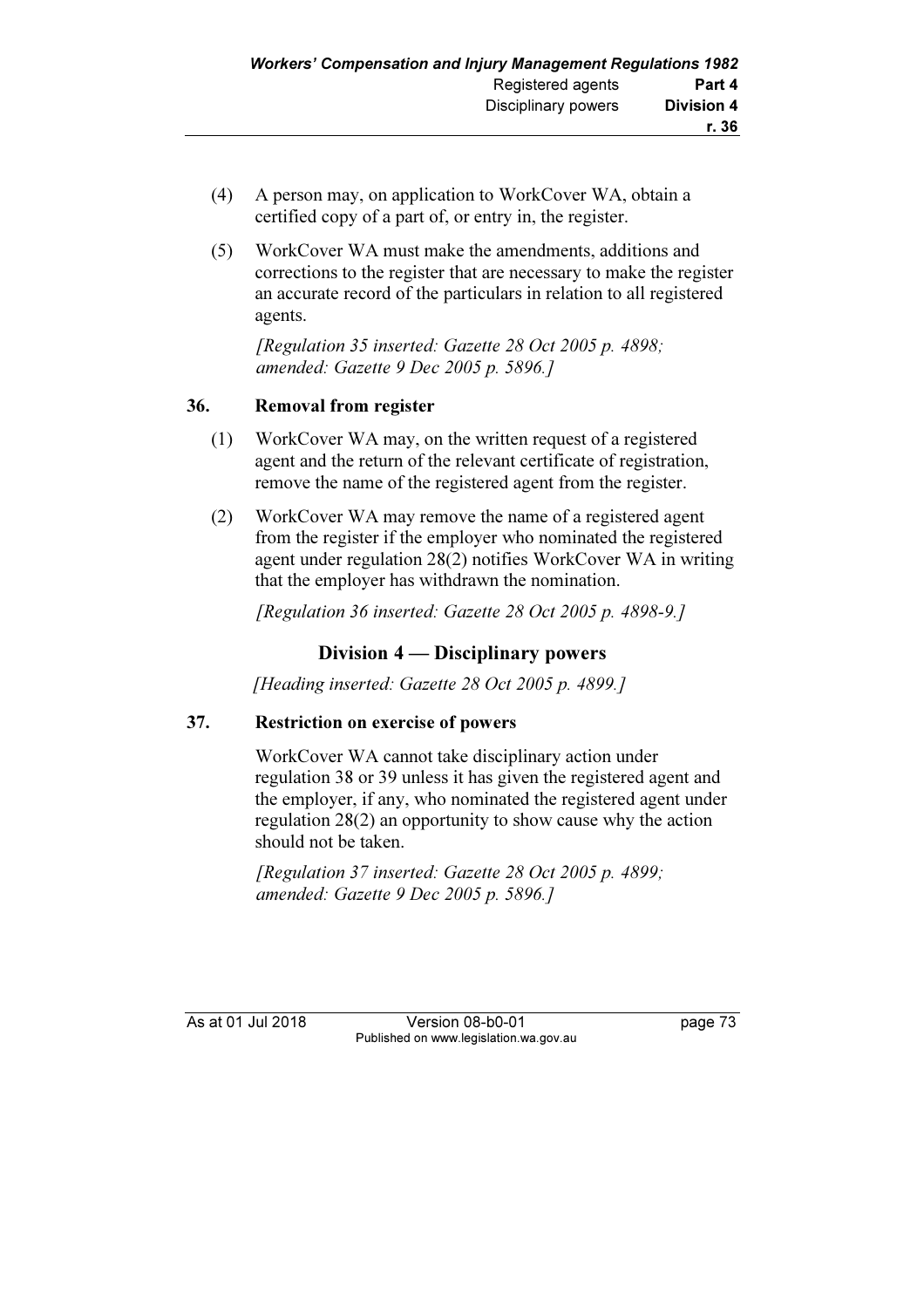(4) A person may, on application to WorkCover WA, obtain a certified copy of a part of, or entry in, the register.

(5) WorkCover WA must make the amendments, additions and corrections to the register that are necessary to make the register an accurate record of the particulars in relation to all registered agents.

*[Regulation 35 inserted: Gazette 28 Oct 2005 p. 4898; amended: Gazette 9 Dec 2005 p. 5896.]*

**36. Removal from register**

(1) WorkCover WA may, on the written request of a registered agent and the return of the relevant certificate of registration, remove the name of the registered agent from the register.

(2) WorkCover WA may remove the name of a registered agent from the register if the employer who nominated the registered agent under regulation 28(2) notifies WorkCover WA in writing that the employer has withdrawn the nomination.

*[Regulation 36 inserted: Gazette 28 Oct 2005 p. 4898-9.]*

## Division 4 — Disciplinary powers

*[Heading inserted: Gazette 28 Oct 2005 p. 4899.]*

**37. Restriction on exercise of powers**

WorkCover WA cannot take disciplinary action under regulation 38 or 39 unless it has given the registered agent and the employer, if any, who nominated the registered agent under regulation 28(2) an opportunity to show cause why the action should not be taken.

*[Regulation 37 inserted: Gazette 28 Oct 2005 p. 4899; amended: Gazette 9 Dec 2005 p. 5896.]*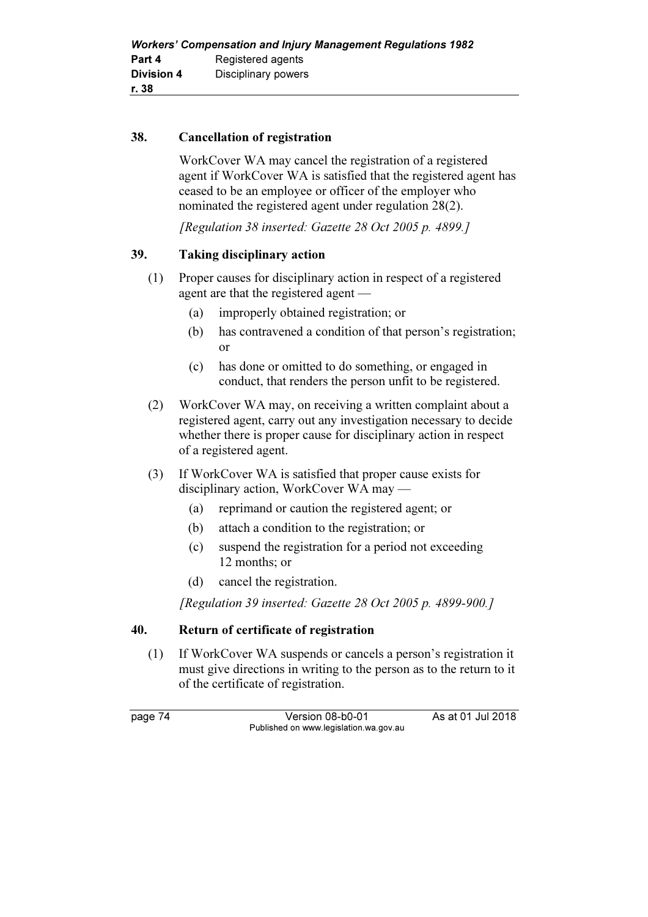## 38. Cancellation of registration

WorkCover WA may cancel the registration of a registered agent if WorkCover WA is satisfied that the registered agent has ceased to be an employee or officer of the employer who nominated the registered agent under regulation 28(2).

*[Regulation 38 inserted: Gazette 28 Oct 2005 p. 4899.]*

## 39. Taking disciplinary action

(1) Proper causes for disciplinary action in respect of a registered agent are that the registered agent —

- (a) improperly obtained registration; or
- (b) has contravened a condition of that person's registration; or
- (c) has done or omitted to do something, or engaged in conduct, that renders the person unfit to be registered.

(2) WorkCover WA may, on receiving a written complaint about a registered agent, carry out any investigation necessary to decide whether there is proper cause for disciplinary action in respect of a registered agent.

(3) If WorkCover WA is satisfied that proper cause exists for disciplinary action, WorkCover WA may —

- (a) reprimand or caution the registered agent; or
- (b) attach a condition to the registration; or
- (c) suspend the registration for a period not exceeding 12 months; or
- (d) cancel the registration.

*[Regulation 39 inserted: Gazette 28 Oct 2005 p. 4899-900.]*

## 40. Return of certificate of registration

(1) If WorkCover WA suspends or cancels a person's registration it must give directions in writing to the person as to the return to it of the certificate of registration.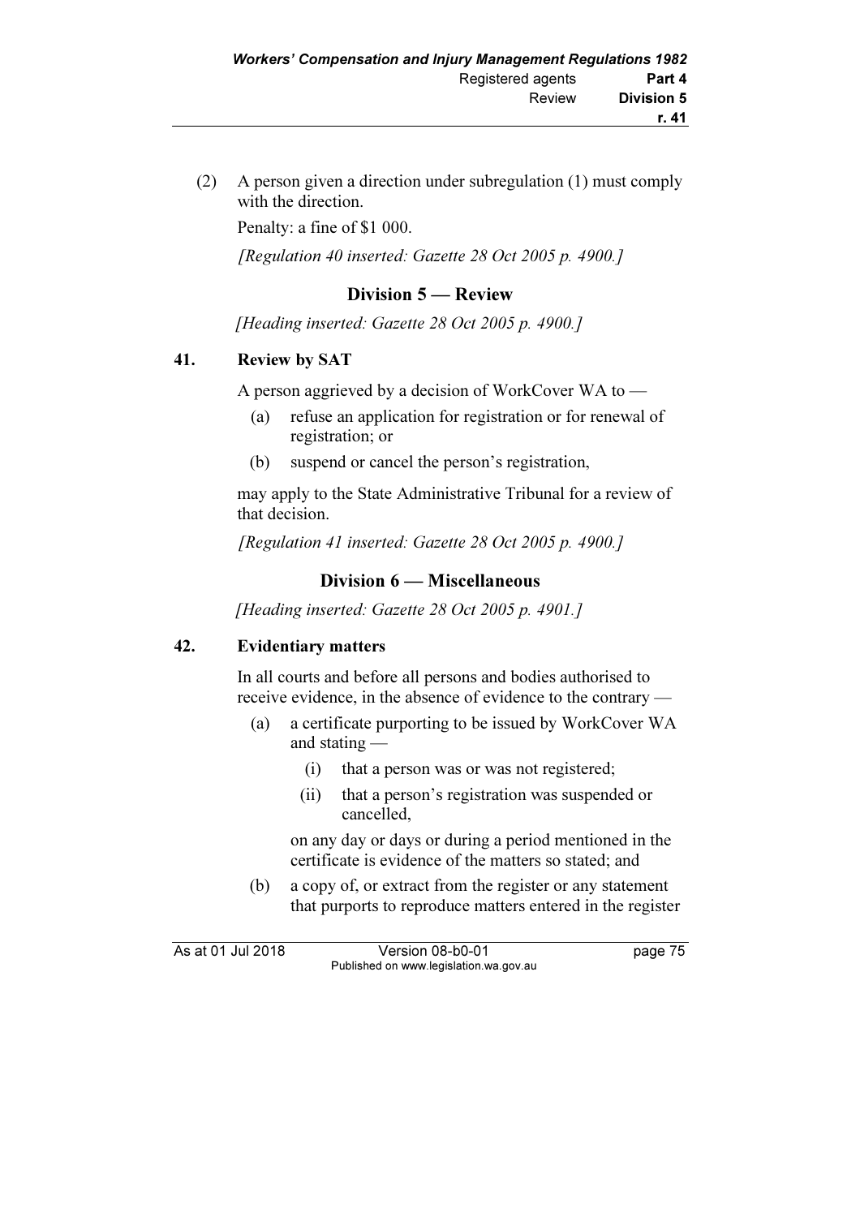(2) A person given a direction under subregulation (1) must comply with the direction.

Penalty: a fine of $1 000.

*[Regulation 40 inserted: Gazette 28 Oct 2005 p. 4900.]*

## Division 5 — Review

*[Heading inserted: Gazette 28 Oct 2005 p. 4900.]*

### 41. Review by SAT

A person aggrieved by a decision of WorkCover WA to —

(a) refuse an application for registration or for renewal of registration; or

(b) suspend or cancel the person's registration,

may apply to the State Administrative Tribunal for a review of that decision.

*[Regulation 41 inserted: Gazette 28 Oct 2005 p. 4900.]*

## Division 6 — Miscellaneous

*[Heading inserted: Gazette 28 Oct 2005 p. 4901.]*

### 42. Evidentiary matters

In all courts and before all persons and bodies authorised to receive evidence, in the absence of evidence to the contrary —

(a) a certificate purporting to be issued by WorkCover WA and stating —

(i) that a person was or was not registered;

(ii) that a person's registration was suspended or cancelled,

on any day or days or during a period mentioned in the certificate is evidence of the matters so stated; and

(b) a copy of, or extract from the register or any statement that purports to reproduce matters entered in the register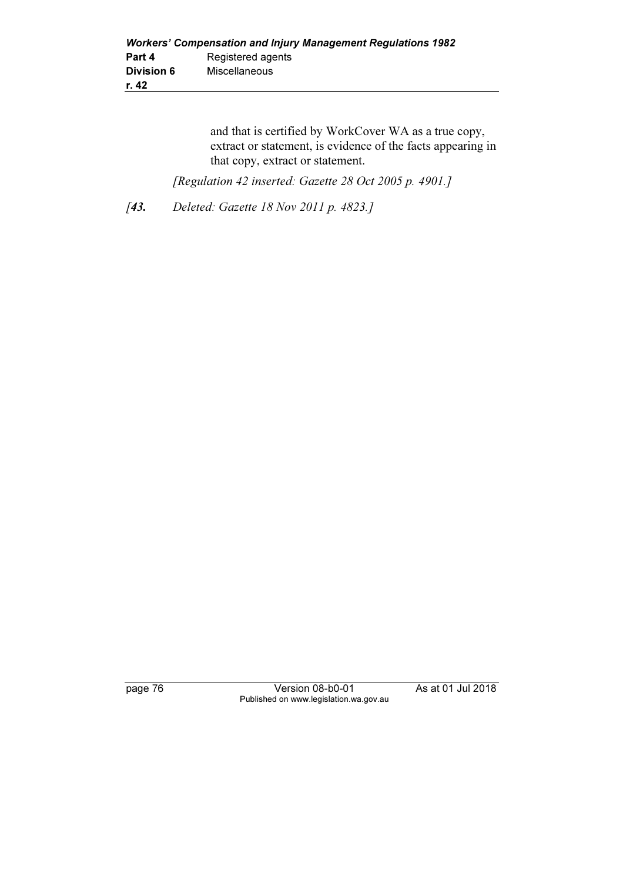and that is certified by WorkCover WA as a true copy, extract or statement, is evidence of the facts appearing in that copy, extract or statement.

*[Regulation 42 inserted: Gazette 28 Oct 2005 p. 4901.]*

*[**43.** Deleted: Gazette 18 Nov 2011 p. 4823.]*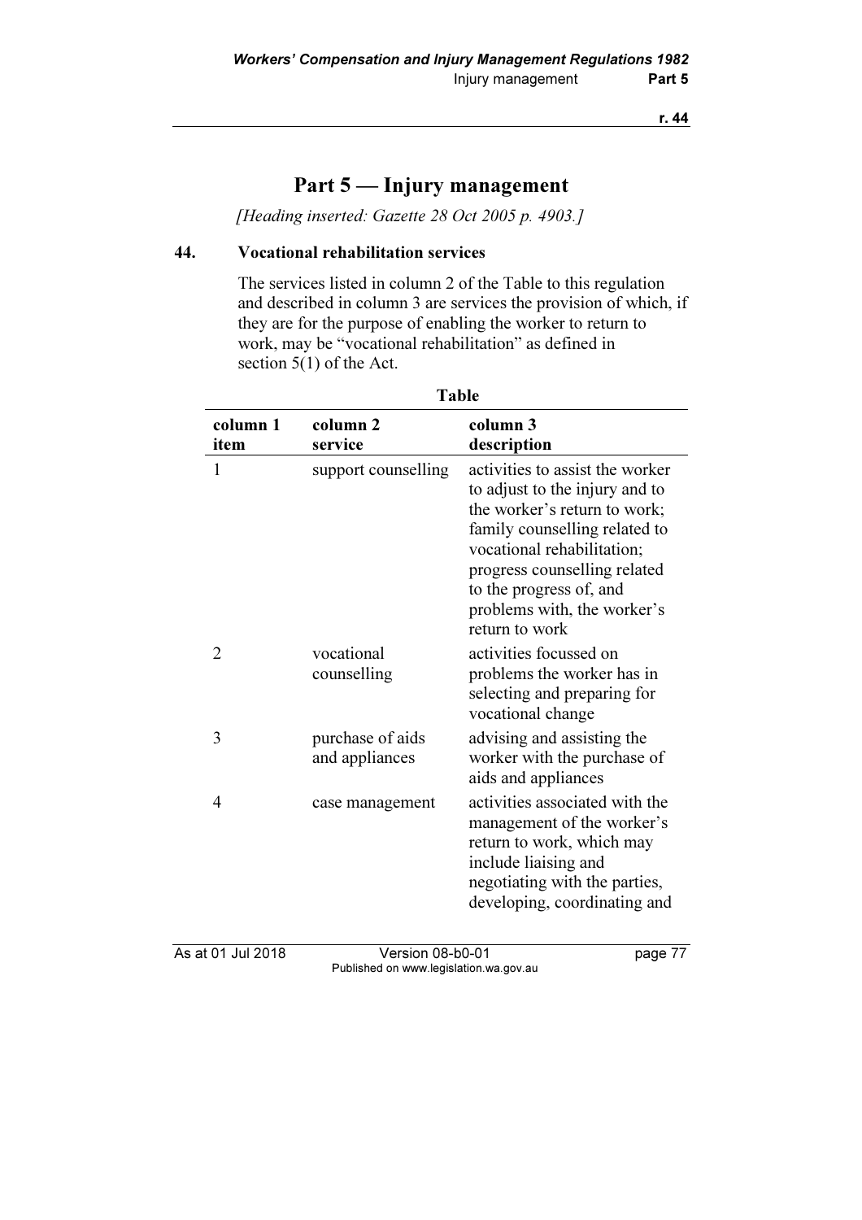# Part 5 — Injury management

*[Heading inserted: Gazette 28 Oct 2005 p. 4903.]*

## 44. Vocational rehabilitation services

The services listed in column 2 of the Table to this regulation and described in column 3 are services the provision of which, if they are for the purpose of enabling the worker to return to work, may be "vocational rehabilitation" as defined in section 5(1) of the Act.

**Table**

| column 1 item | column 2 service | column 3 description |
|---|---|---|
| 1 | support counselling | activities to assist the worker to adjust to the injury and to the worker's return to work; family counselling related to vocational rehabilitation; progress counselling related to the progress of, and problems with, the worker's return to work |
| 2 | vocational counselling | activities focussed on problems the worker has in selecting and preparing for vocational change |
| 3 | purchase of aids and appliances | advising and assisting the worker with the purchase of aids and appliances |
| 4 | case management | activities associated with the management of the worker's return to work, which may include liaising and negotiating with the parties, developing, coordinating and |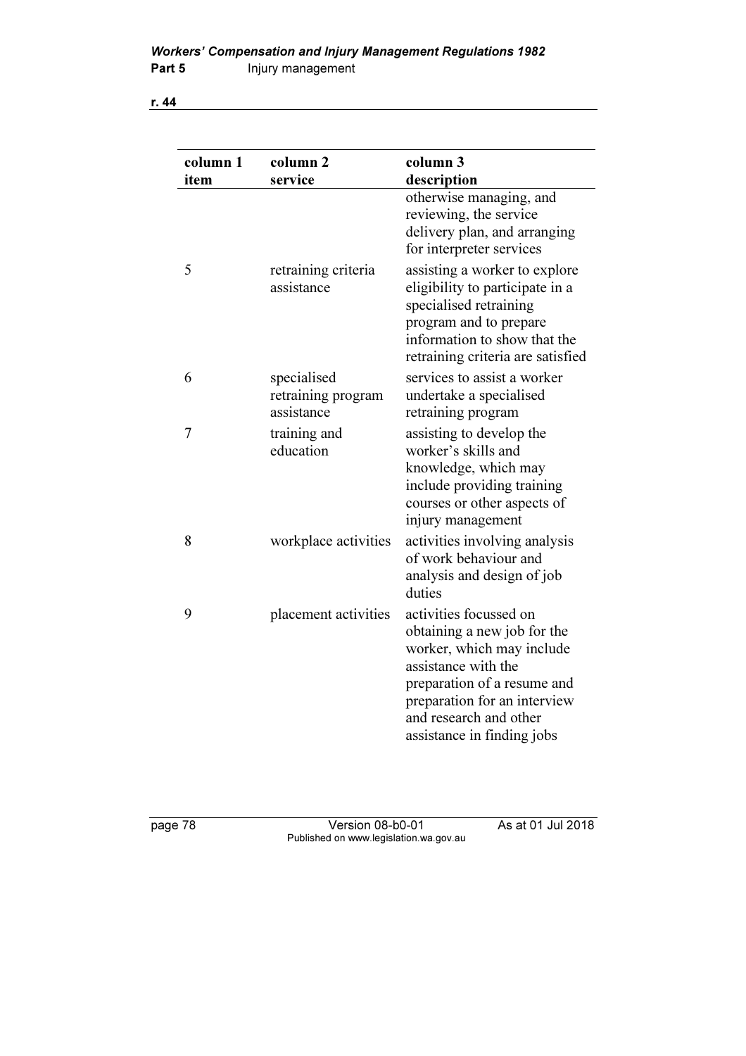| column 1 item | column 2 service | column 3 description |
|---|---|---|
| | | otherwise managing, and reviewing, the service delivery plan, and arranging for interpreter services |
| 5 | retraining criteria assistance | assisting a worker to explore eligibility to participate in a specialised retraining program and to prepare information to show that the retraining criteria are satisfied |
| 6 | specialised retraining program assistance | services to assist a worker undertake a specialised retraining program |
| 7 | training and education | assisting to develop the worker's skills and knowledge, which may include providing training courses or other aspects of injury management |
| 8 | workplace activities | activities involving analysis of work behaviour and analysis and design of job duties |
| 9 | placement activities | activities focussed on obtaining a new job for the worker, which may include assistance with the preparation of a resume and preparation for an interview and research and other assistance in finding jobs |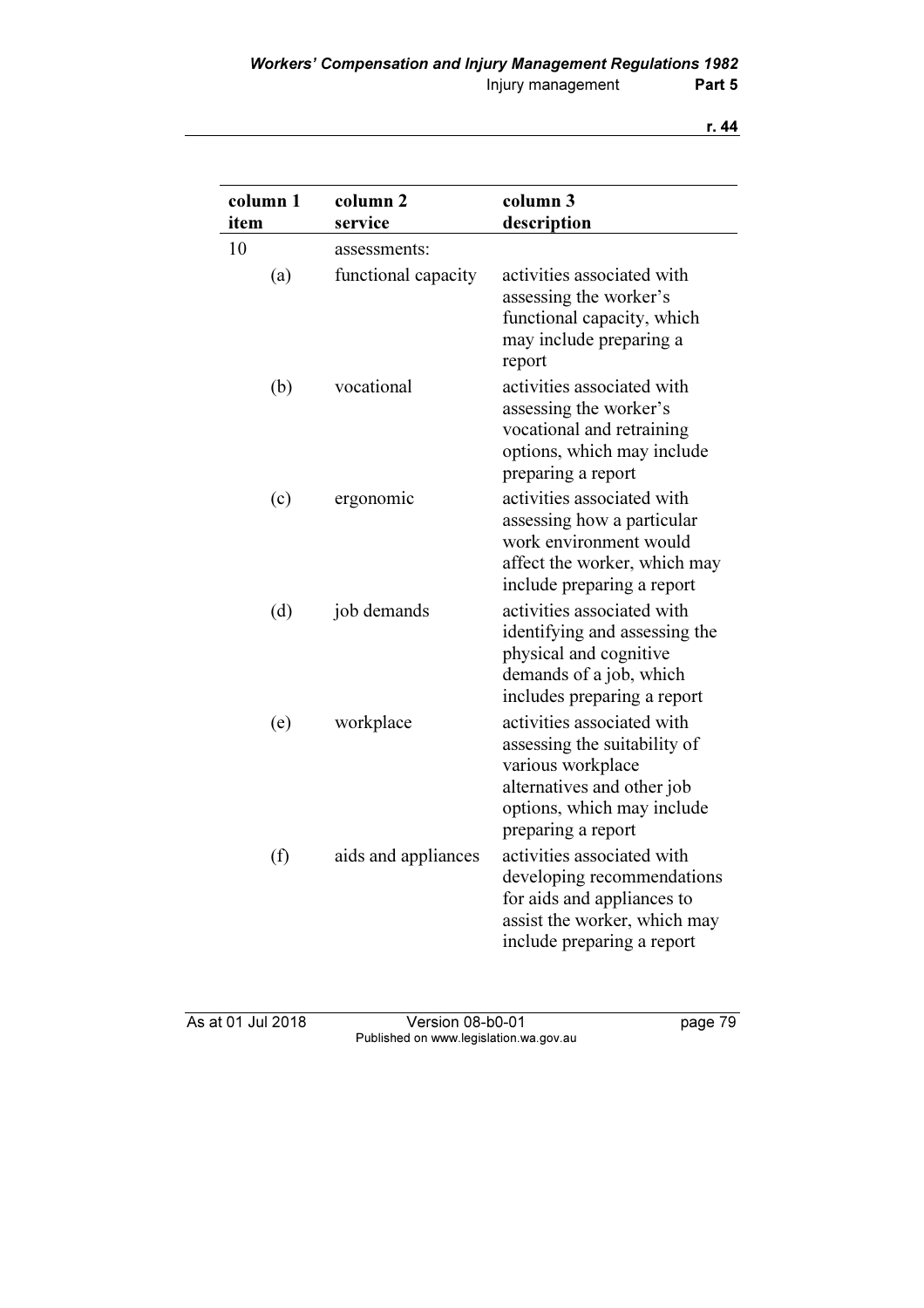| column 1 item | column 2 service | column 3 description |
|---|---|---|
| 10 | assessments: | |
| (a) | functional capacity | activities associated with assessing the worker's functional capacity, which may include preparing a report |
| (b) | vocational | activities associated with assessing the worker's vocational and retraining options, which may include preparing a report |
| (c) | ergonomic | activities associated with assessing how a particular work environment would affect the worker, which may include preparing a report |
| (d) | job demands | activities associated with identifying and assessing the physical and cognitive demands of a job, which includes preparing a report |
| (e) | workplace | activities associated with assessing the suitability of various workplace alternatives and other job options, which may include preparing a report |
| (f) | aids and appliances | activities associated with developing recommendations for aids and appliances to assist the worker, which may include preparing a report |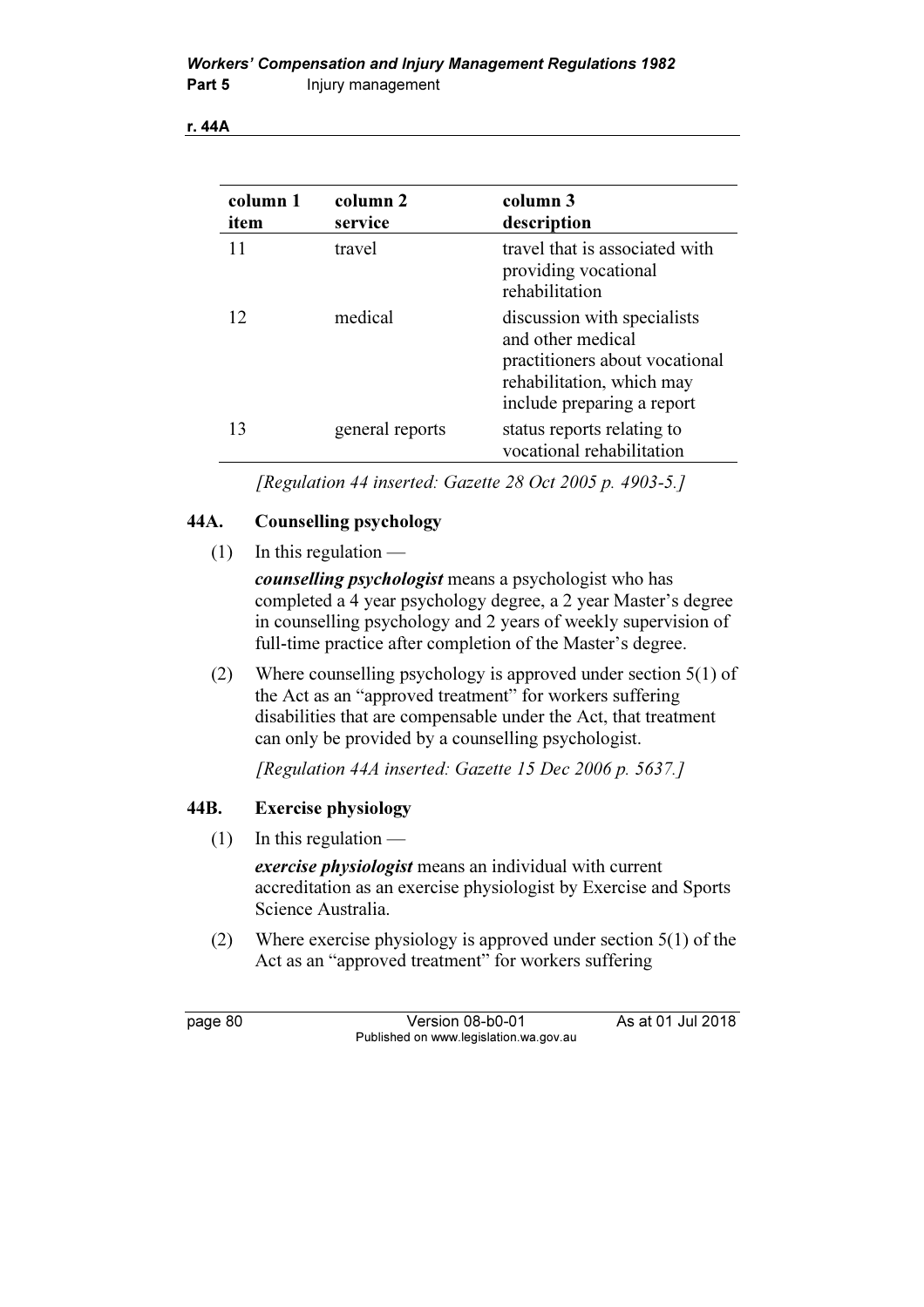| column 1 item | column 2 service | column 3 description |
|---|---|---|
| 11 | travel | travel that is associated with providing vocational rehabilitation |
| 12 | medical | discussion with specialists and other medical practitioners about vocational rehabilitation, which may include preparing a report |
| 13 | general reports | status reports relating to vocational rehabilitation |

[Regulation 44 inserted: Gazette 28 Oct 2005 p. 4903-5.]

## 44A. Counselling psychology

(1) In this regulation —

***counselling psychologist*** means a psychologist who has completed a 4 year psychology degree, a 2 year Master's degree in counselling psychology and 2 years of weekly supervision of full-time practice after completion of the Master's degree.

(2) Where counselling psychology is approved under section 5(1) of the Act as an "approved treatment" for workers suffering disabilities that are compensable under the Act, that treatment can only be provided by a counselling psychologist.

[Regulation 44A inserted: Gazette 15 Dec 2006 p. 5637.]

## 44B. Exercise physiology

(1) In this regulation —

***exercise physiologist*** means an individual with current accreditation as an exercise physiologist by Exercise and Sports Science Australia.

(2) Where exercise physiology is approved under section 5(1) of the Act as an "approved treatment" for workers suffering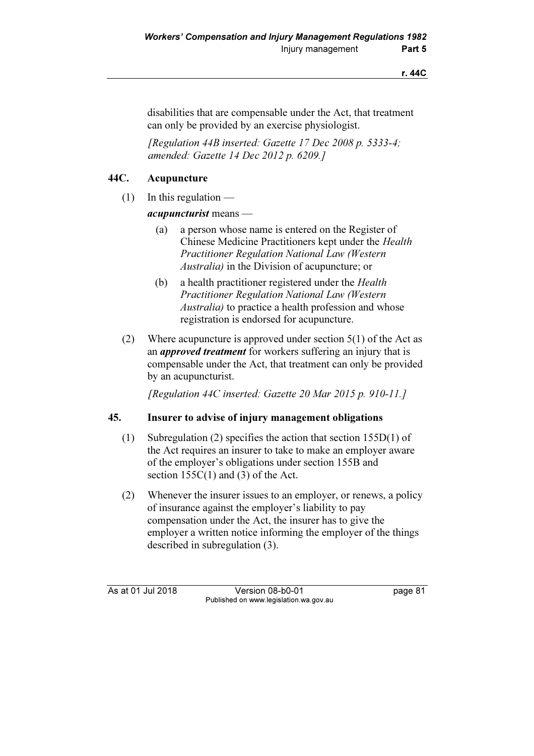disabilities that are compensable under the Act, that treatment can only be provided by an exercise physiologist.

*[Regulation 44B inserted: Gazette 17 Dec 2008 p. 5333-4; amended: Gazette 14 Dec 2012 p. 6209.]*

## 44C. Acupuncture

(1) In this regulation —

***acupuncturist*** means —

- (a) a person whose name is entered on the Register of Chinese Medicine Practitioners kept under the *Health Practitioner Regulation National Law (Western Australia)* in the Division of acupuncture; or
- (b) a health practitioner registered under the *Health Practitioner Regulation National Law (Western Australia)* to practice a health profession and whose registration is endorsed for acupuncture.

(2) Where acupuncture is approved under section 5(1) of the Act as an ***approved treatment*** for workers suffering an injury that is compensable under the Act, that treatment can only be provided by an acupuncturist.

*[Regulation 44C inserted: Gazette 20 Mar 2015 p. 910-11.]*

## 45. Insurer to advise of injury management obligations

(1) Subregulation (2) specifies the action that section 155D(1) of the Act requires an insurer to take to make an employer aware of the employer's obligations under section 155B and section 155C(1) and (3) of the Act.

(2) Whenever the insurer issues to an employer, or renews, a policy of insurance against the employer's liability to pay compensation under the Act, the insurer has to give the employer a written notice informing the employer of the things described in subregulation (3).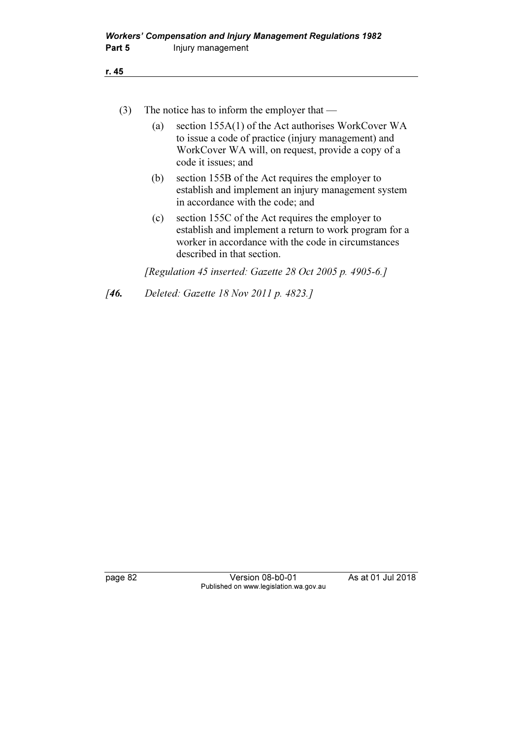(3) The notice has to inform the employer that —

(a) section 155A(1) of the Act authorises WorkCover WA to issue a code of practice (injury management) and WorkCover WA will, on request, provide a copy of a code it issues; and

(b) section 155B of the Act requires the employer to establish and implement an injury management system in accordance with the code; and

(c) section 155C of the Act requires the employer to establish and implement a return to work program for a worker in accordance with the code in circumstances described in that section.

*[Regulation 45 inserted: Gazette 28 Oct 2005 p. 4905-6.]*

*[**46.** Deleted: Gazette 18 Nov 2011 p. 4823.]*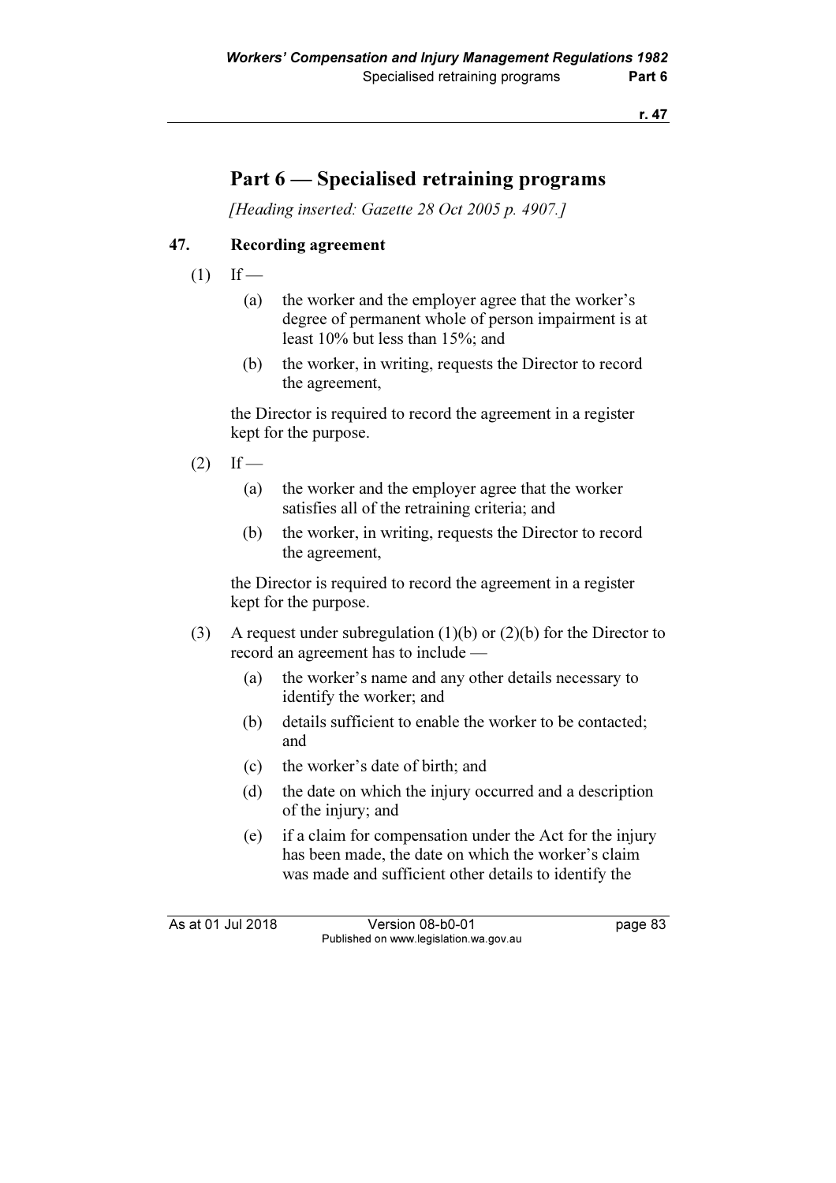# Part 6 — Specialised retraining programs

*[Heading inserted: Gazette 28 Oct 2005 p. 4907.]*

## 47. Recording agreement

(1) If —

(a) the worker and the employer agree that the worker's degree of permanent whole of person impairment is at least 10% but less than 15%; and

(b) the worker, in writing, requests the Director to record the agreement,

the Director is required to record the agreement in a register kept for the purpose.

(2) If —

(a) the worker and the employer agree that the worker satisfies all of the retraining criteria; and

(b) the worker, in writing, requests the Director to record the agreement,

the Director is required to record the agreement in a register kept for the purpose.

(3) A request under subregulation (1)(b) or (2)(b) for the Director to record an agreement has to include —

(a) the worker's name and any other details necessary to identify the worker; and

(b) details sufficient to enable the worker to be contacted; and

(c) the worker's date of birth; and

(d) the date on which the injury occurred and a description of the injury; and

(e) if a claim for compensation under the Act for the injury has been made, the date on which the worker's claim was made and sufficient other details to identify the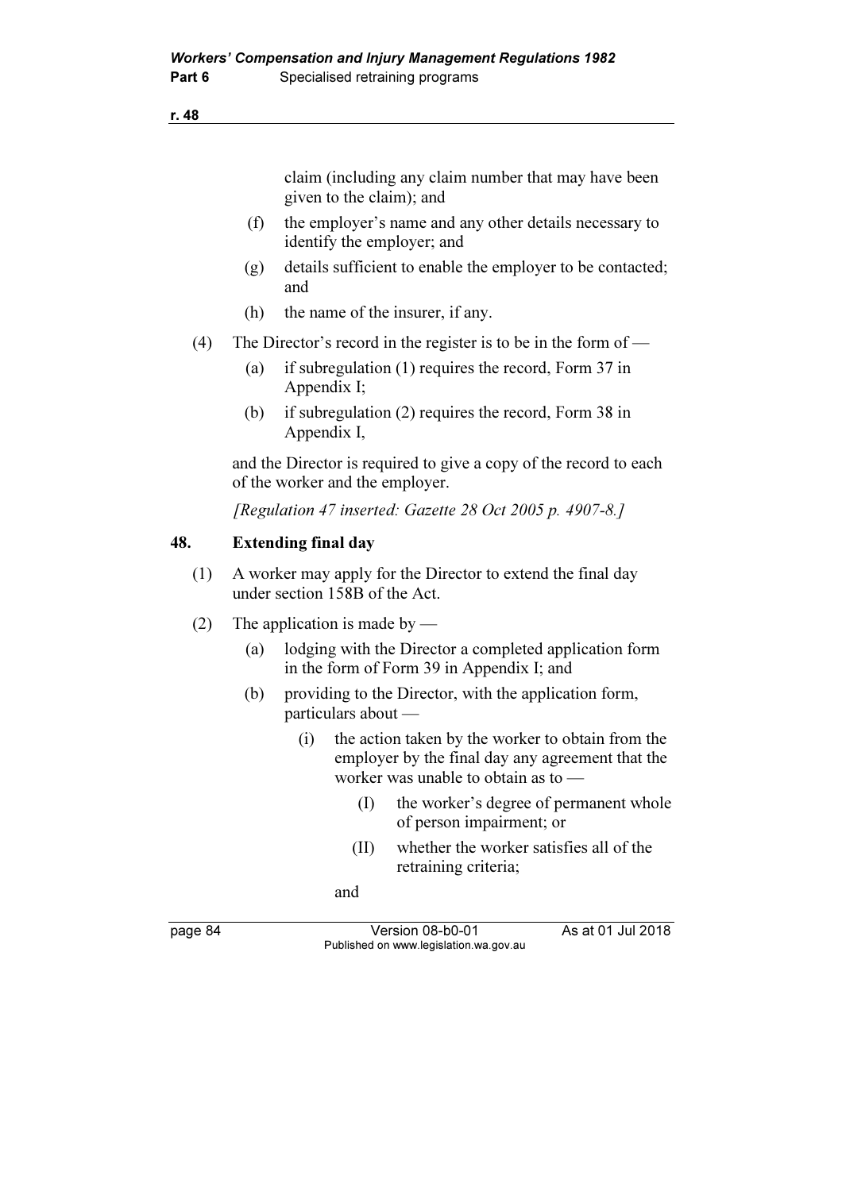claim (including any claim number that may have been given to the claim); and

(f) the employer's name and any other details necessary to identify the employer; and

(g) details sufficient to enable the employer to be contacted; and

(h) the name of the insurer, if any.

(4) The Director's record in the register is to be in the form of —

(a) if subregulation (1) requires the record, Form 37 in Appendix I;

(b) if subregulation (2) requires the record, Form 38 in Appendix I,

and the Director is required to give a copy of the record to each of the worker and the employer.

*[Regulation 47 inserted: Gazette 28 Oct 2005 p. 4907-8.]*

## 48. Extending final day

(1) A worker may apply for the Director to extend the final day under section 158B of the Act.

(2) The application is made by —

(a) lodging with the Director a completed application form in the form of Form 39 in Appendix I; and

(b) providing to the Director, with the application form, particulars about —

(i) the action taken by the worker to obtain from the employer by the final day any agreement that the worker was unable to obtain as to —

(I) the worker's degree of permanent whole of person impairment; or

(II) whether the worker satisfies all of the retraining criteria;

and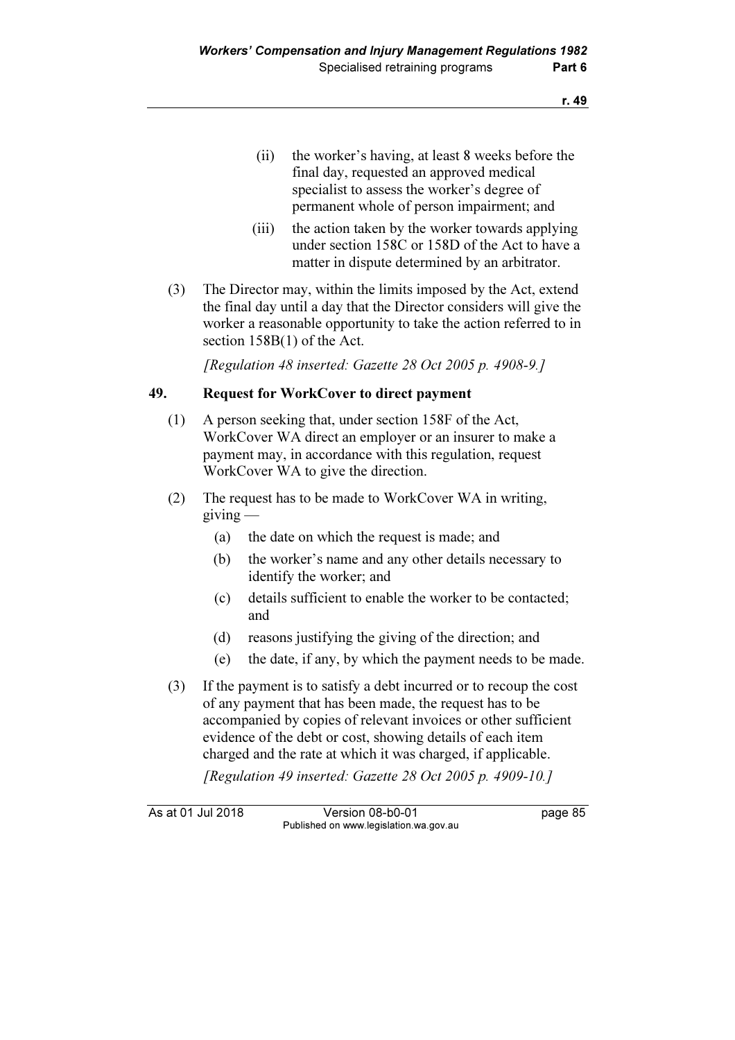(ii) the worker's having, at least 8 weeks before the final day, requested an approved medical specialist to assess the worker's degree of permanent whole of person impairment; and

(iii) the action taken by the worker towards applying under section 158C or 158D of the Act to have a matter in dispute determined by an arbitrator.

(3) The Director may, within the limits imposed by the Act, extend the final day until a day that the Director considers will give the worker a reasonable opportunity to take the action referred to in section 158B(1) of the Act.

*[Regulation 48 inserted: Gazette 28 Oct 2005 p. 4908-9.]*

## 49. Request for WorkCover to direct payment

(1) A person seeking that, under section 158F of the Act, WorkCover WA direct an employer or an insurer to make a payment may, in accordance with this regulation, request WorkCover WA to give the direction.

(2) The request has to be made to WorkCover WA in writing, giving —

(a) the date on which the request is made; and

(b) the worker's name and any other details necessary to identify the worker; and

(c) details sufficient to enable the worker to be contacted; and

(d) reasons justifying the giving of the direction; and

(e) the date, if any, by which the payment needs to be made.

(3) If the payment is to satisfy a debt incurred or to recoup the cost of any payment that has been made, the request has to be accompanied by copies of relevant invoices or other sufficient evidence of the debt or cost, showing details of each item charged and the rate at which it was charged, if applicable.

*[Regulation 49 inserted: Gazette 28 Oct 2005 p. 4909-10.]*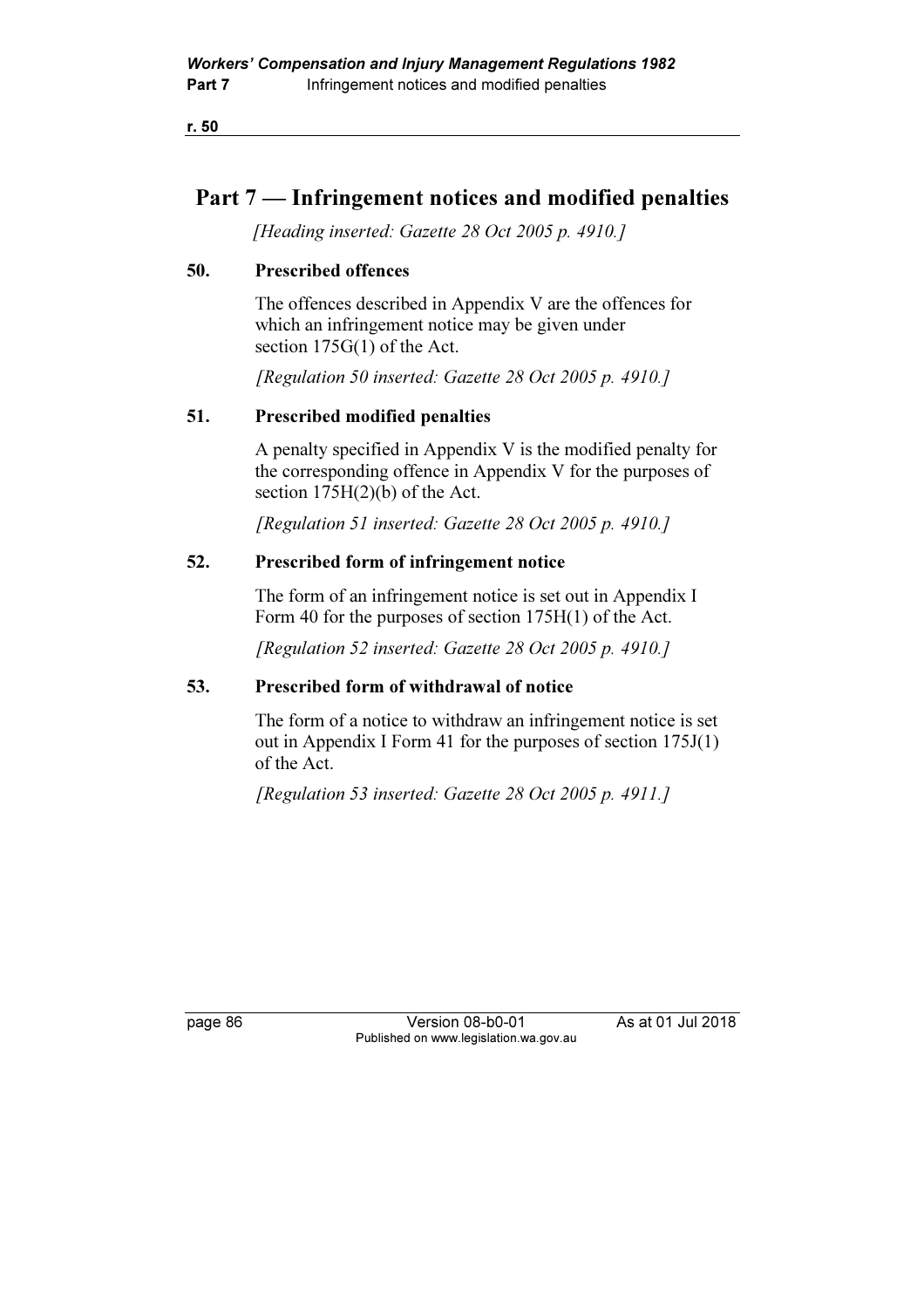# Part 7 — Infringement notices and modified penalties

*[Heading inserted: Gazette 28 Oct 2005 p. 4910.]*

## 50. Prescribed offences

The offences described in Appendix V are the offences for which an infringement notice may be given under section 175G(1) of the Act.

*[Regulation 50 inserted: Gazette 28 Oct 2005 p. 4910.]*

## 51. Prescribed modified penalties

A penalty specified in Appendix V is the modified penalty for the corresponding offence in Appendix V for the purposes of section 175H(2)(b) of the Act.

*[Regulation 51 inserted: Gazette 28 Oct 2005 p. 4910.]*

## 52. Prescribed form of infringement notice

The form of an infringement notice is set out in Appendix I Form 40 for the purposes of section 175H(1) of the Act.

*[Regulation 52 inserted: Gazette 28 Oct 2005 p. 4910.]*

## 53. Prescribed form of withdrawal of notice

The form of a notice to withdraw an infringement notice is set out in Appendix I Form 41 for the purposes of section 175J(1) of the Act.

*[Regulation 53 inserted: Gazette 28 Oct 2005 p. 4911.]*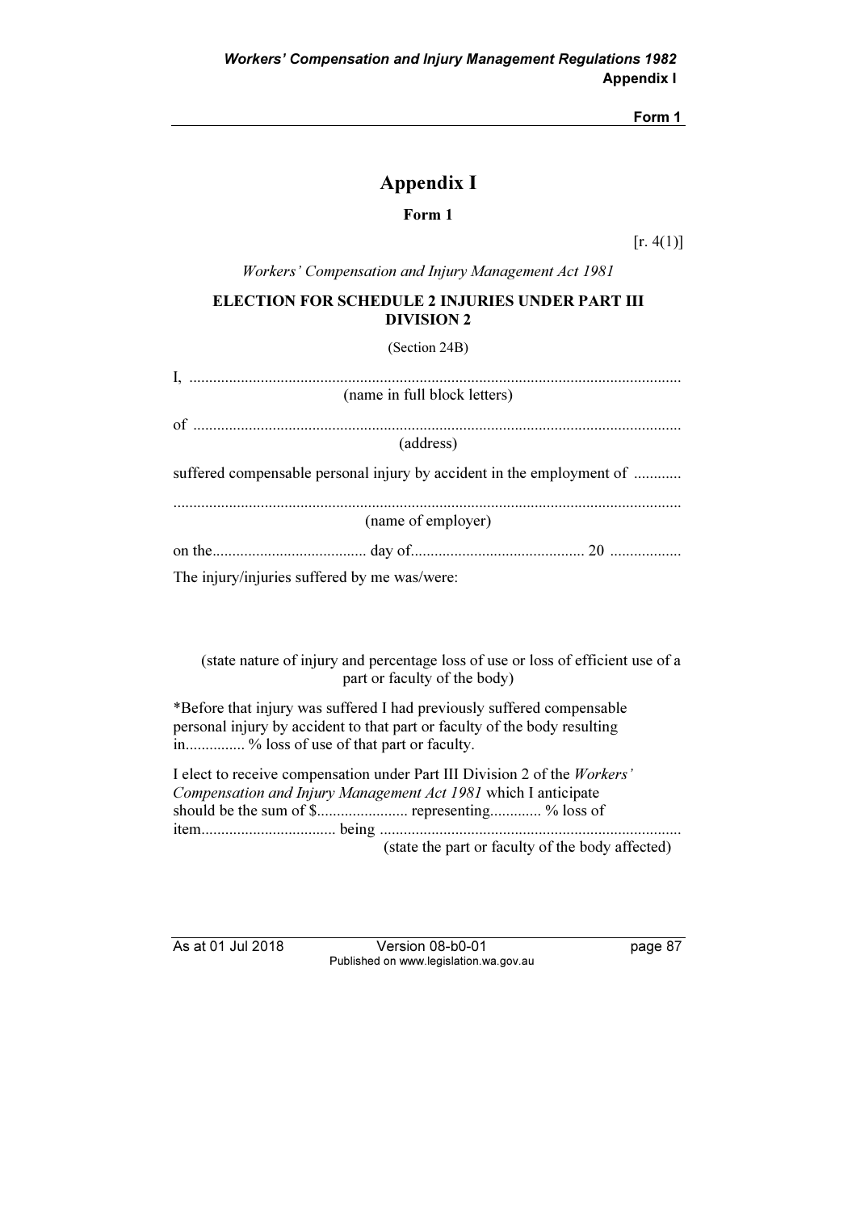# Appendix I

## Form 1

[r. 4(1)]

*Workers' Compensation and Injury Management Act 1981*

**ELECTION FOR SCHEDULE 2 INJURIES UNDER PART III DIVISION 2**

(Section 24B)

I, ..........................................................................................................................
(name in full block letters)

of .........................................................................................................................
(address)

suffered compensable personal injury by accident in the employment of ............

...............................................................................................................................
(name of employer)

on the....................................... day of............................................ 20 ..................

The injury/injuries suffered by me was/were:

(state nature of injury and percentage loss of use or loss of efficient use of a part or faculty of the body)

*Before that injury was suffered I had previously suffered compensable personal injury by accident to that part or faculty of the body resulting in............... % loss of use of that part or faculty.

I elect to receive compensation under Part III Division 2 of the *Workers' Compensation and Injury Management Act 1981* which I anticipate should be the sum of $....................... representing............. % loss of item.................................. being ............................................................................
(state the part or faculty of the body affected)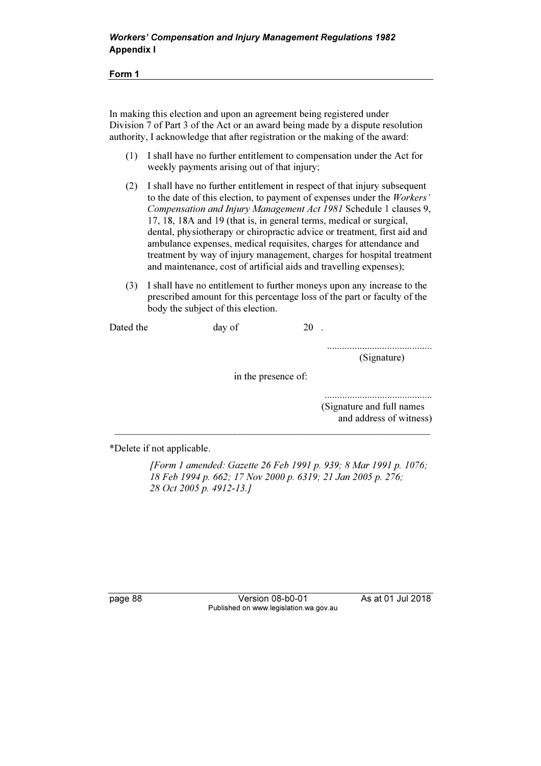In making this election and upon an agreement being registered under Division 7 of Part 3 of the Act or an award being made by a dispute resolution authority, I acknowledge that after registration or the making of the award:

(1) I shall have no further entitlement to compensation under the Act for weekly payments arising out of that injury;

(2) I shall have no further entitlement in respect of that injury subsequent to the date of this election, to payment of expenses under the *Workers' Compensation and Injury Management Act 1981* Schedule 1 clauses 9, 17, 18, 18A and 19 (that is, in general terms, medical or surgical, dental, physiotherapy or chiropractic advice or treatment, first aid and ambulance expenses, medical requisites, charges for attendance and treatment by way of injury management, charges for hospital treatment and maintenance, cost of artificial aids and travelling expenses);

(3) I shall have no entitlement to further moneys upon any increase to the prescribed amount for this percentage loss of the part or faculty of the body the subject of this election.

Dated the day of 20 .

..........................................
(Signature)

in the presence of:

..........................................
(Signature and full names and address of witness)

---

*Delete if not applicable.

*[Form 1 amended: Gazette 26 Feb 1991 p. 939; 8 Mar 1991 p. 1076; 18 Feb 1994 p. 662; 17 Nov 2000 p. 6319; 21 Jan 2005 p. 276; 28 Oct 2005 p. 4912-13.]*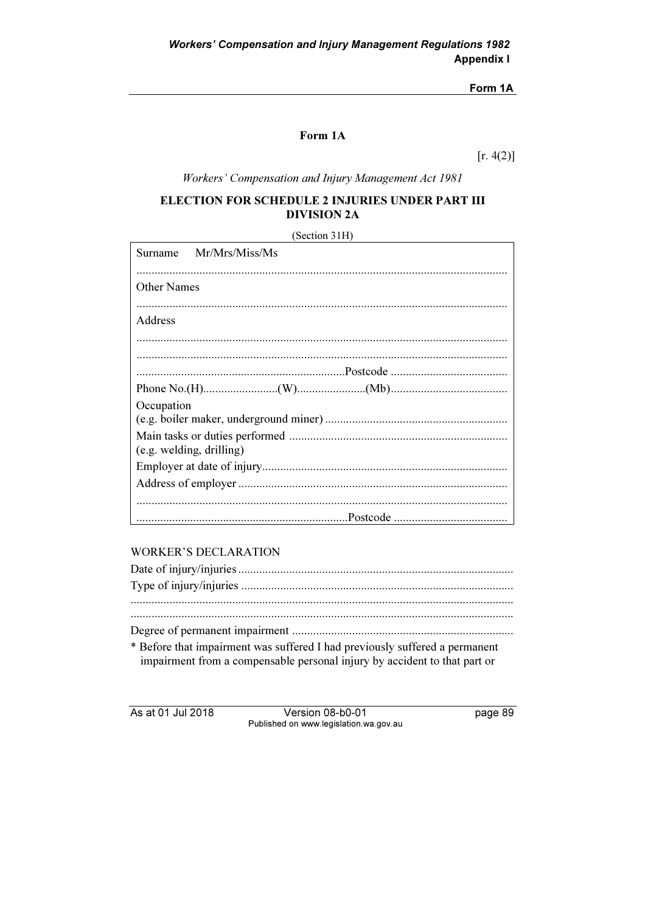## Form 1A

[r. 4(2)]

*Workers' Compensation and Injury Management Act 1981*

**ELECTION FOR SCHEDULE 2 INJURIES UNDER PART III DIVISION 2A**

(Section 31H)

| |
|---|
| Surname Mr/Mrs/Miss/Ms |
| .......................................................................................................................... |
| Other Names |
| .......................................................................................................................... |
| Address |
| .......................................................................................................................... |
| .......................................................................................................................... |
| .....................................................................Postcode ....................................... |
| Phone No.(H).........................(W).......................(Mb)....................................... |
| Occupation (e.g. boiler maker, underground miner) ............................................................ |
| Main tasks or duties performed ........................................................................ (e.g. welding, drilling) |
| Employer at date of injury................................................................................ |
| Address of employer ........................................................................................ |
| .......................................................................................................................... |
| ......................................................................Postcode ...................................... |

WORKER'S DECLARATION

Date of injury/injuries ..........................................................................................

Type of injury/injuries .........................................................................................

.............................................................................................................................

.............................................................................................................................

Degree of permanent impairment ........................................................................

* Before that impairment was suffered I had previously suffered a permanent impairment from a compensable personal injury by accident to that part or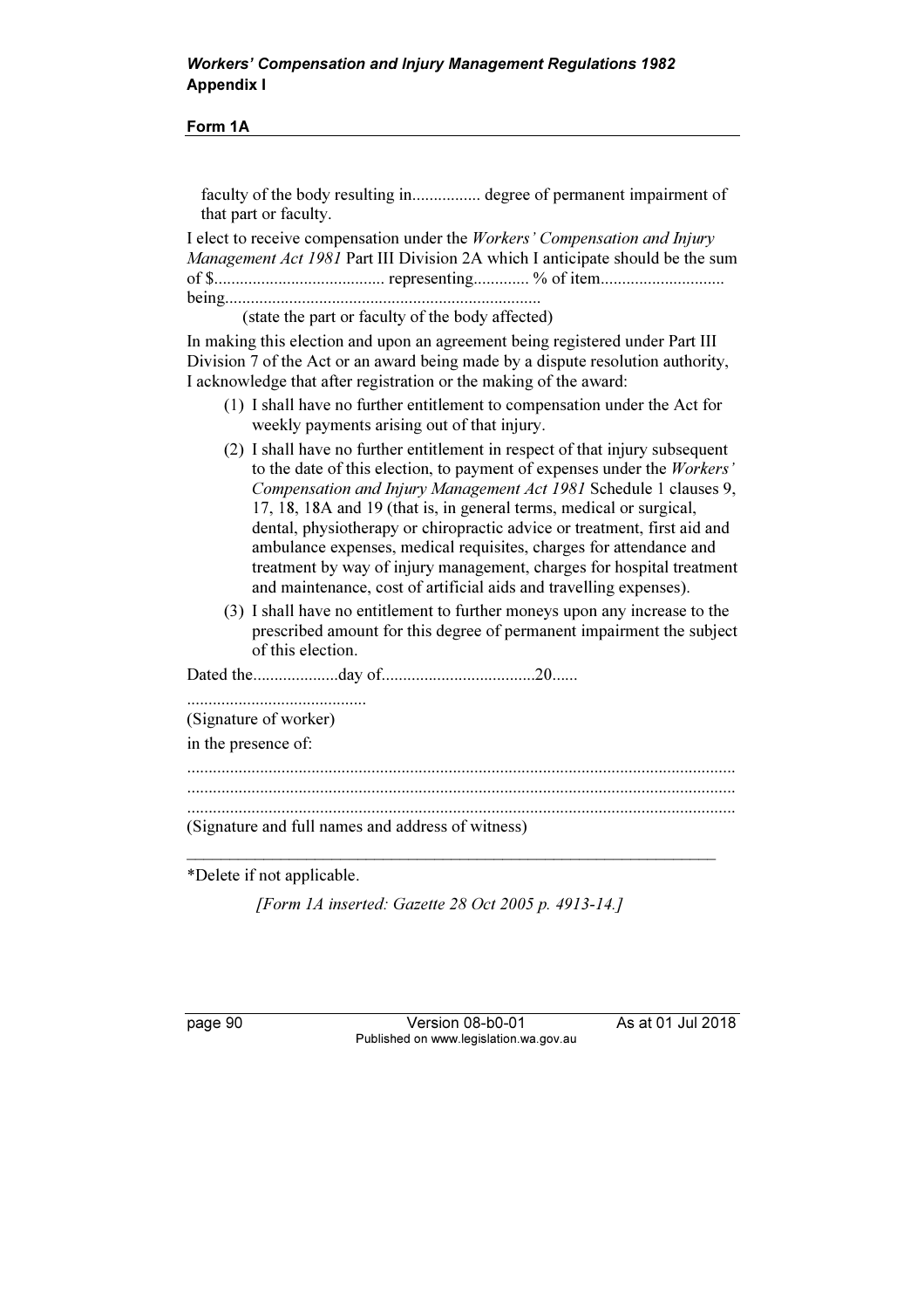faculty of the body resulting in................ degree of permanent impairment of that part or faculty.

I elect to receive compensation under the *Workers' Compensation and Injury Management Act 1981* Part III Division 2A which I anticipate should be the sum of $........................................ representing............. % of item............................. being..........................................................................

(state the part or faculty of the body affected)

In making this election and upon an agreement being registered under Part III Division 7 of the Act or an award being made by a dispute resolution authority, I acknowledge that after registration or the making of the award:

(1) I shall have no further entitlement to compensation under the Act for weekly payments arising out of that injury.

(2) I shall have no further entitlement in respect of that injury subsequent to the date of this election, to payment of expenses under the *Workers' Compensation and Injury Management Act 1981* Schedule 1 clauses 9, 17, 18, 18A and 19 (that is, in general terms, medical or surgical, dental, physiotherapy or chiropractic advice or treatment, first aid and ambulance expenses, medical requisites, charges for attendance and treatment by way of injury management, charges for hospital treatment and maintenance, cost of artificial aids and travelling expenses).

(3) I shall have no entitlement to further moneys upon any increase to the prescribed amount for this degree of permanent impairment the subject of this election.

Dated the....................day of....................................20......

..........................................

(Signature of worker)

in the presence of:

..............................................................................................................................

..............................................................................................................................

..............................................................................................................................

(Signature and full names and address of witness)

---

*Delete if not applicable.

*[Form 1A inserted: Gazette 28 Oct 2005 p. 4913-14.]*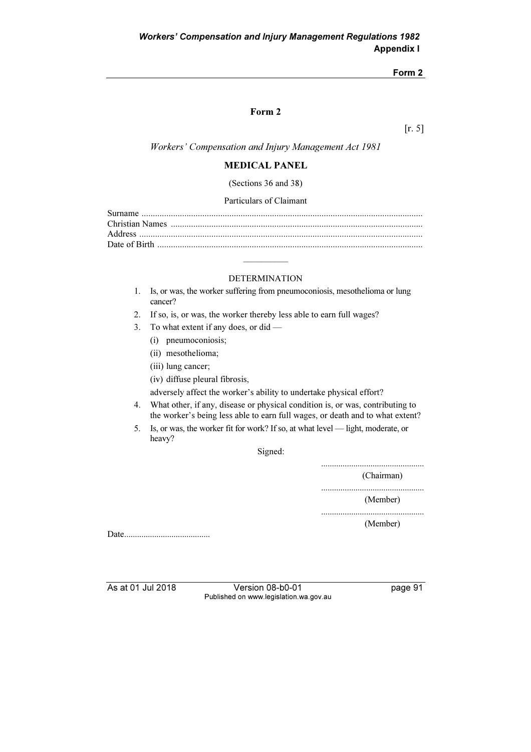# Form 2

[r. 5]

*Workers' Compensation and Injury Management Act 1981*

## MEDICAL PANEL

(Sections 36 and 38)

Particulars of Claimant

Surname ..............................................................................................................
Christian Names ..................................................................................................
Address ...............................................................................................................
Date of Birth ........................................................................................................

---

DETERMINATION

1. Is, or was, the worker suffering from pneumoconiosis, mesothelioma or lung cancer?
2. If so, is, or was, the worker thereby less able to earn full wages?
3. To what extent if any does, or did —
   (i) pneumoconiosis;
   (ii) mesothelioma;
   (iii) lung cancer;
   (iv) diffuse pleural fibrosis,

   adversely affect the worker's ability to undertake physical effort?
4. What other, if any, disease or physical condition is, or was, contributing to the worker's being less able to earn full wages, or death and to what extent?
5. Is, or was, the worker fit for work? If so, at what level — light, moderate, or heavy?

Signed:

................................................
(Chairman)

................................................
(Member)

................................................
(Member)

Date........................................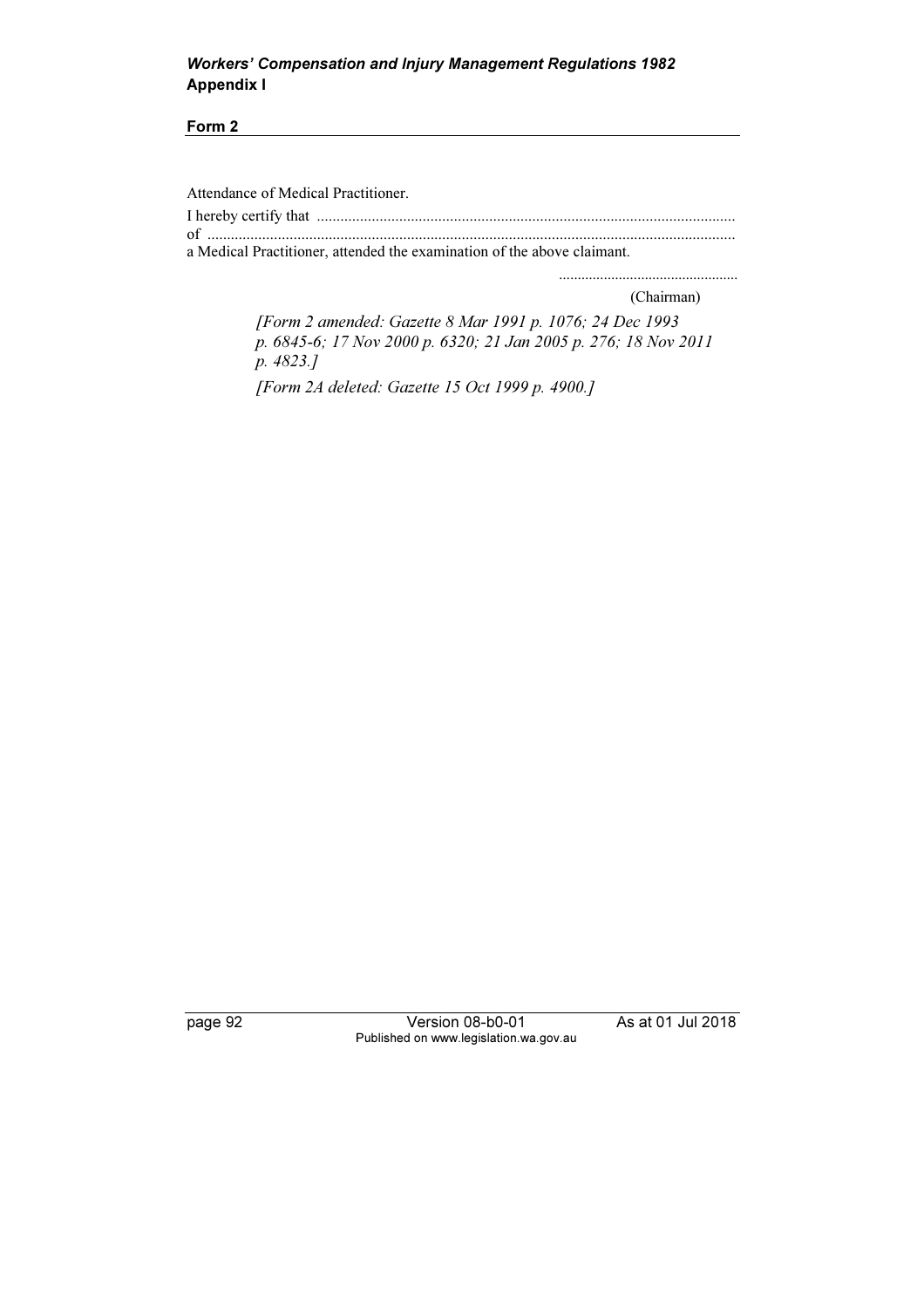Attendance of Medical Practitioner.

I hereby certify that ..........................................................................................................

of ......................................................................................................................................

a Medical Practitioner, attended the examination of the above claimant.

...............................................

(Chairman)

*[Form 2 amended: Gazette 8 Mar 1991 p. 1076; 24 Dec 1993 p. 6845-6; 17 Nov 2000 p. 6320; 21 Jan 2005 p. 276; 18 Nov 2011 p. 4823.]*

*[Form 2A deleted: Gazette 15 Oct 1999 p. 4900.]*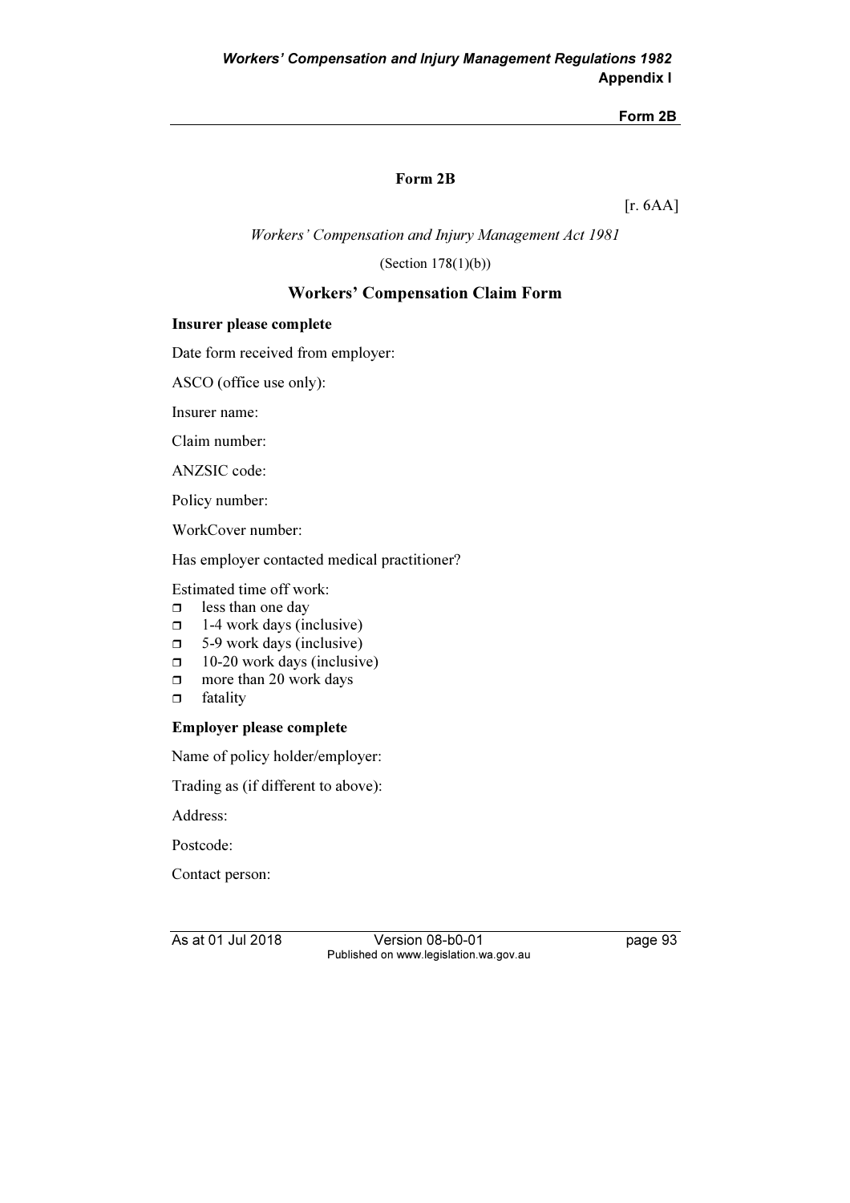## Form 2B

[r. 6AA]

*Workers' Compensation and Injury Management Act 1981*

(Section 178(1)(b))

### Workers' Compensation Claim Form

**Insurer please complete**

Date form received from employer:

ASCO (office use only):

Insurer name:

Claim number:

ANZSIC code:

Policy number:

WorkCover number:

Has employer contacted medical practitioner?

Estimated time off work:

- ☐ less than one day
- ☐ 1-4 work days (inclusive)
- ☐ 5-9 work days (inclusive)
- ☐ 10-20 work days (inclusive)
- ☐ more than 20 work days
- ☐ fatality

**Employer please complete**

Name of policy holder/employer:

Trading as (if different to above):

Address:

Postcode:

Contact person: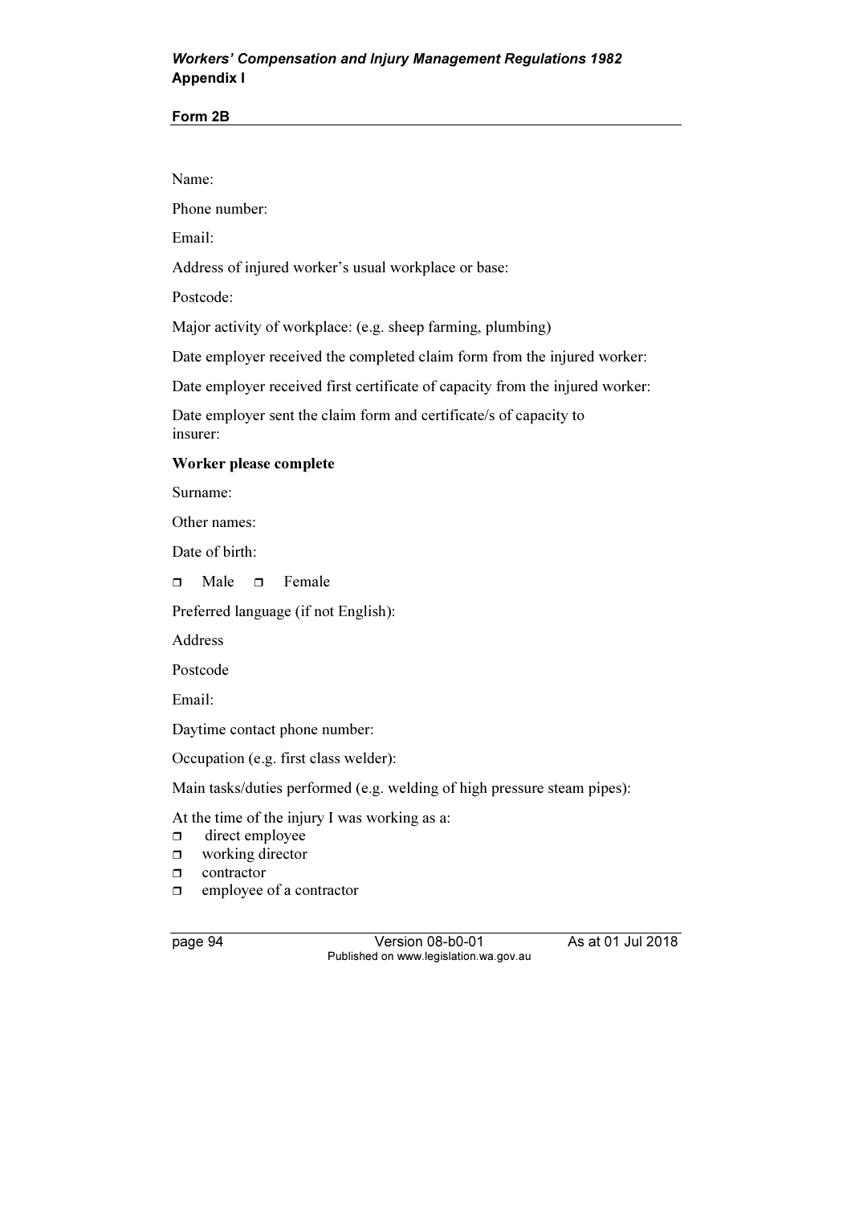Name:

Phone number:

Email:

Address of injured worker's usual workplace or base:

Postcode:

Major activity of workplace: (e.g. sheep farming, plumbing)

Date employer received the completed claim form from the injured worker:

Date employer received first certificate of capacity from the injured worker:

Date employer sent the claim form and certificate/s of capacity to insurer:

**Worker please complete**

Surname:

Other names:

Date of birth:

❐ Male ❐ Female

Preferred language (if not English):

Address

Postcode

Email:

Daytime contact phone number:

Occupation (e.g. first class welder):

Main tasks/duties performed (e.g. welding of high pressure steam pipes):

At the time of the injury I was working as a:

❐ direct employee
❐ working director
❐ contractor
❐ employee of a contractor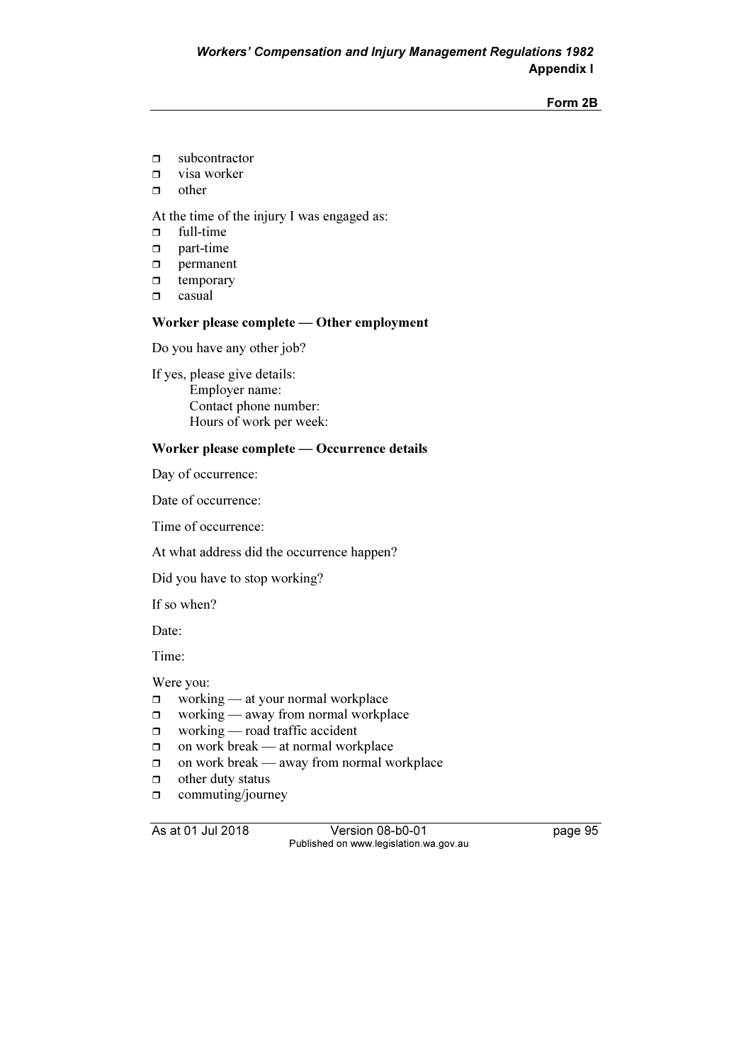- ☐ subcontractor
- ☐ visa worker
- ☐ other

At the time of the injury I was engaged as:

- ☐ full-time
- ☐ part-time
- ☐ permanent
- ☐ temporary
- ☐ casual

**Worker please complete — Other employment**

Do you have any other job?

If yes, please give details:

Employer name:
Contact phone number:
Hours of work per week:

**Worker please complete — Occurrence details**

Day of occurrence:

Date of occurrence:

Time of occurrence:

At what address did the occurrence happen?

Did you have to stop working?

If so when?

Date:

Time:

Were you:

- ☐ working — at your normal workplace
- ☐ working — away from normal workplace
- ☐ working — road traffic accident
- ☐ on work break — at normal workplace
- ☐ on work break — away from normal workplace
- ☐ other duty status
- ☐ commuting/journey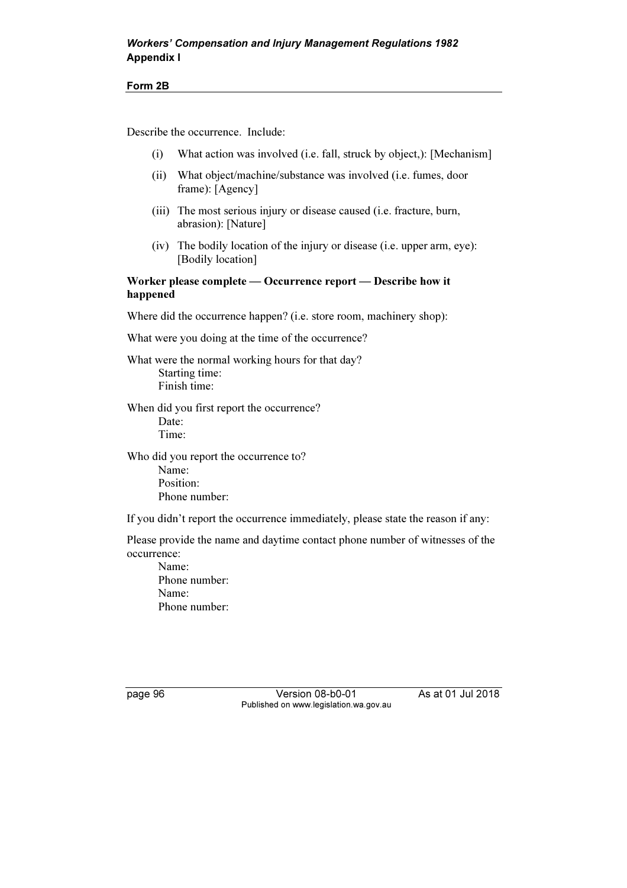**Form 2B**

Describe the occurrence. Include:

(i) What action was involved (i.e. fall, struck by object,): [Mechanism]

(ii) What object/machine/substance was involved (i.e. fumes, door frame): [Agency]

(iii) The most serious injury or disease caused (i.e. fracture, burn, abrasion): [Nature]

(iv) The bodily location of the injury or disease (i.e. upper arm, eye): [Bodily location]

**Worker please complete — Occurrence report — Describe how it happened**

Where did the occurrence happen? (i.e. store room, machinery shop):

What were you doing at the time of the occurrence?

What were the normal working hours for that day?
Starting time:
Finish time:

When did you first report the occurrence?
Date:
Time:

Who did you report the occurrence to?
Name:
Position:
Phone number:

If you didn't report the occurrence immediately, please state the reason if any:

Please provide the name and daytime contact phone number of witnesses of the occurrence:
Name:
Phone number:
Name:
Phone number: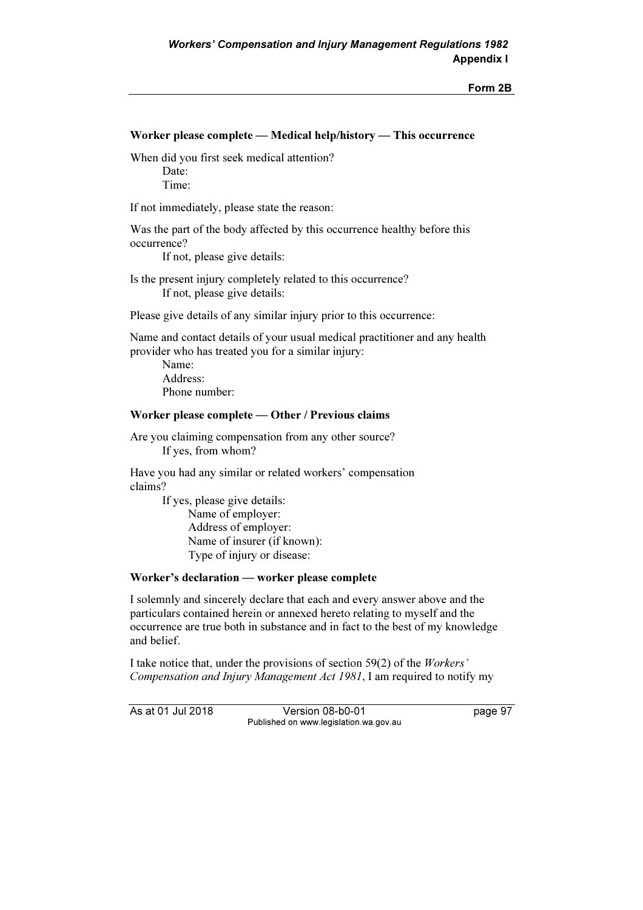**Worker please complete — Medical help/history — This occurrence**

When did you first seek medical attention?

  Date:

  Time:

If not immediately, please state the reason:

Was the part of the body affected by this occurrence healthy before this occurrence?

  If not, please give details:

Is the present injury completely related to this occurrence?

  If not, please give details:

Please give details of any similar injury prior to this occurrence:

Name and contact details of your usual medical practitioner and any health provider who has treated you for a similar injury:

  Name:

  Address:

  Phone number:

**Worker please complete — Other / Previous claims**

Are you claiming compensation from any other source?

  If yes, from whom?

Have you had any similar or related workers' compensation claims?

  If yes, please give details:

    Name of employer:

    Address of employer:

    Name of insurer (if known):

    Type of injury or disease:

**Worker's declaration — worker please complete**

I solemnly and sincerely declare that each and every answer above and the particulars contained herein or annexed hereto relating to myself and the occurrence are true both in substance and in fact to the best of my knowledge and belief.

I take notice that, under the provisions of section 59(2) of the *Workers' Compensation and Injury Management Act 1981*, I am required to notify my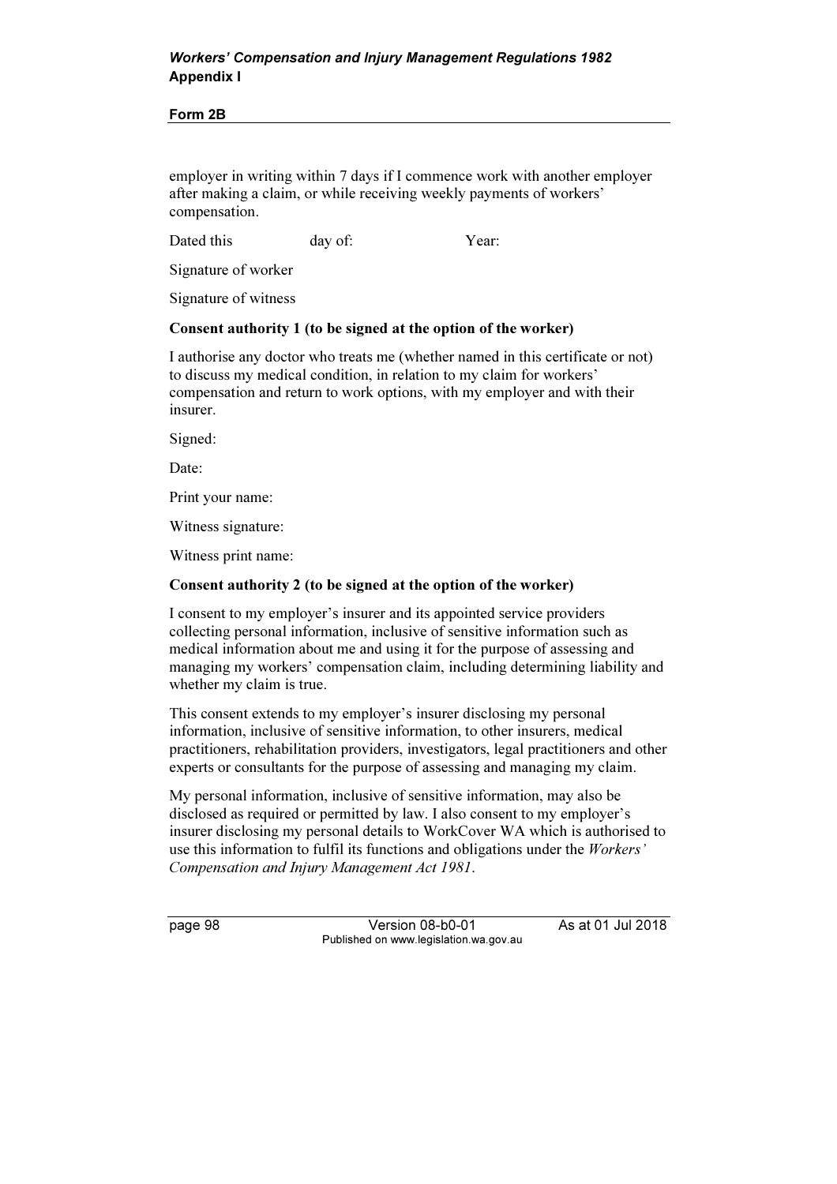employer in writing within 7 days if I commence work with another employer after making a claim, or while receiving weekly payments of workers' compensation.

Dated this day of: Year:

Signature of worker

Signature of witness

**Consent authority 1 (to be signed at the option of the worker)**

I authorise any doctor who treats me (whether named in this certificate or not) to discuss my medical condition, in relation to my claim for workers' compensation and return to work options, with my employer and with their insurer.

Signed:

Date:

Print your name:

Witness signature:

Witness print name:

**Consent authority 2 (to be signed at the option of the worker)**

I consent to my employer's insurer and its appointed service providers collecting personal information, inclusive of sensitive information such as medical information about me and using it for the purpose of assessing and managing my workers' compensation claim, including determining liability and whether my claim is true.

This consent extends to my employer's insurer disclosing my personal information, inclusive of sensitive information, to other insurers, medical practitioners, rehabilitation providers, investigators, legal practitioners and other experts or consultants for the purpose of assessing and managing my claim.

My personal information, inclusive of sensitive information, may also be disclosed as required or permitted by law. I also consent to my employer's insurer disclosing my personal details to WorkCover WA which is authorised to use this information to fulfil its functions and obligations under the *Workers' Compensation and Injury Management Act 1981*.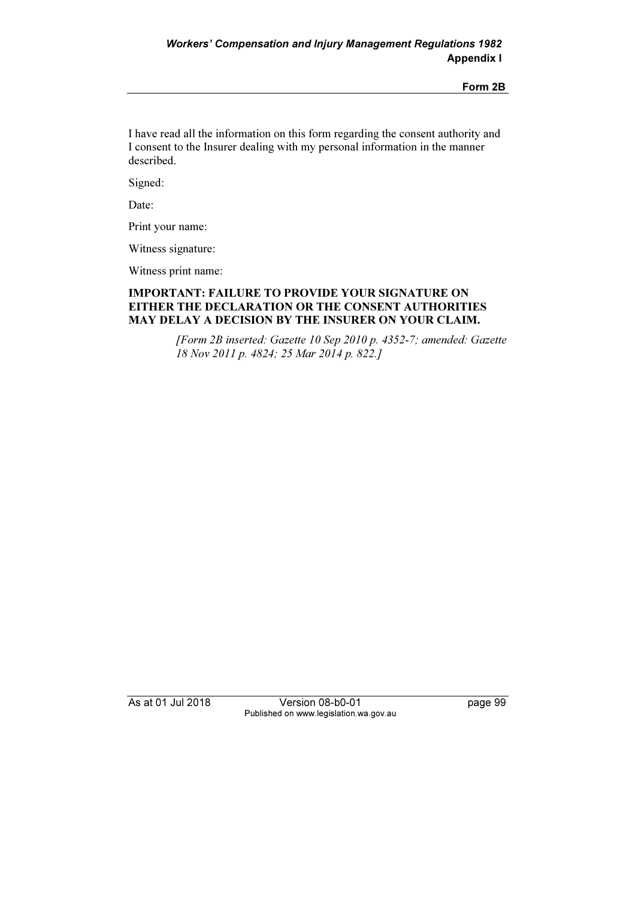I have read all the information on this form regarding the consent authority and I consent to the Insurer dealing with my personal information in the manner described.

Signed:

Date:

Print your name:

Witness signature:

Witness print name:

**IMPORTANT: FAILURE TO PROVIDE YOUR SIGNATURE ON EITHER THE DECLARATION OR THE CONSENT AUTHORITIES MAY DELAY A DECISION BY THE INSURER ON YOUR CLAIM.**

*[Form 2B inserted: Gazette 10 Sep 2010 p. 4352-7; amended: Gazette 18 Nov 2011 p. 4824; 25 Mar 2014 p. 822.]*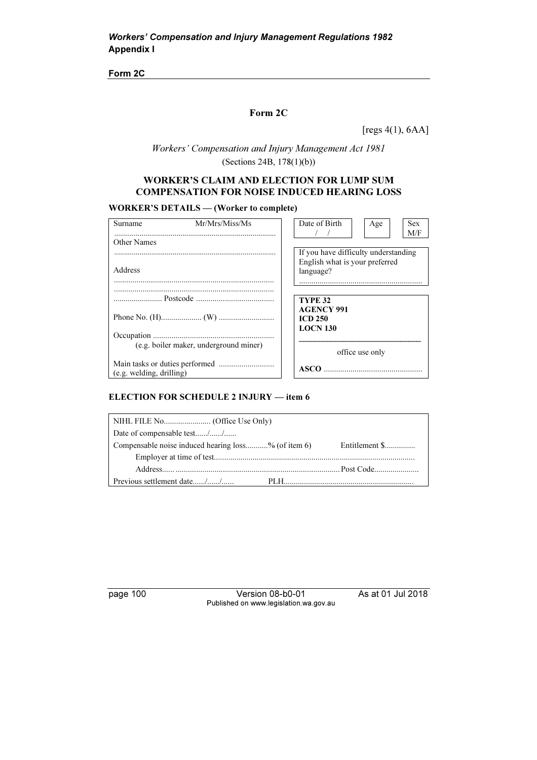# Form 2C

[regs 4(1), 6AA]

*Workers' Compensation and Injury Management Act 1981*

(Sections 24B, 178(1)(b))

## WORKER'S CLAIM AND ELECTION FOR LUMP SUM COMPENSATION FOR NOISE INDUCED HEARING LOSS

**WORKER'S DETAILS — (Worker to complete)**

| | |
|---|---|
| Surname Mr/Mrs/Miss/Ms<br>.................................................................................. | Date of Birth / / — Age — Sex M/F |
| Other Names<br>.................................................................................. | If you have difficulty understanding English what is your preferred language?<br>............................................................ |
| Address<br>..............................................................................<br>..............................................................................<br>........................ Postcode ...................................... | **TYPE 32**<br>**AGENCY 991**<br>**ICD 250**<br>**LOCN 130** |
| Phone No. (H).................... (W) ........................... | office use only |
| Occupation ...........................................................<br>(e.g. boiler maker, underground miner) | |
| Main tasks or duties performed ...........................<br>(e.g. welding, drilling) | **ASCO** ................................................ |

**ELECTION FOR SCHEDULE 2 INJURY — item 6**

| | |
|---|---|
| NIHL FILE No....................... (Office Use Only) | |
| Date of compensable test....../....../...... | |
| Compensable noise induced hearing loss...........% (of item 6) | Entitlement $............... |
| Employer at time of test................................................................................................. | |
| Address...... ................................................................................. | Post Code...................... |
| Previous settlement date....../....../...... | PLH............................................................... |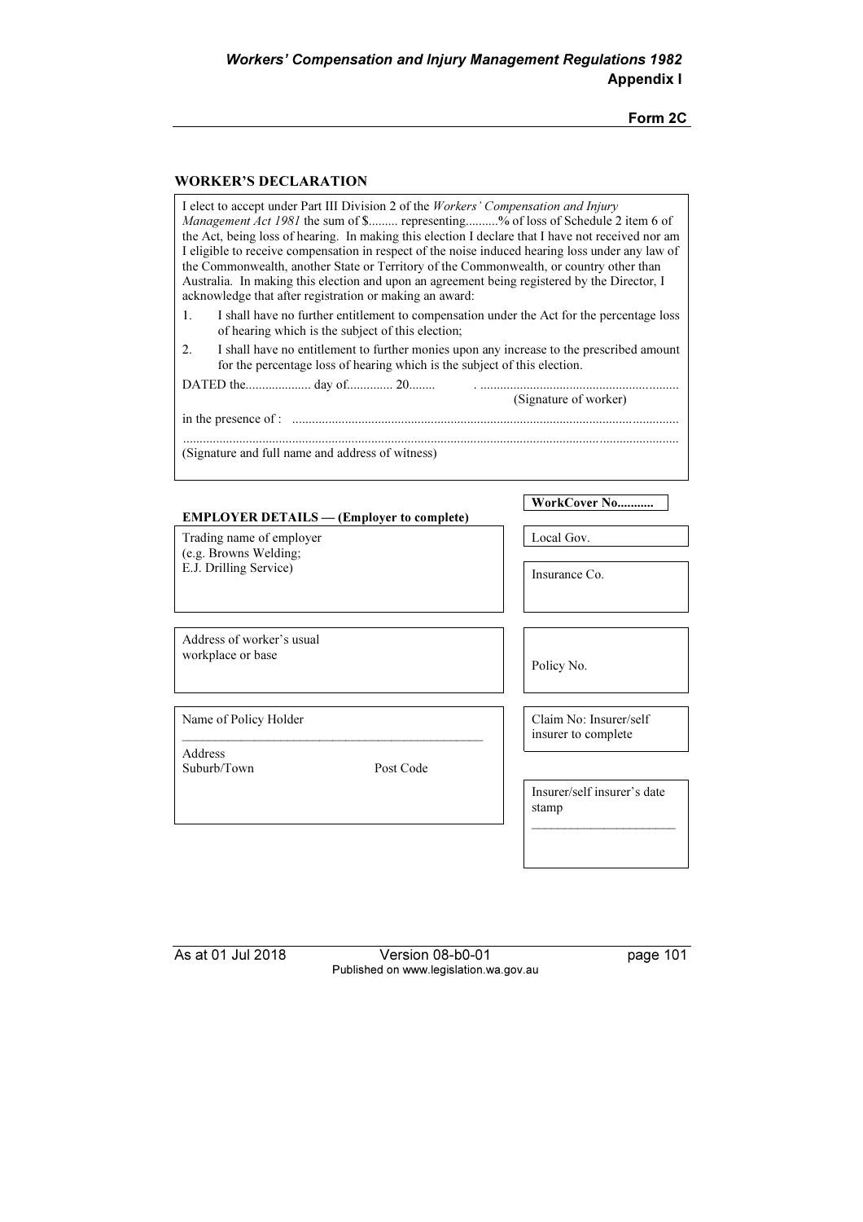**Form 2C**

**WORKER'S DECLARATION**

I elect to accept under Part III Division 2 of the *Workers' Compensation and Injury Management Act 1981* the sum of $......... representing..........% of loss of Schedule 2 item 6 of the Act, being loss of hearing. In making this election I declare that I have not received nor am I eligible to receive compensation in respect of the noise induced hearing loss under any law of the Commonwealth, another State or Territory of the Commonwealth, or country other than Australia. In making this election and upon an agreement being registered by the Director, I acknowledge that after registration or making an award:

1. I shall have no further entitlement to compensation under the Act for the percentage loss of hearing which is the subject of this election;
2. I shall have no entitlement to further monies upon any increase to the prescribed amount for the percentage loss of hearing which is the subject of this election.

DATED the.................... day of.............. 20........ . ............................................................
(Signature of worker)

in the presence of : ....................................................................................................................

....................................................................................................................................................
(Signature and full name and address of witness)

**WorkCover No...........**

**EMPLOYER DETAILS — (Employer to complete)**

| Employer details | Insurer details |
|---|---|
| Trading name of employer (e.g. Browns Welding; E.J. Drilling Service) | Local Gov. |
| | Insurance Co. |
| Address of worker's usual workplace or base | Policy No. |
| Name of Policy Holder | Claim No: Insurer/self insurer to complete |
| Address<br>Suburb/Town Post Code | Insurer/self insurer's date stamp |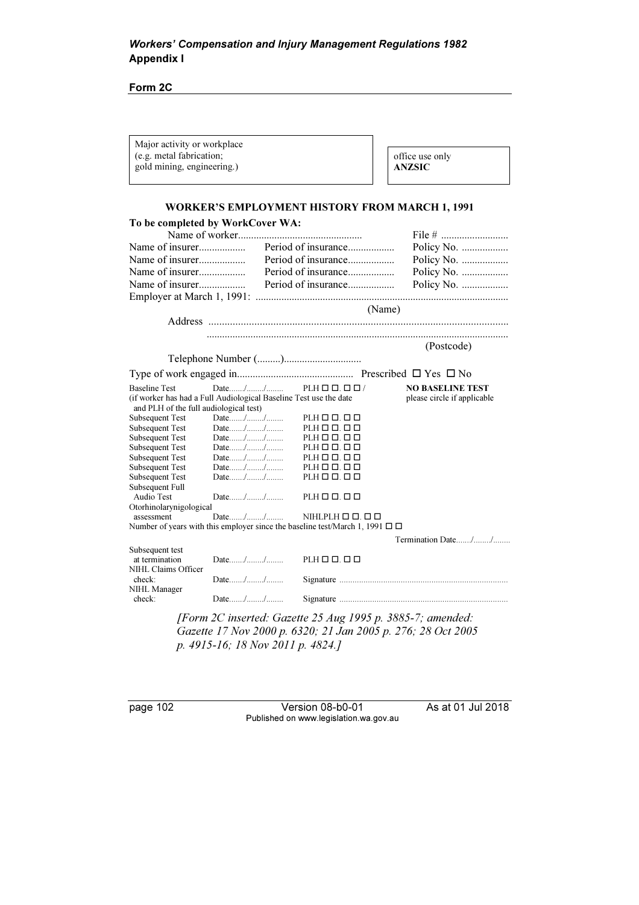# Form 2C

| Major activity or workplace (e.g. metal fabrication; gold mining, engineering.) | office use only **ANZSIC** |
|---|---|

## WORKER'S EMPLOYMENT HISTORY FROM MARCH 1, 1991

**To be completed by WorkCover WA:**

Name of worker................................................ File # ..........................

Name of insurer.................. Period of insurance.................. Policy No. ..................

Name of insurer.................. Period of insurance.................. Policy No. ..................

Name of insurer.................. Period of insurance.................. Policy No. ..................

Name of insurer.................. Period of insurance.................. Policy No. ..................

Employer at March 1, 1991: ................................................................................................

(Name)

Address ...............................................................................................................

...................................................................................................................

(Postcode)

Telephone Number (.........)..............................

Type of work engaged in............................................ Prescribed ☐ Yes ☐ No

| | | | |
|---|---|---|---|
| Baseline Test | Date......./......../........ | PLH ☐ ☐. ☐ ☐ / | **NO BASELINE TEST** please circle if applicable |
| (if worker has had a Full Audiological Baseline Test use the date and PLH of the full audiological test) | | | |
| Subsequent Test | Date......./......../........ | PLH ☐ ☐. ☐ ☐ | |
| Subsequent Test | Date......./......../........ | PLH ☐ ☐. ☐ ☐ | |
| Subsequent Test | Date......./......../........ | PLH ☐ ☐. ☐ ☐ | |
| Subsequent Test | Date......./......../........ | PLH ☐ ☐. ☐ ☐ | |
| Subsequent Test | Date......./......../........ | PLH ☐ ☐. ☐ ☐ | |
| Subsequent Test | Date......./......../........ | PLH ☐ ☐. ☐ ☐ | |
| Subsequent Test | Date......./......../........ | PLH ☐ ☐. ☐ ☐ | |
| Subsequent Full Audio Test | Date......./......../........ | PLH ☐ ☐. ☐ ☐ | |
| Otorhinolarynigological assessment | Date......./......../........ | NIHLPLH ☐ ☐. ☐ ☐ | |

Number of years with this employer since the baseline test/March 1, 1991 ☐ ☐

Termination Date......./......../........

| | | |
|---|---|---|
| Subsequent test at termination | Date......./......../........ | PLH ☐ ☐. ☐ ☐ |
| NIHL Claims Officer check: | Date......./......../........ | Signature ............................................................................ |
| NIHL Manager check: | Date......./......../........ | Signature ............................................................................ |

*[Form 2C inserted: Gazette 25 Aug 1995 p. 3885-7; amended: Gazette 17 Nov 2000 p. 6320; 21 Jan 2005 p. 276; 28 Oct 2005 p. 4915-16; 18 Nov 2011 p. 4824.]*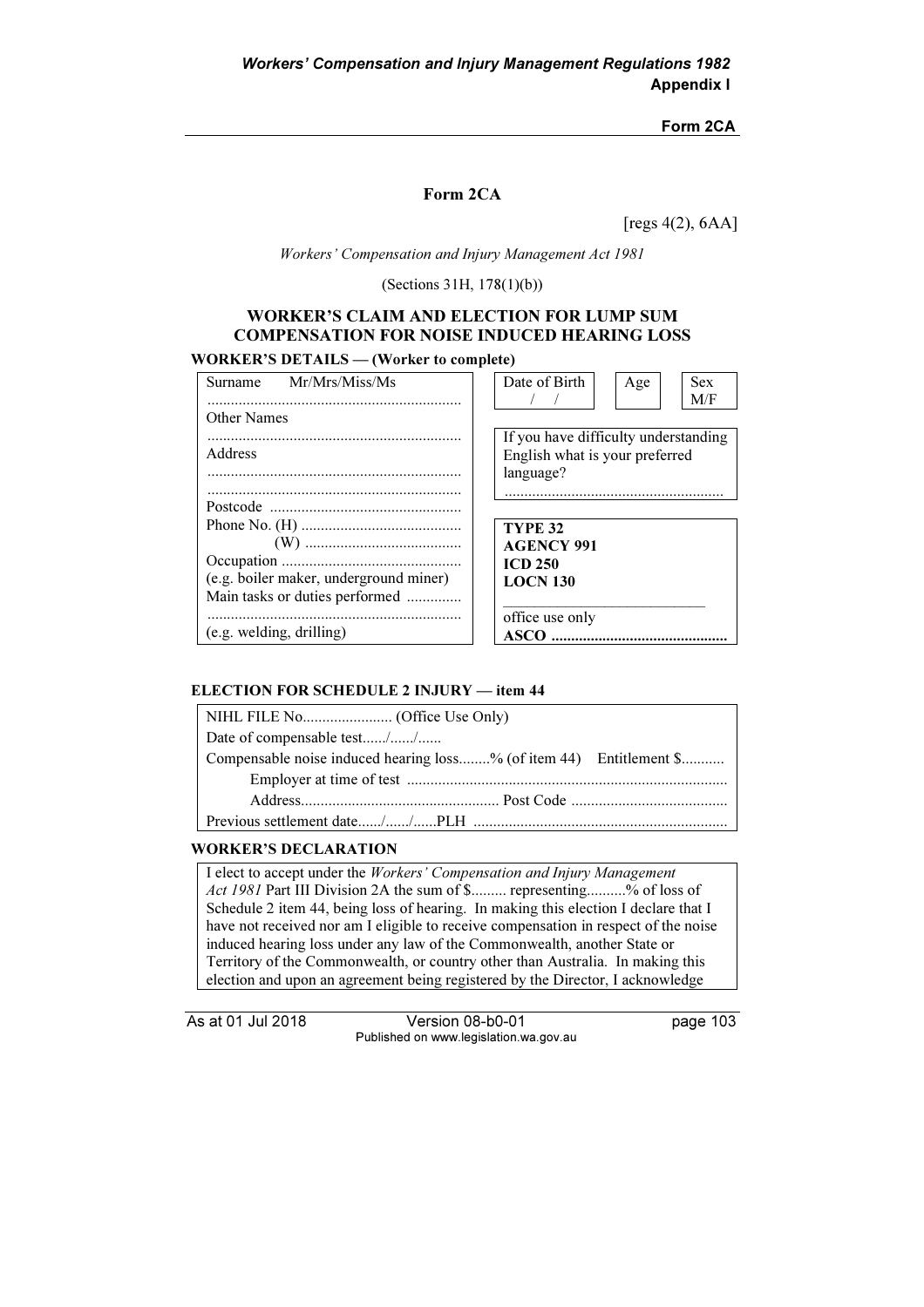# Form 2CA

[regs 4(2), 6AA]

*Workers' Compensation and Injury Management Act 1981*

(Sections 31H, 178(1)(b))

## WORKER'S CLAIM AND ELECTION FOR LUMP SUM COMPENSATION FOR NOISE INDUCED HEARING LOSS

**WORKER'S DETAILS — (Worker to complete)**

Surname Mr/Mrs/Miss/Ms

................................................................

Other Names

................................................................

Address

................................................................

................................................................

Postcode ................................................

Phone No. (H) .........................................

(W) ........................................

Occupation .............................................

(e.g. boiler maker, underground miner)

Main tasks or duties performed ..............

................................................................

(e.g. welding, drilling)

| Date of Birth / / | Age | Sex M/F |
|---|---|---|

If you have difficulty understanding English what is your preferred language?

........................................................

**TYPE 32**
**AGENCY 991**
**ICD 250**
**LOCN 130**

office use only

**ASCO ............................................**

**ELECTION FOR SCHEDULE 2 INJURY — item 44**

NIHL FILE No....................... (Office Use Only)

Date of compensable test....../....../......

Compensable noise induced hearing loss........% (of item 44) Entitlement $...........

Employer at time of test ................................................................................

Address................................................... Post Code ........................................

Previous settlement date....../....../......PLH ................................................................

**WORKER'S DECLARATION**

I elect to accept under the *Workers' Compensation and Injury Management Act 1981* Part III Division 2A the sum of $......... representing..........% of loss of Schedule 2 item 44, being loss of hearing. In making this election I declare that I have not received nor am I eligible to receive compensation in respect of the noise induced hearing loss under any law of the Commonwealth, another State or Territory of the Commonwealth, or country other than Australia. In making this election and upon an agreement being registered by the Director, I acknowledge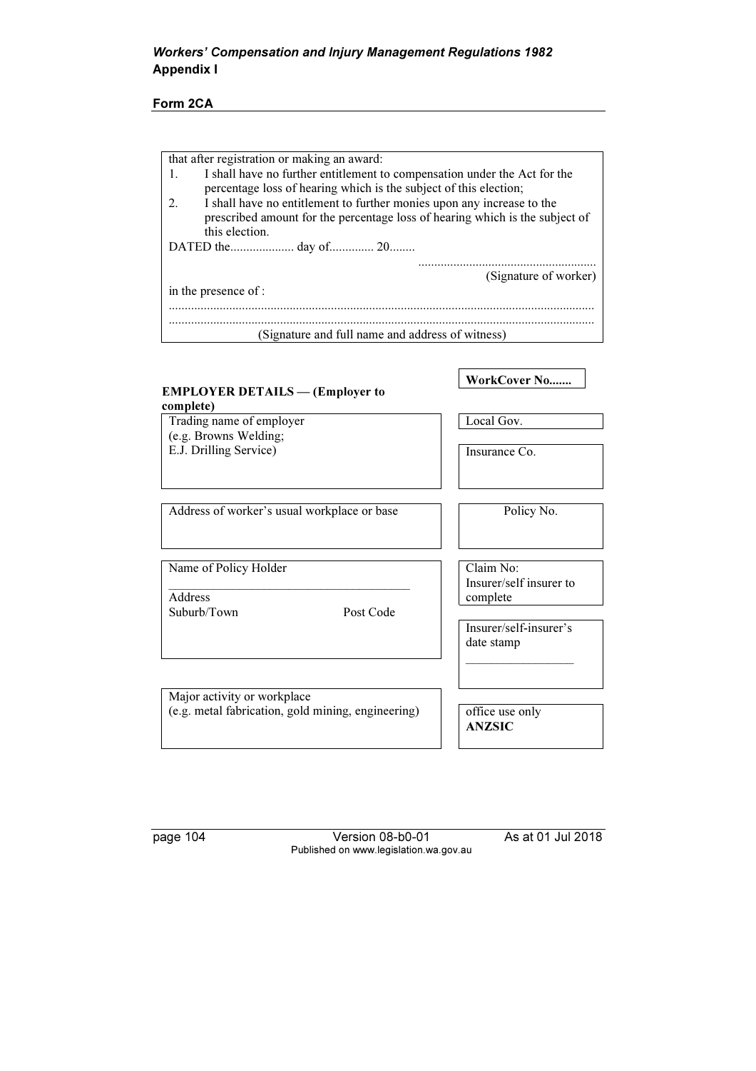**Form 2CA**

that after registration or making an award:

1. I shall have no further entitlement to compensation under the Act for the percentage loss of hearing which is the subject of this election;
2. I shall have no entitlement to further monies upon any increase to the prescribed amount for the percentage loss of hearing which is the subject of this election.

DATED the.................... day of.............. 20........

........................................................
(Signature of worker)

in the presence of :

....................................................................................................................................
....................................................................................................................................
(Signature and full name and address of witness)

**EMPLOYER DETAILS — (Employer to complete)**

**WorkCover No.......**

| | |
|---|---|
| Trading name of employer (e.g. Browns Welding; E.J. Drilling Service) | Local Gov. |
| | Insurance Co. |
| Address of worker's usual workplace or base | Policy No. |
| Name of Policy Holder<br>Address<br>Suburb/Town Post Code | Claim No: Insurer/self insurer to complete |
| | Insurer/self-insurer's date stamp |
| Major activity or workplace (e.g. metal fabrication, gold mining, engineering) | office use only **ANZSIC** |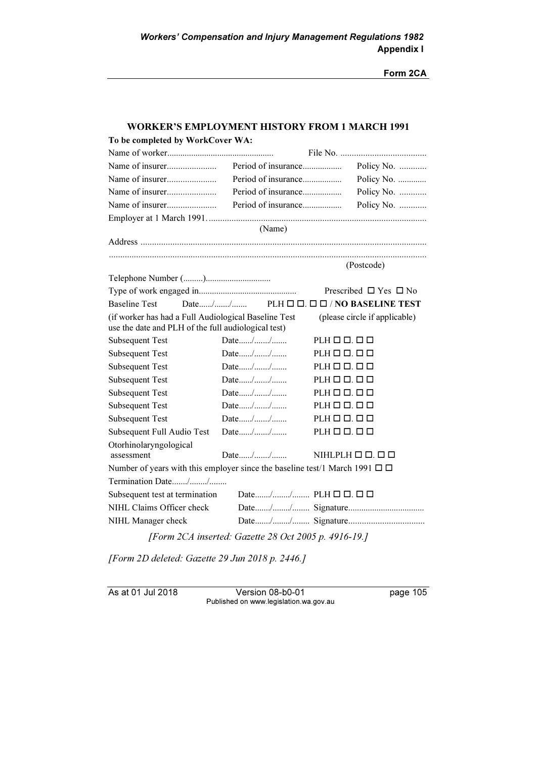**Form 2CA**

## WORKER'S EMPLOYMENT HISTORY FROM 1 MARCH 1991

**To be completed by WorkCover WA:**

Name of worker................................................ File No. ......................................

Name of insurer...................... Period of insurance.................. Policy No. ............

Name of insurer...................... Period of insurance.................. Policy No. .............

Name of insurer...................... Period of insurance.................. Policy No. ............

Name of insurer...................... Period of insurance.................. Policy No. ............

Employer at 1 March 1991. ...............................................................................................
(Name)

Address ...........................................................................................................................

...........................................................................................................................................
(Postcode)

Telephone Number (.........)..............................

Type of work engaged in............................................ Prescribed ☐ Yes ☐ No

Baseline Test Date....../......./....... PLH ☐ ☐. ☐ ☐ / **NO BASELINE TEST**

(if worker has had a Full Audiological Baseline Test use the date and PLH of the full audiological test) (please circle if applicable)

| | | |
|---|---|---|
| Subsequent Test | Date....../......./....... | PLH ☐ ☐. ☐ ☐ |
| Subsequent Test | Date....../......./....... | PLH ☐ ☐. ☐ ☐ |
| Subsequent Test | Date....../......./....... | PLH ☐ ☐. ☐ ☐ |
| Subsequent Test | Date....../......./....... | PLH ☐ ☐. ☐ ☐ |
| Subsequent Test | Date....../......./....... | PLH ☐ ☐. ☐ ☐ |
| Subsequent Test | Date....../......./....... | PLH ☐ ☐. ☐ ☐ |
| Subsequent Test | Date....../......./....... | PLH ☐ ☐. ☐ ☐ |
| Subsequent Full Audio Test | Date....../......./....... | PLH ☐ ☐. ☐ ☐ |
| Otorhinolaryngological assessment | Date....../......./....... | NIHLPLH ☐ ☐. ☐ ☐ |

Number of years with this employer since the baseline test/1 March 1991 ☐ ☐

Termination Date......./......../........

| | | |
|---|---|---|
| Subsequent test at termination | Date......./......../........ | PLH ☐ ☐. ☐ ☐ |
| NIHL Claims Officer check | Date......./......../........ | Signature................................... |
| NIHL Manager check | Date......./......../........ | Signature.................................. |

*[Form 2CA inserted: Gazette 28 Oct 2005 p. 4916-19.]*

*[Form 2D deleted: Gazette 29 Jun 2018 p. 2446.]*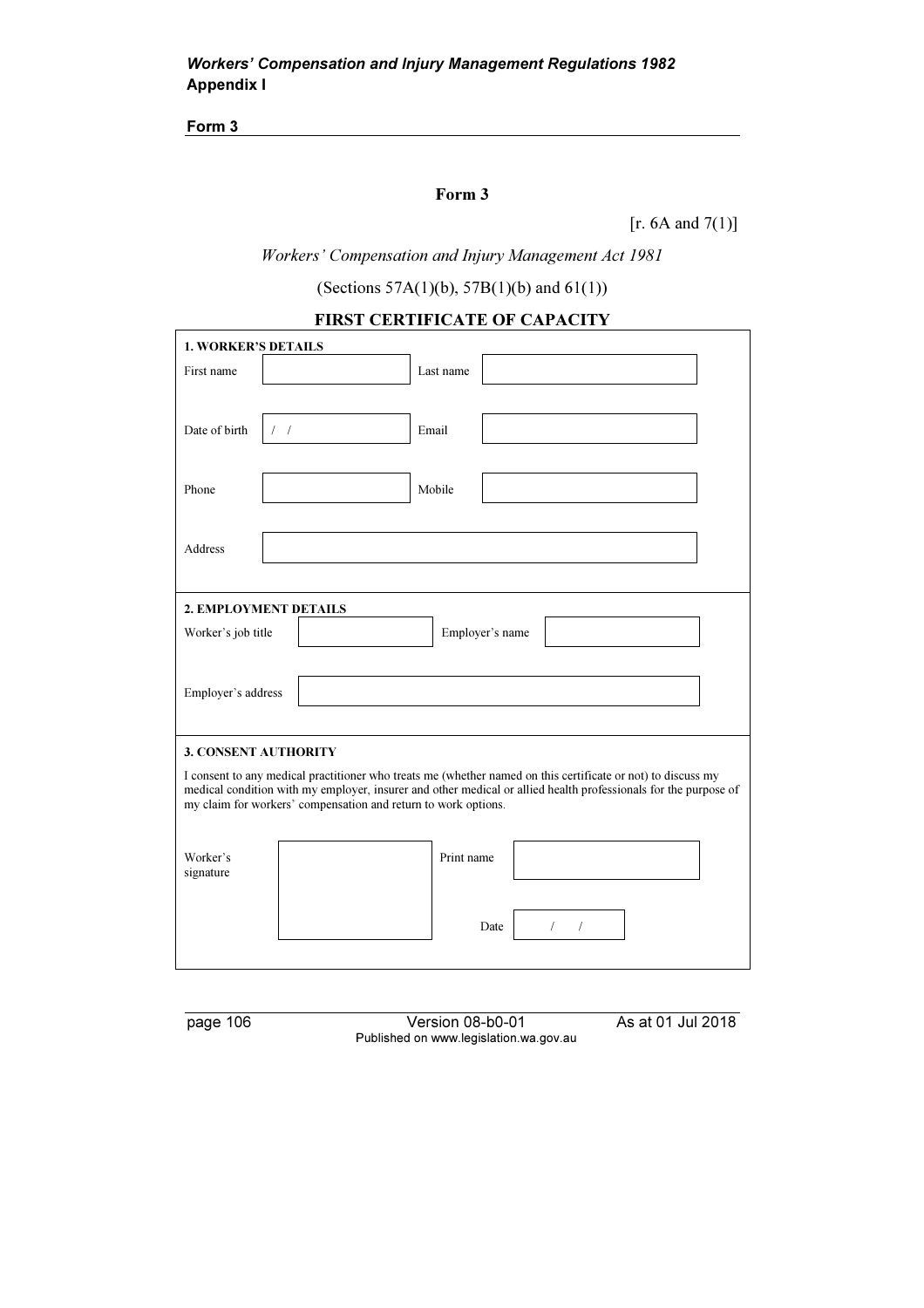# Form 3

[r. 6A and 7(1)]

*Workers' Compensation and Injury Management Act 1981*

(Sections 57A(1)(b), 57B(1)(b) and 61(1))

## FIRST CERTIFICATE OF CAPACITY

**1. WORKER'S DETAILS**

| | | | |
|---|---|---|---|
| First name | | Last name | |
| Date of birth | / / | Email | |
| Phone | | Mobile | |
| Address | | | |

**2. EMPLOYMENT DETAILS**

| | | | |
|---|---|---|---|
| Worker's job title | | Employer's name | |
| Employer's address | | | |

**3. CONSENT AUTHORITY**

I consent to any medical practitioner who treats me (whether named on this certificate or not) to discuss my medical condition with my employer, insurer and other medical or allied health professionals for the purpose of my claim for workers' compensation and return to work options.

| | | | |
|---|---|---|---|
| Worker's signature | | Print name | |
| | | Date | / / |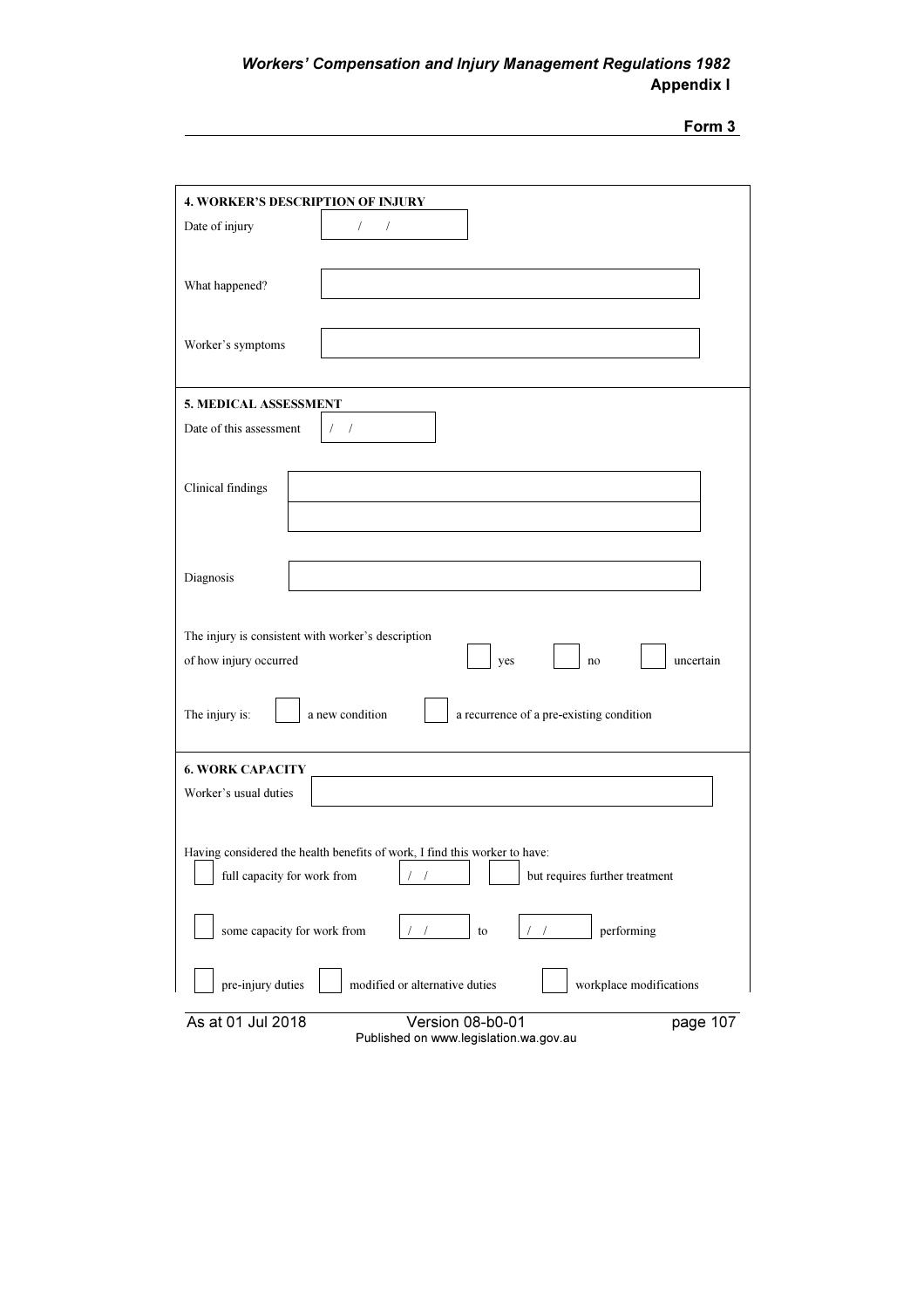**Form 3**

**4. WORKER'S DESCRIPTION OF INJURY**

Date of injury &nbsp;&nbsp; / &nbsp; /

What happened? ____________________

Worker's symptoms ____________________

**5. MEDICAL ASSESSMENT**

Date of this assessment &nbsp;&nbsp; / &nbsp; /

Clinical findings ____________________

____________________

Diagnosis ____________________

The injury is consistent with worker's description of how injury occurred &nbsp;&nbsp; ☐ yes &nbsp;&nbsp; ☐ no &nbsp;&nbsp; ☐ uncertain

The injury is: &nbsp;&nbsp; ☐ a new condition &nbsp;&nbsp; ☐ a recurrence of a pre-existing condition

**6. WORK CAPACITY**

Worker's usual duties ____________________

Having considered the health benefits of work, I find this worker to have:

☐ full capacity for work from &nbsp; / &nbsp; / &nbsp;&nbsp; ☐ but requires further treatment

☐ some capacity for work from &nbsp; / &nbsp; / &nbsp; to &nbsp; / &nbsp; / &nbsp; performing

☐ pre-injury duties &nbsp;&nbsp; ☐ modified or alternative duties &nbsp;&nbsp; ☐ workplace modifications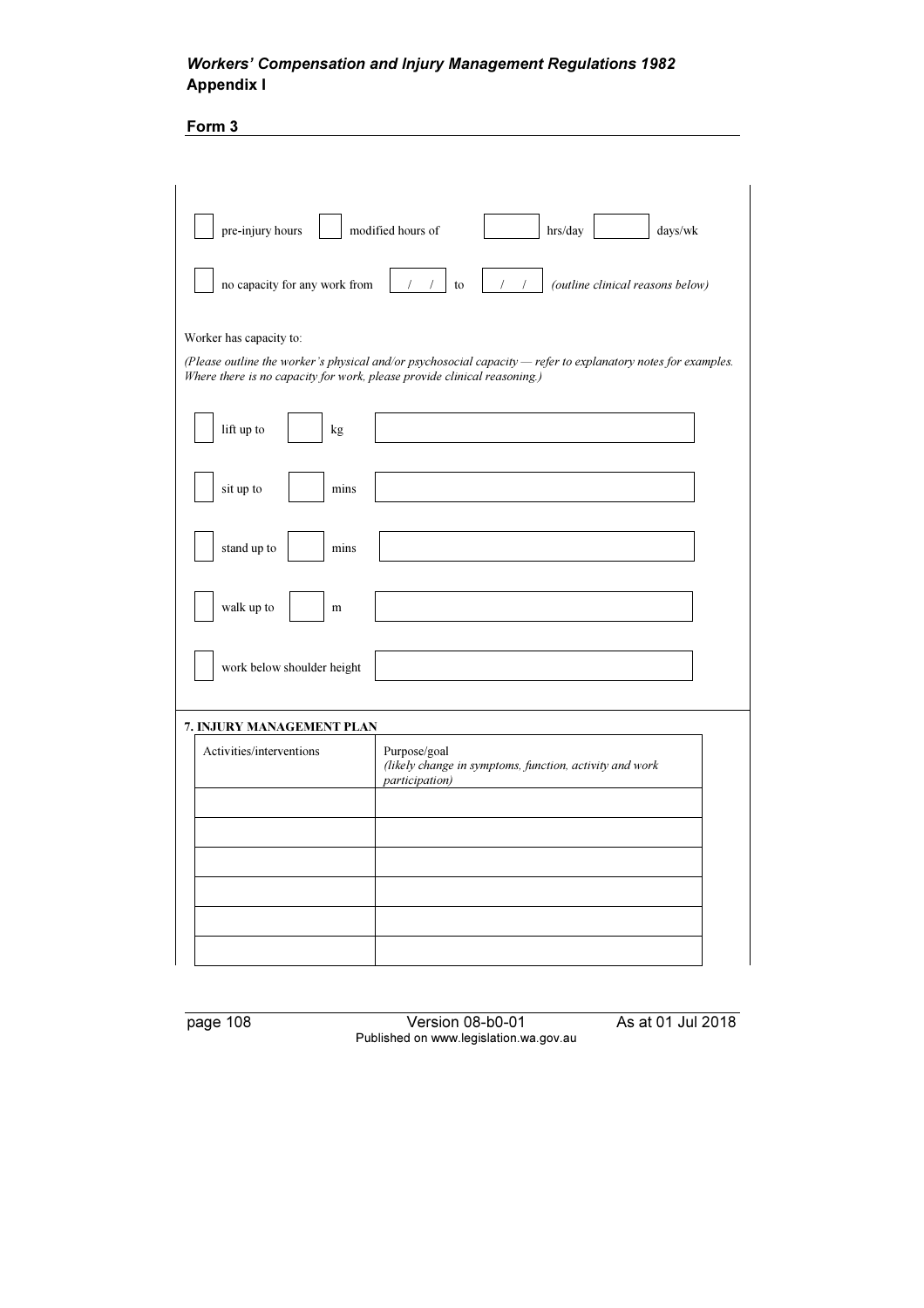## Form 3

☐ pre-injury hours ☐ modified hours of ____ hrs/day ____ days/wk

☐ no capacity for any work from ___ / ___ / ___ to ___ / ___ / ___ *(outline clinical reasons below)*

Worker has capacity to:

*(Please outline the worker's physical and/or psychosocial capacity — refer to explanatory notes for examples. Where there is no capacity for work, please provide clinical reasoning.)*

☐ lift up to ____ kg ______________________________

☐ sit up to ____ mins ______________________________

☐ stand up to ____ mins ______________________________

☐ walk up to ____ m ______________________________

☐ work below shoulder height ______________________________

**7. INJURY MANAGEMENT PLAN**

| Activities/interventions | Purpose/goal *(likely change in symptoms, function, activity and work participation)* |
|---|---|
| | |
| | |
| | |
| | |
| | |
| | |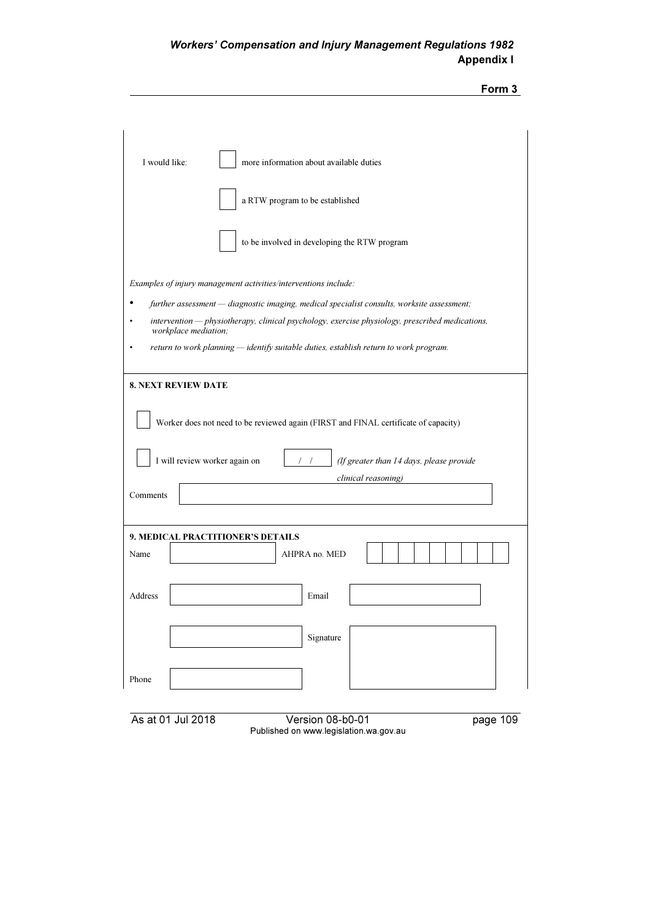I would like:

☐ more information about available duties

☐ a RTW program to be established

☐ to be involved in developing the RTW program

*Examples of injury management activities/interventions include:*

- *further assessment — diagnostic imaging, medical specialist consults, worksite assessment;*
- *intervention — physiotherapy, clinical psychology, exercise physiology, prescribed medications, workplace mediation;*
- *return to work planning — identify suitable duties, establish return to work program.*

**8. NEXT REVIEW DATE**

☐ Worker does not need to be reviewed again (FIRST and FINAL certificate of capacity)

☐ I will review worker again on  /  /  *(If greater than 14 days, please provide clinical reasoning)*

Comments

**9. MEDICAL PRACTITIONER'S DETAILS**

Name  AHPRA no. MED

Address  Email

Signature

Phone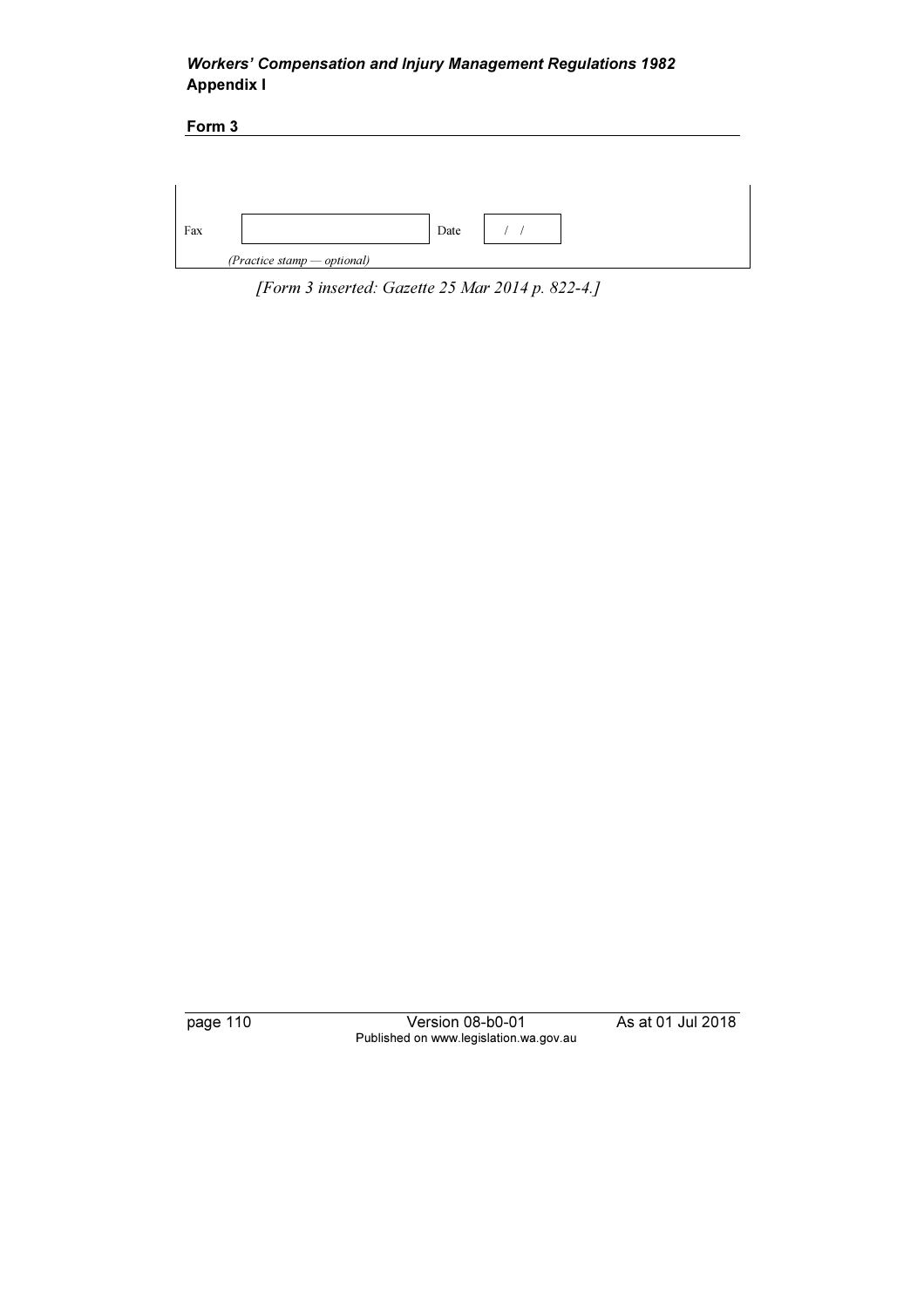| Fax | | Date | / / |
|---|---|---|---|
| | *(Practice stamp — optional)* | | |

*[Form 3 inserted: Gazette 25 Mar 2014 p. 822-4.]*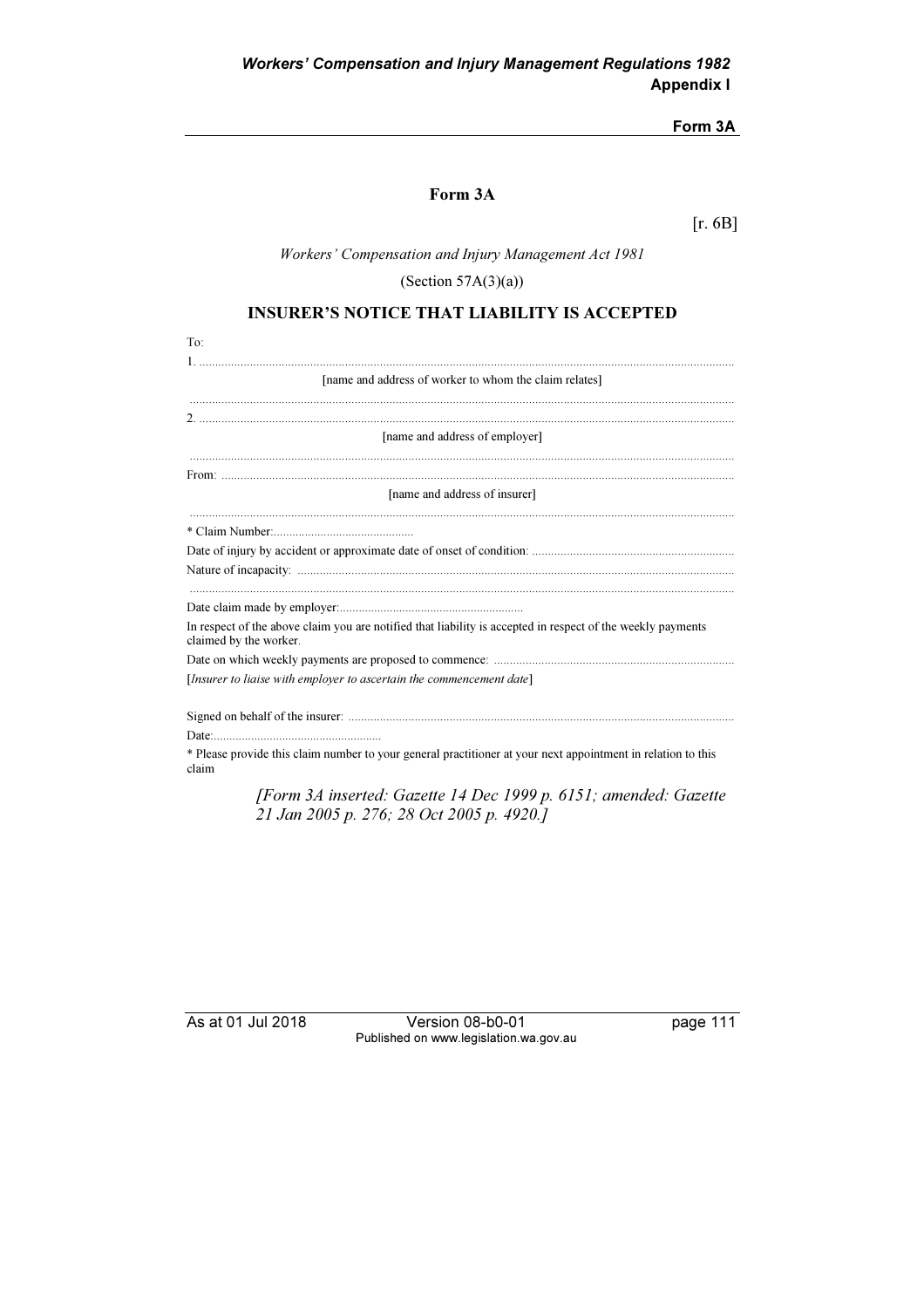## Form 3A

[r. 6B]

*Workers' Compensation and Injury Management Act 1981*

(Section 57A(3)(a))

### INSURER'S NOTICE THAT LIABILITY IS ACCEPTED

To:

1. ..............................................................................................................................................

[name and address of worker to whom the claim relates]

..............................................................................................................................................

2. ..............................................................................................................................................

[name and address of employer]

..............................................................................................................................................

From: ..............................................................................................................................................

[name and address of insurer]

..............................................................................................................................................

* Claim Number:.............................................

Date of injury by accident or approximate date of onset of condition: ...............................................................

Nature of incapacity: ..............................................................................................................................................

..............................................................................................................................................

Date claim made by employer:...........................................................

In respect of the above claim you are notified that liability is accepted in respect of the weekly payments claimed by the worker.

Date on which weekly payments are proposed to commence: ...........................................................................

[*Insurer to liaise with employer to ascertain the commencement date*]

Signed on behalf of the insurer: ..............................................................................................................

Date:......................................................

* Please provide this claim number to your general practitioner at your next appointment in relation to this claim

*[Form 3A inserted: Gazette 14 Dec 1999 p. 6151; amended: Gazette 21 Jan 2005 p. 276; 28 Oct 2005 p. 4920.]*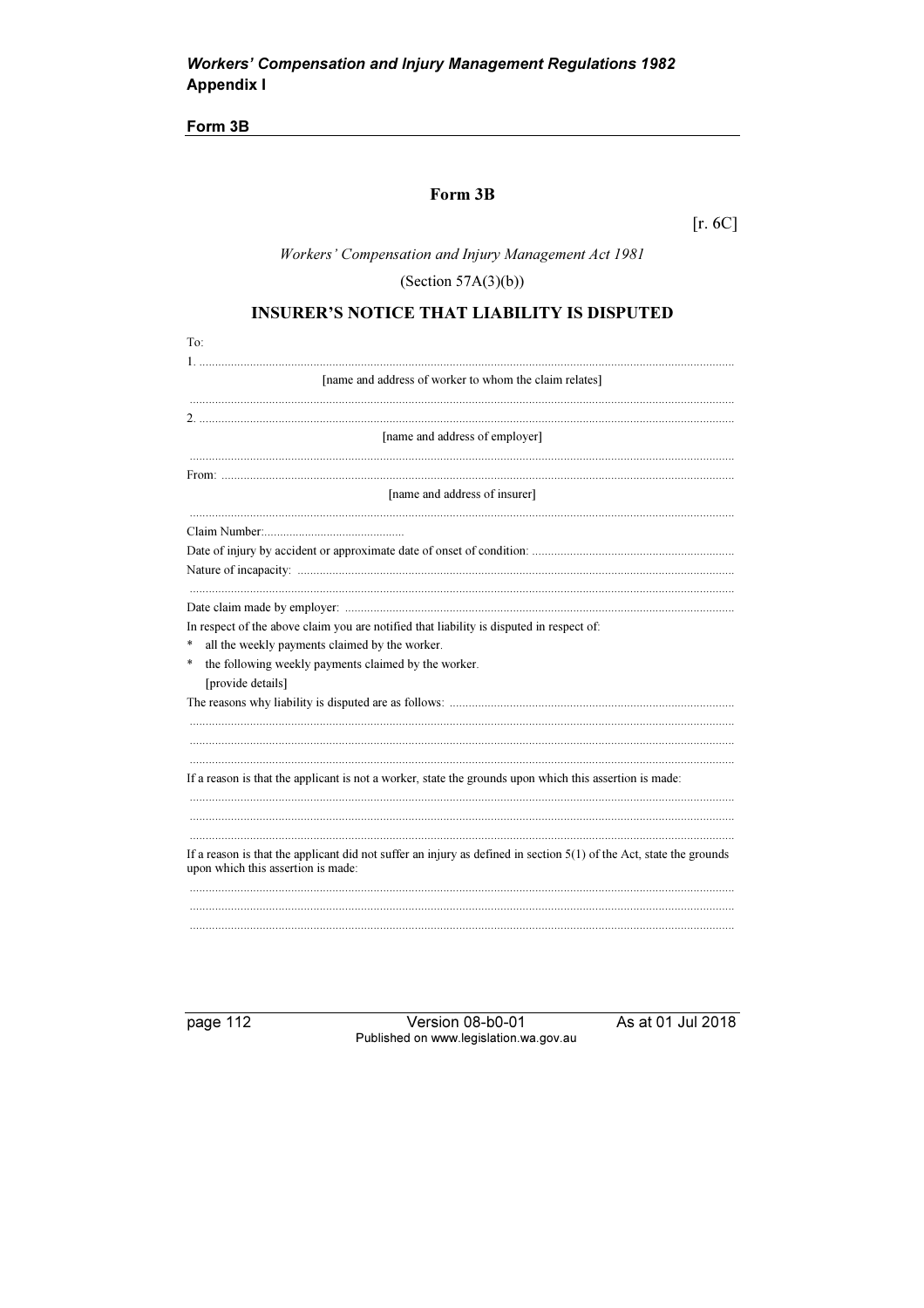## Form 3B

# Form 3B

[r. 6C]

*Workers' Compensation and Injury Management Act 1981*

(Section 57A(3)(b))

## INSURER'S NOTICE THAT LIABILITY IS DISPUTED

To:

1. ..........................................................................................................................................

[name and address of worker to whom the claim relates]

..........................................................................................................................................

2. ..........................................................................................................................................

[name and address of employer]

..........................................................................................................................................

From: ..........................................................................................................................................

[name and address of insurer]

..........................................................................................................................................

Claim Number:.............................................

Date of injury by accident or approximate date of onset of condition: ...............................................................

Nature of incapacity: ..........................................................................................................................................

..........................................................................................................................................

Date claim made by employer: ..........................................................................................................................................

In respect of the above claim you are notified that liability is disputed in respect of:

* all the weekly payments claimed by the worker.
* the following weekly payments claimed by the worker.
  [provide details]

The reasons why liability is disputed are as follows: .........................................................................................

..........................................................................................................................................

..........................................................................................................................................

..........................................................................................................................................

If a reason is that the applicant is not a worker, state the grounds upon which this assertion is made:

..........................................................................................................................................

..........................................................................................................................................

..........................................................................................................................................

If a reason is that the applicant did not suffer an injury as defined in section 5(1) of the Act, state the grounds upon which this assertion is made:

..........................................................................................................................................

..........................................................................................................................................

..........................................................................................................................................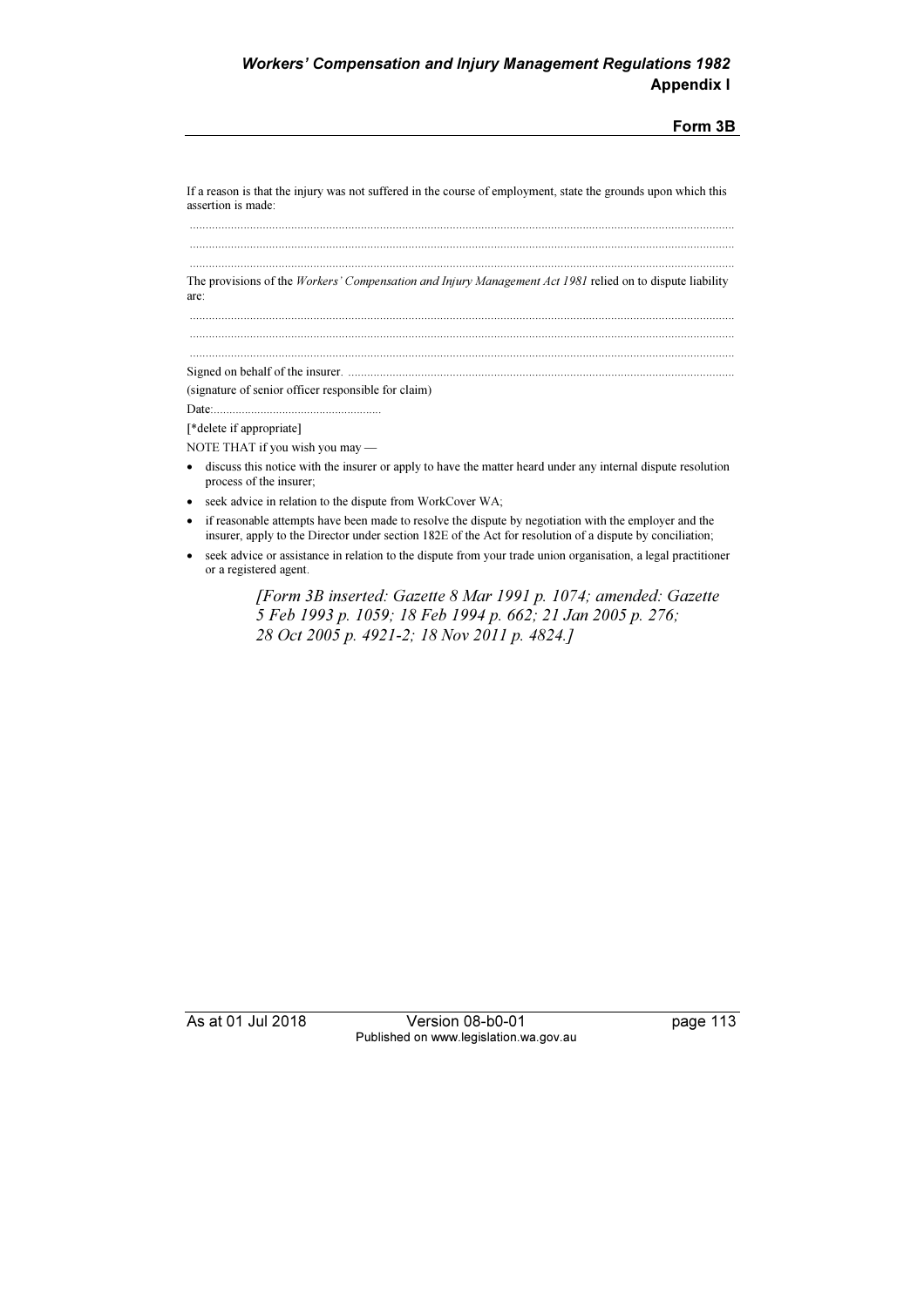If a reason is that the injury was not suffered in the course of employment, state the grounds upon which this assertion is made:

.................................................................................................................................................................

.................................................................................................................................................................

.................................................................................................................................................................

The provisions of the *Workers' Compensation and Injury Management Act 1981* relied on to dispute liability are:

.................................................................................................................................................................

.................................................................................................................................................................

.................................................................................................................................................................

Signed on behalf of the insurer. ..........................................................................................................................

(signature of senior officer responsible for claim)

Date:.....................................................

[*delete if appropriate]

NOTE THAT if you wish you may —

- discuss this notice with the insurer or apply to have the matter heard under any internal dispute resolution process of the insurer;
- seek advice in relation to the dispute from WorkCover WA;
- if reasonable attempts have been made to resolve the dispute by negotiation with the employer and the insurer, apply to the Director under section 182E of the Act for resolution of a dispute by conciliation;
- seek advice or assistance in relation to the dispute from your trade union organisation, a legal practitioner or a registered agent.

*[Form 3B inserted: Gazette 8 Mar 1991 p. 1074; amended: Gazette 5 Feb 1993 p. 1059; 18 Feb 1994 p. 662; 21 Jan 2005 p. 276; 28 Oct 2005 p. 4921-2; 18 Nov 2011 p. 4824.]*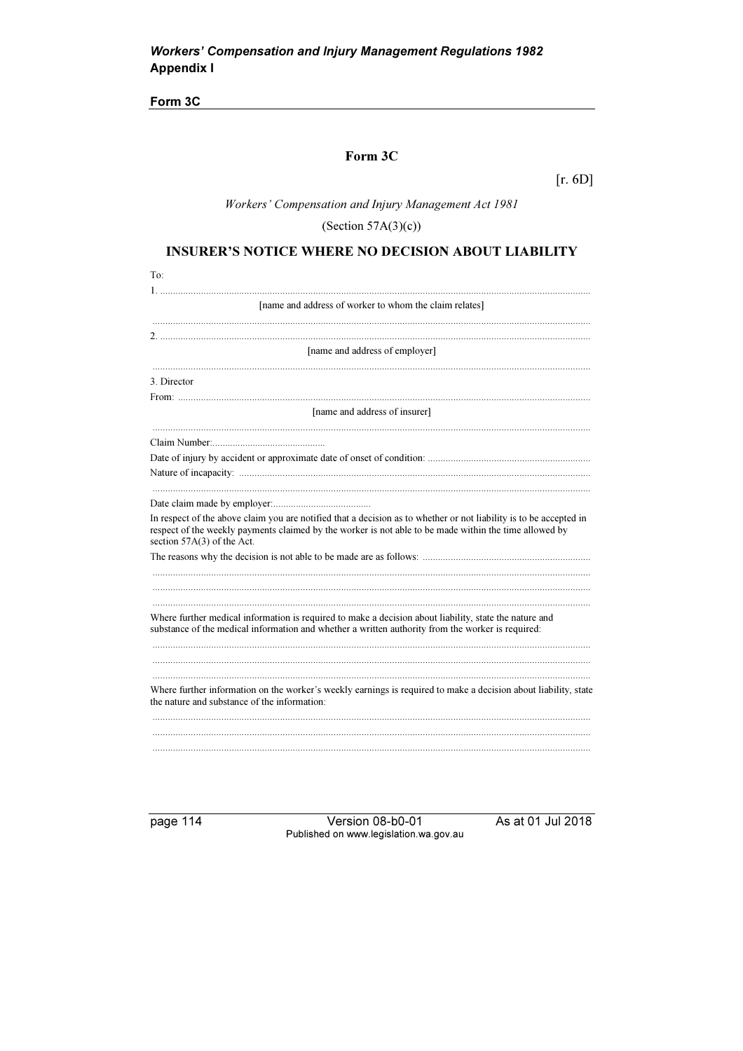## Form 3C

[r. 6D]

*Workers' Compensation and Injury Management Act 1981*

(Section 57A(3)(c))

### INSURER'S NOTICE WHERE NO DECISION ABOUT LIABILITY

To:

1. ..........................................................................................................................................

[name and address of worker to whom the claim relates]

..........................................................................................................................................

2. ..........................................................................................................................................

[name and address of employer]

..........................................................................................................................................

3. Director

From: ..........................................................................................................................................

[name and address of insurer]

..........................................................................................................................................

Claim Number:.............................................

Date of injury by accident or approximate date of onset of condition: ...............................................................

Nature of incapacity: ..........................................................................................................................................

..........................................................................................................................................

Date claim made by employer:.......................................

In respect of the above claim you are notified that a decision as to whether or not liability is to be accepted in respect of the weekly payments claimed by the worker is not able to be made within the time allowed by section 57A(3) of the Act.

The reasons why the decision is not able to be made are as follows: .................................................................

..........................................................................................................................................

..........................................................................................................................................

..........................................................................................................................................

Where further medical information is required to make a decision about liability, state the nature and substance of the medical information and whether a written authority from the worker is required:

..........................................................................................................................................

..........................................................................................................................................

..........................................................................................................................................

Where further information on the worker's weekly earnings is required to make a decision about liability, state the nature and substance of the information:

..........................................................................................................................................

..........................................................................................................................................

..........................................................................................................................................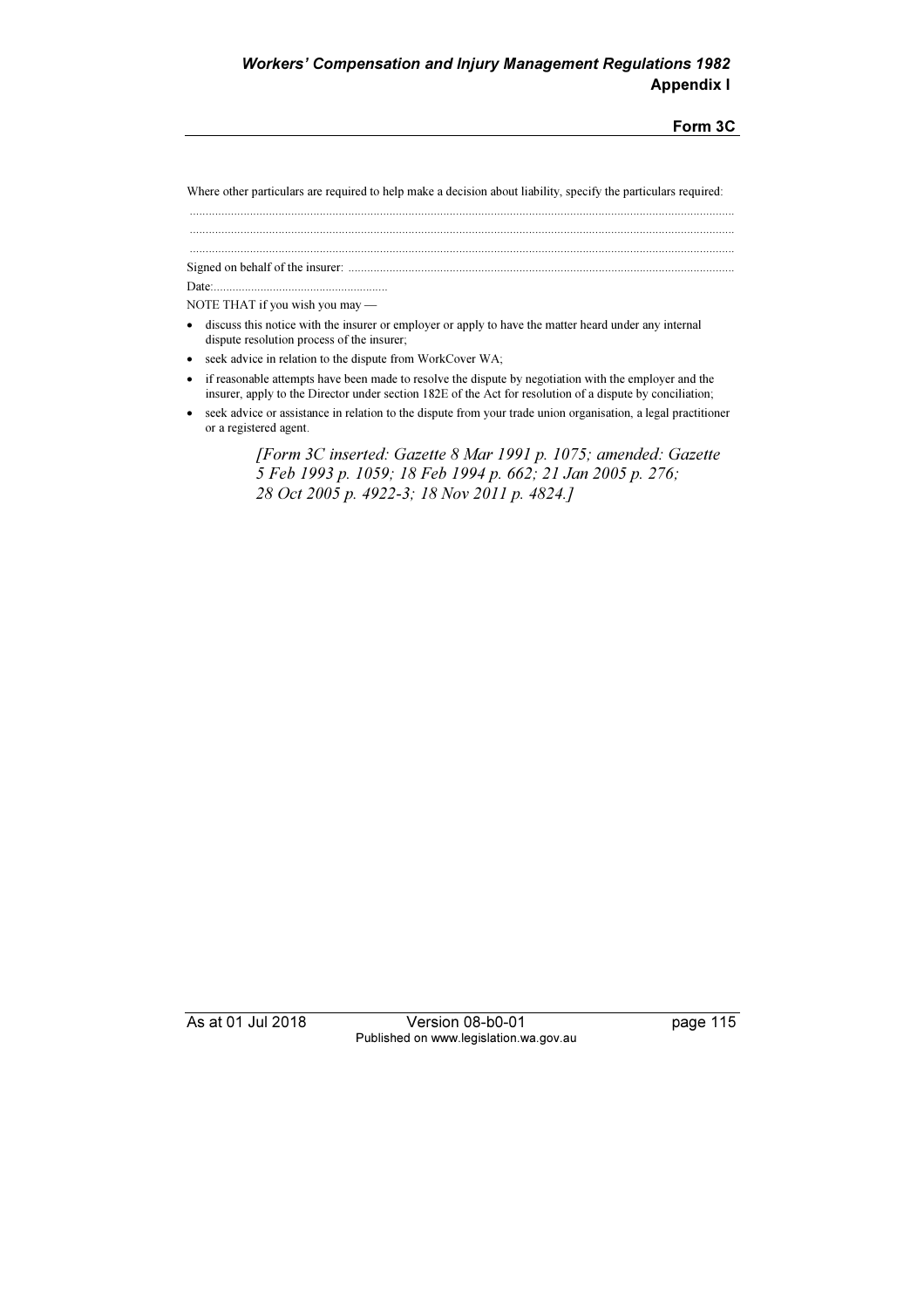Where other particulars are required to help make a decision about liability, specify the particulars required:

.....................................................................................................................................................................

.....................................................................................................................................................................

.....................................................................................................................................................................

Signed on behalf of the insurer: ...........................................................................................................................

Date:.........................................................

NOTE THAT if you wish you may —

- discuss this notice with the insurer or employer or apply to have the matter heard under any internal dispute resolution process of the insurer;
- seek advice in relation to the dispute from WorkCover WA;
- if reasonable attempts have been made to resolve the dispute by negotiation with the employer and the insurer, apply to the Director under section 182E of the Act for resolution of a dispute by conciliation;
- seek advice or assistance in relation to the dispute from your trade union organisation, a legal practitioner or a registered agent.

*[Form 3C inserted: Gazette 8 Mar 1991 p. 1075; amended: Gazette 5 Feb 1993 p. 1059; 18 Feb 1994 p. 662; 21 Jan 2005 p. 276; 28 Oct 2005 p. 4922-3; 18 Nov 2011 p. 4824.]*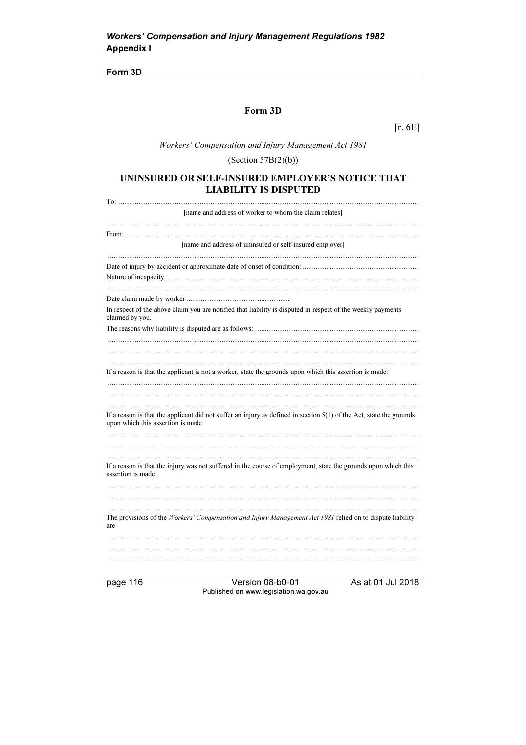## Form 3D

[r. 6E]

*Workers' Compensation and Injury Management Act 1981*

(Section 57B(2)(b))

### UNINSURED OR SELF-INSURED EMPLOYER'S NOTICE THAT LIABILITY IS DISPUTED

To: ..................................................................................................................................................

[name and address of worker to whom the claim relates]

..........................................................................................................................................................

From: ..............................................................................................................................................

[name and address of uninsured or self-insured employer]

..........................................................................................................................................................

Date of injury by accident or approximate date of onset of condition: ..............................................................

Nature of incapacity: ..........................................................................................................................

..........................................................................................................................................................

Date claim made by worker:..........................................................

In respect of the above claim you are notified that liability is disputed in respect of the weekly payments claimed by you.

The reasons why liability is disputed are as follows: ........................................................................................

..........................................................................................................................................................

..........................................................................................................................................................

..........................................................................................................................................................

If a reason is that the applicant is not a worker, state the grounds upon which this assertion is made:

..........................................................................................................................................................

..........................................................................................................................................................

..........................................................................................................................................................

If a reason is that the applicant did not suffer an injury as defined in section 5(1) of the Act, state the grounds upon which this assertion is made:

..........................................................................................................................................................

..........................................................................................................................................................

..........................................................................................................................................................

If a reason is that the injury was not suffered in the course of employment, state the grounds upon which this assertion is made:

..........................................................................................................................................................

..........................................................................................................................................................

..........................................................................................................................................................

The provisions of the *Workers' Compensation and Injury Management Act 1981* relied on to dispute liability are:

..........................................................................................................................................................

..........................................................................................................................................................

..........................................................................................................................................................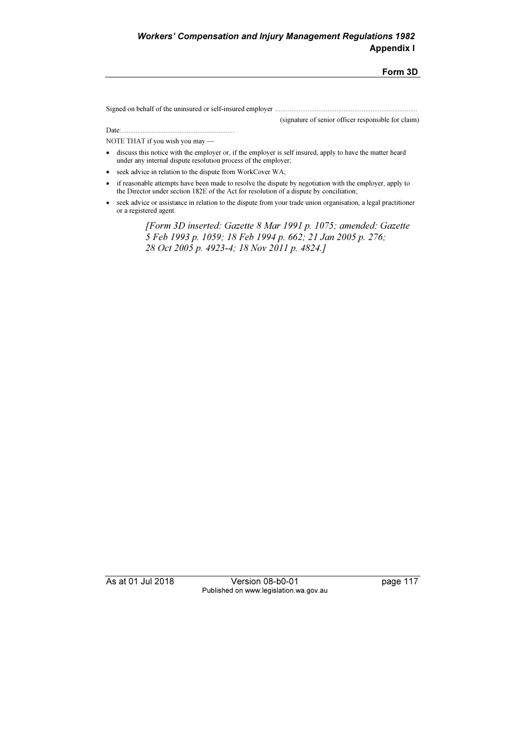Signed on behalf of the uninsured or self-insured employer ..............................................................................

(signature of senior officer responsible for claim)

Date:................................................................

NOTE THAT if you wish you may —

- discuss this notice with the employer or, if the employer is self insured, apply to have the matter heard under any internal dispute resolution process of the employer;
- seek advice in relation to the dispute from WorkCover WA;
- if reasonable attempts have been made to resolve the dispute by negotiation with the employer, apply to the Director under section 182E of the Act for resolution of a dispute by conciliation;
- seek advice or assistance in relation to the dispute from your trade union organisation, a legal practitioner or a registered agent.

*[Form 3D inserted: Gazette 8 Mar 1991 p. 1075; amended: Gazette 5 Feb 1993 p. 1059; 18 Feb 1994 p. 662; 21 Jan 2005 p. 276; 28 Oct 2005 p. 4923-4; 18 Nov 2011 p. 4824.]*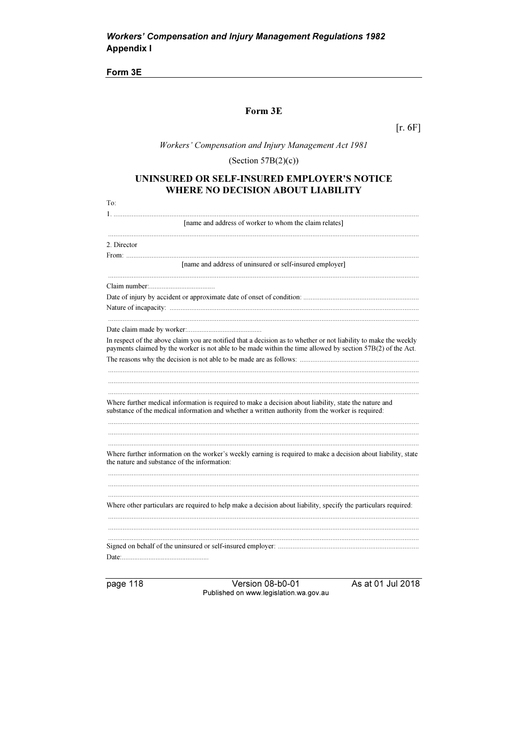# Form 3E

[r. 6F]

*Workers' Compensation and Injury Management Act 1981*

(Section 57B(2)(c))

## UNINSURED OR SELF-INSURED EMPLOYER'S NOTICE WHERE NO DECISION ABOUT LIABILITY

To:

1. ..........................................................................................................................................

[name and address of worker to whom the claim relates]

..........................................................................................................................................

2. Director

From: ..........................................................................................................................................

[name and address of uninsured or self-insured employer]

..........................................................................................................................................

Claim number:.....................................

Date of injury by accident or approximate date of onset of condition: ...............................................................

Nature of incapacity: ..........................................................................................................................................

..........................................................................................................................................

Date claim made by worker:..........................................

In respect of the above claim you are notified that a decision as to whether or not liability to make the weekly payments claimed by the worker is not able to be made within the time allowed by section 57B(2) of the Act.

The reasons why the decision is not able to be made are as follows: .................................................................

..........................................................................................................................................

..........................................................................................................................................

..........................................................................................................................................

Where further medical information is required to make a decision about liability, state the nature and substance of the medical information and whether a written authority from the worker is required:

..........................................................................................................................................

..........................................................................................................................................

..........................................................................................................................................

Where further information on the worker's weekly earning is required to make a decision about liability, state the nature and substance of the information:

..........................................................................................................................................

..........................................................................................................................................

..........................................................................................................................................

Where other particulars are required to help make a decision about liability, specify the particulars required:

..........................................................................................................................................

..........................................................................................................................................

..........................................................................................................................................

Signed on behalf of the uninsured or self-insured employer: .............................................................................

Date:.................................................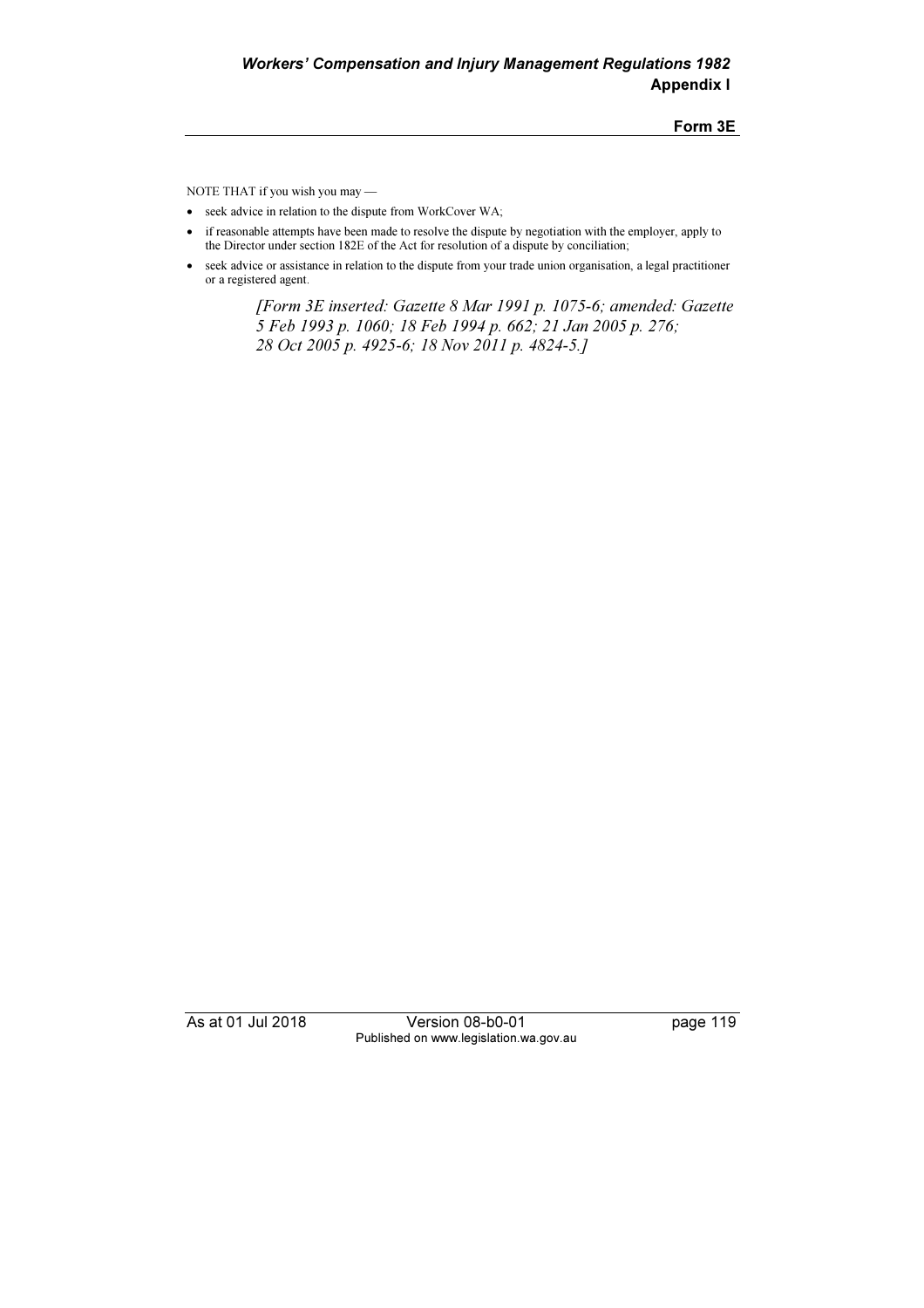NOTE THAT if you wish you may —

- seek advice in relation to the dispute from WorkCover WA;
- if reasonable attempts have been made to resolve the dispute by negotiation with the employer, apply to the Director under section 182E of the Act for resolution of a dispute by conciliation;
- seek advice or assistance in relation to the dispute from your trade union organisation, a legal practitioner or a registered agent.

*[Form 3E inserted: Gazette 8 Mar 1991 p. 1075-6; amended: Gazette 5 Feb 1993 p. 1060; 18 Feb 1994 p. 662; 21 Jan 2005 p. 276; 28 Oct 2005 p. 4925-6; 18 Nov 2011 p. 4824-5.]*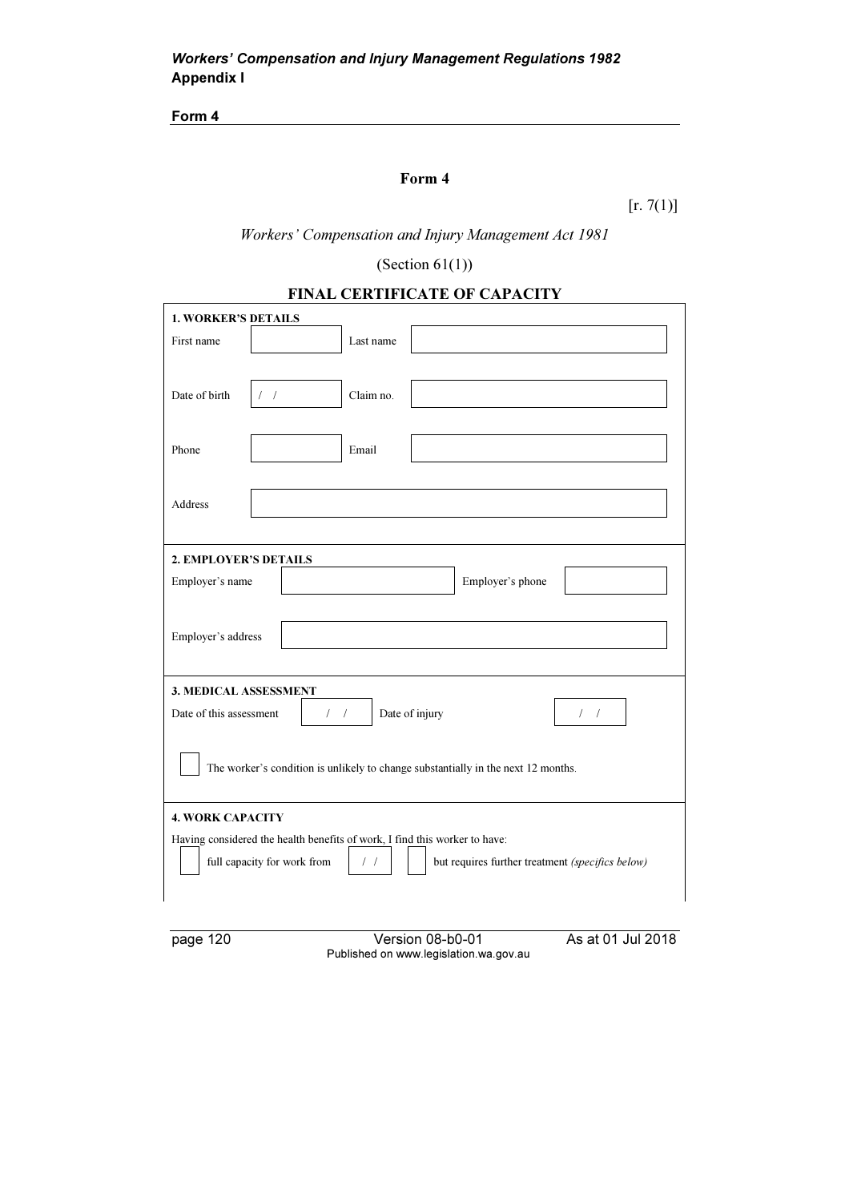## Form 4

[r. 7(1)]

*Workers' Compensation and Injury Management Act 1981*

(Section 61(1))

### FINAL CERTIFICATE OF CAPACITY

**1. WORKER'S DETAILS**

| | | | |
|---|---|---|---|
| First name | | Last name | |
| Date of birth | / / | Claim no. | |
| Phone | | Email | |
| Address | | | |

**2. EMPLOYER'S DETAILS**

| | | | |
|---|---|---|---|
| Employer's name | | Employer's phone | |
| Employer's address | | | |

**3. MEDICAL ASSESSMENT**

| | | | |
|---|---|---|---|
| Date of this assessment | / / | Date of injury | / / |

☐ The worker's condition is unlikely to change substantially in the next 12 months.

**4. WORK CAPACITY**

Having considered the health benefits of work, I find this worker to have:

☐ full capacity for work from / / ☐ but requires further treatment *(specifics below)*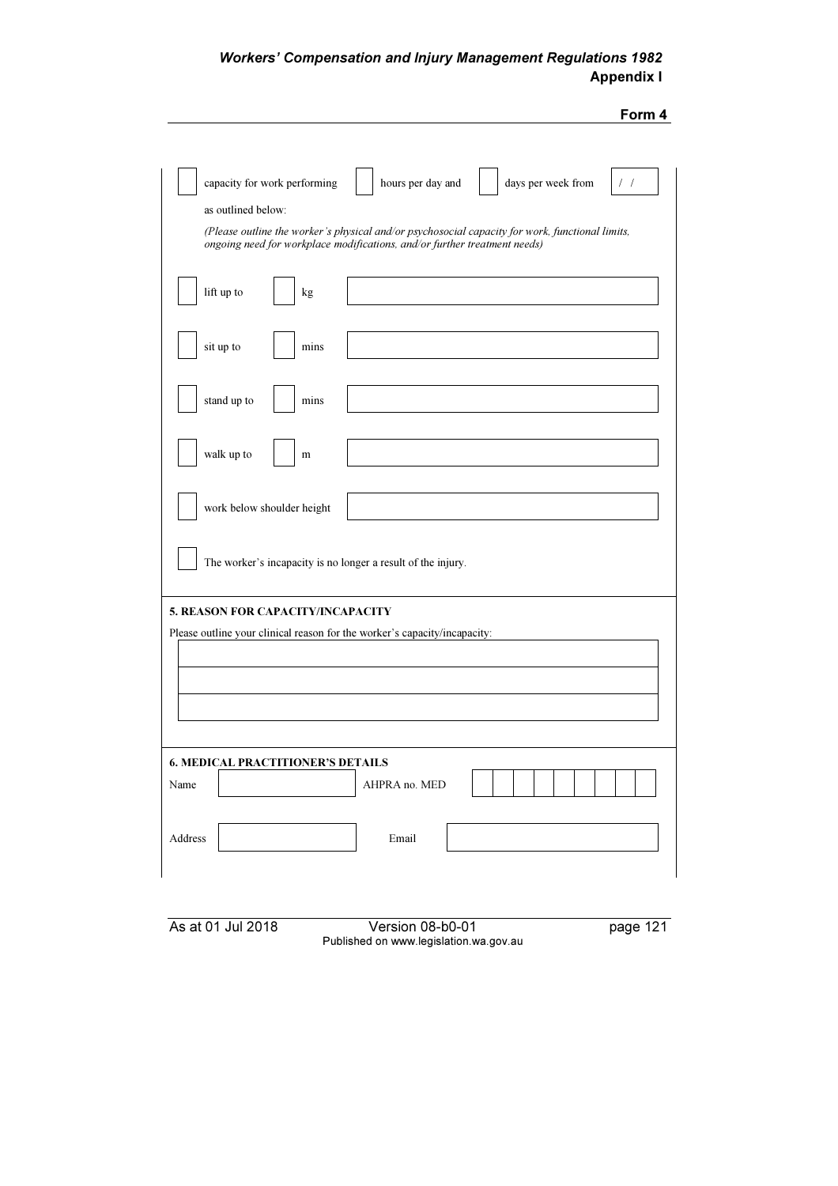☐ capacity for work performing ☐ hours per day and ☐ days per week from / /

as outlined below:

*(Please outline the worker's physical and/or psychosocial capacity for work, functional limits, ongoing need for workplace modifications, and/or further treatment needs)*

| | | | | |
|---|---|---|---|---|
| ☐ | lift up to | ☐ | kg | |
| ☐ | sit up to | ☐ | mins | |
| ☐ | stand up to | ☐ | mins | |
| ☐ | walk up to | ☐ | m | |
| ☐ | work below shoulder height | | | |

☐ The worker's incapacity is no longer a result of the injury.

**5. REASON FOR CAPACITY/INCAPACITY**

Please outline your clinical reason for the worker's capacity/incapacity:

| |
|---|
| |
| |
| |

**6. MEDICAL PRACTITIONER'S DETAILS**

| | | | |
|---|---|---|---|
| Name | | AHPRA no. MED | |
| Address | | Email | |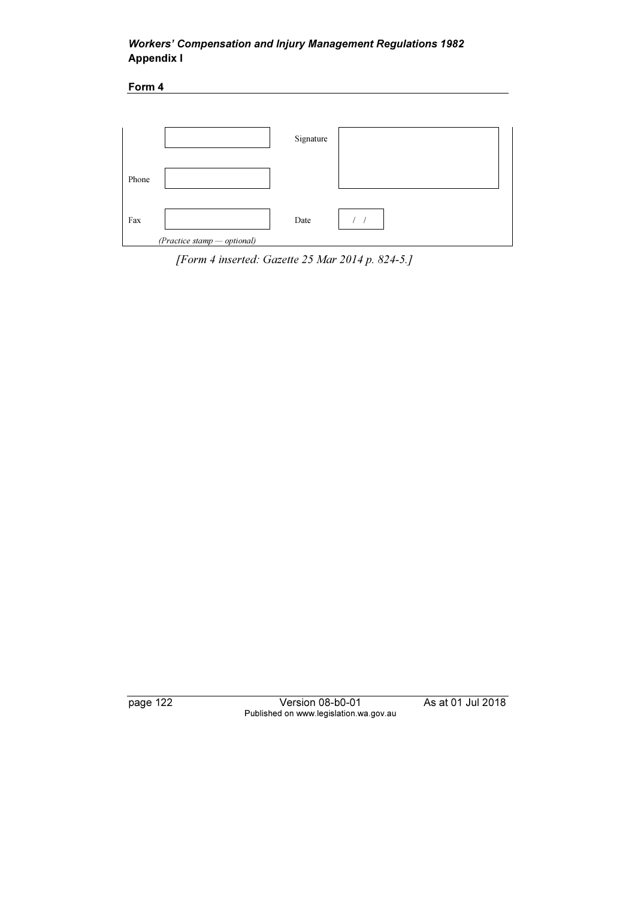| | | | |
|---|---|---|---|
| | | Signature | |
| Phone | | | |
| Fax | | Date | / / |
| | *(Practice stamp — optional)* | | |

*[Form 4 inserted: Gazette 25 Mar 2014 p. 824-5.]*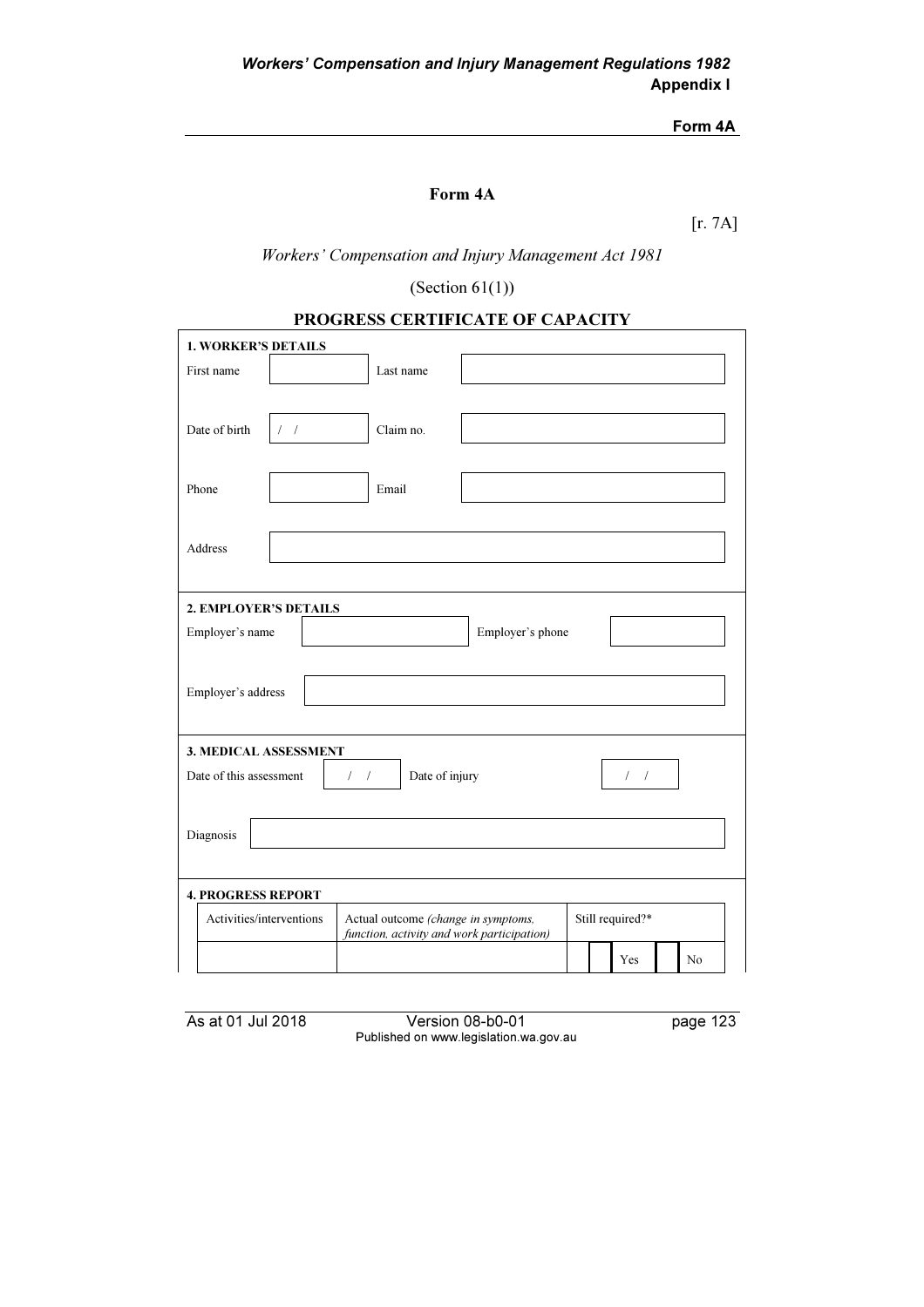## Form 4A

[r. 7A]

*Workers' Compensation and Injury Management Act 1981*

(Section 61(1))

### PROGRESS CERTIFICATE OF CAPACITY

**1. WORKER'S DETAILS**

| | | | |
|---|---|---|---|
| First name | | Last name | |
| Date of birth | / / | Claim no. | |
| Phone | | Email | |
| Address | | | |

**2. EMPLOYER'S DETAILS**

| | | | |
|---|---|---|---|
| Employer's name | | Employer's phone | |
| Employer's address | | | |

**3. MEDICAL ASSESSMENT**

| | | | |
|---|---|---|---|
| Date of this assessment | / / | Date of injury | / / |
| Diagnosis | | | |

**4. PROGRESS REPORT**

| Activities/interventions | Actual outcome *(change in symptoms, function, activity and work participation)* | Still required?* | |
|---|---|---|---|
| | | Yes | No |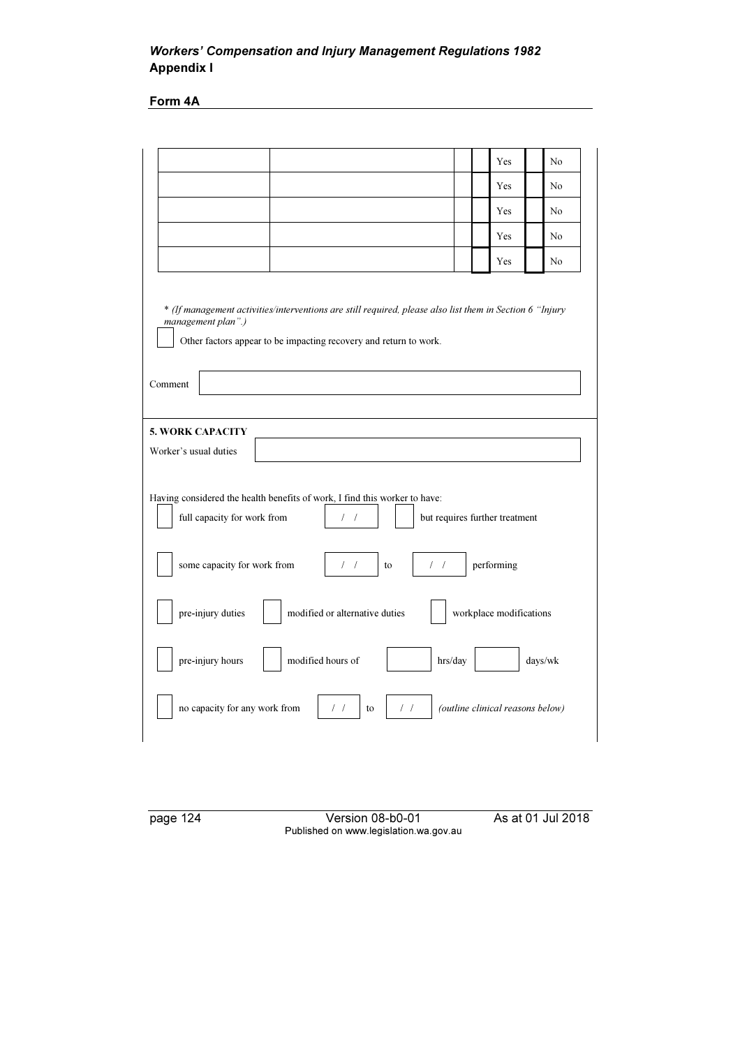**Form 4A**

| | | | | Yes | | No |
|---|---|---|---|---|---|---|
| | | | | Yes | | No |
| | | | | Yes | | No |
| | | | | Yes | | No |
| | | | | Yes | | No |

*\* (If management activities/interventions are still required, please also list them in Section 6 "Injury management plan".)*

☐ Other factors appear to be impacting recovery and return to work.

Comment ______________________________

**5. WORK CAPACITY**

Worker's usual duties ______________________________

Having considered the health benefits of work, I find this worker to have:

☐ full capacity for work from &nbsp; / / &nbsp; ☐ but requires further treatment

☐ some capacity for work from &nbsp; / / &nbsp; to &nbsp; / / &nbsp; performing

☐ pre-injury duties &nbsp; ☐ modified or alternative duties &nbsp; ☐ workplace modifications

☐ pre-injury hours &nbsp; ☐ modified hours of ______ hrs/day ______ days/wk

☐ no capacity for any work from &nbsp; / / &nbsp; to &nbsp; / / &nbsp; *(outline clinical reasons below)*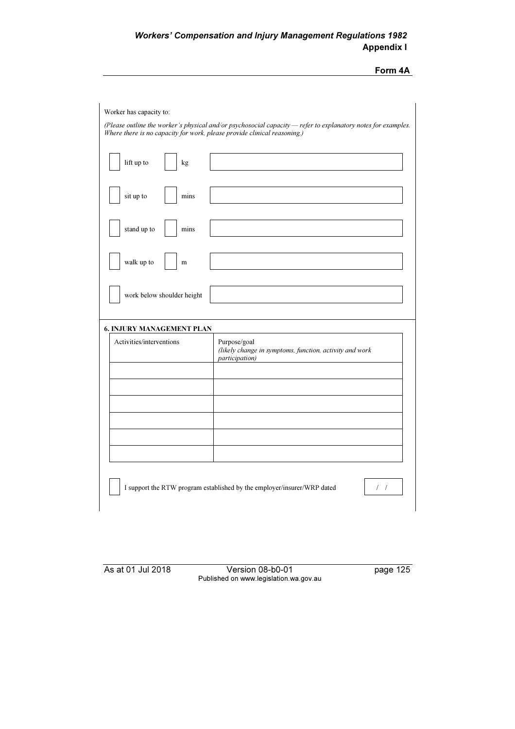Worker has capacity to:

*(Please outline the worker's physical and/or psychosocial capacity — refer to explanatory notes for examples. Where there is no capacity for work, please provide clinical reasoning.)*

| | | | | |
|---|---|---|---|---|
| ☐ | lift up to | ☐ | kg | |
| ☐ | sit up to | ☐ | mins | |
| ☐ | stand up to | ☐ | mins | |
| ☐ | walk up to | ☐ | m | |
| ☐ | work below shoulder height | | | |

**6. INJURY MANAGEMENT PLAN**

| Activities/interventions | Purpose/goal *(likely change in symptoms, function, activity and work participation)* |
|---|---|
| | |
| | |
| | |
| | |
| | |
| | |

☐ I support the RTW program established by the employer/insurer/WRP dated  /  /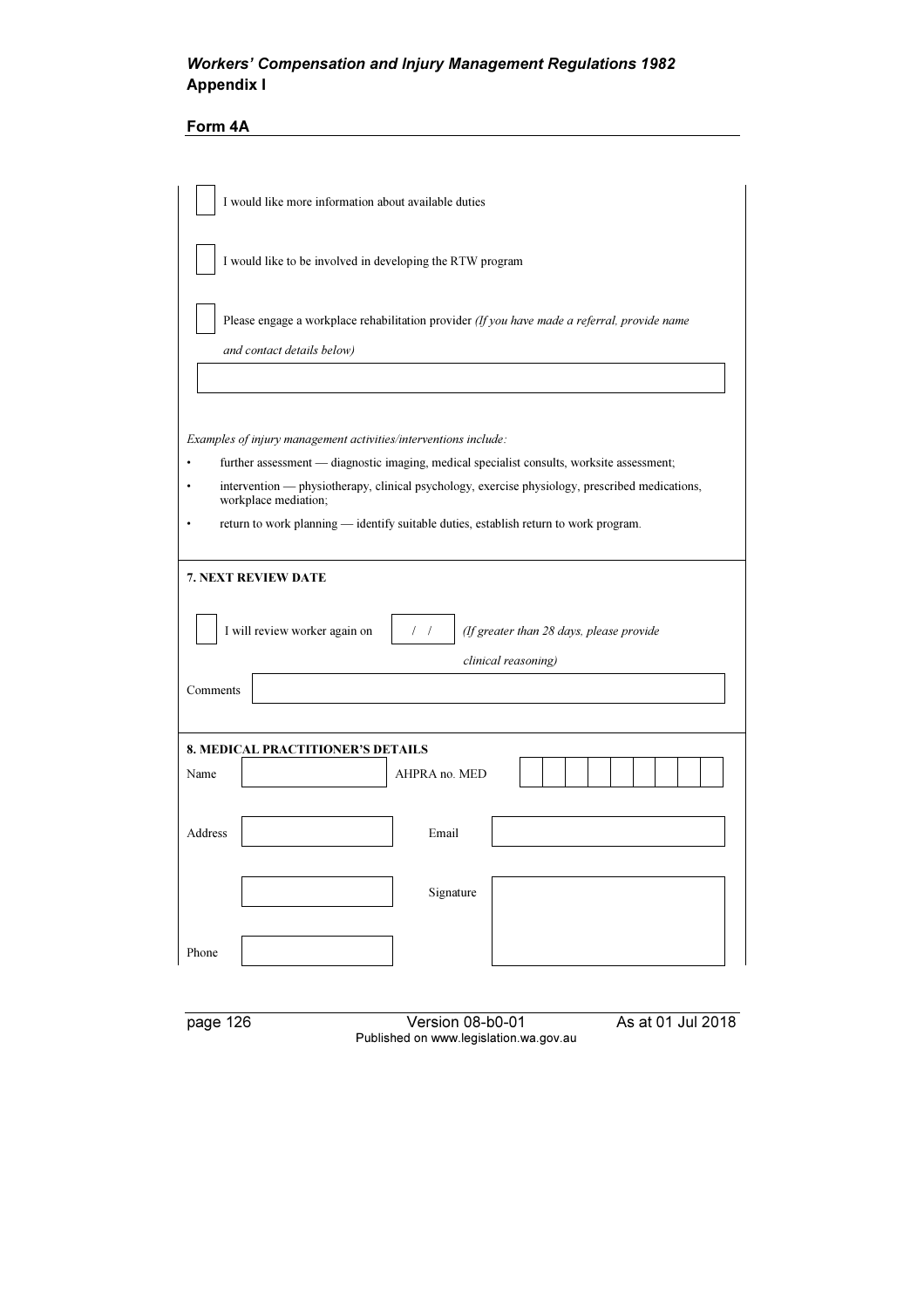**Form 4A**

☐ I would like more information about available duties

☐ I would like to be involved in developing the RTW program

☐ Please engage a workplace rehabilitation provider *(If you have made a referral, provide name and contact details below)*

| |
|---|
| |

*Examples of injury management activities/interventions include:*

- further assessment — diagnostic imaging, medical specialist consults, worksite assessment;
- intervention — physiotherapy, clinical psychology, exercise physiology, prescribed medications, workplace mediation;
- return to work planning — identify suitable duties, establish return to work program.

**7. NEXT REVIEW DATE**

☐ I will review worker again on &nbsp; / &nbsp; / &nbsp; *(If greater than 28 days, please provide clinical reasoning)*

Comments

**8. MEDICAL PRACTITIONER'S DETAILS**

| | | | |
|---|---|---|---|
| Name | | AHPRA no. MED | |
| Address | | Email | |
| | | Signature | |
| Phone | | | |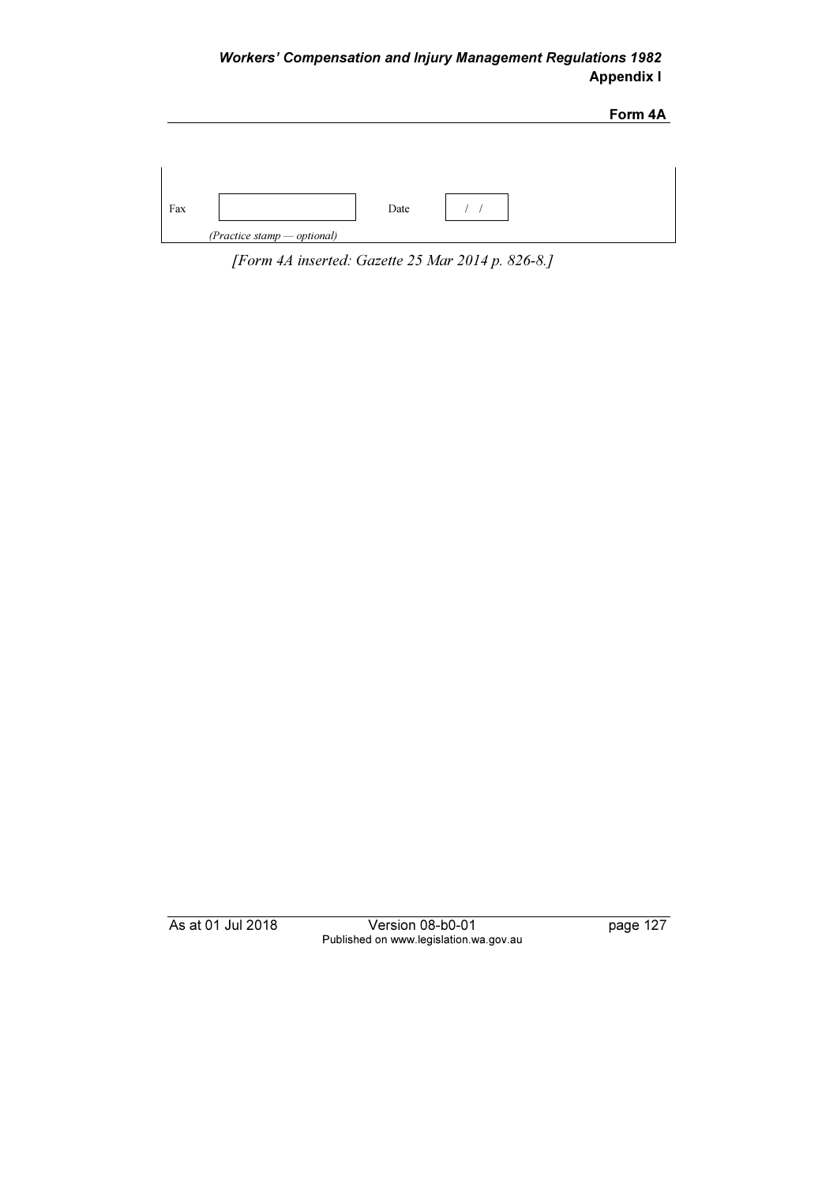| Fax | | Date | / / |
|---|---|---|---|
| | *(Practice stamp — optional)* | | |

*[Form 4A inserted: Gazette 25 Mar 2014 p. 826-8.]*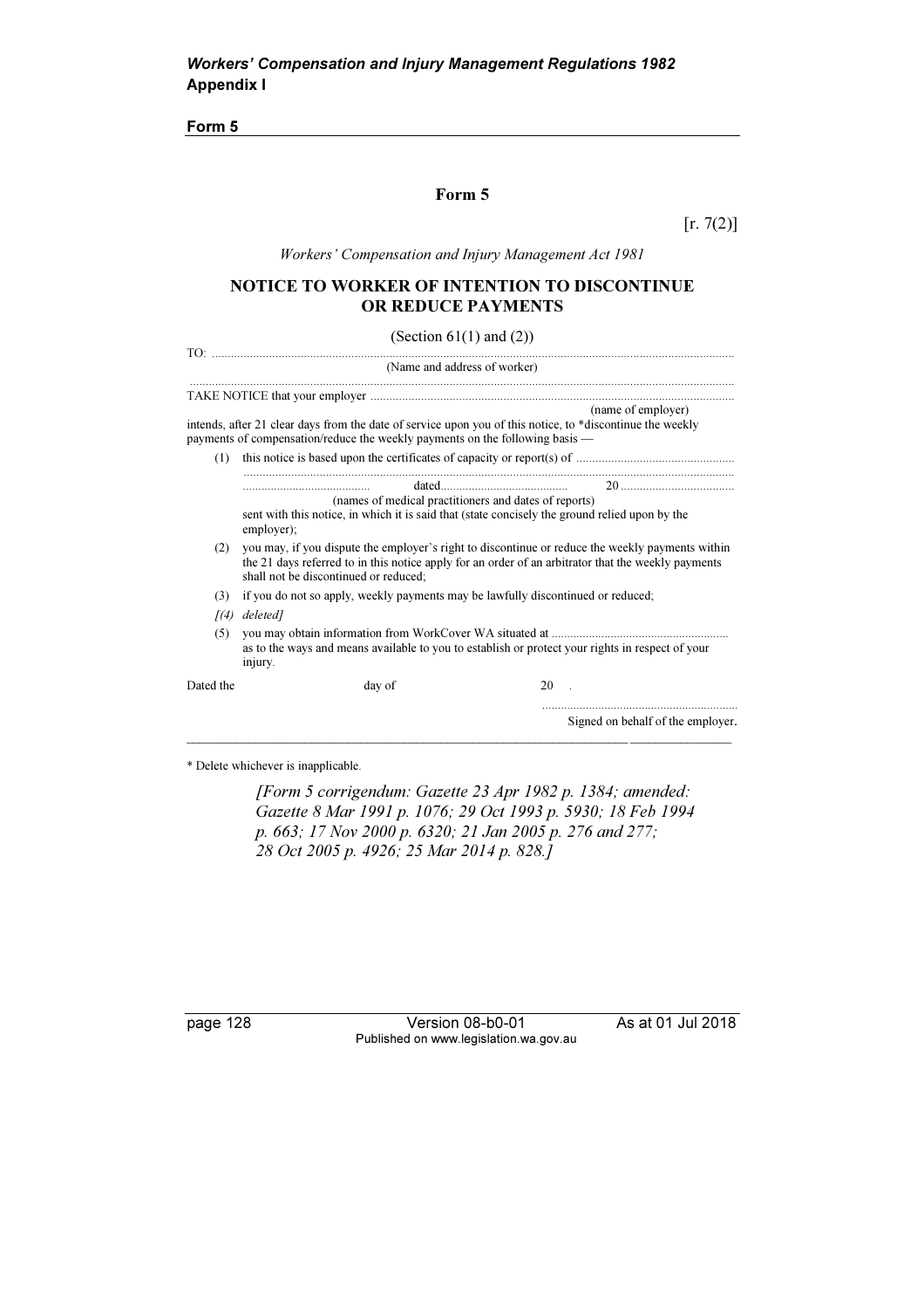# Form 5

[r. 7(2)]

*Workers' Compensation and Injury Management Act 1981*

## NOTICE TO WORKER OF INTENTION TO DISCONTINUE OR REDUCE PAYMENTS

(Section 61(1) and (2))

TO: ..............................................................................................................................................

(Name and address of worker)

..............................................................................................................................................

TAKE NOTICE that your employer ..............................................................................................

(name of employer)

intends, after 21 clear days from the date of service upon you of this notice, to *discontinue the weekly payments of compensation/reduce the weekly payments on the following basis —

(1) this notice is based upon the certificates of capacity or report(s) of .................................................

..............................................................................................................................................

........................................ dated......................................... 20 ....................................

(names of medical practitioners and dates of reports)

sent with this notice, in which it is said that (state concisely the ground relied upon by the employer);

(2) you may, if you dispute the employer's right to discontinue or reduce the weekly payments within the 21 days referred to in this notice apply for an order of an arbitrator that the weekly payments shall not be discontinued or reduced;

(3) if you do not so apply, weekly payments may be lawfully discontinued or reduced;

*[(4) deleted]*

(5) you may obtain information from WorkCover WA situated at ........................................................ as to the ways and means available to you to establish or protect your rights in respect of your injury.

Dated the day of 20 .

..............................................................

Signed on behalf of the employer.

---

\* Delete whichever is inapplicable.

*[Form 5 corrigendum: Gazette 23 Apr 1982 p. 1384; amended: Gazette 8 Mar 1991 p. 1076; 29 Oct 1993 p. 5930; 18 Feb 1994 p. 663; 17 Nov 2000 p. 6320; 21 Jan 2005 p. 276 and 277; 28 Oct 2005 p. 4926; 25 Mar 2014 p. 828.]*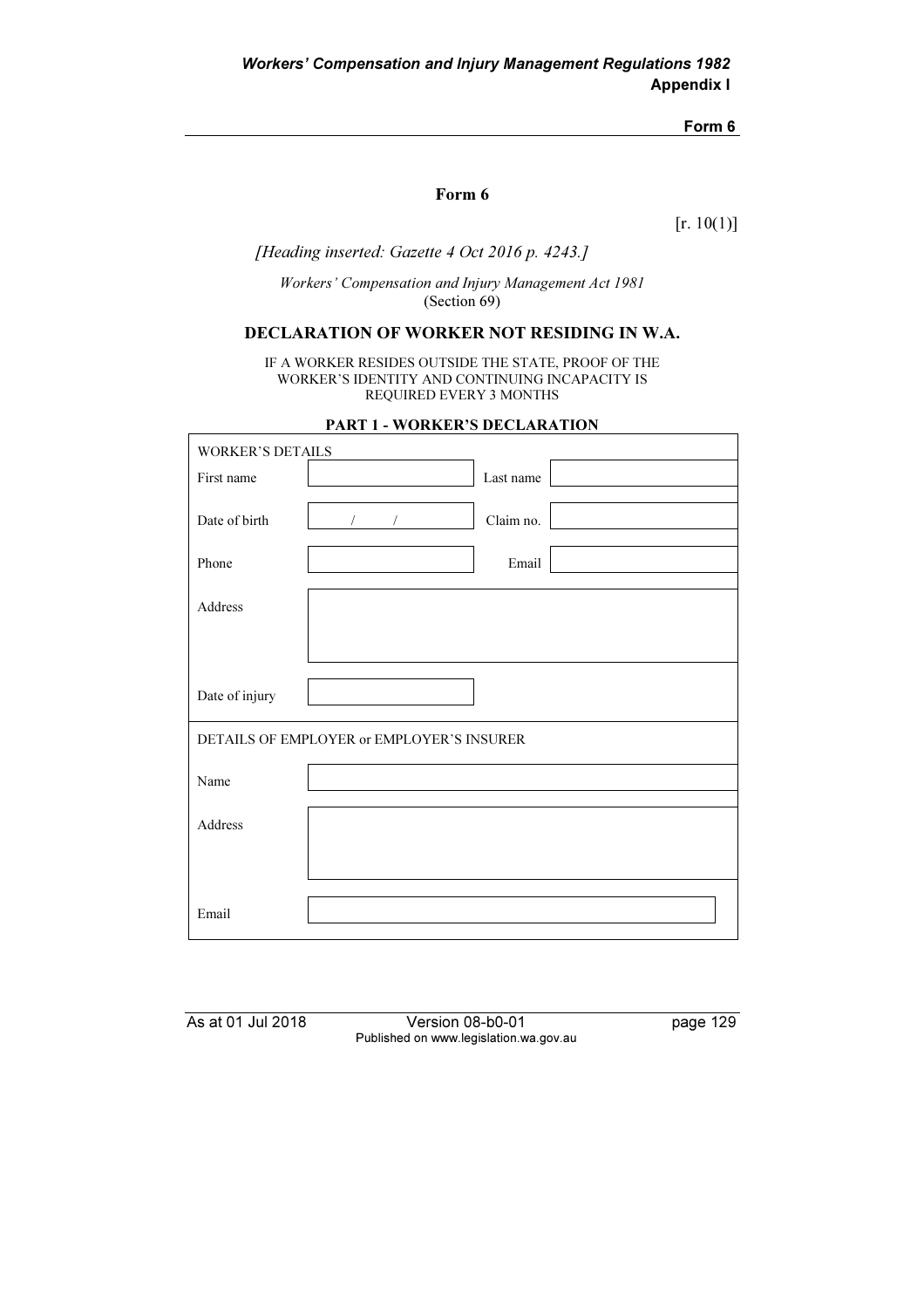## Form 6

[r. 10(1)]

*[Heading inserted: Gazette 4 Oct 2016 p. 4243.]*

*Workers' Compensation and Injury Management Act 1981*
(Section 69)

### DECLARATION OF WORKER NOT RESIDING IN W.A.

IF A WORKER RESIDES OUTSIDE THE STATE, PROOF OF THE WORKER'S IDENTITY AND CONTINUING INCAPACITY IS REQUIRED EVERY 3 MONTHS

### PART 1 - WORKER'S DECLARATION

| WORKER'S DETAILS | | | |
|---|---|---|---|
| First name | | Last name | |
| Date of birth | / / | Claim no. | |
| Phone | | Email | |
| Address | | | |
| Date of injury | | | |
| DETAILS OF EMPLOYER or EMPLOYER'S INSURER | | | |
| Name | | | |
| Address | | | |
| Email | | | |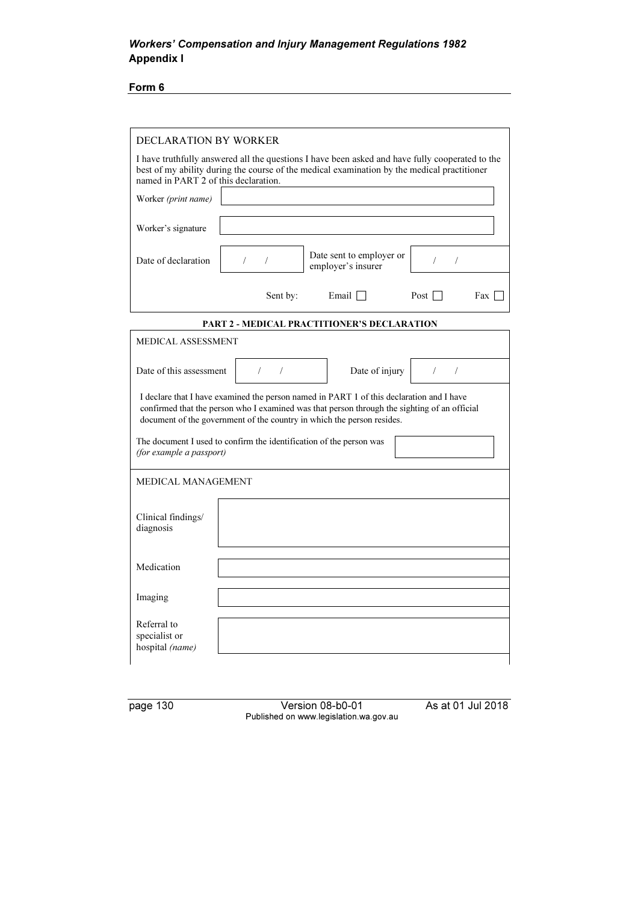**Form 6**

DECLARATION BY WORKER

I have truthfully answered all the questions I have been asked and have fully cooperated to the best of my ability during the course of the medical examination by the medical practitioner named in PART 2 of this declaration.

| | |
|---|---|
| Worker *(print name)* | |
| Worker's signature | |
| Date of declaration | / / |
| Date sent to employer or employer's insurer | / / |
| Sent by: | Email ☐ Post ☐ Fax ☐ |

**PART 2 - MEDICAL PRACTITIONER'S DECLARATION**

MEDICAL ASSESSMENT

| | | | |
|---|---|---|---|
| Date of this assessment | / / | Date of injury | / / |

I declare that I have examined the person named in PART 1 of this declaration and I have confirmed that the person who I examined was that person through the sighting of an official document of the government of the country in which the person resides.

The document I used to confirm the identification of the person was *(for example a passport)*

MEDICAL MANAGEMENT

| | |
|---|---|
| Clinical findings/ diagnosis | |
| Medication | |
| Imaging | |
| Referral to specialist or hospital *(name)* | |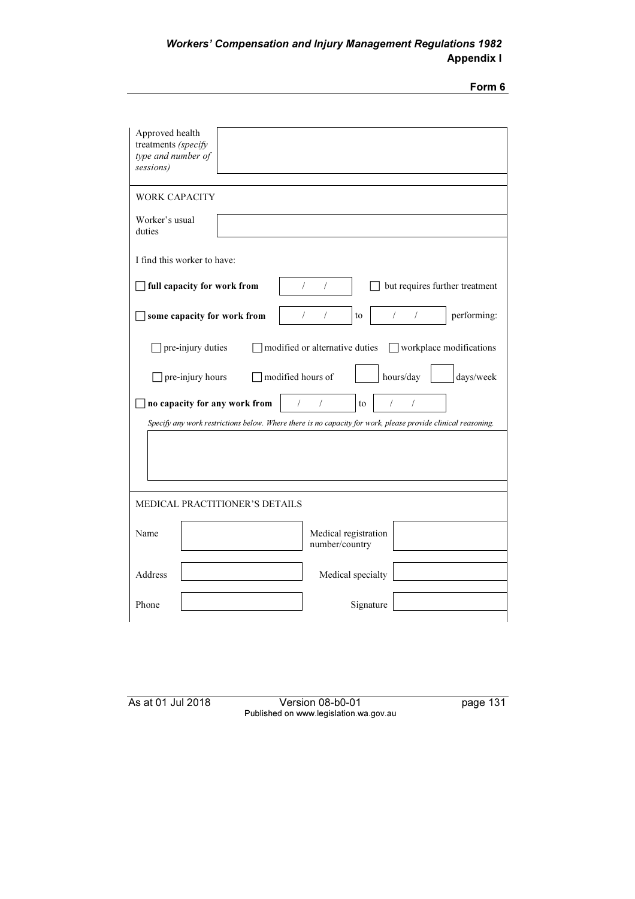| Approved health treatments *(specify type and number of sessions)* | |
|---|---|

WORK CAPACITY

| Worker's usual duties | |
|---|---|

I find this worker to have:

☐ **full capacity for work from** &nbsp; / &nbsp; / &nbsp; ☐ but requires further treatment

☐ **some capacity for work from** &nbsp; / &nbsp; / &nbsp; to &nbsp; / &nbsp; / &nbsp; performing:

☐ pre-injury duties &nbsp; ☐ modified or alternative duties &nbsp; ☐ workplace modifications

☐ pre-injury hours &nbsp; ☐ modified hours of &nbsp; ___ hours/day &nbsp; ___ days/week

☐ **no capacity for any work from** &nbsp; / &nbsp; / &nbsp; to &nbsp; / &nbsp; /

*Specify any work restrictions below. Where there is no capacity for work, please provide clinical reasoning.*

| |
|---|
| |

MEDICAL PRACTITIONER'S DETAILS

| Name | | Medical registration number/country | |
|---|---|---|---|
| Address | | Medical specialty | |
| Phone | | Signature | |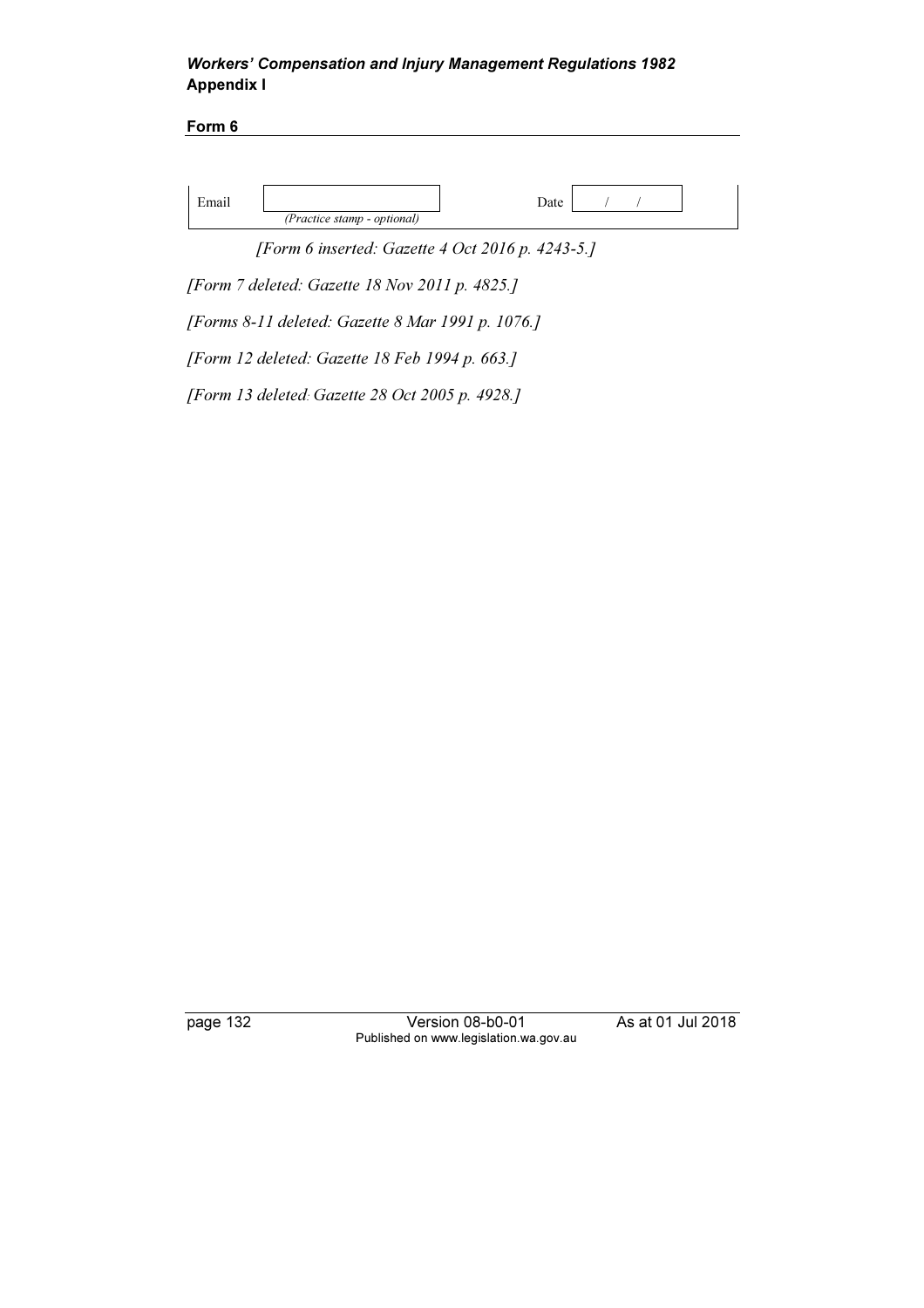| Email | (Practice stamp - optional) | Date | / / |
|---|---|---|---|

*[Form 6 inserted: Gazette 4 Oct 2016 p. 4243-5.]*

*[Form 7 deleted: Gazette 18 Nov 2011 p. 4825.]*

*[Forms 8-11 deleted: Gazette 8 Mar 1991 p. 1076.]*

*[Form 12 deleted: Gazette 18 Feb 1994 p. 663.]*

*[Form 13 deleted: Gazette 28 Oct 2005 p. 4928.]*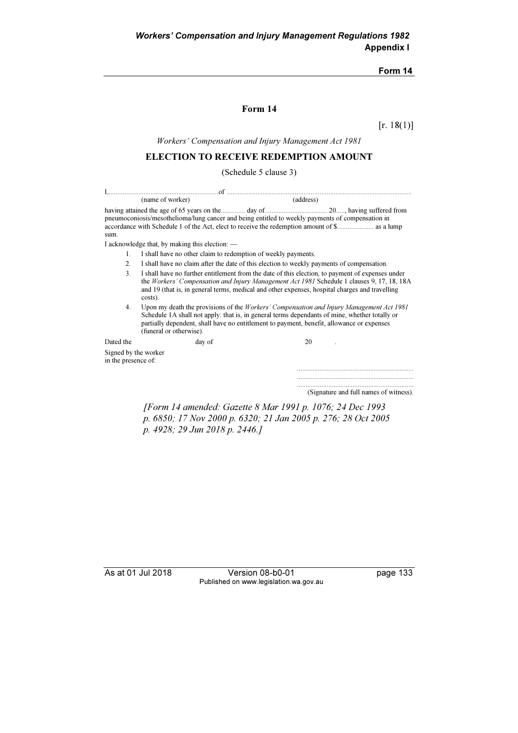# Form 14

[r. 18(1)]

*Workers' Compensation and Injury Management Act 1981*

## ELECTION TO RECEIVE REDEMPTION AMOUNT

(Schedule 5 clause 3)

I,.............................................................of ......................................................................................................
(name of worker) (address)

having attained the age of 65 years on the............. day of.................................. 20....., having suffered from pneumoconiosis/mesothelioma/lung cancer and being entitled to weekly payments of compensation in accordance with Schedule 1 of the Act, elect to receive the redemption amount of $.................... as a lump sum.

I acknowledge that, by making this election: —

1. I shall have no other claim to redemption of weekly payments.
2. I shall have no claim after the date of this election to weekly payments of compensation.
3. I shall have no further entitlement from the date of this election, to payment of expenses under the *Workers' Compensation and Injury Management Act 1981* Schedule 1 clauses 9, 17, 18, 18A and 19 (that is, in general terms, medical and other expenses, hospital charges and travelling costs).
4. Upon my death the provisions of the *Workers' Compensation and Injury Management Act 1981* Schedule 1A shall not apply: that is, in general terms dependants of mine, whether totally or partially dependent, shall have no entitlement to payment, benefit, allowance or expenses (funeral or otherwise).

Dated the day of 20 .

Signed by the worker
in the presence of:

..................................................................
..................................................................
..................................................................
(Signature and full names of witness).

*[Form 14 amended: Gazette 8 Mar 1991 p. 1076; 24 Dec 1993 p. 6850; 17 Nov 2000 p. 6320; 21 Jan 2005 p. 276; 28 Oct 2005 p. 4928; 29 Jun 2018 p. 2446.]*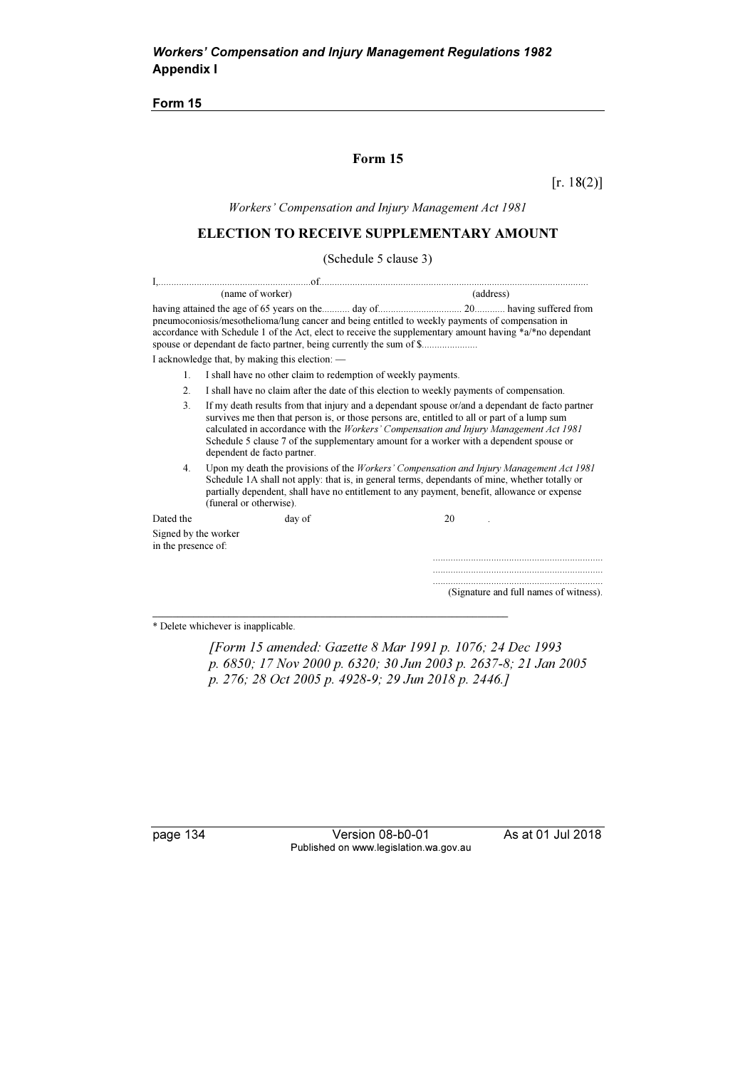## Form 15

[r. 18(2)]

*Workers' Compensation and Injury Management Act 1981*

### ELECTION TO RECEIVE SUPPLEMENTARY AMOUNT

(Schedule 5 clause 3)

I,............................................................of.......................................................................................................
(name of worker) (address)

having attained the age of 65 years on the........... day of................................ 20............ having suffered from pneumoconiosis/mesothelioma/lung cancer and being entitled to weekly payments of compensation in accordance with Schedule 1 of the Act, elect to receive the supplementary amount having *a/*no dependant spouse or dependant de facto partner, being currently the sum of $.....................

I acknowledge that, by making this election: —

1. I shall have no other claim to redemption of weekly payments.
2. I shall have no claim after the date of this election to weekly payments of compensation.
3. If my death results from that injury and a dependant spouse or/and a dependant de facto partner survives me then that person is, or those persons are, entitled to all or part of a lump sum calculated in accordance with the *Workers' Compensation and Injury Management Act 1981* Schedule 5 clause 7 of the supplementary amount for a worker with a dependent spouse or dependent de facto partner.
4. Upon my death the provisions of the *Workers' Compensation and Injury Management Act 1981* Schedule 1A shall not apply: that is, in general terms, dependants of mine, whether totally or partially dependent, shall have no entitlement to any payment, benefit, allowance or expense (funeral or otherwise).

Dated the day of 20 .

Signed by the worker
in the presence of:

..................................................................
..................................................................
..................................................................
(Signature and full names of witness).

\* Delete whichever is inapplicable.

*[Form 15 amended: Gazette 8 Mar 1991 p. 1076; 24 Dec 1993 p. 6850; 17 Nov 2000 p. 6320; 30 Jun 2003 p. 2637-8; 21 Jan 2005 p. 276; 28 Oct 2005 p. 4928-9; 29 Jun 2018 p. 2446.]*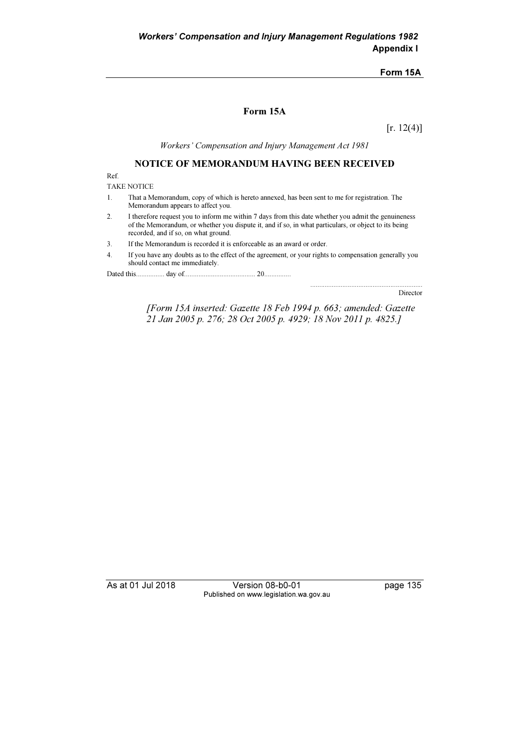# Form 15A

[r. 12(4)]

*Workers' Compensation and Injury Management Act 1981*

## NOTICE OF MEMORANDUM HAVING BEEN RECEIVED

Ref.

TAKE NOTICE

1. That a Memorandum, copy of which is hereto annexed, has been sent to me for registration. The Memorandum appears to affect you.
2. I therefore request you to inform me within 7 days from this date whether you admit the genuineness of the Memorandum, or whether you dispute it, and if so, in what particulars, or object to its being recorded, and if so, on what ground.
3. If the Memorandum is recorded it is enforceable as an award or order.
4. If you have any doubts as to the effect of the agreement, or your rights to compensation generally you should contact me immediately.

Dated this................ day of....................................... 20...............

...............................................................
Director

*[Form 15A inserted: Gazette 18 Feb 1994 p. 663; amended: Gazette 21 Jan 2005 p. 276; 28 Oct 2005 p. 4929; 18 Nov 2011 p. 4825.]*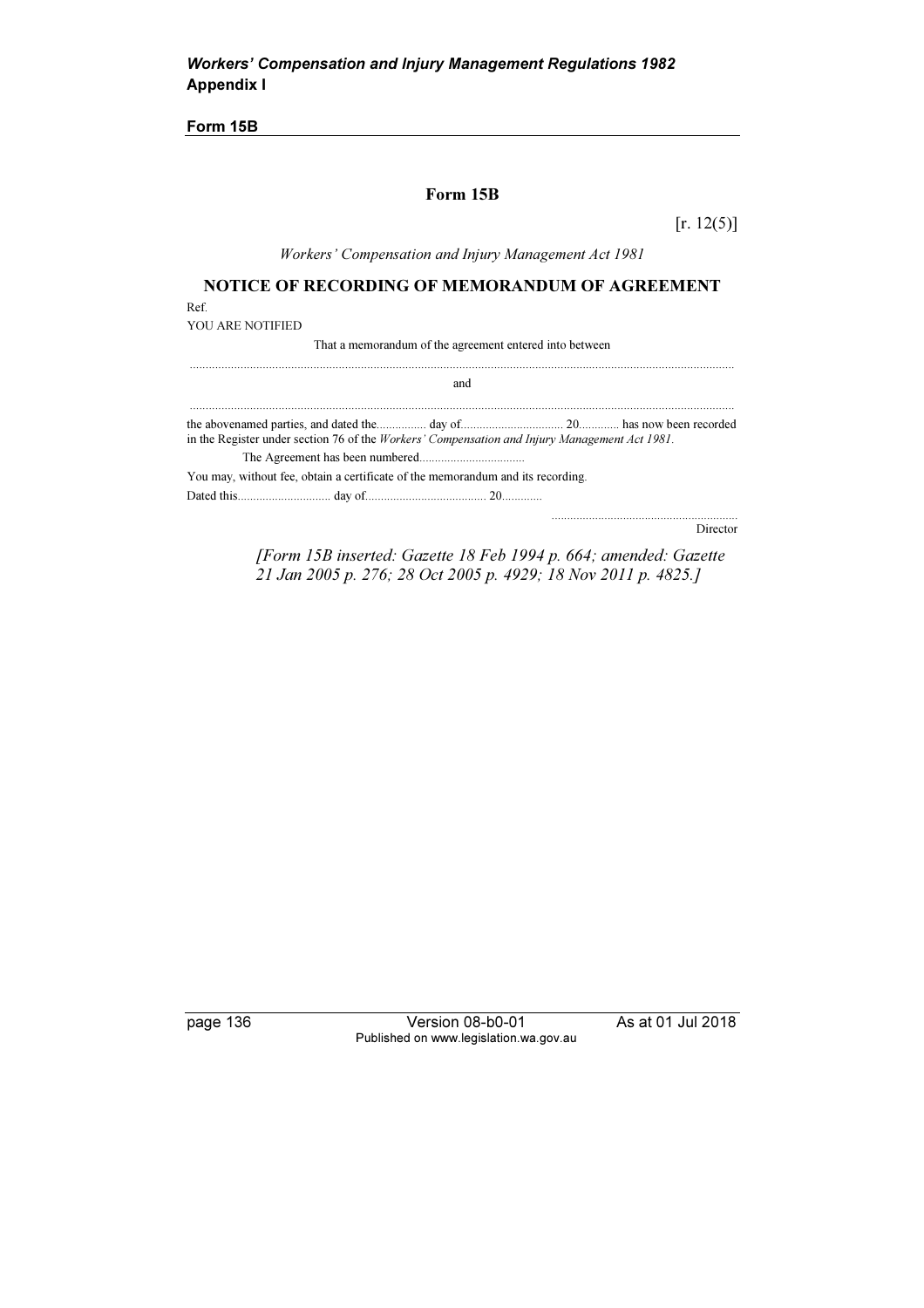**Form 15B**

## Form 15B

[r. 12(5)]

*Workers' Compensation and Injury Management Act 1981*

### NOTICE OF RECORDING OF MEMORANDUM OF AGREEMENT

Ref.

YOU ARE NOTIFIED

That a memorandum of the agreement entered into between

.....................................................................................................................................................................

and

.....................................................................................................................................................................

the abovenamed parties, and dated the................ day of................................. 20............ has now been recorded in the Register under section 76 of the *Workers' Compensation and Injury Management Act 1981*.

The Agreement has been numbered.................................

You may, without fee, obtain a certificate of the memorandum and its recording.

Dated this.............................. day of...................................... 20............

...........................................................

Director

*[Form 15B inserted: Gazette 18 Feb 1994 p. 664; amended: Gazette 21 Jan 2005 p. 276; 28 Oct 2005 p. 4929; 18 Nov 2011 p. 4825.]*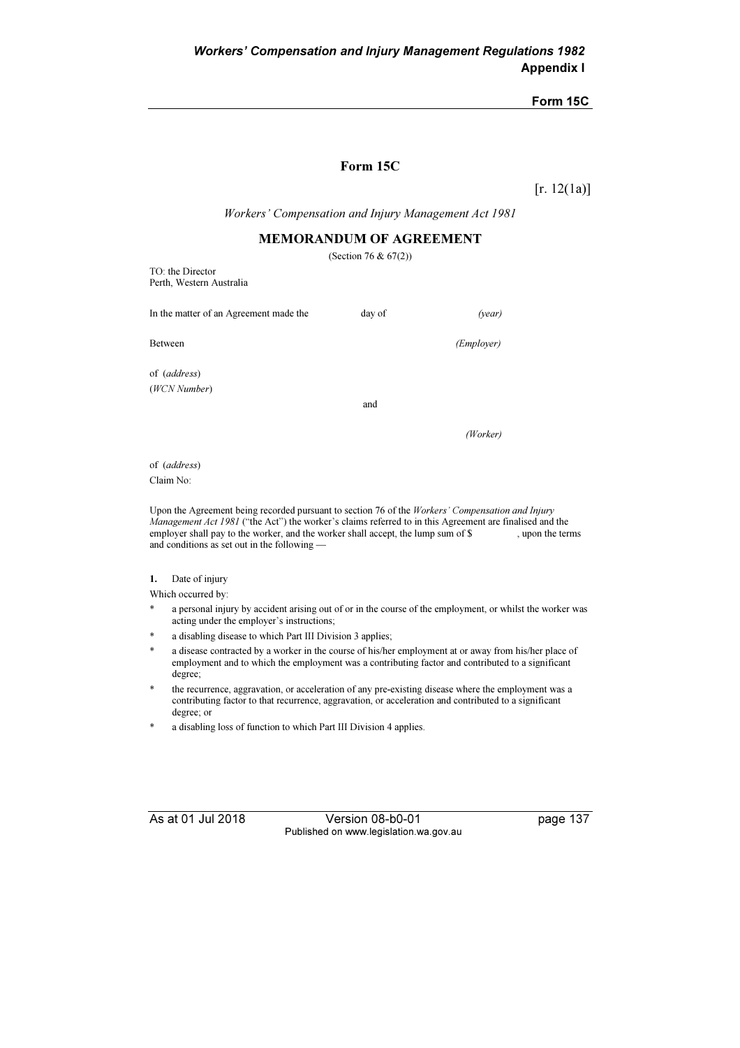# Form 15C

[r. 12(1a)]

*Workers' Compensation and Injury Management Act 1981*

## MEMORANDUM OF AGREEMENT

(Section 76 & 67(2))

TO: the Director
Perth, Western Australia

In the matter of an Agreement made the day of *(year)*

Between *(Employer)*

of (*address*)
(*WCN Number*)

and

*(Worker)*

of (*address*)
Claim No:

Upon the Agreement being recorded pursuant to section 76 of the *Workers' Compensation and Injury Management Act 1981* ("the Act") the worker's claims referred to in this Agreement are finalised and the employer shall pay to the worker, and the worker shall accept, the lump sum of $ , upon the terms and conditions as set out in the following —

**1.** Date of injury

Which occurred by:

\* a personal injury by accident arising out of or in the course of the employment, or whilst the worker was acting under the employer's instructions;

\* a disabling disease to which Part III Division 3 applies;

\* a disease contracted by a worker in the course of his/her employment at or away from his/her place of employment and to which the employment was a contributing factor and contributed to a significant degree;

\* the recurrence, aggravation, or acceleration of any pre-existing disease where the employment was a contributing factor to that recurrence, aggravation, or acceleration and contributed to a significant degree; or

\* a disabling loss of function to which Part III Division 4 applies.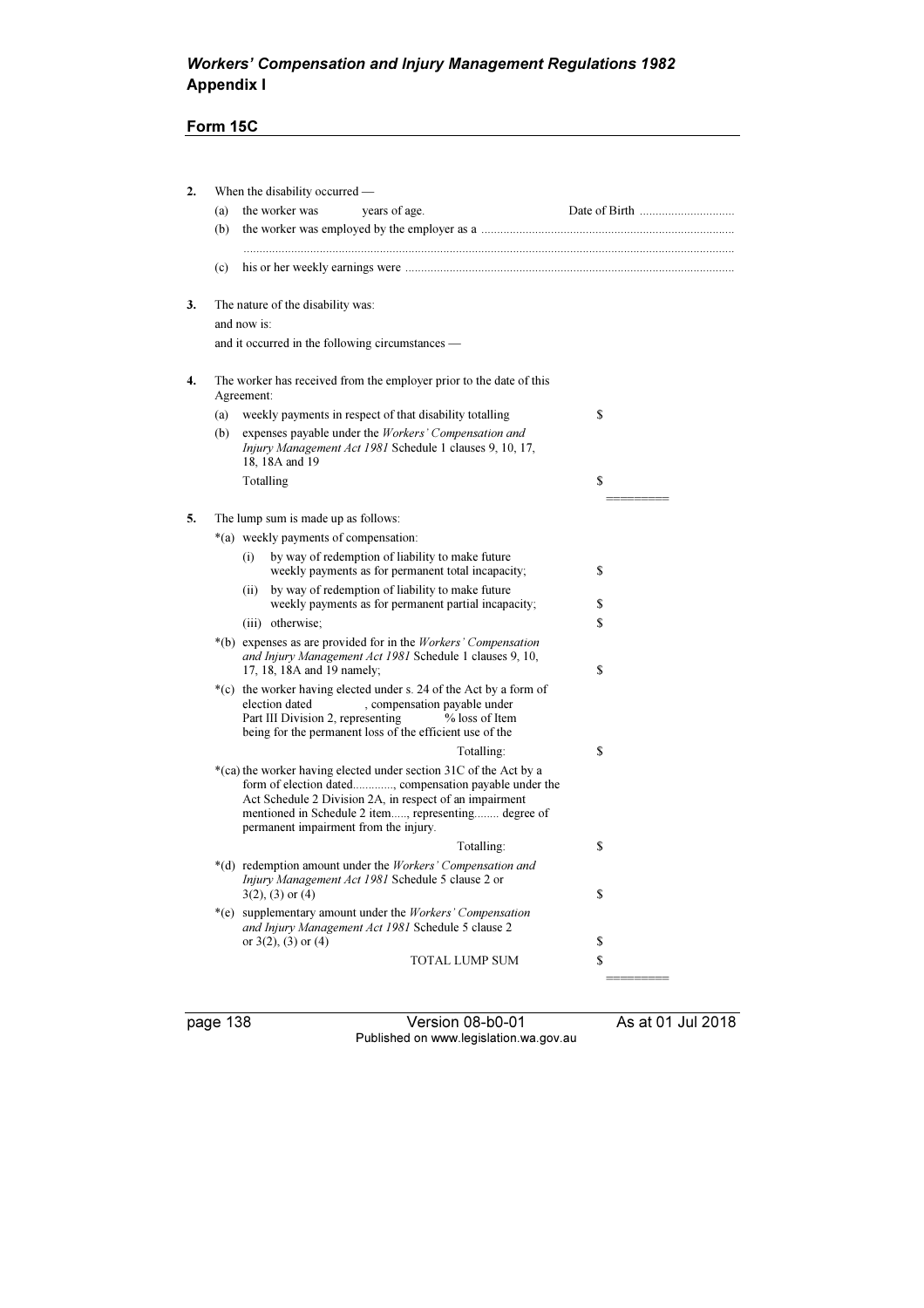## Form 15C

2. When the disability occurred —

   (a) the worker was &nbsp;&nbsp;&nbsp;&nbsp;&nbsp;&nbsp; years of age. &nbsp;&nbsp;&nbsp;&nbsp;&nbsp;&nbsp; Date of Birth .............................

   (b) the worker was employed by the employer as a ..............................................................................

   .........................................................................................................................................................

   (c) his or her weekly earnings were .......................................................................................................

3. The nature of the disability was:

   and now is:

   and it occurred in the following circumstances —

4. The worker has received from the employer prior to the date of this Agreement:

| | | |
|---|---|---|
| (a) | weekly payments in respect of that disability totalling | $ |
| (b) | expenses payable under the *Workers' Compensation and Injury Management Act 1981* Schedule 1 clauses 9, 10, 17, 18, 18A and 19 | |
| | Totalling | $ |
| | | ======== |

5. The lump sum is made up as follows:

| | | |
|---|---|---|
| *(a) | weekly payments of compensation: | |
| | (i) by way of redemption of liability to make future weekly payments as for permanent total incapacity; | $ |
| | (ii) by way of redemption of liability to make future weekly payments as for permanent partial incapacity; | $ |
| | (iii) otherwise; | $ |
| *(b) | expenses as are provided for in the *Workers' Compensation and Injury Management Act 1981* Schedule 1 clauses 9, 10, 17, 18, 18A and 19 namely; | $ |
| *(c) | the worker having elected under s. 24 of the Act by a form of election dated &nbsp;&nbsp;&nbsp;&nbsp;&nbsp;&nbsp;, compensation payable under Part III Division 2, representing &nbsp;&nbsp;&nbsp;&nbsp;&nbsp;&nbsp; % loss of Item being for the permanent loss of the efficient use of the | |
| | Totalling: | $ |
| *(ca) | the worker having elected under section 31C of the Act by a form of election dated............., compensation payable under the Act Schedule 2 Division 2A, in respect of an impairment mentioned in Schedule 2 item....., representing........ degree of permanent impairment from the injury. | |
| | Totalling: | $ |
| *(d) | redemption amount under the *Workers' Compensation and Injury Management Act 1981* Schedule 5 clause 2 or 3(2), (3) or (4) | $ |
| *(e) | supplementary amount under the *Workers' Compensation and Injury Management Act 1981* Schedule 5 clause 2 or 3(2), (3) or (4) | $ |
| | TOTAL LUMP SUM | $ |
| | | ======== |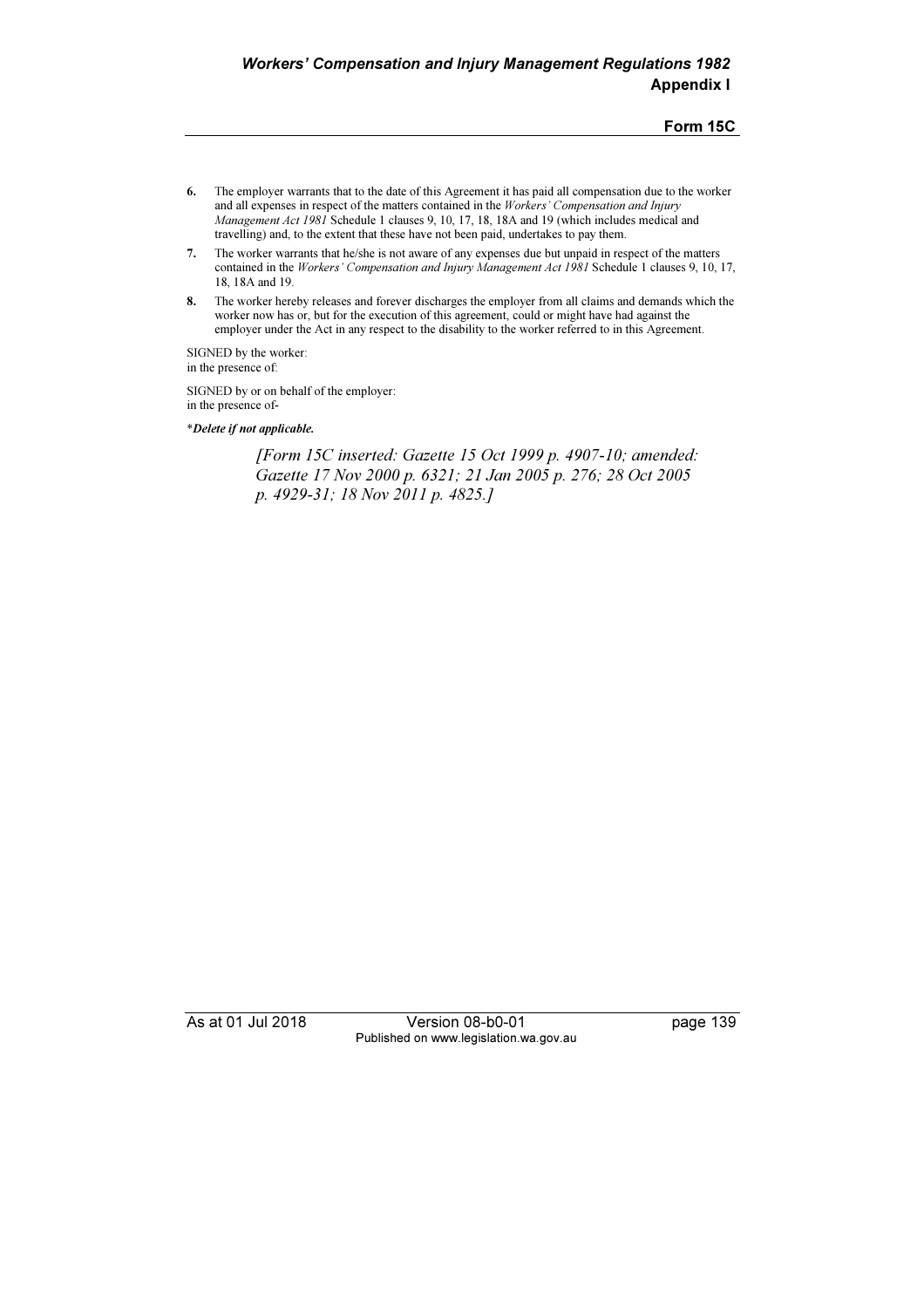6. The employer warrants that to the date of this Agreement it has paid all compensation due to the worker and all expenses in respect of the matters contained in the *Workers' Compensation and Injury Management Act 1981* Schedule 1 clauses 9, 10, 17, 18, 18A and 19 (which includes medical and travelling) and, to the extent that these have not been paid, undertakes to pay them.

7. The worker warrants that he/she is not aware of any expenses due but unpaid in respect of the matters contained in the *Workers' Compensation and Injury Management Act 1981* Schedule 1 clauses 9, 10, 17, 18, 18A and 19.

8. The worker hereby releases and forever discharges the employer from all claims and demands which the worker now has or, but for the execution of this agreement, could or might have had against the employer under the Act in any respect to the disability to the worker referred to in this Agreement.

SIGNED by the worker:
in the presence of:

SIGNED by or on behalf of the employer:
in the presence of-

\**Delete if not applicable.*

*[Form 15C inserted: Gazette 15 Oct 1999 p. 4907-10; amended: Gazette 17 Nov 2000 p. 6321; 21 Jan 2005 p. 276; 28 Oct 2005 p. 4929-31; 18 Nov 2011 p. 4825.]*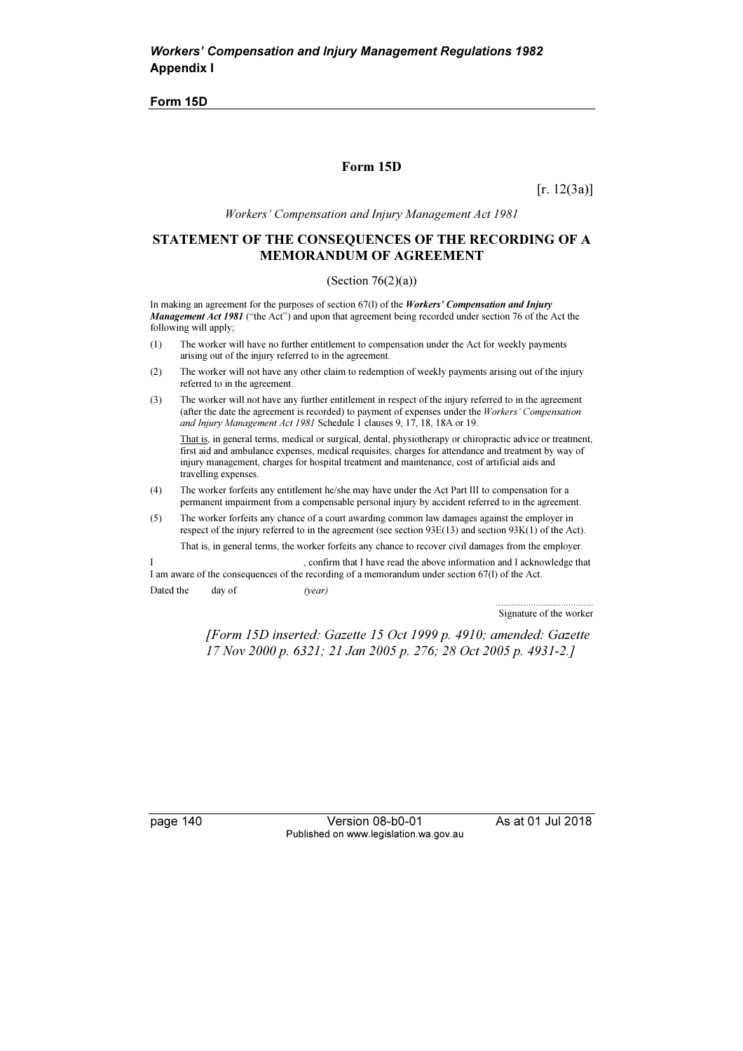# Form 15D

[r. 12(3a)]

*Workers' Compensation and Injury Management Act 1981*

## STATEMENT OF THE CONSEQUENCES OF THE RECORDING OF A MEMORANDUM OF AGREEMENT

(Section 76(2)(a))

In making an agreement for the purposes of section 67(l) of the ***Workers' Compensation and Injury Management Act 1981*** ("the Act") and upon that agreement being recorded under section 76 of the Act the following will apply;

(1) The worker will have no further entitlement to compensation under the Act for weekly payments arising out of the injury referred to in the agreement.

(2) The worker will not have any other claim to redemption of weekly payments arising out of the injury referred to in the agreement.

(3) The worker will not have any further entitlement in respect of the injury referred to in the agreement (after the date the agreement is recorded) to payment of expenses under the *Workers' Compensation and Injury Management Act 1981* Schedule 1 clauses 9, 17, 18, 18A or 19.

That is, in general terms, medical or surgical, dental, physiotherapy or chiropractic advice or treatment, first aid and ambulance expenses, medical requisites, charges for attendance and treatment by way of injury management, charges for hospital treatment and maintenance, cost of artificial aids and travelling expenses.

(4) The worker forfeits any entitlement he/she may have under the Act Part III to compensation for a permanent impairment from a compensable personal injury by accident referred to in the agreement.

(5) The worker forfeits any chance of a court awarding common law damages against the employer in respect of the injury referred to in the agreement (see section 93E(13) and section 93K(1) of the Act).

That is, in general terms, the worker forfeits any chance to recover civil damages from the employer.

I , confirm that I have read the above information and I acknowledge that I am aware of the consequences of the recording of a memorandum under section 67(l) of the Act.

Dated the day of *(year)*

......................................
Signature of the worker

*[Form 15D inserted: Gazette 15 Oct 1999 p. 4910; amended: Gazette 17 Nov 2000 p. 6321; 21 Jan 2005 p. 276; 28 Oct 2005 p. 4931-2.]*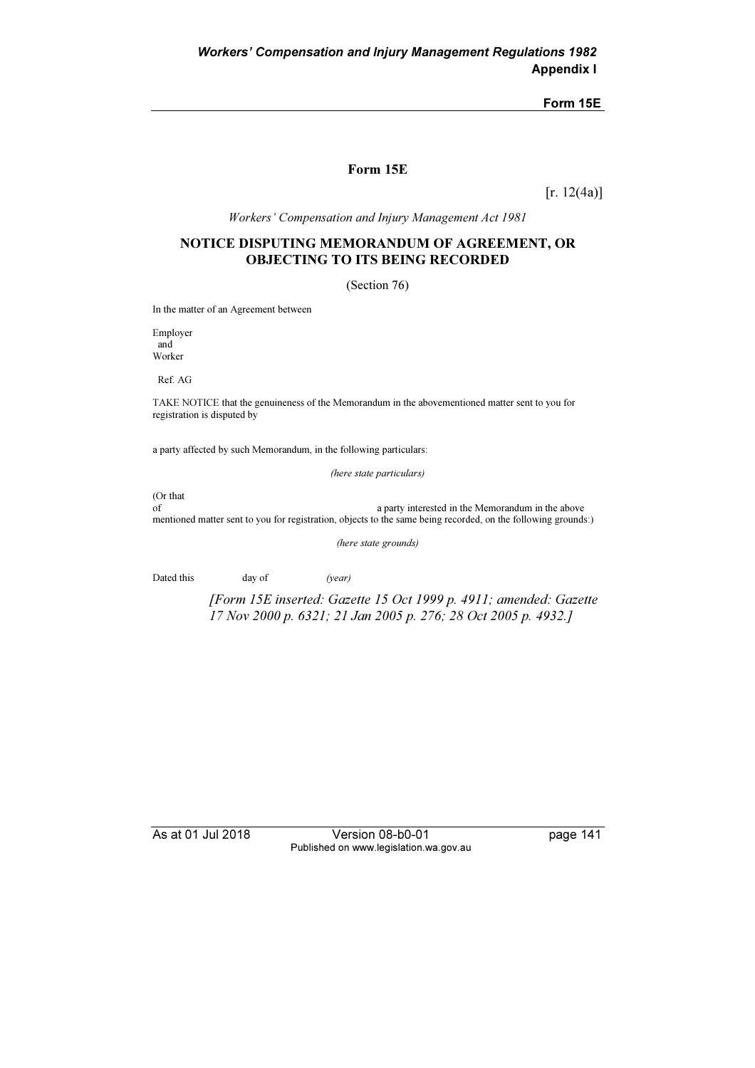# Form 15E

[r. 12(4a)]

*Workers' Compensation and Injury Management Act 1981*

## NOTICE DISPUTING MEMORANDUM OF AGREEMENT, OR OBJECTING TO ITS BEING RECORDED

(Section 76)

In the matter of an Agreement between

Employer
and
Worker

Ref. AG

TAKE NOTICE that the genuineness of the Memorandum in the abovementioned matter sent to you for registration is disputed by

a party affected by such Memorandum, in the following particulars:

*(here state particulars)*

(Or that
of a party interested in the Memorandum in the above mentioned matter sent to you for registration, objects to the same being recorded, on the following grounds:)

*(here state grounds)*

Dated this day of *(year)*

*[Form 15E inserted: Gazette 15 Oct 1999 p. 4911; amended: Gazette 17 Nov 2000 p. 6321; 21 Jan 2005 p. 276; 28 Oct 2005 p. 4932.]*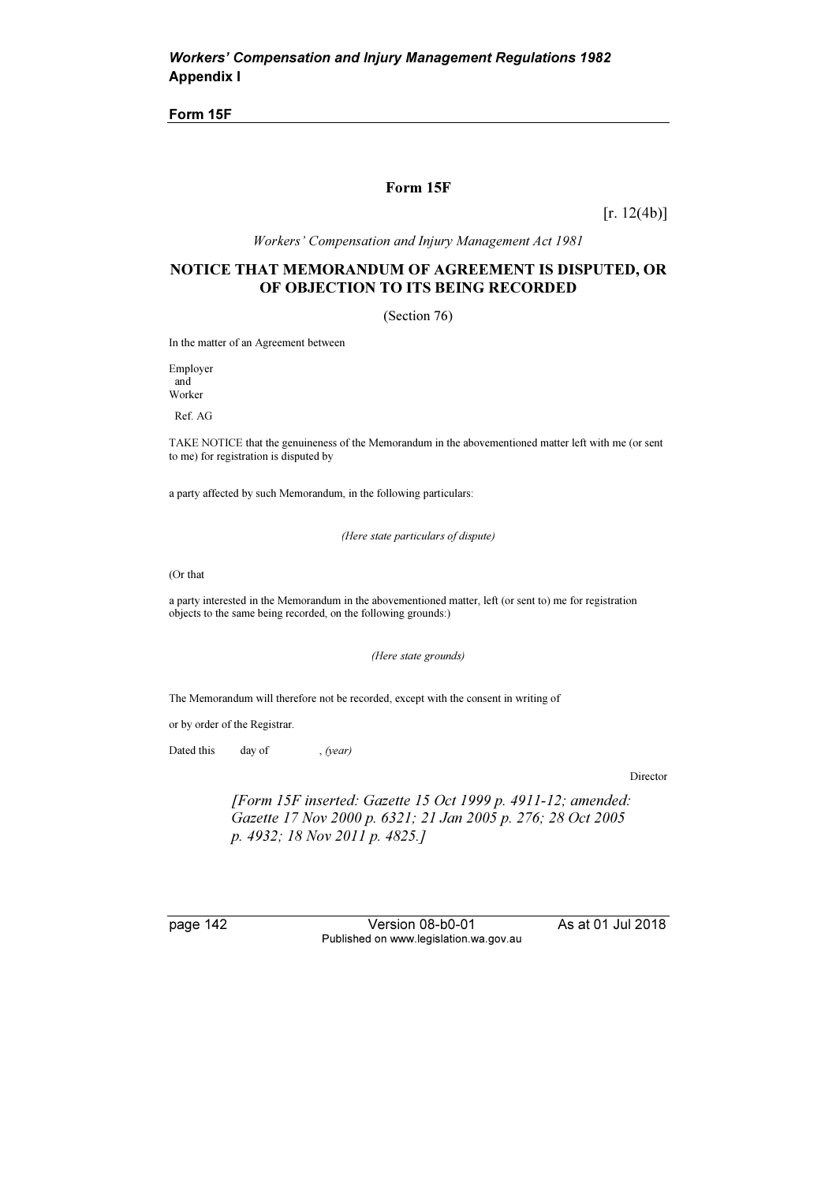# Form 15F

[r. 12(4b)]

*Workers' Compensation and Injury Management Act 1981*

## NOTICE THAT MEMORANDUM OF AGREEMENT IS DISPUTED, OR OF OBJECTION TO ITS BEING RECORDED

(Section 76)

In the matter of an Agreement between

Employer
and
Worker

Ref. AG

TAKE NOTICE that the genuineness of the Memorandum in the abovementioned matter left with me (or sent to me) for registration is disputed by

a party affected by such Memorandum, in the following particulars:

*(Here state particulars of dispute)*

(Or that

a party interested in the Memorandum in the abovementioned matter, left (or sent to) me for registration objects to the same being recorded, on the following grounds:)

*(Here state grounds)*

The Memorandum will therefore not be recorded, except with the consent in writing of

or by order of the Registrar.

Dated this day of , *(year)*

Director

*[Form 15F inserted: Gazette 15 Oct 1999 p. 4911-12; amended: Gazette 17 Nov 2000 p. 6321; 21 Jan 2005 p. 276; 28 Oct 2005 p. 4932; 18 Nov 2011 p. 4825.]*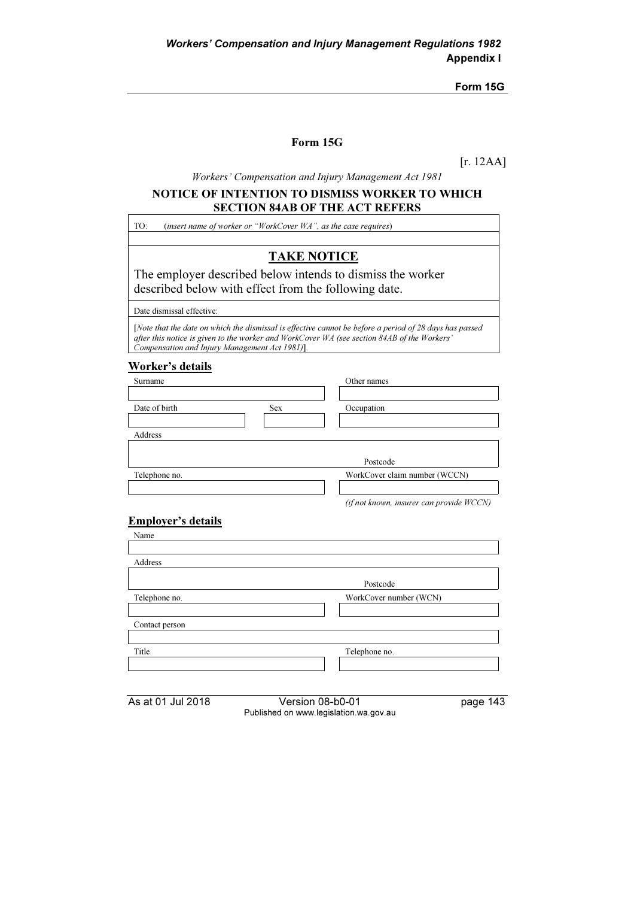## Form 15G

[r. 12AA]

*Workers' Compensation and Injury Management Act 1981*

**NOTICE OF INTENTION TO DISMISS WORKER TO WHICH SECTION 84AB OF THE ACT REFERS**

TO: (*insert name of worker or "WorkCover WA", as the case requires*)

**TAKE NOTICE**

The employer described below intends to dismiss the worker described below with effect from the following date.

Date dismissal effective:

[*Note that the date on which the dismissal is effective cannot be before a period of 28 days has passed after this notice is given to the worker and WorkCover WA (see section 84AB of the Workers' Compensation and Injury Management Act 1981)*].

### Worker's details

| Surname | | Other names |
|---|---|---|
| | | |
| Date of birth | Sex | Occupation |
| | | |

Address

Postcode

| Telephone no. | WorkCover claim number (WCCN) |
|---|---|
| | |
| | *(if not known, insurer can provide WCCN)* |

### Employer's details

Name

Address

Postcode

| Telephone no. | WorkCover number (WCN) |
|---|---|
| | |

Contact person

| Title | Telephone no. |
|---|---|
| | |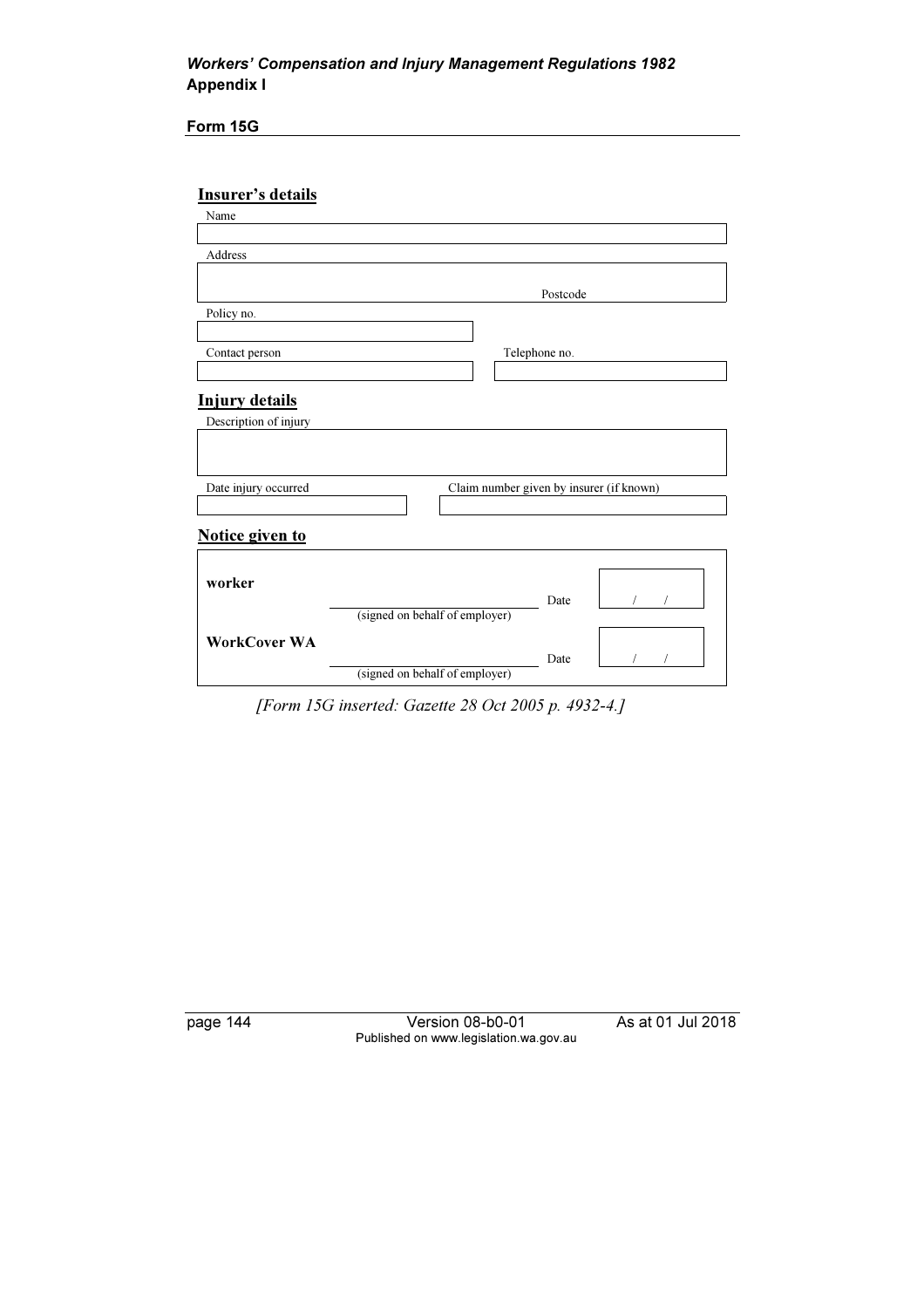**Form 15G**

**Insurer's details**

Name

| |
|---|
| |

Address

| |
|---|
| Postcode |

Policy no.

| |
|---|
| |

| Contact person | Telephone no. |
|---|---|
| | |

**Injury details**

Description of injury

| |
|---|
| |

| Date injury occurred | Claim number given by insurer (if known) |
|---|---|
| | |

**Notice given to**

| | | | |
|---|---|---|---|
| **worker** | (signed on behalf of employer) | Date | / / |
| **WorkCover WA** | (signed on behalf of employer) | Date | / / |

*[Form 15G inserted: Gazette 28 Oct 2005 p. 4932-4.]*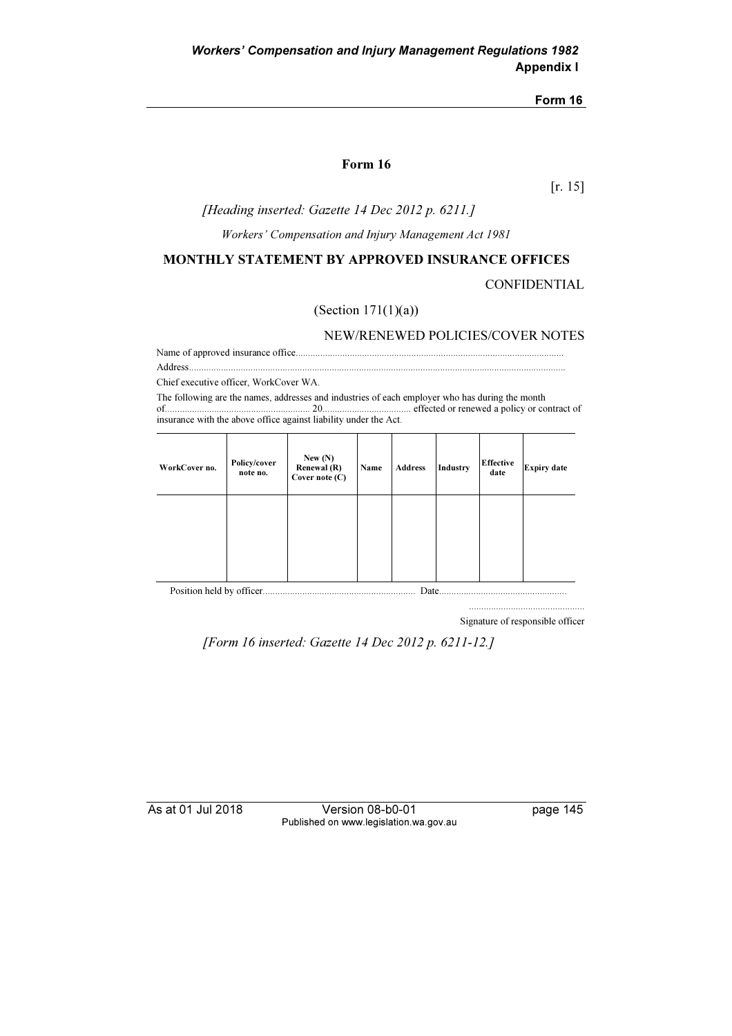## Form 16

[r. 15]

*[Heading inserted: Gazette 14 Dec 2012 p. 6211.]*

*Workers' Compensation and Injury Management Act 1981*

**MONTHLY STATEMENT BY APPROVED INSURANCE OFFICES**

CONFIDENTIAL

(Section 171(1)(a))

NEW/RENEWED POLICIES/COVER NOTES

Name of approved insurance office............................................................................................................

Address.......................................................................................................................................................

Chief executive officer, WorkCover WA.

The following are the names, addresses and industries of each employer who has during the month of.......................................................... 20................................... effected or renewed a policy or contract of insurance with the above office against liability under the Act.

| WorkCover no. | Policy/cover note no. | New (N) Renewal (R) Cover note (C) | Name | Address | Industry | Effective date | Expiry date |
|---|---|---|---|---|---|---|---|
| | | | | | | | |

Position held by officer............................................................. Date...................................................

...............................................

Signature of responsible officer

*[Form 16 inserted: Gazette 14 Dec 2012 p. 6211-12.]*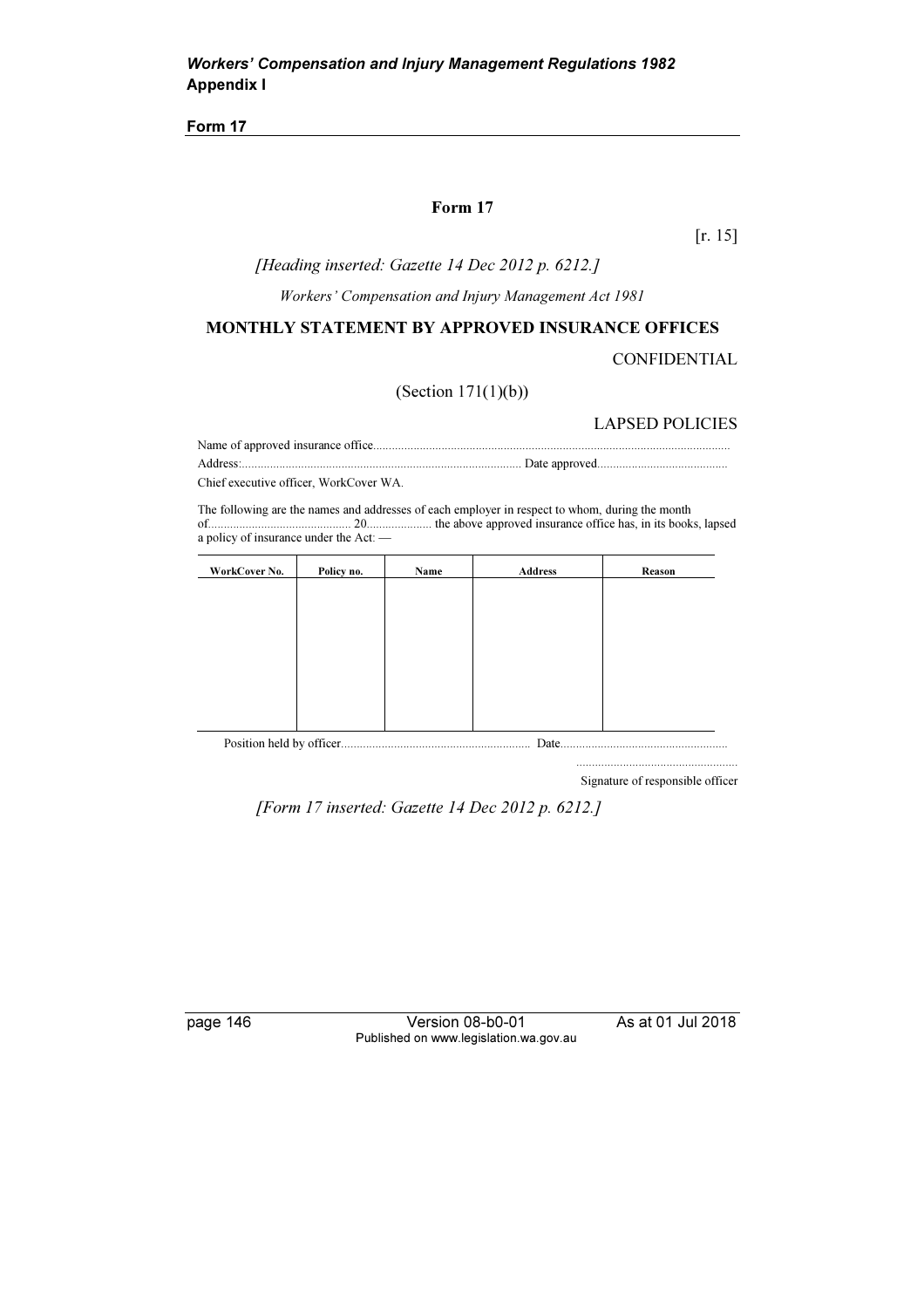## Form 17

[r. 15]

*[Heading inserted: Gazette 14 Dec 2012 p. 6212.]*

*Workers' Compensation and Injury Management Act 1981*

**MONTHLY STATEMENT BY APPROVED INSURANCE OFFICES**

CONFIDENTIAL

(Section 171(1)(b))

LAPSED POLICIES

Name of approved insurance office.................................................................................................................

Address:......................................................................................... Date approved..........................................

Chief executive officer, WorkCover WA.

The following are the names and addresses of each employer in respect to whom, during the month of............................................ 20.................... the above approved insurance office has, in its books, lapsed a policy of insurance under the Act: —

| WorkCover No. | Policy no. | Name | Address | Reason |
|---|---|---|---|---|
| | | | | |

Position held by officer............................................................ Date.....................................................

...................................................

Signature of responsible officer

*[Form 17 inserted: Gazette 14 Dec 2012 p. 6212.]*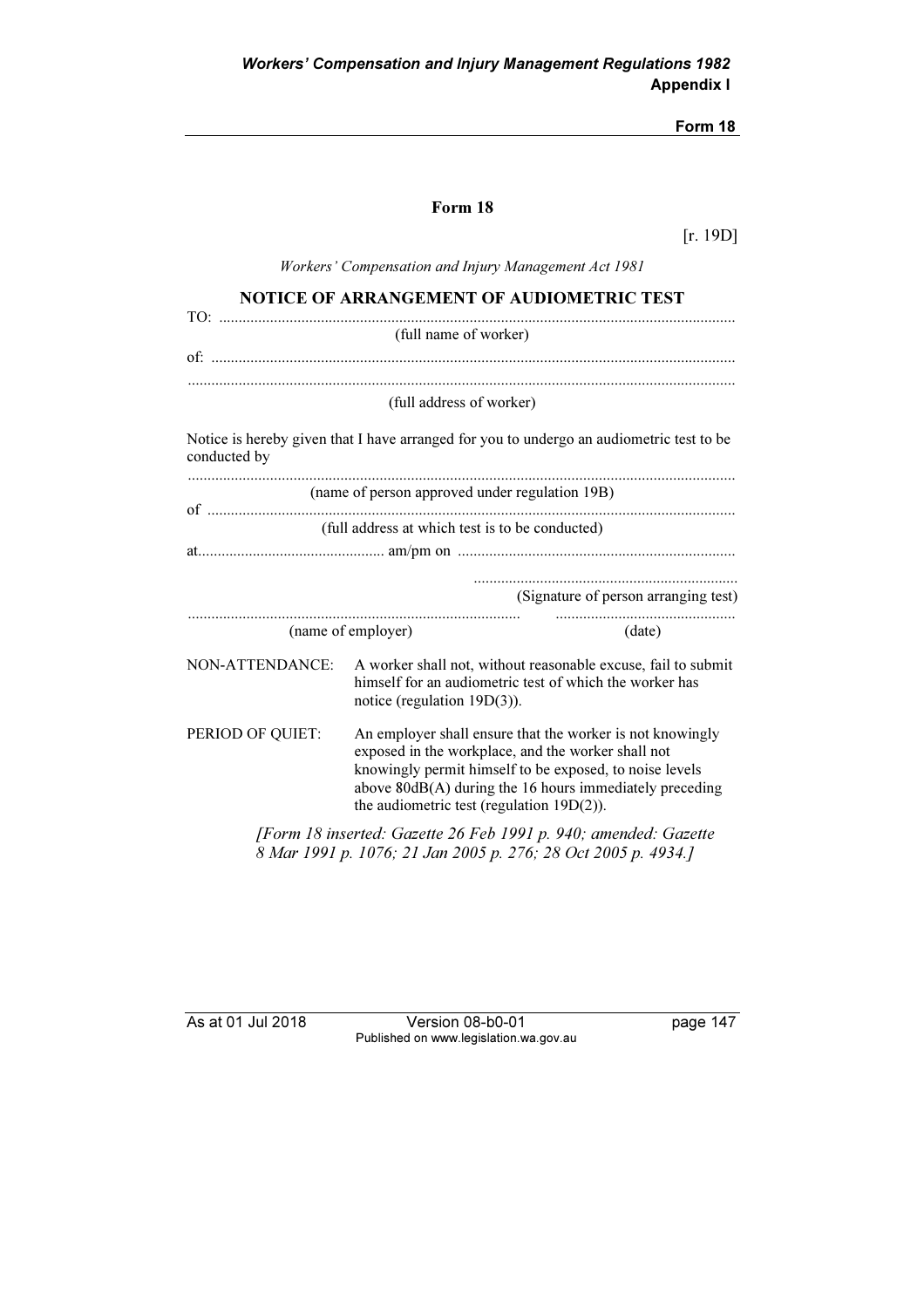## Form 18

[r. 19D]

*Workers' Compensation and Injury Management Act 1981*

### NOTICE OF ARRANGEMENT OF AUDIOMETRIC TEST

TO: ..................................................................................................................................

(full name of worker)

of: ....................................................................................................................................

..........................................................................................................................................

(full address of worker)

Notice is hereby given that I have arranged for you to undergo an audiometric test to be conducted by

..........................................................................................................................................

(name of person approved under regulation 19B)

of ......................................................................................................................................

(full address at which test is to be conducted)

at................................................ am/pm on ......................................................................

...................................................................

(Signature of person arranging test)

.................................................................................... .............................................

(name of employer) (date)

NON-ATTENDANCE: A worker shall not, without reasonable excuse, fail to submit himself for an audiometric test of which the worker has notice (regulation 19D(3)).

PERIOD OF QUIET: An employer shall ensure that the worker is not knowingly exposed in the workplace, and the worker shall not knowingly permit himself to be exposed, to noise levels above 80dB(A) during the 16 hours immediately preceding the audiometric test (regulation 19D(2)).

*[Form 18 inserted: Gazette 26 Feb 1991 p. 940; amended: Gazette 8 Mar 1991 p. 1076; 21 Jan 2005 p. 276; 28 Oct 2005 p. 4934.]*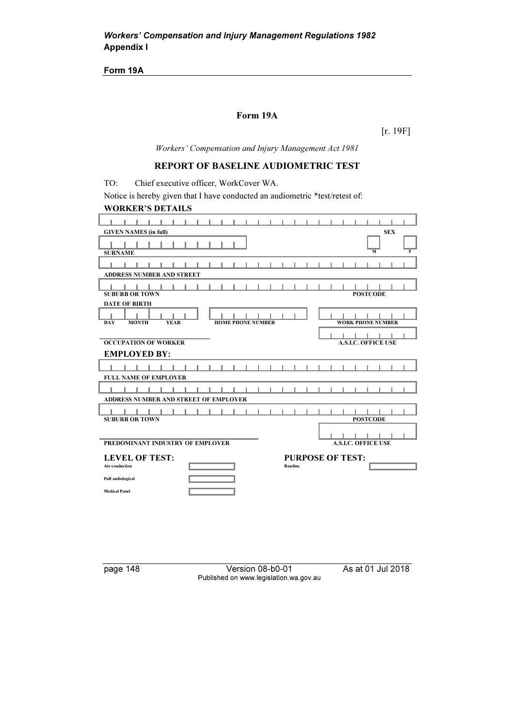# Form 19A

[r. 19F]

*Workers' Compensation and Injury Management Act 1981*

## REPORT OF BASELINE AUDIOMETRIC TEST

TO: Chief executive officer, WorkCover WA.

Notice is hereby given that I have conducted an audiometric *test/retest of:

**WORKER'S DETAILS**

**GIVEN NAMES (in full)** **SEX** **M** **F**

**SURNAME**

**ADDRESS NUMBER AND STREET**

**SUBURB OR TOWN** **POSTCODE**

**DATE OF BIRTH**

**DAY** **MONTH** **YEAR** **HOME PHONE NUMBER** **WORK PHONE NUMBER**

**OCCUPATION OF WORKER** **A.S.I.C. OFFICE USE**

**EMPLOYED BY:**

**FULL NAME OF EMPLOYER**

**ADDRESS NUMBER AND STREET OF EMPLOYER**

**SUBURB OR TOWN** **POSTCODE**

**PREDOMINANT INDUSTRY OF EMPLOYER** **A.S.I.C. OFFICE USE**

**LEVEL OF TEST:**

**Air-conduction**

**Full audiological**

**Medical Panel**

**PURPOSE OF TEST:**

**Baseline**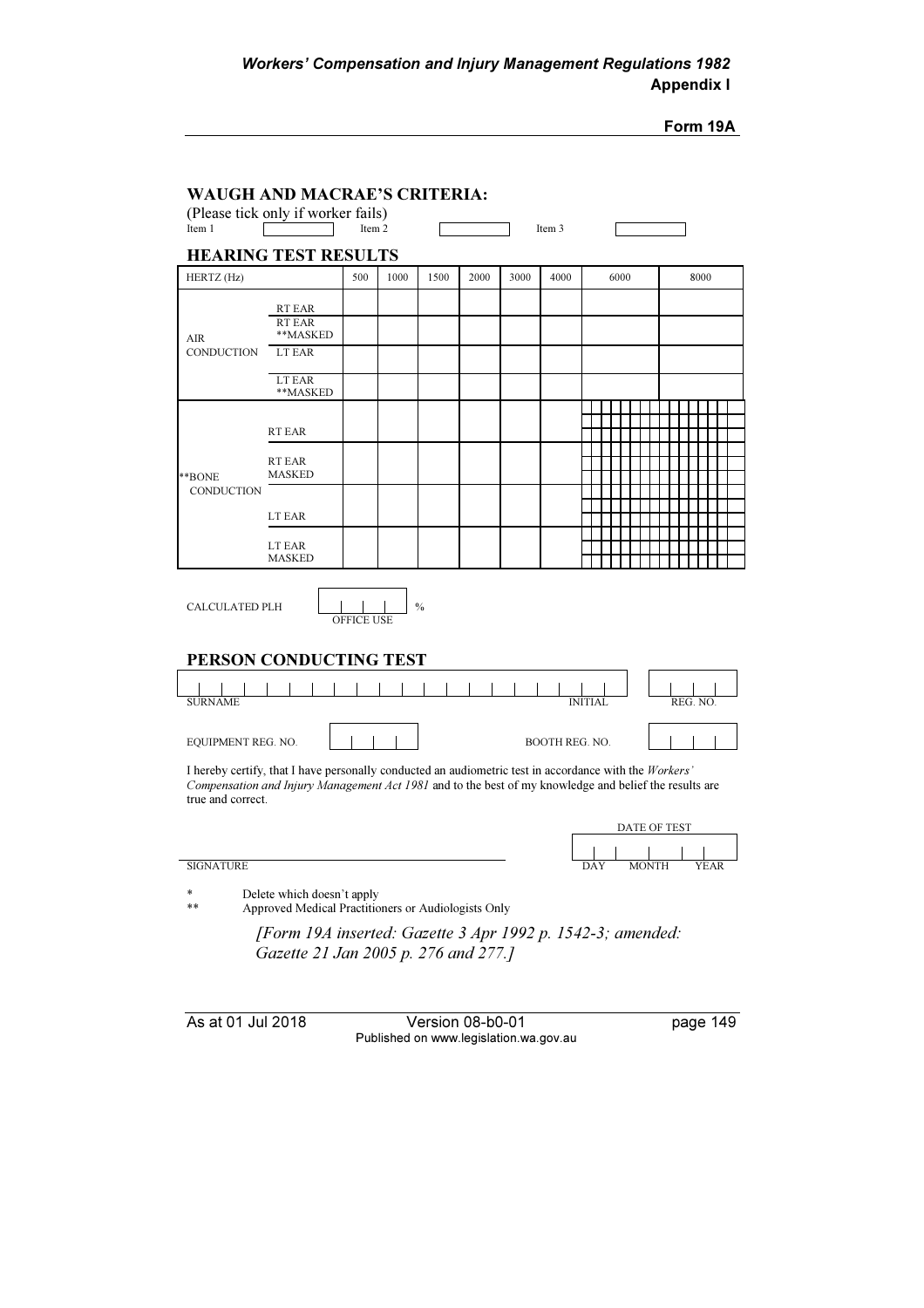Form 19A

## WAUGH AND MACRAE'S CRITERIA:

(Please tick only if worker fails)

Item 1 [ ] Item 2 [ ] Item 3 [ ]

## HEARING TEST RESULTS

| HERTZ (Hz) | | 500 | 1000 | 1500 | 2000 | 3000 | 4000 | 6000 | 8000 |
|---|---|---|---|---|---|---|---|---|---|
| AIR CONDUCTION | RT EAR | | | | | | | | |
| | RT EAR **MASKED | | | | | | | | |
| | LT EAR | | | | | | | | |
| | LT EAR **MASKED | | | | | | | | |
| **BONE CONDUCTION | RT EAR | | | | | | | | |
| | RT EAR MASKED | | | | | | | | |
| | LT EAR | | | | | | | | |
| | LT EAR MASKED | | | | | | | | |

CALCULATED PLH [ ] %
OFFICE USE

## PERSON CONDUCTING TEST

SURNAME INITIAL REG. NO.

EQUIPMENT REG. NO. BOOTH REG. NO.

I hereby certify, that I have personally conducted an audiometric test in accordance with the *Workers' Compensation and Injury Management Act 1981* and to the best of my knowledge and belief the results are true and correct.

SIGNATURE

DATE OF TEST
DAY MONTH YEAR

\* Delete which doesn't apply

\*\* Approved Medical Practitioners or Audiologists Only

*[Form 19A inserted: Gazette 3 Apr 1992 p. 1542-3; amended: Gazette 21 Jan 2005 p. 276 and 277.]*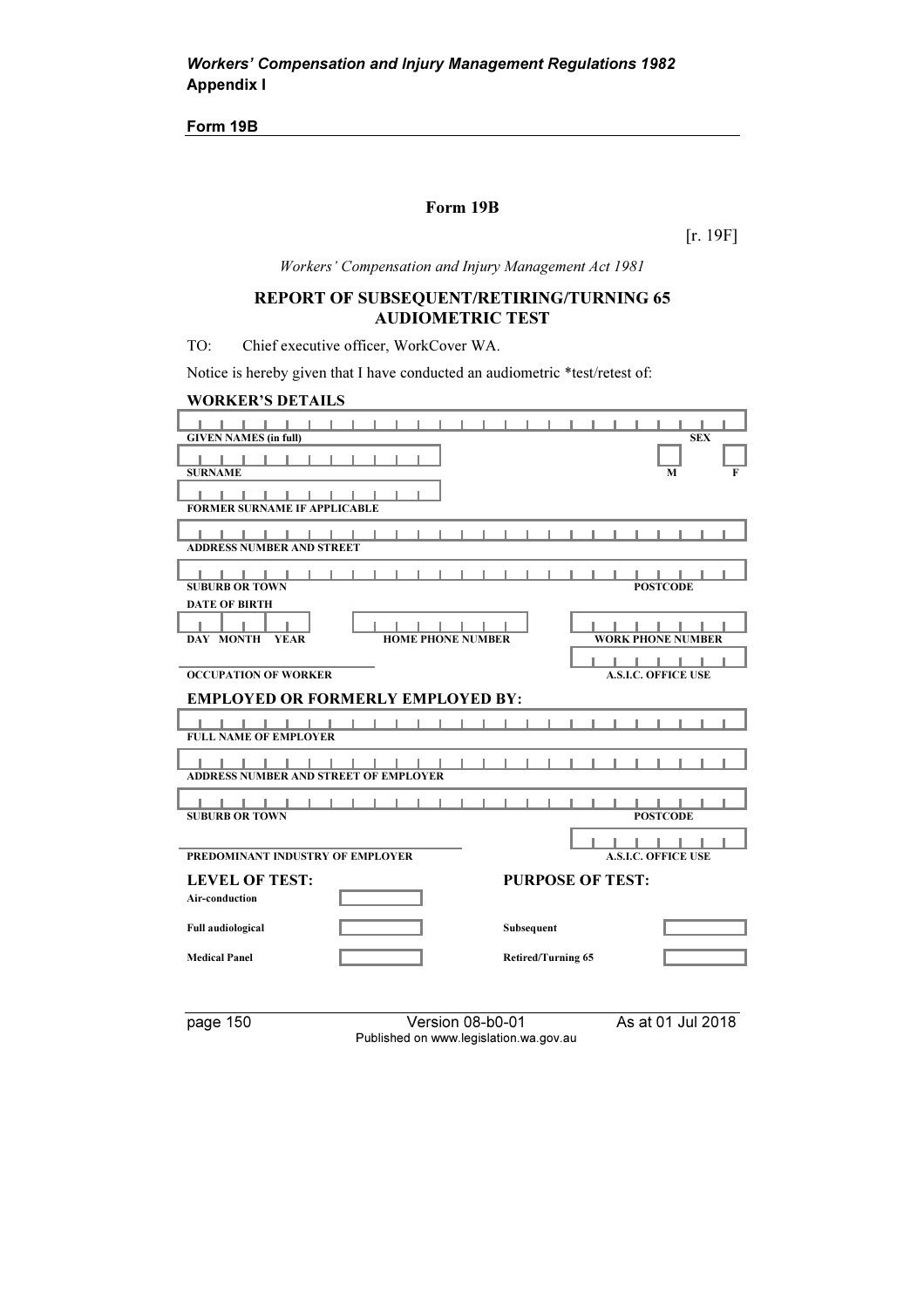## Form 19B

[r. 19F]

*Workers' Compensation and Injury Management Act 1981*

### REPORT OF SUBSEQUENT/RETIRING/TURNING 65 AUDIOMETRIC TEST

TO: Chief executive officer, WorkCover WA.

Notice is hereby given that I have conducted an audiometric *test/retest of:

**WORKER'S DETAILS**

**GIVEN NAMES (in full)** **SEX**

**SURNAME** **M** **F**

**FORMER SURNAME IF APPLICABLE**

**ADDRESS NUMBER AND STREET**

**SUBURB OR TOWN** **POSTCODE**

**DATE OF BIRTH**

**DAY MONTH YEAR** **HOME PHONE NUMBER** **WORK PHONE NUMBER**

**OCCUPATION OF WORKER** **A.S.I.C. OFFICE USE**

**EMPLOYED OR FORMERLY EMPLOYED BY:**

**FULL NAME OF EMPLOYER**

**ADDRESS NUMBER AND STREET OF EMPLOYER**

**SUBURB OR TOWN** **POSTCODE**

**PREDOMINANT INDUSTRY OF EMPLOYER** **A.S.I.C. OFFICE USE**

| **LEVEL OF TEST:** | | **PURPOSE OF TEST:** | |
|---|---|---|---|
| **Air-conduction** | | | |
| **Full audiological** | | **Subsequent** | |
| **Medical Panel** | | **Retired/Turning 65** | |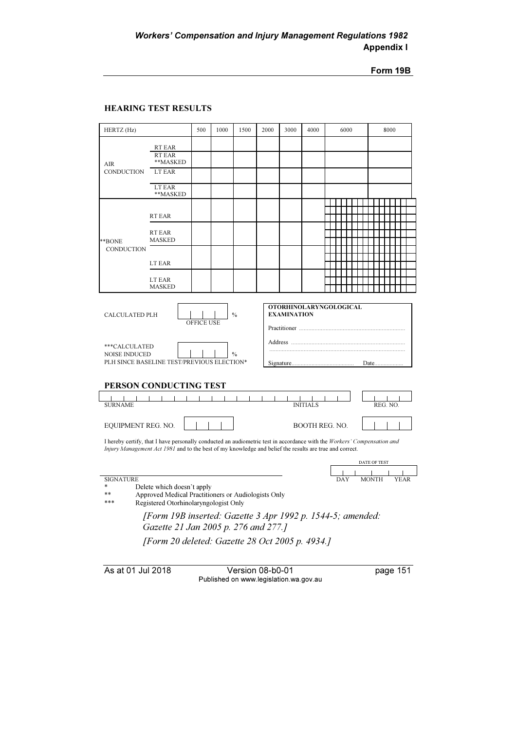**Form 19B**

## HEARING TEST RESULTS

| HERTZ (Hz) | | 500 | 1000 | 1500 | 2000 | 3000 | 4000 | 6000 | 8000 |
|---|---|---|---|---|---|---|---|---|---|
| AIR CONDUCTION | RT EAR | | | | | | | | |
| | RT EAR **MASKED | | | | | | | | |
| | LT EAR | | | | | | | | |
| | LT EAR **MASKED | | | | | | | | |
| **BONE CONDUCTION | RT EAR | | | | | | | | |
| | RT EAR MASKED | | | | | | | | |
| | LT EAR | | | | | | | | |
| | LT EAR MASKED | | | | | | | | |

CALCULATED PLH [ | | | ] % OFFICE USE

***CALCULATED NOISE INDUCED PLH SINCE BASELINE TEST/PREVIOUS ELECTION* [ | | | ] %

**OTORHINOLARYNGOLOGICAL EXAMINATION**

Practitioner ..................................................................

Address ........................................................................
.....................................................................................

Signature........................................ Date..................

## PERSON CONDUCTING TEST

SURNAME [ ] INITIALS [ ] REG. NO. [ ]

EQUIPMENT REG. NO. [ | | | ] BOOTH REG. NO. [ | | | ]

I hereby certify, that I have personally conducted an audiometric test in accordance with the *Workers' Compensation and Injury Management Act 1981* and to the best of my knowledge and belief the results are true and correct.

DATE OF TEST [ DAY | MONTH | YEAR ]

SIGNATURE

\* Delete which doesn't apply

\*\* Approved Medical Practitioners or Audiologists Only

\*\*\* Registered Otorhinolaryngologist Only

*[Form 19B inserted: Gazette 3 Apr 1992 p. 1544-5; amended: Gazette 21 Jan 2005 p. 276 and 277.]*

*[Form 20 deleted: Gazette 28 Oct 2005 p. 4934.]*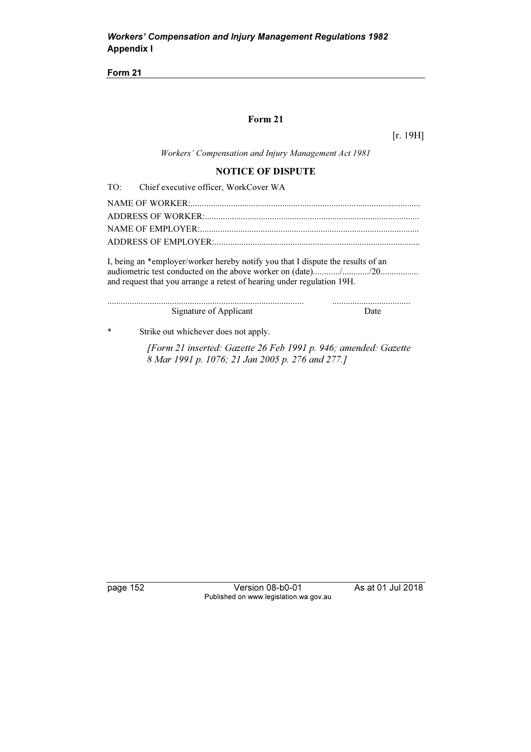## Form 21

[r. 19H]

*Workers' Compensation and Injury Management Act 1981*

### NOTICE OF DISPUTE

TO: Chief executive officer, WorkCover WA

NAME OF WORKER:......................................................................................................

ADDRESS OF WORKER:...............................................................................................

NAME OF EMPLOYER:.................................................................................................

ADDRESS OF EMPLOYER:...........................................................................................

I, being an *employer/worker hereby notify you that I dispute the results of an audiometric test conducted on the above worker on (date)............/............/20................. and request that you arrange a retest of hearing under regulation 19H.

....................................................................................... ..................................

Signature of Applicant Date

\* Strike out whichever does not apply.

*[Form 21 inserted: Gazette 26 Feb 1991 p. 946; amended: Gazette 8 Mar 1991 p. 1076; 21 Jan 2005 p. 276 and 277.]*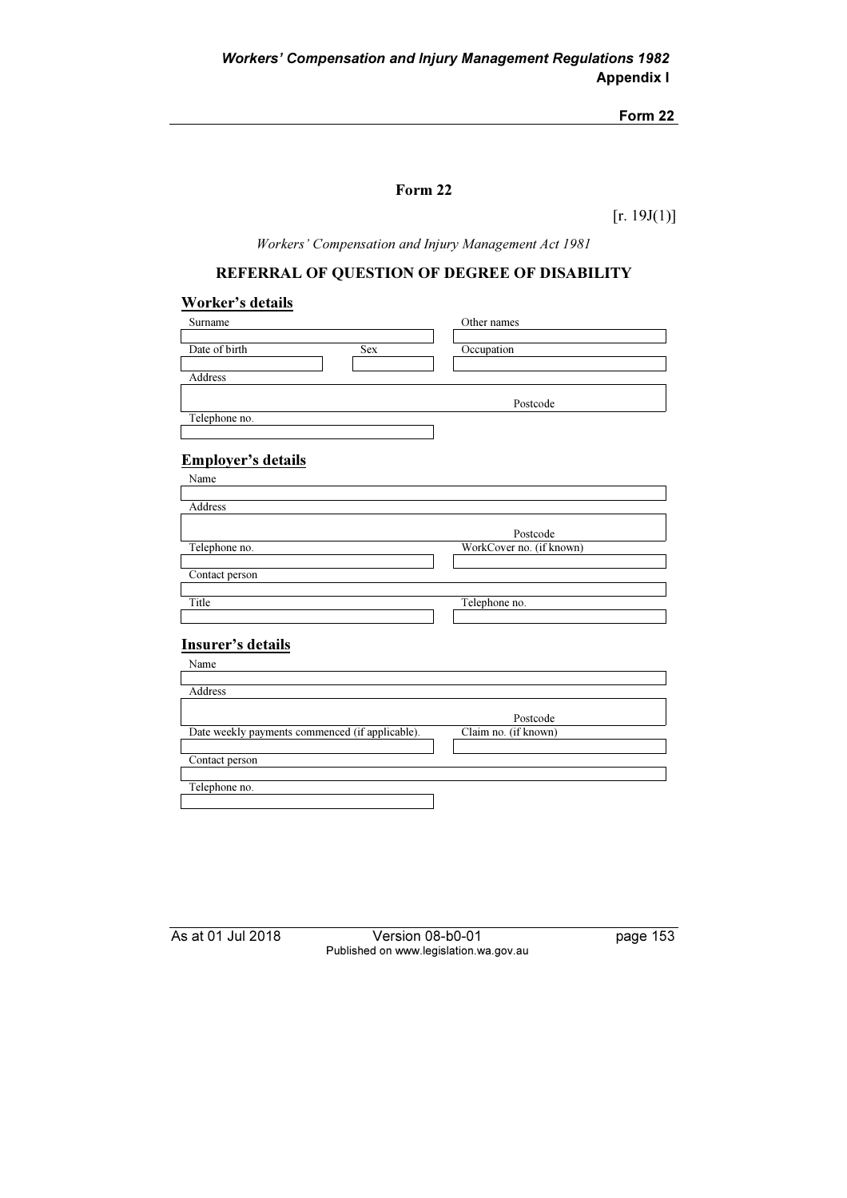## Form 22

[r. 19J(1)]

*Workers' Compensation and Injury Management Act 1981*

## REFERRAL OF QUESTION OF DEGREE OF DISABILITY

### Worker's details

| Surname | | Other names |
|---|---|---|
| | | |
| Date of birth | Sex | Occupation |
| | | |
| Address | | |
| | | Postcode |
| Telephone no. | | |
| | | |

### Employer's details

| Name | |
|---|---|
| | |
| Address | |
| | Postcode |
| Telephone no. | WorkCover no. (if known) |
| | |
| Contact person | |
| | |
| Title | Telephone no. |
| | |

### Insurer's details

| Name | |
|---|---|
| | |
| Address | |
| | Postcode |
| Date weekly payments commenced (if applicable). | Claim no. (if known) |
| | |
| Contact person | |
| | |
| Telephone no. | |
| | |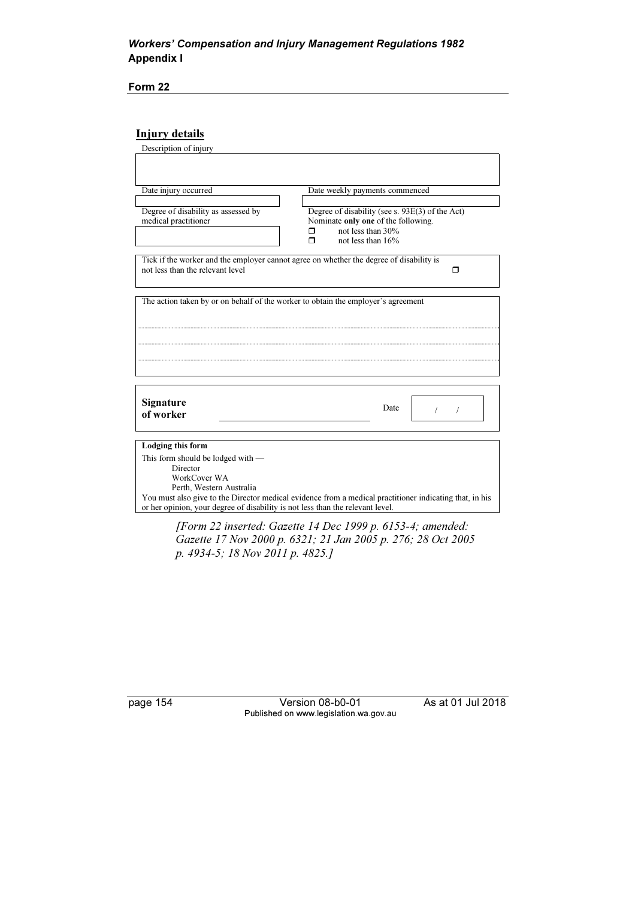**Form 22**

## Injury details

Description of injury

|  |
|---|
|  |

| Date injury occurred | Date weekly payments commenced |
|---|---|
|  |  |

| Degree of disability as assessed by medical practitioner | Degree of disability (see s. 93E(3) of the Act) Nominate **only one** of the following. |
|---|---|
|  | ❐ not less than 30%<br>❐ not less than 16% |

Tick if the worker and the employer cannot agree on whether the degree of disability is not less than the relevant level ❐

The action taken by or on behalf of the worker to obtain the employer's agreement

..............................................................................................................................

..............................................................................................................................

..............................................................................................................................

**Signature of worker** ______________________ Date / /

**Lodging this form**

This form should be lodged with —

Director
WorkCover WA
Perth, Western Australia

You must also give to the Director medical evidence from a medical practitioner indicating that, in his or her opinion, your degree of disability is not less than the relevant level.

*[Form 22 inserted: Gazette 14 Dec 1999 p. 6153-4; amended: Gazette 17 Nov 2000 p. 6321; 21 Jan 2005 p. 276; 28 Oct 2005 p. 4934-5; 18 Nov 2011 p. 4825.]*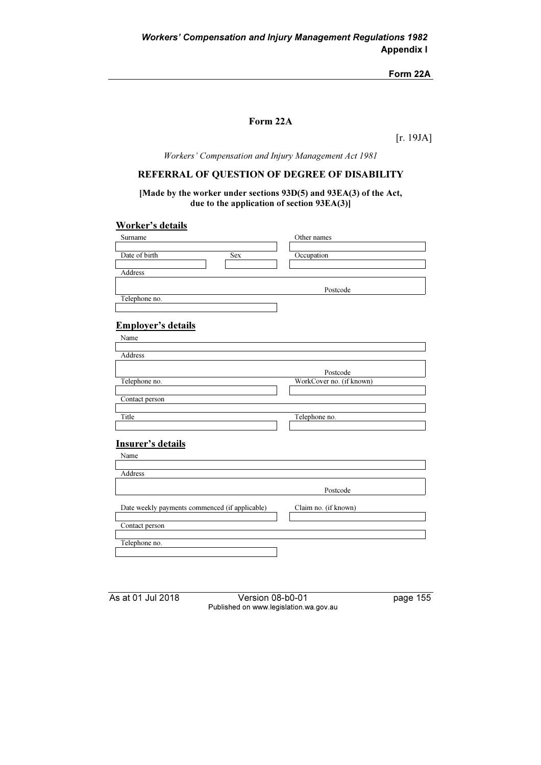# Form 22A

[r. 19JA]

*Workers' Compensation and Injury Management Act 1981*

## REFERRAL OF QUESTION OF DEGREE OF DISABILITY

**[Made by the worker under sections 93D(5) and 93EA(3) of the Act, due to the application of section 93EA(3)]**

### Worker's details

| Surname | | Other names |
|---|---|---|
| | | |
| Date of birth | Sex | Occupation |
| | | |

| Address | |
|---|---|
| | Postcode |

| Telephone no. |
|---|
| |

### Employer's details

| Name |
|---|
| |

| Address | |
|---|---|
| | Postcode |

| Telephone no. | WorkCover no. (if known) |
|---|---|
| | |

| Contact person |
|---|
| |

| Title | Telephone no. |
|---|---|
| | |

### Insurer's details

| Name |
|---|
| |

| Address | |
|---|---|
| | Postcode |

| Date weekly payments commenced (if applicable) | Claim no. (if known) |
|---|---|
| | |

| Contact person |
|---|
| |

| Telephone no. |
|---|
| |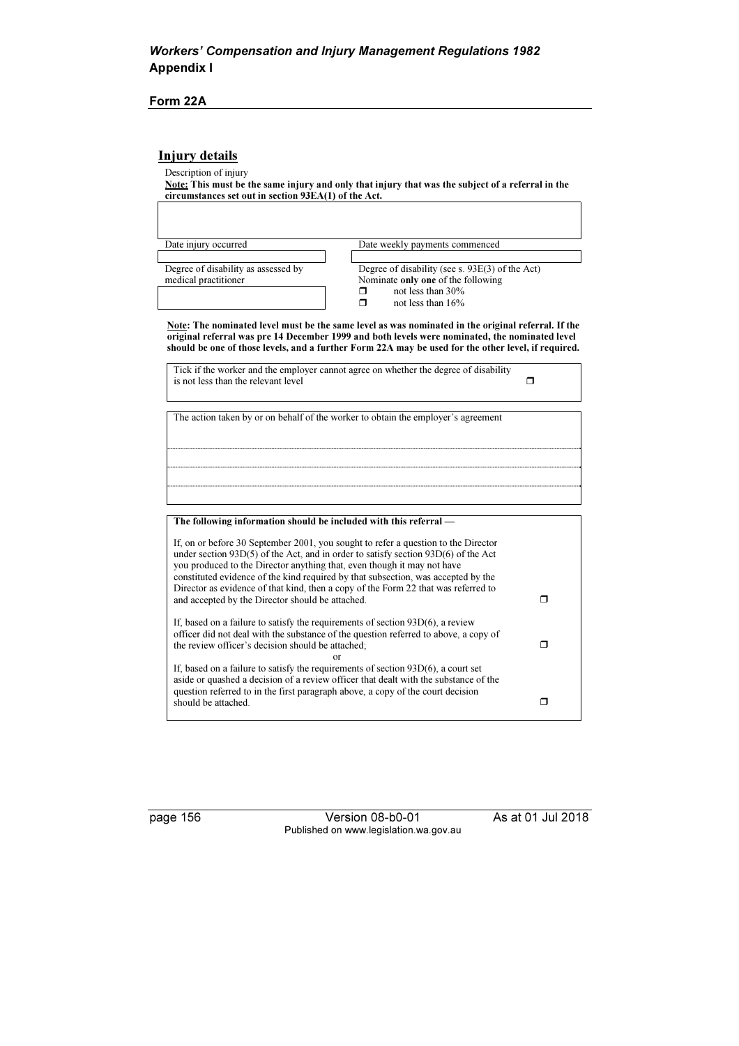## Form 22A

### Injury details

Description of injury

**Note: This must be the same injury and only that injury that was the subject of a referral in the circumstances set out in section 93EA(1) of the Act.**

| |
|---|
| |

| Date injury occurred | Date weekly payments commenced |
|---|---|
| | |

| Degree of disability as assessed by medical practitioner | Degree of disability (see s. 93E(3) of the Act) Nominate **only one** of the following |
|---|---|
| | ❒ not less than 30% |
| | ❒ not less than 16% |

**Note: The nominated level must be the same level as was nominated in the original referral. If the original referral was pre 14 December 1999 and both levels were nominated, the nominated level should be one of those levels, and a further Form 22A may be used for the other level, if required.**

| Tick if the worker and the employer cannot agree on whether the degree of disability is not less than the relevant level | ❒ |
|---|---|

| The action taken by or on behalf of the worker to obtain the employer's agreement |
|---|
| |
| |
| |

| **The following information should be included with this referral —** | |
|---|---|
| If, on or before 30 September 2001, you sought to refer a question to the Director under section 93D(5) of the Act, and in order to satisfy section 93D(6) of the Act you produced to the Director anything that, even though it may not have constituted evidence of the kind required by that subsection, was accepted by the Director as evidence of that kind, then a copy of the Form 22 that was referred to and accepted by the Director should be attached. | ❒ |
| If, based on a failure to satisfy the requirements of section 93D(6), a review officer did not deal with the substance of the question referred to above, a copy of the review officer's decision should be attached; | ❒ |
| or | |
| If, based on a failure to satisfy the requirements of section 93D(6), a court set aside or quashed a decision of a review officer that dealt with the substance of the question referred to in the first paragraph above, a copy of the court decision should be attached. | ❒ |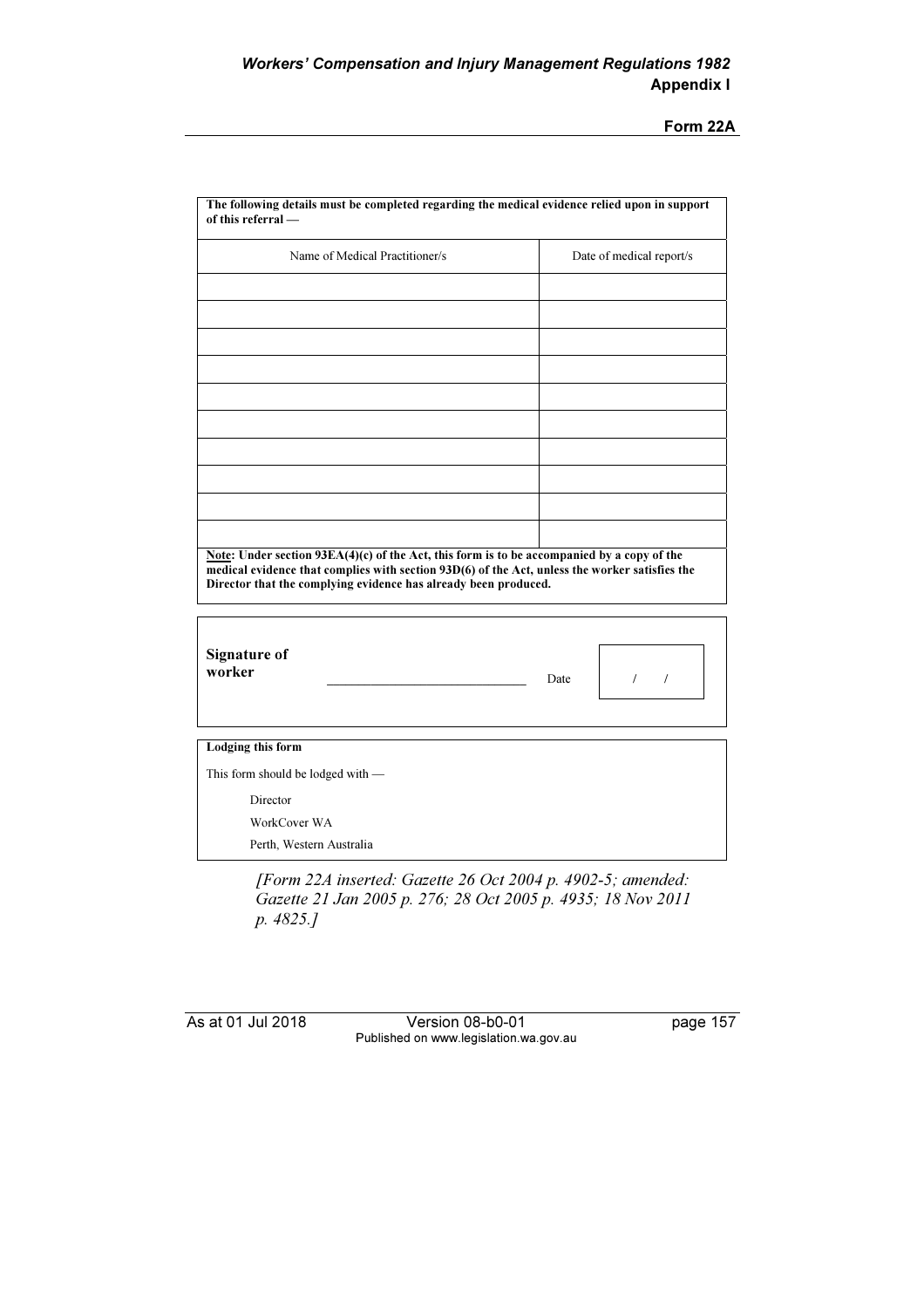| **The following details must be completed regarding the medical evidence relied upon in support of this referral —** | |
|---|---|
| Name of Medical Practitioner/s | Date of medical report/s |
| | |
| | |
| | |
| | |
| | |
| | |
| | |
| | |
| | |
| | |

**Note: Under section 93EA(4)(c) of the Act, this form is to be accompanied by a copy of the medical evidence that complies with section 93D(6) of the Act, unless the worker satisfies the Director that the complying evidence has already been produced.**

**Signature of worker** ______________________________ Date / /

**Lodging this form**

This form should be lodged with —

Director
WorkCover WA
Perth, Western Australia

*[Form 22A inserted: Gazette 26 Oct 2004 p. 4902-5; amended: Gazette 21 Jan 2005 p. 276; 28 Oct 2005 p. 4935; 18 Nov 2011 p. 4825.]*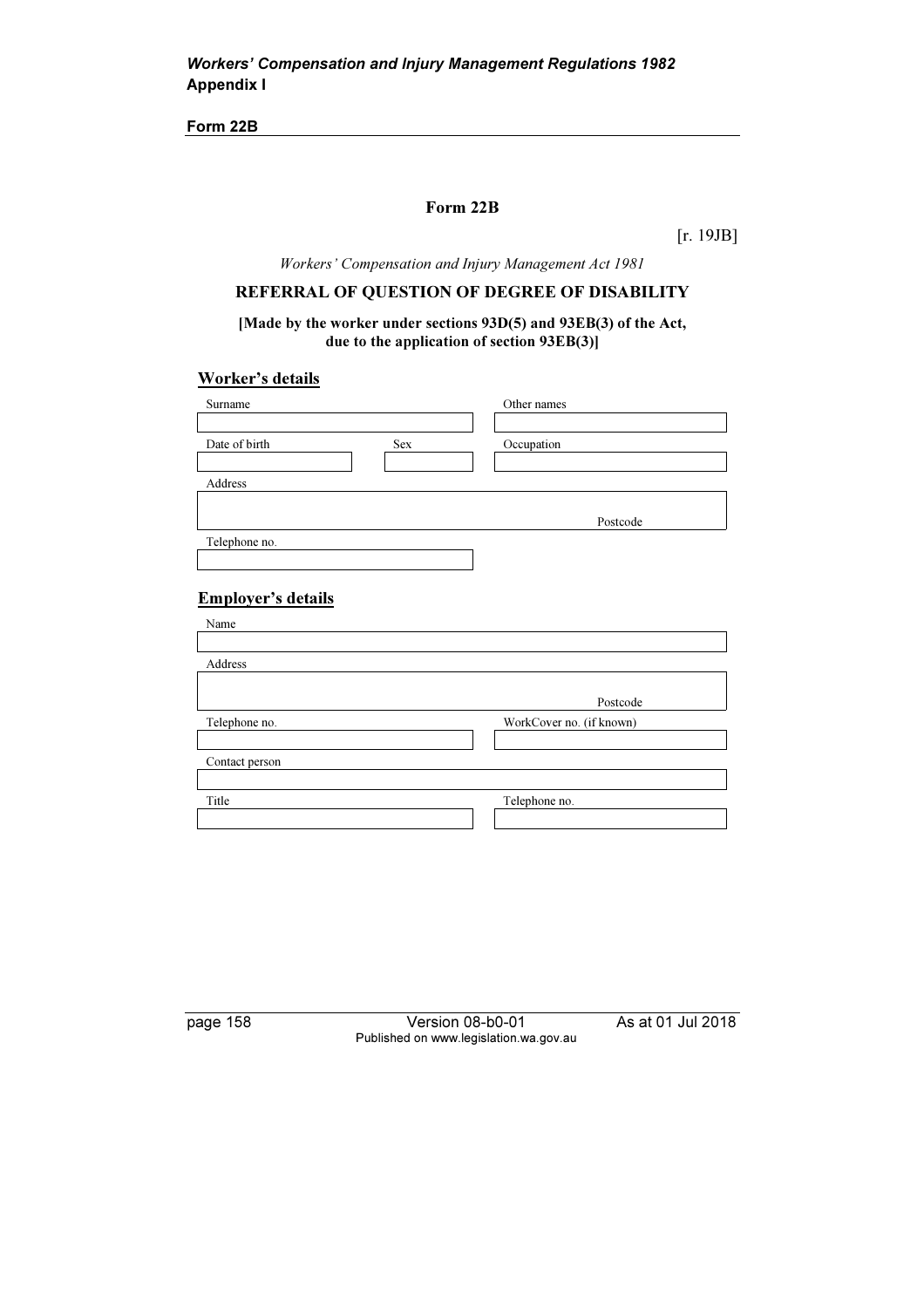## Form 22B

[r. 19JB]

*Workers' Compensation and Injury Management Act 1981*

### REFERRAL OF QUESTION OF DEGREE OF DISABILITY

**[Made by the worker under sections 93D(5) and 93EB(3) of the Act, due to the application of section 93EB(3)]**

#### Worker's details

| Surname | | Other names |
|---|---|---|
| | | |
| Date of birth | Sex | Occupation |
| | | |

| Address | |
|---|---|
| | Postcode |

| Telephone no. |
|---|
| |

#### Employer's details

| Name |
|---|
| |

| Address | |
|---|---|
| | Postcode |

| Telephone no. | WorkCover no. (if known) |
|---|---|
| | |

| Contact person |
|---|
| |

| Title | Telephone no. |
|---|---|
| | |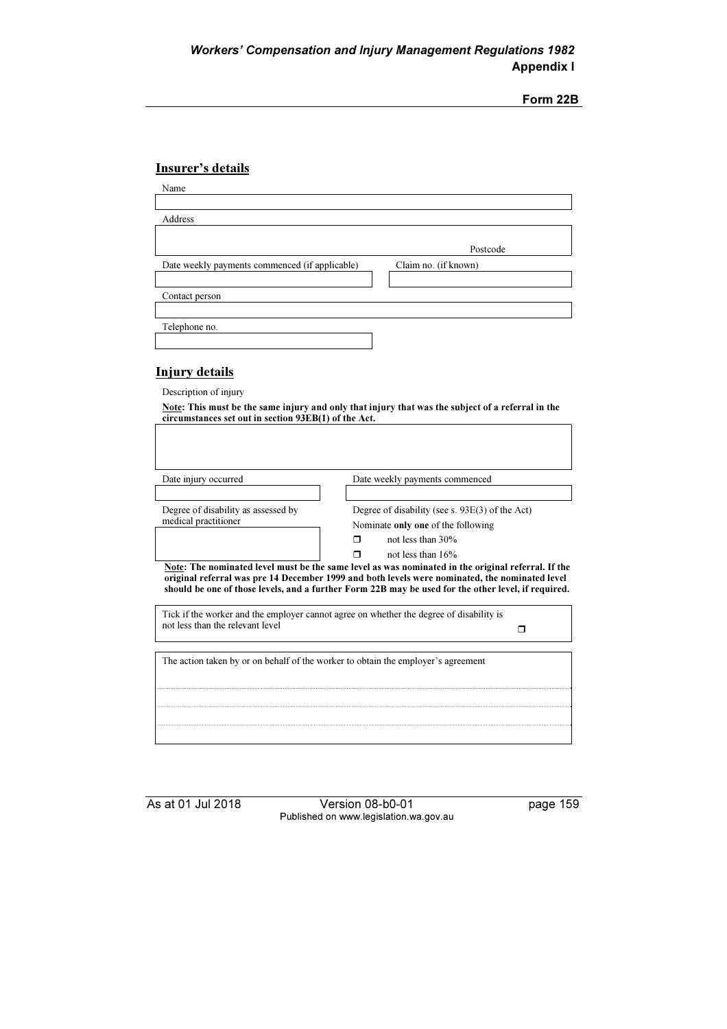Form 22B

## Insurer's details

Name

Address

Postcode

Date weekly payments commenced (if applicable)

Claim no. (if known)

Contact person

Telephone no.

## Injury details

Description of injury

**Note: This must be the same injury and only that injury that was the subject of a referral in the circumstances set out in section 93EB(1) of the Act.**

Date injury occurred

Date weekly payments commenced

Degree of disability as assessed by medical practitioner

Degree of disability (see s. 93E(3) of the Act)

Nominate **only one** of the following

❒ not less than 30%

❒ not less than 16%

**Note: The nominated level must be the same level as was nominated in the original referral. If the original referral was pre 14 December 1999 and both levels were nominated, the nominated level should be one of those levels, and a further Form 22B may be used for the other level, if required.**

Tick if the worker and the employer cannot agree on whether the degree of disability is not less than the relevant level ❒

The action taken by or on behalf of the worker to obtain the employer's agreement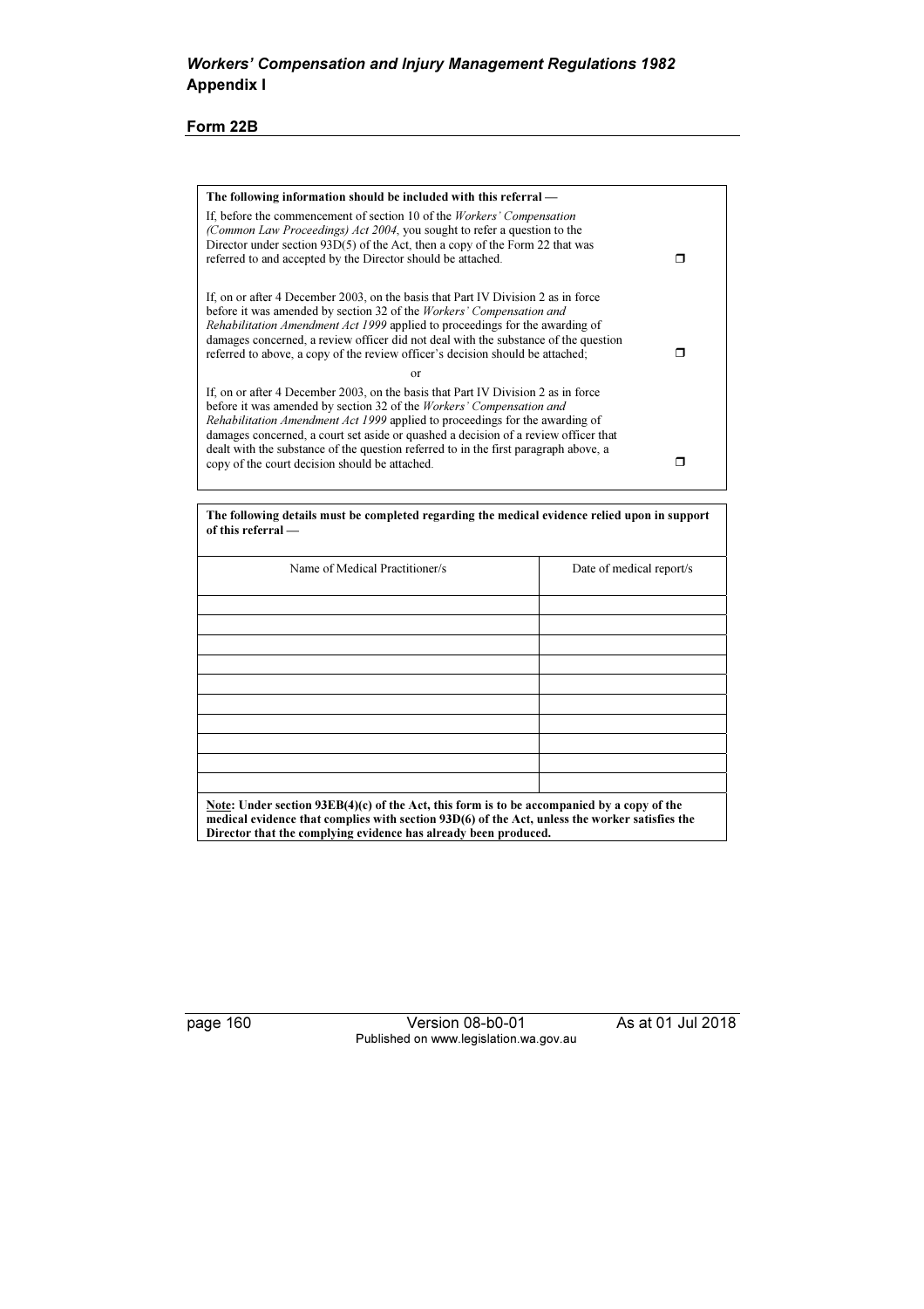## Form 22B

**The following information should be included with this referral —**

If, before the commencement of section 10 of the *Workers' Compensation (Common Law Proceedings) Act 2004*, you sought to refer a question to the Director under section 93D(5) of the Act, then a copy of the Form 22 that was referred to and accepted by the Director should be attached. ❒

If, on or after 4 December 2003, on the basis that Part IV Division 2 as in force before it was amended by section 32 of the *Workers' Compensation and Rehabilitation Amendment Act 1999* applied to proceedings for the awarding of damages concerned, a review officer did not deal with the substance of the question referred to above, a copy of the review officer's decision should be attached; ❒

or

If, on or after 4 December 2003, on the basis that Part IV Division 2 as in force before it was amended by section 32 of the *Workers' Compensation and Rehabilitation Amendment Act 1999* applied to proceedings for the awarding of damages concerned, a court set aside or quashed a decision of a review officer that dealt with the substance of the question referred to in the first paragraph above, a copy of the court decision should be attached. ❒

**The following details must be completed regarding the medical evidence relied upon in support of this referral —**

| Name of Medical Practitioner/s | Date of medical report/s |
|---|---|
| | |
| | |
| | |
| | |
| | |
| | |
| | |
| | |
| | |
| | |

**Note: Under section 93EB(4)(c) of the Act, this form is to be accompanied by a copy of the medical evidence that complies with section 93D(6) of the Act, unless the worker satisfies the Director that the complying evidence has already been produced.**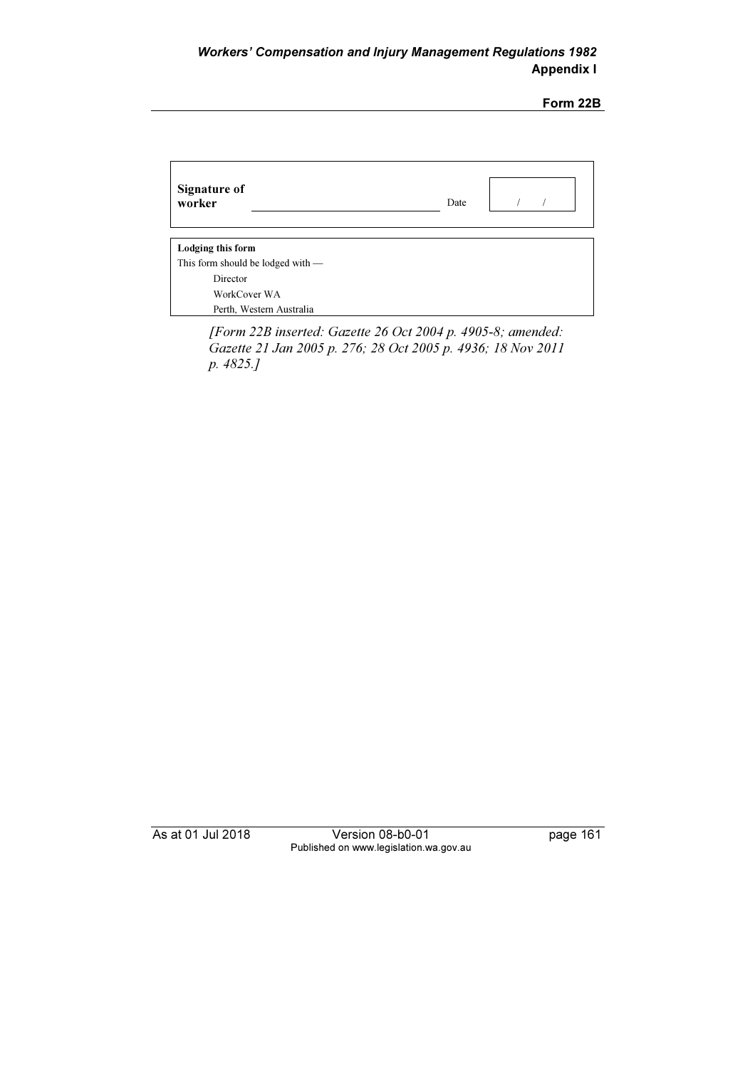| **Signature of worker** | \_\_\_\_\_\_\_\_\_\_\_\_\_\_\_\_\_\_\_\_\_\_\_\_ | Date | / / |
|---|---|---|---|

**Lodging this form**

This form should be lodged with —

Director
WorkCover WA
Perth, Western Australia

*[Form 22B inserted: Gazette 26 Oct 2004 p. 4905-8; amended: Gazette 21 Jan 2005 p. 276; 28 Oct 2005 p. 4936; 18 Nov 2011 p. 4825.]*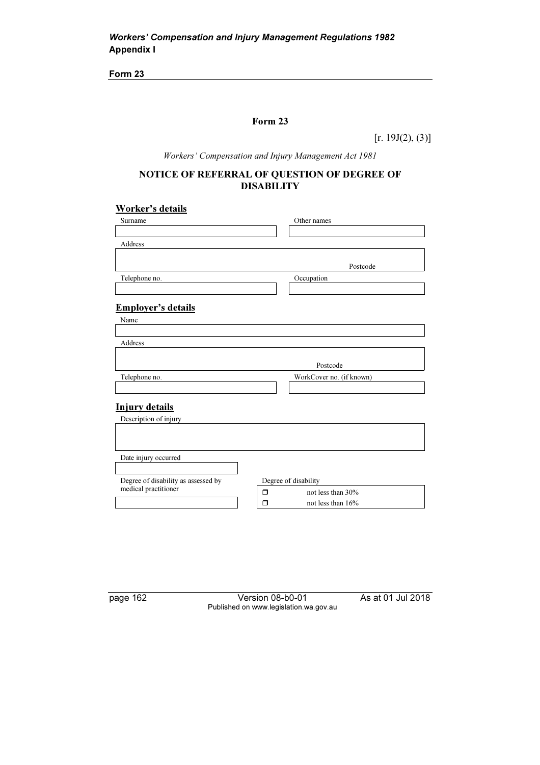## Form 23

[r. 19J(2), (3)]

*Workers' Compensation and Injury Management Act 1981*

### NOTICE OF REFERRAL OF QUESTION OF DEGREE OF DISABILITY

**Worker's details**

| Surname | Other names |
|---|---|
| | |

| Address |
|---|
| Postcode |

| Telephone no. | Occupation |
|---|---|
| | |

**Employer's details**

| Name |
|---|
| |

| Address |
|---|
| Postcode |

| Telephone no. | WorkCover no. (if known) |
|---|---|
| | |

**Injury details**

| Description of injury |
|---|
| |

| Date injury occurred |
|---|
| |

| Degree of disability as assessed by medical practitioner | Degree of disability |
|---|---|
| | ❒ not less than 30% |
| | ❒ not less than 16% |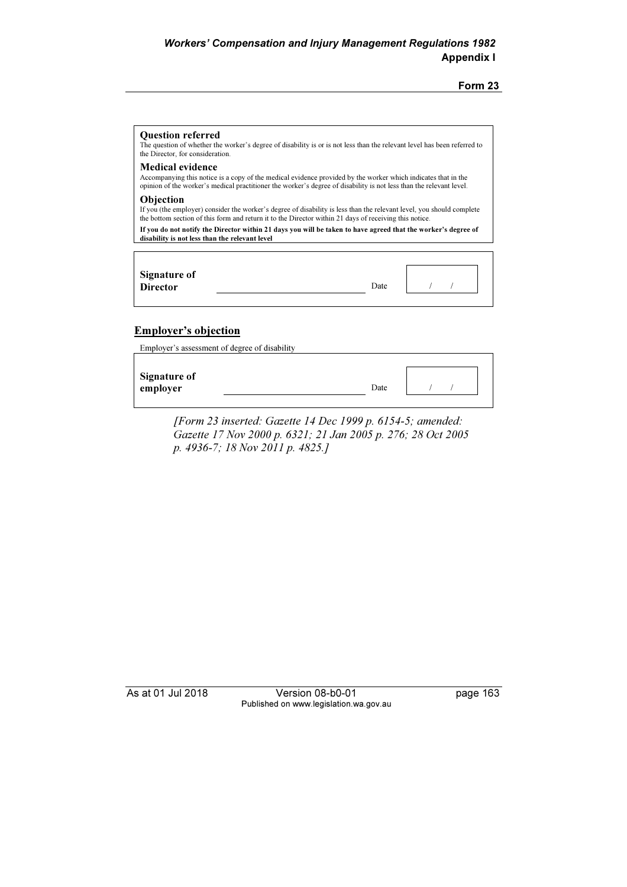**Question referred**

The question of whether the worker's degree of disability is or is not less than the relevant level has been referred to the Director, for consideration.

**Medical evidence**

Accompanying this notice is a copy of the medical evidence provided by the worker which indicates that in the opinion of the worker's medical practitioner the worker's degree of disability is not less than the relevant level.

**Objection**

If you (the employer) consider the worker's degree of disability is less than the relevant level, you should complete the bottom section of this form and return it to the Director within 21 days of receiving this notice.

**If you do not notify the Director within 21 days you will be taken to have agreed that the worker's degree of disability is not less than the relevant level**

| **Signature of Director** | ____________________ | Date | / / |
|---|---|---|---|

## Employer's objection

Employer's assessment of degree of disability

| **Signature of employer** | ____________________ | Date | / / |
|---|---|---|---|

*[Form 23 inserted: Gazette 14 Dec 1999 p. 6154-5; amended: Gazette 17 Nov 2000 p. 6321; 21 Jan 2005 p. 276; 28 Oct 2005 p. 4936-7; 18 Nov 2011 p. 4825.]*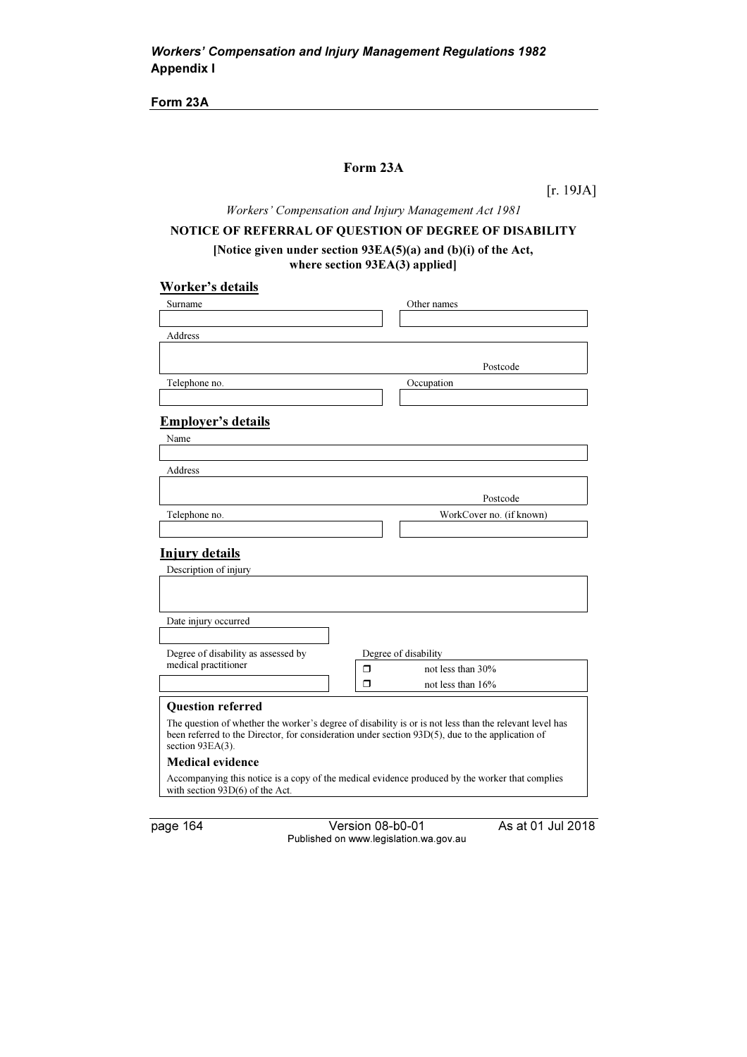## Form 23A

[r. 19JA]

*Workers' Compensation and Injury Management Act 1981*

**NOTICE OF REFERRAL OF QUESTION OF DEGREE OF DISABILITY**

**[Notice given under section 93EA(5)(a) and (b)(i) of the Act, where section 93EA(3) applied]**

### Worker's details

| Surname | Other names |
|---|---|
| | |

| Address |
|---|
| Postcode |

| Telephone no. | Occupation |
|---|---|
| | |

### Employer's details

| Name |
|---|
| |

| Address |
|---|
| Postcode |

| Telephone no. | WorkCover no. (if known) |
|---|---|
| | |

### Injury details

| Description of injury |
|---|
| |

| Date injury occurred |
|---|
| |

| Degree of disability as assessed by medical practitioner | Degree of disability |
|---|---|
| | ❒ not less than 30% |
| | ❒ not less than 16% |

**Question referred**

The question of whether the worker's degree of disability is or is not less than the relevant level has been referred to the Director, for consideration under section 93D(5), due to the application of section 93EA(3).

**Medical evidence**

Accompanying this notice is a copy of the medical evidence produced by the worker that complies with section 93D(6) of the Act.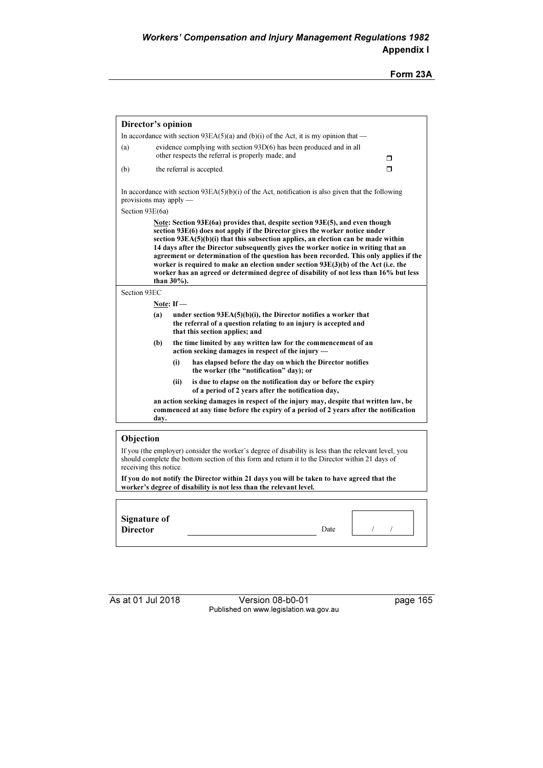## Director's opinion

In accordance with section 93EA(5)(a) and (b)(i) of the Act, it is my opinion that —

(a) evidence complying with section 93D(6) has been produced and in all other respects the referral is properly made; and ❐

(b) the referral is accepted. ❐

In accordance with section 93EA(5)(b)(i) of the Act, notification is also given that the following provisions may apply —

Section 93E(6a)

**Note: Section 93E(6a) provides that, despite section 93E(5), and even though section 93E(6) does not apply if the Director gives the worker notice under section 93EA(5)(b)(i) that this subsection applies, an election can be made within 14 days after the Director subsequently gives the worker notice in writing that an agreement or determination of the question has been recorded. This only applies if the worker is required to make an election under section 93E(3)(b) of the Act (i.e. the worker has an agreed or determined degree of disability of not less than 16% but less than 30%).**

Section 93EC

**Note: If —**

**(a) under section 93EA(5)(b)(i), the Director notifies a worker that the referral of a question relating to an injury is accepted and that this section applies; and**

**(b) the time limited by any written law for the commencement of an action seeking damages in respect of the injury —**

**(i) has elapsed before the day on which the Director notifies the worker (the "notification" day); or**

**(ii) is due to elapse on the notification day or before the expiry of a period of 2 years after the notification day,**

**an action seeking damages in respect of the injury may, despite that written law, be commenced at any time before the expiry of a period of 2 years after the notification day.**

## Objection

If you (the employer) consider the worker's degree of disability is less than the relevant level, you should complete the bottom section of this form and return it to the Director within 21 days of receiving this notice.

**If you do not notify the Director within 21 days you will be taken to have agreed that the worker's degree of disability is not less than the relevant level.**

**Signature of Director** ______________________ Date &nbsp;&nbsp; / &nbsp;&nbsp; /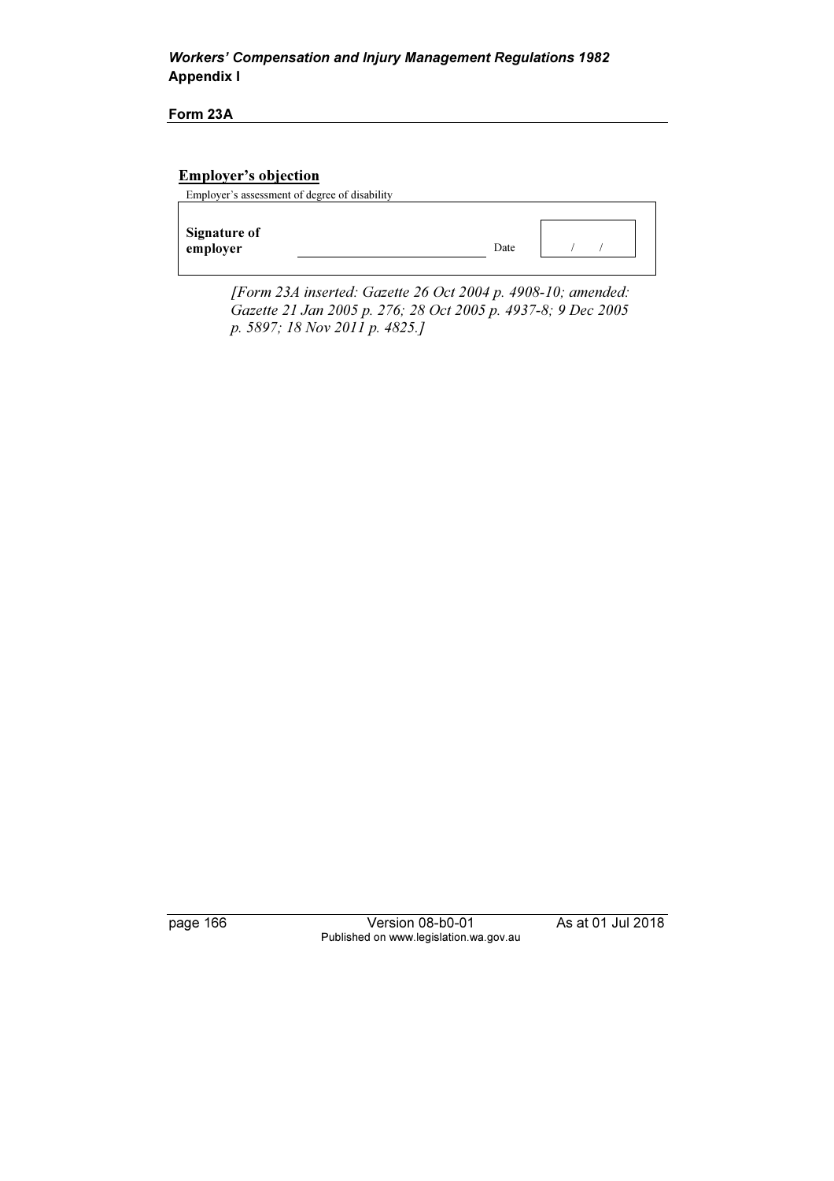**Form 23A**

**Employer's objection**

Employer's assessment of degree of disability

| | | | |
|---|---|---|---|
| **Signature of employer** | \_\_\_\_\_\_\_\_\_\_\_\_\_\_\_\_\_\_\_\_ | Date | / / |

*[Form 23A inserted: Gazette 26 Oct 2004 p. 4908-10; amended: Gazette 21 Jan 2005 p. 276; 28 Oct 2005 p. 4937-8; 9 Dec 2005 p. 5897; 18 Nov 2011 p. 4825.]*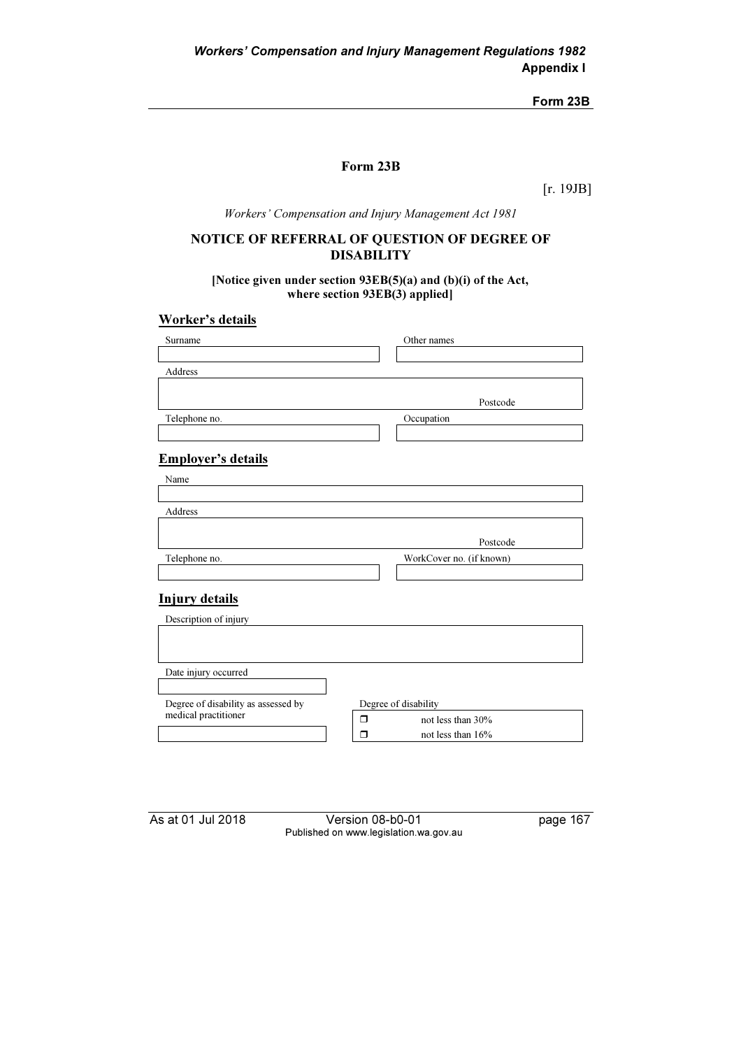# Form 23B

[r. 19JB]

*Workers' Compensation and Injury Management Act 1981*

## NOTICE OF REFERRAL OF QUESTION OF DEGREE OF DISABILITY

**[Notice given under section 93EB(5)(a) and (b)(i) of the Act, where section 93EB(3) applied]**

### Worker's details

| Surname | Other names |
|---|---|
| | |

| Address |
|---|
| Postcode |

| Telephone no. | Occupation |
|---|---|
| | |

### Employer's details

| Name |
|---|
| |

| Address |
|---|
| Postcode |

| Telephone no. | WorkCover no. (if known) |
|---|---|
| | |

### Injury details

| Description of injury |
|---|
| |

| Date injury occurred |
|---|
| |

| Degree of disability as assessed by medical practitioner | Degree of disability |
|---|---|
| | ❒ not less than 30% |
| | ❒ not less than 16% |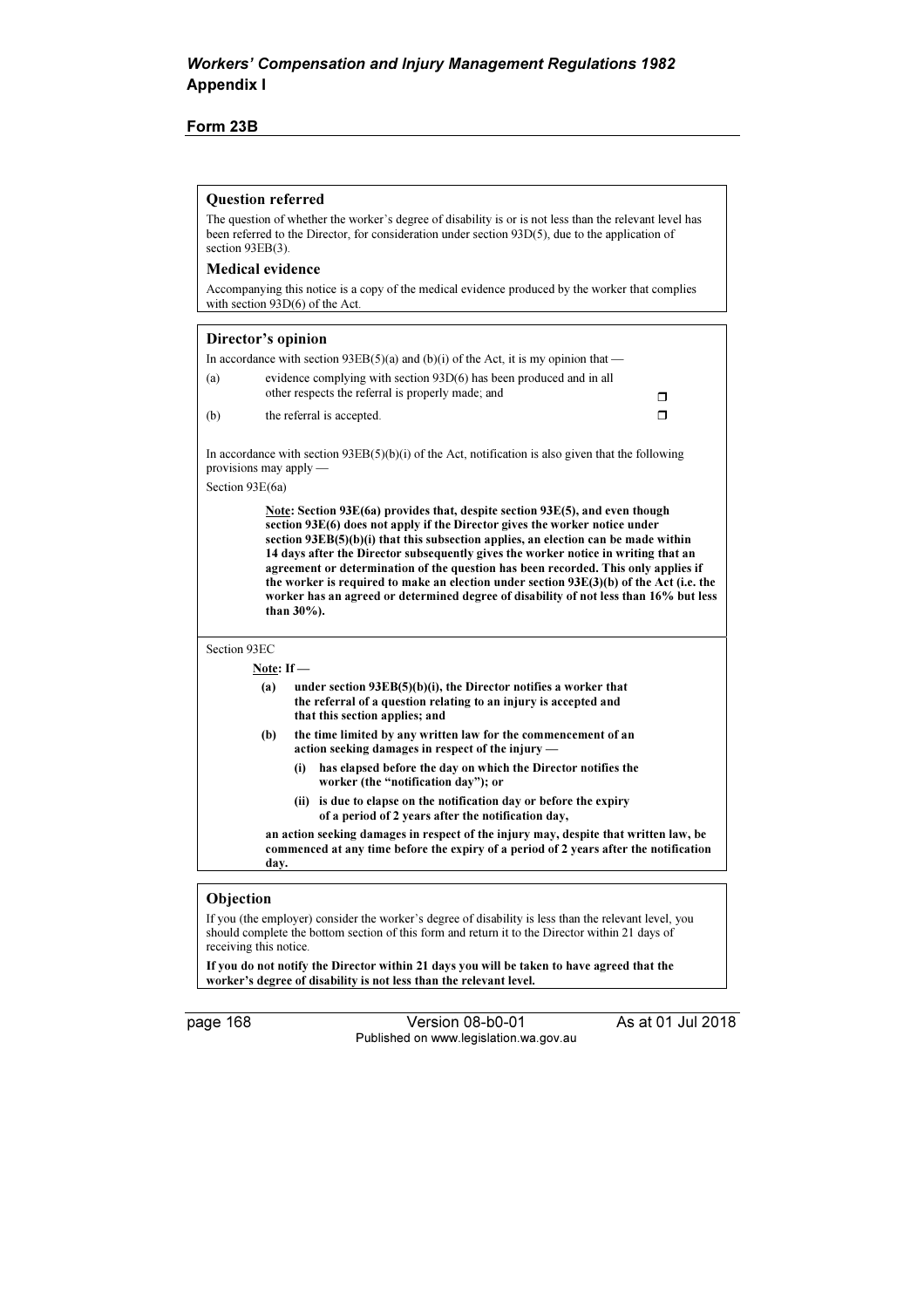**Form 23B**

**Question referred**

The question of whether the worker's degree of disability is or is not less than the relevant level has been referred to the Director, for consideration under section 93D(5), due to the application of section 93EB(3).

**Medical evidence**

Accompanying this notice is a copy of the medical evidence produced by the worker that complies with section 93D(6) of the Act.

**Director's opinion**

In accordance with section 93EB(5)(a) and (b)(i) of the Act, it is my opinion that —

(a) evidence complying with section 93D(6) has been produced and in all other respects the referral is properly made; and ❒

(b) the referral is accepted. ❒

In accordance with section 93EB(5)(b)(i) of the Act, notification is also given that the following provisions may apply —

Section 93E(6a)

> **Note: Section 93E(6a) provides that, despite section 93E(5), and even though section 93E(6) does not apply if the Director gives the worker notice under section 93EB(5)(b)(i) that this subsection applies, an election can be made within 14 days after the Director subsequently gives the worker notice in writing that an agreement or determination of the question has been recorded. This only applies if the worker is required to make an election under section 93E(3)(b) of the Act (i.e. the worker has an agreed or determined degree of disability of not less than 16% but less than 30%).**

Section 93EC

> **Note: If —**
>
> **(a) under section 93EB(5)(b)(i), the Director notifies a worker that the referral of a question relating to an injury is accepted and that this section applies; and**
>
> **(b) the time limited by any written law for the commencement of an action seeking damages in respect of the injury —**
>
> > **(i) has elapsed before the day on which the Director notifies the worker (the "notification day"); or**
> >
> > **(ii) is due to elapse on the notification day or before the expiry of a period of 2 years after the notification day,**
>
> **an action seeking damages in respect of the injury may, despite that written law, be commenced at any time before the expiry of a period of 2 years after the notification day.**

**Objection**

If you (the employer) consider the worker's degree of disability is less than the relevant level, you should complete the bottom section of this form and return it to the Director within 21 days of receiving this notice.

**If you do not notify the Director within 21 days you will be taken to have agreed that the worker's degree of disability is not less than the relevant level.**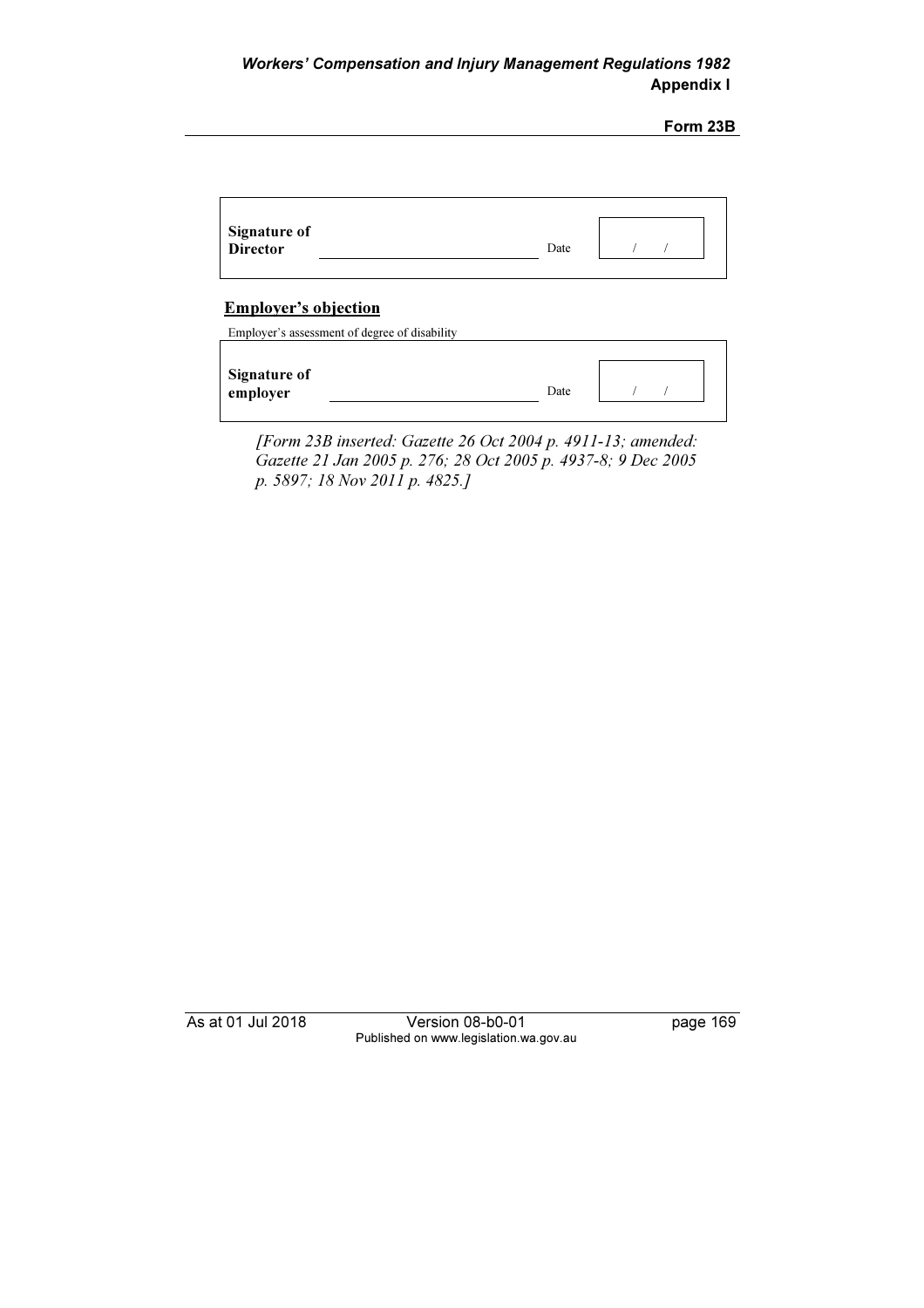| **Signature of Director** | ______________________ | Date | / / |
|---|---|---|---|

## Employer's objection

Employer's assessment of degree of disability

| **Signature of employer** | ______________________ | Date | / / |
|---|---|---|---|

*[Form 23B inserted: Gazette 26 Oct 2004 p. 4911-13; amended: Gazette 21 Jan 2005 p. 276; 28 Oct 2005 p. 4937-8; 9 Dec 2005 p. 5897; 18 Nov 2011 p. 4825.]*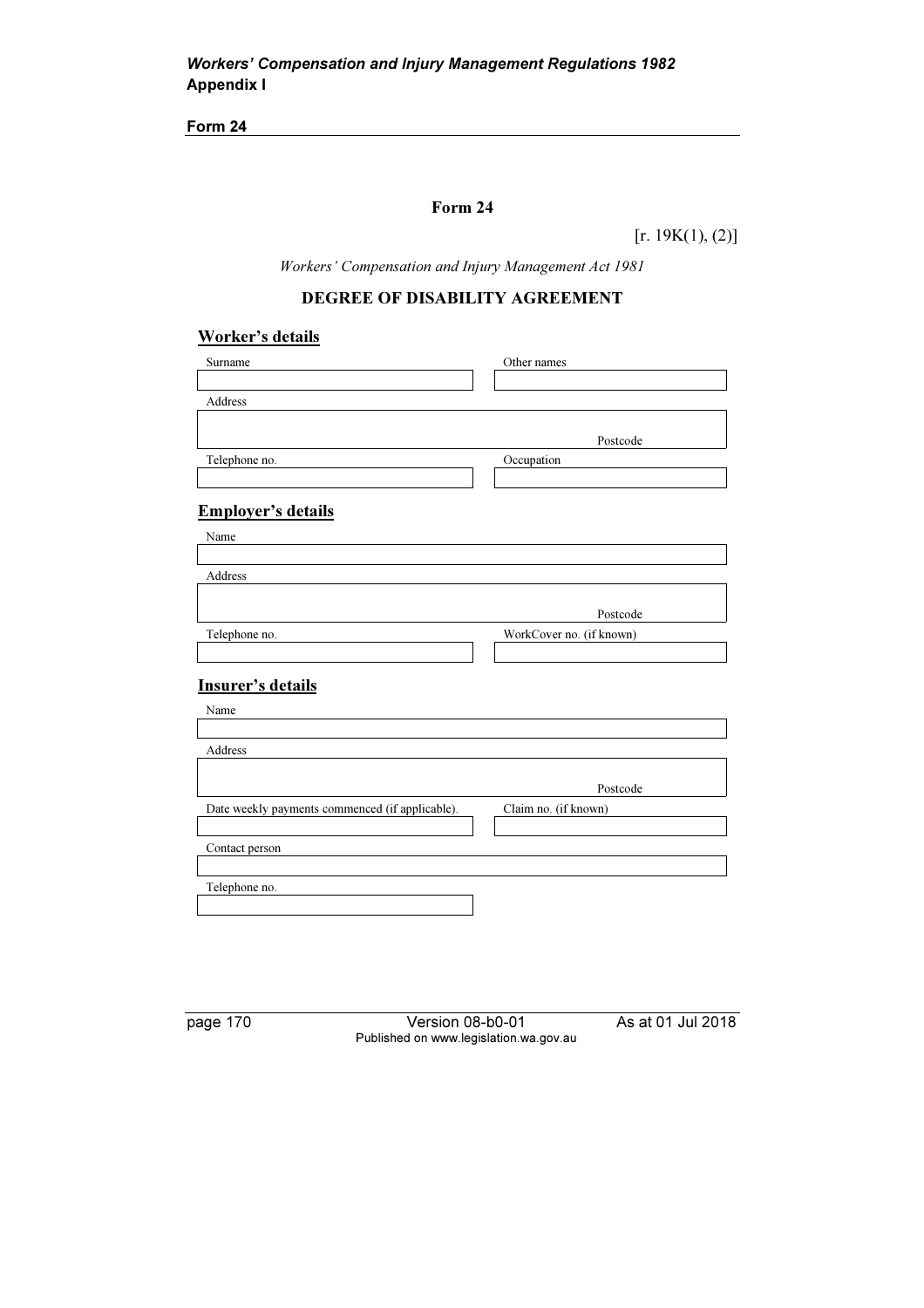## Form 24

[r. 19K(1), (2)]

*Workers' Compensation and Injury Management Act 1981*

### DEGREE OF DISABILITY AGREEMENT

**Worker's details**

| Surname | Other names |
| --- | --- |
| | |

| Address |
| --- |
| Postcode |

| Telephone no. | Occupation |
| --- | --- |
| | |

**Employer's details**

| Name |
| --- |
| |

| Address |
| --- |
| Postcode |

| Telephone no. | WorkCover no. (if known) |
| --- | --- |
| | |

**Insurer's details**

| Name |
| --- |
| |

| Address |
| --- |
| Postcode |

| Date weekly payments commenced (if applicable). | Claim no. (if known) |
| --- | --- |
| | |

| Contact person |
| --- |
| |

| Telephone no. |
| --- |
| |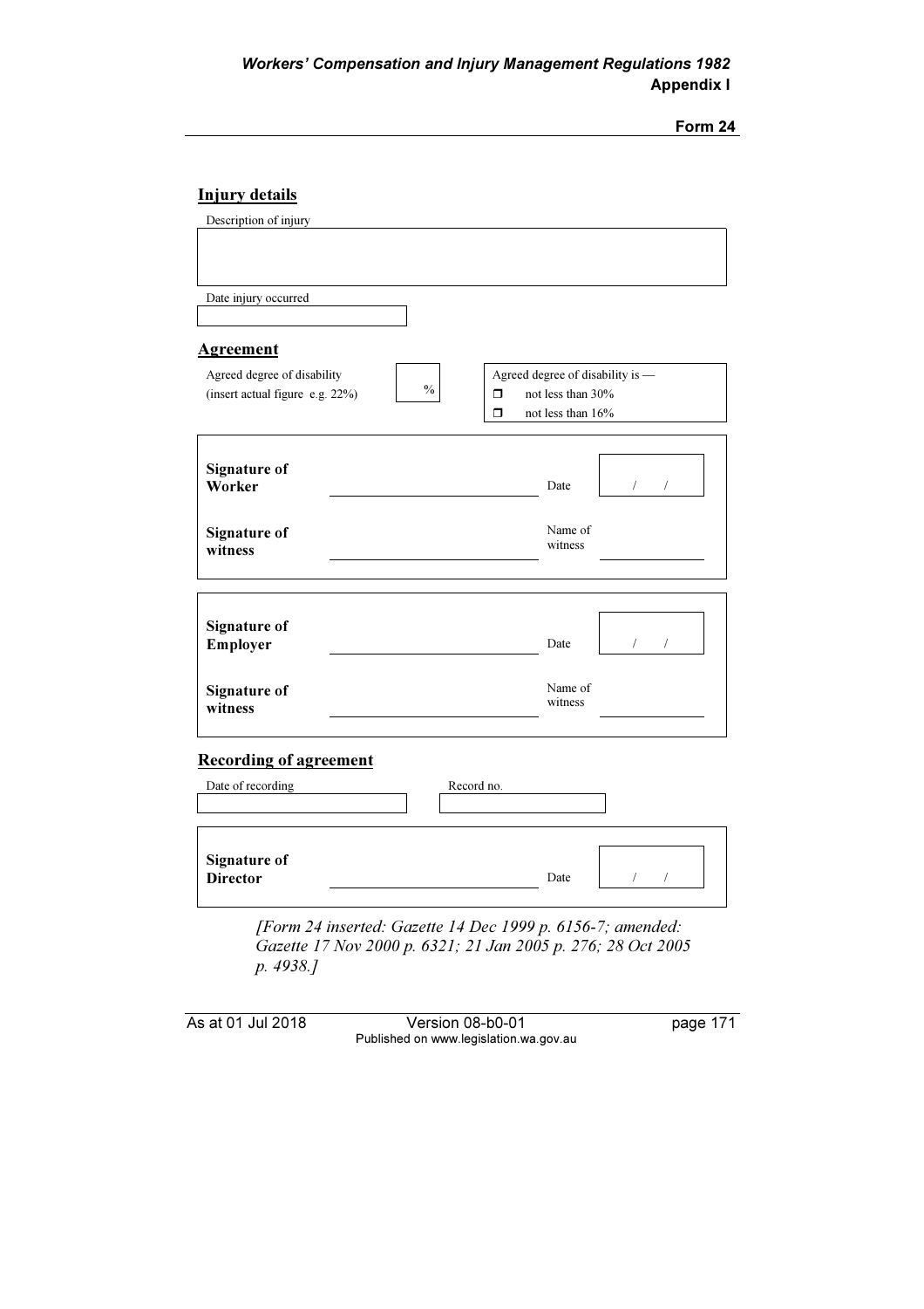## Injury details

Description of injury

| |
|---|
| |

Date injury occurred

| |
|---|
| |

## Agreement

| Agreed degree of disability (insert actual figure e.g. 22%) | % | Agreed degree of disability is —<br>❒ not less than 30%<br>❒ not less than 16% |
|---|---|---|

| | | | |
|---|---|---|---|
| **Signature of Worker** | | Date | / / |
| **Signature of witness** | | Name of witness | |

| | | | |
|---|---|---|---|
| **Signature of Employer** | | Date | / / |
| **Signature of witness** | | Name of witness | |

## Recording of agreement

| Date of recording | Record no. |
|---|---|
| | |

| | | | |
|---|---|---|---|
| **Signature of Director** | | Date | / / |

*[Form 24 inserted: Gazette 14 Dec 1999 p. 6156-7; amended: Gazette 17 Nov 2000 p. 6321; 21 Jan 2005 p. 276; 28 Oct 2005 p. 4938.]*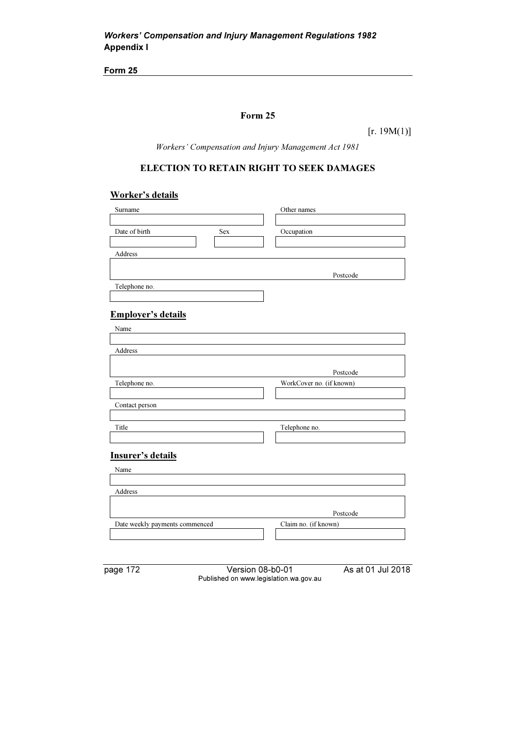## Form 25

[r. 19M(1)]

*Workers' Compensation and Injury Management Act 1981*

### ELECTION TO RETAIN RIGHT TO SEEK DAMAGES

**Worker's details**

| Surname | | Other names |
|---|---|---|
| | | |
| Date of birth | Sex | Occupation |
| | | |

| Address |
|---|
| Postcode |

| Telephone no. |
|---|
| |

**Employer's details**

| Name |
|---|
| |

| Address |
|---|
| Postcode |

| Telephone no. | WorkCover no. (if known) |
|---|---|
| | |

| Contact person |
|---|
| |

| Title | Telephone no. |
|---|---|
| | |

**Insurer's details**

| Name |
|---|
| |

| Address |
|---|
| Postcode |

| Date weekly payments commenced | Claim no. (if known) |
|---|---|
| | |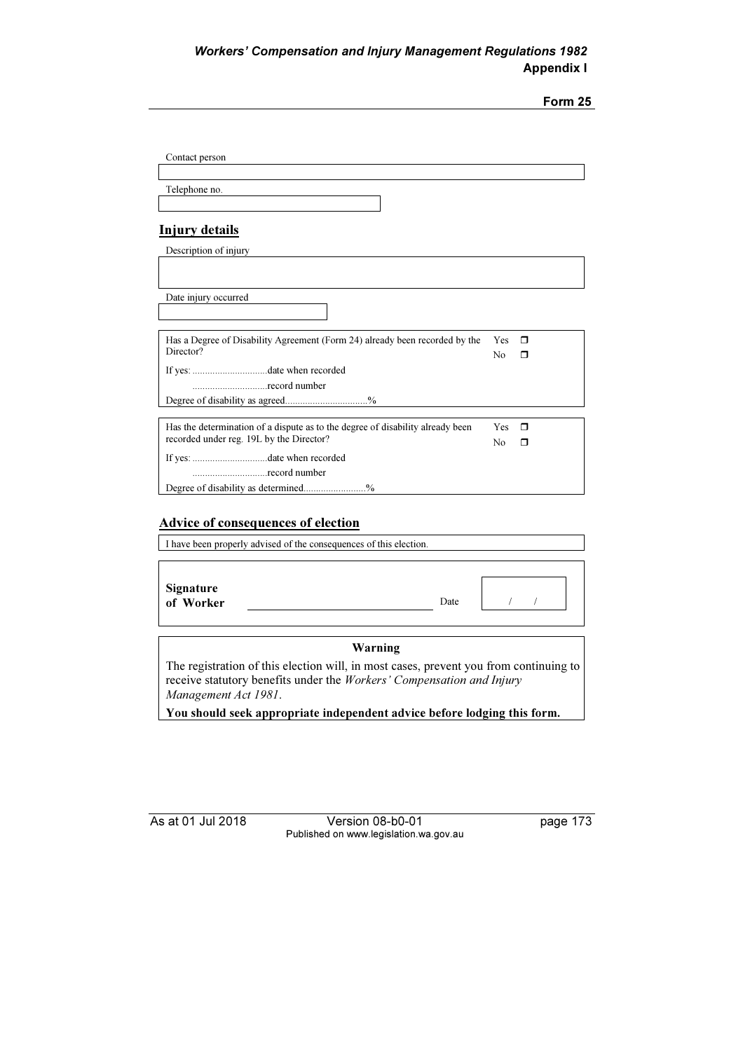Contact person

Telephone no.

## Injury details

Description of injury

Date injury occurred

| Has a Degree of Disability Agreement (Form 24) already been recorded by the Director? | Yes ❐ No ❐ |
|---|---|
| If yes: ..............................date when recorded | |
| ..............................record number | |
| Degree of disability as agreed.................................% | |

| Has the determination of a dispute as to the degree of disability already been recorded under reg. 19L by the Director? | Yes ❐ No ❐ |
|---|---|
| If yes: ..............................date when recorded | |
| ..............................record number | |
| Degree of disability as determined.........................% | |

## Advice of consequences of election

I have been properly advised of the consequences of this election.

**Signature of Worker** ______________________________ Date / /

**Warning**

The registration of this election will, in most cases, prevent you from continuing to receive statutory benefits under the *Workers' Compensation and Injury Management Act 1981*.

**You should seek appropriate independent advice before lodging this form.**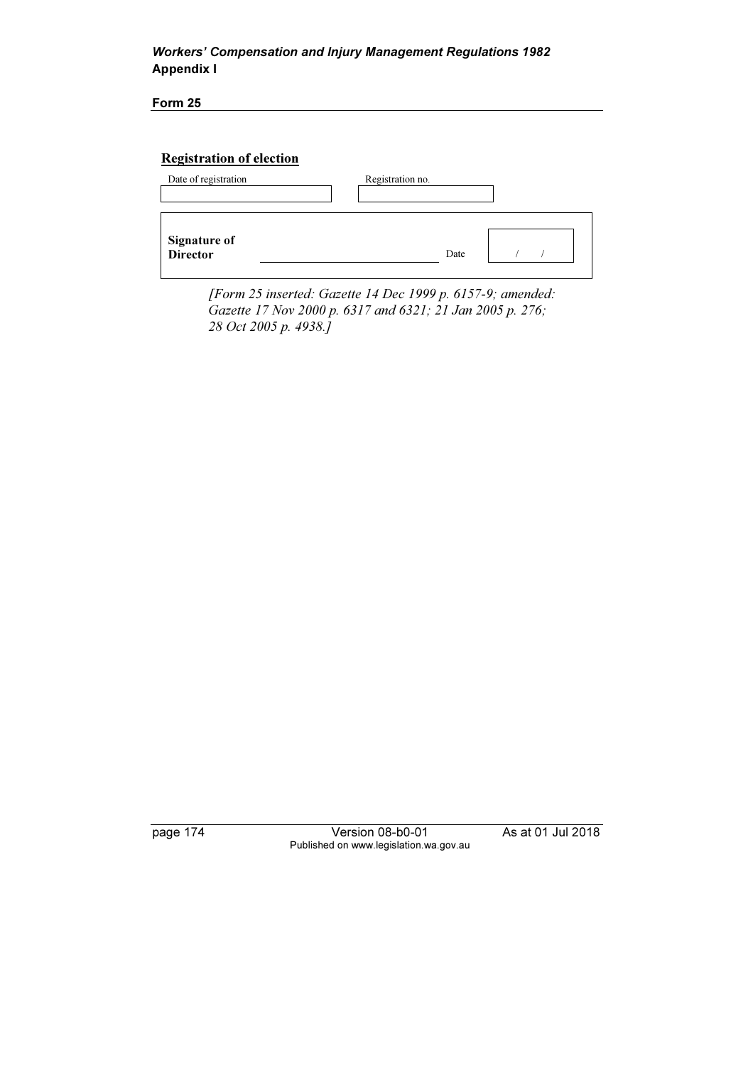**Form 25**

**Registration of election**

| Date of registration | Registration no. |
| --- | --- |
| | |

| **Signature of Director** | | Date | / / |
| --- | --- | --- | --- |

*[Form 25 inserted: Gazette 14 Dec 1999 p. 6157-9; amended: Gazette 17 Nov 2000 p. 6317 and 6321; 21 Jan 2005 p. 276; 28 Oct 2005 p. 4938.]*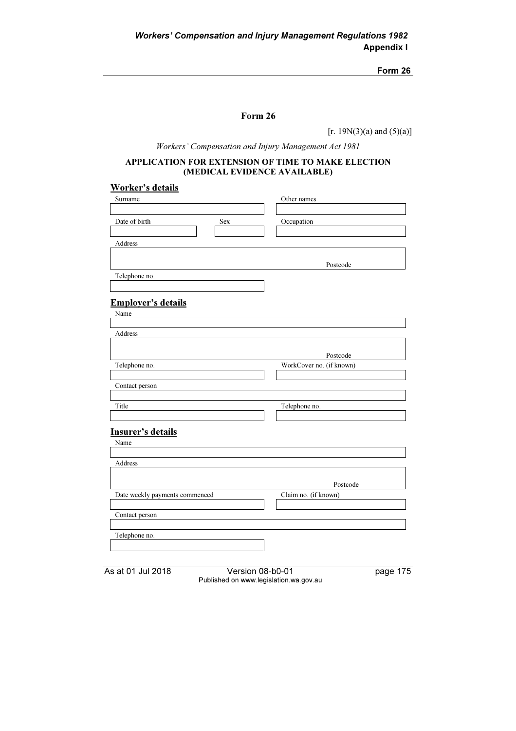## Form 26

[r. 19N(3)(a) and (5)(a)]

*Workers' Compensation and Injury Management Act 1981*

**APPLICATION FOR EXTENSION OF TIME TO MAKE ELECTION (MEDICAL EVIDENCE AVAILABLE)**

### Worker's details

| Surname | Other names |
|---|---|
| | |

| Date of birth | Sex | Occupation |
|---|---|---|
| | | |

| Address | |
|---|---|
| | Postcode |

| Telephone no. |
|---|
| |

### Employer's details

| Name |
|---|
| |

| Address | |
|---|---|
| | Postcode |

| Telephone no. | WorkCover no. (if known) |
|---|---|
| | |

| Contact person |
|---|
| |

| Title | Telephone no. |
|---|---|
| | |

### Insurer's details

| Name |
|---|
| |

| Address | |
|---|---|
| | Postcode |

| Date weekly payments commenced | Claim no. (if known) |
|---|---|
| | |

| Contact person |
|---|
| |

| Telephone no. |
|---|
| |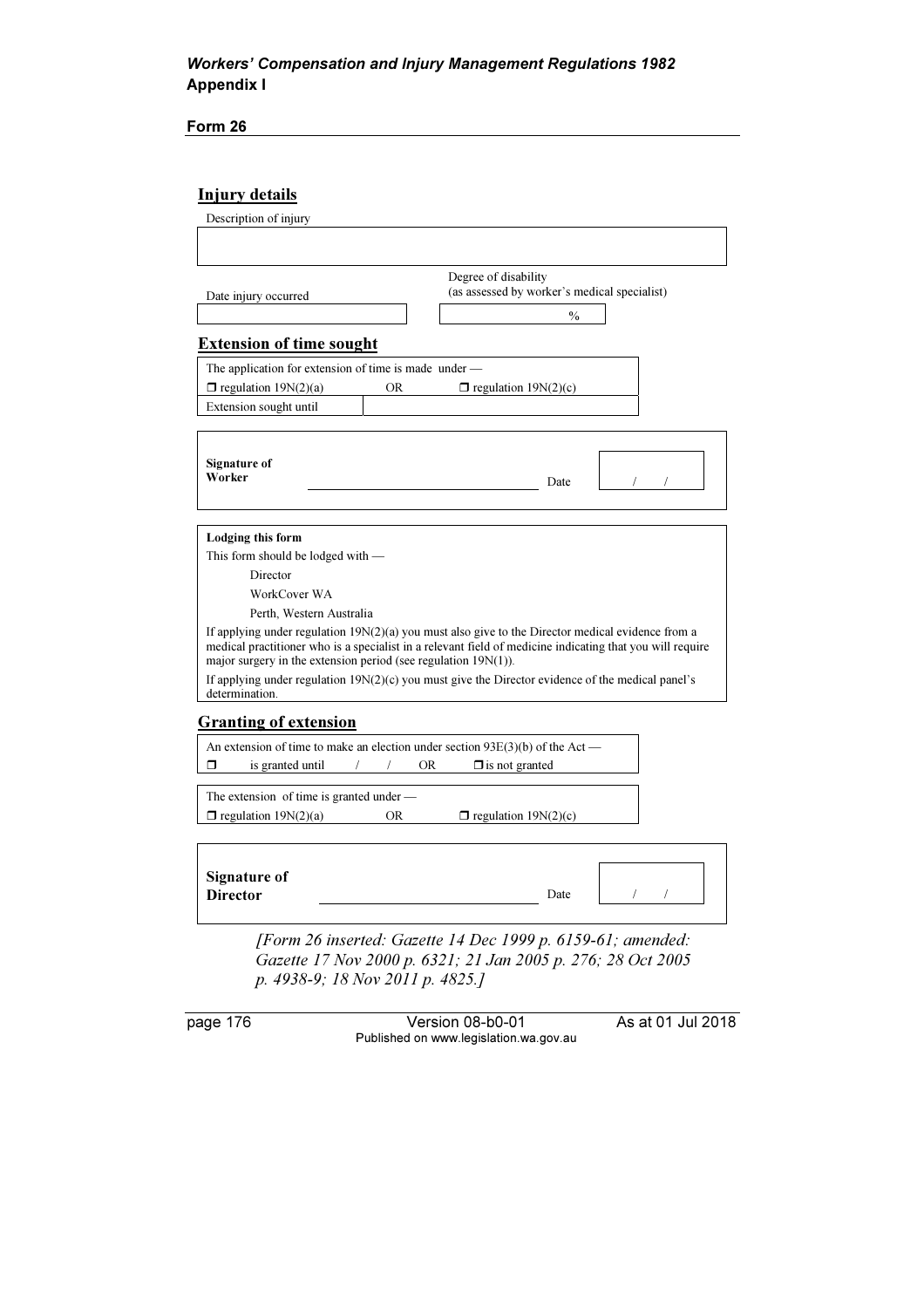**Form 26**

## Injury details

Description of injury

| |
|---|
| |

| Date injury occurred | Degree of disability (as assessed by worker's medical specialist) |
|---|---|
| | % |

## Extension of time sought

| The application for extension of time is made under — | | |
|---|---|---|
| ☐ regulation 19N(2)(a) | OR | ☐ regulation 19N(2)(c) |
| Extension sought until | | |

| | | | |
|---|---|---|---|
| **Signature of Worker** | ______________________ | Date | / / |

**Lodging this form**

This form should be lodged with —

Director

WorkCover WA

Perth, Western Australia

If applying under regulation 19N(2)(a) you must also give to the Director medical evidence from a medical practitioner who is a specialist in a relevant field of medicine indicating that you will require major surgery in the extension period (see regulation 19N(1)).

If applying under regulation 19N(2)(c) you must give the Director evidence of the medical panel's determination.

## Granting of extension

| An extension of time to make an election under section 93E(3)(b) of the Act — | | |
|---|---|---|
| ☐ is granted until / / | OR | ☐ is not granted |

| The extension of time is granted under — | | |
|---|---|---|
| ☐ regulation 19N(2)(a) | OR | ☐ regulation 19N(2)(c) |

| | | | |
|---|---|---|---|
| **Signature of Director** | ______________________ | Date | / / |

*[Form 26 inserted: Gazette 14 Dec 1999 p. 6159-61; amended: Gazette 17 Nov 2000 p. 6321; 21 Jan 2005 p. 276; 28 Oct 2005 p. 4938-9; 18 Nov 2011 p. 4825.]*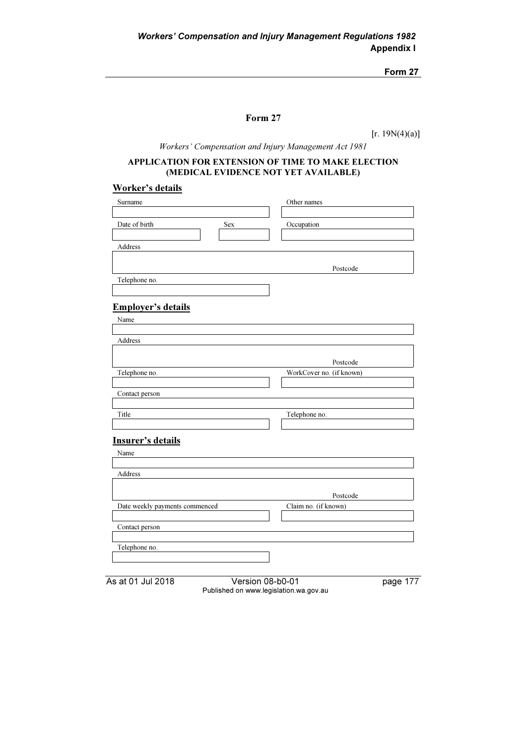# Form 27

[r. 19N(4)(a)]

*Workers' Compensation and Injury Management Act 1981*

**APPLICATION FOR EXTENSION OF TIME TO MAKE ELECTION (MEDICAL EVIDENCE NOT YET AVAILABLE)**

## Worker's details

| Surname | | Other names |
|---|---|---|
| | | |
| **Date of birth** | **Sex** | **Occupation** |
| | | |

| Address | |
|---|---|
| | Postcode |
| **Telephone no.** | |
| | |

## Employer's details

| Name | |
|---|---|
| | |
| **Address** | |
| | Postcode |
| **Telephone no.** | **WorkCover no. (if known)** |
| | |
| **Contact person** | |
| | |
| **Title** | **Telephone no.** |
| | |

## Insurer's details

| Name | |
|---|---|
| | |
| **Address** | |
| | Postcode |
| **Date weekly payments commenced** | **Claim no. (if known)** |
| | |
| **Contact person** | |
| | |
| **Telephone no.** | |
| | |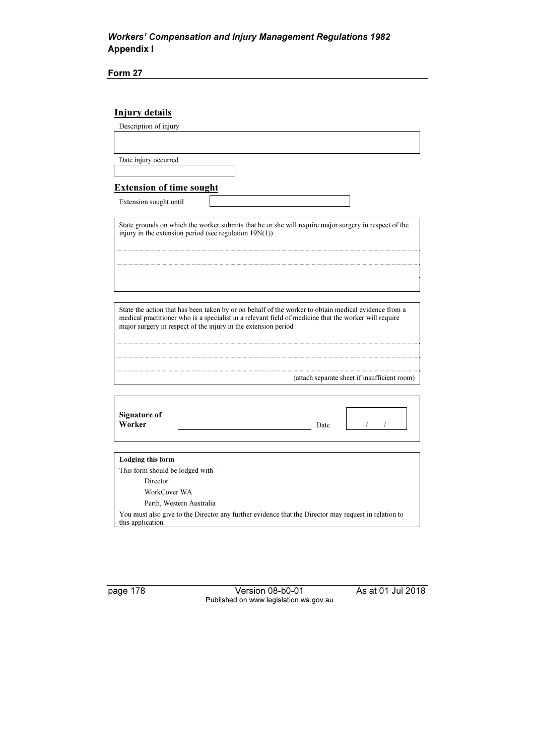**Form 27**

## Injury details

Description of injury

Date injury occurred

## Extension of time sought

Extension sought until

State grounds on which the worker submits that he or she will require major surgery in respect of the injury in the extension period (see regulation 19N(1))

State the action that has been taken by or on behalf of the worker to obtain medical evidence from a medical practitioner who is a specialist in a relevant field of medicine that the worker will require major surgery in respect of the injury in the extension period

(attach separate sheet if insufficient room)

**Signature of Worker** ______________________ Date / /

**Lodging this form**

This form should be lodged with —

Director
WorkCover WA
Perth, Western Australia

You must also give to the Director any further evidence that the Director may request in relation to this application.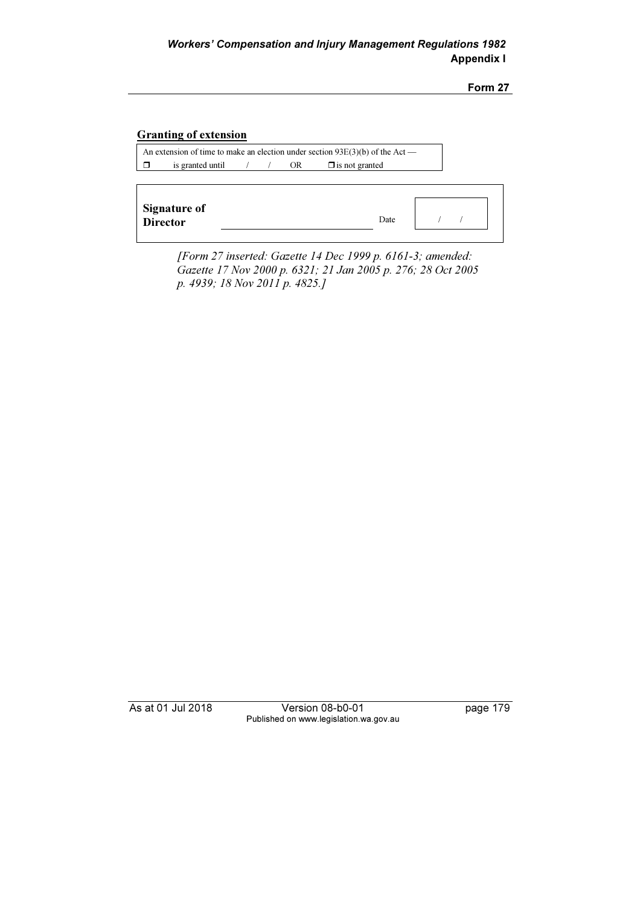## Granting of extension

| An extension of time to make an election under section 93E(3)(b) of the Act — |
| --- |
| ❐ is granted until / / OR ❐ is not granted |

| **Signature of Director** | ______________________________ | Date | / / |
| --- | --- | --- | --- |

*[Form 27 inserted: Gazette 14 Dec 1999 p. 6161-3; amended: Gazette 17 Nov 2000 p. 6321; 21 Jan 2005 p. 276; 28 Oct 2005 p. 4939; 18 Nov 2011 p. 4825.]*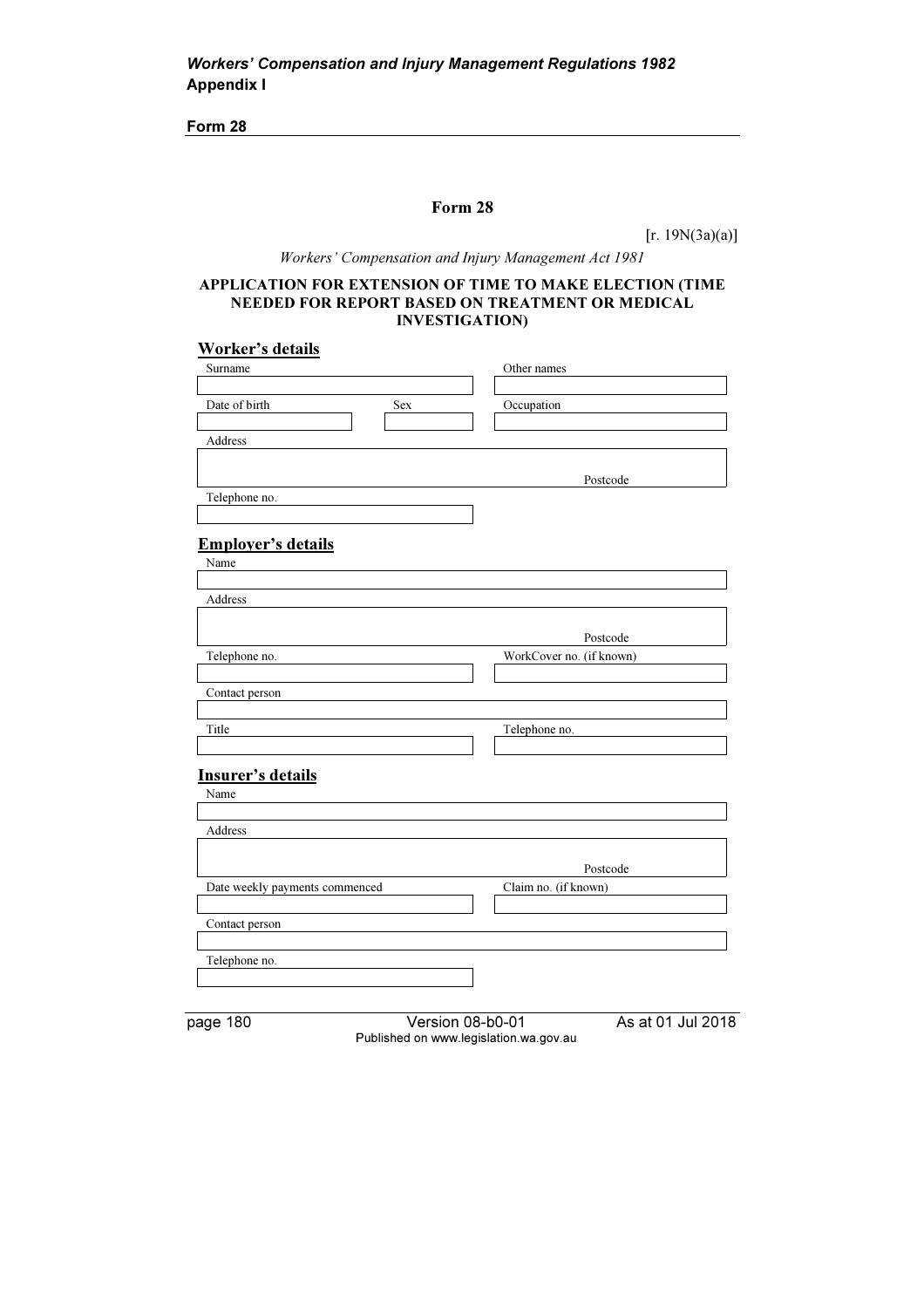# Form 28

[r. 19N(3a)(a)]

*Workers' Compensation and Injury Management Act 1981*

**APPLICATION FOR EXTENSION OF TIME TO MAKE ELECTION (TIME NEEDED FOR REPORT BASED ON TREATMENT OR MEDICAL INVESTIGATION)**

## Worker's details

| Surname | | Other names |
|---|---|---|
| | | |
| Date of birth | Sex | Occupation |
| | | |

| Address |
|---|
| Postcode |

| Telephone no. |
|---|
| |

## Employer's details

| Name |
|---|
| |

| Address |
|---|
| Postcode |

| Telephone no. | WorkCover no. (if known) |
|---|---|
| | |

| Contact person |
|---|
| |

| Title | Telephone no. |
|---|---|
| | |

## Insurer's details

| Name |
|---|
| |

| Address |
|---|
| Postcode |

| Date weekly payments commenced | Claim no. (if known) |
|---|---|
| | |

| Contact person |
|---|
| |

| Telephone no. |
|---|
| |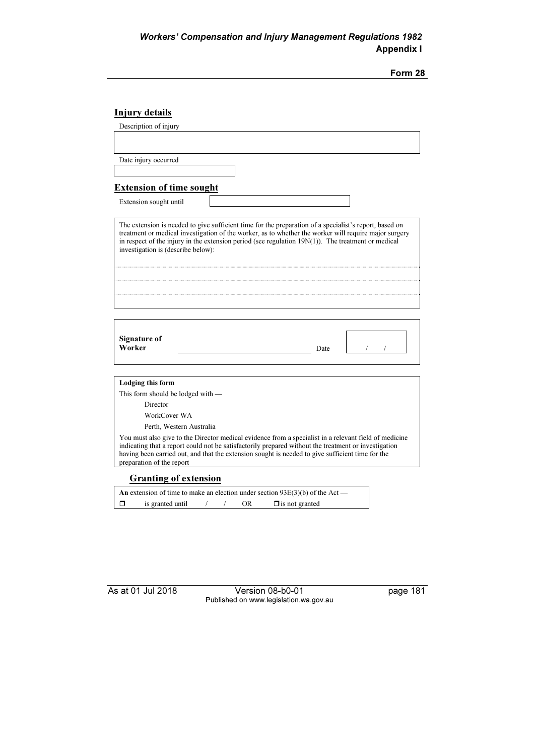## Injury details

Description of injury

|  |
|---|
|  |

Date injury occurred

|  |
|---|
|  |

## Extension of time sought

Extension sought until

|  |
|---|
|  |

The extension is needed to give sufficient time for the preparation of a specialist's report, based on treatment or medical investigation of the worker, as to whether the worker will require major surgery in respect of the injury in the extension period (see regulation 19N(1)). The treatment or medical investigation is (describe below):

..............................................................................................................................................................

..............................................................................................................................................................

..............................................................................................................................................................

| **Signature of Worker** | \_\_\_\_\_\_\_\_\_\_\_\_\_\_\_\_\_\_\_\_\_\_\_\_ | Date | / / |
|---|---|---|---|

**Lodging this form**

This form should be lodged with —

Director

WorkCover WA

Perth, Western Australia

You must also give to the Director medical evidence from a specialist in a relevant field of medicine indicating that a report could not be satisfactorily prepared without the treatment or investigation having been carried out, and that the extension sought is needed to give sufficient time for the preparation of the report

## Granting of extension

**An** extension of time to make an election under section 93E(3)(b) of the Act —

❒ is granted until / / OR ❒ is not granted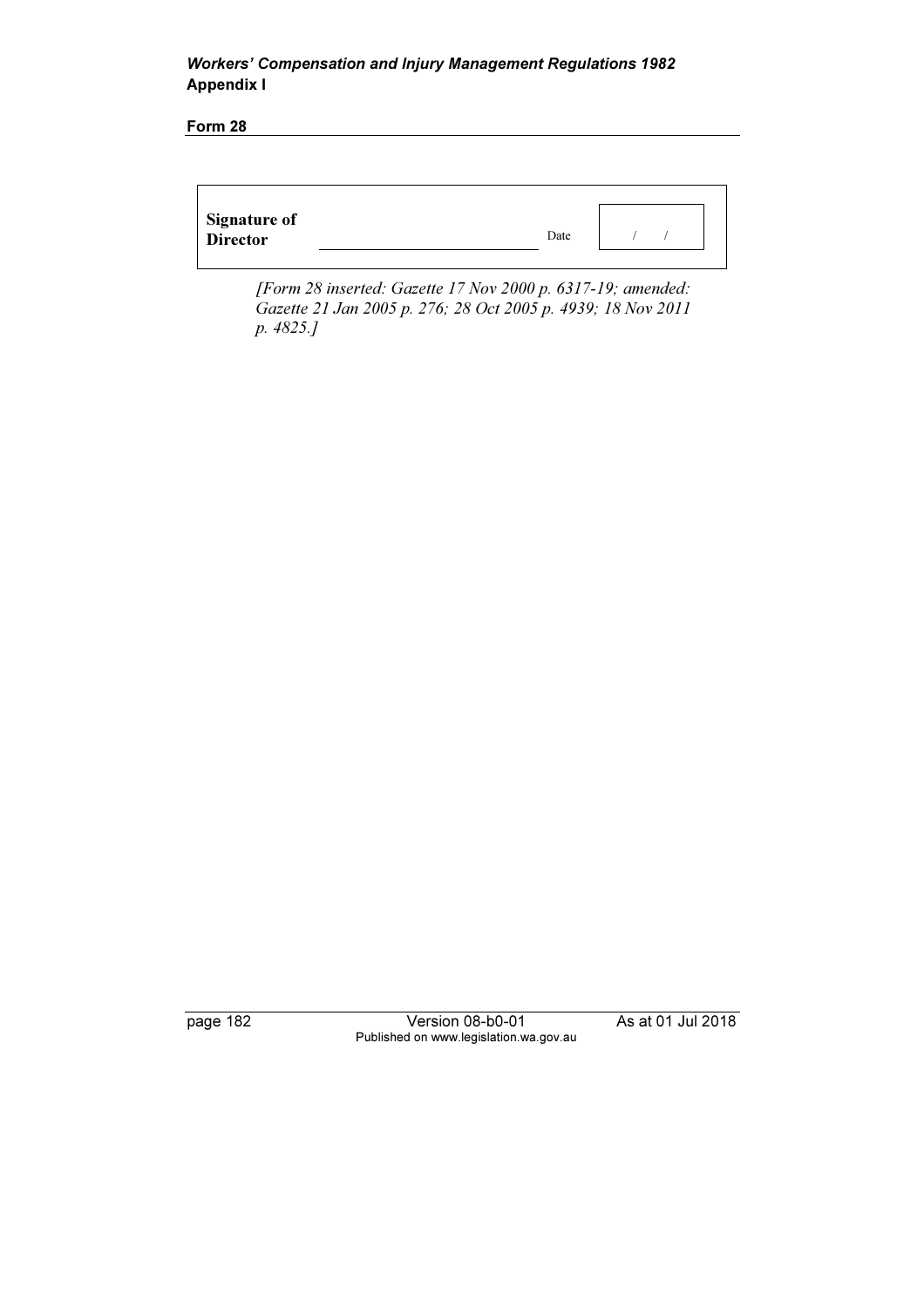| **Signature of Director** | \_\_\_\_\_\_\_\_\_\_\_\_\_\_\_\_\_\_\_\_\_\_\_\_ | Date | / / |
|---|---|---|---|

*[Form 28 inserted: Gazette 17 Nov 2000 p. 6317-19; amended: Gazette 21 Jan 2005 p. 276; 28 Oct 2005 p. 4939; 18 Nov 2011 p. 4825.]*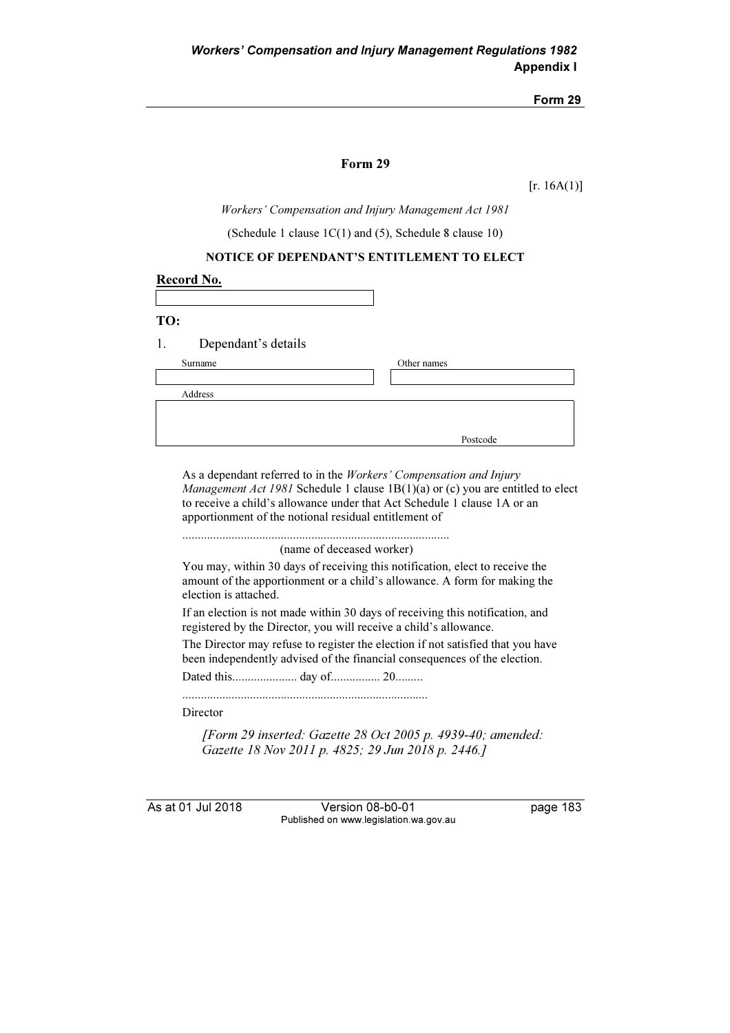## Form 29

[r. 16A(1)]

*Workers' Compensation and Injury Management Act 1981*

(Schedule 1 clause 1C(1) and (5), Schedule 8 clause 10)

**NOTICE OF DEPENDANT'S ENTITLEMENT TO ELECT**

**Record No.**

| |
|---|
| |

**TO:**

1. Dependant's details

| Surname | Other names |
|---|---|
| | |

| Address |
|---|
| Postcode |

As a dependant referred to in the *Workers' Compensation and Injury Management Act 1981* Schedule 1 clause 1B(1)(a) or (c) you are entitled to elect to receive a child's allowance under that Act Schedule 1 clause 1A or an apportionment of the notional residual entitlement of

......................................................................................
(name of deceased worker)

You may, within 30 days of receiving this notification, elect to receive the amount of the apportionment or a child's allowance. A form for making the election is attached.

If an election is not made within 30 days of receiving this notification, and registered by the Director, you will receive a child's allowance.

The Director may refuse to register the election if not satisfied that you have been independently advised of the financial consequences of the election.

Dated this..................... day of................ 20.........

..............................................................................

Director

*[Form 29 inserted: Gazette 28 Oct 2005 p. 4939-40; amended: Gazette 18 Nov 2011 p. 4825; 29 Jun 2018 p. 2446.]*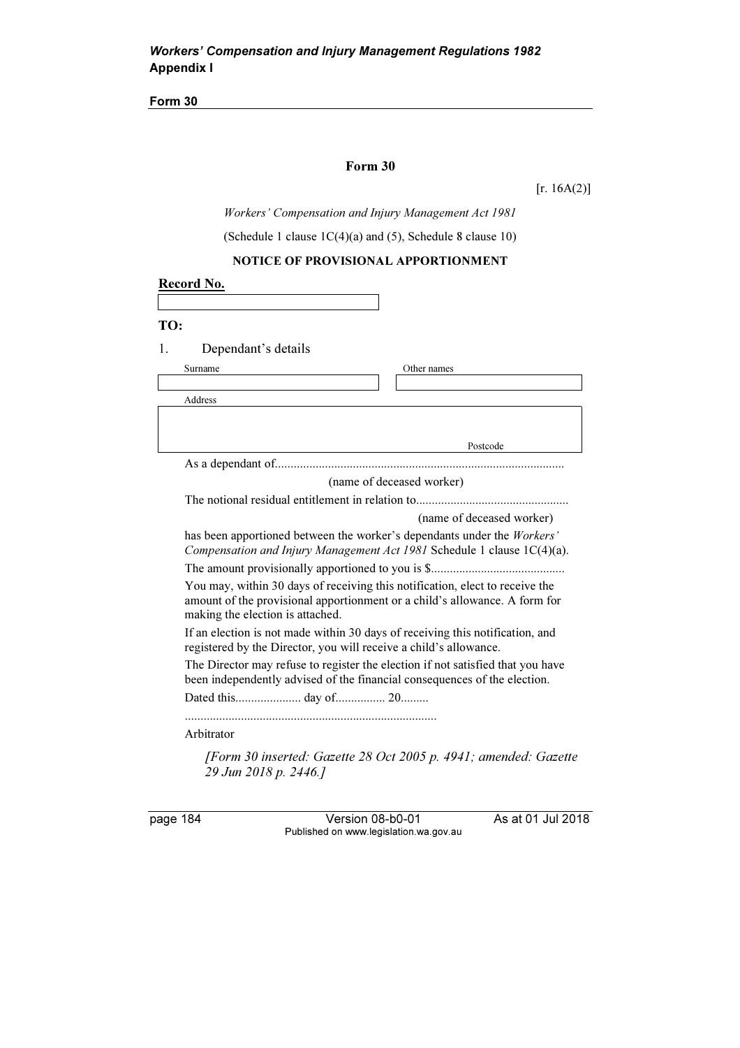**Form 30**

# Form 30

[r. 16A(2)]

*Workers' Compensation and Injury Management Act 1981*

(Schedule 1 clause 1C(4)(a) and (5), Schedule 8 clause 10)

## NOTICE OF PROVISIONAL APPORTIONMENT

**Record No.**

| |
|---|
| |

**TO:**

1. Dependant's details

| Surname | Other names |
|---|---|
| | |

| Address |
|---|
| Postcode |

As a dependant of............................................................................................

(name of deceased worker)

The notional residual entitlement in relation to.................................................

(name of deceased worker)

has been apportioned between the worker's dependants under the *Workers' Compensation and Injury Management Act 1981* Schedule 1 clause 1C(4)(a).

The amount provisionally apportioned to you is $...........................................

You may, within 30 days of receiving this notification, elect to receive the amount of the provisional apportionment or a child's allowance. A form for making the election is attached.

If an election is not made within 30 days of receiving this notification, and registered by the Director, you will receive a child's allowance.

The Director may refuse to register the election if not satisfied that you have been independently advised of the financial consequences of the election.

Dated this..................... day of................ 20.........

................................................................................

Arbitrator

*[Form 30 inserted: Gazette 28 Oct 2005 p. 4941; amended: Gazette 29 Jun 2018 p. 2446.]*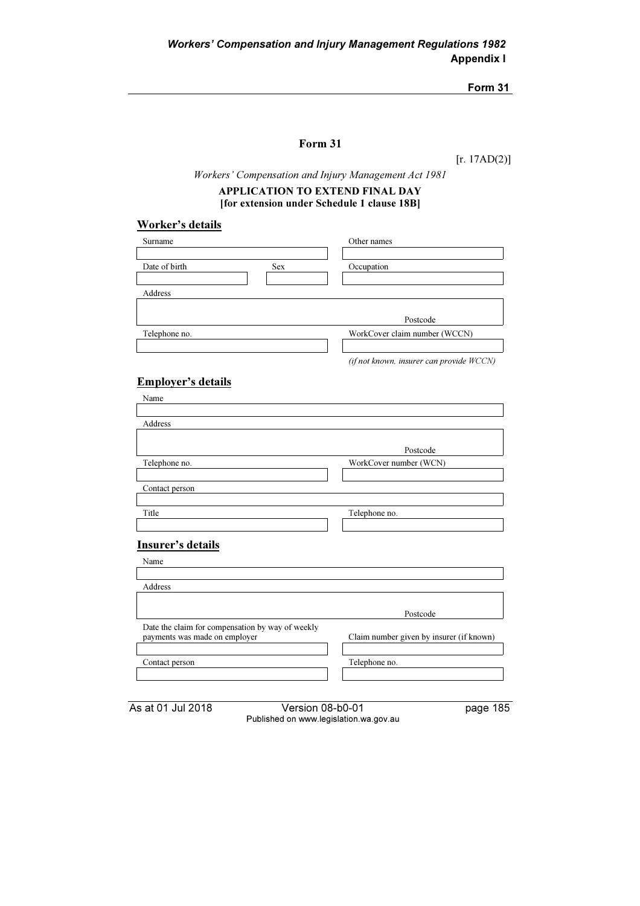# Form 31

[r. 17AD(2)]

*Workers' Compensation and Injury Management Act 1981*

**APPLICATION TO EXTEND FINAL DAY**
**[for extension under Schedule 1 clause 18B]**

## Worker's details

| Surname | | Other names |
|---|---|---|
| | | |
| Date of birth | Sex | Occupation |
| | | |

| Address |
|---|
| Postcode |

| Telephone no. | WorkCover claim number (WCCN) |
|---|---|
| | |
| | *(if not known, insurer can provide WCCN)* |

## Employer's details

| Name |
|---|
| |
| Address |
| Postcode |

| Telephone no. | WorkCover number (WCN) |
|---|---|
| | |

| Contact person |
|---|
| |

| Title | Telephone no. |
|---|---|
| | |

## Insurer's details

| Name |
|---|
| |
| Address |
| Postcode |

| Date the claim for compensation by way of weekly payments was made on employer | Claim number given by insurer (if known) |
|---|---|
| | |
| Contact person | Telephone no. |
| | |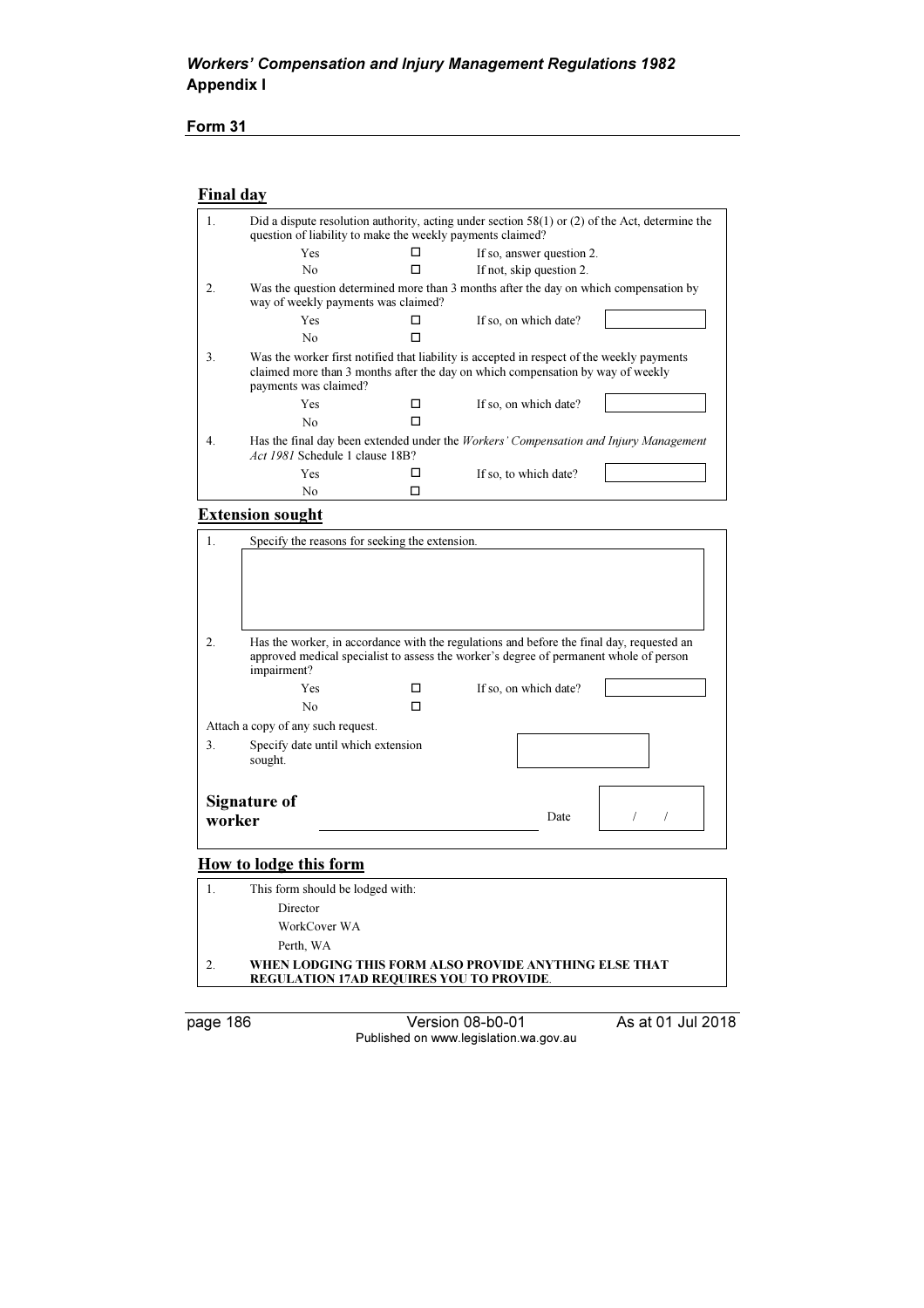## Form 31

### Final day

| | | | |
|---|---|---|---|
| 1. | Did a dispute resolution authority, acting under section 58(1) or (2) of the Act, determine the question of liability to make the weekly payments claimed? | | |
| | Yes | ☐ | If so, answer question 2. |
| | No | ☐ | If not, skip question 2. |
| 2. | Was the question determined more than 3 months after the day on which compensation by way of weekly payments was claimed? | | |
| | Yes | ☐ | If so, on which date? |
| | No | ☐ | |
| 3. | Was the worker first notified that liability is accepted in respect of the weekly payments claimed more than 3 months after the day on which compensation by way of weekly payments was claimed? | | |
| | Yes | ☐ | If so, on which date? |
| | No | ☐ | |
| 4. | Has the final day been extended under the *Workers' Compensation and Injury Management Act 1981* Schedule 1 clause 18B? | | |
| | Yes | ☐ | If so, to which date? |
| | No | ☐ | |

### Extension sought

| | | | |
|---|---|---|---|
| 1. | Specify the reasons for seeking the extension. | | |
| 2. | Has the worker, in accordance with the regulations and before the final day, requested an approved medical specialist to assess the worker's degree of permanent whole of person impairment? | | |
| | Yes | ☐ | If so, on which date? |
| | No | ☐ | |
| | Attach a copy of any such request. | | |
| 3. | Specify date until which extension sought. | | |

**Signature of worker** ____________________ Date / /

### How to lodge this form

| | |
|---|---|
| 1. | This form should be lodged with: Director WorkCover WA Perth, WA |
| 2. | **WHEN LODGING THIS FORM ALSO PROVIDE ANYTHING ELSE THAT REGULATION 17AD REQUIRES YOU TO PROVIDE**. |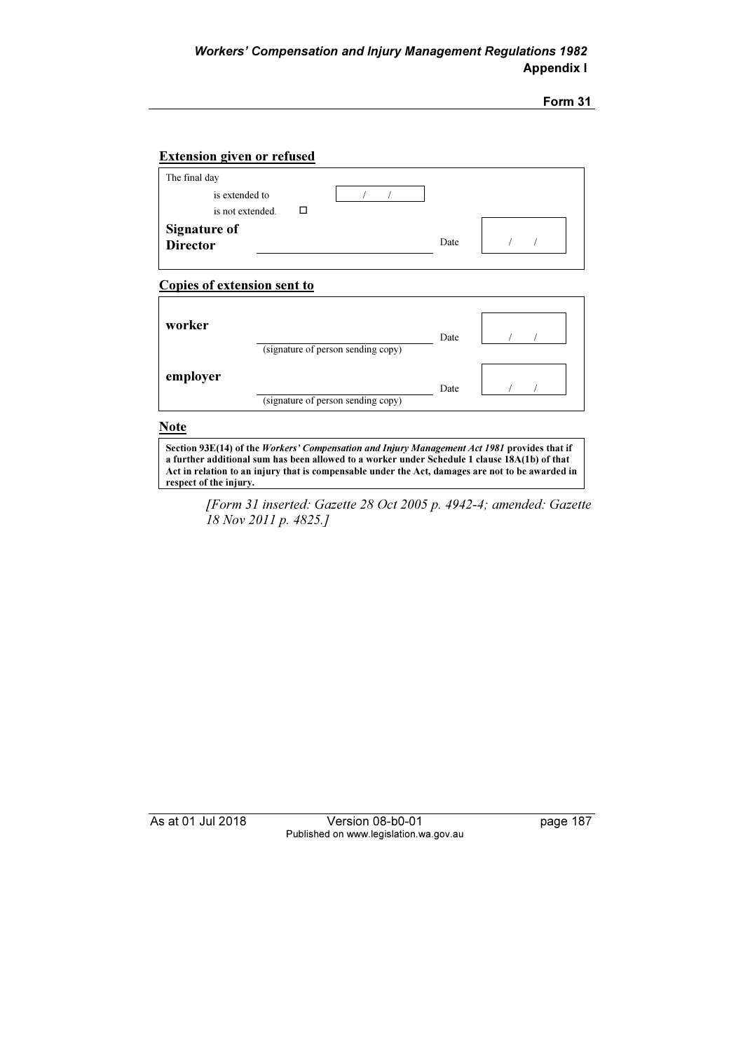**Extension given or refused**

| | | | |
|---|---|---|---|
| The final day | | | |
| is extended to | / / | | |
| is not extended. ☐ | | | |
| **Signature of Director** | | Date | / / |

**Copies of extension sent to**

| | | | |
|---|---|---|---|
| **worker** | (signature of person sending copy) | Date | / / |
| **employer** | (signature of person sending copy) | Date | / / |

**Note**

**Section 93E(14) of the *Workers' Compensation and Injury Management Act 1981* provides that if a further additional sum has been allowed to a worker under Schedule 1 clause 18A(1b) of that Act in relation to an injury that is compensable under the Act, damages are not to be awarded in respect of the injury.**

*[Form 31 inserted: Gazette 28 Oct 2005 p. 4942-4; amended: Gazette 18 Nov 2011 p. 4825.]*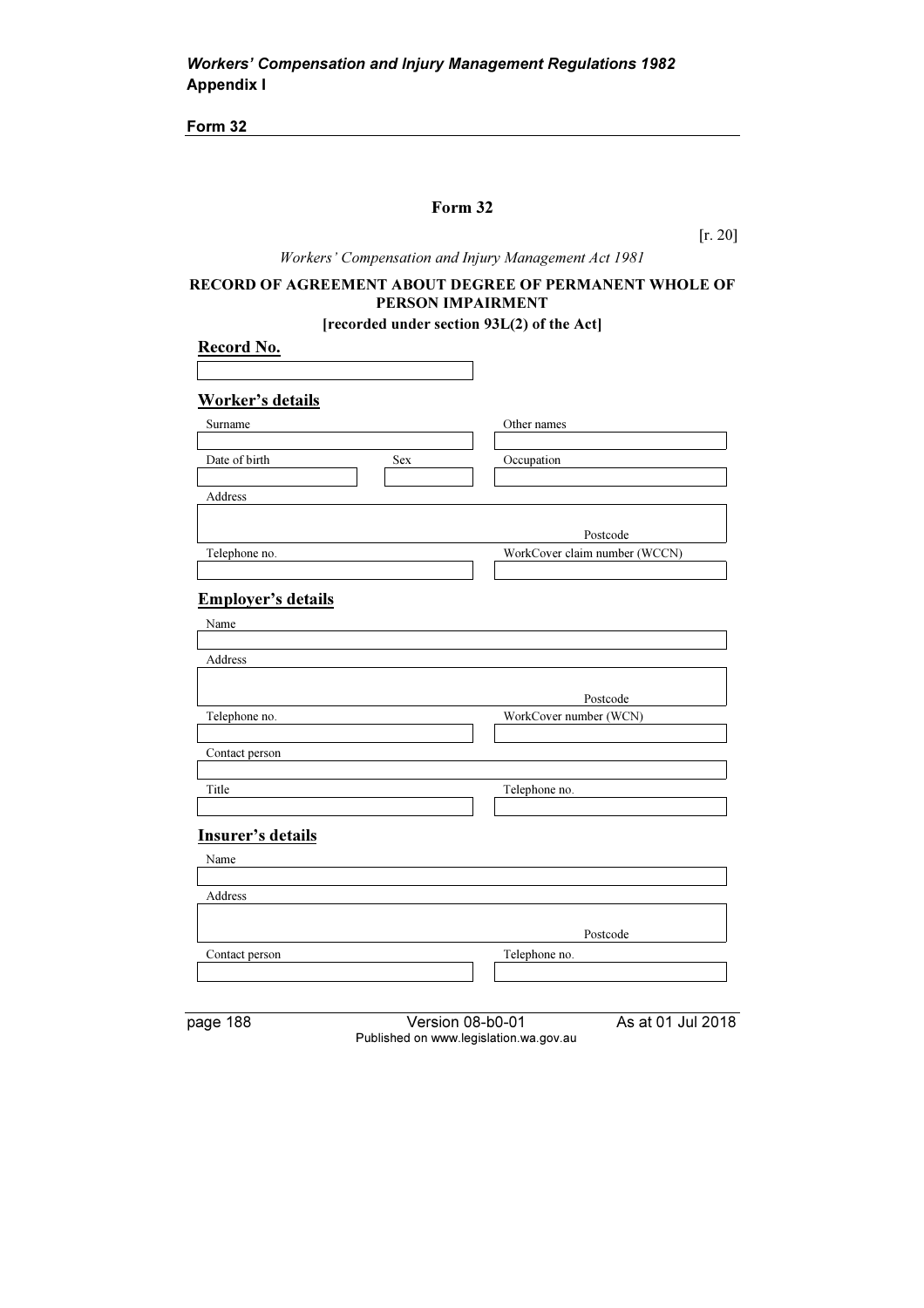## Form 32

[r. 20]

*Workers' Compensation and Injury Management Act 1981*

**RECORD OF AGREEMENT ABOUT DEGREE OF PERMANENT WHOLE OF PERSON IMPAIRMENT**

**[recorded under section 93L(2) of the Act]**

**Record No.**

| |
|---|
| |

**Worker's details**

| Surname | | Other names |
|---|---|---|
| | | |
| Date of birth | Sex | Occupation |
| | | |
| Address | | |
| Postcode | | |
| Telephone no. | | WorkCover claim number (WCCN) |
| | | |

**Employer's details**

| Name | |
|---|---|
| | |
| Address | |
| Postcode | |
| Telephone no. | WorkCover number (WCN) |
| | |
| Contact person | |
| | |
| Title | Telephone no. |
| | |

**Insurer's details**

| Name | |
|---|---|
| | |
| Address | |
| Postcode | |
| Contact person | Telephone no. |
| | |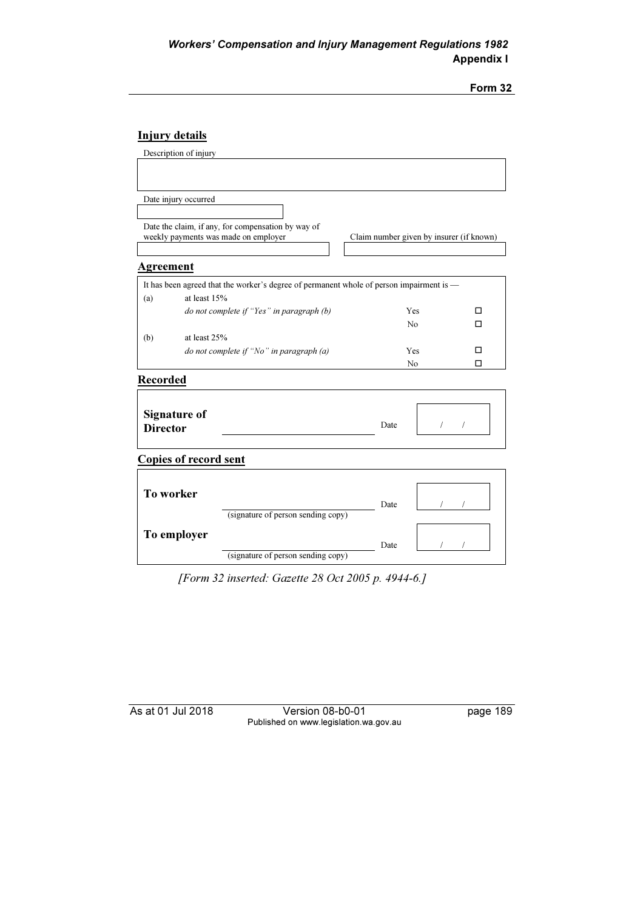## Injury details

Description of injury

| |
|---|
| |

Date injury occurred

| |
|---|
| |

| Date the claim, if any, for compensation by way of weekly payments was made on employer | Claim number given by insurer (if known) |
|---|---|
| | |

## Agreement

| It has been agreed that the worker's degree of permanent whole of person impairment is — | | | |
|---|---|---|---|
| (a) | at least 15% | | |
| | *do not complete if "Yes" in paragraph (b)* | Yes | ☐ |
| | | No | ☐ |
| (b) | at least 25% | | |
| | *do not complete if "No" in paragraph (a)* | Yes | ☐ |
| | | No | ☐ |

## Recorded

| | | | |
|---|---|---|---|
| **Signature of Director** | ____________________ | Date | / / |

## Copies of record sent

| | | | |
|---|---|---|---|
| **To worker** | ____________________ (signature of person sending copy) | Date | / / |
| **To employer** | ____________________ (signature of person sending copy) | Date | / / |

*[Form 32 inserted: Gazette 28 Oct 2005 p. 4944-6.]*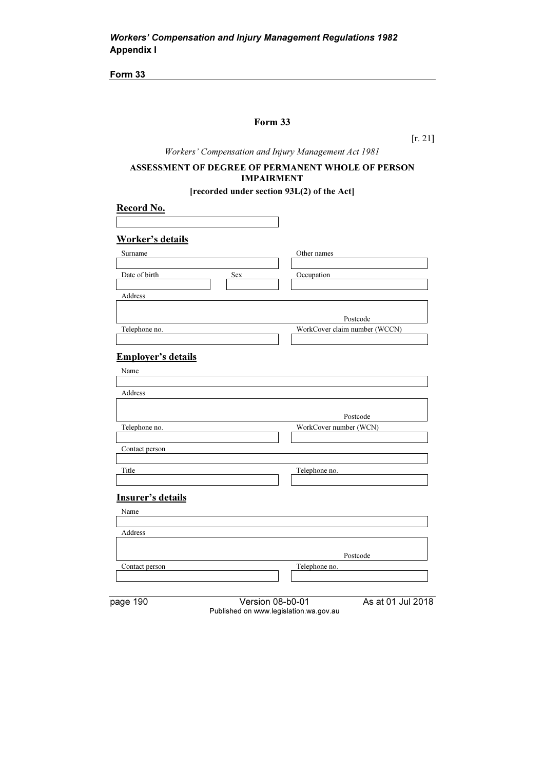# Form 33

[r. 21]

*Workers' Compensation and Injury Management Act 1981*

**ASSESSMENT OF DEGREE OF PERMANENT WHOLE OF PERSON IMPAIRMENT**

**[recorded under section 93L(2) of the Act]**

## Record No.

| |
|---|
| |

## Worker's details

| Surname | | Other names |
|---|---|---|
| | | |
| Date of birth | Sex | Occupation |
| | | |

| Address | |
|---|---|
| | Postcode |
| Telephone no. | WorkCover claim number (WCCN) |
| | |

## Employer's details

| Name | |
|---|---|
| | |
| Address | |
| | Postcode |
| Telephone no. | WorkCover number (WCN) |
| | |
| Contact person | |
| | |
| Title | Telephone no. |
| | |

## Insurer's details

| Name | |
|---|---|
| | |
| Address | |
| | Postcode |
| Contact person | Telephone no. |
| | |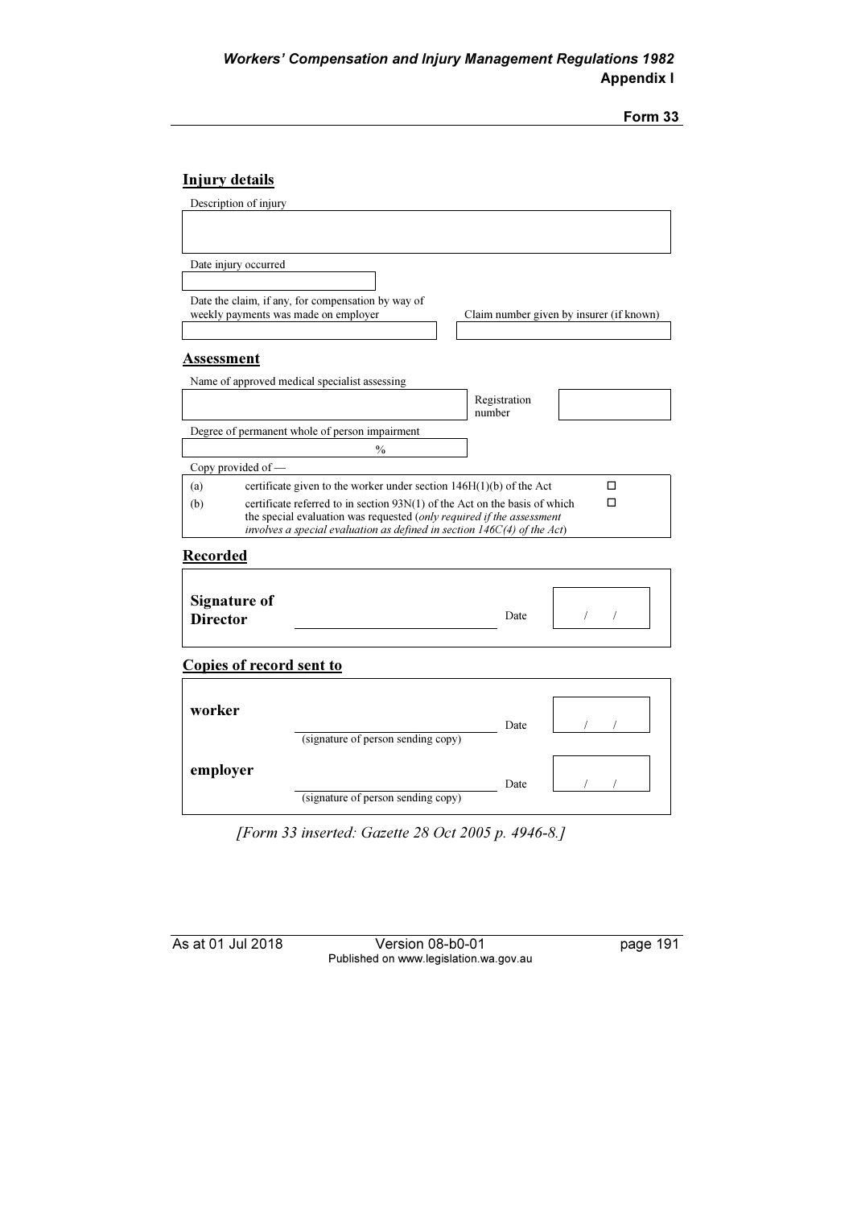## Form 33

### Injury details

Description of injury

| |
|---|
| |

Date injury occurred

| |
|---|
| |

| Date the claim, if any, for compensation by way of weekly payments was made on employer | Claim number given by insurer (if known) |
|---|---|
| | |

### Assessment

| Name of approved medical specialist assessing | Registration number | |
|---|---|---|
| | | |

Degree of permanent whole of person impairment

| |
|---|
| % |

Copy provided of —

| | | |
|---|---|---|
| (a) | certificate given to the worker under section 146H(1)(b) of the Act | ☐ |
| (b) | certificate referred to in section 93N(1) of the Act on the basis of which the special evaluation was requested (*only required if the assessment involves a special evaluation as defined in section 146C(4) of the Act*) | ☐ |

### Recorded

| | | | |
|---|---|---|---|
| **Signature of Director** | \_\_\_\_\_\_\_\_\_\_\_\_\_\_\_\_\_\_\_\_ | Date | / / |

### Copies of record sent to

| | | | |
|---|---|---|---|
| **worker** | \_\_\_\_\_\_\_\_\_\_\_\_\_\_\_\_\_\_\_\_ (signature of person sending copy) | Date | / / |
| **employer** | \_\_\_\_\_\_\_\_\_\_\_\_\_\_\_\_\_\_\_\_ (signature of person sending copy) | Date | / / |

*[Form 33 inserted: Gazette 28 Oct 2005 p. 4946-8.]*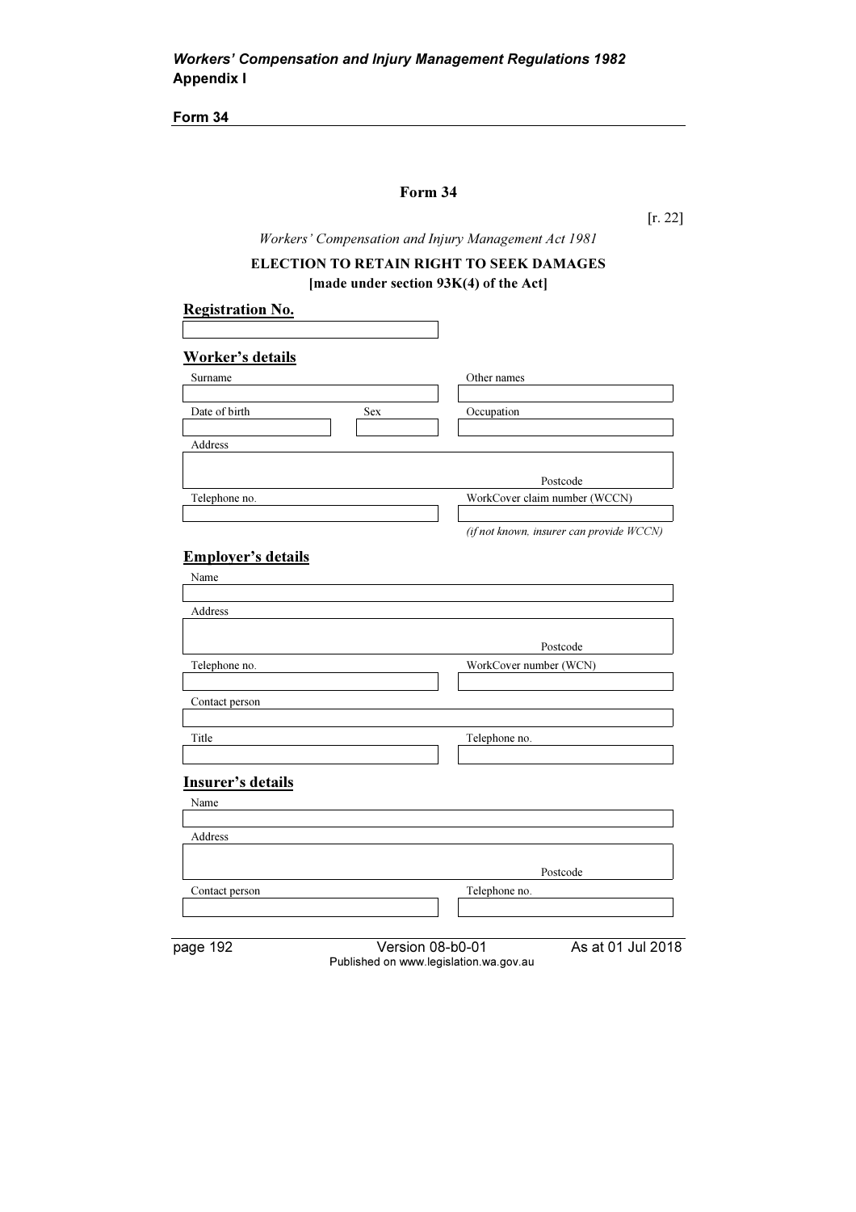## Form 34

[r. 22]

*Workers' Compensation and Injury Management Act 1981*

**ELECTION TO RETAIN RIGHT TO SEEK DAMAGES**
**[made under section 93K(4) of the Act]**

**Registration No.**

| |
|---|
| |

**Worker's details**

| Surname | | Other names |
|---|---|---|
| | | |
| Date of birth | Sex | Occupation |
| | | |

| Address |
|---|
| Postcode |

| Telephone no. | WorkCover claim number (WCCN) |
|---|---|
| | |
| | *(if not known, insurer can provide WCCN)* |

**Employer's details**

| Name |
|---|
| |
| Address |
| Postcode |

| Telephone no. | WorkCover number (WCN) |
|---|---|
| | |

| Contact person |
|---|
| |

| Title | Telephone no. |
|---|---|
| | |

**Insurer's details**

| Name |
|---|
| |
| Address |
| Postcode |

| Contact person | Telephone no. |
|---|---|
| | |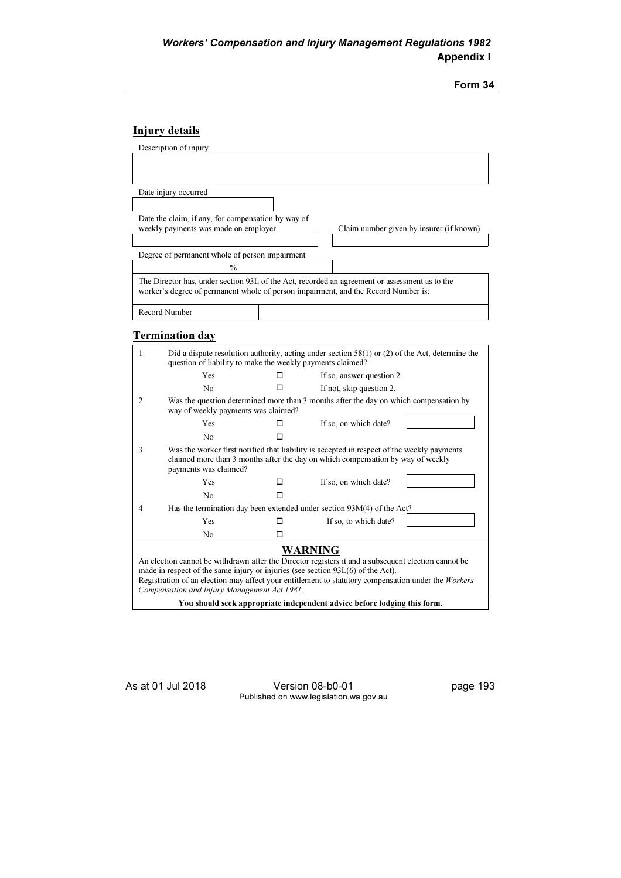Form 34

## Injury details

| Description of injury |
|---|
| |

| Date injury occurred |
|---|
| |

| Date the claim, if any, for compensation by way of weekly payments was made on employer | Claim number given by insurer (if known) |
|---|---|
| | |

| Degree of permanent whole of person impairment |
|---|
| % |

| The Director has, under section 93L of the Act, recorded an agreement or assessment as to the worker's degree of permanent whole of person impairment, and the Record Number is: | |
|---|---|
| Record Number | |

## Termination day

| | | | | |
|---|---|---|---|---|
| 1. | Did a dispute resolution authority, acting under section 58(1) or (2) of the Act, determine the question of liability to make the weekly payments claimed? | | | |
| | Yes | ☐ | If so, answer question 2. | |
| | No | ☐ | If not, skip question 2. | |
| 2. | Was the question determined more than 3 months after the day on which compensation by way of weekly payments was claimed? | | | |
| | Yes | ☐ | If so, on which date? | |
| | No | ☐ | | |
| 3. | Was the worker first notified that liability is accepted in respect of the weekly payments claimed more than 3 months after the day on which compensation by way of weekly payments was claimed? | | | |
| | Yes | ☐ | If so, on which date? | |
| | No | ☐ | | |
| 4. | Has the termination day been extended under section 93M(4) of the Act? | | | |
| | Yes | ☐ | If so, to which date? | |
| | No | ☐ | | |

**WARNING**

An election cannot be withdrawn after the Director registers it and a subsequent election cannot be made in respect of the same injury or injuries (see section 93L(6) of the Act).

Registration of an election may affect your entitlement to statutory compensation under the *Workers' Compensation and Injury Management Act 1981*.

**You should seek appropriate independent advice before lodging this form.**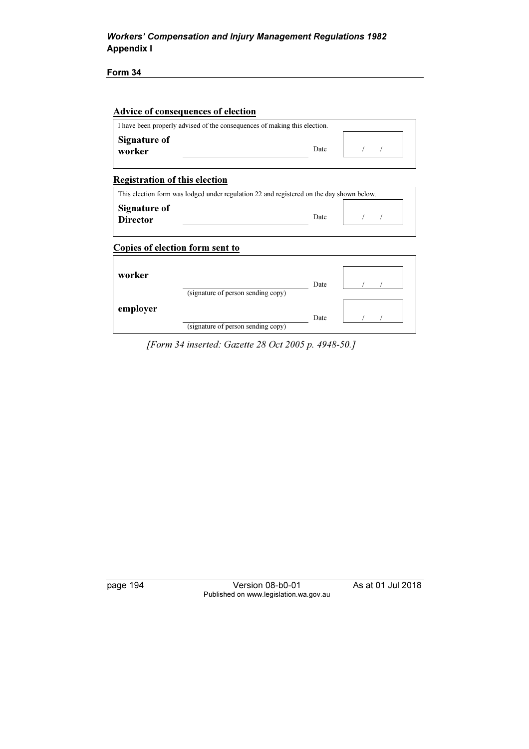**Form 34**

**Advice of consequences of election**

I have been properly advised of the consequences of making this election.

**Signature of worker** ______________________ Date  /  /

**Registration of this election**

This election form was lodged under regulation 22 and registered on the day shown below.

**Signature of Director** ______________________ Date  /  /

**Copies of election form sent to**

| | | | |
|---|---|---|---|
| **worker** | ______________________ (signature of person sending copy) | Date | / / |
| **employer** | ______________________ (signature of person sending copy) | Date | / / |

*[Form 34 inserted: Gazette 28 Oct 2005 p. 4948-50.]*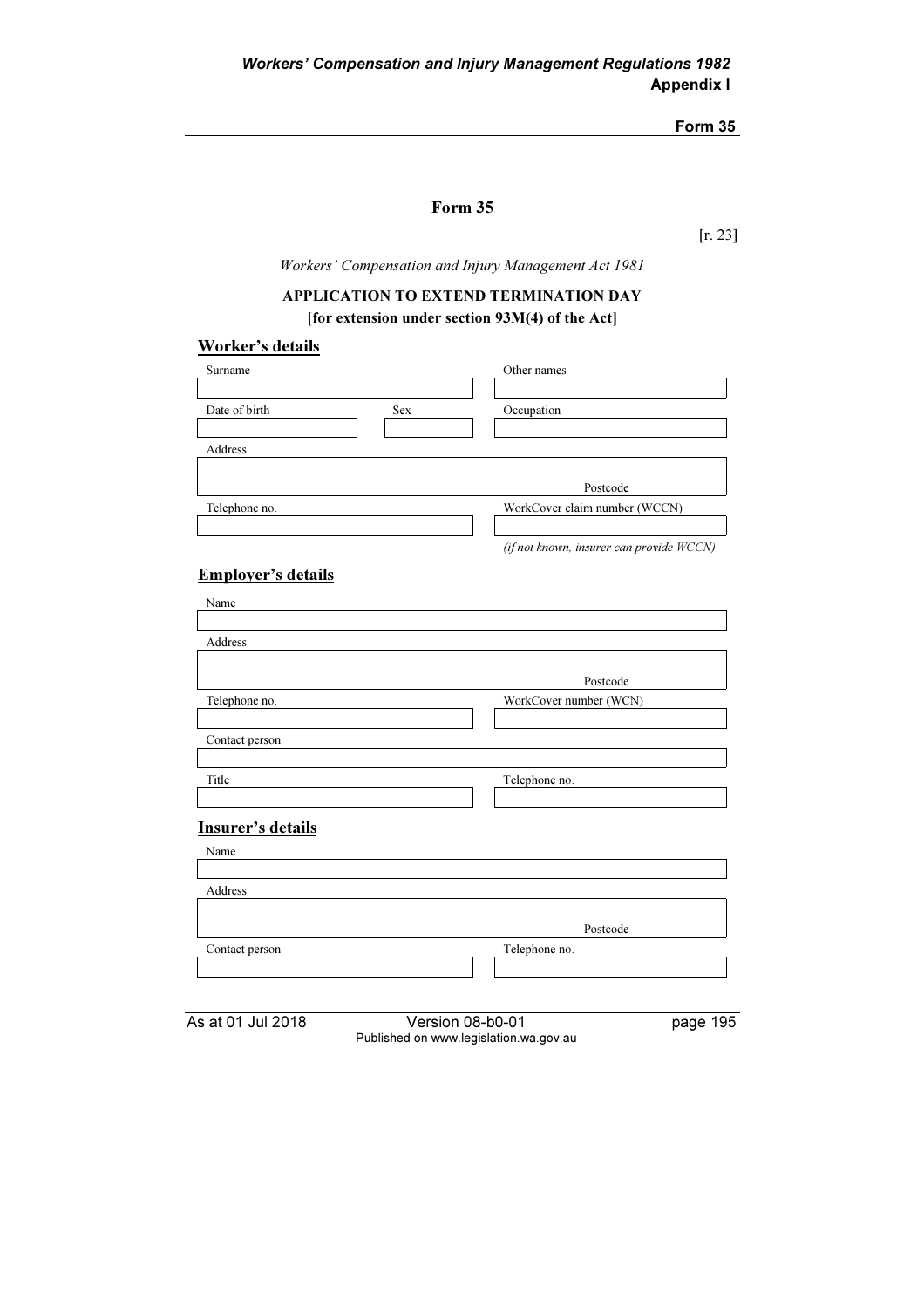# Form 35

[r. 23]

*Workers' Compensation and Injury Management Act 1981*

## APPLICATION TO EXTEND TERMINATION DAY
## [for extension under section 93M(4) of the Act]

### Worker's details

| Surname | | Other names |
|---|---|---|
| | | |
| Date of birth | Sex | Occupation |
| | | |

| Address | |
|---|---|
| | Postcode |

| Telephone no. | WorkCover claim number (WCCN) |
|---|---|
| | |
| | *(if not known, insurer can provide WCCN)* |

### Employer's details

| Name |
|---|
| |

| Address | |
|---|---|
| | Postcode |

| Telephone no. | WorkCover number (WCN) |
|---|---|
| | |

| Contact person |
|---|
| |

| Title | Telephone no. |
|---|---|
| | |

### Insurer's details

| Name |
|---|
| |

| Address | |
|---|---|
| | Postcode |

| Contact person | Telephone no. |
|---|---|
| | |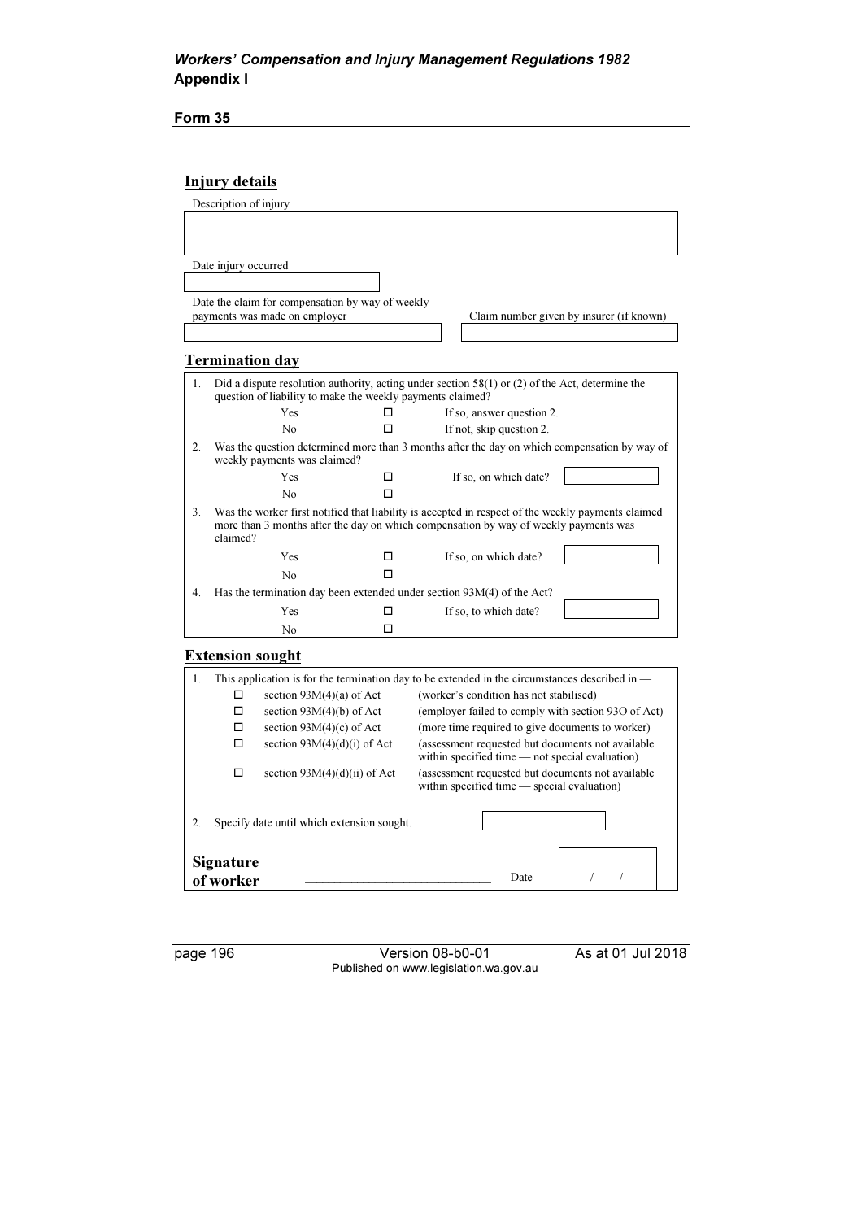**Form 35**

## Injury details

Description of injury

| |
|---|
| |

Date injury occurred

| |
|---|
| |

| Date the claim for compensation by way of weekly payments was made on employer | Claim number given by insurer (if known) |
|---|---|
| | |

## Termination day

| | | | | |
|---|---|---|---|---|
| 1. | Did a dispute resolution authority, acting under section 58(1) or (2) of the Act, determine the question of liability to make the weekly payments claimed? | | | |
| | Yes | ☐ | If so, answer question 2. | |
| | No | ☐ | If not, skip question 2. | |
| 2. | Was the question determined more than 3 months after the day on which compensation by way of weekly payments was claimed? | | | |
| | Yes | ☐ | If so, on which date? | |
| | No | ☐ | | |
| 3. | Was the worker first notified that liability is accepted in respect of the weekly payments claimed more than 3 months after the day on which compensation by way of weekly payments was claimed? | | | |
| | Yes | ☐ | If so, on which date? | |
| | No | ☐ | | |
| 4. | Has the termination day been extended under section 93M(4) of the Act? | | | |
| | Yes | ☐ | If so, to which date? | |
| | No | ☐ | | |

## Extension sought

| | | | |
|---|---|---|---|
| 1. | This application is for the termination day to be extended in the circumstances described in — | | |
| | ☐ | section 93M(4)(a) of Act | (worker's condition has not stabilised) |
| | ☐ | section 93M(4)(b) of Act | (employer failed to comply with section 93O of Act) |
| | ☐ | section 93M(4)(c) of Act | (more time required to give documents to worker) |
| | ☐ | section 93M(4)(d)(i) of Act | (assessment requested but documents not available within specified time — not special evaluation) |
| | ☐ | section 93M(4)(d)(ii) of Act | (assessment requested but documents not available within specified time — special evaluation) |
| 2. | Specify date until which extension sought. | | |

**Signature of worker** \_\_\_\_\_\_\_\_\_\_\_\_\_\_\_\_\_\_\_\_\_\_\_\_\_\_\_\_\_\_ Date / /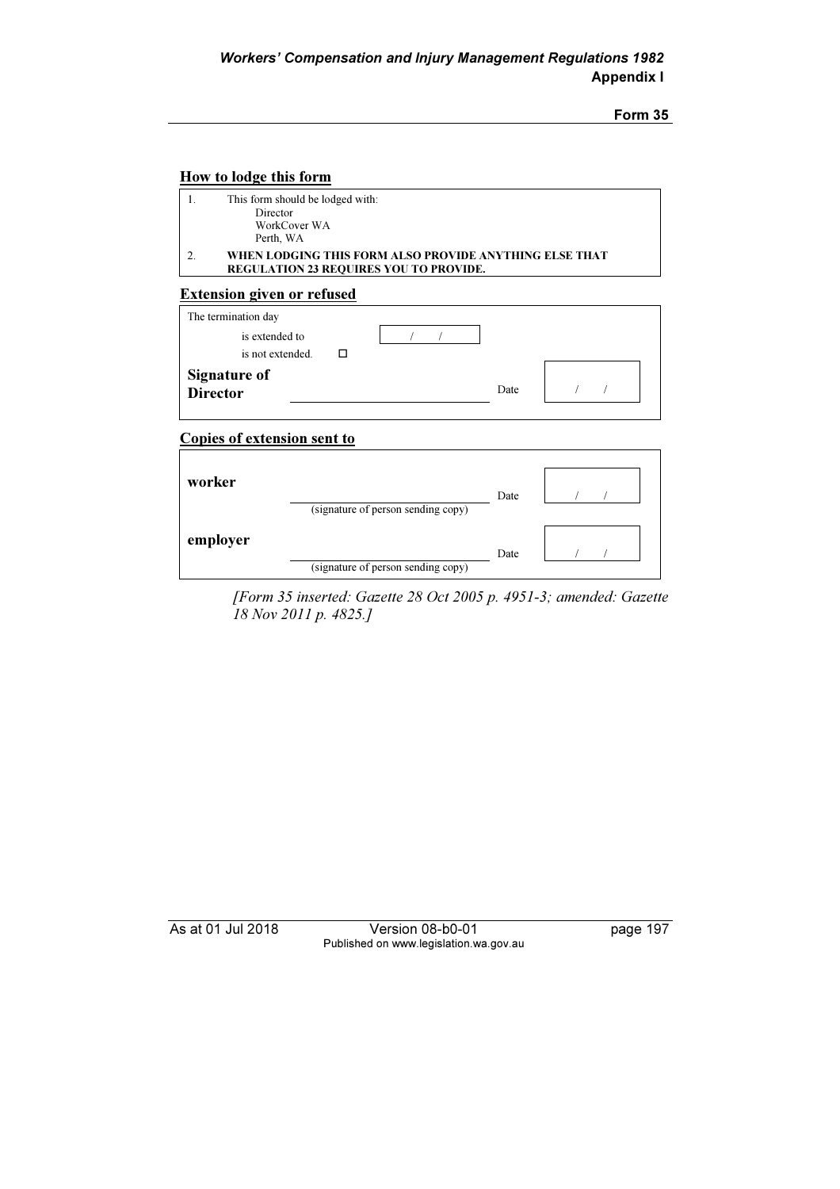**Form 35**

## How to lode this form

| | |
|---|---|
| 1. | This form should be lodged with: Director WorkCover WA Perth, WA |
| 2. | **WHEN LODGING THIS FORM ALSO PROVIDE ANYTHING ELSE THAT REGULATION 23 REQUIRES YOU TO PROVIDE.** |

## Extension given or refused

| | | | |
|---|---|---|---|
| The termination day | | | |
| is extended to | / / | | |
| is not extended. ☐ | | | |
| **Signature of Director** | ____________________ | Date | / / |

## Copies of extension sent to

| | | | |
|---|---|---|---|
| **worker** | ____________________ (signature of person sending copy) | Date | / / |
| **employer** | ____________________ (signature of person sending copy) | Date | / / |

*[Form 35 inserted: Gazette 28 Oct 2005 p. 4951-3; amended: Gazette 18 Nov 2011 p. 4825.]*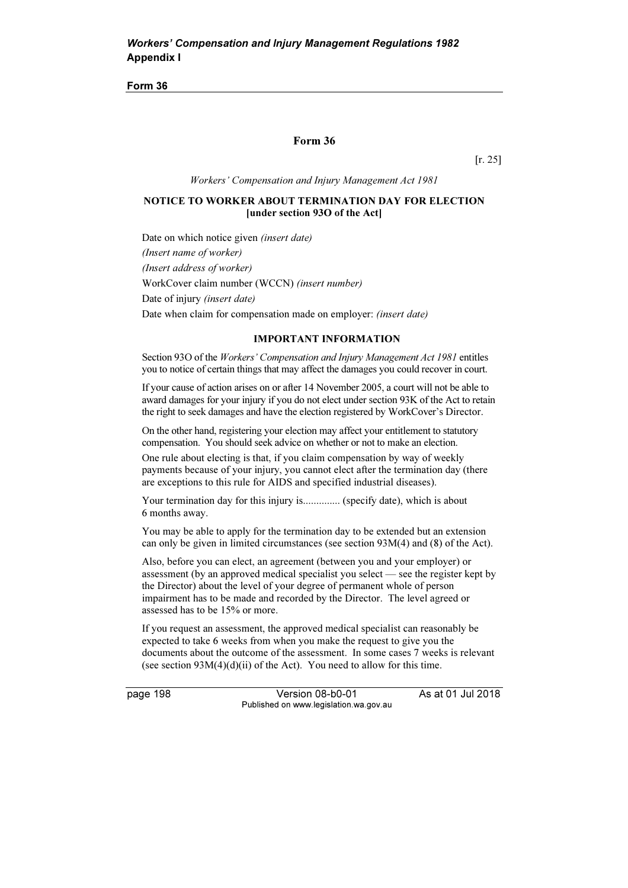## Form 36

[r. 25]

*Workers' Compensation and Injury Management Act 1981*

**NOTICE TO WORKER ABOUT TERMINATION DAY FOR ELECTION [under section 93O of the Act]**

Date on which notice given *(insert date)*

*(Insert name of worker)*

*(Insert address of worker)*

WorkCover claim number (WCCN) *(insert number)*

Date of injury *(insert date)*

Date when claim for compensation made on employer: *(insert date)*

**IMPORTANT INFORMATION**

Section 93O of the *Workers' Compensation and Injury Management Act 1981* entitles you to notice of certain things that may affect the damages you could recover in court.

If your cause of action arises on or after 14 November 2005, a court will not be able to award damages for your injury if you do not elect under section 93K of the Act to retain the right to seek damages and have the election registered by WorkCover's Director.

On the other hand, registering your election may affect your entitlement to statutory compensation. You should seek advice on whether or not to make an election.

One rule about electing is that, if you claim compensation by way of weekly payments because of your injury, you cannot elect after the termination day (there are exceptions to this rule for AIDS and specified industrial diseases).

Your termination day for this injury is.............. (specify date), which is about 6 months away.

You may be able to apply for the termination day to be extended but an extension can only be given in limited circumstances (see section 93M(4) and (8) of the Act).

Also, before you can elect, an agreement (between you and your employer) or assessment (by an approved medical specialist you select — see the register kept by the Director) about the level of your degree of permanent whole of person impairment has to be made and recorded by the Director. The level agreed or assessed has to be 15% or more.

If you request an assessment, the approved medical specialist can reasonably be expected to take 6 weeks from when you make the request to give you the documents about the outcome of the assessment. In some cases 7 weeks is relevant (see section 93M(4)(d)(ii) of the Act). You need to allow for this time.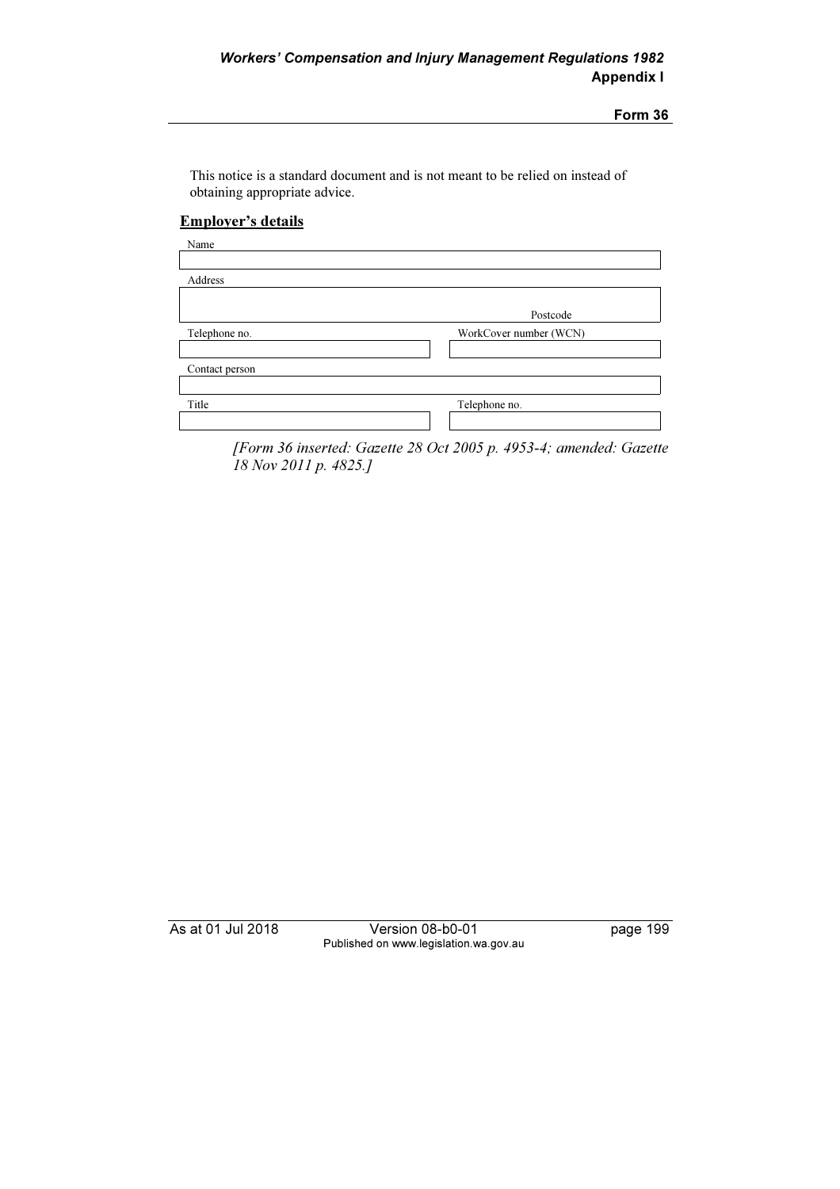This notice is a standard document and is not meant to be relied on instead of obtaining appropriate advice.

**Employer's details**

| Name | |
|---|---|
| | |
| Address | |
| Postcode | |
| Telephone no. | WorkCover number (WCN) |
| | |
| Contact person | |
| | |
| Title | Telephone no. |
| | |

*[Form 36 inserted: Gazette 28 Oct 2005 p. 4953-4; amended: Gazette 18 Nov 2011 p. 4825.]*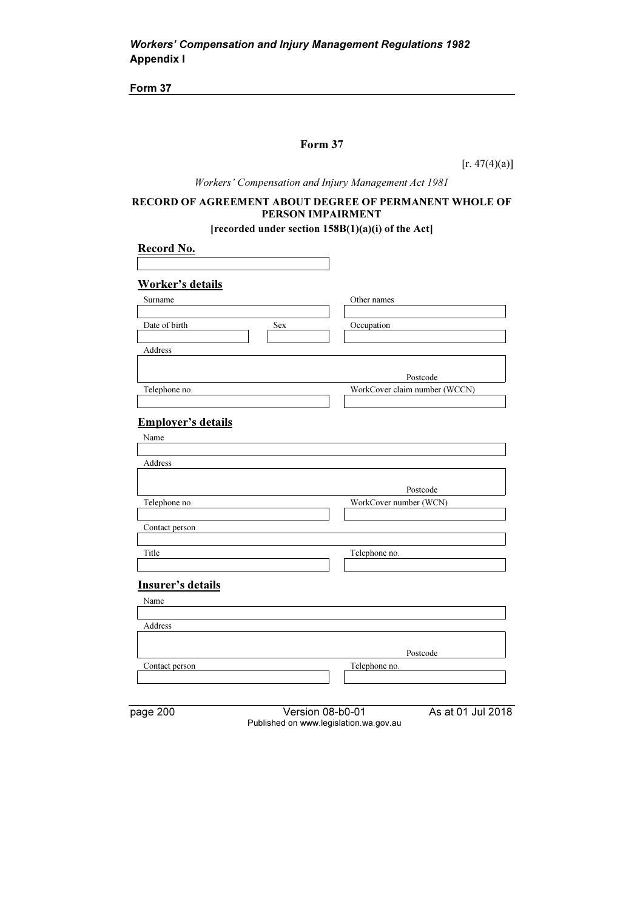## Form 37

[r. 47(4)(a)]

*Workers' Compensation and Injury Management Act 1981*

**RECORD OF AGREEMENT ABOUT DEGREE OF PERMANENT WHOLE OF PERSON IMPAIRMENT**

**[recorded under section 158B(1)(a)(i) of the Act]**

### Record No.

| |
|---|
| |

### Worker's details

| Surname | Other names |
|---|---|
| | |

| Date of birth | Sex | Occupation |
|---|---|---|
| | | |

| Address |
|---|
| Postcode |

| Telephone no. | WorkCover claim number (WCCN) |
|---|---|
| | |

### Employer's details

| Name |
|---|
| |

| Address |
|---|
| Postcode |

| Telephone no. | WorkCover number (WCN) |
|---|---|
| | |

| Contact person |
|---|
| |

| Title | Telephone no. |
|---|---|
| | |

### Insurer's details

| Name |
|---|
| |

| Address |
|---|
| Postcode |

| Contact person | Telephone no. |
|---|---|
| | |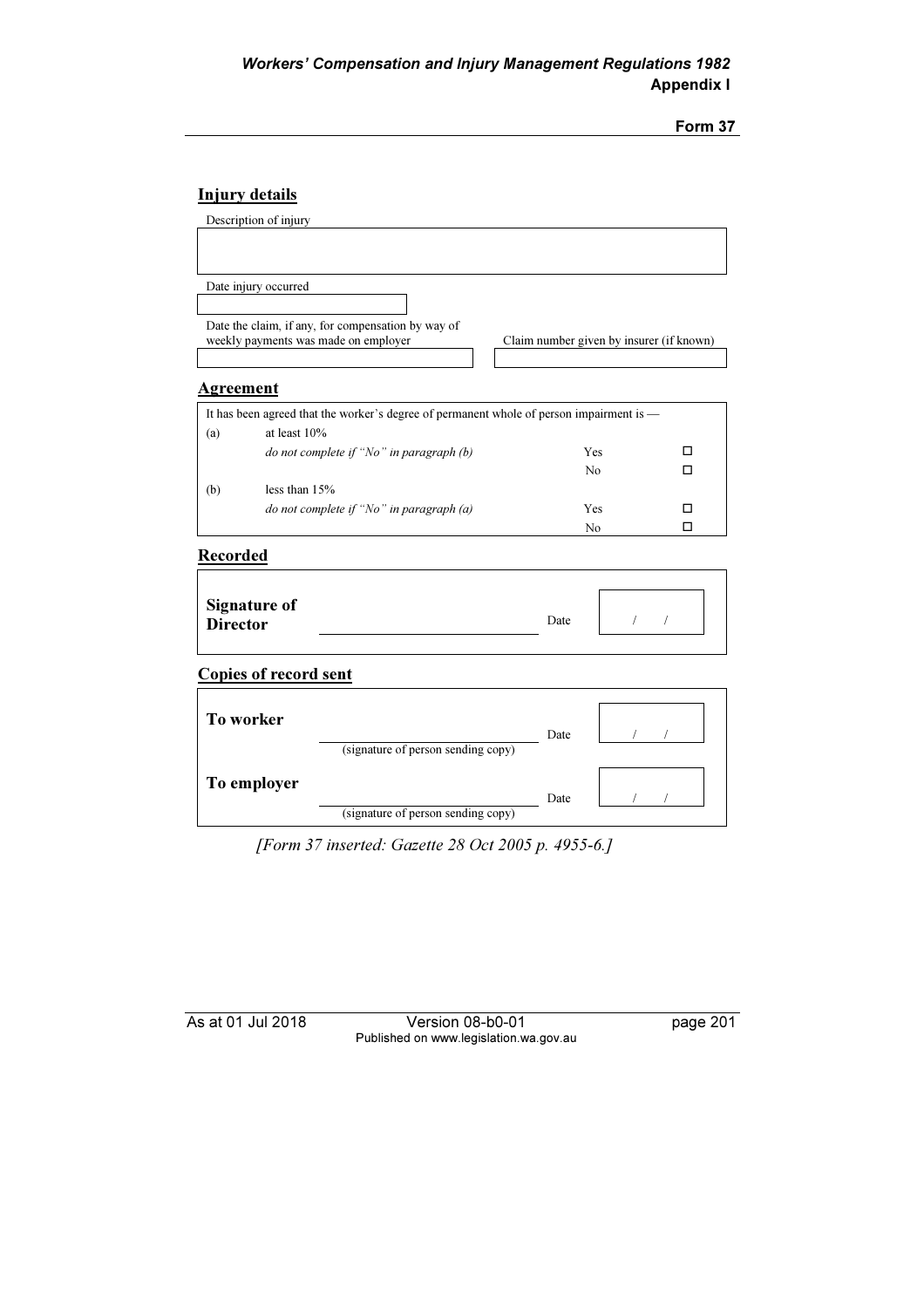## Injury details

| Description of injury |
|---|
| |

| Date injury occurred |
|---|
| |

| Date the claim, if any, for compensation by way of weekly payments was made on employer | Claim number given by insurer (if known) |
|---|---|
| | |

## Agreement

| It has been agreed that the worker's degree of permanent whole of person impairment is — | | | |
|---|---|---|---|
| (a) | at least 10% | | |
| | *do not complete if "No" in paragraph (b)* | Yes | ☐ |
| | | No | ☐ |
| (b) | less than 15% | | |
| | *do not complete if "No" in paragraph (a)* | Yes | ☐ |
| | | No | ☐ |

## Recorded

| | | | |
|---|---|---|---|
| **Signature of Director** | ______________________ | Date | / / |

## Copies of record sent

| | | | |
|---|---|---|---|
| **To worker** | ______________________ (signature of person sending copy) | Date | / / |
| **To employer** | ______________________ (signature of person sending copy) | Date | / / |

*[Form 37 inserted: Gazette 28 Oct 2005 p. 4955-6.]*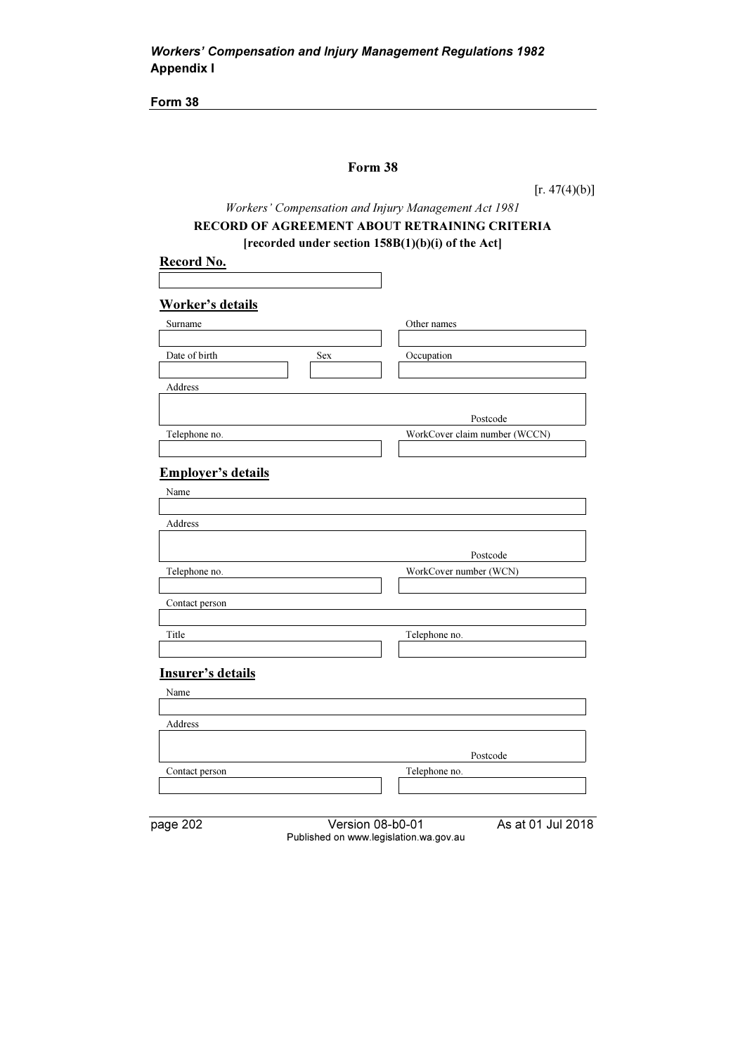# Form 38

[r. 47(4)(b)]

*Workers' Compensation and Injury Management Act 1981*

**RECORD OF AGREEMENT ABOUT RETRAINING CRITERIA**

**[recorded under section 158B(1)(b)(i) of the Act]**

## Record No.

| |
|---|
| |

## Worker's details

| Surname | | Other names |
|---|---|---|
| | | |
| **Date of birth** | **Sex** | **Occupation** |
| | | |

| Address | |
|---|---|
| | Postcode |

| Telephone no. | WorkCover claim number (WCCN) |
|---|---|
| | |

## Employer's details

| Name |
|---|
| |

| Address | |
|---|---|
| | Postcode |

| Telephone no. | WorkCover number (WCN) |
|---|---|
| | |

| Contact person |
|---|
| |

| Title | Telephone no. |
|---|---|
| | |

## Insurer's details

| Name |
|---|
| |

| Address | |
|---|---|
| | Postcode |

| Contact person | Telephone no. |
|---|---|
| | |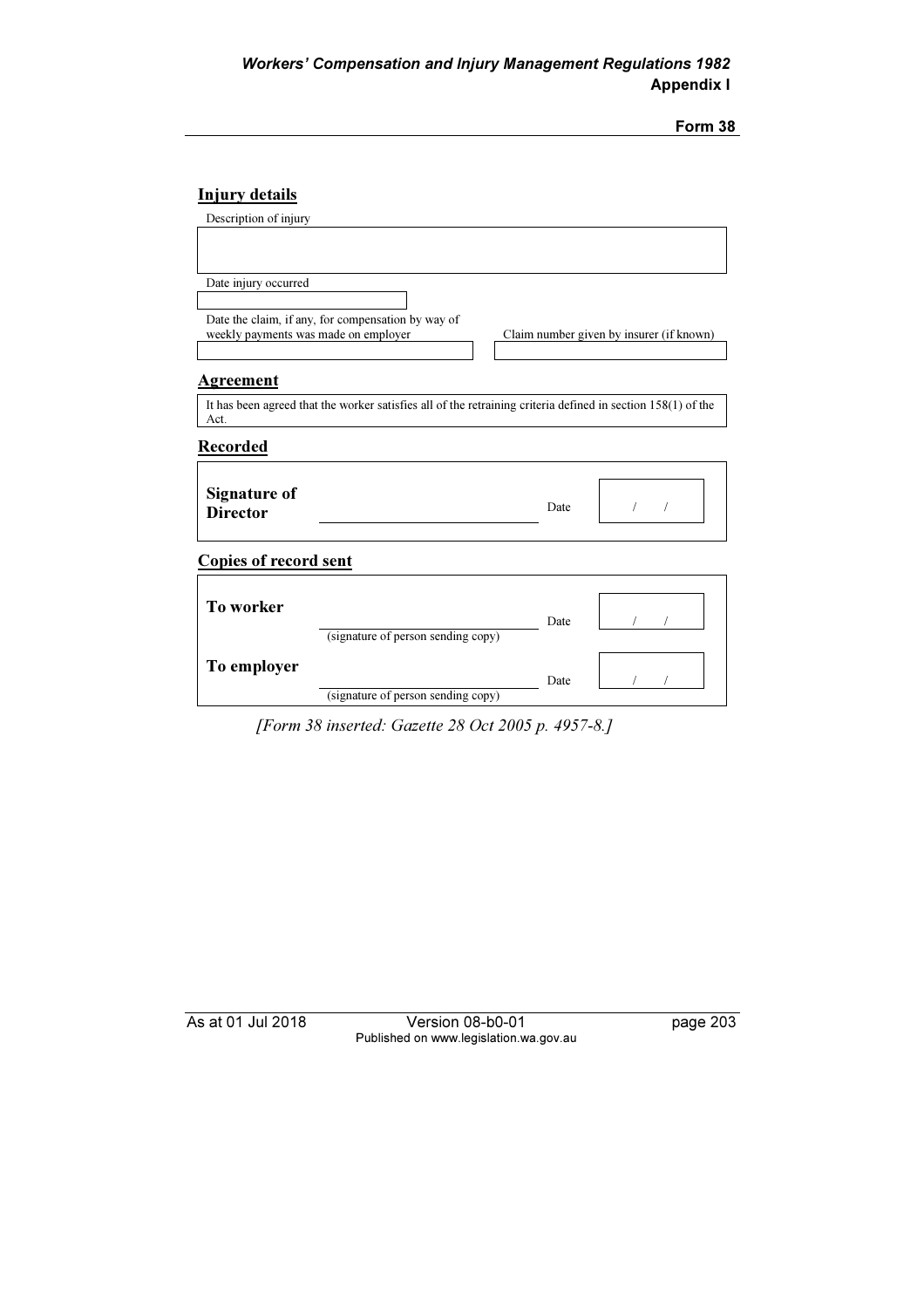## Injury details

Description of injury

| |
|---|
| |

Date injury occurred

| |
|---|
| |

| Date the claim, if any, for compensation by way of weekly payments was made on employer | Claim number given by insurer (if known) |
|---|---|
| | |

## Agreement

It has been agreed that the worker satisfies all of the retraining criteria defined in section 158(1) of the Act.

## Recorded

| | | | |
|---|---|---|---|
| **Signature of Director** | ____________________ | Date | / / |

## Copies of record sent

| | | | |
|---|---|---|---|
| **To worker** | ____________________ (signature of person sending copy) | Date | / / |
| **To employer** | ____________________ (signature of person sending copy) | Date | / / |

*[Form 38 inserted: Gazette 28 Oct 2005 p. 4957-8.]*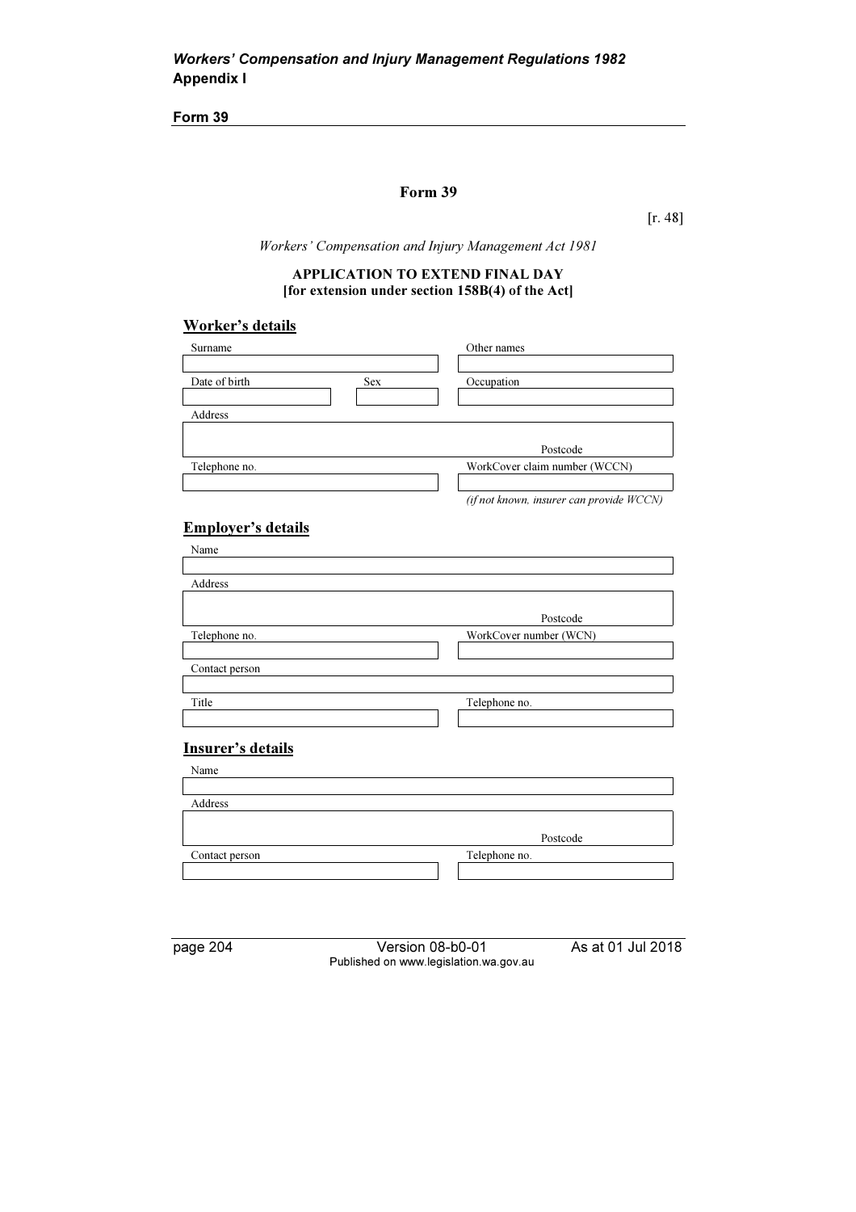# Form 39

[r. 48]

*Workers' Compensation and Injury Management Act 1981*

**APPLICATION TO EXTEND FINAL DAY**
**[for extension under section 158B(4) of the Act]**

## Worker's details

| Surname | | Other names |
|---|---|---|
| | | |
| Date of birth | Sex | Occupation |
| | | |

| Address |
|---|
| Postcode |

| Telephone no. | WorkCover claim number (WCCN) |
|---|---|
| | |
| | *(if not known, insurer can provide WCCN)* |

## Employer's details

| Name |
|---|
| |

| Address |
|---|
| Postcode |

| Telephone no. | WorkCover number (WCN) |
|---|---|
| | |

| Contact person |
|---|
| |

| Title | Telephone no. |
|---|---|
| | |

## Insurer's details

| Name |
|---|
| |

| Address |
|---|
| Postcode |

| Contact person | Telephone no. |
|---|---|
| | |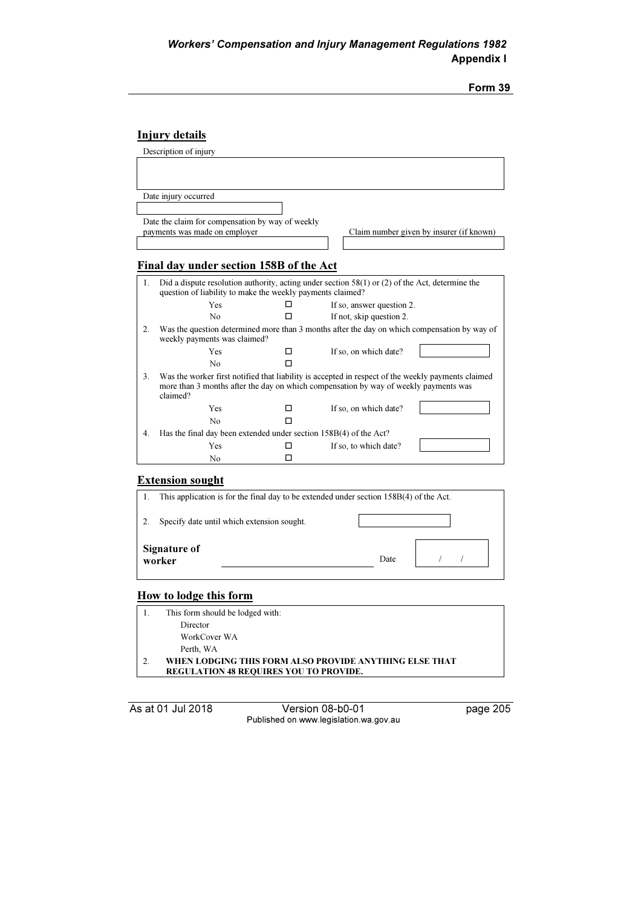## Injury details

Description of injury

| |
|---|
| |

Date injury occurred

| |
|---|
| |

| Date the claim for compensation by way of weekly payments was made on employer | Claim number given by insurer (if known) |
|---|---|
| | |

## Final day under section 158B of the Act

| | | | | |
|---|---|---|---|---|
| 1. | Did a dispute resolution authority, acting under section 58(1) or (2) of the Act, determine the question of liability to make the weekly payments claimed? | | | |
| | Yes | ☐ | If so, answer question 2. | |
| | No | ☐ | If not, skip question 2. | |
| 2. | Was the question determined more than 3 months after the day on which compensation by way of weekly payments was claimed? | | | |
| | Yes | ☐ | If so, on which date? | |
| | No | ☐ | | |
| 3. | Was the worker first notified that liability is accepted in respect of the weekly payments claimed more than 3 months after the day on which compensation by way of weekly payments was claimed? | | | |
| | Yes | ☐ | If so, on which date? | |
| | No | ☐ | | |
| 4. | Has the final day been extended under section 158B(4) of the Act? | | | |
| | Yes | ☐ | If so, to which date? | |
| | No | ☐ | | |

## Extension sought

1. This application is for the final day to be extended under section 158B(4) of the Act.
2. Specify date until which extension sought. \_\_\_\_\_\_\_\_\_\_

**Signature of worker** \_\_\_\_\_\_\_\_\_\_\_\_\_\_\_\_\_\_\_\_ Date / /

## How to lodge this form

1. This form should be lodged with:
   Director
   WorkCover WA
   Perth, WA
2. **WHEN LODGING THIS FORM ALSO PROVIDE ANYTHING ELSE THAT REGULATION 48 REQUIRES YOU TO PROVIDE.**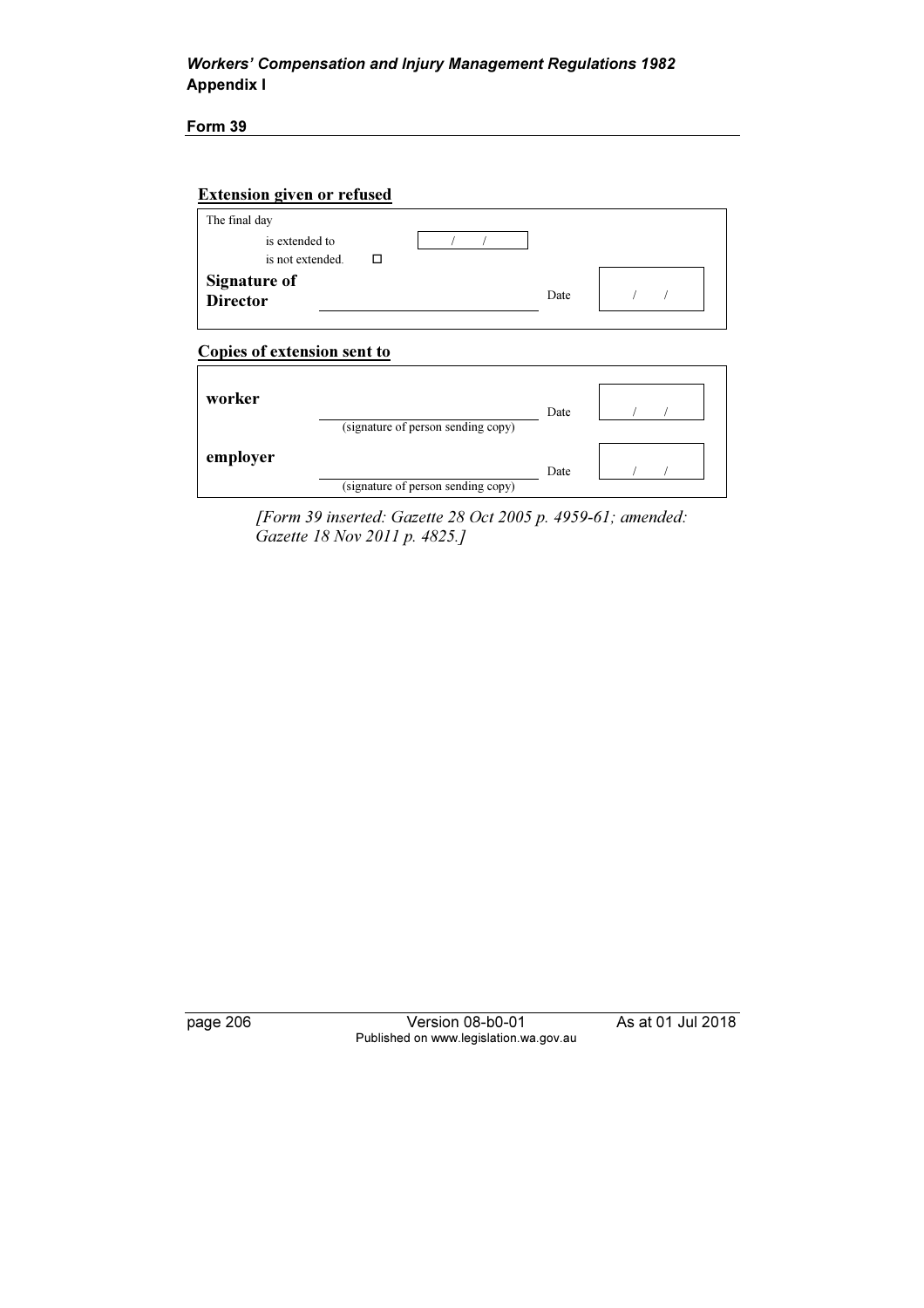**Form 39**

**Extension given or refused**

| The final day | | | |
|---|---|---|---|
| is extended to | | / / | |
| is not extended. | ☐ | | |
| **Signature of Director** | | Date | / / |

**Copies of extension sent to**

| | | | |
|---|---|---|---|
| **worker** | (signature of person sending copy) | Date | / / |
| **employer** | (signature of person sending copy) | Date | / / |

*[Form 39 inserted: Gazette 28 Oct 2005 p. 4959-61; amended: Gazette 18 Nov 2011 p. 4825.]*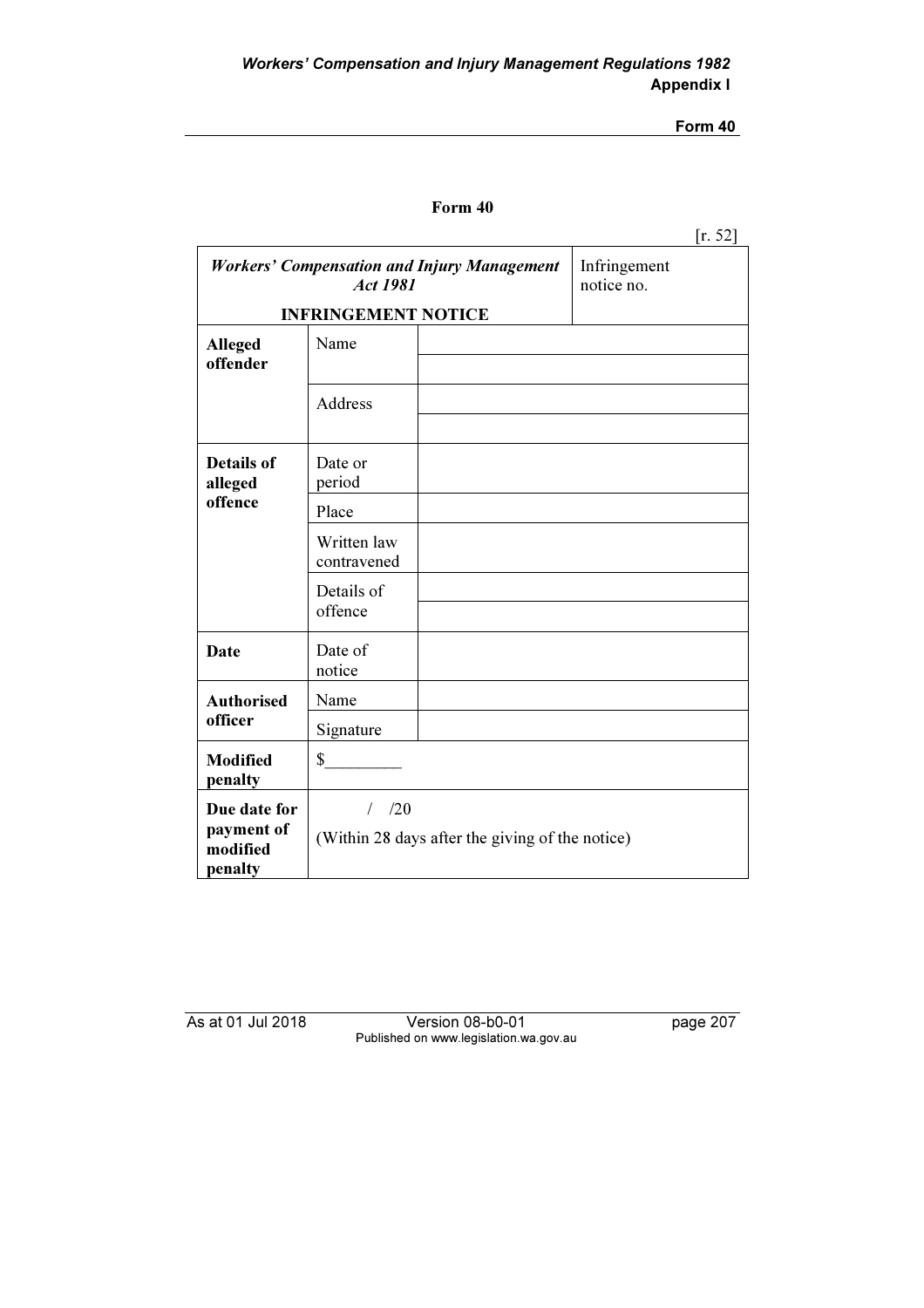# Form 40

[r. 52]

| *Workers' Compensation and Injury Management Act 1981*<br><br>**INFRINGEMENT NOTICE** | | Infringement notice no. |
|---|---|---|
| **Alleged offender** | Name | |
| | | |
| | Address | |
| | | |
| **Details of alleged offence** | Date or period | |
| | Place | |
| | Written law contravened | |
| | Details of offence | |
| | | |
| **Date** | Date of notice | |
| **Authorised officer** | Name | |
| | Signature | |
| **Modified penalty** | $_________ | |
| **Due date for payment of modified penalty** | / /20<br>(Within 28 days after the giving of the notice) | |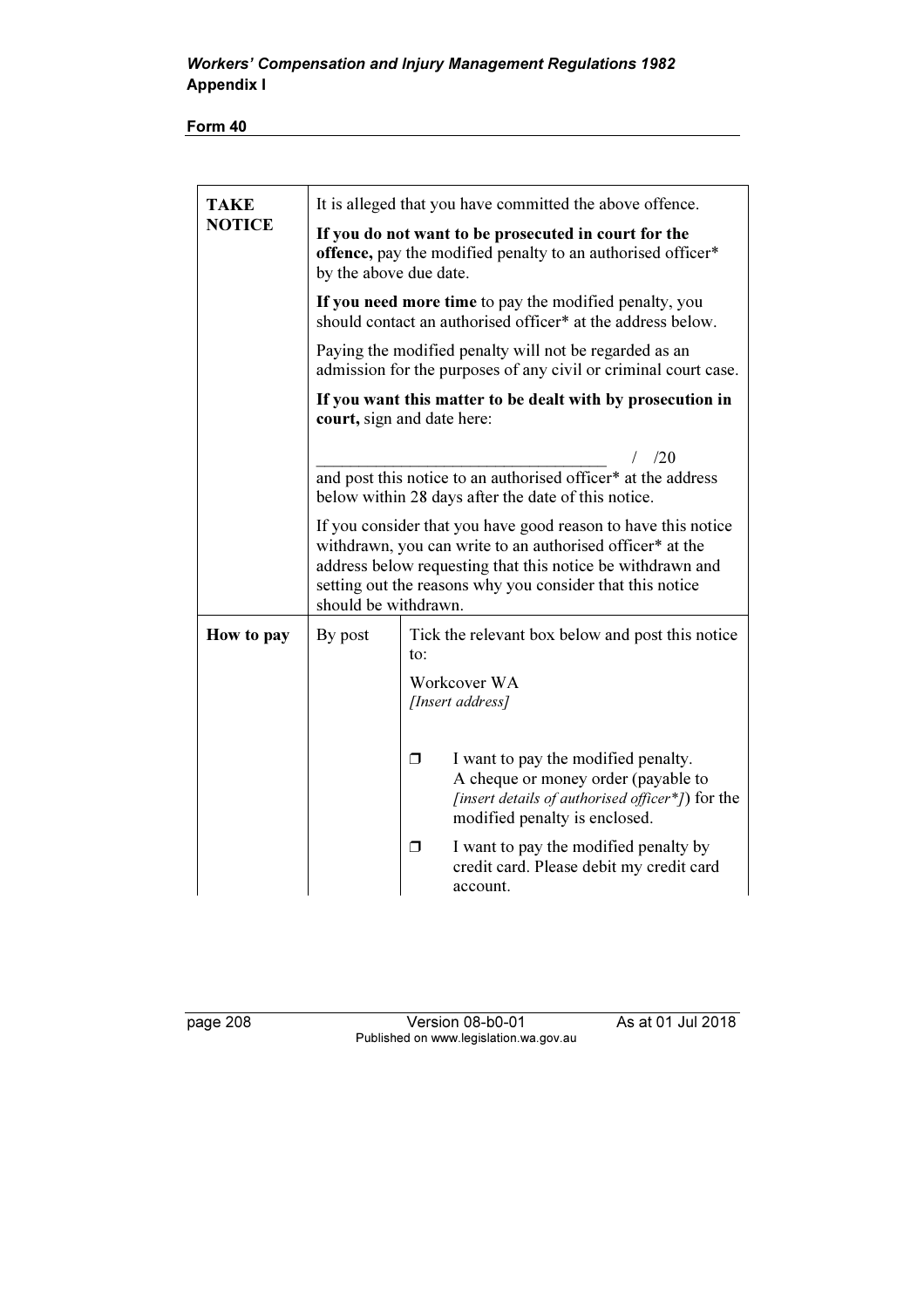**Form 40**

| | | |
|---|---|---|
| **TAKE NOTICE** | It is alleged that you have committed the above offence.<br><br>**If you do not want to be prosecuted in court for the offence,** pay the modified penalty to an authorised officer* by the above due date.<br><br>**If you need more time** to pay the modified penalty, you should contact an authorised officer* at the address below.<br><br>Paying the modified penalty will not be regarded as an admission for the purposes of any civil or criminal court case.<br><br>**If you want this matter to be dealt with by prosecution in court,** sign and date here:<br><br>_________________________________ / /20<br>and post this notice to an authorised officer* at the address below within 28 days after the date of this notice.<br><br>If you consider that you have good reason to have this notice withdrawn, you can write to an authorised officer* at the address below requesting that this notice be withdrawn and setting out the reasons why you consider that this notice should be withdrawn. | |
| **How to pay** | By post | Tick the relevant box below and post this notice to:<br><br>Workcover WA<br>*[Insert address]*<br><br>❒ I want to pay the modified penalty. A cheque or money order (payable to *[insert details of authorised officer*]*) for the modified penalty is enclosed.<br><br>❒ I want to pay the modified penalty by credit card. Please debit my credit card account. |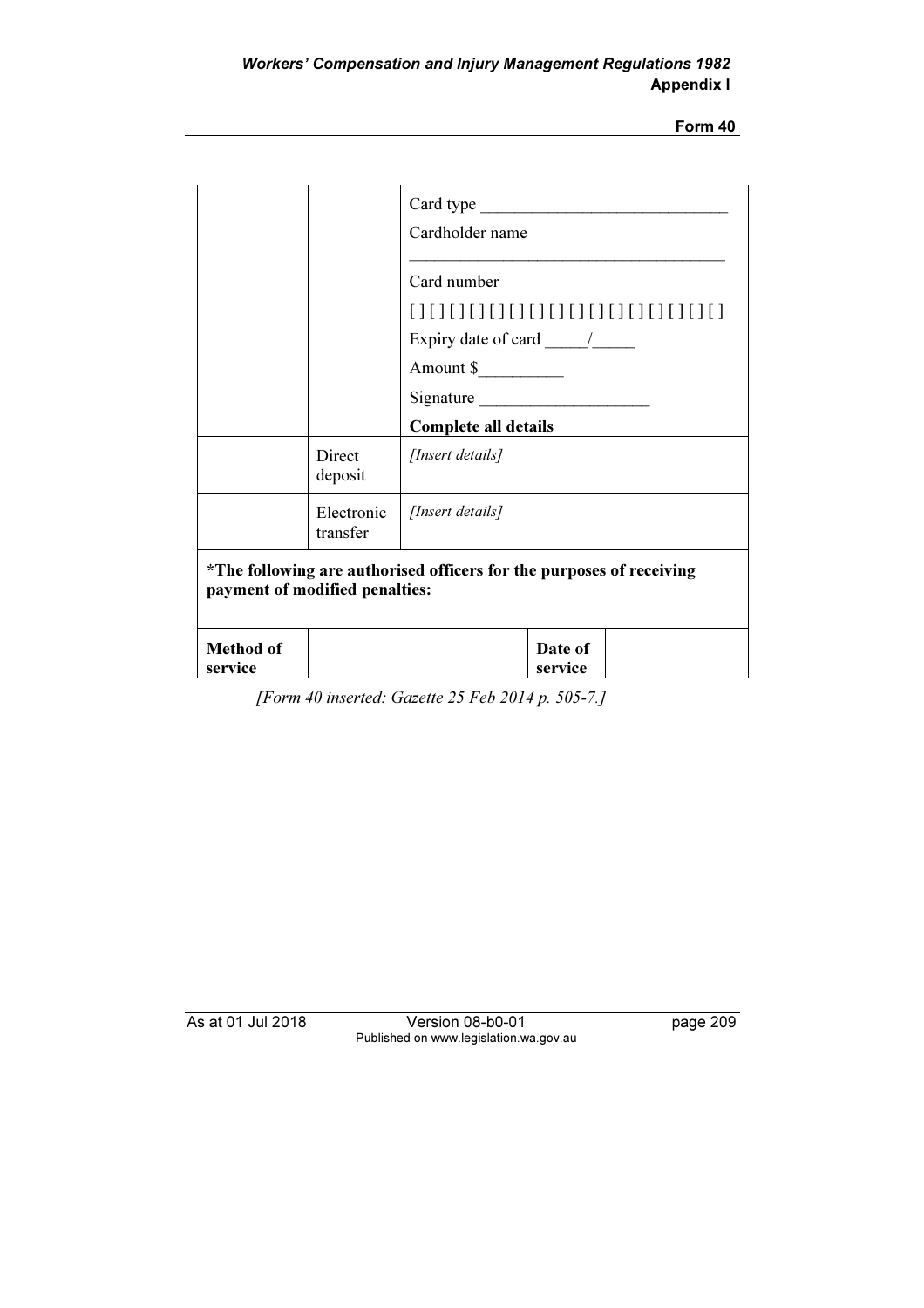| | | Card type _____________________________<br>Cardholder name<br>_____________________________________<br>Card number<br>[ ] [ ] [ ] [ ] [ ] [ ] [ ] [ ] [ ] [ ] [ ] [ ] [ ] [ ] [ ] [ ] [ ] [ ] [ ] [ ]<br>Expiry date of card _____/_____<br>Amount $__________<br>Signature ____________________<br>**Complete all details** | |
|---|---|---|---|
| | Direct deposit | *[Insert details]* | |
| | Electronic transfer | *[Insert details]* | |
| ***The following are authorised officers for the purposes of receiving payment of modified penalties:** | | | |
| **Method of service** | | **Date of service** | |

*[Form 40 inserted: Gazette 25 Feb 2014 p. 505-7.]*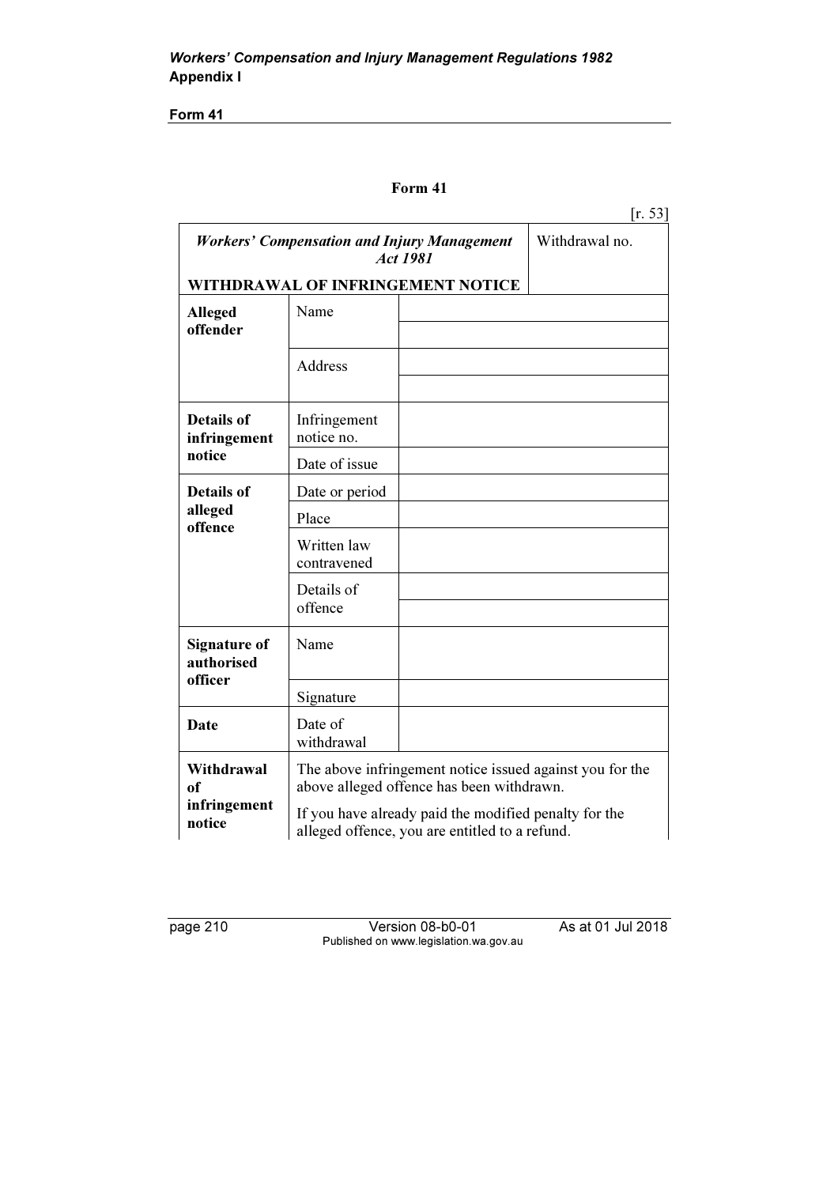## Form 41

[r. 53]

| *Workers' Compensation and Injury Management Act 1981* **WITHDRAWAL OF INFRINGEMENT NOTICE** | | Withdrawal no. |
|---|---|---|
| **Alleged offender** | Name | |
| | | |
| | Address | |
| | | |
| **Details of infringement notice** | Infringement notice no. | |
| | Date of issue | |
| **Details of alleged offence** | Date or period | |
| | Place | |
| | Written law contravened | |
| | Details of offence | |
| | | |
| **Signature of authorised officer** | Name | |
| | Signature | |
| **Date** | Date of withdrawal | |
| **Withdrawal of infringement notice** | The above infringement notice issued against you for the above alleged offence has been withdrawn. If you have already paid the modified penalty for the alleged offence, you are entitled to a refund. | |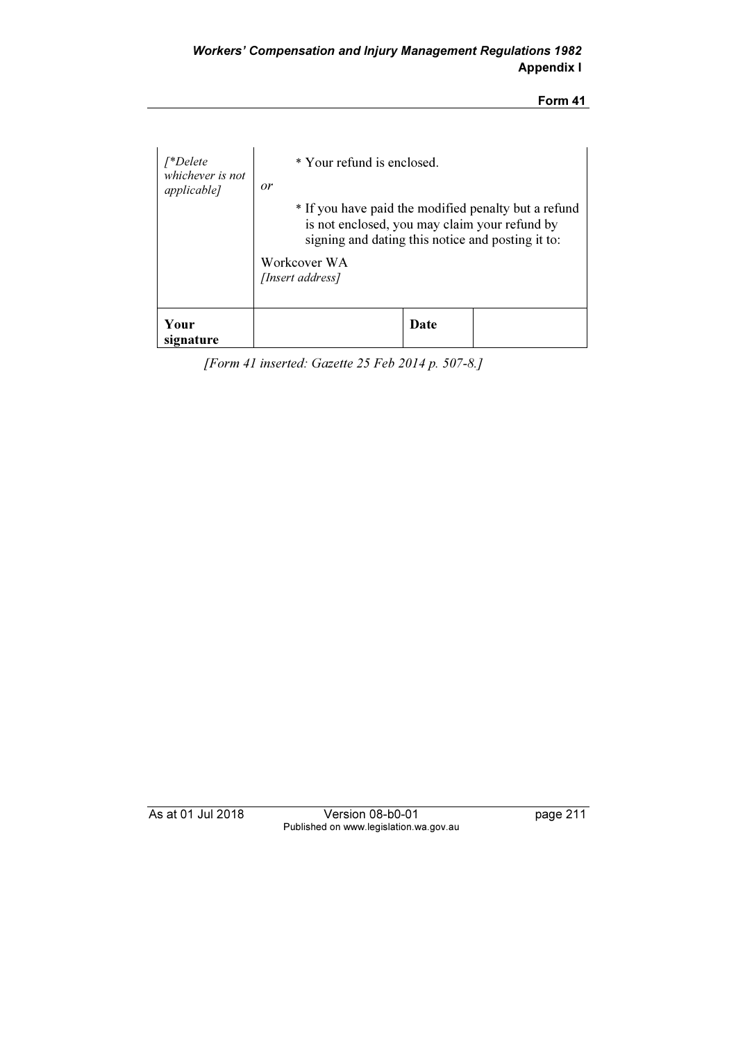| *[*Delete whichever is not applicable]* | * Your refund is enclosed.<br><br>*or*<br><br>* If you have paid the modified penalty but a refund is not enclosed, you may claim your refund by signing and dating this notice and posting it to:<br><br>Workcover WA<br>*[Insert address]* | | |
|---|---|---|---|
| **Your signature** | | **Date** | |

*[Form 41 inserted: Gazette 25 Feb 2014 p. 507-8.]*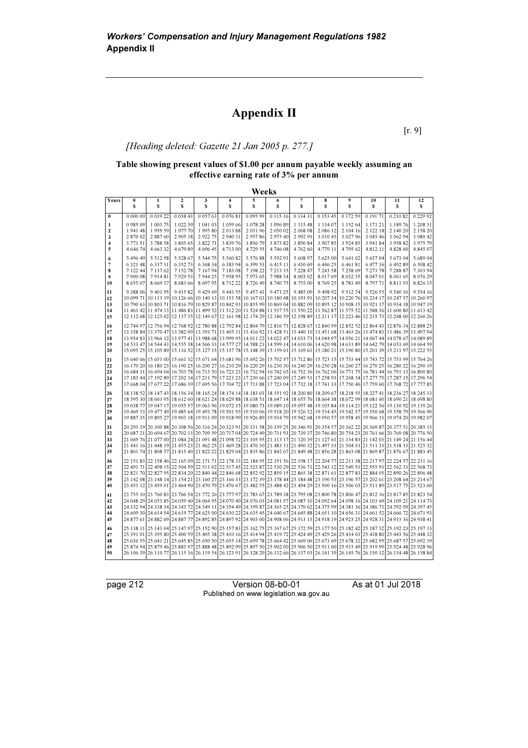# Appendix II

[r. 9]

*[Heading deleted: Gazette 21 Jan 2005 p. 277.]*

**Table showing present values of $1.00 per annum payable weekly assuming an effective earning rate of 3% per annum**

| Years | Weeks 0 $ | 1 $ | 2 $ | 3 $ | 4 $ | 5 $ | 6 $ | 7 $ | 8 $ | 9 $ | 10 $ | 11 $ | 12 $ |
|---|---|---|---|---|---|---|---|---|---|---|---|---|---|
| **0** | 0.000 00 | 0.019 22 | 0.038 43 | 0.057 63 | 0.076 81 | 0.095 99 | 0.115 16 | 0.134 31 | 0.153 45 | 0.172 59 | 0.191 71 | 0.210 82 | 0.229 92 |
| **1** | 0.985 09 | 1.003 75 | 1.022 39 | 1.041 03 | 1.059 66 | 1.078 28 | 1.096 89 | 1.115 48 | 1.134 07 | 1.152 64 | 1.171 21 | 1.189 76 | 1.208 31 |
| **2** | 1.941 48 | 1.959 59 | 1.977 70 | 1.995 80 | 2.013 88 | 2.031 96 | 2.050 02 | 2.068 08 | 2.086 12 | 2.104 16 | 2.122 18 | 2.140 20 | 2.158 20 |
| **3** | 2.870 02 | 2.887 60 | 2.905 18 | 2.922 75 | 2.940 31 | 2.957 86 | 2.975 40 | 2.992 93 | 3.010 45 | 3.027 96 | 3.045 46 | 3.062 94 | 3.080 42 |
| **4** | 3.771 51 | 3.788 58 | 3.805 65 | 3.822 71 | 3.839 76 | 3.856 79 | 3.873 82 | 3.890 84 | 3.907 85 | 3.924 85 | 3.941 84 | 3.958 82 | 3.975 79 |
| **5** | 4.646 74 | 4.663 32 | 4.679 89 | 4.696 45 | 4.713 00 | 4.729 55 | 4.746 08 | 4.762 60 | 4.779 11 | 4.795 62 | 4.812 11 | 4.828 60 | 4.845 07 |
| **6** | 5.496 49 | 5.512 58 | 5.528 67 | 5.544 75 | 5.560 82 | 5.576 88 | 5.592 93 | 5.608 97 | 5.625 00 | 5.641 02 | 5.657 04 | 5.673 04 | 5.689 04 |
| **7** | 6.321 48 | 6.337 11 | 6.352 73 | 6.368 34 | 6.383 94 | 6.399 53 | 6.415 11 | 6.430 69 | 6.446 25 | 6.461 81 | 6.477 36 | 6.492 89 | 6.508 42 |
| **8** | 7.122 44 | 7.137 62 | 7.152 78 | 7.167 94 | 7.183 08 | 7.198 22 | 7.213 35 | 7.228 47 | 7.243 58 | 7.258 69 | 7.273 78 | 7.288 87 | 7.303 94 |
| **9** | 7.900 08 | 7.914 81 | 7.929 53 | 7.944 25 | 7.958 95 | 7.973 65 | 7.988 34 | 8.003 02 | 8.017 69 | 8.032 35 | 8.047 01 | 8.061 65 | 8.076 29 |
| **10** | 8.655 07 | 8.669 37 | 8.683 66 | 8.697 95 | 8.712 22 | 8.726 49 | 8.740 75 | 8.755 00 | 8.769 25 | 8.783 49 | 8.797 71 | 8.811 93 | 8.826 15 |
| **11** | 9.388 06 | 9.401 95 | 9.415 82 | 9.429 69 | 9.443 55 | 9.457 41 | 9.471 25 | 9.485 09 | 9.498 92 | 9.512 74 | 9.526 55 | 9.540 36 | 9.554 16 |
| **12** | 10.099 71 | 10.113 19 | 10.126 66 | 10.140 13 | 10.153 58 | 10.167 03 | 10.180 48 | 10.193 91 | 10.207 34 | 10.220 76 | 10.234 17 | 10.247 57 | 10.260 97 |
| **13** | 10.790 63 | 10.803 71 | 10.816 79 | 10.829 87 | 10.842 93 | 10.855 99 | 10.869 04 | 10.882 09 | 10.895 12 | 10.908 15 | 10.921 17 | 10.934 18 | 10.947 19 |
| **14** | 11.461 42 | 11.474 13 | 11.486 83 | 11.499 52 | 11.512 20 | 11.524 88 | 11.537 55 | 11.550 22 | 11.562 87 | 11.575 52 | 11.588 16 | 11.600 80 | 11.613 42 |
| **15** | 12.112.68 | 12.125 02 | 12.137 35 | 12.149 67 | 12.161 98 | 12.174 29 | 12.186 59 | 12.198 89 | 12.211 17 | 12.223 46 | 12.235 73 | 12.248 00 | 12.260 26 |
| **16** | 12.744 97 | 12.756 94 | 12.768 92 | 12.780 88 | 12.792 84 | 12.804 79 | 12.816 73 | 12.828 67 | 12.840 59 | 12.852 52 | 12.864 43 | 12.876 34 | 12.888 25 |
| **17** | 13.358 84 | 13.370 47 | 13.382 09 | 13.393 71 | 13.405 31 | 13.416 92 | 13.428 51 | 13.440 10 | 13.451 68 | 13.463 26 | 13.474 83 | 13.486 39 | 13.497 94 |
| **18** | 13.954 83 | 13.966 12 | 13.977 41 | 13.988 68 | 13.999 95 | 14.011 22 | 14.022 47 | 14.033 73 | 14.044 97 | 14.056 21 | 14.067 44 | 14.078 67 | 14.089 89 |
| **19** | 14.533 47 | 14.544 43 | 14.555 38 | 14.566 33 | 14.577 27 | 14.588 21 | 14.599 14 | 14.610 06 | 14.620 98 | 14.631 89 | 14.642 79 | 14.653 69 | 14.664 59 |
| **20** | 15.095 25 | 15.105 89 | 15.116 52 | 15.127 15 | 15.137 78 | 15.148 39 | 15.159 01 | 15.169 61 | 15.180 21 | 15.190 80 | 15.201 39 | 15.211 97 | 15.222 55 |
| **21** | 15.640 66 | 15.651 00 | 15.661 32 | 15.671 64 | 15.681 96 | 15.692 26 | 15.702 57 | 15.712 86 | 15.723 15 | 15.733 44 | 15.743 72 | 15.753 99 | 15.764 26 |
| **22** | 16.170 20 | 16.180 23 | 16.190 25 | 16.200 27 | 16.210 29 | 16.220 29 | 16.230 30 | 16.240 29 | 16.250 28 | 16.260 27 | 16.270 25 | 16.280 22 | 16.290 19 |
| **23** | 16.684 31 | 16.694 04 | 16.703 78 | 16.713 50 | 16.723 23 | 16.732 94 | 16.742 65 | 16.752 36 | 16.762 06 | 16.771 75 | 16.781 44 | 16.791 13 | 16.800 80 |
| **24** | 17.183 44 | 17.192 89 | 17.202 34 | 17.211 79 | 17.221 23 | 17.230 66 | 17.240 09 | 17.249 51 | 17.258 93 | 17.268 34 | 17.277 75 | 17.287 15 | 17.296 54 |
| **25** | 17.668 04 | 17.677 22 | 17.686 39 | 17.695 56 | 17.704 72 | 17.713 88 | 17.723 04 | 17.732 18 | 17.741 33 | 17.750 46 | 17.759 60 | 17.768 72 | 17.777 85 |
| **26** | 18.138 52 | 18.147 43 | 18.156 34 | 18.165 24 | 18.174 14 | 18.183 03 | 18.191 92 | 18.200 80 | 18.209 67 | 18.218 55 | 18.227 41 | 18.236 27 | 18.245 13 |
| **27** | 18.595 30 | 18.603 95 | 18.612 60 | 18.621 24 | 18.629 88 | 18.638 51 | 18.647 14 | 18.655 76 | 18.664 38 | 18.672 99 | 18.681 60 | 18.690 21 | 18.698 80 |
| **28** | 19.038 77 | 19.047 17 | 19.055 57 | 19.063 96 | 19.072 35 | 19.080 73 | 19.089 10 | 19.097 48 | 19.105 84 | 19.114 21 | 19.122 56 | 19.130 92 | 19.139 26 |
| **29** | 19.469 33 | 19.477 49 | 19.485 64 | 19.493 78 | 19.501 93 | 19.510 06 | 19.518 20 | 19.526 32 | 19.534 45 | 19.542 57 | 19.550 68 | 19.558 79 | 19.566 90 |
| **30** | 19.887 35 | 19.895 27 | 19.903 18 | 19.911 09 | 19.918 99 | 19.926 89 | 19.934 79 | 19.942 68 | 19.950 57 | 19.958 45 | 19.966 33 | 19.974 20 | 19.982 07 |
| **31** | 20.293 19 | 20.300 88 | 20.308 56 | 20.316 24 | 20.323 91 | 20.331 58 | 20.339 25 | 20.346 91 | 20.354 57 | 20.362 22 | 20.369 87 | 20.377 51 | 20.385 15 |
| **32** | 20.687 21 | 20.694 67 | 20.702 13 | 20.709 59 | 20.717 04 | 20.724 49 | 20.731 93 | 20.739 37 | 20.746 80 | 20.754 23 | 20.761 66 | 20.769 08 | 20.776 50 |
| **33** | 21.069 76 | 21.077 00 | 21.084 24 | 21.091 48 | 21.098 72 | 21.105 95 | 21.113 17 | 21.120 39 | 21.127 61 | 21.134 83 | 21.142 03 | 21.149 24 | 21.156 44 |
| **34** | 21.441 16 | 21.448 19 | 21.455 23 | 21.462 25 | 21.469 28 | 21.476 30 | 21.483 31 | 21.490 32 | 21.497 33 | 21.504 33 | 21.511 33 | 21.518 33 | 21.525 32 |
| **35** | 21.801 74 | 21.808 57 | 21.815 40 | 21.822 22 | 21.829 04 | 21.835 86 | 21.842 67 | 21.849 48 | 21.856 28 | 21.863 08 | 21.869 87 | 21.876 67 | 21.883 45 |
| **36** | 22.151 83 | 22.158 46 | 22.165 09 | 22.171 71 | 22.178 33 | 22.184 95 | 22.191 56 | 22.198 17 | 22.204 77 | 22.211 38 | 22.217 97 | 22.224 57 | 22.231 16 |
| **37** | 22.491 71 | 22.498 15 | 22.504 59 | 22.511 02 | 22.517 45 | 22.523 87 | 22.530 29 | 22.536 71 | 22.543 12 | 22.549 53 | 22.555 93 | 22.562 33 | 22.568 73 |
| **38** | 22.821 70 | 22.827 95 | 22.834 20 | 22.840 44 | 22.846 68 | 22.852 92 | 22.859 15 | 22.865 38 | 22.871 61 | 22.877 83 | 22.884 05 | 22.890 26 | 22.896 48 |
| **39** | 23.142 08 | 23.148 14 | 23.154 21 | 23.160 27 | 23.166 33 | 23.172 39 | 23.178 44 | 23.184 48 | 23.190 53 | 23.196 57 | 23.202 61 | 23.208 64 | 23.214 67 |
| **40** | 23.453 12 | 23.459 01 | 23.464 90 | 23.470 79 | 23.476 67 | 23.482 55 | 23.488 42 | 23.494 29 | 23.500 16 | 23.506 03 | 23.511 89 | 23.517 75 | 23.523 60 |
| **41** | 23.755 10 | 23.760 83 | 23.766 54 | 23.772 26 | 23.777 97 | 23.783 67 | 23.789 38 | 23.795 08 | 23.800 78 | 23.806 47 | 23.812 16 | 23.817 85 | 23.823 54 |
| **42** | 24.048 29 | 24.053 85 | 24.059 40 | 24.064 95 | 24.070 49 | 24.076 03 | 24.081 57 | 24.087 10 | 24.092 64 | 24.098 16 | 24.103 69 | 24.109 21 | 24.114 73 |
| **43** | 24.332 94 | 24.338 34 | 24.343 72 | 24.349 11 | 24.354 49 | 24.359 87 | 24.365 25 | 24.370 62 | 24.375 99 | 24.381 36 | 24.386 73 | 24.392 09 | 24.397 45 |
| **44** | 24.609 30 | 24.614 54 | 24.619 77 | 24.625 00 | 24.630 22 | 24.635 45 | 24.640 67 | 24.645 88 | 24.651 10 | 24.656 31 | 24.661 52 | 24.666 72 | 24.671 93 |
| **45** | 24.877 61 | 24.882 69 | 24.887 77 | 24.892 85 | 24.897 92 | 24.903 00 | 24.908 06 | 24.913 13 | 24.918 19 | 24.923 25 | 24.928 31 | 24.933 36 | 24.938 41 |
| **46** | 25.138 11 | 25.143 04 | 25.147 97 | 25.152 90 | 25.157 83 | 25.162 75 | 25.167 67 | 25.172 59 | 25.177 50 | 25.182 42 | 25.187 32 | 25.192 23 | 25.197 13 |
| **47** | 25.391 01 | 25.395 80 | 25.400 59 | 25.405 38 | 25.410 16 | 25.414 94 | 25.419 72 | 25.424 49 | 25.429 26 | 25.434 03 | 25.438 80 | 25.443 56 | 25.448 32 |
| **48** | 25.636 55 | 25.641 21 | 25.645 85 | 25.650 50 | 25.655 14 | 25.659 78 | 25.664 42 | 25.669 06 | 25.673 69 | 25.678 32 | 25.682 95 | 25.687 57 | 25.692 19 |
| **49** | 25.874 94 | 25.879 46 | 25.883 97 | 25.888 48 | 25.892 99 | 25.897 50 | 25.902 00 | 25.906 50 | 25.911 00 | 25.915 49 | 25.919 99 | 25.924 48 | 25.928 96 |
| **50** | 26.106 39 | 26.110 77 | 26.115 16 | 26.119 54 | 26.123 91 | 26.128 29 | 26.132 66 | 26.137 03 | 26.141 39 | 26.145 76 | 26.150 12 | 26.154 48 | 26.158 84 |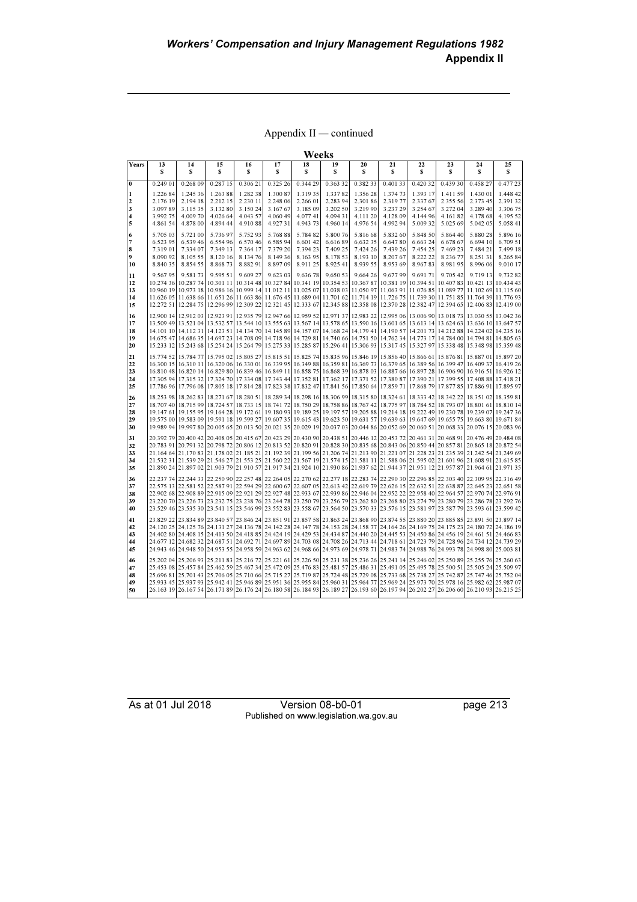Appendix II — continued

**Weeks**

| Years | 13<br>$ | 14<br>$ | 15<br>$ | 16<br>$ | 17<br>$ | 18<br>$ | 19<br>$ | 20<br>$ | 21<br>$ | 22<br>$ | 23<br>$ | 24<br>$ | 25<br>$ |
|---|---|---|---|---|---|---|---|---|---|---|---|---|---|
| 0 | 0.249 01 | 0.268 09 | 0.287 15 | 0.306 21 | 0.325 26 | 0.344 29 | 0.363 32 | 0.382 33 | 0.401 33 | 0.420 32 | 0.439 30 | 0.458 27 | 0.477 23 |
| 1 | 1.226 84 | 1.245 36 | 1.263 88 | 1.282 38 | 1.300 87 | 1.319 35 | 1.337 82 | 1.356 28 | 1.374 73 | 1.393 17 | 1.411 59 | 1.430 01 | 1.448 42 |
| 2 | 2.176 19 | 2.194 18 | 2.212 15 | 2.230 11 | 2.248 06 | 2.266 01 | 2.283 94 | 2.301 86 | 2.319 77 | 2.337 67 | 2.355 56 | 2.373 45 | 2.391 32 |
| 3 | 3.097 89 | 3.115 35 | 3.132 80 | 3.150 24 | 3.167 67 | 3.185 09 | 3.202 50 | 3.219 90 | 3.237 29 | 3.254 67 | 3.272 04 | 3.289 40 | 3.306 75 |
| 4 | 3.992 75 | 4.009 70 | 4.026 64 | 4.043 57 | 4.060 49 | 4.077 41 | 4.094 31 | 4.111 20 | 4.128 09 | 4.144 96 | 4.161 82 | 4.178 68 | 4.195 52 |
| 5 | 4.861 54 | 4.878 00 | 4.894 44 | 4.910 88 | 4.927 31 | 4.943 73 | 4.960 14 | 4.976 54 | 4.992 94 | 5.009 32 | 5.025 69 | 5.042 05 | 5.058 41 |
| 6 | 5.705 03 | 5.721 00 | 5.736 97 | 5.752 93 | 5.768 88 | 5.784 82 | 5.800 76 | 5.816 68 | 5.832 60 | 5.848 50 | 5.864 40 | 5.880 28 | 5.896 16 |
| 7 | 6.523 95 | 6.539 46 | 6.554 96 | 6.570 46 | 6.585 94 | 6.601 42 | 6.616 89 | 6.632 35 | 6.647 80 | 6.663 24 | 6.678 67 | 6.694 10 | 6.709 51 |
| 8 | 7.319 01 | 7.334 07 | 7.349 13 | 7.364 17 | 7.379 20 | 7.394 23 | 7.409 25 | 7.424 26 | 7.439 26 | 7.454 25 | 7.469 23 | 7.484 21 | 7.499 18 |
| 9 | 8.090 92 | 8.105 55 | 8.120 16 | 8.134 76 | 8.149 36 | 8.163 95 | 8.178 53 | 8.193 10 | 8.207 67 | 8.222 22 | 8.236 77 | 8.251 31 | 8.265 84 |
| 10 | 8.840 35 | 8.854 55 | 8.868 73 | 8.882 91 | 8.897 09 | 8.911 25 | 8.925 41 | 8.939 55 | 8.953 69 | 8.967 83 | 8.981 95 | 8.996 06 | 9.010 17 |
| 11 | 9.567 95 | 9.581 73 | 9.595 51 | 9.609 27 | 9.623 03 | 9.636 78 | 9.650 53 | 9.664 26 | 9.677 99 | 9.691 71 | 9.705 42 | 9.719 13 | 9.732 82 |
| 12 | 10.274 36 | 10.287 74 | 10.301 11 | 10.314 48 | 10.327 84 | 10.341 19 | 10.354 53 | 10.367 87 | 10.381 19 | 10.394 51 | 10.407 83 | 10.421 13 | 10.434 43 |
| 13 | 10.960 19 | 10.973 18 | 10.986 16 | 10.999 14 | 11.012 11 | 11.025 07 | 11.038 03 | 11.050 97 | 11.063 91 | 11.076 85 | 11.089 77 | 11.102 69 | 11.115 60 |
| 14 | 11.626 05 | 11.638 66 | 11.651 26 | 11.663 86 | 11.676 45 | 11.689 04 | 11.701 62 | 11.714 19 | 11.726 75 | 11.739 30 | 11.751 85 | 11.764 39 | 11.776 93 |
| 15 | 12.272 51 | 12.284 75 | 12.296 99 | 12.309 22 | 12.321 45 | 12.333 67 | 12.345 88 | 12.358 08 | 12.370 28 | 12.382 47 | 12.394 65 | 12.406 83 | 12.419 00 |
| 16 | 12.900 14 | 12.912 03 | 12.923 91 | 12.935 79 | 12.947 66 | 12.959 52 | 12.971 37 | 12.983 22 | 12.995 06 | 13.006 90 | 13.018 73 | 13.030 55 | 13.042 36 |
| 17 | 13.509 49 | 13.521 04 | 13.532 57 | 13.544 10 | 13.555 63 | 13.567 14 | 13.578 65 | 13.590 16 | 13.601 65 | 13.613 14 | 13.624 63 | 13.636 10 | 13.647 57 |
| 18 | 14.101 10 | 14.112 31 | 14.123 51 | 14.134 70 | 14.145 89 | 14.157 07 | 14.168 24 | 14.179 41 | 14.190 57 | 14.201 73 | 14.212 88 | 14.224 02 | 14.235 16 |
| 19 | 14.675 47 | 14.686 35 | 14.697 23 | 14.708 09 | 14.718 96 | 14.729 81 | 14.740 66 | 14.751 50 | 14.762 34 | 14.773 17 | 14.784 00 | 14.794 81 | 14.805 63 |
| 20 | 15.233 12 | 15.243 68 | 15.254 24 | 15.264 79 | 15.275 33 | 15.285 87 | 15.296 41 | 15.306 93 | 15.317 45 | 15.327 97 | 15.338 48 | 15.348 98 | 15.359 48 |
| 21 | 15.774 52 | 15.784 77 | 15.795 02 | 15.805 27 | 15.815 51 | 15.825 74 | 15.835 96 | 15.846 19 | 15.856 40 | 15.866 61 | 15.876 81 | 15.887 01 | 15.897 20 |
| 22 | 16.300 15 | 16.310 11 | 16.320 06 | 16.330 01 | 16.339 95 | 16.349 88 | 16.359 81 | 16.369 73 | 16.379 65 | 16.389 56 | 16.399 47 | 16.409 37 | 16.419 26 |
| 23 | 16.810 48 | 16.820 14 | 16.829 80 | 16.839 46 | 16.849 11 | 16.858 75 | 16.868 39 | 16.878 03 | 16.887 66 | 16.897 28 | 16.906 90 | 16.916 51 | 16.926 12 |
| 24 | 17.305 94 | 17.315 32 | 17.324 70 | 17.334 08 | 17.343 44 | 17.352 81 | 17.362 17 | 17.371 52 | 17.380 87 | 17.390 21 | 17.399 55 | 17.408 88 | 17.418 21 |
| 25 | 17.786 96 | 17.796 08 | 17.805 18 | 17.814 28 | 17.823 38 | 17.832 47 | 17.841 56 | 17.850 64 | 17.859 71 | 17.868 79 | 17.877 85 | 17.886 91 | 17.895 97 |
| 26 | 18.253 98 | 18.262 83 | 18.271 67 | 18.280 51 | 18.289 34 | 18.298 16 | 18.306 99 | 18.315 80 | 18.324 61 | 18.333 42 | 18.342 22 | 18.351 02 | 18.359 81 |
| 27 | 18.707 40 | 18.715 99 | 18.724 57 | 18.733 15 | 18.741 72 | 18.750 29 | 18.758 86 | 18.767 42 | 18.775 97 | 18.784 52 | 18.793 07 | 18.801 61 | 18.810 14 |
| 28 | 19.147 61 | 19.155 95 | 19.164 28 | 19.172 61 | 19.180 93 | 19.189 25 | 19.197 57 | 19.205 88 | 19.214 18 | 19.222 49 | 19.230 78 | 19.239 07 | 19.247 36 |
| 29 | 19.575 00 | 19.583 09 | 19.591 18 | 19.599 27 | 19.607 35 | 19.615 43 | 19.623 50 | 19.631 57 | 19.639 63 | 19.647 69 | 19.655 75 | 19.663 80 | 19.671 84 |
| 30 | 19.989 94 | 19.997 80 | 20.005 65 | 20.013 50 | 20.021 35 | 20.029 19 | 20.037 03 | 20.044 86 | 20.052 69 | 20.060 51 | 20.068 33 | 20.076 15 | 20.083 96 |
| 31 | 20.392 79 | 20.400 42 | 20.408 05 | 20.415 67 | 20.423 29 | 20.430 90 | 20.438 51 | 20.446 12 | 20.453 72 | 20.461 31 | 20.468 91 | 20.476 49 | 20.484 08 |
| 32 | 20.783 91 | 20.791 32 | 20.798 72 | 20.806 12 | 20.813 52 | 20.820 91 | 20.828 30 | 20.835 68 | 20.843 06 | 20.850 44 | 20.857 81 | 20.865 18 | 20.872 54 |
| 33 | 21.164 64 | 21.170 83 | 21.178 02 | 21.185 21 | 21.192 39 | 21.199 56 | 21.206 74 | 21.213 90 | 21.221 07 | 21.228 23 | 21.235 39 | 21.242 54 | 21.249 69 |
| 34 | 21.532 31 | 21.539 29 | 21.546 27 | 21.553 25 | 21.560 22 | 21.567 19 | 21.574 15 | 21.581 11 | 21.588 06 | 21.595 02 | 21.601 96 | 21.608 91 | 21.615 85 |
| 35 | 21.890 24 | 21.897 02 | 21.903 79 | 21.910 57 | 21.917 34 | 21.924 10 | 21.930 86 | 21.937 62 | 21.944 37 | 21.951 12 | 21.957 87 | 21.964 61 | 21.971 35 |
| 36 | 22.237 74 | 22.244 33 | 22.250 90 | 22.257 48 | 22.264 05 | 22.270 62 | 22.277 18 | 22.283 74 | 22.290 30 | 22.296 85 | 22.303 40 | 22.309 95 | 22.316 49 |
| 37 | 22.575 13 | 22.581 52 | 22.587 91 | 22.594 29 | 22.600 67 | 22.607 05 | 22.613 42 | 22.619 79 | 22.626 15 | 22.632 51 | 22.638 87 | 22.645 23 | 22.651 58 |
| 38 | 22.902 68 | 22.908 89 | 22.915 09 | 22.921 29 | 22.927 48 | 22.933 67 | 22.939 86 | 22.946 04 | 22.952 22 | 22.958 40 | 22.964 57 | 22.970 74 | 22.976 91 |
| 39 | 23.220 70 | 23.226 73 | 23.232 75 | 23.238 76 | 23.244 78 | 23.250 79 | 23.256 79 | 23.262 80 | 23.268 80 | 23.274 79 | 23.280 79 | 23.286 78 | 23.292 76 |
| 40 | 23.529 46 | 23.535 30 | 23.541 15 | 23.546 99 | 23.552 83 | 23.558 67 | 23.564 50 | 23.570 33 | 23.576 15 | 23.581 97 | 23.587 79 | 23.593 61 | 23.599 42 |
| 41 | 23.829 22 | 23.834 89 | 23.840 57 | 23.846 24 | 23.851 91 | 23.857 58 | 23.863 24 | 23.868 90 | 23.874 55 | 23.880 20 | 23.885 85 | 23.891 50 | 23.897 14 |
| 42 | 24.120 25 | 24.125 76 | 24.131 27 | 24.136 78 | 24.142 28 | 24.147 78 | 24.153 28 | 24.158 77 | 24.164 26 | 24.169 75 | 24.175 23 | 24.180 72 | 24.186 19 |
| 43 | 24.402 80 | 24.408 15 | 24.413 50 | 24.418 85 | 24.424 19 | 24.429 53 | 24.434 87 | 24.440 20 | 24.445 53 | 24.450 86 | 24.456 19 | 24.461 51 | 24.466 83 |
| 44 | 24.677 12 | 24.682 32 | 24.687 51 | 24.692 71 | 24.697 89 | 24.703 08 | 24.708 26 | 24.713 44 | 24.718 61 | 24.723 79 | 24.728 96 | 24.734 12 | 24.739 29 |
| 45 | 24.943 46 | 24.948 50 | 24.953 55 | 24.958 59 | 24.963 62 | 24.968 66 | 24.973 69 | 24.978 71 | 24.983 74 | 24.988 76 | 24.993 78 | 24.998 80 | 25.003 81 |
| 46 | 25.202 04 | 25.206 93 | 25.211 83 | 25.216 72 | 25.221 61 | 25.226 50 | 25.231 38 | 25.236 26 | 25.241 14 | 25.246 02 | 25.250 89 | 25.255 76 | 25.260 63 |
| 47 | 25.453 08 | 25.457 84 | 25.462 59 | 25.467 34 | 25.472 09 | 25.476 83 | 25.481 57 | 25.486 31 | 25.491 05 | 25.495 78 | 25.500 51 | 25.505 24 | 25.509 97 |
| 48 | 25.696 81 | 25.701 43 | 25.706 05 | 25.710 66 | 25.715 27 | 25.719 87 | 25.724 48 | 25.729 08 | 25.733 68 | 25.738 27 | 25.742 87 | 25.747 46 | 25.752 04 |
| 49 | 25.933 45 | 25.937 93 | 25.942 41 | 25.946 89 | 25.951 36 | 25.955 84 | 25.960 31 | 25.964 77 | 25.969 24 | 25.973 70 | 25.978 16 | 25.982 62 | 25.987 07 |
| 50 | 26.163 19 | 26.167 54 | 26.171 89 | 26.176 24 | 26.180 58 | 26.184 93 | 26.189 27 | 26.193 60 | 26.197 94 | 26.202 27 | 26.206 60 | 26.210 93 | 26.215 25 |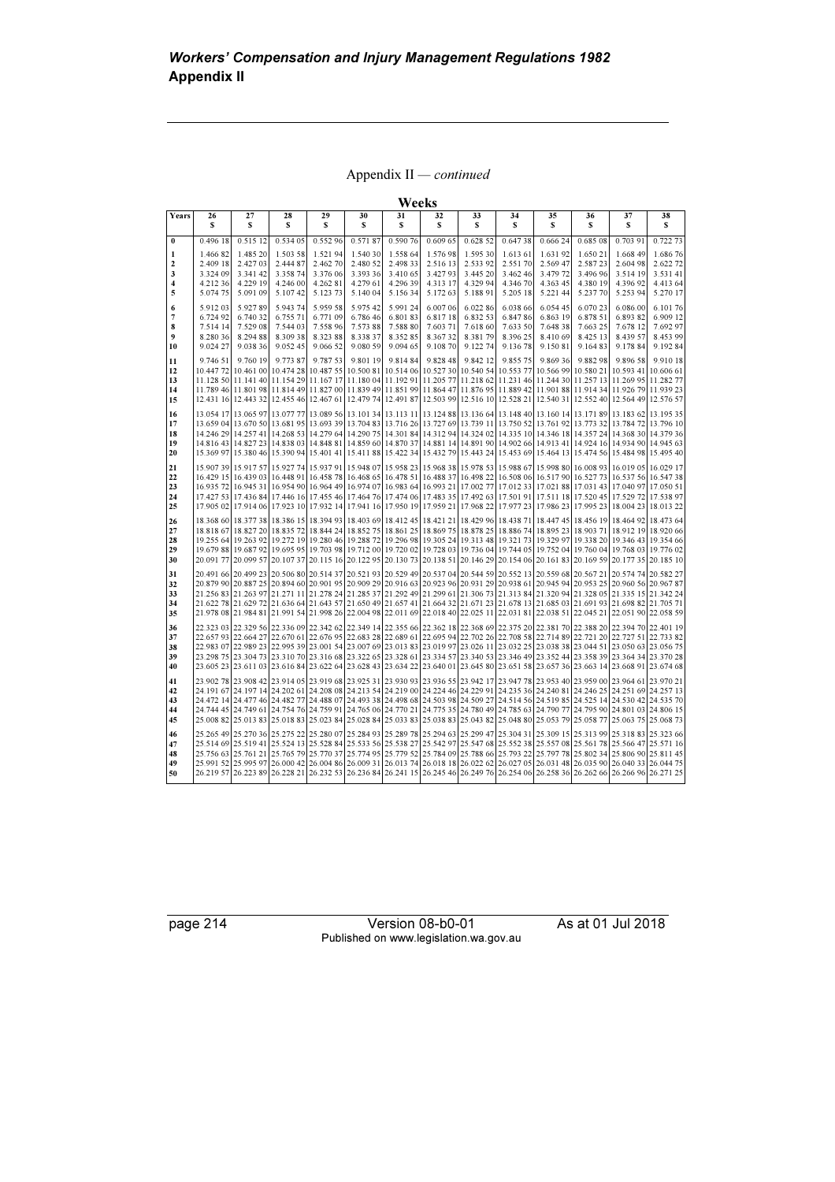Appendix II — *continued*

**Weeks**

| Years | 26 $ | 27 $ | 28 $ | 29 $ | 30 $ | 31 $ | 32 $ | 33 $ | 34 $ | 35 $ | 36 $ | 37 $ | 38 $ |
|---|---|---|---|---|---|---|---|---|---|---|---|---|---|
| **0** | 0.496 18 | 0.515 12 | 0.534 05 | 0.552 96 | 0.571 87 | 0.590 76 | 0.609 65 | 0.628 52 | 0.647 38 | 0.666 24 | 0.685 08 | 0.703 91 | 0.722 73 |
| **1** | 1.466 82 | 1.485 20 | 1.503 58 | 1.521 94 | 1.540 30 | 1.558 64 | 1.576 98 | 1.595 30 | 1.613 61 | 1.631 92 | 1.650 21 | 1.668 49 | 1.686 76 |
| **2** | 2.409 18 | 2.427 03 | 2.444 87 | 2.462 70 | 2.480 52 | 2.498 33 | 2.516 13 | 2.533 92 | 2.551 70 | 2.569 47 | 2.587 23 | 2.604 98 | 2.622 72 |
| **3** | 3.324 09 | 3.341 42 | 3.358 74 | 3.376 06 | 3.393 36 | 3.410 65 | 3.427 93 | 3.445 20 | 3.462 46 | 3.479 72 | 3.496 96 | 3.514 19 | 3.531 41 |
| **4** | 4.212 36 | 4.229 19 | 4.246 00 | 4.262 81 | 4.279 61 | 4.296 39 | 4.313 17 | 4.329 94 | 4.346 70 | 4.363 45 | 4.380 19 | 4.396 92 | 4.413 64 |
| **5** | 5.074 75 | 5.091 09 | 5.107 42 | 5.123 73 | 5.140 04 | 5.156 34 | 5.172 63 | 5.188 91 | 5.205 18 | 5.221 44 | 5.237 70 | 5.253 94 | 5.270 17 |
| **6** | 5.912 03 | 5.927 89 | 5.943 74 | 5.959 58 | 5.975 42 | 5.991 24 | 6.007 06 | 6.022 86 | 6.038 66 | 6.054 45 | 6.070 23 | 6.086.00 | 6.101 76 |
| **7** | 6.724 92 | 6.740 32 | 6.755 71 | 6.771 09 | 6.786 46 | 6.801 83 | 6.817 18 | 6.832 53 | 6.847 86 | 6.863 19 | 6.878 51 | 6.893 82 | 6.909 12 |
| **8** | 7.514 14 | 7.529 08 | 7.544 03 | 7.558 96 | 7.573 88 | 7.588 80 | 7.603 71 | 7.618 60 | 7.633 50 | 7.648 38 | 7.663 25 | 7.678 12 | 7.692 97 |
| **9** | 8.280 36 | 8.294 88 | 8.309 38 | 8.323 88 | 8.338 37 | 8.352 85 | 8.367 32 | 8.381 79 | 8.396 25 | 8.410 69 | 8.425 13 | 8.439 57 | 8.453 99 |
| **10** | 9.024 27 | 9.038 36 | 9.052 45 | 9.066 52 | 9.080 59 | 9.094 65 | 9.108 70 | 9.122 74 | 9.136 78 | 9.150 81 | 9.164 83 | 9.178 84 | 9.192 84 |
| **11** | 9.746 51 | 9.760 19 | 9.773 87 | 9.787 53 | 9.801 19 | 9.814 84 | 9.828 48 | 9.842 12 | 9.855 75 | 9.869 36 | 9.882 98 | 9.896 58 | 9.910 18 |
| **12** | 10.447 72 | 10.461 00 | 10.474 28 | 10.487 55 | 10.500 81 | 10.514 06 | 10.527 30 | 10.540 54 | 10.553 77 | 10.566 99 | 10.580 21 | 10.593 41 | 10.606 61 |
| **13** | 11.128 50 | 11.141 40 | 11.154 29 | 11.167 17 | 11.180 04 | 11.192 91 | 11.205 77 | 11.218 62 | 11.231 46 | 11.244 30 | 11.257 13 | 11.269 95 | 11.282 77 |
| **14** | 11.789 46 | 11.801 98 | 11.814 49 | 11.827 00 | 11.839 49 | 11.851 99 | 11.864 47 | 11.876 95 | 11.889 42 | 11.901 88 | 11.914 34 | 11.926 79 | 11.939 23 |
| **15** | 12.431 16 | 12.443 32 | 12.455 46 | 12.467 61 | 12.479 74 | 12.491 87 | 12.503 99 | 12.516 10 | 12.528 21 | 12.540 31 | 12.552 40 | 12.564 49 | 12.576 57 |
| **16** | 13.054 17 | 13.065 97 | 13.077 77 | 13.089 56 | 13.101 34 | 13.113 11 | 13.124 88 | 13.136 64 | 13.148 40 | 13.160 14 | 13.171 89 | 13.183 62 | 13.195 35 |
| **17** | 13.659 04 | 13.670 50 | 13.681 95 | 13.693 39 | 13.704 83 | 13.716 26 | 13.727 69 | 13.739 11 | 13.750 52 | 13.761 92 | 13.773 32 | 13.784 72 | 13.796 10 |
| **18** | 14.246 29 | 14.257 41 | 14.268 53 | 14.279 64 | 14.290 75 | 14.301 84 | 14.312 94 | 14.324 02 | 14.335 10 | 14.346 18 | 14.357 24 | 14.368 30 | 14.379 36 |
| **19** | 14.816 43 | 14.827 23 | 14.838 03 | 14.848 81 | 14.859 60 | 14.870 37 | 14.881 14 | 14.891 90 | 14.902 66 | 14.913 41 | 14.924 16 | 14.934 90 | 14.945 63 |
| **20** | 15.369 97 | 15.380 46 | 15.390 94 | 15.401 41 | 15.411 88 | 15.422 34 | 15.432 79 | 15.443 24 | 15.453 69 | 15.464 13 | 15.474 56 | 15.484 98 | 15.495 40 |
| **21** | 15.907 39 | 15.917 57 | 15.927 74 | 15.937 91 | 15.948 07 | 15.958 23 | 15.968 38 | 15.978 53 | 15.988 67 | 15.998 80 | 16.008 93 | 16.019 05 | 16.029 17 |
| **22** | 16.429 15 | 16.439 03 | 16.448 91 | 16.458 78 | 16.468 65 | 16.478 51 | 16.488 37 | 16.498 22 | 16.508 06 | 16.517 90 | 16.527 73 | 16.537 56 | 16.547 38 |
| **23** | 16.935 72 | 16.945 31 | 16.954 90 | 16.964 49 | 16.974 07 | 16.983 64 | 16.993 21 | 17.002 77 | 17.012 33 | 17.021 88 | 17.031 43 | 17.040 97 | 17.050 51 |
| **24** | 17.427 53 | 17.436 84 | 17.446 16 | 17.455 46 | 17.464 76 | 17.474 06 | 17.483 35 | 17.492 63 | 17.501 91 | 17.511 18 | 17.520 45 | 17.529 72 | 17.538 97 |
| **25** | 17.905 02 | 17.914 06 | 17.923 10 | 17.932 14 | 17.941 16 | 17.950 19 | 17.959 21 | 17.968 22 | 17.977 23 | 17.986 23 | 17.995 23 | 18.004 23 | 18.013 22 |
| **26** | 18.368 60 | 18.377 38 | 18.386 15 | 18.394 93 | 18.403 69 | 18.412 45 | 18.421 21 | 18.429 96 | 18.438 71 | 18.447 45 | 18.456 19 | 18.464 92 | 18.473 64 |
| **27** | 18.818 67 | 18.827 20 | 18.835 72 | 18.844 24 | 18.852 75 | 18.861 25 | 18.869 75 | 18.878 25 | 18.886 74 | 18.895 23 | 18.903 71 | 18.912 19 | 18.920 66 |
| **28** | 19.255 64 | 19.263 92 | 19.272 19 | 19.280 46 | 19.288 72 | 19.296 98 | 19.305 24 | 19.313 48 | 19.321 73 | 19.329 97 | 19.338 20 | 19.346 43 | 19.354 66 |
| **29** | 19.679 88 | 19.687 92 | 19.695 95 | 19.703 98 | 19.712 00 | 19.720 02 | 19.728 03 | 19.736 04 | 19.744 05 | 19.752 04 | 19.760 04 | 19.768 03 | 19.776 02 |
| **30** | 20.091 77 | 20.099 57 | 20.107 37 | 20.115 16 | 20.122 95 | 20.130 73 | 20.138 51 | 20.146 29 | 20.154 06 | 20.161 83 | 20.169 59 | 20.177 35 | 20.185 10 |
| **31** | 20.491 66 | 20.499 23 | 20.506 80 | 20.514 37 | 20.521 93 | 20.529 49 | 20.537 04 | 20.544 59 | 20.552 13 | 20.559 68 | 20.567 21 | 20.574 74 | 20.582 27 |
| **32** | 20.879 90 | 20.887 25 | 20.894 60 | 20.901 95 | 20.909 29 | 20.916 63 | 20.923 96 | 20.931 29 | 20.938 61 | 20.945 94 | 20.953 25 | 20.960 56 | 20.967 87 |
| **33** | 21.256 83 | 21.263 97 | 21.271 11 | 21.278 24 | 21.285 37 | 21.292 49 | 21.299 61 | 21.306 73 | 21.313 84 | 21.320 94 | 21.328 05 | 21.335 15 | 21.342 24 |
| **34** | 21.622 78 | 21.629 72 | 21.636 64 | 21.643 57 | 21.650 49 | 21.657 41 | 21.664 32 | 21.671 23 | 21.678 13 | 21.685 03 | 21.691 93 | 21.698 82 | 21.705 71 |
| **35** | 21.978 08 | 21.984 81 | 21.991 54 | 21.998 26 | 22.004 98 | 22.011 69 | 22.018 40 | 22.025 11 | 22.031 81 | 22.038 51 | 22.045 21 | 22.051 90 | 22.058 59 |
| **36** | 22.323 03 | 22.329 56 | 22.336 09 | 22.342 62 | 22.349 14 | 22.355 66 | 22.362 18 | 22.368 69 | 22.375 20 | 22.381 70 | 22.388 20 | 22.394 70 | 22.401 19 |
| **37** | 22.657 93 | 22.664 27 | 22.670 61 | 22.676 95 | 22.683 28 | 22.689 61 | 22.695 94 | 22.702 26 | 22.708 58 | 22.714 89 | 22.721 20 | 22.727 51 | 22.733 82 |
| **38** | 22.983 07 | 22.989 23 | 22.995 39 | 23.001 54 | 23.007 69 | 23.013 83 | 23.019 97 | 23.026 11 | 23.032 25 | 23.038 38 | 23.044 51 | 23.050 63 | 23.056 75 |
| **39** | 23.298 75 | 23.304 73 | 23.310 70 | 23.316 68 | 23.322 65 | 23.328 61 | 23.334 57 | 23.340 53 | 23.346 49 | 23.352 44 | 23.358 39 | 23.364 34 | 23.370 28 |
| **40** | 23.605 23 | 23.611 03 | 23.616 84 | 23.622 64 | 23.628 43 | 23.634 22 | 23.640 01 | 23.645 80 | 23.651 58 | 23.657 36 | 23.663 14 | 23.668 91 | 23.674 68 |
| **41** | 23.902 78 | 23.908 42 | 23.914 05 | 23.919 68 | 23.925 31 | 23.930 93 | 23.936 55 | 23.942 17 | 23.947 78 | 23.953 40 | 23.959 00 | 23.964 61 | 23.970 21 |
| **42** | 24.191 67 | 24.197 14 | 24.202 61 | 24.208 08 | 24.213 54 | 24.219 00 | 24.224 46 | 24.229 91 | 24.235 36 | 24.240 81 | 24.246 25 | 24.251 69 | 24.257 13 |
| **43** | 24.472 14 | 24.477 46 | 24.482 77 | 24.488 07 | 24.493 38 | 24.498 68 | 24.503 98 | 24.509 27 | 24.514 56 | 24.519 85 | 24.525 14 | 24.530 42 | 24.535 70 |
| **44** | 24.744 45 | 24.749 61 | 24.754 76 | 24.759 91 | 24.765 06 | 24.770 21 | 24.775 35 | 24.780 49 | 24.785 63 | 24.790 77 | 24.795 90 | 24.801 03 | 24.806 15 |
| **45** | 25.008 82 | 25.013 83 | 25.018 83 | 25.023 84 | 25.028 84 | 25.033 83 | 25.038 83 | 25.043 82 | 25.048 80 | 25.053 79 | 25.058 77 | 25.063 75 | 25.068 73 |
| **46** | 25.265 49 | 25.270 36 | 25.275 22 | 25.280 07 | 25.284 93 | 25.289 78 | 25.294 63 | 25.299 47 | 25.304 31 | 25.309 15 | 25.313 99 | 25.318 83 | 25.323 66 |
| **47** | 25.514 69 | 25.519 41 | 25.524 13 | 25.528 84 | 25.533 56 | 25.538 27 | 25.542 97 | 25.547 68 | 25.552 38 | 25.557 08 | 25.561 78 | 25.566 47 | 25.571 16 |
| **48** | 25.756 63 | 25.761 21 | 25.765 79 | 25.770 37 | 25.774 95 | 25.779 52 | 25.784 09 | 25.788 66 | 25.793 22 | 25.797 78 | 25.802 34 | 25.806 90 | 25.811 45 |
| **49** | 25.991 52 | 25.995 97 | 26.000 42 | 26.004 86 | 26.009 31 | 26.013 74 | 26.018 18 | 26.022 62 | 26.027 05 | 26.031 48 | 26.035 90 | 26.040 33 | 26.044 75 |
| **50** | 26.219 57 | 26.223 89 | 26.228 21 | 26.232 53 | 26.236 84 | 26.241 15 | 26.245 46 | 26.249 76 | 26.254 06 | 26.258 36 | 26.262 66 | 26.266 96 | 26.271 25 |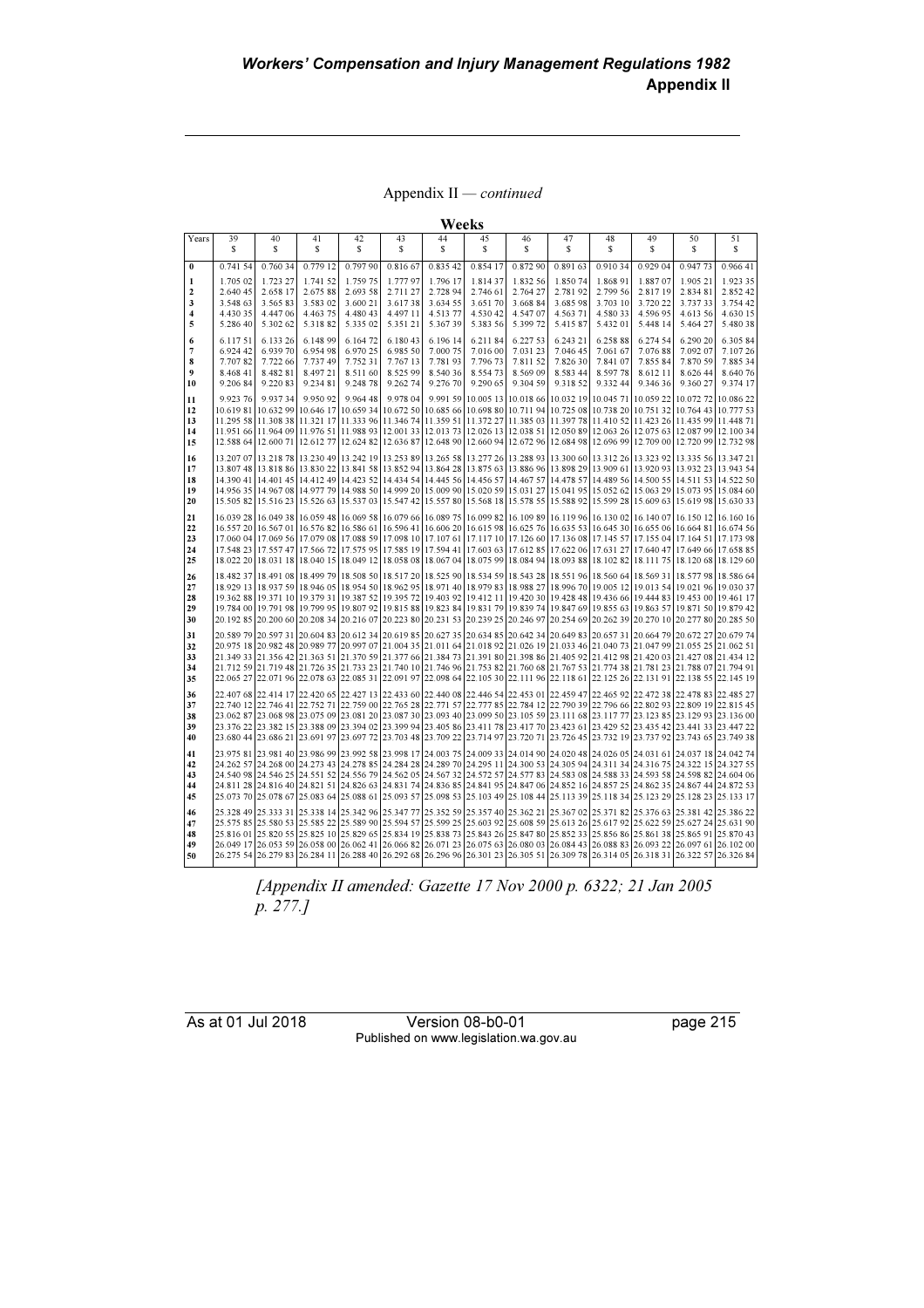Appendix II — *continued*

**Weeks**

| Years | 39<br>$ | 40<br>$ | 41<br>$ | 42<br>$ | 43<br>$ | 44<br>$ | 45<br>$ | 46<br>$ | 47<br>$ | 48<br>$ | 49<br>$ | 50<br>$ | 51<br>$ |
|---|---|---|---|---|---|---|---|---|---|---|---|---|---|
| **0** | 0.741 54 | 0.760 34 | 0.779 12 | 0.797 90 | 0.816 67 | 0.835 42 | 0.854 17 | 0.872 90 | 0.891 63 | 0.910 34 | 0.929 04 | 0.947 73 | 0.966 41 |
| **1** | 1.705 02 | 1.723 27 | 1.741 52 | 1.759 75 | 1.777 97 | 1.796 17 | 1.814 37 | 1.832 56 | 1.850 74 | 1.868 91 | 1.887 07 | 1.905 21 | 1.923 35 |
| **2** | 2.640 45 | 2.658 17 | 2.675 88 | 2.693 58 | 2.711 27 | 2.728 94 | 2.746 61 | 2.764 27 | 2.781 92 | 2.799 56 | 2.817 19 | 2.834 81 | 2.852 42 |
| **3** | 3.548 63 | 3.565 83 | 3.583 02 | 3.600 21 | 3.617 38 | 3.634 55 | 3.651 70 | 3.668 84 | 3.685 98 | 3.703 10 | 3.720 22 | 3.737 33 | 3.754 42 |
| **4** | 4.430 35 | 4.447 06 | 4.463 75 | 4.480 43 | 4.497 11 | 4.513 77 | 4.530 42 | 4.547 07 | 4.563 71 | 4.580 33 | 4.596 95 | 4.613 56 | 4.630 15 |
| **5** | 5.286 40 | 5.302 62 | 5.318 82 | 5.335 02 | 5.351 21 | 5.367 39 | 5.383 56 | 5.399 72 | 5.415 87 | 5.432 01 | 5.448 14 | 5.464 27 | 5.480 38 |
| **6** | 6.117 51 | 6.133 26 | 6.148 99 | 6.164 72 | 6.180 43 | 6.196 14 | 6.211 84 | 6.227 53 | 6.243 21 | 6.258 88 | 6.274 54 | 6.290 20 | 6.305 84 |
| **7** | 6.924 42 | 6.939 70 | 6.954 98 | 6.970 25 | 6.985 50 | 7.000 75 | 7.016 00 | 7.031 23 | 7.046 45 | 7.061 67 | 7.076 88 | 7.092 07 | 7.107 26 |
| **8** | 7.707 82 | 7.722 66 | 7.737 49 | 7.752 31 | 7.767 13 | 7.781 93 | 7.796 73 | 7.811 52 | 7.826 30 | 7.841 07 | 7.855 84 | 7.870 59 | 7.885 34 |
| **9** | 8.468 41 | 8.482 81 | 8.497 21 | 8.511 60 | 8.525 99 | 8.540 36 | 8.554 73 | 8.569 09 | 8.583 44 | 8.597 78 | 8.612 11 | 8.626 44 | 8.640 76 |
| **10** | 9.206 84 | 9.220 83 | 9.234 81 | 9.248 78 | 9.262 74 | 9.276 70 | 9.290 65 | 9.304 59 | 9.318 52 | 9.332 44 | 9.346 36 | 9.360 27 | 9.374 17 |
| **11** | 9.923 76 | 9.937 34 | 9.950 92 | 9.964 48 | 9.978 04 | 9.991 59 | 10.005 13 | 10.018 66 | 10.032 19 | 10.045 71 | 10.059 22 | 10.072 72 | 10.086 22 |
| **12** | 10.619 81 | 10.632 99 | 10.646 17 | 10.659 34 | 10.672 50 | 10.685 66 | 10.698 80 | 10.711 94 | 10.725 08 | 10.738 20 | 10.751 32 | 10.764 43 | 10.777 53 |
| **13** | 11.295 58 | 11.308 38 | 11.321 17 | 11.333 96 | 11.346 74 | 11.359 51 | 11.372 27 | 11.385 03 | 11.397 78 | 11.410 52 | 11.423 26 | 11.435 99 | 11.448 71 |
| **14** | 11.951 66 | 11.964 09 | 11.976 51 | 11.988 93 | 12.001 33 | 12.013 73 | 12.026 13 | 12.038 51 | 12.050 89 | 12.063 26 | 12.075 63 | 12.087 99 | 12.100 34 |
| **15** | 12.588 64 | 12.600 71 | 12.612 77 | 12.624 82 | 12.636 87 | 12.648 90 | 12.660 94 | 12.672 96 | 12.684 98 | 12.696 99 | 12.709 00 | 12.720 99 | 12.732 98 |
| **16** | 13.207 07 | 13.218 78 | 13.230 49 | 13.242 19 | 13.253 89 | 13.265 58 | 13.277 26 | 13.288 93 | 13.300 60 | 13.312 26 | 13.323 92 | 13.335 56 | 13.347 21 |
| **17** | 13.807 48 | 13.818 86 | 13.830 22 | 13.841 58 | 13.852 94 | 13.864 28 | 13.875 63 | 13.886 96 | 13.898 29 | 13.909 61 | 13.920 93 | 13.932 23 | 13.943 54 |
| **18** | 14.390 41 | 14.401 45 | 14.412 49 | 14.423 52 | 14.434 54 | 14.445 56 | 14.456 57 | 14.467 57 | 14.478 57 | 14.489 56 | 14.500 55 | 14.511 53 | 14.522 50 |
| **19** | 14.956 35 | 14.967 08 | 14.977 79 | 14.988 50 | 14.999 20 | 15.009 90 | 15.020 59 | 15.031 27 | 15.041 95 | 15.052 62 | 15.063 29 | 15.073 95 | 15.084 60 |
| **20** | 15.505 82 | 15.516 23 | 15.526 63 | 15.537 03 | 15.547 42 | 15.557 80 | 15.568 18 | 15.578 55 | 15.588 92 | 15.599 28 | 15.609 63 | 15.619 98 | 15.630 33 |
| **21** | 16.039 28 | 16.049 38 | 16.059 48 | 16.069 58 | 16.079 66 | 16.089 75 | 16.099 82 | 16.109 89 | 16.119 96 | 16.130 02 | 16.140 07 | 16.150 12 | 16.160 16 |
| **22** | 16.557 20 | 16.567 01 | 16.576 82 | 16.586 61 | 16.596 41 | 16.606 20 | 16.615 98 | 16.625 76 | 16.635 53 | 16.645 30 | 16.655 06 | 16.664 81 | 16.674 56 |
| **23** | 17.060 04 | 17.069 56 | 17.079 08 | 17.088 59 | 17.098 10 | 17.107 61 | 17.117 10 | 17.126 60 | 17.136 08 | 17.145 57 | 17.155 04 | 17.164 51 | 17.173 98 |
| **24** | 17.548 23 | 17.557 47 | 17.566 72 | 17.575 95 | 17.585 19 | 17.594 41 | 17.603 63 | 17.612 85 | 17.622 06 | 17.631 27 | 17.640 47 | 17.649 66 | 17.658 85 |
| **25** | 18.022 20 | 18.031 18 | 18.040 15 | 18.049 12 | 18.058 08 | 18.067 04 | 18.075 99 | 18.084 94 | 18.093 88 | 18.102 82 | 18.111 75 | 18.120 68 | 18.129 60 |
| **26** | 18.482 37 | 18.491 08 | 18.499 79 | 18.508 50 | 18.517 20 | 18.525 90 | 18.534 59 | 18.543 28 | 18.551 96 | 18.560 64 | 18.569 31 | 18.577 98 | 18.586 64 |
| **27** | 18.929 13 | 18.937 59 | 18.946 05 | 18.954 50 | 18.962 95 | 18.971 40 | 18.979 83 | 18.988 27 | 18.996 70 | 19.005 12 | 19.013 54 | 19.021 96 | 19.030 37 |
| **28** | 19.362 88 | 19.371 10 | 19.379 31 | 19.387 52 | 19.395 72 | 19.403 92 | 19.412 11 | 19.420 30 | 19.428 48 | 19.436 66 | 19.444 83 | 19.453 00 | 19.461 17 |
| **29** | 19.784 00 | 19.791 98 | 19.799 95 | 19.807 92 | 19.815 88 | 19.823 84 | 19.831 79 | 19.839 74 | 19.847 69 | 19.855 63 | 19.863 57 | 19.871 50 | 19.879 42 |
| **30** | 20.192 85 | 20.200 60 | 20.208 34 | 20.216 07 | 20.223 80 | 20.231 53 | 20.239 25 | 20.246 97 | 20.254 69 | 20.262 39 | 20.270 10 | 20.277 80 | 20.285 50 |
| **31** | 20.589 79 | 20.597 31 | 20.604 83 | 20.612 34 | 20.619 85 | 20.627 35 | 20.634 85 | 20.642 34 | 20.649 83 | 20.657 31 | 20.664 79 | 20.672 27 | 20.679 74 |
| **32** | 20.975 18 | 20.982 48 | 20.989 77 | 20.997 07 | 21.004 35 | 21.011 64 | 21.018 92 | 21.026 19 | 21.033 46 | 21.040 73 | 21.047 99 | 21.055 25 | 21.062 51 |
| **33** | 21.349 33 | 21.356 42 | 21.363 51 | 21.370 59 | 21.377 66 | 21.384 73 | 21.391 80 | 21.398 86 | 21.405 92 | 21.412 98 | 21.420 03 | 21.427 08 | 21.434 12 |
| **34** | 21.712 59 | 21.719 48 | 21.726 35 | 21.733 23 | 21.740 10 | 21.746 96 | 21.753 82 | 21.760 68 | 21.767 53 | 21.774 38 | 21.781 23 | 21.788 07 | 21.794 91 |
| **35** | 22.065 27 | 22.071 96 | 22.078 63 | 22.085 31 | 22.091 97 | 22.098 64 | 22.105 30 | 22.111 96 | 22.118 61 | 22.125 26 | 22.131 91 | 22.138 55 | 22.145 19 |
| **36** | 22.407 68 | 22.414 17 | 22.420 65 | 22.427 13 | 22.433 60 | 22.440 08 | 22.446 54 | 22.453 01 | 22.459 47 | 22.465 92 | 22.472 38 | 22.478 83 | 22.485 27 |
| **37** | 22.740 12 | 22.746 41 | 22.752 71 | 22.759 00 | 22.765 28 | 22.771 57 | 22.777 85 | 22.784 12 | 22.790 39 | 22.796 66 | 22.802 93 | 22.809 19 | 22.815 45 |
| **38** | 23.062 87 | 23.068 98 | 23.075 09 | 23.081 20 | 23.087 30 | 23.093 40 | 23.099 50 | 23.105 59 | 23.111 68 | 23.117 77 | 23.123 85 | 23.129 93 | 23.136 00 |
| **39** | 23.376 22 | 23.382 15 | 23.388 09 | 23.394 02 | 23.399 94 | 23.405 86 | 23.411 78 | 23.417 70 | 23.423 61 | 23.429 52 | 23.435 42 | 23.441 33 | 23.447 22 |
| **40** | 23.680 44 | 23.686 21 | 23.691 97 | 23.697 72 | 23.703 48 | 23.709 22 | 23.714 97 | 23.720 71 | 23.726 45 | 23.732 19 | 23.737 92 | 23.743 65 | 23.749 38 |
| **41** | 23.975 81 | 23.981 40 | 23.986 99 | 23.992 58 | 23.998 17 | 24.003 75 | 24.009 33 | 24.014 90 | 24.020 48 | 24.026 05 | 24.031 61 | 24.037 18 | 24.042 74 |
| **42** | 24.262 57 | 24.268 00 | 24.273 43 | 24.278 85 | 24.284 28 | 24.289 70 | 24.295 11 | 24.300 53 | 24.305 94 | 24.311 34 | 24.316 75 | 24.322 15 | 24.327 55 |
| **43** | 24.540 98 | 24.546 25 | 24.551 52 | 24.556 79 | 24.562 05 | 24.567 32 | 24.572 57 | 24.577 83 | 24.583 08 | 24.588 33 | 24.593 58 | 24.598 82 | 24.604 06 |
| **44** | 24.811 28 | 24.816 40 | 24.821 51 | 24.826 63 | 24.831 74 | 24.836 85 | 24.841 95 | 24.847 06 | 24.852 16 | 24.857 25 | 24.862 35 | 24.867 44 | 24.872 53 |
| **45** | 25.073 70 | 25.078 67 | 25.083 64 | 25.088 61 | 25.093 57 | 25.098 53 | 25.103 49 | 25.108 44 | 25.113 39 | 25.118 34 | 25.123 29 | 25.128 23 | 25.133 17 |
| **46** | 25.328 49 | 25.333 31 | 25.338 14 | 25.342 96 | 25.347 77 | 25.352 59 | 25.357 40 | 25.362 21 | 25.367 02 | 25.371 82 | 25.376 63 | 25.381 42 | 25.386 22 |
| **47** | 25.575 85 | 25.580 53 | 25.585 22 | 25.589 90 | 25.594 57 | 25.599 25 | 25.603 92 | 25.608 59 | 25.613 26 | 25.617 92 | 25.622 59 | 25.627 24 | 25.631 90 |
| **48** | 25.816 01 | 25.820 55 | 25.825 10 | 25.829 65 | 25.834 19 | 25.838 73 | 25.843 26 | 25.847 80 | 25.852 33 | 25.856 86 | 25.861 38 | 25.865 91 | 25.870 43 |
| **49** | 26.049 17 | 26.053 59 | 26.058 00 | 26.062 41 | 26.066 82 | 26.071 23 | 26.075 63 | 26.080 03 | 26.084 43 | 26.088 83 | 26.093 22 | 26.097 61 | 26.102 00 |
| **50** | 26.275 54 | 26.279 83 | 26.284 11 | 26.288 40 | 26.292 68 | 26.296 96 | 26.301 23 | 26.305 51 | 26.309 78 | 26.314 05 | 26.318 31 | 26.322 57 | 26.326 84 |

*[Appendix II amended: Gazette 17 Nov 2000 p. 6322; 21 Jan 2005 p. 277.]*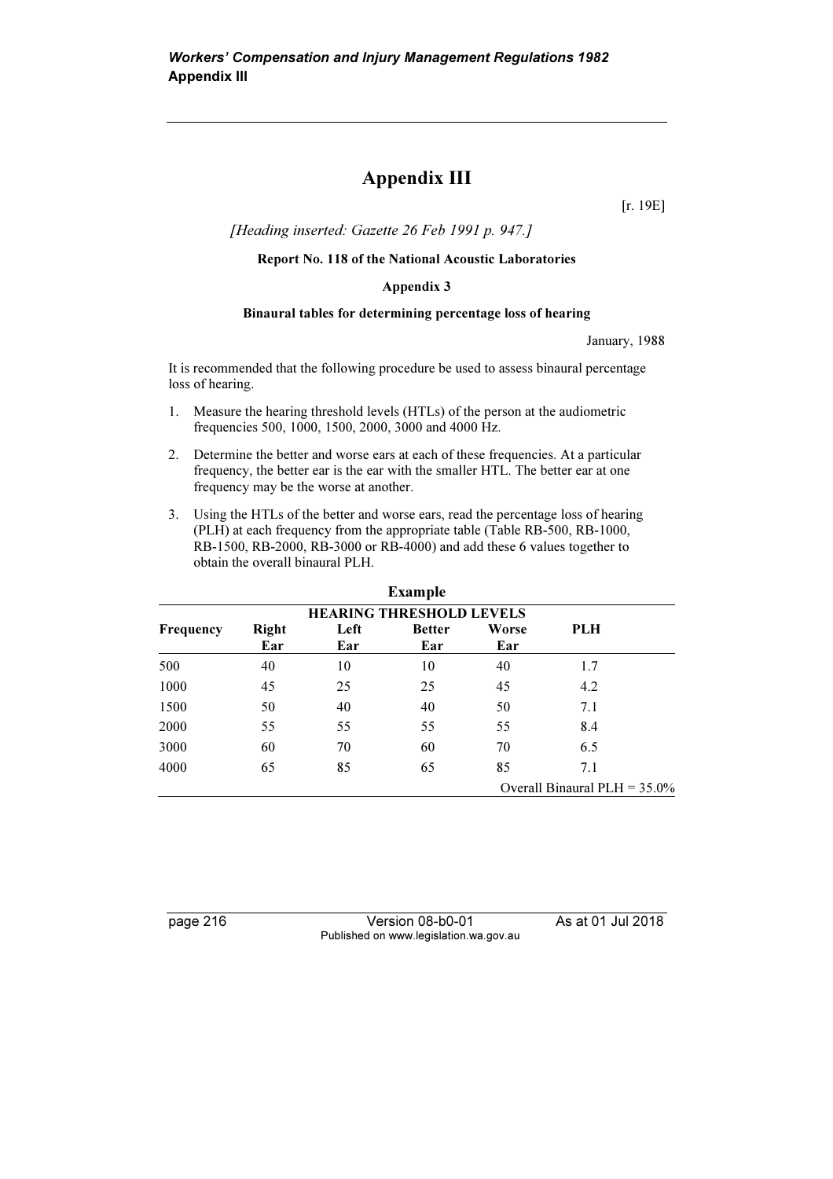# Appendix III

[r. 19E]

*[Heading inserted: Gazette 26 Feb 1991 p. 947.]*

**Report No. 118 of the National Acoustic Laboratories**

**Appendix 3**

**Binaural tables for determining percentage loss of hearing**

January, 1988

It is recommended that the following procedure be used to assess binaural percentage loss of hearing.

1. Measure the hearing threshold levels (HTLs) of the person at the audiometric frequencies 500, 1000, 1500, 2000, 3000 and 4000 Hz.
2. Determine the better and worse ears at each of these frequencies. At a particular frequency, the better ear is the ear with the smaller HTL. The better ear at one frequency may be the worse at another.
3. Using the HTLs of the better and worse ears, read the percentage loss of hearing (PLH) at each frequency from the appropriate table (Table RB-500, RB-1000, RB-1500, RB-2000, RB-3000 or RB-4000) and add these 6 values together to obtain the overall binaural PLH.

**Example**

| | HEARING THRESHOLD LEVELS | | | | |
|---|---|---|---|---|---|
| **Frequency** | **Right Ear** | **Left Ear** | **Better Ear** | **Worse Ear** | **PLH** |
| 500 | 40 | 10 | 10 | 40 | 1.7 |
| 1000 | 45 | 25 | 25 | 45 | 4.2 |
| 1500 | 50 | 40 | 40 | 50 | 7.1 |
| 2000 | 55 | 55 | 55 | 55 | 8.4 |
| 3000 | 60 | 70 | 60 | 70 | 6.5 |
| 4000 | 65 | 85 | 65 | 85 | 7.1 |
| | | | | | Overall Binaural PLH = 35.0% |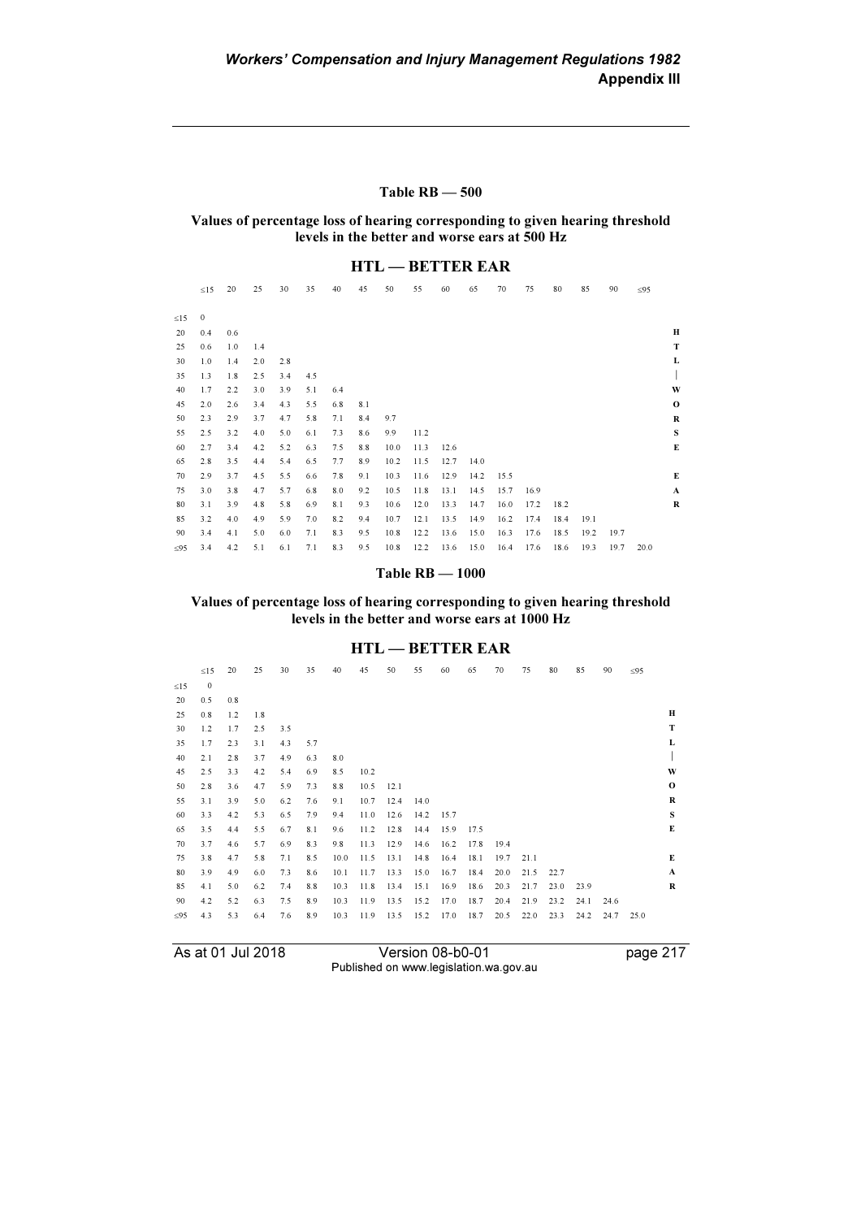### Table RB — 500

**Values of percentage loss of hearing corresponding to given hearing threshold levels in the better and worse ears at 500 Hz**

**HTL — BETTER EAR**

| HTL — WORSE EAR | ≤15 | 20 | 25 | 30 | 35 | 40 | 45 | 50 | 55 | 60 | 65 | 70 | 75 | 80 | 85 | 90 | ≤95 |
|---|---|---|---|---|---|---|---|---|---|---|---|---|---|---|---|---|---|
| ≤15 | 0 | | | | | | | | | | | | | | | | |
| 20 | 0.4 | 0.6 | | | | | | | | | | | | | | | |
| 25 | 0.6 | 1.0 | 1.4 | | | | | | | | | | | | | | |
| 30 | 1.0 | 1.4 | 2.0 | 2.8 | | | | | | | | | | | | | |
| 35 | 1.3 | 1.8 | 2.5 | 3.4 | 4.5 | | | | | | | | | | | | |
| 40 | 1.7 | 2.2 | 3.0 | 3.9 | 5.1 | 6.4 | | | | | | | | | | | |
| 45 | 2.0 | 2.6 | 3.4 | 4.3 | 5.5 | 6.8 | 8.1 | | | | | | | | | | |
| 50 | 2.3 | 2.9 | 3.7 | 4.7 | 5.8 | 7.1 | 8.4 | 9.7 | | | | | | | | | |
| 55 | 2.5 | 3.2 | 4.0 | 5.0 | 6.1 | 7.3 | 8.6 | 9.9 | 11.2 | | | | | | | | |
| 60 | 2.7 | 3.4 | 4.2 | 5.2 | 6.3 | 7.5 | 8.8 | 10.0 | 11.3 | 12.6 | | | | | | | |
| 65 | 2.8 | 3.5 | 4.4 | 5.4 | 6.5 | 7.7 | 8.9 | 10.2 | 11.5 | 12.7 | 14.0 | | | | | | |
| 70 | 2.9 | 3.7 | 4.5 | 5.5 | 6.6 | 7.8 | 9.1 | 10.3 | 11.6 | 12.9 | 14.2 | 15.5 | | | | | |
| 75 | 3.0 | 3.8 | 4.7 | 5.7 | 6.8 | 8.0 | 9.2 | 10.5 | 11.8 | 13.1 | 14.5 | 15.7 | 16.9 | | | | |
| 80 | 3.1 | 3.9 | 4.8 | 5.8 | 6.9 | 8.1 | 9.3 | 10.6 | 12.0 | 13.3 | 14.7 | 16.0 | 17.2 | 18.2 | | | |
| 85 | 3.2 | 4.0 | 4.9 | 5.9 | 7.0 | 8.2 | 9.4 | 10.7 | 12.1 | 13.5 | 14.9 | 16.2 | 17.4 | 18.4 | 19.1 | | |
| 90 | 3.4 | 4.1 | 5.0 | 6.0 | 7.1 | 8.3 | 9.5 | 10.8 | 12.2 | 13.6 | 15.0 | 16.3 | 17.6 | 18.5 | 19.2 | 19.7 | |
| ≤95 | 3.4 | 4.2 | 5.1 | 6.1 | 7.1 | 8.3 | 9.5 | 10.8 | 12.2 | 13.6 | 15.0 | 16.4 | 17.6 | 18.6 | 19.3 | 19.7 | 20.0 |

### Table RB — 1000

**Values of percentage loss of hearing corresponding to given hearing threshold levels in the better and worse ears at 1000 Hz**

**HTL — BETTER EAR**

| HTL — WORSE EAR | ≤15 | 20 | 25 | 30 | 35 | 40 | 45 | 50 | 55 | 60 | 65 | 70 | 75 | 80 | 85 | 90 | ≤95 |
|---|---|---|---|---|---|---|---|---|---|---|---|---|---|---|---|---|---|
| ≤15 | 0 | | | | | | | | | | | | | | | | |
| 20 | 0.5 | 0.8 | | | | | | | | | | | | | | | |
| 25 | 0.8 | 1.2 | 1.8 | | | | | | | | | | | | | | |
| 30 | 1.2 | 1.7 | 2.5 | 3.5 | | | | | | | | | | | | | |
| 35 | 1.7 | 2.3 | 3.1 | 4.3 | 5.7 | | | | | | | | | | | | |
| 40 | 2.1 | 2.8 | 3.7 | 4.9 | 6.3 | 8.0 | | | | | | | | | | | |
| 45 | 2.5 | 3.3 | 4.2 | 5.4 | 6.9 | 8.5 | 10.2 | | | | | | | | | | |
| 50 | 2.8 | 3.6 | 4.7 | 5.9 | 7.3 | 8.8 | 10.5 | 12.1 | | | | | | | | | |
| 55 | 3.1 | 3.9 | 5.0 | 6.2 | 7.6 | 9.1 | 10.7 | 12.4 | 14.0 | | | | | | | | |
| 60 | 3.3 | 4.2 | 5.3 | 6.5 | 7.9 | 9.4 | 11.0 | 12.6 | 14.2 | 15.7 | | | | | | | |
| 65 | 3.5 | 4.4 | 5.5 | 6.7 | 8.1 | 9.6 | 11.2 | 12.8 | 14.4 | 15.9 | 17.5 | | | | | | |
| 70 | 3.7 | 4.6 | 5.7 | 6.9 | 8.3 | 9.8 | 11.3 | 12.9 | 14.6 | 16.2 | 17.8 | 19.4 | | | | | |
| 75 | 3.8 | 4.7 | 5.8 | 7.1 | 8.5 | 10.0 | 11.5 | 13.1 | 14.8 | 16.4 | 18.1 | 19.7 | 21.1 | | | | |
| 80 | 3.9 | 4.9 | 6.0 | 7.3 | 8.6 | 10.1 | 11.7 | 13.3 | 15.0 | 16.7 | 18.4 | 20.0 | 21.5 | 22.7 | | | |
| 85 | 4.1 | 5.0 | 6.2 | 7.4 | 8.8 | 10.3 | 11.8 | 13.4 | 15.1 | 16.9 | 18.6 | 20.3 | 21.7 | 23.0 | 23.9 | | |
| 90 | 4.2 | 5.2 | 6.3 | 7.5 | 8.9 | 10.3 | 11.9 | 13.5 | 15.2 | 17.0 | 18.7 | 20.4 | 21.9 | 23.2 | 24.1 | 24.6 | |
| ≤95 | 4.3 | 5.3 | 6.4 | 7.6 | 8.9 | 10.3 | 11.9 | 13.5 | 15.2 | 17.0 | 18.7 | 20.5 | 22.0 | 23.3 | 24.2 | 24.7 | 25.0 |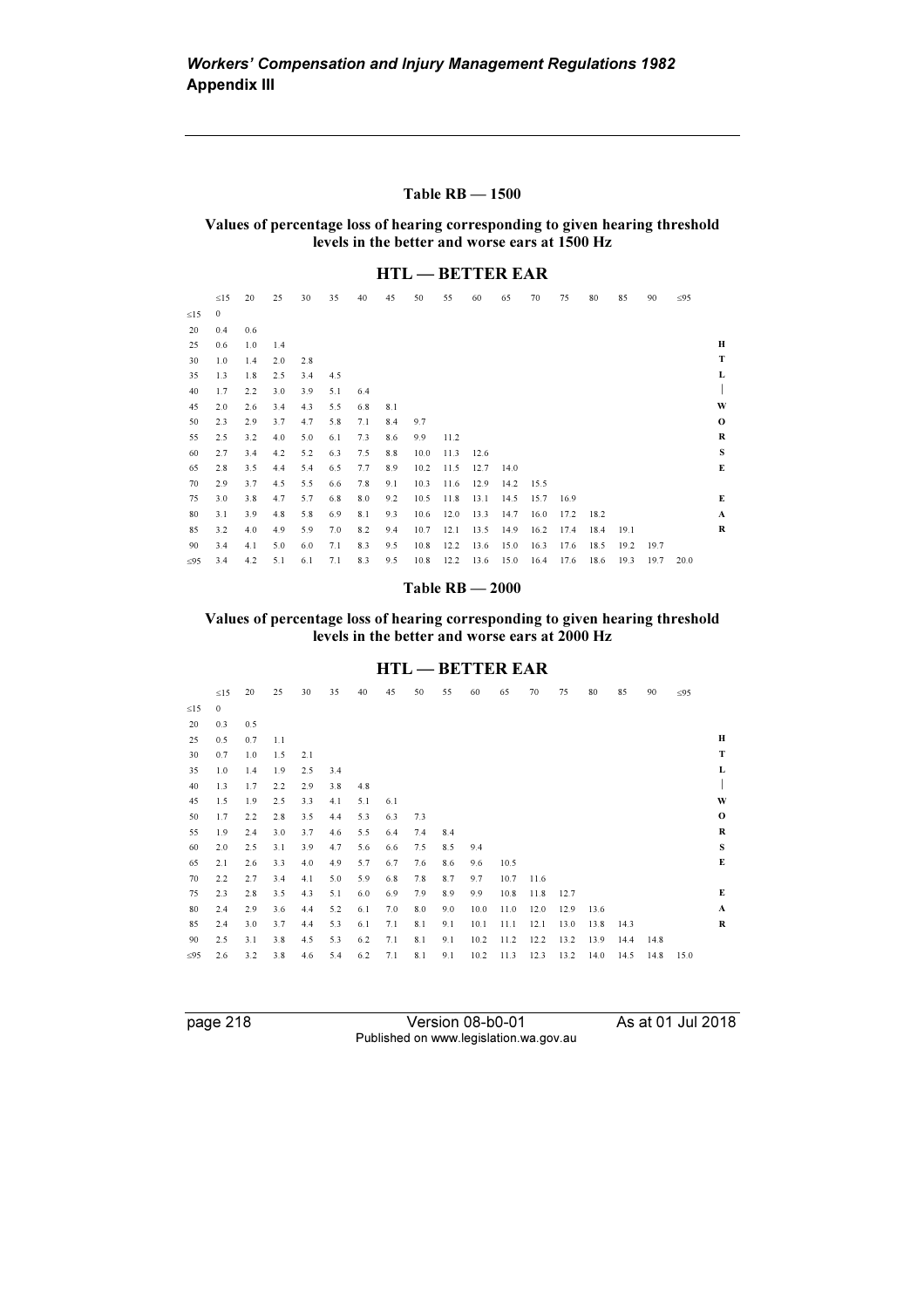### Table RB — 1500

**Values of percentage loss of hearing corresponding to given hearing threshold levels in the better and worse ears at 1500 Hz**

**HTL — BETTER EAR**

| HTL — WORSE EAR | ≤15 | 20 | 25 | 30 | 35 | 40 | 45 | 50 | 55 | 60 | 65 | 70 | 75 | 80 | 85 | 90 | ≤95 |
|---|---|---|---|---|---|---|---|---|---|---|---|---|---|---|---|---|---|
| ≤15 | 0 | | | | | | | | | | | | | | | | |
| 20 | 0.4 | 0.6 | | | | | | | | | | | | | | | |
| 25 | 0.6 | 1.0 | 1.4 | | | | | | | | | | | | | | |
| 30 | 1.0 | 1.4 | 2.0 | 2.8 | | | | | | | | | | | | | |
| 35 | 1.3 | 1.8 | 2.5 | 3.4 | 4.5 | | | | | | | | | | | | |
| 40 | 1.7 | 2.2 | 3.0 | 3.9 | 5.1 | 6.4 | | | | | | | | | | | |
| 45 | 2.0 | 2.6 | 3.4 | 4.3 | 5.5 | 6.8 | 8.1 | | | | | | | | | | |
| 50 | 2.3 | 2.9 | 3.7 | 4.7 | 5.8 | 7.1 | 8.4 | 9.7 | | | | | | | | | |
| 55 | 2.5 | 3.2 | 4.0 | 5.0 | 6.1 | 7.3 | 8.6 | 9.9 | 11.2 | | | | | | | | |
| 60 | 2.7 | 3.4 | 4.2 | 5.2 | 6.3 | 7.5 | 8.8 | 10.0 | 11.3 | 12.6 | | | | | | | |
| 65 | 2.8 | 3.5 | 4.4 | 5.4 | 6.5 | 7.7 | 8.9 | 10.2 | 11.5 | 12.7 | 14.0 | | | | | | |
| 70 | 2.9 | 3.7 | 4.5 | 5.5 | 6.6 | 7.8 | 9.1 | 10.3 | 11.6 | 12.9 | 14.2 | 15.5 | | | | | |
| 75 | 3.0 | 3.8 | 4.7 | 5.7 | 6.8 | 8.0 | 9.2 | 10.5 | 11.8 | 13.1 | 14.5 | 15.7 | 16.9 | | | | |
| 80 | 3.1 | 3.9 | 4.8 | 5.8 | 6.9 | 8.1 | 9.3 | 10.6 | 12.0 | 13.3 | 14.7 | 16.0 | 17.2 | 18.2 | | | |
| 85 | 3.2 | 4.0 | 4.9 | 5.9 | 7.0 | 8.2 | 9.4 | 10.7 | 12.1 | 13.5 | 14.9 | 16.2 | 17.4 | 18.4 | 19.1 | | |
| 90 | 3.4 | 4.1 | 5.0 | 6.0 | 7.1 | 8.3 | 9.5 | 10.8 | 12.2 | 13.6 | 15.0 | 16.3 | 17.6 | 18.5 | 19.2 | 19.7 | |
| ≤95 | 3.4 | 4.2 | 5.1 | 6.1 | 7.1 | 8.3 | 9.5 | 10.8 | 12.2 | 13.6 | 15.0 | 16.4 | 17.6 | 18.6 | 19.3 | 19.7 | 20.0 |

### Table RB — 2000

**Values of percentage loss of hearing corresponding to given hearing threshold levels in the better and worse ears at 2000 Hz**

**HTL — BETTER EAR**

| HTL — WORSE EAR | ≤15 | 20 | 25 | 30 | 35 | 40 | 45 | 50 | 55 | 60 | 65 | 70 | 75 | 80 | 85 | 90 | ≤95 |
|---|---|---|---|---|---|---|---|---|---|---|---|---|---|---|---|---|---|
| ≤15 | 0 | | | | | | | | | | | | | | | | |
| 20 | 0.3 | 0.5 | | | | | | | | | | | | | | | |
| 25 | 0.5 | 0.7 | 1.1 | | | | | | | | | | | | | | |
| 30 | 0.7 | 1.0 | 1.5 | 2.1 | | | | | | | | | | | | | |
| 35 | 1.0 | 1.4 | 1.9 | 2.5 | 3.4 | | | | | | | | | | | | |
| 40 | 1.3 | 1.7 | 2.2 | 2.9 | 3.8 | 4.8 | | | | | | | | | | | |
| 45 | 1.5 | 1.9 | 2.5 | 3.3 | 4.1 | 5.1 | 6.1 | | | | | | | | | | |
| 50 | 1.7 | 2.2 | 2.8 | 3.5 | 4.4 | 5.3 | 6.3 | 7.3 | | | | | | | | | |
| 55 | 1.9 | 2.4 | 3.0 | 3.7 | 4.6 | 5.5 | 6.4 | 7.4 | 8.4 | | | | | | | | |
| 60 | 2.0 | 2.5 | 3.1 | 3.9 | 4.7 | 5.6 | 6.6 | 7.5 | 8.5 | 9.4 | | | | | | | |
| 65 | 2.1 | 2.6 | 3.3 | 4.0 | 4.9 | 5.7 | 6.7 | 7.6 | 8.6 | 9.6 | 10.5 | | | | | | |
| 70 | 2.2 | 2.7 | 3.4 | 4.1 | 5.0 | 5.9 | 6.8 | 7.8 | 8.7 | 9.7 | 10.7 | 11.6 | | | | | |
| 75 | 2.3 | 2.8 | 3.5 | 4.3 | 5.1 | 6.0 | 6.9 | 7.9 | 8.9 | 9.9 | 10.8 | 11.8 | 12.7 | | | | |
| 80 | 2.4 | 2.9 | 3.6 | 4.4 | 5.2 | 6.1 | 7.0 | 8.0 | 9.0 | 10.0 | 11.0 | 12.0 | 12.9 | 13.6 | | | |
| 85 | 2.4 | 3.0 | 3.7 | 4.4 | 5.3 | 6.1 | 7.1 | 8.1 | 9.1 | 10.1 | 11.1 | 12.1 | 13.0 | 13.8 | 14.3 | | |
| 90 | 2.5 | 3.1 | 3.8 | 4.5 | 5.3 | 6.2 | 7.1 | 8.1 | 9.1 | 10.2 | 11.2 | 12.2 | 13.2 | 13.9 | 14.4 | 14.8 | |
| ≤95 | 2.6 | 3.2 | 3.8 | 4.6 | 5.4 | 6.2 | 7.1 | 8.1 | 9.1 | 10.2 | 11.3 | 12.3 | 13.2 | 14.0 | 14.5 | 14.8 | 15.0 |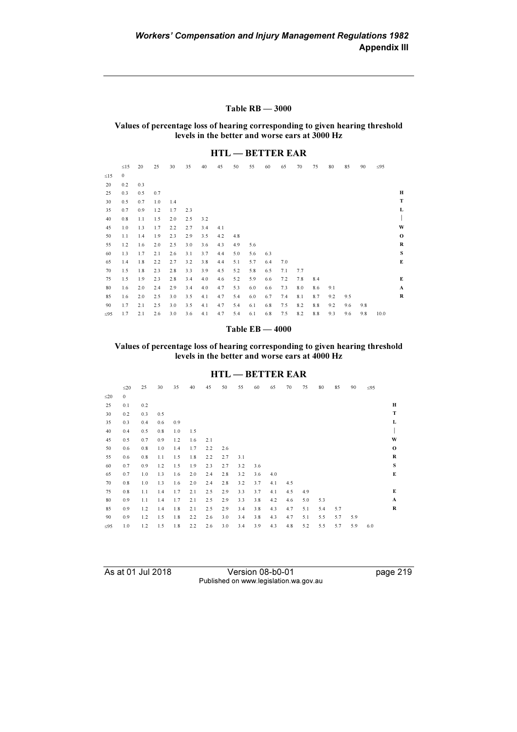#### Table RB — 3000

**Values of percentage loss of hearing corresponding to given hearing threshold levels in the better and worse ears at 3000 Hz**

**HTL — BETTER EAR**

| HTL — WORSE EAR | ≤15 | 20 | 25 | 30 | 35 | 40 | 45 | 50 | 55 | 60 | 65 | 70 | 75 | 80 | 85 | 90 | ≤95 |
|---|---|---|---|---|---|---|---|---|---|---|---|---|---|---|---|---|---|
| ≤15 | 0 | | | | | | | | | | | | | | | | |
| 20 | 0.2 | 0.3 | | | | | | | | | | | | | | | |
| 25 | 0.3 | 0.5 | 0.7 | | | | | | | | | | | | | | |
| 30 | 0.5 | 0.7 | 1.0 | 1.4 | | | | | | | | | | | | | |
| 35 | 0.7 | 0.9 | 1.2 | 1.7 | 2.3 | | | | | | | | | | | | |
| 40 | 0.8 | 1.1 | 1.5 | 2.0 | 2.5 | 3.2 | | | | | | | | | | | |
| 45 | 1.0 | 1.3 | 1.7 | 2.2 | 2.7 | 3.4 | 4.1 | | | | | | | | | | |
| 50 | 1.1 | 1.4 | 1.9 | 2.3 | 2.9 | 3.5 | 4.2 | 4.8 | | | | | | | | | |
| 55 | 1.2 | 1.6 | 2.0 | 2.5 | 3.0 | 3.6 | 4.3 | 4.9 | 5.6 | | | | | | | | |
| 60 | 1.3 | 1.7 | 2.1 | 2.6 | 3.1 | 3.7 | 4.4 | 5.0 | 5.6 | 6.3 | | | | | | | |
| 65 | 1.4 | 1.8 | 2.2 | 2.7 | 3.2 | 3.8 | 4.4 | 5.1 | 5.7 | 6.4 | 7.0 | | | | | | |
| 70 | 1.5 | 1.8 | 2.3 | 2.8 | 3.3 | 3.9 | 4.5 | 5.2 | 5.8 | 6.5 | 7.1 | 7.7 | | | | | |
| 75 | 1.5 | 1.9 | 2.3 | 2.8 | 3.4 | 4.0 | 4.6 | 5.2 | 5.9 | 6.6 | 7.2 | 7.8 | 8.4 | | | | |
| 80 | 1.6 | 2.0 | 2.4 | 2.9 | 3.4 | 4.0 | 4.7 | 5.3 | 6.0 | 6.6 | 7.3 | 8.0 | 8.6 | 9.1 | | | |
| 85 | 1.6 | 2.0 | 2.5 | 3.0 | 3.5 | 4.1 | 4.7 | 5.4 | 6.0 | 6.7 | 7.4 | 8.1 | 8.7 | 9.2 | 9.5 | | |
| 90 | 1.7 | 2.1 | 2.5 | 3.0 | 3.5 | 4.1 | 4.7 | 5.4 | 6.1 | 6.8 | 7.5 | 8.2 | 8.8 | 9.2 | 9.6 | 9.8 | |
| ≤95 | 1.7 | 2.1 | 2.6 | 3.0 | 3.6 | 4.1 | 4.7 | 5.4 | 6.1 | 6.8 | 7.5 | 8.2 | 8.8 | 9.3 | 9.6 | 9.8 | 10.0 |

#### Table EB — 4000

**Values of percentage loss of hearing corresponding to given hearing threshold levels in the better and worse ears at 4000 Hz**

**HTL — BETTER EAR**

| HTL — WORSE EAR | ≤20 | 25 | 30 | 35 | 40 | 45 | 50 | 55 | 60 | 65 | 70 | 75 | 80 | 85 | 90 | ≤95 |
|---|---|---|---|---|---|---|---|---|---|---|---|---|---|---|---|---|
| ≤20 | 0 | | | | | | | | | | | | | | | |
| 25 | 0.1 | 0.2 | | | | | | | | | | | | | | |
| 30 | 0.2 | 0.3 | 0.5 | | | | | | | | | | | | | |
| 35 | 0.3 | 0.4 | 0.6 | 0.9 | | | | | | | | | | | | |
| 40 | 0.4 | 0.5 | 0.8 | 1.0 | 1.5 | | | | | | | | | | | |
| 45 | 0.5 | 0.7 | 0.9 | 1.2 | 1.6 | 2.1 | | | | | | | | | | |
| 50 | 0.6 | 0.8 | 1.0 | 1.4 | 1.7 | 2.2 | 2.6 | | | | | | | | | |
| 55 | 0.6 | 0.8 | 1.1 | 1.5 | 1.8 | 2.2 | 2.7 | 3.1 | | | | | | | | |
| 60 | 0.7 | 0.9 | 1.2 | 1.5 | 1.9 | 2.3 | 2.7 | 3.2 | 3.6 | | | | | | | |
| 65 | 0.7 | 1.0 | 1.3 | 1.6 | 2.0 | 2.4 | 2.8 | 3.2 | 3.6 | 4.0 | | | | | | |
| 70 | 0.8 | 1.0 | 1.3 | 1.6 | 2.0 | 2.4 | 2.8 | 3.2 | 3.7 | 4.1 | 4.5 | | | | | |
| 75 | 0.8 | 1.1 | 1.4 | 1.7 | 2.1 | 2.5 | 2.9 | 3.3 | 3.7 | 4.1 | 4.5 | 4.9 | | | | |
| 80 | 0.9 | 1.1 | 1.4 | 1.7 | 2.1 | 2.5 | 2.9 | 3.3 | 3.8 | 4.2 | 4.6 | 5.0 | 5.3 | | | |
| 85 | 0.9 | 1.2 | 1.4 | 1.8 | 2.1 | 2.5 | 2.9 | 3.4 | 3.8 | 4.3 | 4.7 | 5.1 | 5.4 | 5.7 | | |
| 90 | 0.9 | 1.2 | 1.5 | 1.8 | 2.2 | 2.6 | 3.0 | 3.4 | 3.8 | 4.3 | 4.7 | 5.1 | 5.5 | 5.7 | 5.9 | |
| ≤95 | 1.0 | 1.2 | 1.5 | 1.8 | 2.2 | 2.6 | 3.0 | 3.4 | 3.9 | 4.3 | 4.8 | 5.2 | 5.5 | 5.7 | 5.9 | 6.0 |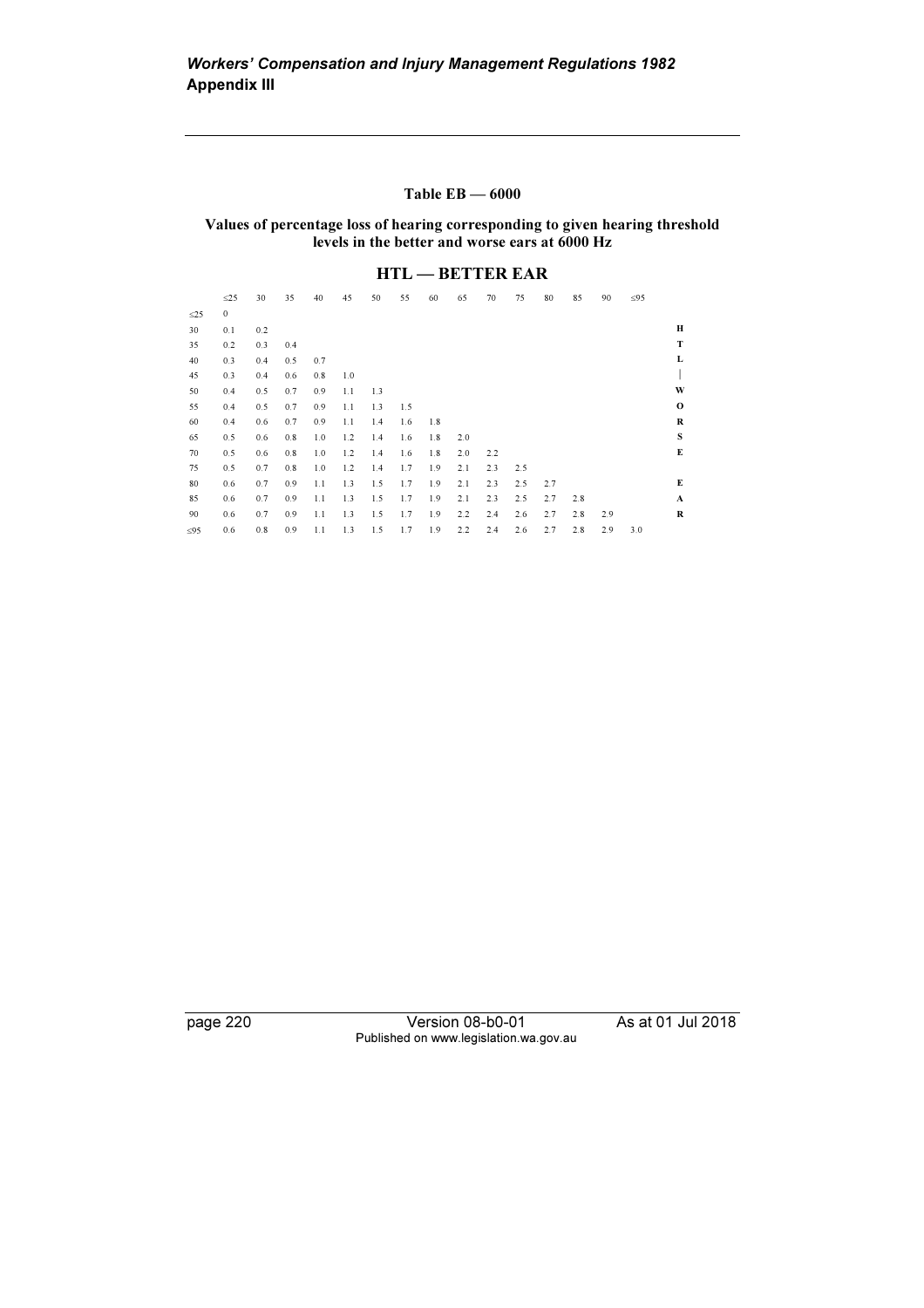#### Table EB — 6000

**Values of percentage loss of hearing corresponding to given hearing threshold levels in the better and worse ears at 6000 Hz**

### HTL — BETTER EAR

| HTL — WORSE EAR | ≤25 | 30 | 35 | 40 | 45 | 50 | 55 | 60 | 65 | 70 | 75 | 80 | 85 | 90 | ≤95 |
|---|---|---|---|---|---|---|---|---|---|---|---|---|---|---|---|
| ≤25 | 0 | | | | | | | | | | | | | | |
| 30 | 0.1 | 0.2 | | | | | | | | | | | | | |
| 35 | 0.2 | 0.3 | 0.4 | | | | | | | | | | | | |
| 40 | 0.3 | 0.4 | 0.5 | 0.7 | | | | | | | | | | | |
| 45 | 0.3 | 0.4 | 0.6 | 0.8 | 1.0 | | | | | | | | | | |
| 50 | 0.4 | 0.5 | 0.7 | 0.9 | 1.1 | 1.3 | | | | | | | | | |
| 55 | 0.4 | 0.5 | 0.7 | 0.9 | 1.1 | 1.3 | 1.5 | | | | | | | | |
| 60 | 0.4 | 0.6 | 0.7 | 0.9 | 1.1 | 1.4 | 1.6 | 1.8 | | | | | | | |
| 65 | 0.5 | 0.6 | 0.8 | 1.0 | 1.2 | 1.4 | 1.6 | 1.8 | 2.0 | | | | | | |
| 70 | 0.5 | 0.6 | 0.8 | 1.0 | 1.2 | 1.4 | 1.6 | 1.8 | 2.0 | 2.2 | | | | | |
| 75 | 0.5 | 0.7 | 0.8 | 1.0 | 1.2 | 1.4 | 1.7 | 1.9 | 2.1 | 2.3 | 2.5 | | | | |
| 80 | 0.6 | 0.7 | 0.9 | 1.1 | 1.3 | 1.5 | 1.7 | 1.9 | 2.1 | 2.3 | 2.5 | 2.7 | | | |
| 85 | 0.6 | 0.7 | 0.9 | 1.1 | 1.3 | 1.5 | 1.7 | 1.9 | 2.1 | 2.3 | 2.5 | 2.7 | 2.8 | | |
| 90 | 0.6 | 0.7 | 0.9 | 1.1 | 1.3 | 1.5 | 1.7 | 1.9 | 2.2 | 2.4 | 2.6 | 2.7 | 2.8 | 2.9 | |
| ≤95 | 0.6 | 0.8 | 0.9 | 1.1 | 1.3 | 1.5 | 1.7 | 1.9 | 2.2 | 2.4 | 2.6 | 2.7 | 2.8 | 2.9 | 3.0 |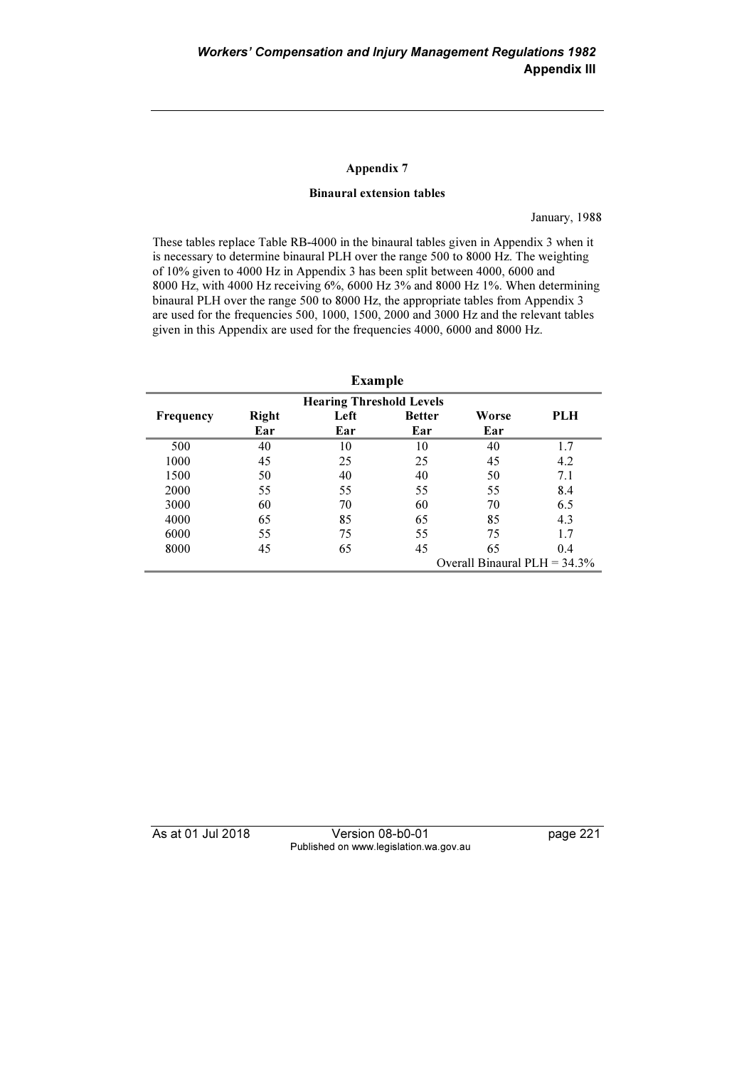## Appendix 7

### Binaural extension tables

January, 1988

These tables replace Table RB-4000 in the binaural tables given in Appendix 3 when it is necessary to determine binaural PLH over the range 500 to 8000 Hz. The weighting of 10% given to 4000 Hz in Appendix 3 has been split between 4000, 6000 and 8000 Hz, with 4000 Hz receiving 6%, 6000 Hz 3% and 8000 Hz 1%. When determining binaural PLH over the range 500 to 8000 Hz, the appropriate tables from Appendix 3 are used for the frequencies 500, 1000, 1500, 2000 and 3000 Hz and the relevant tables given in this Appendix are used for the frequencies 4000, 6000 and 8000 Hz.

**Example**

| | Hearing Threshold Levels | | | | |
|---|---|---|---|---|---|
| **Frequency** | **Right Ear** | **Left Ear** | **Better Ear** | **Worse Ear** | **PLH** |
| 500 | 40 | 10 | 10 | 40 | 1.7 |
| 1000 | 45 | 25 | 25 | 45 | 4.2 |
| 1500 | 50 | 40 | 40 | 50 | 7.1 |
| 2000 | 55 | 55 | 55 | 55 | 8.4 |
| 3000 | 60 | 70 | 60 | 70 | 6.5 |
| 4000 | 65 | 85 | 65 | 85 | 4.3 |
| 6000 | 55 | 75 | 55 | 75 | 1.7 |
| 8000 | 45 | 65 | 45 | 65 | 0.4 |
| | | | | Overall Binaural PLH = 34.3% | |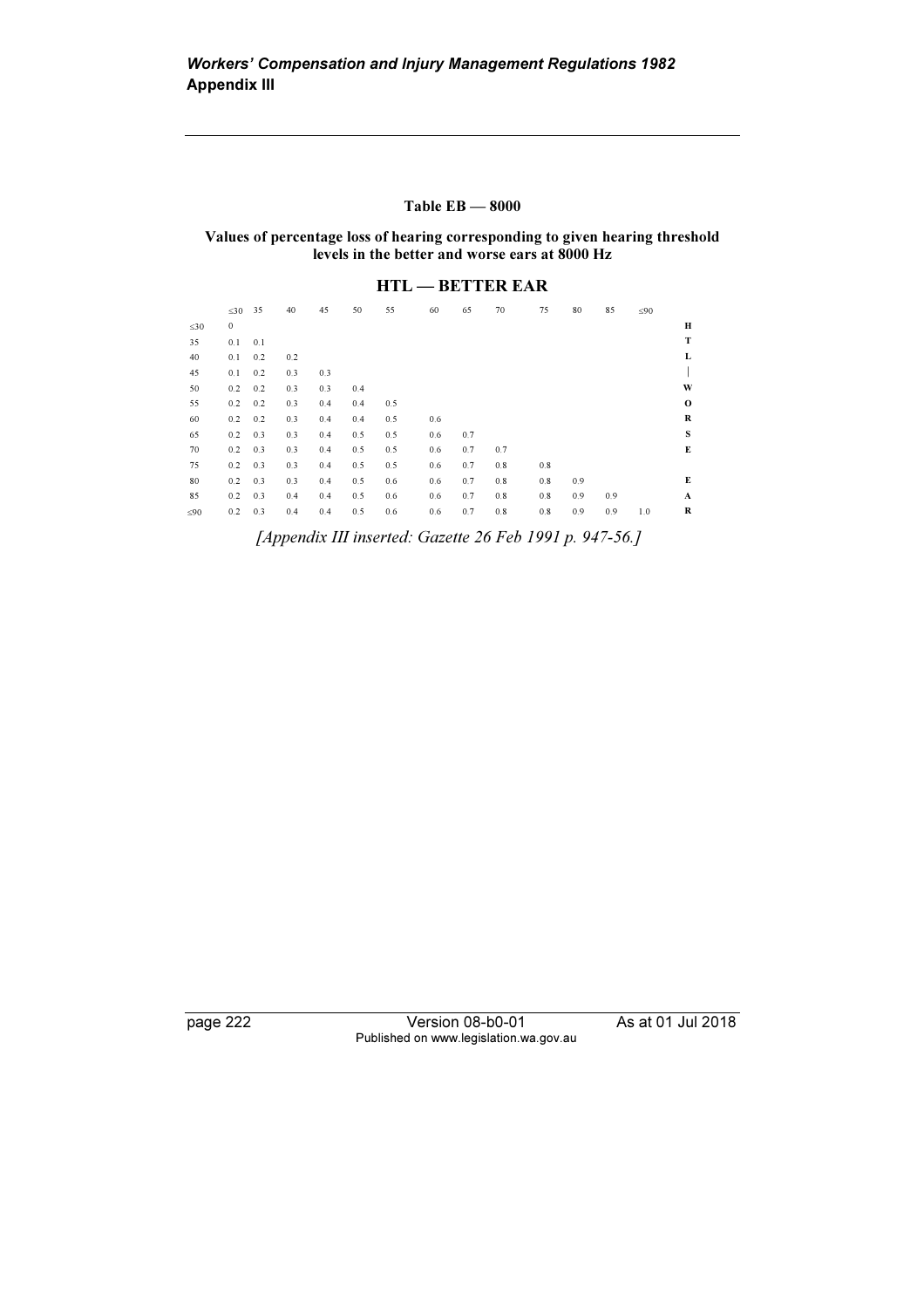### Table EB — 8000

**Values of percentage loss of hearing corresponding to given hearing threshold levels in the better and worse ears at 8000 Hz**

**HTL — BETTER EAR**

| HTL — WORSE EAR | ≤30 | 35 | 40 | 45 | 50 | 55 | 60 | 65 | 70 | 75 | 80 | 85 | ≤90 |
|---|---|---|---|---|---|---|---|---|---|---|---|---|---|
| ≤30 | 0 | | | | | | | | | | | | |
| 35 | 0.1 | 0.1 | | | | | | | | | | | |
| 40 | 0.1 | 0.2 | 0.2 | | | | | | | | | | |
| 45 | 0.1 | 0.2 | 0.3 | 0.3 | | | | | | | | | |
| 50 | 0.2 | 0.2 | 0.3 | 0.3 | 0.4 | | | | | | | | |
| 55 | 0.2 | 0.2 | 0.3 | 0.4 | 0.4 | 0.5 | | | | | | | |
| 60 | 0.2 | 0.2 | 0.3 | 0.4 | 0.4 | 0.5 | 0.6 | | | | | | |
| 65 | 0.2 | 0.3 | 0.3 | 0.4 | 0.5 | 0.5 | 0.6 | 0.7 | | | | | |
| 70 | 0.2 | 0.3 | 0.3 | 0.4 | 0.5 | 0.5 | 0.6 | 0.7 | 0.7 | | | | |
| 75 | 0.2 | 0.3 | 0.3 | 0.4 | 0.5 | 0.5 | 0.6 | 0.7 | 0.8 | 0.8 | | | |
| 80 | 0.2 | 0.3 | 0.3 | 0.4 | 0.5 | 0.6 | 0.6 | 0.7 | 0.8 | 0.8 | 0.9 | | |
| 85 | 0.2 | 0.3 | 0.4 | 0.4 | 0.5 | 0.6 | 0.6 | 0.7 | 0.8 | 0.8 | 0.9 | 0.9 | |
| ≤90 | 0.2 | 0.3 | 0.4 | 0.4 | 0.5 | 0.6 | 0.6 | 0.7 | 0.8 | 0.8 | 0.9 | 0.9 | 1.0 |

*[Appendix III inserted: Gazette 26 Feb 1991 p. 947-56.]*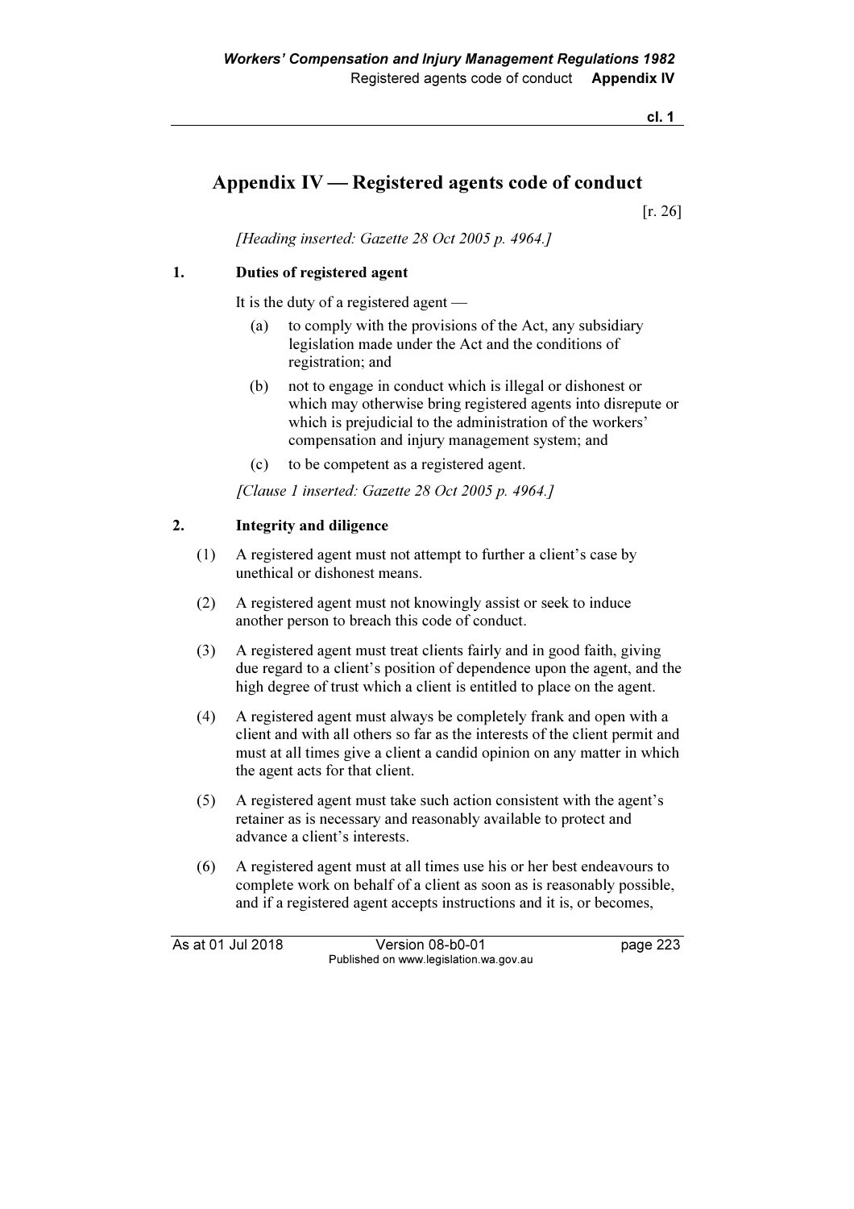# Appendix IV — Registered agents code of conduct

[r. 26]

*[Heading inserted: Gazette 28 Oct 2005 p. 4964.]*

## 1. Duties of registered agent

It is the duty of a registered agent —

(a) to comply with the provisions of the Act, any subsidiary legislation made under the Act and the conditions of registration; and

(b) not to engage in conduct which is illegal or dishonest or which may otherwise bring registered agents into disrepute or which is prejudicial to the administration of the workers' compensation and injury management system; and

(c) to be competent as a registered agent.

*[Clause 1 inserted: Gazette 28 Oct 2005 p. 4964.]*

## 2. Integrity and diligence

(1) A registered agent must not attempt to further a client's case by unethical or dishonest means.

(2) A registered agent must not knowingly assist or seek to induce another person to breach this code of conduct.

(3) A registered agent must treat clients fairly and in good faith, giving due regard to a client's position of dependence upon the agent, and the high degree of trust which a client is entitled to place on the agent.

(4) A registered agent must always be completely frank and open with a client and with all others so far as the interests of the client permit and must at all times give a client a candid opinion on any matter in which the agent acts for that client.

(5) A registered agent must take such action consistent with the agent's retainer as is necessary and reasonably available to protect and advance a client's interests.

(6) A registered agent must at all times use his or her best endeavours to complete work on behalf of a client as soon as is reasonably possible, and if a registered agent accepts instructions and it is, or becomes,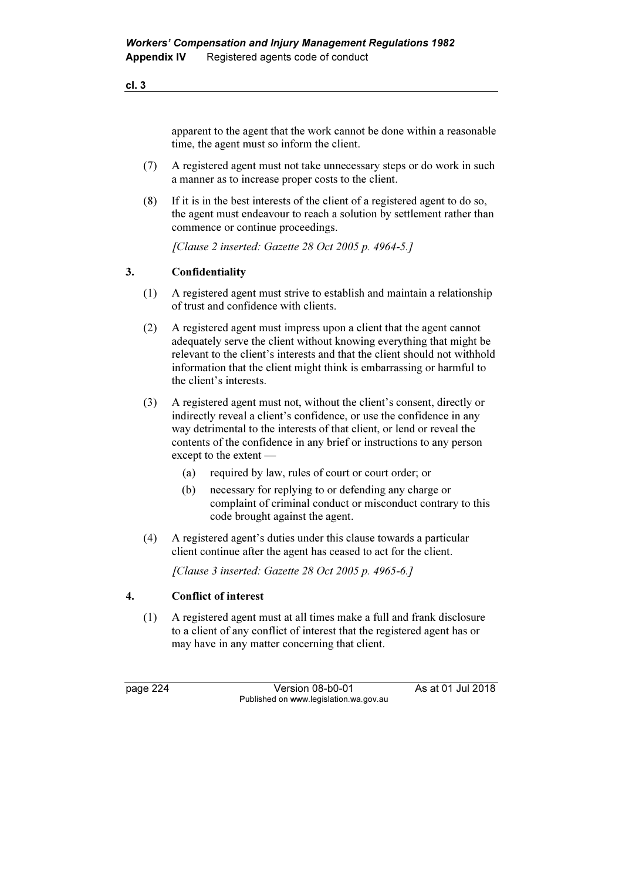apparent to the agent that the work cannot be done within a reasonable time, the agent must so inform the client.

(7) A registered agent must not take unnecessary steps or do work in such a manner as to increase proper costs to the client.

(8) If it is in the best interests of the client of a registered agent to do so, the agent must endeavour to reach a solution by settlement rather than commence or continue proceedings.

*[Clause 2 inserted: Gazette 28 Oct 2005 p. 4964-5.]*

### 3. Confidentiality

(1) A registered agent must strive to establish and maintain a relationship of trust and confidence with clients.

(2) A registered agent must impress upon a client that the agent cannot adequately serve the client without knowing everything that might be relevant to the client's interests and that the client should not withhold information that the client might think is embarrassing or harmful to the client's interests.

(3) A registered agent must not, without the client's consent, directly or indirectly reveal a client's confidence, or use the confidence in any way detrimental to the interests of that client, or lend or reveal the contents of the confidence in any brief or instructions to any person except to the extent —

- (a) required by law, rules of court or court order; or
- (b) necessary for replying to or defending any charge or complaint of criminal conduct or misconduct contrary to this code brought against the agent.

(4) A registered agent's duties under this clause towards a particular client continue after the agent has ceased to act for the client.

*[Clause 3 inserted: Gazette 28 Oct 2005 p. 4965-6.]*

### 4. Conflict of interest

(1) A registered agent must at all times make a full and frank disclosure to a client of any conflict of interest that the registered agent has or may have in any matter concerning that client.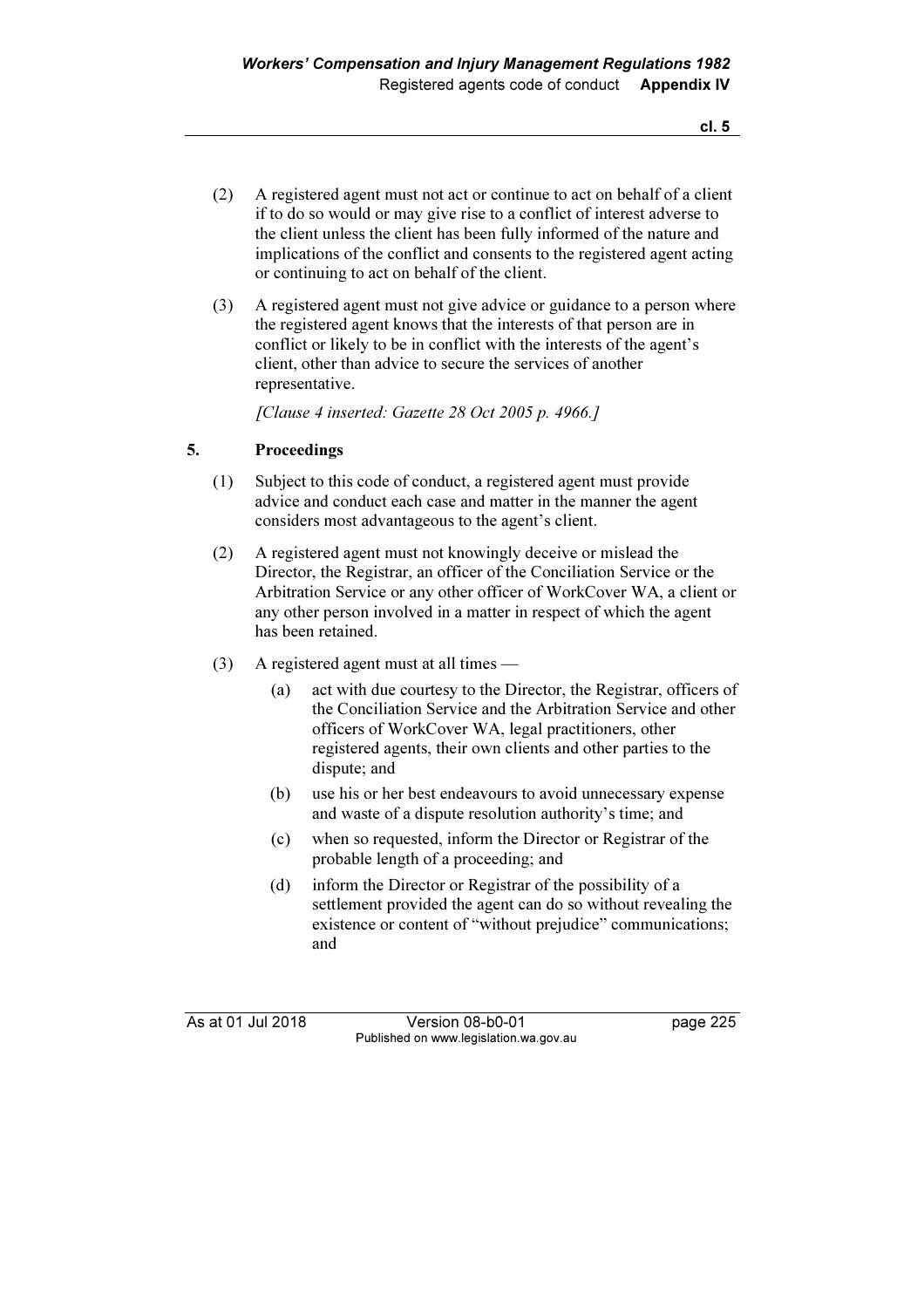(2) A registered agent must not act or continue to act on behalf of a client if to do so would or may give rise to a conflict of interest adverse to the client unless the client has been fully informed of the nature and implications of the conflict and consents to the registered agent acting or continuing to act on behalf of the client.

(3) A registered agent must not give advice or guidance to a person where the registered agent knows that the interests of that person are in conflict or likely to be in conflict with the interests of the agent's client, other than advice to secure the services of another representative.

*[Clause 4 inserted: Gazette 28 Oct 2005 p. 4966.]*

## 5. Proceedings

(1) Subject to this code of conduct, a registered agent must provide advice and conduct each case and matter in the manner the agent considers most advantageous to the agent's client.

(2) A registered agent must not knowingly deceive or mislead the Director, the Registrar, an officer of the Conciliation Service or the Arbitration Service or any other officer of WorkCover WA, a client or any other person involved in a matter in respect of which the agent has been retained.

(3) A registered agent must at all times —

- (a) act with due courtesy to the Director, the Registrar, officers of the Conciliation Service and the Arbitration Service and other officers of WorkCover WA, legal practitioners, other registered agents, their own clients and other parties to the dispute; and
- (b) use his or her best endeavours to avoid unnecessary expense and waste of a dispute resolution authority's time; and
- (c) when so requested, inform the Director or Registrar of the probable length of a proceeding; and
- (d) inform the Director or Registrar of the possibility of a settlement provided the agent can do so without revealing the existence or content of "without prejudice" communications; and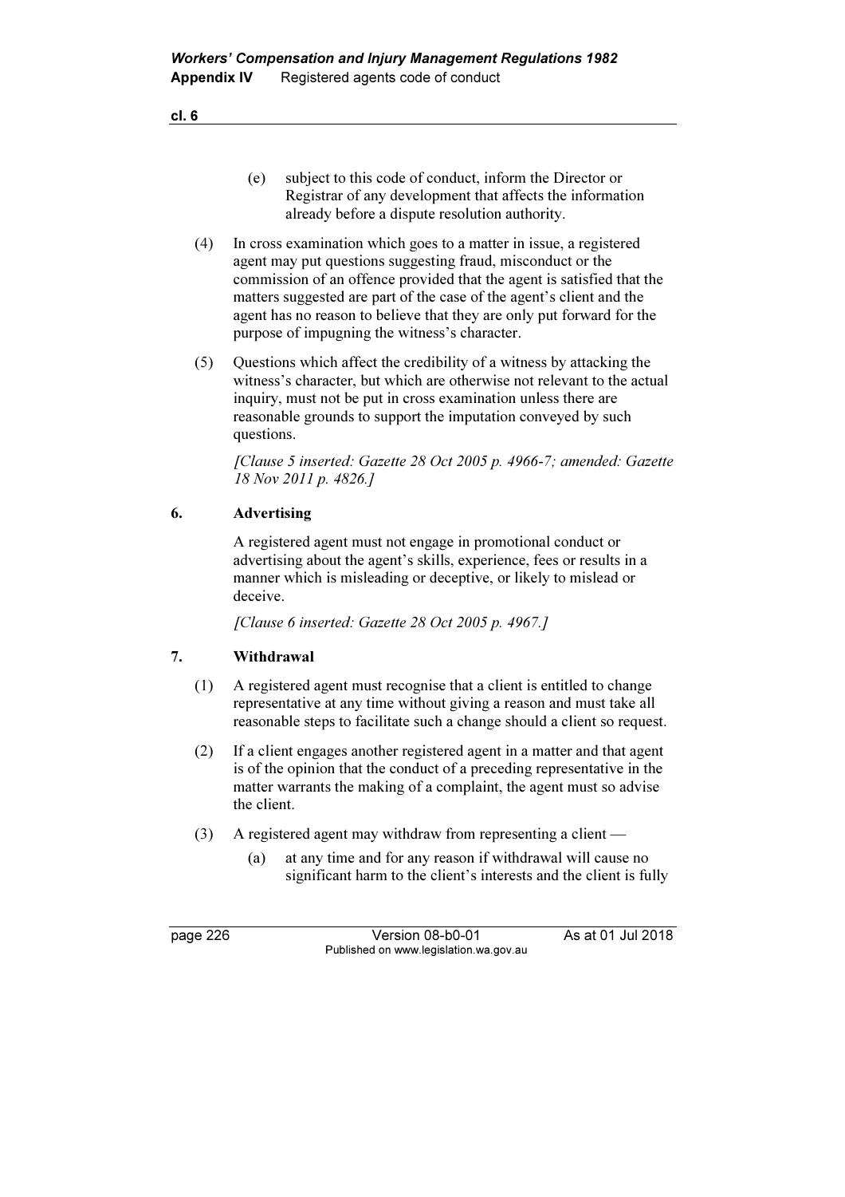(e) subject to this code of conduct, inform the Director or Registrar of any development that affects the information already before a dispute resolution authority.

(4) In cross examination which goes to a matter in issue, a registered agent may put questions suggesting fraud, misconduct or the commission of an offence provided that the agent is satisfied that the matters suggested are part of the case of the agent's client and the agent has no reason to believe that they are only put forward for the purpose of impugning the witness's character.

(5) Questions which affect the credibility of a witness by attacking the witness's character, but which are otherwise not relevant to the actual inquiry, must not be put in cross examination unless there are reasonable grounds to support the imputation conveyed by such questions.

*[Clause 5 inserted: Gazette 28 Oct 2005 p. 4966-7; amended: Gazette 18 Nov 2011 p. 4826.]*

### 6. Advertising

A registered agent must not engage in promotional conduct or advertising about the agent's skills, experience, fees or results in a manner which is misleading or deceptive, or likely to mislead or deceive.

*[Clause 6 inserted: Gazette 28 Oct 2005 p. 4967.]*

### 7. Withdrawal

(1) A registered agent must recognise that a client is entitled to change representative at any time without giving a reason and must take all reasonable steps to facilitate such a change should a client so request.

(2) If a client engages another registered agent in a matter and that agent is of the opinion that the conduct of a preceding representative in the matter warrants the making of a complaint, the agent must so advise the client.

(3) A registered agent may withdraw from representing a client —

(a) at any time and for any reason if withdrawal will cause no significant harm to the client's interests and the client is fully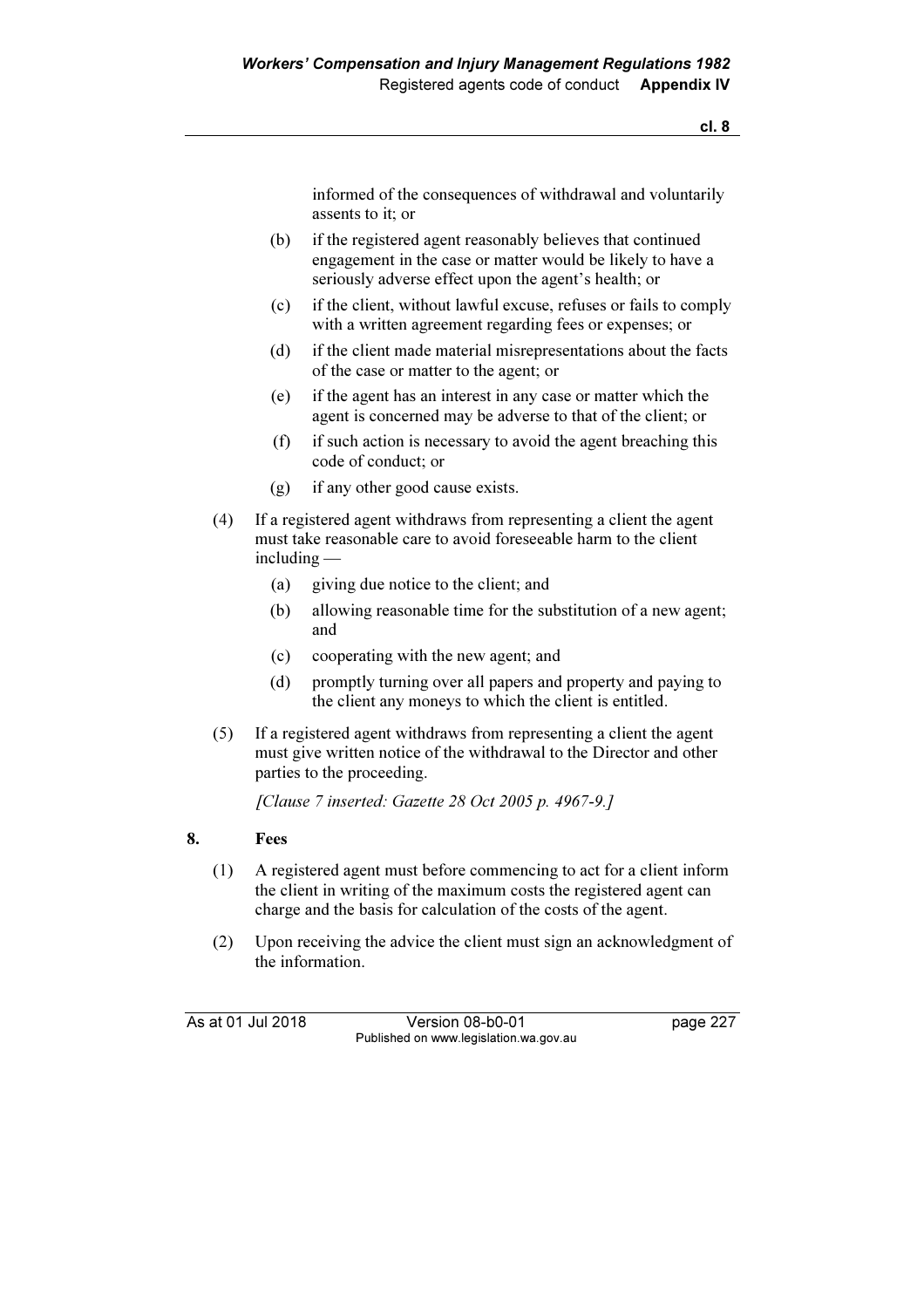informed of the consequences of withdrawal and voluntarily assents to it; or

(b) if the registered agent reasonably believes that continued engagement in the case or matter would be likely to have a seriously adverse effect upon the agent's health; or

(c) if the client, without lawful excuse, refuses or fails to comply with a written agreement regarding fees or expenses; or

(d) if the client made material misrepresentations about the facts of the case or matter to the agent; or

(e) if the agent has an interest in any case or matter which the agent is concerned may be adverse to that of the client; or

(f) if such action is necessary to avoid the agent breaching this code of conduct; or

(g) if any other good cause exists.

(4) If a registered agent withdraws from representing a client the agent must take reasonable care to avoid foreseeable harm to the client including —

(a) giving due notice to the client; and

(b) allowing reasonable time for the substitution of a new agent; and

(c) cooperating with the new agent; and

(d) promptly turning over all papers and property and paying to the client any moneys to which the client is entitled.

(5) If a registered agent withdraws from representing a client the agent must give written notice of the withdrawal to the Director and other parties to the proceeding.

*[Clause 7 inserted: Gazette 28 Oct 2005 p. 4967-9.]*

## 8. Fees

(1) A registered agent must before commencing to act for a client inform the client in writing of the maximum costs the registered agent can charge and the basis for calculation of the costs of the agent.

(2) Upon receiving the advice the client must sign an acknowledgment of the information.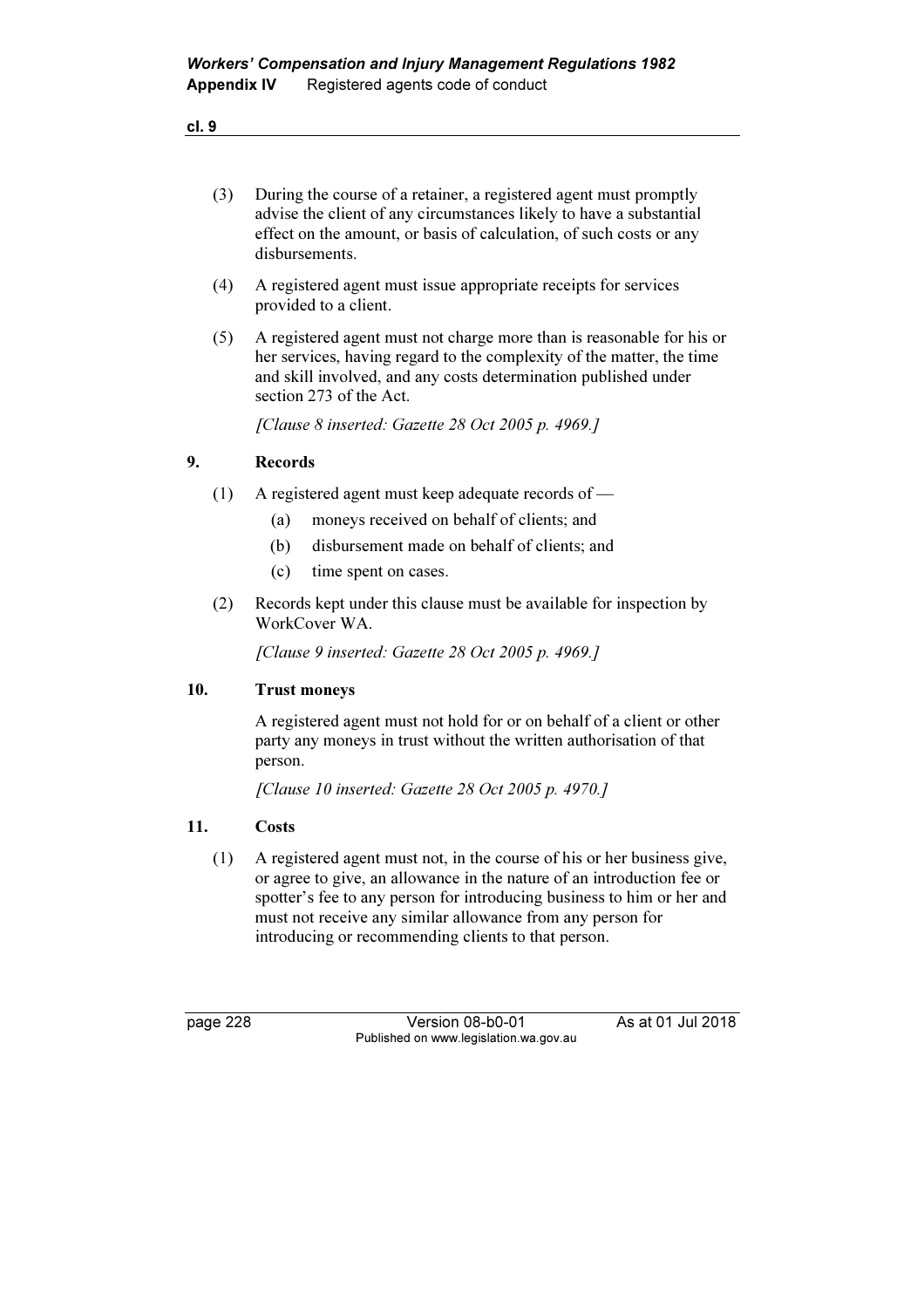(3) During the course of a retainer, a registered agent must promptly advise the client of any circumstances likely to have a substantial effect on the amount, or basis of calculation, of such costs or any disbursements.

(4) A registered agent must issue appropriate receipts for services provided to a client.

(5) A registered agent must not charge more than is reasonable for his or her services, having regard to the complexity of the matter, the time and skill involved, and any costs determination published under section 273 of the Act.

*[Clause 8 inserted: Gazette 28 Oct 2005 p. 4969.]*

### 9. Records

(1) A registered agent must keep adequate records of —

- (a) moneys received on behalf of clients; and
- (b) disbursement made on behalf of clients; and
- (c) time spent on cases.

(2) Records kept under this clause must be available for inspection by WorkCover WA.

*[Clause 9 inserted: Gazette 28 Oct 2005 p. 4969.]*

### 10. Trust moneys

A registered agent must not hold for or on behalf of a client or other party any moneys in trust without the written authorisation of that person.

*[Clause 10 inserted: Gazette 28 Oct 2005 p. 4970.]*

### 11. Costs

(1) A registered agent must not, in the course of his or her business give, or agree to give, an allowance in the nature of an introduction fee or spotter's fee to any person for introducing business to him or her and must not receive any similar allowance from any person for introducing or recommending clients to that person.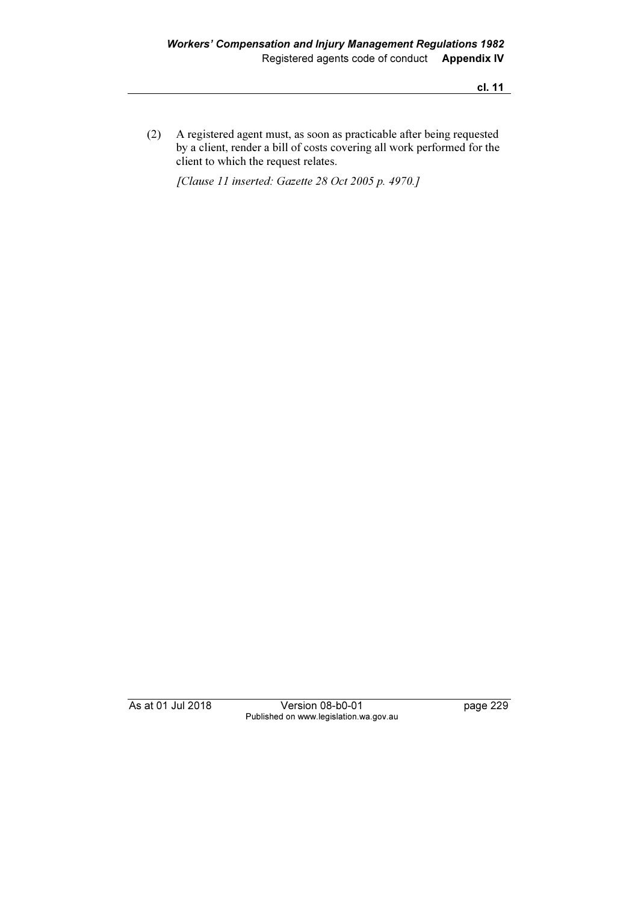(2) A registered agent must, as soon as practicable after being requested by a client, render a bill of costs covering all work performed for the client to which the request relates.

*[Clause 11 inserted: Gazette 28 Oct 2005 p. 4970.]*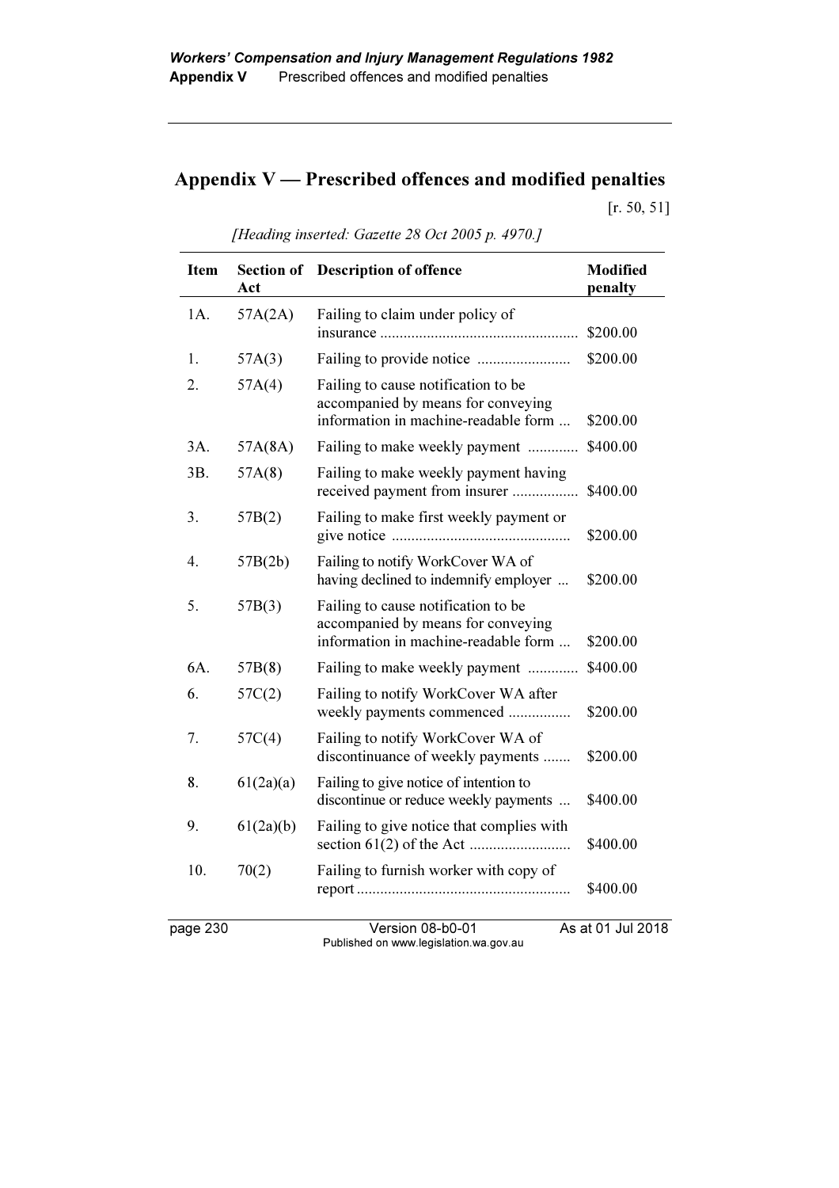# Appendix V — Prescribed offences and modified penalties

[r. 50, 51]

*[Heading inserted: Gazette 28 Oct 2005 p. 4970.]*

| Item | Section of Act | Description of offence | Modified penalty |
|---|---|---|---|
| 1A. | 57A(2A) | Failing to claim under policy of insurance | $200.00 |
| 1. | 57A(3) | Failing to provide notice | $200.00 |
| 2. | 57A(4) | Failing to cause notification to be accompanied by means for conveying information in machine-readable form | $200.00 |
| 3A. | 57A(8A) | Failing to make weekly payment | $400.00 |
| 3B. | 57A(8) | Failing to make weekly payment having received payment from insurer | $400.00 |
| 3. | 57B(2) | Failing to make first weekly payment or give notice | $200.00 |
| 4. | 57B(2b) | Failing to notify WorkCover WA of having declined to indemnify employer | $200.00 |
| 5. | 57B(3) | Failing to cause notification to be accompanied by means for conveying information in machine-readable form | $200.00 |
| 6A. | 57B(8) | Failing to make weekly payment | $400.00 |
| 6. | 57C(2) | Failing to notify WorkCover WA after weekly payments commenced | $200.00 |
| 7. | 57C(4) | Failing to notify WorkCover WA of discontinuance of weekly payments | $200.00 |
| 8. | 61(2a)(a) | Failing to give notice of intention to discontinue or reduce weekly payments | $400.00 |
| 9. | 61(2a)(b) | Failing to give notice that complies with section 61(2) of the Act | $400.00 |
| 10. | 70(2) | Failing to furnish worker with copy of report | $400.00 |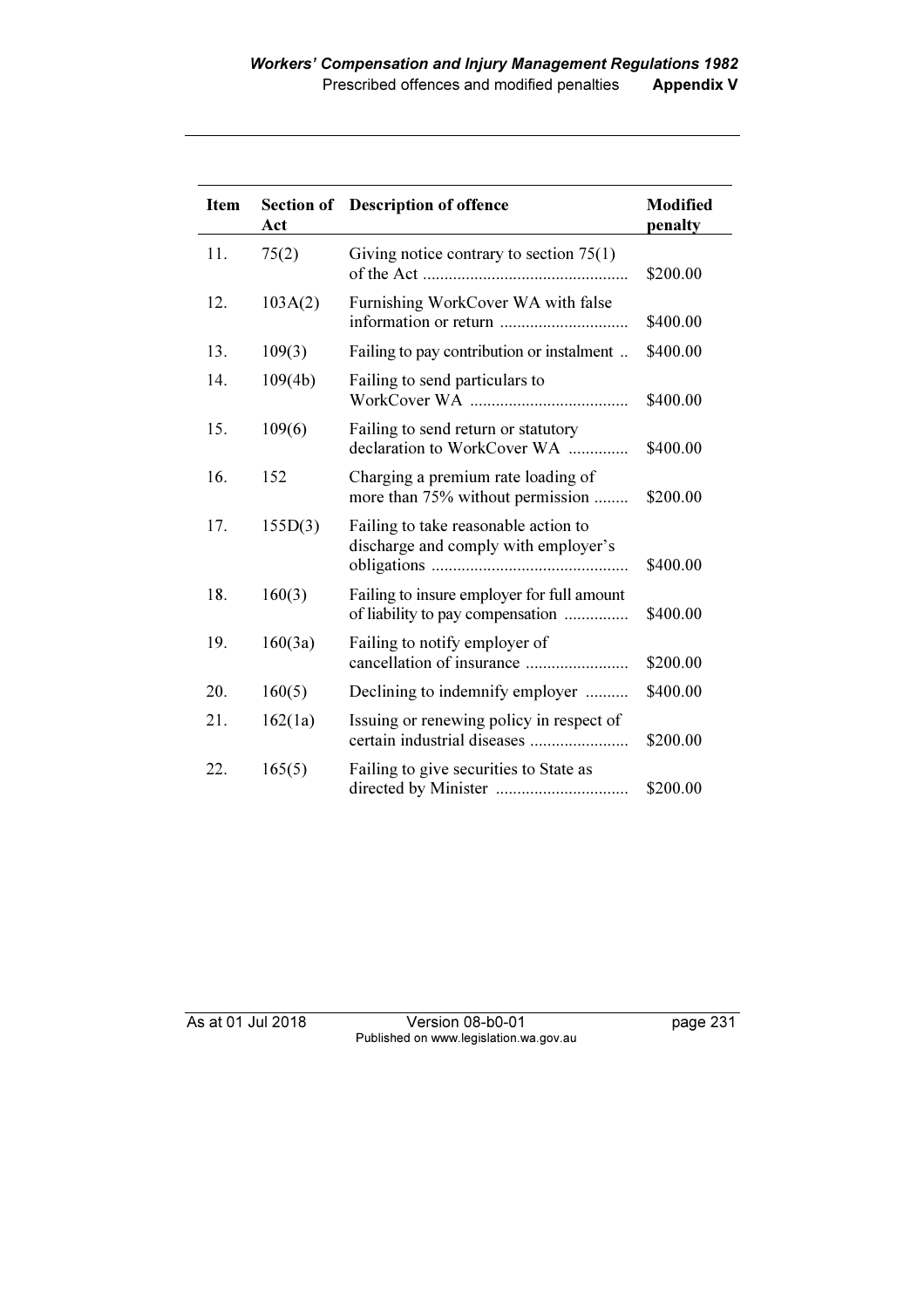| Item | Section of Act | Description of offence | Modified penalty |
|---|---|---|---|
| 11. | 75(2) | Giving notice contrary to section 75(1) of the Act | $200.00 |
| 12. | 103A(2) | Furnishing WorkCover WA with false information or return | $400.00 |
| 13. | 109(3) | Failing to pay contribution or instalment | $400.00 |
| 14. | 109(4b) | Failing to send particulars to WorkCover WA | $400.00 |
| 15. | 109(6) | Failing to send return or statutory declaration to WorkCover WA | $400.00 |
| 16. | 152 | Charging a premium rate loading of more than 75% without permission | $200.00 |
| 17. | 155D(3) | Failing to take reasonable action to discharge and comply with employer's obligations | $400.00 |
| 18. | 160(3) | Failing to insure employer for full amount of liability to pay compensation | $400.00 |
| 19. | 160(3a) | Failing to notify employer of cancellation of insurance | $200.00 |
| 20. | 160(5) | Declining to indemnify employer | $400.00 |
| 21. | 162(1a) | Issuing or renewing policy in respect of certain industrial diseases | $200.00 |
| 22. | 165(5) | Failing to give securities to State as directed by Minister | $200.00 |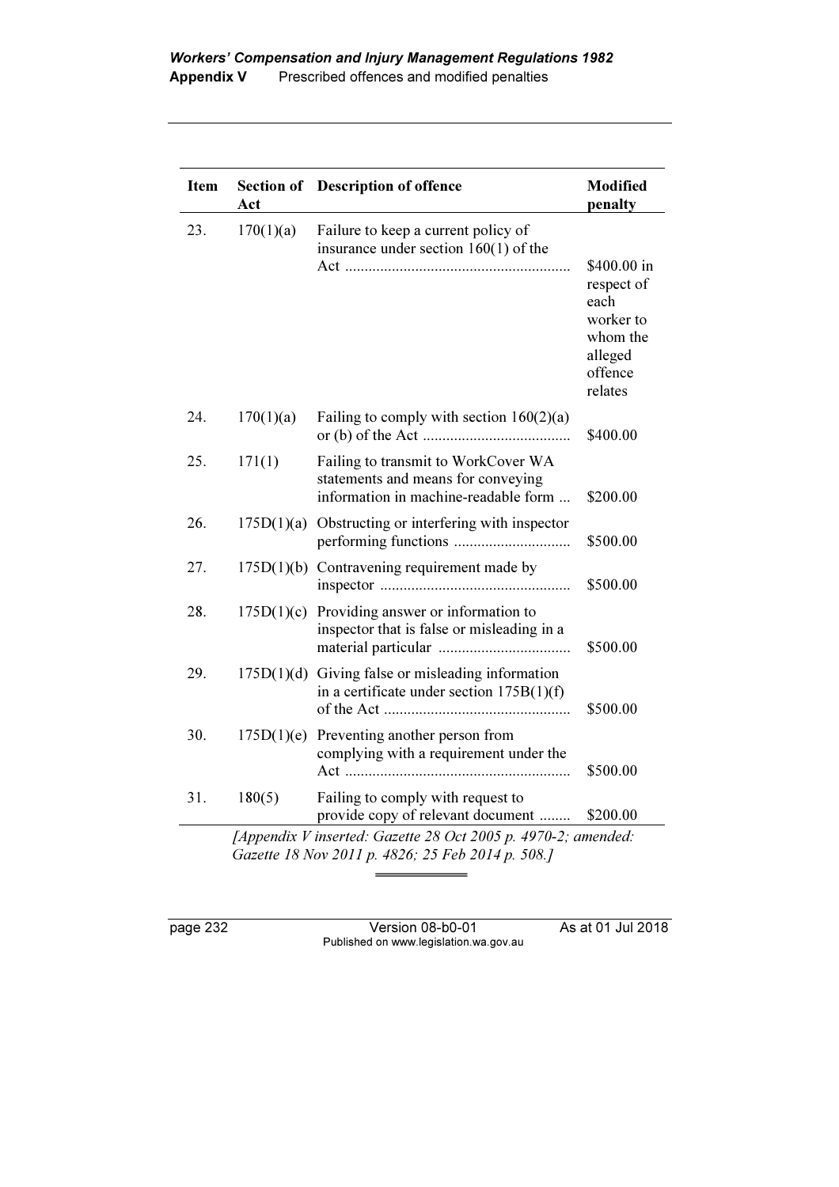| Item | Section of Act | Description of offence | Modified penalty |
|---|---|---|---|
| 23. | 170(1)(a) | Failure to keep a current policy of insurance under section 160(1) of the Act | $400.00 in respect of each worker to whom the alleged offence relates |
| 24. | 170(1)(a) | Failing to comply with section 160(2)(a) or (b) of the Act | $400.00 |
| 25. | 171(1) | Failing to transmit to WorkCover WA statements and means for conveying information in machine-readable form | $200.00 |
| 26. | 175D(1)(a) | Obstructing or interfering with inspector performing functions | $500.00 |
| 27. | 175D(1)(b) | Contravening requirement made by inspector | $500.00 |
| 28. | 175D(1)(c) | Providing answer or information to inspector that is false or misleading in a material particular | $500.00 |
| 29. | 175D(1)(d) | Giving false or misleading information in a certificate under section 175B(1)(f) of the Act | $500.00 |
| 30. | 175D(1)(e) | Preventing another person from complying with a requirement under the Act | $500.00 |
| 31. | 180(5) | Failing to comply with request to provide copy of relevant document | $200.00 |

*[Appendix V inserted: Gazette 28 Oct 2005 p. 4970-2; amended: Gazette 18 Nov 2011 p. 4826; 25 Feb 2014 p. 508.]*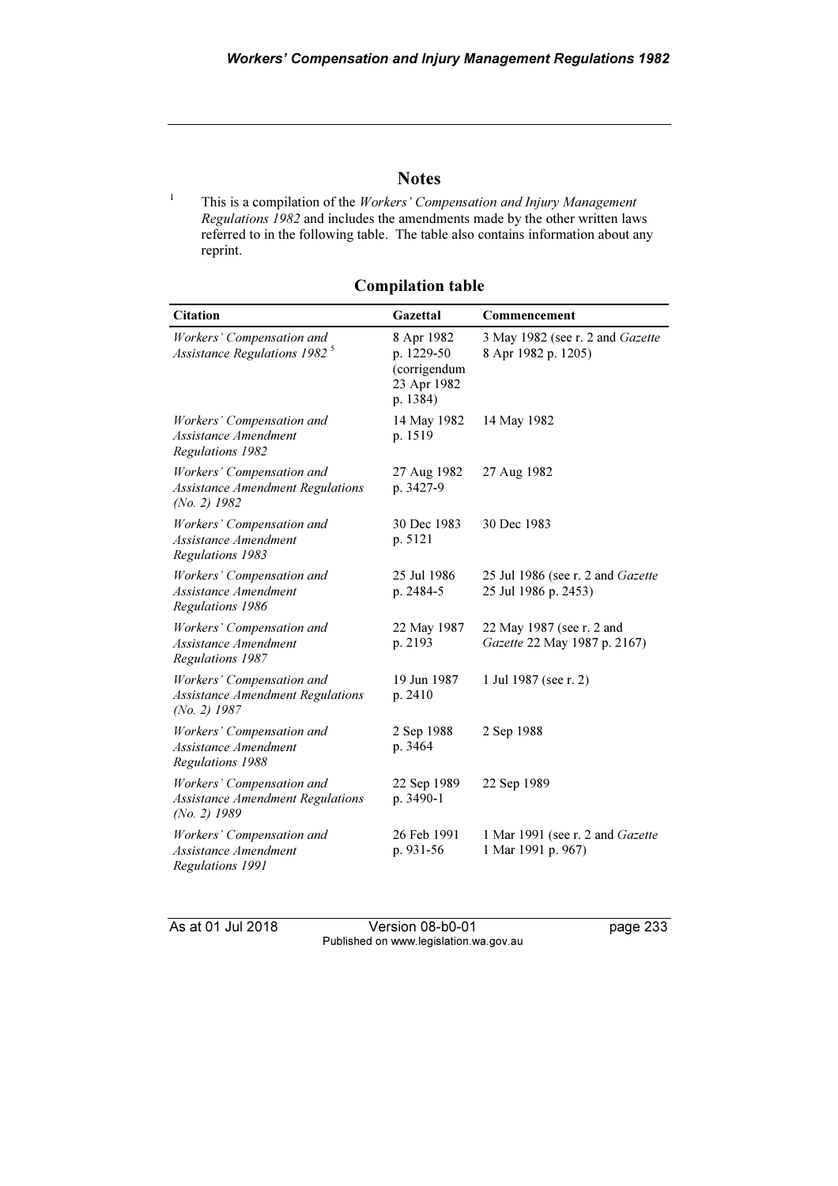## Notes

[1] This is a compilation of the *Workers' Compensation and Injury Management Regulations 1982* and includes the amendments made by the other written laws referred to in the following table. The table also contains information about any reprint.

### Compilation table

| Citation | Gazettal | Commencement |
|---|---|---|
| *Workers' Compensation and Assistance Regulations 1982* [5] | 8 Apr 1982 p. 1229-50 (corrigendum 23 Apr 1982 p. 1384) | 3 May 1982 (see r. 2 and *Gazette* 8 Apr 1982 p. 1205) |
| *Workers' Compensation and Assistance Amendment Regulations 1982* | 14 May 1982 p. 1519 | 14 May 1982 |
| *Workers' Compensation and Assistance Amendment Regulations (No. 2) 1982* | 27 Aug 1982 p. 3427-9 | 27 Aug 1982 |
| *Workers' Compensation and Assistance Amendment Regulations 1983* | 30 Dec 1983 p. 5121 | 30 Dec 1983 |
| *Workers' Compensation and Assistance Amendment Regulations 1986* | 25 Jul 1986 p. 2484-5 | 25 Jul 1986 (see r. 2 and *Gazette* 25 Jul 1986 p. 2453) |
| *Workers' Compensation and Assistance Amendment Regulations 1987* | 22 May 1987 p. 2193 | 22 May 1987 (see r. 2 and *Gazette* 22 May 1987 p. 2167) |
| *Workers' Compensation and Assistance Amendment Regulations (No. 2) 1987* | 19 Jun 1987 p. 2410 | 1 Jul 1987 (see r. 2) |
| *Workers' Compensation and Assistance Amendment Regulations 1988* | 2 Sep 1988 p. 3464 | 2 Sep 1988 |
| *Workers' Compensation and Assistance Amendment Regulations (No. 2) 1989* | 22 Sep 1989 p. 3490-1 | 22 Sep 1989 |
| *Workers' Compensation and Assistance Amendment Regulations 1991* | 26 Feb 1991 p. 931-56 | 1 Mar 1991 (see r. 2 and *Gazette* 1 Mar 1991 p. 967) |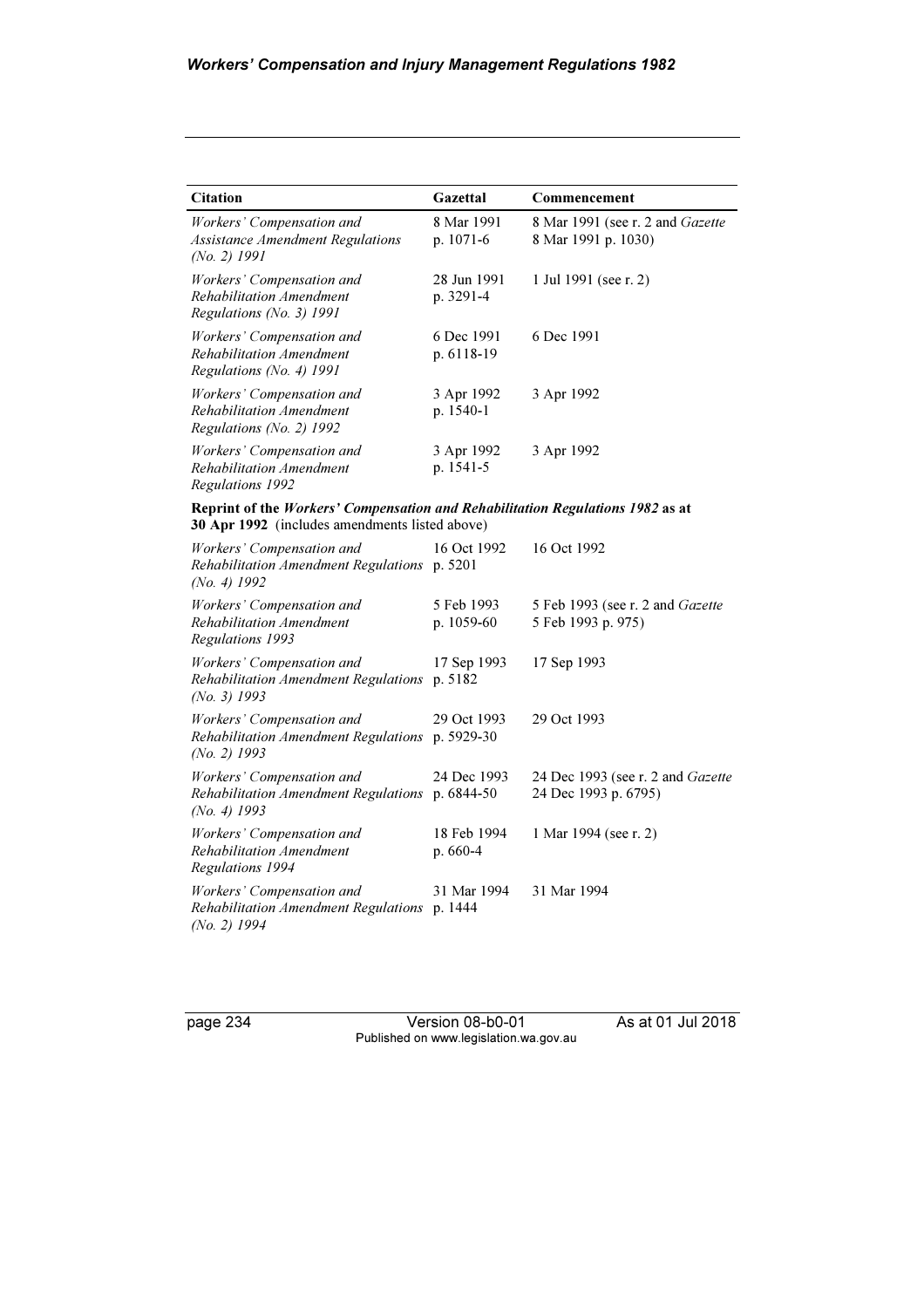| Citation | Gazettal | Commencement |
|---|---|---|
| *Workers' Compensation and Assistance Amendment Regulations (No. 2) 1991* | 8 Mar 1991 p. 1071-6 | 8 Mar 1991 (see r. 2 and *Gazette* 8 Mar 1991 p. 1030) |
| *Workers' Compensation and Rehabilitation Amendment Regulations (No. 3) 1991* | 28 Jun 1991 p. 3291-4 | 1 Jul 1991 (see r. 2) |
| *Workers' Compensation and Rehabilitation Amendment Regulations (No. 4) 1991* | 6 Dec 1991 p. 6118-19 | 6 Dec 1991 |
| *Workers' Compensation and Rehabilitation Amendment Regulations (No. 2) 1992* | 3 Apr 1992 p. 1540-1 | 3 Apr 1992 |
| *Workers' Compensation and Rehabilitation Amendment Regulations 1992* | 3 Apr 1992 p. 1541-5 | 3 Apr 1992 |
| **Reprint of the *Workers' Compensation and Rehabilitation Regulations 1982* as at 30 Apr 1992** (includes amendments listed above) | | |
| *Workers' Compensation and Rehabilitation Amendment Regulations (No. 4) 1992* | 16 Oct 1992 p. 5201 | 16 Oct 1992 |
| *Workers' Compensation and Rehabilitation Amendment Regulations 1993* | 5 Feb 1993 p. 1059-60 | 5 Feb 1993 (see r. 2 and *Gazette* 5 Feb 1993 p. 975) |
| *Workers' Compensation and Rehabilitation Amendment Regulations (No. 3) 1993* | 17 Sep 1993 p. 5182 | 17 Sep 1993 |
| *Workers' Compensation and Rehabilitation Amendment Regulations (No. 2) 1993* | 29 Oct 1993 p. 5929-30 | 29 Oct 1993 |
| *Workers' Compensation and Rehabilitation Amendment Regulations (No. 4) 1993* | 24 Dec 1993 p. 6844-50 | 24 Dec 1993 (see r. 2 and *Gazette* 24 Dec 1993 p. 6795) |
| *Workers' Compensation and Rehabilitation Amendment Regulations 1994* | 18 Feb 1994 p. 660-4 | 1 Mar 1994 (see r. 2) |
| *Workers' Compensation and Rehabilitation Amendment Regulations (No. 2) 1994* | 31 Mar 1994 p. 1444 | 31 Mar 1994 |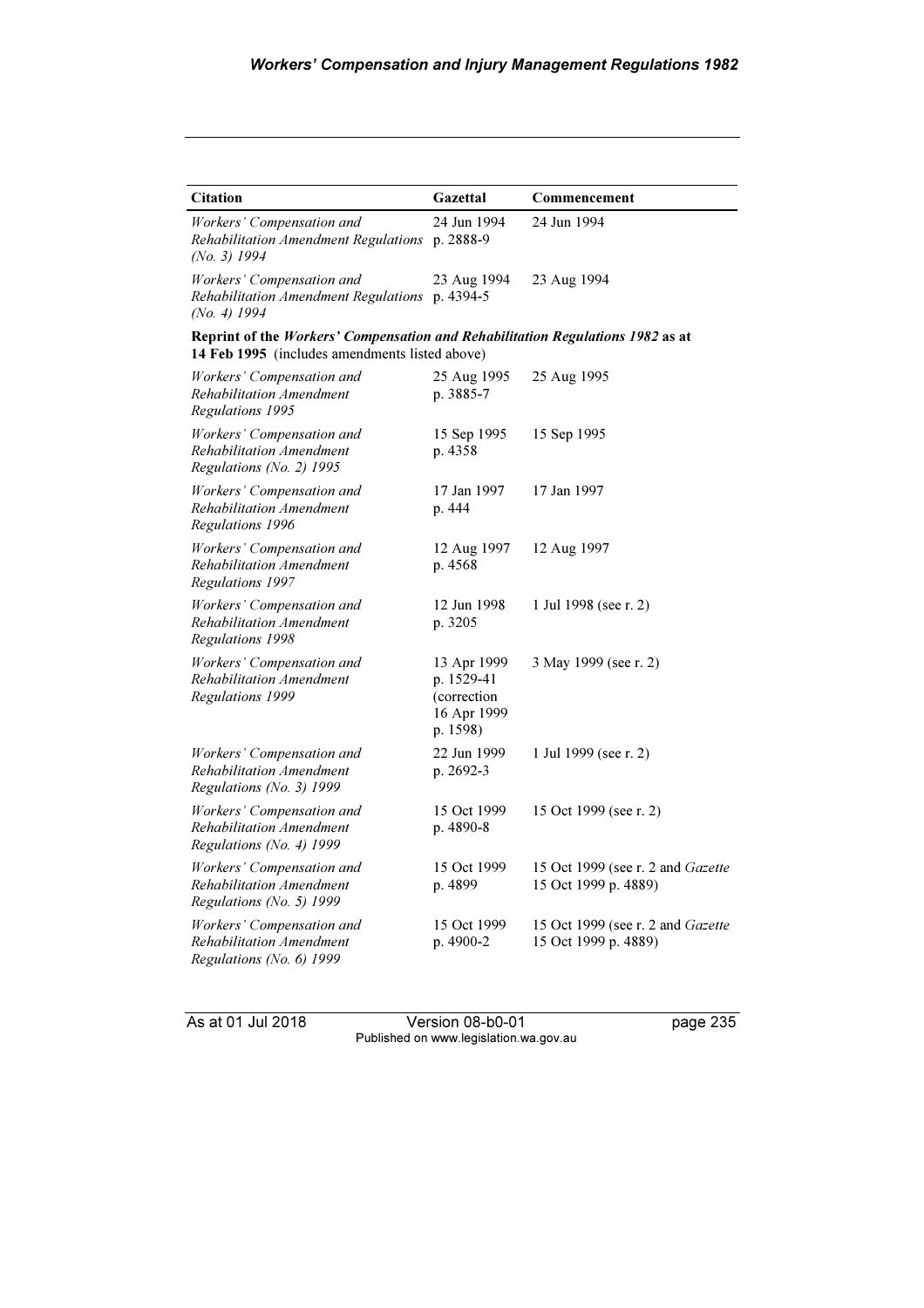| Citation | Gazettal | Commencement |
|---|---|---|
| *Workers' Compensation and Rehabilitation Amendment Regulations (No. 3) 1994* | 24 Jun 1994 p. 2888-9 | 24 Jun 1994 |
| *Workers' Compensation and Rehabilitation Amendment Regulations (No. 4) 1994* | 23 Aug 1994 p. 4394-5 | 23 Aug 1994 |
| **Reprint of the *Workers' Compensation and Rehabilitation Regulations 1982* as at 14 Feb 1995** (includes amendments listed above) | | |
| *Workers' Compensation and Rehabilitation Amendment Regulations 1995* | 25 Aug 1995 p. 3885-7 | 25 Aug 1995 |
| *Workers' Compensation and Rehabilitation Amendment Regulations (No. 2) 1995* | 15 Sep 1995 p. 4358 | 15 Sep 1995 |
| *Workers' Compensation and Rehabilitation Amendment Regulations 1996* | 17 Jan 1997 p. 444 | 17 Jan 1997 |
| *Workers' Compensation and Rehabilitation Amendment Regulations 1997* | 12 Aug 1997 p. 4568 | 12 Aug 1997 |
| *Workers' Compensation and Rehabilitation Amendment Regulations 1998* | 12 Jun 1998 p. 3205 | 1 Jul 1998 (see r. 2) |
| *Workers' Compensation and Rehabilitation Amendment Regulations 1999* | 13 Apr 1999 p. 1529-41 (correction 16 Apr 1999 p. 1598) | 3 May 1999 (see r. 2) |
| *Workers' Compensation and Rehabilitation Amendment Regulations (No. 3) 1999* | 22 Jun 1999 p. 2692-3 | 1 Jul 1999 (see r. 2) |
| *Workers' Compensation and Rehabilitation Amendment Regulations (No. 4) 1999* | 15 Oct 1999 p. 4890-8 | 15 Oct 1999 (see r. 2) |
| *Workers' Compensation and Rehabilitation Amendment Regulations (No. 5) 1999* | 15 Oct 1999 p. 4899 | 15 Oct 1999 (see r. 2 and *Gazette* 15 Oct 1999 p. 4889) |
| *Workers' Compensation and Rehabilitation Amendment Regulations (No. 6) 1999* | 15 Oct 1999 p. 4900-2 | 15 Oct 1999 (see r. 2 and *Gazette* 15 Oct 1999 p. 4889) |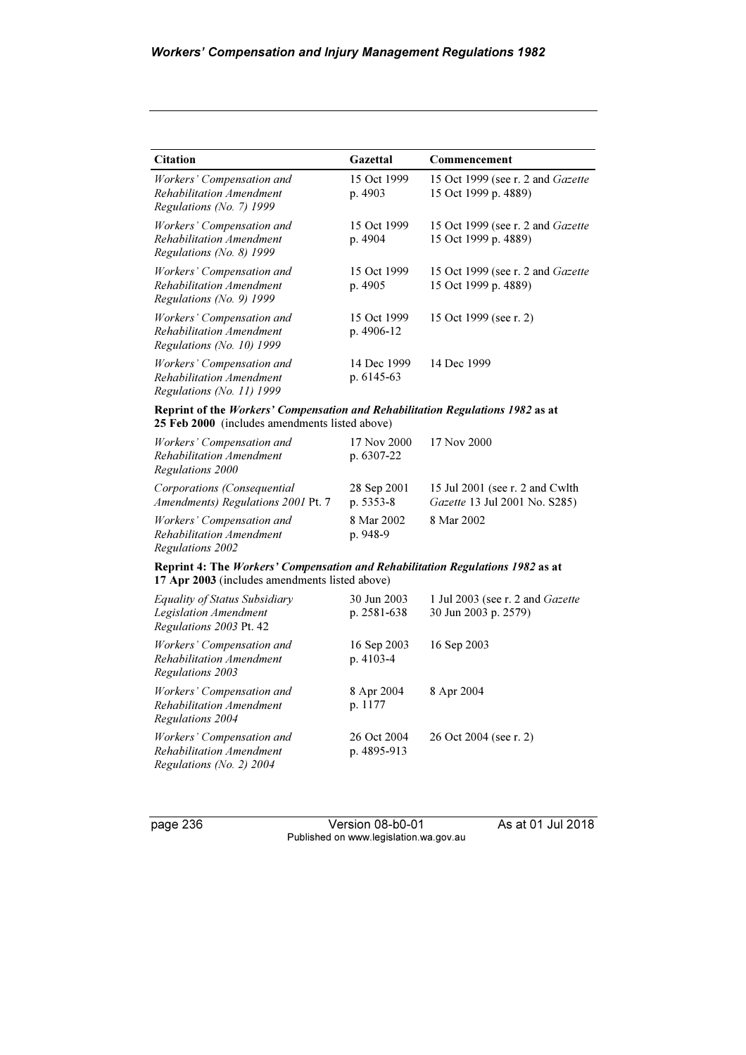| Citation | Gazettal | Commencement |
|---|---|---|
| *Workers' Compensation and Rehabilitation Amendment Regulations (No. 7) 1999* | 15 Oct 1999 p. 4903 | 15 Oct 1999 (see r. 2 and *Gazette* 15 Oct 1999 p. 4889) |
| *Workers' Compensation and Rehabilitation Amendment Regulations (No. 8) 1999* | 15 Oct 1999 p. 4904 | 15 Oct 1999 (see r. 2 and *Gazette* 15 Oct 1999 p. 4889) |
| *Workers' Compensation and Rehabilitation Amendment Regulations (No. 9) 1999* | 15 Oct 1999 p. 4905 | 15 Oct 1999 (see r. 2 and *Gazette* 15 Oct 1999 p. 4889) |
| *Workers' Compensation and Rehabilitation Amendment Regulations (No. 10) 1999* | 15 Oct 1999 p. 4906-12 | 15 Oct 1999 (see r. 2) |
| *Workers' Compensation and Rehabilitation Amendment Regulations (No. 11) 1999* | 14 Dec 1999 p. 6145-63 | 14 Dec 1999 |
| **Reprint of the *Workers' Compensation and Rehabilitation Regulations 1982* as at 25 Feb 2000** (includes amendments listed above) | | |
| *Workers' Compensation and Rehabilitation Amendment Regulations 2000* | 17 Nov 2000 p. 6307-22 | 17 Nov 2000 |
| *Corporations (Consequential Amendments) Regulations 2001* Pt. 7 | 28 Sep 2001 p. 5353-8 | 15 Jul 2001 (see r. 2 and Cwlth *Gazette* 13 Jul 2001 No. S285) |
| *Workers' Compensation and Rehabilitation Amendment Regulations 2002* | 8 Mar 2002 p. 948-9 | 8 Mar 2002 |
| **Reprint 4: The *Workers' Compensation and Rehabilitation Regulations 1982* as at 17 Apr 2003** (includes amendments listed above) | | |
| *Equality of Status Subsidiary Legislation Amendment Regulations 2003* Pt. 42 | 30 Jun 2003 p. 2581-638 | 1 Jul 2003 (see r. 2 and *Gazette* 30 Jun 2003 p. 2579) |
| *Workers' Compensation and Rehabilitation Amendment Regulations 2003* | 16 Sep 2003 p. 4103-4 | 16 Sep 2003 |
| *Workers' Compensation and Rehabilitation Amendment Regulations 2004* | 8 Apr 2004 p. 1177 | 8 Apr 2004 |
| *Workers' Compensation and Rehabilitation Amendment Regulations (No. 2) 2004* | 26 Oct 2004 p. 4895-913 | 26 Oct 2004 (see r. 2) |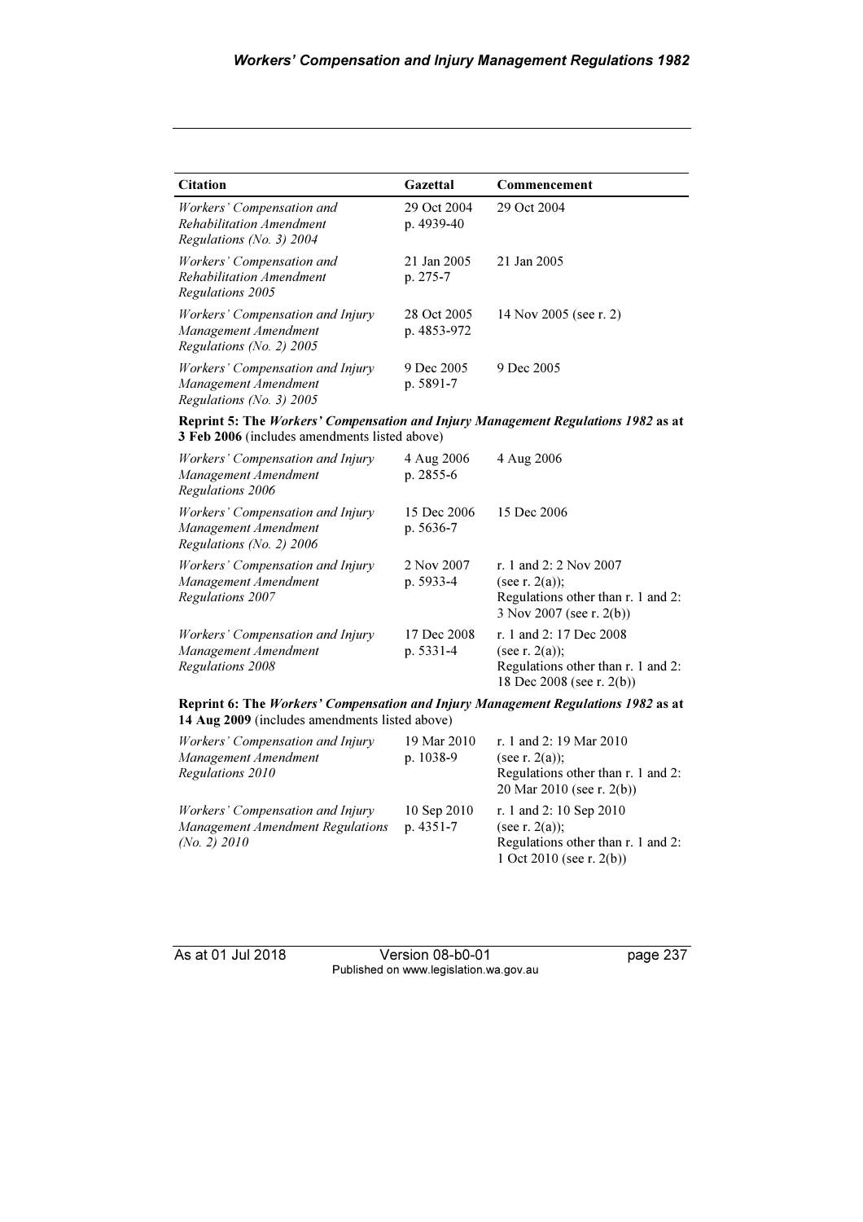| Citation | Gazettal | Commencement |
|---|---|---|
| *Workers' Compensation and Rehabilitation Amendment Regulations (No. 3) 2004* | 29 Oct 2004 p. 4939-40 | 29 Oct 2004 |
| *Workers' Compensation and Rehabilitation Amendment Regulations 2005* | 21 Jan 2005 p. 275-7 | 21 Jan 2005 |
| *Workers' Compensation and Injury Management Amendment Regulations (No. 2) 2005* | 28 Oct 2005 p. 4853-972 | 14 Nov 2005 (see r. 2) |
| *Workers' Compensation and Injury Management Amendment Regulations (No. 3) 2005* | 9 Dec 2005 p. 5891-7 | 9 Dec 2005 |
| **Reprint 5: The *Workers' Compensation and Injury Management Regulations 1982* as at 3 Feb 2006** (includes amendments listed above) | | |
| *Workers' Compensation and Injury Management Amendment Regulations 2006* | 4 Aug 2006 p. 2855-6 | 4 Aug 2006 |
| *Workers' Compensation and Injury Management Amendment Regulations (No. 2) 2006* | 15 Dec 2006 p. 5636-7 | 15 Dec 2006 |
| *Workers' Compensation and Injury Management Amendment Regulations 2007* | 2 Nov 2007 p. 5933-4 | r. 1 and 2: 2 Nov 2007 (see r. 2(a)); Regulations other than r. 1 and 2: 3 Nov 2007 (see r. 2(b)) |
| *Workers' Compensation and Injury Management Amendment Regulations 2008* | 17 Dec 2008 p. 5331-4 | r. 1 and 2: 17 Dec 2008 (see r. 2(a)); Regulations other than r. 1 and 2: 18 Dec 2008 (see r. 2(b)) |
| **Reprint 6: The *Workers' Compensation and Injury Management Regulations 1982* as at 14 Aug 2009** (includes amendments listed above) | | |
| *Workers' Compensation and Injury Management Amendment Regulations 2010* | 19 Mar 2010 p. 1038-9 | r. 1 and 2: 19 Mar 2010 (see r. 2(a)); Regulations other than r. 1 and 2: 20 Mar 2010 (see r. 2(b)) |
| *Workers' Compensation and Injury Management Amendment Regulations (No. 2) 2010* | 10 Sep 2010 p. 4351-7 | r. 1 and 2: 10 Sep 2010 (see r. 2(a)); Regulations other than r. 1 and 2: 1 Oct 2010 (see r. 2(b)) |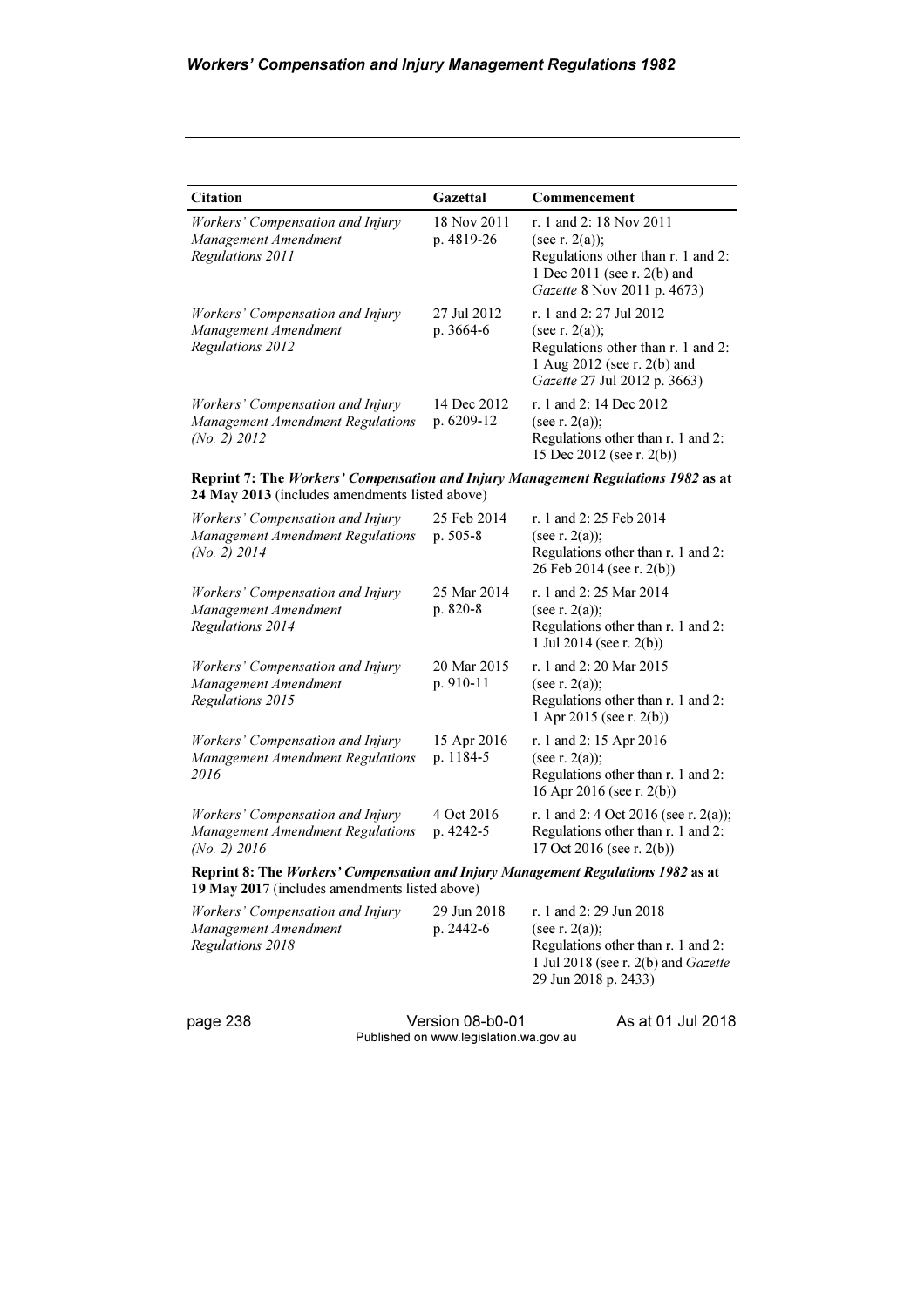| Citation | Gazettal | Commencement |
|---|---|---|
| *Workers' Compensation and Injury Management Amendment Regulations 2011* | 18 Nov 2011 p. 4819-26 | r. 1 and 2: 18 Nov 2011 (see r. 2(a)); Regulations other than r. 1 and 2: 1 Dec 2011 (see r. 2(b) and *Gazette* 8 Nov 2011 p. 4673) |
| *Workers' Compensation and Injury Management Amendment Regulations 2012* | 27 Jul 2012 p. 3664-6 | r. 1 and 2: 27 Jul 2012 (see r. 2(a)); Regulations other than r. 1 and 2: 1 Aug 2012 (see r. 2(b) and *Gazette* 27 Jul 2012 p. 3663) |
| *Workers' Compensation and Injury Management Amendment Regulations (No. 2) 2012* | 14 Dec 2012 p. 6209-12 | r. 1 and 2: 14 Dec 2012 (see r. 2(a)); Regulations other than r. 1 and 2: 15 Dec 2012 (see r. 2(b)) |
| **Reprint 7: The *Workers' Compensation and Injury Management Regulations 1982* as at 24 May 2013** (includes amendments listed above) | | |
| *Workers' Compensation and Injury Management Amendment Regulations (No. 2) 2014* | 25 Feb 2014 p. 505-8 | r. 1 and 2: 25 Feb 2014 (see r. 2(a)); Regulations other than r. 1 and 2: 26 Feb 2014 (see r. 2(b)) |
| *Workers' Compensation and Injury Management Amendment Regulations 2014* | 25 Mar 2014 p. 820-8 | r. 1 and 2: 25 Mar 2014 (see r. 2(a)); Regulations other than r. 1 and 2: 1 Jul 2014 (see r. 2(b)) |
| *Workers' Compensation and Injury Management Amendment Regulations 2015* | 20 Mar 2015 p. 910-11 | r. 1 and 2: 20 Mar 2015 (see r. 2(a)); Regulations other than r. 1 and 2: 1 Apr 2015 (see r. 2(b)) |
| *Workers' Compensation and Injury Management Amendment Regulations 2016* | 15 Apr 2016 p. 1184-5 | r. 1 and 2: 15 Apr 2016 (see r. 2(a)); Regulations other than r. 1 and 2: 16 Apr 2016 (see r. 2(b)) |
| *Workers' Compensation and Injury Management Amendment Regulations (No. 2) 2016* | 4 Oct 2016 p. 4242-5 | r. 1 and 2: 4 Oct 2016 (see r. 2(a)); Regulations other than r. 1 and 2: 17 Oct 2016 (see r. 2(b)) |
| **Reprint 8: The *Workers' Compensation and Injury Management Regulations 1982* as at 19 May 2017** (includes amendments listed above) | | |
| *Workers' Compensation and Injury Management Amendment Regulations 2018* | 29 Jun 2018 p. 2442-6 | r. 1 and 2: 29 Jun 2018 (see r. 2(a)); Regulations other than r. 1 and 2: 1 Jul 2018 (see r. 2(b) and *Gazette* 29 Jun 2018 p. 2433) |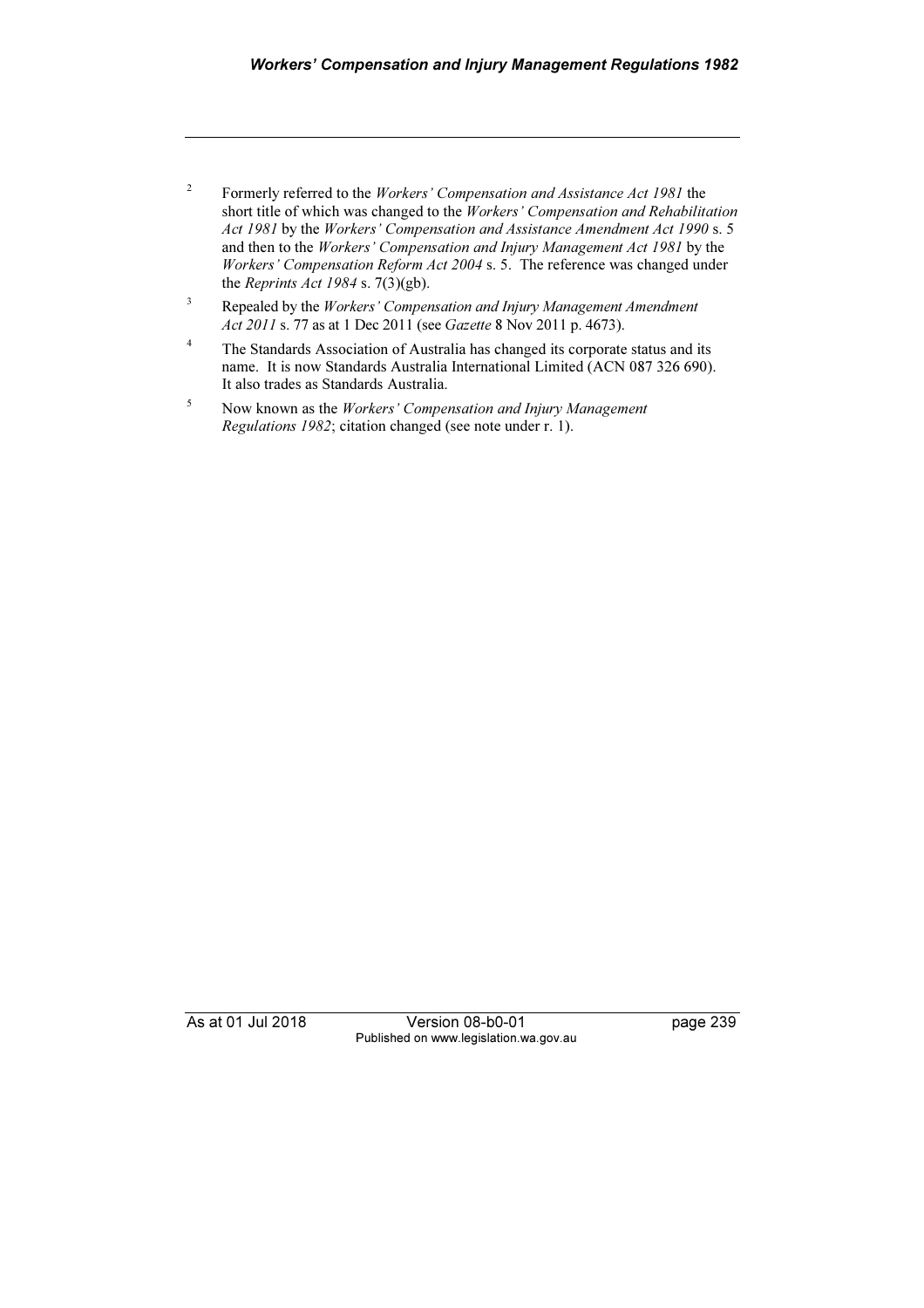[2] Formerly referred to the *Workers' Compensation and Assistance Act 1981* the short title of which was changed to the *Workers' Compensation and Rehabilitation Act 1981* by the *Workers' Compensation and Assistance Amendment Act 1990* s. 5 and then to the *Workers' Compensation and Injury Management Act 1981* by the *Workers' Compensation Reform Act 2004* s. 5. The reference was changed under the *Reprints Act 1984* s. 7(3)(gb).

[3] Repealed by the *Workers' Compensation and Injury Management Amendment Act 2011* s. 77 as at 1 Dec 2011 (see *Gazette* 8 Nov 2011 p. 4673).

[4] The Standards Association of Australia has changed its corporate status and its name. It is now Standards Australia International Limited (ACN 087 326 690). It also trades as Standards Australia.

[5] Now known as the *Workers' Compensation and Injury Management Regulations 1982*; citation changed (see note under r. 1).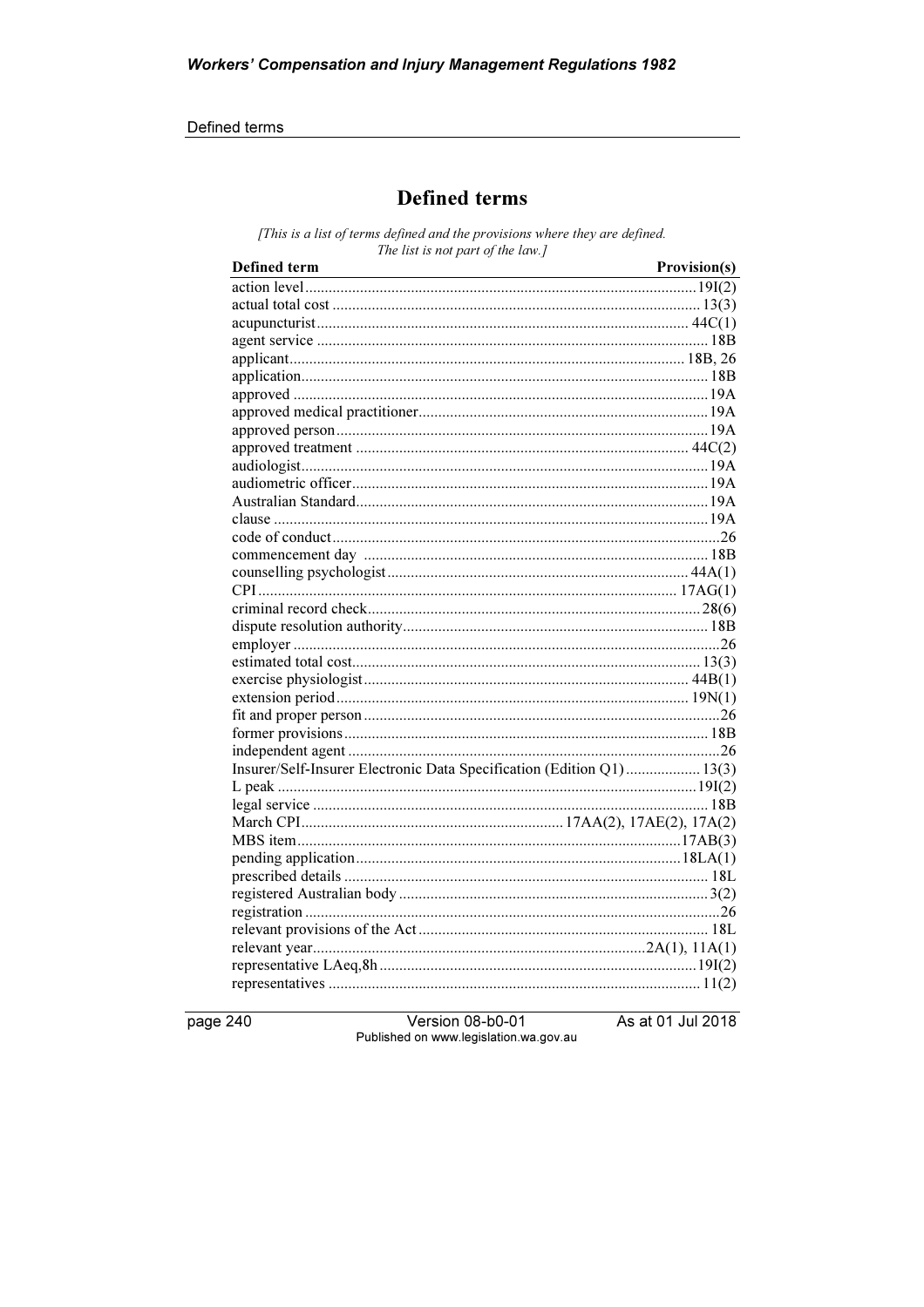# Defined terms

*[This is a list of terms defined and the provisions where they are defined. The list is not part of the law.]*

| Defined term | Provision(s) |
| --- | --- |
| action level | 19I(2) |
| actual total cost | 13(3) |
| acupuncturist | 44C(1) |
| agent service | 18B |
| applicant | 18B, 26 |
| application | 18B |
| approved | 19A |
| approved medical practitioner | 19A |
| approved person | 19A |
| approved treatment | 44C(2) |
| audiologist | 19A |
| audiometric officer | 19A |
| Australian Standard | 19A |
| clause | 19A |
| code of conduct | 26 |
| commencement day | 18B |
| counselling psychologist | 44A(1) |
| CPI | 17AG(1) |
| criminal record check | 28(6) |
| dispute resolution authority | 18B |
| employer | 26 |
| estimated total cost | 13(3) |
| exercise physiologist | 44B(1) |
| extension period | 19N(1) |
| fit and proper person | 26 |
| former provisions | 18B |
| independent agent | 26 |
| Insurer/Self-Insurer Electronic Data Specification (Edition Q1) | 13(3) |
| L peak | 19I(2) |
| legal service | 18B |
| March CPI | 17AA(2), 17AE(2), 17A(2) |
| MBS item | 17AB(3) |
| pending application | 18LA(1) |
| prescribed details | 18L |
| registered Australian body | 3(2) |
| registration | 26 |
| relevant provisions of the Act | 18L |
| relevant year | 2A(1), 11A(1) |
| representative LAeq,8h | 19I(2) |
| representatives | 11(2) |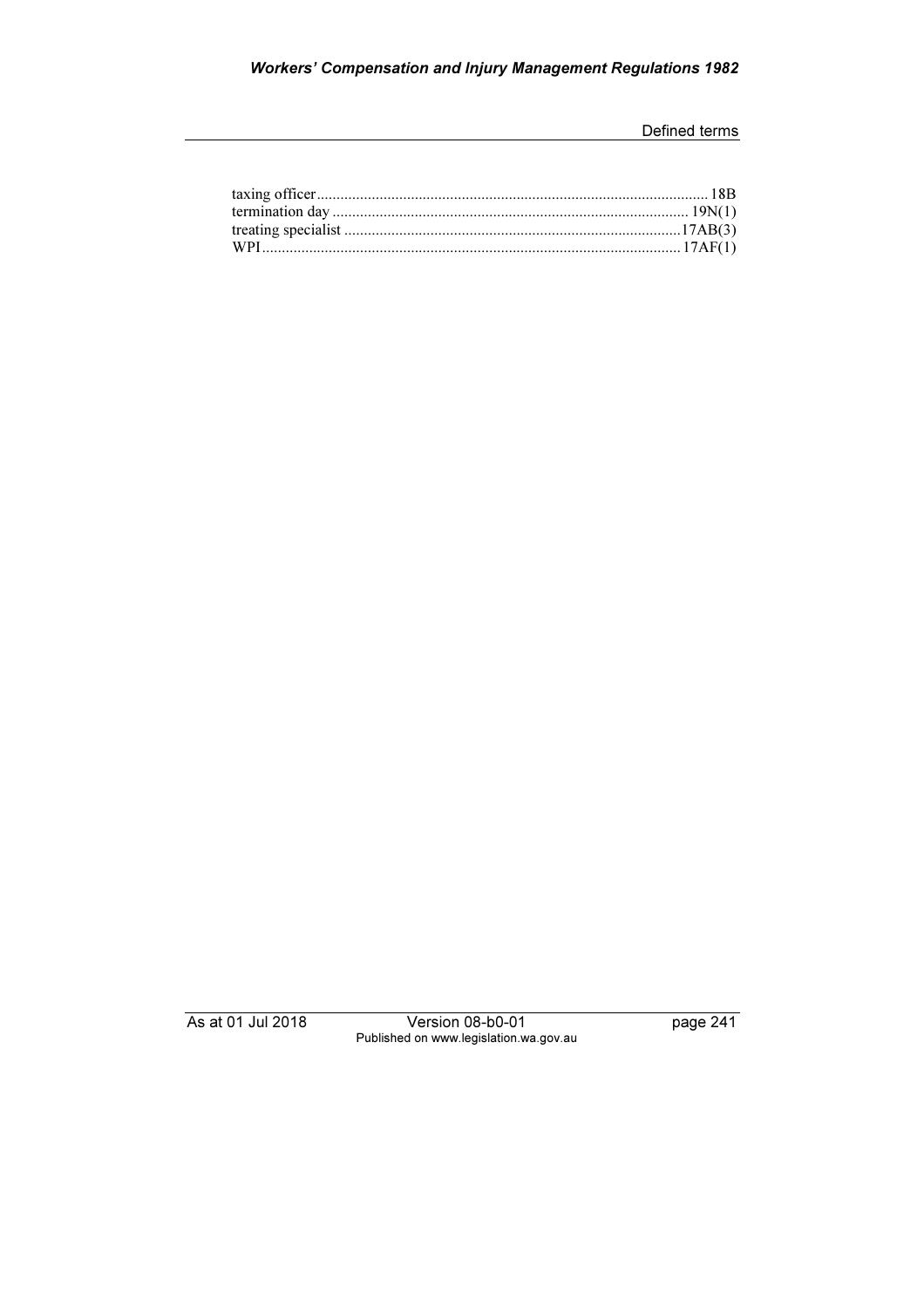taxing officer.................................................................................................18B
termination day ......................................................................................... 19N(1)
treating specialist ....................................................................................17AB(3)
WPI.......................................................................................................... 17AF(1)